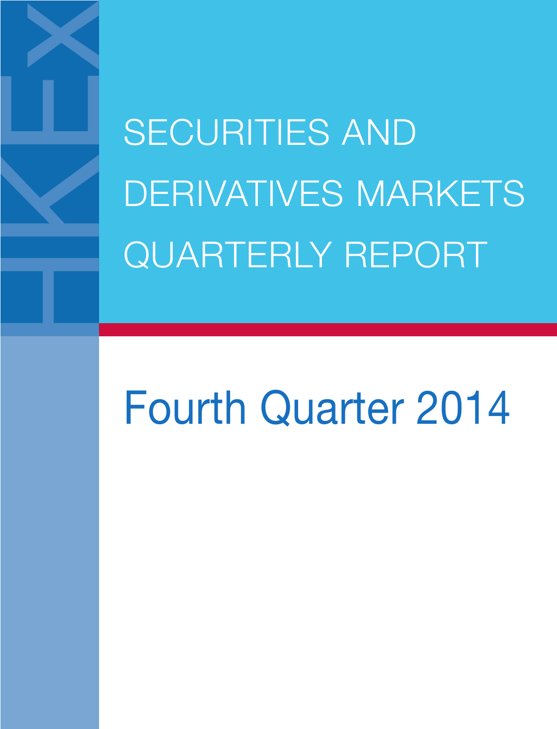# SECURITIES AND DERIVATIVES MARKETS QUARTERLY REPORT

## Fourth Quarter 2014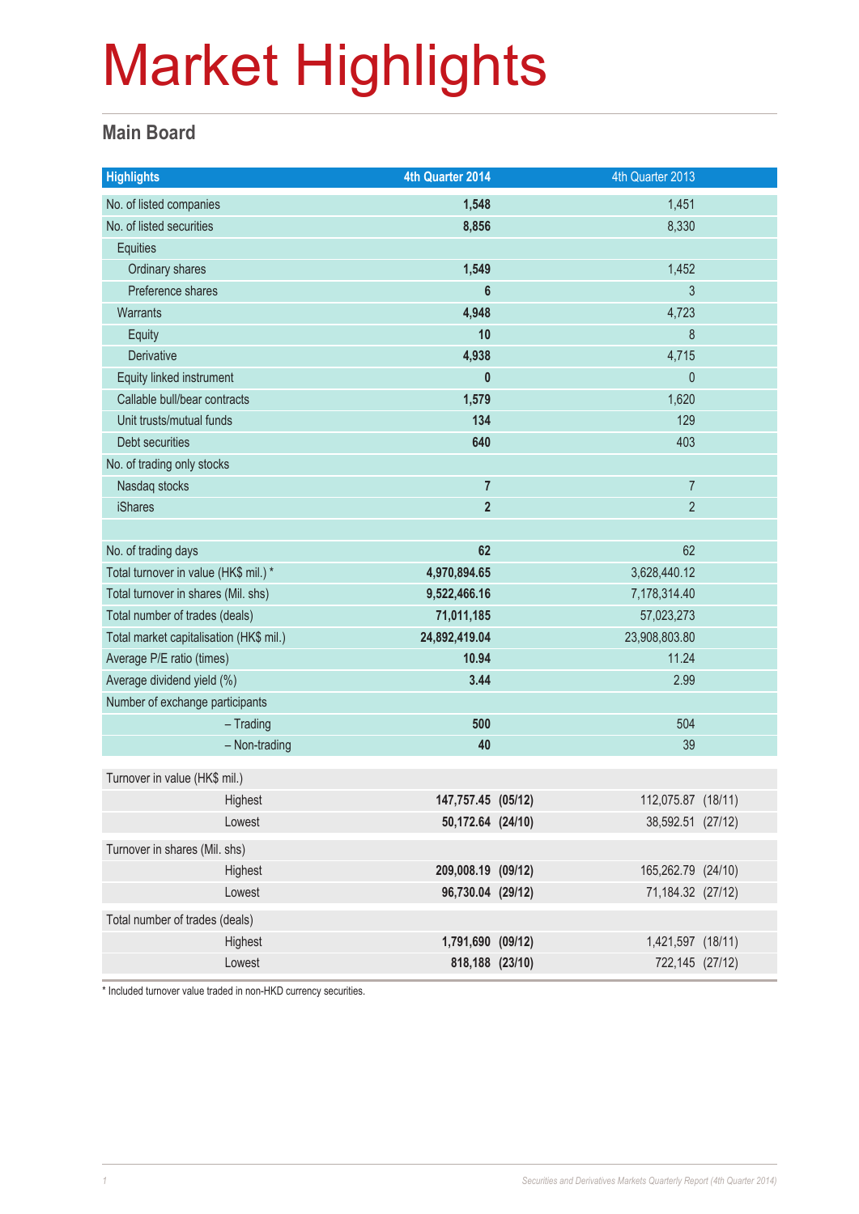# Market Highlights

## Main Board

| Highlights | 4th Quarter 2014 | 4th Quarter 2013 |
|---|---|---|
| No. of listed companies | **1,548** | 1,451 |
| No. of listed securities | **8,856** | 8,330 |
| Equities | | |
| Ordinary shares | **1,549** | 1,452 |
| Preference shares | **6** | 3 |
| Warrants | **4,948** | 4,723 |
| Equity | **10** | 8 |
| Derivative | **4,938** | 4,715 |
| Equity linked instrument | **0** | 0 |
| Callable bull/bear contracts | **1,579** | 1,620 |
| Unit trusts/mutual funds | **134** | 129 |
| Debt securities | **640** | 403 |
| No. of trading only stocks | | |
| Nasdaq stocks | **7** | 7 |
| iShares | **2** | 2 |
| | | |
| No. of trading days | **62** | 62 |
| Total turnover in value (HK$ mil.) * | **4,970,894.65** | 3,628,440.12 |
| Total turnover in shares (Mil. shs) | **9,522,466.16** | 7,178,314.40 |
| Total number of trades (deals) | **71,011,185** | 57,023,273 |
| Total market capitalisation (HK$ mil.) | **24,892,419.04** | 23,908,803.80 |
| Average P/E ratio (times) | **10.94** | 11.24 |
| Average dividend yield (%) | **3.44** | 2.99 |
| Number of exchange participants | | |
| – Trading | **500** | 504 |
| – Non-trading | **40** | 39 |

| | 4th Quarter 2014 | | 4th Quarter 2013 | |
|---|---|---|---|---|
| Turnover in value (HK$ mil.) | | | | |
| Highest | **147,757.45** | **(05/12)** | 112,075.87 | (18/11) |
| Lowest | **50,172.64** | **(24/10)** | 38,592.51 | (27/12) |
| Turnover in shares (Mil. shs) | | | | |
| Highest | **209,008.19** | **(09/12)** | 165,262.79 | (24/10) |
| Lowest | **96,730.04** | **(29/12)** | 71,184.32 | (27/12) |
| Total number of trades (deals) | | | | |
| Highest | **1,791,690** | **(09/12)** | 1,421,597 | (18/11) |
| Lowest | **818,188** | **(23/10)** | 722,145 | (27/12) |

* Included turnover value traded in non-HKD currency securities.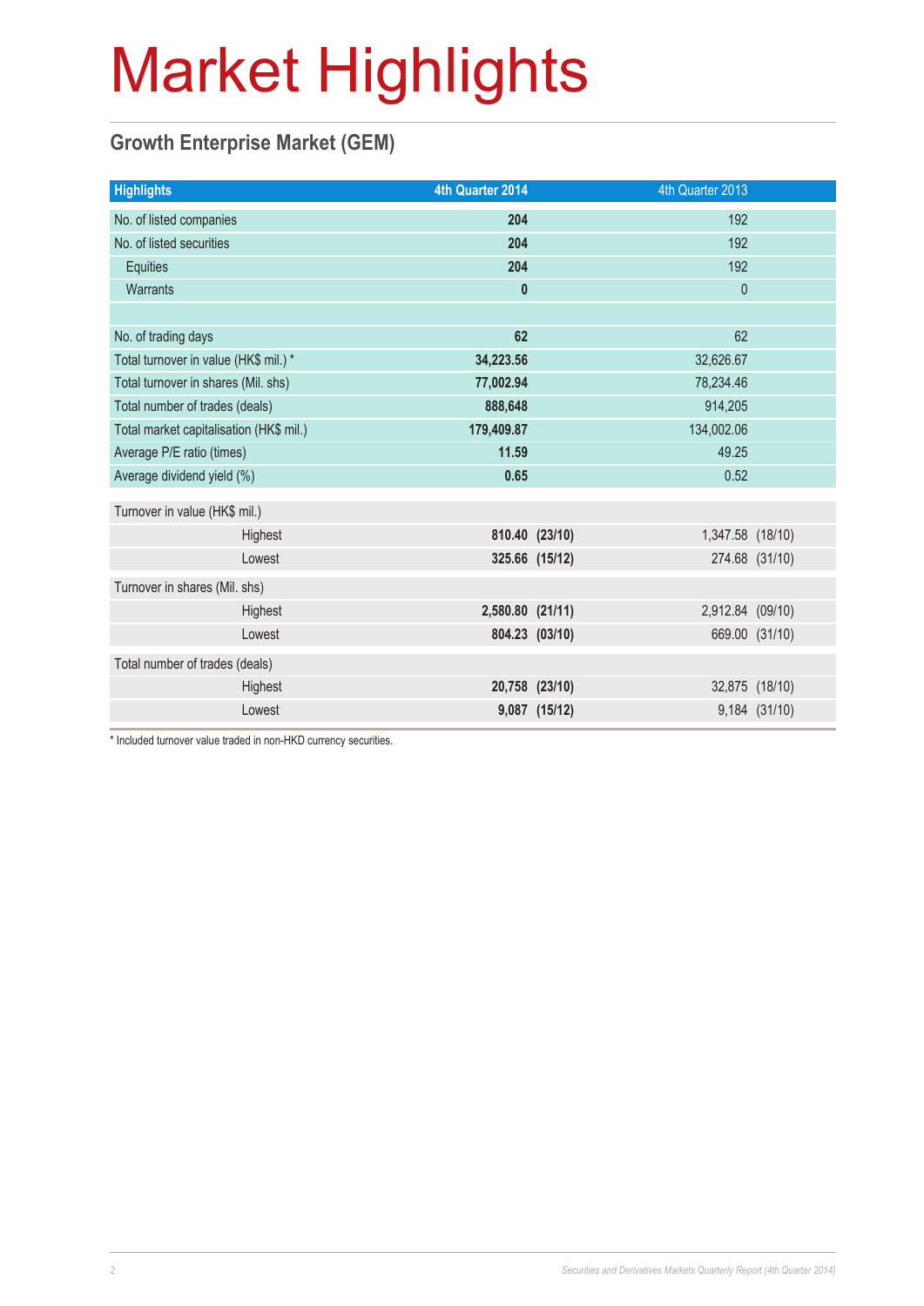# Market Highlights

## Growth Enterprise Market (GEM)

| Highlights | 4th Quarter 2014 | 4th Quarter 2013 |
|---|---|---|
| No. of listed companies | **204** | 192 |
| No. of listed securities | **204** | 192 |
| Equities | **204** | 192 |
| Warrants | **0** | 0 |
| | | |
| No. of trading days | **62** | 62 |
| Total turnover in value (HK$ mil.) * | **34,223.56** | 32,626.67 |
| Total turnover in shares (Mil. shs) | **77,002.94** | 78,234.46 |
| Total number of trades (deals) | **888,648** | 914,205 |
| Total market capitalisation (HK$ mil.) | **179,409.87** | 134,002.06 |
| Average P/E ratio (times) | **11.59** | 49.25 |
| Average dividend yield (%) | **0.65** | 0.52 |
| Turnover in value (HK$ mil.) | | |
| Highest | **810.40 (23/10)** | 1,347.58 (18/10) |
| Lowest | **325.66 (15/12)** | 274.68 (31/10) |
| Turnover in shares (Mil. shs) | | |
| Highest | **2,580.80 (21/11)** | 2,912.84 (09/10) |
| Lowest | **804.23 (03/10)** | 669.00 (31/10) |
| Total number of trades (deals) | | |
| Highest | **20,758 (23/10)** | 32,875 (18/10) |
| Lowest | **9,087 (15/12)** | 9,184 (31/10) |

* Included turnover value traded in non-HKD currency securities.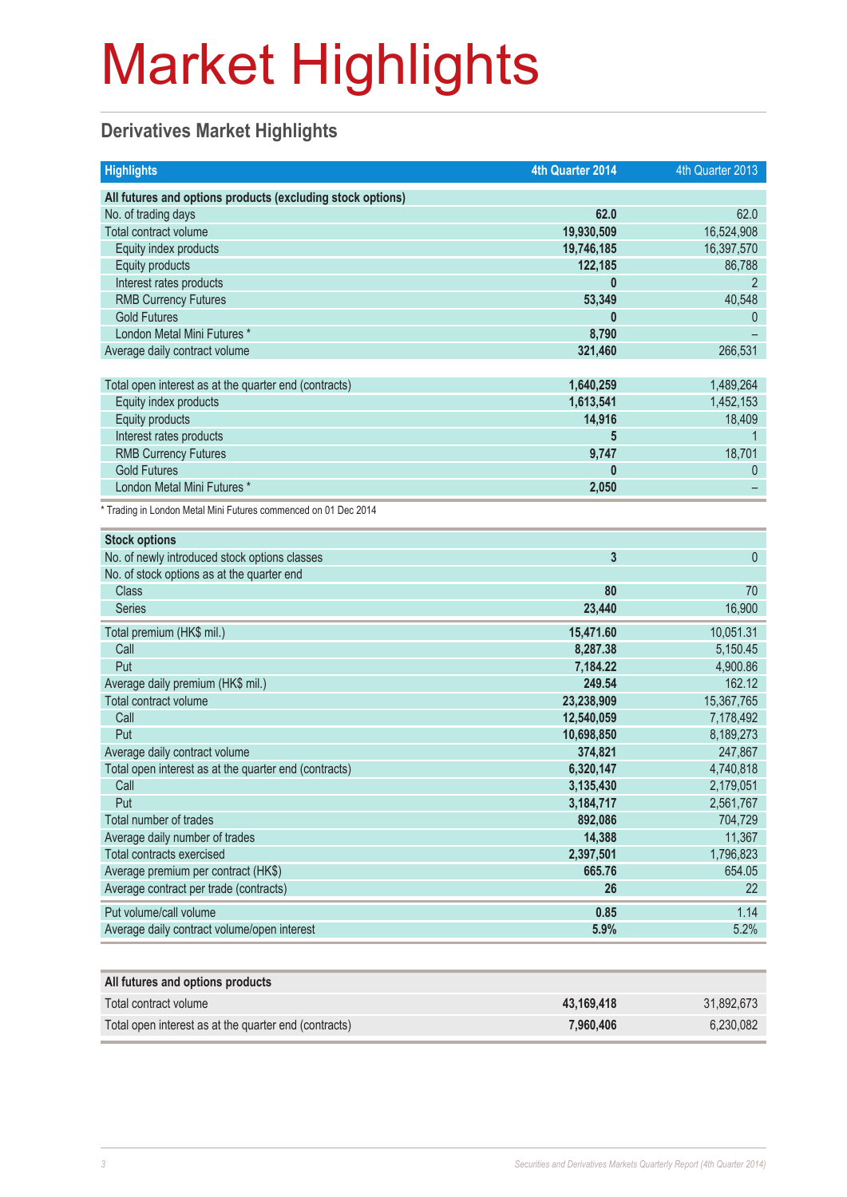# Market Highlights

## Derivatives Market Highlights

| Highlights | 4th Quarter 2014 | 4th Quarter 2013 |
|---|---|---|
| **All futures and options products (excluding stock options)** | | |
| No. of trading days | **62.0** | 62.0 |
| Total contract volume | **19,930,509** | 16,524,908 |
| Equity index products | **19,746,185** | 16,397,570 |
| Equity products | **122,185** | 86,788 |
| Interest rates products | **0** | 2 |
| RMB Currency Futures | **53,349** | 40,548 |
| Gold Futures | **0** | 0 |
| London Metal Mini Futures * | **8,790** | – |
| Average daily contract volume | **321,460** | 266,531 |
| | | |
| Total open interest as at the quarter end (contracts) | **1,640,259** | 1,489,264 |
| Equity index products | **1,613,541** | 1,452,153 |
| Equity products | **14,916** | 18,409 |
| Interest rates products | **5** | 1 |
| RMB Currency Futures | **9,747** | 18,701 |
| Gold Futures | **0** | 0 |
| London Metal Mini Futures * | **2,050** | – |

\* Trading in London Metal Mini Futures commenced on 01 Dec 2014

| Stock options | 4th Quarter 2014 | 4th Quarter 2013 |
|---|---|---|
| No. of newly introduced stock options classes | **3** | 0 |
| No. of stock options as at the quarter end | | |
| Class | **80** | 70 |
| Series | **23,440** | 16,900 |
| Total premium (HK$ mil.) | **15,471.60** | 10,051.31 |
| Call | **8,287.38** | 5,150.45 |
| Put | **7,184.22** | 4,900.86 |
| Average daily premium (HK$ mil.) | **249.54** | 162.12 |
| Total contract volume | **23,238,909** | 15,367,765 |
| Call | **12,540,059** | 7,178,492 |
| Put | **10,698,850** | 8,189,273 |
| Average daily contract volume | **374,821** | 247,867 |
| Total open interest as at the quarter end (contracts) | **6,320,147** | 4,740,818 |
| Call | **3,135,430** | 2,179,051 |
| Put | **3,184,717** | 2,561,767 |
| Total number of trades | **892,086** | 704,729 |
| Average daily number of trades | **14,388** | 11,367 |
| Total contracts exercised | **2,397,501** | 1,796,823 |
| Average premium per contract (HK$) | **665.76** | 654.05 |
| Average contract per trade (contracts) | **26** | 22 |
| Put volume/call volume | **0.85** | 1.14 |
| Average daily contract volume/open interest | **5.9%** | 5.2% |

| All futures and options products | 4th Quarter 2014 | 4th Quarter 2013 |
|---|---|---|
| Total contract volume | **43,169,418** | 31,892,673 |
| Total open interest as at the quarter end (contracts) | **7,960,406** | 6,230,082 |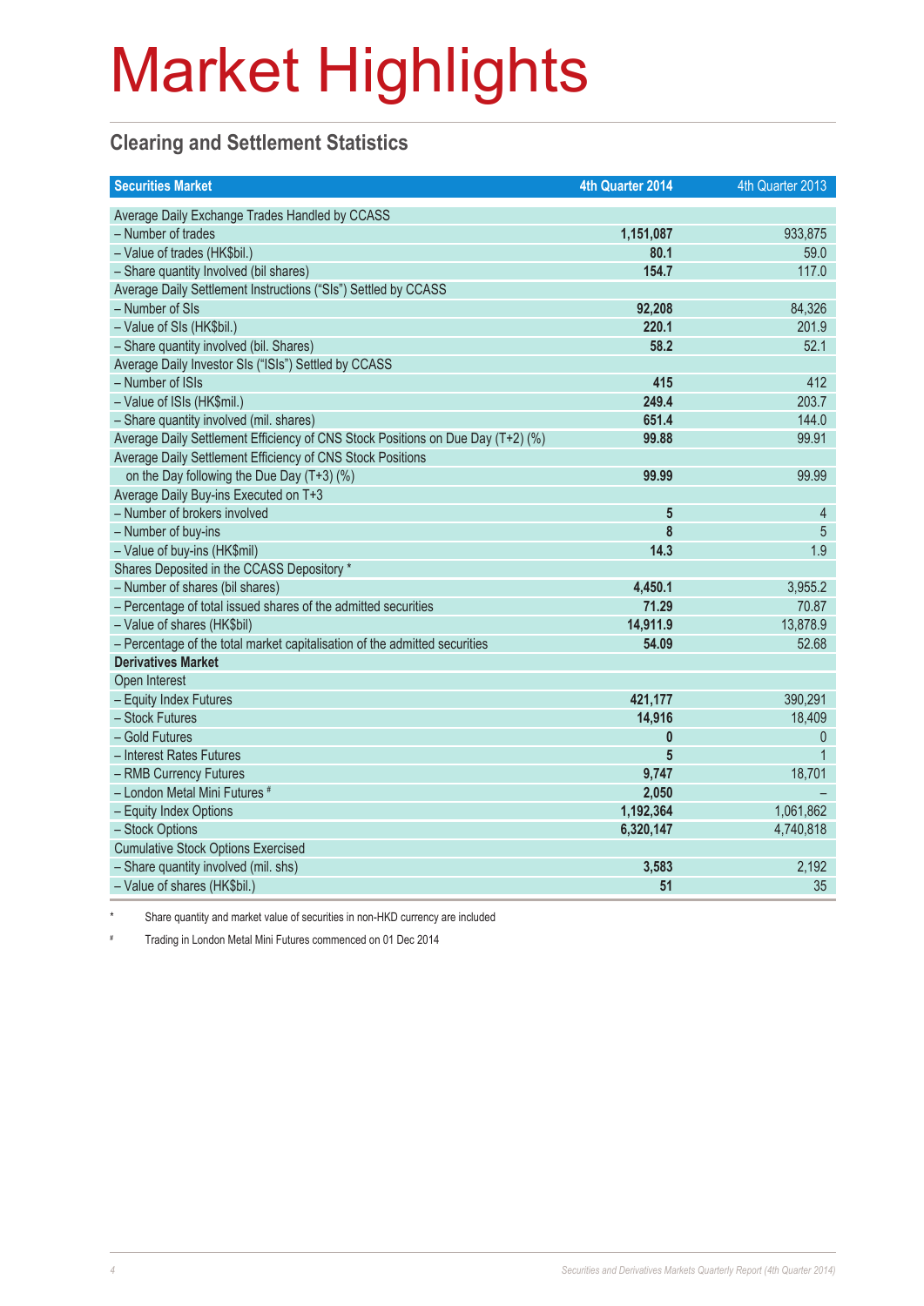# Market Highlights

## Clearing and Settlement Statistics

| Securities Market | 4th Quarter 2014 | 4th Quarter 2013 |
|---|---|---|
| Average Daily Exchange Trades Handled by CCASS | | |
| – Number of trades | **1,151,087** | 933,875 |
| – Value of trades (HK$bil.) | **80.1** | 59.0 |
| – Share quantity Involved (bil shares) | **154.7** | 117.0 |
| Average Daily Settlement Instructions ("SIs") Settled by CCASS | | |
| – Number of SIs | **92,208** | 84,326 |
| – Value of SIs (HK$bil.) | **220.1** | 201.9 |
| – Share quantity involved (bil. Shares) | **58.2** | 52.1 |
| Average Daily Investor SIs ("ISIs") Settled by CCASS | | |
| – Number of ISIs | **415** | 412 |
| – Value of ISIs (HK$mil.) | **249.4** | 203.7 |
| – Share quantity involved (mil. shares) | **651.4** | 144.0 |
| Average Daily Settlement Efficiency of CNS Stock Positions on Due Day (T+2) (%) | **99.88** | 99.91 |
| Average Daily Settlement Efficiency of CNS Stock Positions on the Day following the Due Day (T+3) (%) | **99.99** | 99.99 |
| Average Daily Buy-ins Executed on T+3 | | |
| – Number of brokers involved | **5** | 4 |
| – Number of buy-ins | **8** | 5 |
| – Value of buy-ins (HK$mil) | **14.3** | 1.9 |
| Shares Deposited in the CCASS Depository * | | |
| – Number of shares (bil shares) | **4,450.1** | 3,955.2 |
| – Percentage of total issued shares of the admitted securities | **71.29** | 70.87 |
| – Value of shares (HK$bil) | **14,911.9** | 13,878.9 |
| – Percentage of the total market capitalisation of the admitted securities | **54.09** | 52.68 |
| **Derivatives Market** | | |
| Open Interest | | |
| – Equity Index Futures | **421,177** | 390,291 |
| – Stock Futures | **14,916** | 18,409 |
| – Gold Futures | **0** | 0 |
| – Interest Rates Futures | **5** | 1 |
| – RMB Currency Futures | **9,747** | 18,701 |
| – London Metal Mini Futures # | **2,050** | – |
| – Equity Index Options | **1,192,364** | 1,061,862 |
| – Stock Options | **6,320,147** | 4,740,818 |
| Cumulative Stock Options Exercised | | |
| – Share quantity involved (mil. shs) | **3,583** | 2,192 |
| – Value of shares (HK$bil.) | **51** | 35 |

\* Share quantity and market value of securities in non-HKD currency are included

\# Trading in London Metal Mini Futures commenced on 01 Dec 2014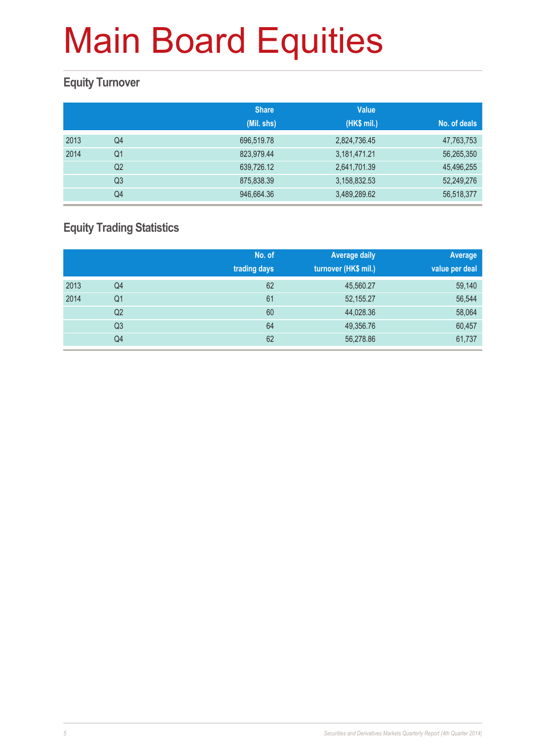# Main Board Equities

## Equity Turnover

| | | Share (Mil. shs) | Value (HK$ mil.) | No. of deals |
|---|---|---|---|---|
| 2013 | Q4 | 696,519.78 | 2,824,736.45 | 47,763,753 |
| 2014 | Q1 | 823,979.44 | 3,181,471.21 | 56,265,350 |
| | Q2 | 639,726.12 | 2,641,701.39 | 45,496,255 |
| | Q3 | 875,838.39 | 3,158,832.53 | 52,249,276 |
| | Q4 | 946,664.36 | 3,489,289.62 | 56,518,377 |

## Equity Trading Statistics

| | | No. of trading days | Average daily turnover (HK$ mil.) | Average value per deal |
|---|---|---|---|---|
| 2013 | Q4 | 62 | 45,560.27 | 59,140 |
| 2014 | Q1 | 61 | 52,155.27 | 56,544 |
| | Q2 | 60 | 44,028.36 | 58,064 |
| | Q3 | 64 | 49,356.76 | 60,457 |
| | Q4 | 62 | 56,278.86 | 61,737 |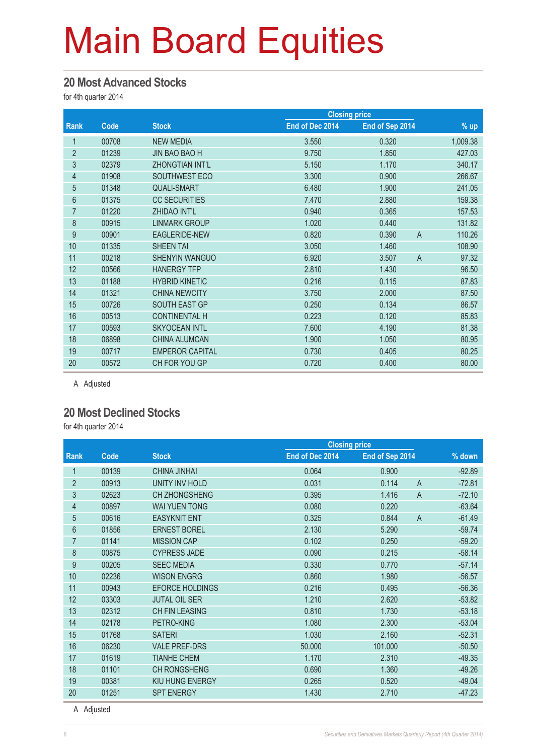# Main Board Equities

## 20 Most Advanced Stocks

for 4th quarter 2014

| Rank | Code | Stock | Closing price | | | % up |
|---|---|---|---|---|---|---|
| | | | End of Dec 2014 | End of Sep 2014 | | |
| 1 | 00708 | NEW MEDIA | 3.550 | 0.320 | | 1,009.38 |
| 2 | 01239 | JIN BAO BAO H | 9.750 | 1.850 | | 427.03 |
| 3 | 02379 | ZHONGTIAN INT'L | 5.150 | 1.170 | | 340.17 |
| 4 | 01908 | SOUTHWEST ECO | 3.300 | 0.900 | | 266.67 |
| 5 | 01348 | QUALI-SMART | 6.480 | 1.900 | | 241.05 |
| 6 | 01375 | CC SECURITIES | 7.470 | 2.880 | | 159.38 |
| 7 | 01220 | ZHIDAO INT'L | 0.940 | 0.365 | | 157.53 |
| 8 | 00915 | LINMARK GROUP | 1.020 | 0.440 | | 131.82 |
| 9 | 00901 | EAGLERIDE-NEW | 0.820 | 0.390 | A | 110.26 |
| 10 | 01335 | SHEEN TAI | 3.050 | 1.460 | | 108.90 |
| 11 | 00218 | SHENYIN WANGUO | 6.920 | 3.507 | A | 97.32 |
| 12 | 00566 | HANERGY TFP | 2.810 | 1.430 | | 96.50 |
| 13 | 01188 | HYBRID KINETIC | 0.216 | 0.115 | | 87.83 |
| 14 | 01321 | CHINA NEWCITY | 3.750 | 2.000 | | 87.50 |
| 15 | 00726 | SOUTH EAST GP | 0.250 | 0.134 | | 86.57 |
| 16 | 00513 | CONTINENTAL H | 0.223 | 0.120 | | 85.83 |
| 17 | 00593 | SKYOCEAN INTL | 7.600 | 4.190 | | 81.38 |
| 18 | 06898 | CHINA ALUMCAN | 1.900 | 1.050 | | 80.95 |
| 19 | 00717 | EMPEROR CAPITAL | 0.730 | 0.405 | | 80.25 |
| 20 | 00572 | CH FOR YOU GP | 0.720 | 0.400 | | 80.00 |

A Adjusted

## 20 Most Declined Stocks

for 4th quarter 2014

| Rank | Code | Stock | Closing price | | | % down |
|---|---|---|---|---|---|---|
| | | | End of Dec 2014 | End of Sep 2014 | | |
| 1 | 00139 | CHINA JINHAI | 0.064 | 0.900 | | -92.89 |
| 2 | 00913 | UNITY INV HOLD | 0.031 | 0.114 | A | -72.81 |
| 3 | 02623 | CH ZHONGSHENG | 0.395 | 1.416 | A | -72.10 |
| 4 | 00897 | WAI YUEN TONG | 0.080 | 0.220 | | -63.64 |
| 5 | 00616 | EASYKNIT ENT | 0.325 | 0.844 | A | -61.49 |
| 6 | 01856 | ERNEST BOREL | 2.130 | 5.290 | | -59.74 |
| 7 | 01141 | MISSION CAP | 0.102 | 0.250 | | -59.20 |
| 8 | 00875 | CYPRESS JADE | 0.090 | 0.215 | | -58.14 |
| 9 | 00205 | SEEC MEDIA | 0.330 | 0.770 | | -57.14 |
| 10 | 02236 | WISON ENGRG | 0.860 | 1.980 | | -56.57 |
| 11 | 00943 | EFORCE HOLDINGS | 0.216 | 0.495 | | -56.36 |
| 12 | 03303 | JUTAL OIL SER | 1.210 | 2.620 | | -53.82 |
| 13 | 02312 | CH FIN LEASING | 0.810 | 1.730 | | -53.18 |
| 14 | 02178 | PETRO-KING | 1.080 | 2.300 | | -53.04 |
| 15 | 01768 | SATERI | 1.030 | 2.160 | | -52.31 |
| 16 | 06230 | VALE PREF-DRS | 50.000 | 101.000 | | -50.50 |
| 17 | 01619 | TIANHE CHEM | 1.170 | 2.310 | | -49.35 |
| 18 | 01101 | CH RONGSHENG | 0.690 | 1.360 | | -49.26 |
| 19 | 00381 | KIU HUNG ENERGY | 0.265 | 0.520 | | -49.04 |
| 20 | 01251 | SPT ENERGY | 1.430 | 2.710 | | -47.23 |

A Adjusted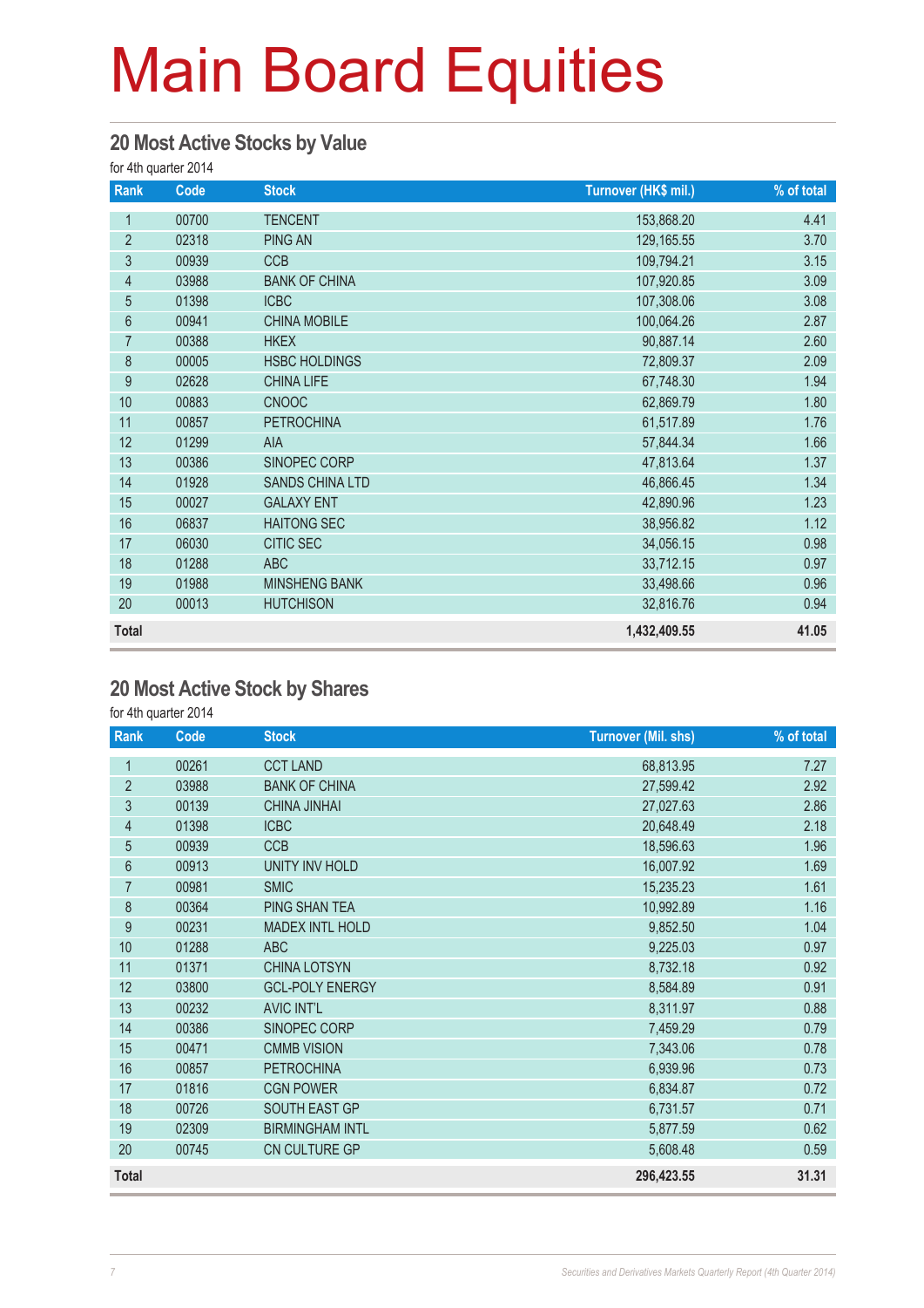# Main Board Equities

## 20 Most Active Stocks by Value

for 4th quarter 2014

| Rank | Code | Stock | Turnover (HK$ mil.) | % of total |
|---|---|---|---|---|
| 1 | 00700 | TENCENT | 153,868.20 | 4.41 |
| 2 | 02318 | PING AN | 129,165.55 | 3.70 |
| 3 | 00939 | CCB | 109,794.21 | 3.15 |
| 4 | 03988 | BANK OF CHINA | 107,920.85 | 3.09 |
| 5 | 01398 | ICBC | 107,308.06 | 3.08 |
| 6 | 00941 | CHINA MOBILE | 100,064.26 | 2.87 |
| 7 | 00388 | HKEX | 90,887.14 | 2.60 |
| 8 | 00005 | HSBC HOLDINGS | 72,809.37 | 2.09 |
| 9 | 02628 | CHINA LIFE | 67,748.30 | 1.94 |
| 10 | 00883 | CNOOC | 62,869.79 | 1.80 |
| 11 | 00857 | PETROCHINA | 61,517.89 | 1.76 |
| 12 | 01299 | AIA | 57,844.34 | 1.66 |
| 13 | 00386 | SINOPEC CORP | 47,813.64 | 1.37 |
| 14 | 01928 | SANDS CHINA LTD | 46,866.45 | 1.34 |
| 15 | 00027 | GALAXY ENT | 42,890.96 | 1.23 |
| 16 | 06837 | HAITONG SEC | 38,956.82 | 1.12 |
| 17 | 06030 | CITIC SEC | 34,056.15 | 0.98 |
| 18 | 01288 | ABC | 33,712.15 | 0.97 |
| 19 | 01988 | MINSHENG BANK | 33,498.66 | 0.96 |
| 20 | 00013 | HUTCHISON | 32,816.76 | 0.94 |
| **Total** | | | **1,432,409.55** | **41.05** |

## 20 Most Active Stock by Shares

for 4th quarter 2014

| Rank | Code | Stock | Turnover (Mil. shs) | % of total |
|---|---|---|---|---|
| 1 | 00261 | CCT LAND | 68,813.95 | 7.27 |
| 2 | 03988 | BANK OF CHINA | 27,599.42 | 2.92 |
| 3 | 00139 | CHINA JINHAI | 27,027.63 | 2.86 |
| 4 | 01398 | ICBC | 20,648.49 | 2.18 |
| 5 | 00939 | CCB | 18,596.63 | 1.96 |
| 6 | 00913 | UNITY INV HOLD | 16,007.92 | 1.69 |
| 7 | 00981 | SMIC | 15,235.23 | 1.61 |
| 8 | 00364 | PING SHAN TEA | 10,992.89 | 1.16 |
| 9 | 00231 | MADEX INTL HOLD | 9,852.50 | 1.04 |
| 10 | 01288 | ABC | 9,225.03 | 0.97 |
| 11 | 01371 | CHINA LOTSYN | 8,732.18 | 0.92 |
| 12 | 03800 | GCL-POLY ENERGY | 8,584.89 | 0.91 |
| 13 | 00232 | AVIC INT'L | 8,311.97 | 0.88 |
| 14 | 00386 | SINOPEC CORP | 7,459.29 | 0.79 |
| 15 | 00471 | CMMB VISION | 7,343.06 | 0.78 |
| 16 | 00857 | PETROCHINA | 6,939.96 | 0.73 |
| 17 | 01816 | CGN POWER | 6,834.87 | 0.72 |
| 18 | 00726 | SOUTH EAST GP | 6,731.57 | 0.71 |
| 19 | 02309 | BIRMINGHAM INTL | 5,877.59 | 0.62 |
| 20 | 00745 | CN CULTURE GP | 5,608.48 | 0.59 |
| **Total** | | | **296,423.55** | **31.31** |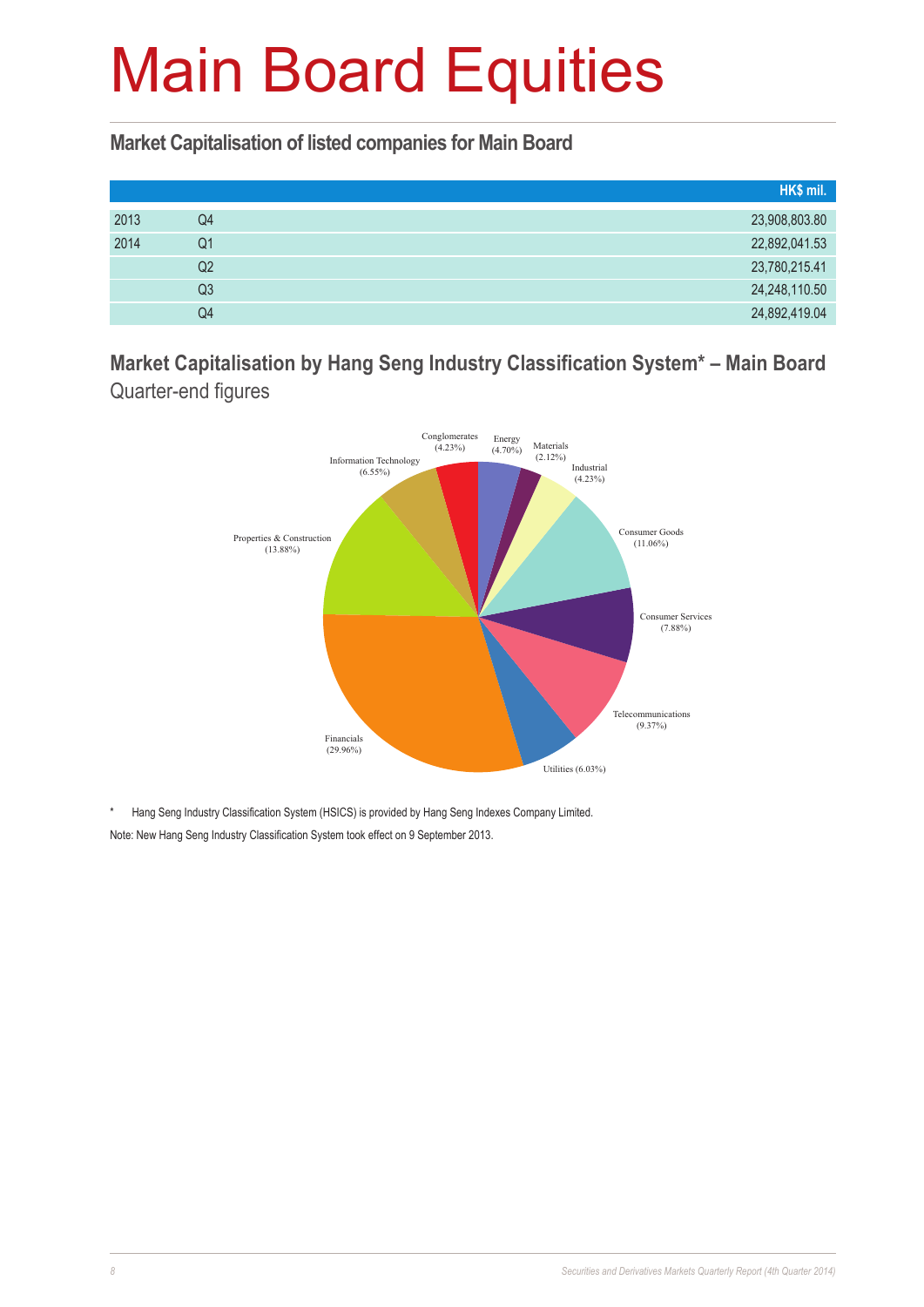# Main Board Equities

## Market Capitalisation of listed companies for Main Board

| | | HK$ mil. |
|---|---|---|
| 2013 | Q4 | 23,908,803.80 |
| 2014 | Q1 | 22,892,041.53 |
| | Q2 | 23,780,215.41 |
| | Q3 | 24,248,110.50 |
| | Q4 | 24,892,419.04 |

## Market Capitalisation by Hang Seng Industry Classification System* – Main Board

Quarter-end figures

| Industry | % |
|---|---|
| Energy | 4.70% |
| Materials | 2.12% |
| Industrial | 4.23% |
| Consumer Goods | 11.06% |
| Consumer Services | 7.88% |
| Telecommunications | 9.37% |
| Utilities | 6.03% |
| Financials | 29.96% |
| Properties & Construction | 13.88% |
| Information Technology | 6.55% |
| Conglomerates | 4.23% |

\* Hang Seng Industry Classification System (HSICS) is provided by Hang Seng Indexes Company Limited.

Note: New Hang Seng Industry Classification System took effect on 9 September 2013.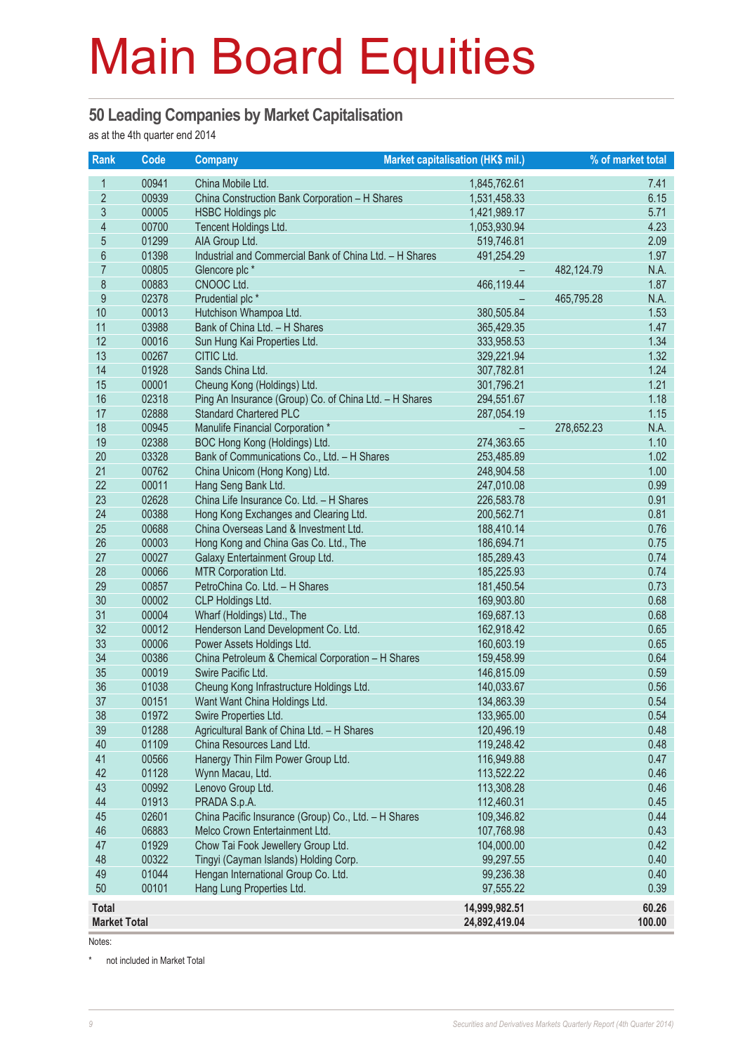# Main Board Equities

## 50 Leading Companies by Market Capitalisation

as at the 4th quarter end 2014

| Rank | Code | Company | Market capitalisation (HK$ mil.) | | % of market total |
|---|---|---|---|---|---|
| 1 | 00941 | China Mobile Ltd. | 1,845,762.61 | | 7.41 |
| 2 | 00939 | China Construction Bank Corporation – H Shares | 1,531,458.33 | | 6.15 |
| 3 | 00005 | HSBC Holdings plc | 1,421,989.17 | | 5.71 |
| 4 | 00700 | Tencent Holdings Ltd. | 1,053,930.94 | | 4.23 |
| 5 | 01299 | AIA Group Ltd. | 519,746.81 | | 2.09 |
| 6 | 01398 | Industrial and Commercial Bank of China Ltd. – H Shares | 491,254.29 | | 1.97 |
| 7 | 00805 | Glencore plc * | – | 482,124.79 | N.A. |
| 8 | 00883 | CNOOC Ltd. | 466,119.44 | | 1.87 |
| 9 | 02378 | Prudential plc * | – | 465,795.28 | N.A. |
| 10 | 00013 | Hutchison Whampoa Ltd. | 380,505.84 | | 1.53 |
| 11 | 03988 | Bank of China Ltd. – H Shares | 365,429.35 | | 1.47 |
| 12 | 00016 | Sun Hung Kai Properties Ltd. | 333,958.53 | | 1.34 |
| 13 | 00267 | CITIC Ltd. | 329,221.94 | | 1.32 |
| 14 | 01928 | Sands China Ltd. | 307,782.81 | | 1.24 |
| 15 | 00001 | Cheung Kong (Holdings) Ltd. | 301,796.21 | | 1.21 |
| 16 | 02318 | Ping An Insurance (Group) Co. of China Ltd. – H Shares | 294,551.67 | | 1.18 |
| 17 | 02888 | Standard Chartered PLC | 287,054.19 | | 1.15 |
| 18 | 00945 | Manulife Financial Corporation * | – | 278,652.23 | N.A. |
| 19 | 02388 | BOC Hong Kong (Holdings) Ltd. | 274,363.65 | | 1.10 |
| 20 | 03328 | Bank of Communications Co., Ltd. – H Shares | 253,485.89 | | 1.02 |
| 21 | 00762 | China Unicom (Hong Kong) Ltd. | 248,904.58 | | 1.00 |
| 22 | 00011 | Hang Seng Bank Ltd. | 247,010.08 | | 0.99 |
| 23 | 02628 | China Life Insurance Co. Ltd. – H Shares | 226,583.78 | | 0.91 |
| 24 | 00388 | Hong Kong Exchanges and Clearing Ltd. | 200,562.71 | | 0.81 |
| 25 | 00688 | China Overseas Land & Investment Ltd. | 188,410.14 | | 0.76 |
| 26 | 00003 | Hong Kong and China Gas Co. Ltd., The | 186,694.71 | | 0.75 |
| 27 | 00027 | Galaxy Entertainment Group Ltd. | 185,289.43 | | 0.74 |
| 28 | 00066 | MTR Corporation Ltd. | 185,225.93 | | 0.74 |
| 29 | 00857 | PetroChina Co. Ltd. – H Shares | 181,450.54 | | 0.73 |
| 30 | 00002 | CLP Holdings Ltd. | 169,903.80 | | 0.68 |
| 31 | 00004 | Wharf (Holdings) Ltd., The | 169,687.13 | | 0.68 |
| 32 | 00012 | Henderson Land Development Co. Ltd. | 162,918.42 | | 0.65 |
| 33 | 00006 | Power Assets Holdings Ltd. | 160,603.19 | | 0.65 |
| 34 | 00386 | China Petroleum & Chemical Corporation – H Shares | 159,458.99 | | 0.64 |
| 35 | 00019 | Swire Pacific Ltd. | 146,815.09 | | 0.59 |
| 36 | 01038 | Cheung Kong Infrastructure Holdings Ltd. | 140,033.67 | | 0.56 |
| 37 | 00151 | Want Want China Holdings Ltd. | 134,863.39 | | 0.54 |
| 38 | 01972 | Swire Properties Ltd. | 133,965.00 | | 0.54 |
| 39 | 01288 | Agricultural Bank of China Ltd. – H Shares | 120,496.19 | | 0.48 |
| 40 | 01109 | China Resources Land Ltd. | 119,248.42 | | 0.48 |
| 41 | 00566 | Hanergy Thin Film Power Group Ltd. | 116,949.88 | | 0.47 |
| 42 | 01128 | Wynn Macau, Ltd. | 113,522.22 | | 0.46 |
| 43 | 00992 | Lenovo Group Ltd. | 113,308.28 | | 0.46 |
| 44 | 01913 | PRADA S.p.A. | 112,460.31 | | 0.45 |
| 45 | 02601 | China Pacific Insurance (Group) Co., Ltd. – H Shares | 109,346.82 | | 0.44 |
| 46 | 06883 | Melco Crown Entertainment Ltd. | 107,768.98 | | 0.43 |
| 47 | 01929 | Chow Tai Fook Jewellery Group Ltd. | 104,000.00 | | 0.42 |
| 48 | 00322 | Tingyi (Cayman Islands) Holding Corp. | 99,297.55 | | 0.40 |
| 49 | 01044 | Hengan International Group Co. Ltd. | 99,236.38 | | 0.40 |
| 50 | 00101 | Hang Lung Properties Ltd. | 97,555.22 | | 0.39 |
| **Total** | | | **14,999,982.51** | | **60.26** |
| **Market Total** | | | **24,892,419.04** | | **100.00** |

Notes:

\* not included in Market Total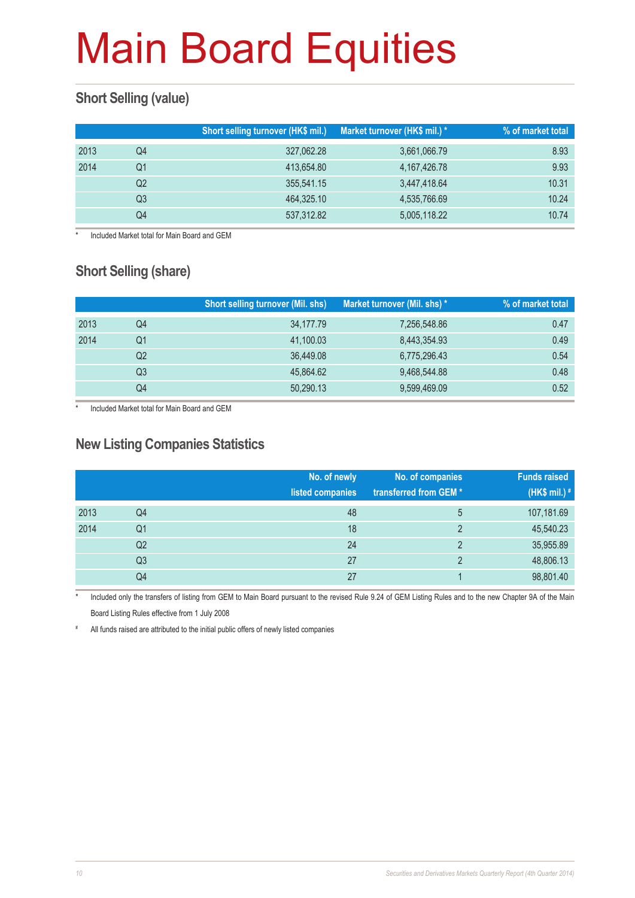# Main Board Equities

## Short Selling (value)

| | | Short selling turnover (HK$ mil.) | Market turnover (HK$ mil.) * | % of market total |
|---|---|---|---|---|
| 2013 | Q4 | 327,062.28 | 3,661,066.79 | 8.93 |
| 2014 | Q1 | 413,654.80 | 4,167,426.78 | 9.93 |
| | Q2 | 355,541.15 | 3,447,418.64 | 10.31 |
| | Q3 | 464,325.10 | 4,535,766.69 | 10.24 |
| | Q4 | 537,312.82 | 5,005,118.22 | 10.74 |

* Included Market total for Main Board and GEM

## Short Selling (share)

| | | Short selling turnover (Mil. shs) | Market turnover (Mil. shs) * | % of market total |
|---|---|---|---|---|
| 2013 | Q4 | 34,177.79 | 7,256,548.86 | 0.47 |
| 2014 | Q1 | 41,100.03 | 8,443,354.93 | 0.49 |
| | Q2 | 36,449.08 | 6,775,296.43 | 0.54 |
| | Q3 | 45,864.62 | 9,468,544.88 | 0.48 |
| | Q4 | 50,290.13 | 9,599,469.09 | 0.52 |

* Included Market total for Main Board and GEM

## New Listing Companies Statistics

| | | No. of newly listed companies | No. of companies transferred from GEM * | Funds raised (HK$ mil.) # |
|---|---|---|---|---|
| 2013 | Q4 | 48 | 5 | 107,181.69 |
| 2014 | Q1 | 18 | 2 | 45,540.23 |
| | Q2 | 24 | 2 | 35,955.89 |
| | Q3 | 27 | 2 | 48,806.13 |
| | Q4 | 27 | 1 | 98,801.40 |

* Included only the transfers of listing from GEM to Main Board pursuant to the revised Rule 9.24 of GEM Listing Rules and to the new Chapter 9A of the Main Board Listing Rules effective from 1 July 2008

# All funds raised are attributed to the initial public offers of newly listed companies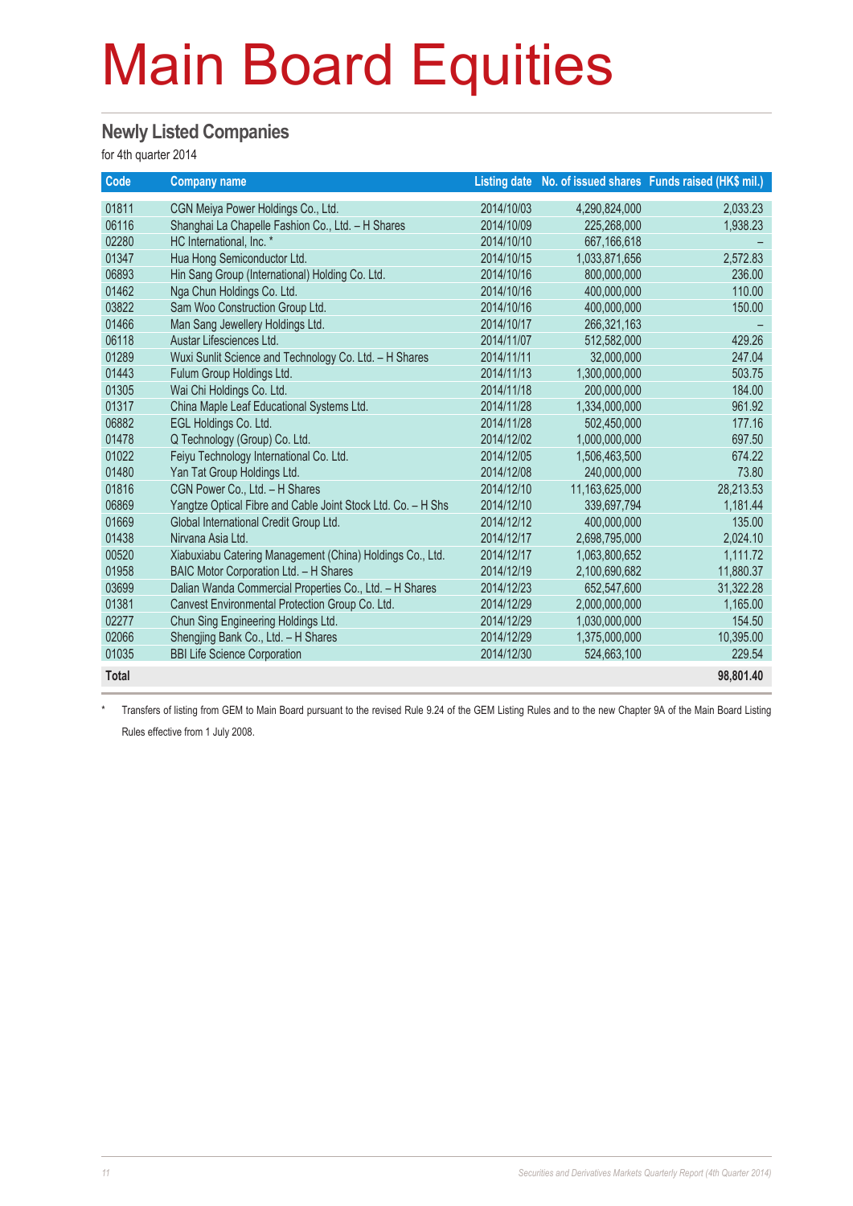# Main Board Equities

## Newly Listed Companies

for 4th quarter 2014

| Code | Company name | Listing date | No. of issued shares | Funds raised (HK$ mil.) |
|---|---|---|---|---|
| 01811 | CGN Meiya Power Holdings Co., Ltd. | 2014/10/03 | 4,290,824,000 | 2,033.23 |
| 06116 | Shanghai La Chapelle Fashion Co., Ltd. – H Shares | 2014/10/09 | 225,268,000 | 1,938.23 |
| 02280 | HC International, Inc. * | 2014/10/10 | 667,166,618 | – |
| 01347 | Hua Hong Semiconductor Ltd. | 2014/10/15 | 1,033,871,656 | 2,572.83 |
| 06893 | Hin Sang Group (International) Holding Co. Ltd. | 2014/10/16 | 800,000,000 | 236.00 |
| 01462 | Nga Chun Holdings Co. Ltd. | 2014/10/16 | 400,000,000 | 110.00 |
| 03822 | Sam Woo Construction Group Ltd. | 2014/10/16 | 400,000,000 | 150.00 |
| 01466 | Man Sang Jewellery Holdings Ltd. | 2014/10/17 | 266,321,163 | – |
| 06118 | Austar Lifesciences Ltd. | 2014/11/07 | 512,582,000 | 429.26 |
| 01289 | Wuxi Sunlit Science and Technology Co. Ltd. – H Shares | 2014/11/11 | 32,000,000 | 247.04 |
| 01443 | Fulum Group Holdings Ltd. | 2014/11/13 | 1,300,000,000 | 503.75 |
| 01305 | Wai Chi Holdings Co. Ltd. | 2014/11/18 | 200,000,000 | 184.00 |
| 01317 | China Maple Leaf Educational Systems Ltd. | 2014/11/28 | 1,334,000,000 | 961.92 |
| 06882 | EGL Holdings Co. Ltd. | 2014/11/28 | 502,450,000 | 177.16 |
| 01478 | Q Technology (Group) Co. Ltd. | 2014/12/02 | 1,000,000,000 | 697.50 |
| 01022 | Feiyu Technology International Co. Ltd. | 2014/12/05 | 1,506,463,500 | 674.22 |
| 01480 | Yan Tat Group Holdings Ltd. | 2014/12/08 | 240,000,000 | 73.80 |
| 01816 | CGN Power Co., Ltd. – H Shares | 2014/12/10 | 11,163,625,000 | 28,213.53 |
| 06869 | Yangtze Optical Fibre and Cable Joint Stock Ltd. Co. – H Shs | 2014/12/10 | 339,697,794 | 1,181.44 |
| 01669 | Global International Credit Group Ltd. | 2014/12/12 | 400,000,000 | 135.00 |
| 01438 | Nirvana Asia Ltd. | 2014/12/17 | 2,698,795,000 | 2,024.10 |
| 00520 | Xiabuxiabu Catering Management (China) Holdings Co., Ltd. | 2014/12/17 | 1,063,800,652 | 1,111.72 |
| 01958 | BAIC Motor Corporation Ltd. – H Shares | 2014/12/19 | 2,100,690,682 | 11,880.37 |
| 03699 | Dalian Wanda Commercial Properties Co., Ltd. – H Shares | 2014/12/23 | 652,547,600 | 31,322.28 |
| 01381 | Canvest Environmental Protection Group Co. Ltd. | 2014/12/29 | 2,000,000,000 | 1,165.00 |
| 02277 | Chun Sing Engineering Holdings Ltd. | 2014/12/29 | 1,030,000,000 | 154.50 |
| 02066 | Shengjing Bank Co., Ltd. – H Shares | 2014/12/29 | 1,375,000,000 | 10,395.00 |
| 01035 | BBI Life Science Corporation | 2014/12/30 | 524,663,100 | 229.54 |
| **Total** | | | | **98,801.40** |

* Transfers of listing from GEM to Main Board pursuant to the revised Rule 9.24 of the GEM Listing Rules and to the new Chapter 9A of the Main Board Listing Rules effective from 1 July 2008.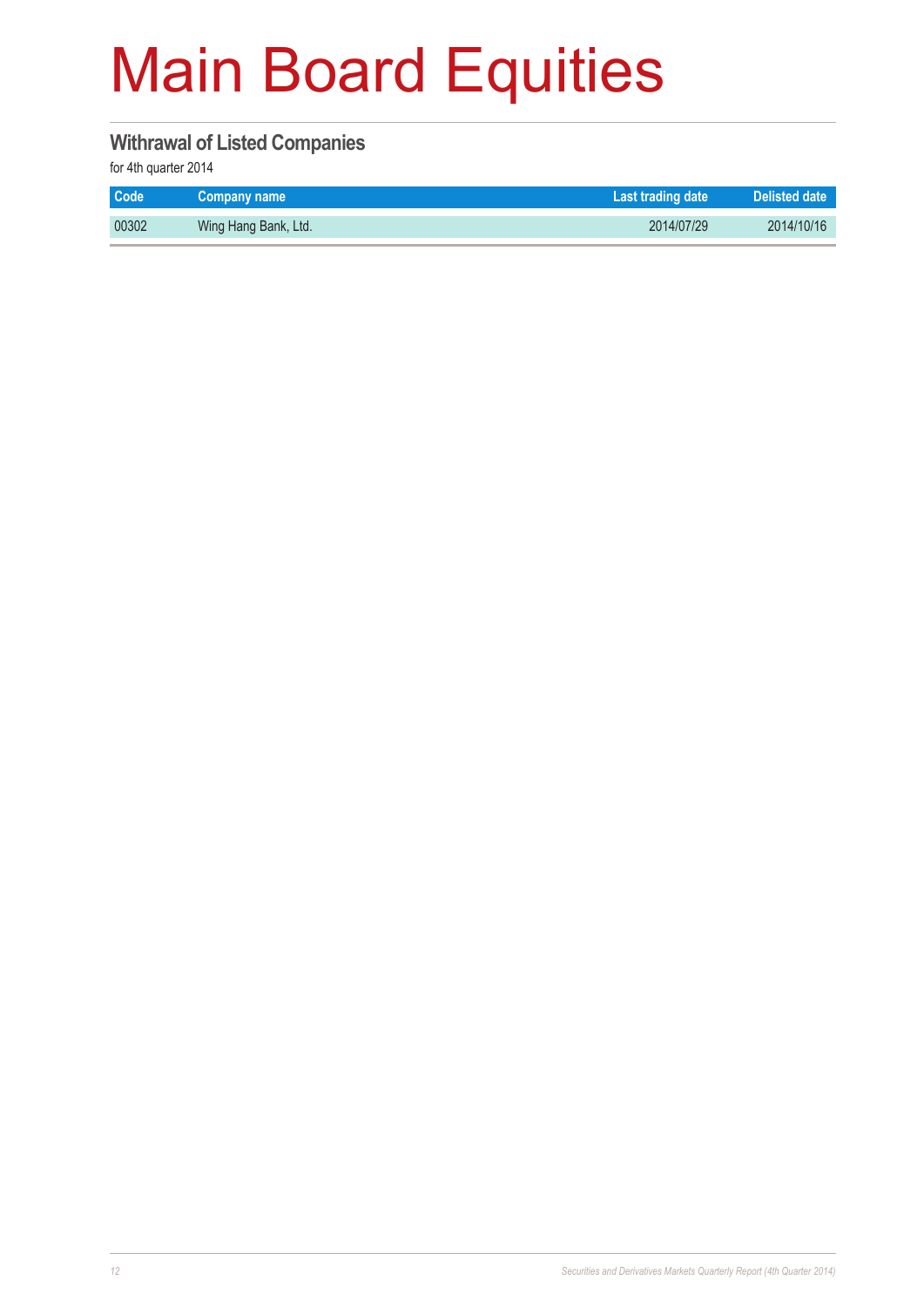# Main Board Equities

## Withrawal of Listed Companies

for 4th quarter 2014

| Code | Company name | Last trading date | Delisted date |
|---|---|---|---|
| 00302 | Wing Hang Bank, Ltd. | 2014/07/29 | 2014/10/16 |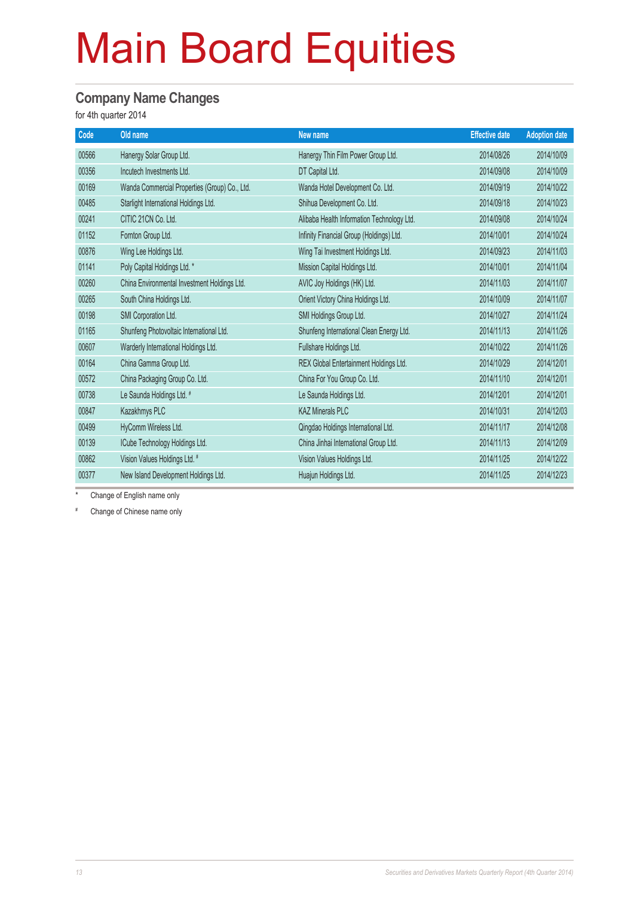# Main Board Equities

## Company Name Changes

for 4th quarter 2014

| Code | Old name | New name | Effective date | Adoption date |
|---|---|---|---|---|
| 00566 | Hanergy Solar Group Ltd. | Hanergy Thin Film Power Group Ltd. | 2014/08/26 | 2014/10/09 |
| 00356 | Incutech Investments Ltd. | DT Capital Ltd. | 2014/09/08 | 2014/10/09 |
| 00169 | Wanda Commercial Properties (Group) Co., Ltd. | Wanda Hotel Development Co. Ltd. | 2014/09/19 | 2014/10/22 |
| 00485 | Starlight International Holdings Ltd. | Shihua Development Co. Ltd. | 2014/09/18 | 2014/10/23 |
| 00241 | CITIC 21CN Co. Ltd. | Alibaba Health Information Technology Ltd. | 2014/09/08 | 2014/10/24 |
| 01152 | Fornton Group Ltd. | Infinity Financial Group (Holdings) Ltd. | 2014/10/01 | 2014/10/24 |
| 00876 | Wing Lee Holdings Ltd. | Wing Tai Investment Holdings Ltd. | 2014/09/23 | 2014/11/03 |
| 01141 | Poly Capital Holdings Ltd. * | Mission Capital Holdings Ltd. | 2014/10/01 | 2014/11/04 |
| 00260 | China Environmental Investment Holdings Ltd. | AVIC Joy Holdings (HK) Ltd. | 2014/11/03 | 2014/11/07 |
| 00265 | South China Holdings Ltd. | Orient Victory China Holdings Ltd. | 2014/10/09 | 2014/11/07 |
| 00198 | SMI Corporation Ltd. | SMI Holdings Group Ltd. | 2014/10/27 | 2014/11/24 |
| 01165 | Shunfeng Photovoltaic International Ltd. | Shunfeng International Clean Energy Ltd. | 2014/11/13 | 2014/11/26 |
| 00607 | Warderly International Holdings Ltd. | Fullshare Holdings Ltd. | 2014/10/22 | 2014/11/26 |
| 00164 | China Gamma Group Ltd. | REX Global Entertainment Holdings Ltd. | 2014/10/29 | 2014/12/01 |
| 00572 | China Packaging Group Co. Ltd. | China For You Group Co. Ltd. | 2014/11/10 | 2014/12/01 |
| 00738 | Le Saunda Holdings Ltd. # | Le Saunda Holdings Ltd. | 2014/12/01 | 2014/12/01 |
| 00847 | Kazakhmys PLC | KAZ Minerals PLC | 2014/10/31 | 2014/12/03 |
| 00499 | HyComm Wireless Ltd. | Qingdao Holdings International Ltd. | 2014/11/17 | 2014/12/08 |
| 00139 | ICube Technology Holdings Ltd. | China Jinhai International Group Ltd. | 2014/11/13 | 2014/12/09 |
| 00862 | Vision Values Holdings Ltd. # | Vision Values Holdings Ltd. | 2014/11/25 | 2014/12/22 |
| 00377 | New Island Development Holdings Ltd. | Huajun Holdings Ltd. | 2014/11/25 | 2014/12/23 |

\* Change of English name only

\# Change of Chinese name only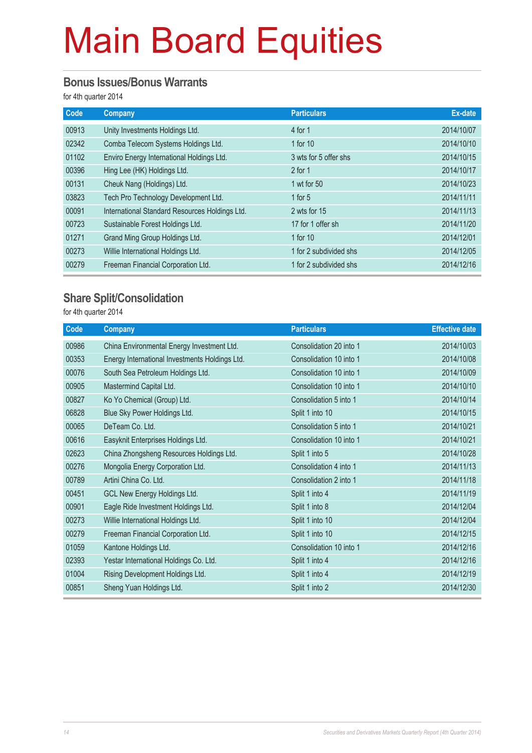# Main Board Equities

## Bonus Issues/Bonus Warrants

for 4th quarter 2014

| Code | Company | Particulars | Ex-date |
|---|---|---|---|
| 00913 | Unity Investments Holdings Ltd. | 4 for 1 | 2014/10/07 |
| 02342 | Comba Telecom Systems Holdings Ltd. | 1 for 10 | 2014/10/10 |
| 01102 | Enviro Energy International Holdings Ltd. | 3 wts for 5 offer shs | 2014/10/15 |
| 00396 | Hing Lee (HK) Holdings Ltd. | 2 for 1 | 2014/10/17 |
| 00131 | Cheuk Nang (Holdings) Ltd. | 1 wt for 50 | 2014/10/23 |
| 03823 | Tech Pro Technology Development Ltd. | 1 for 5 | 2014/11/11 |
| 00091 | International Standard Resources Holdings Ltd. | 2 wts for 15 | 2014/11/13 |
| 00723 | Sustainable Forest Holdings Ltd. | 17 for 1 offer sh | 2014/11/20 |
| 01271 | Grand Ming Group Holdings Ltd. | 1 for 10 | 2014/12/01 |
| 00273 | Willie International Holdings Ltd. | 1 for 2 subdivided shs | 2014/12/05 |
| 00279 | Freeman Financial Corporation Ltd. | 1 for 2 subdivided shs | 2014/12/16 |

## Share Split/Consolidation

for 4th quarter 2014

| Code | Company | Particulars | Effective date |
|---|---|---|---|
| 00986 | China Environmental Energy Investment Ltd. | Consolidation 20 into 1 | 2014/10/03 |
| 00353 | Energy International Investments Holdings Ltd. | Consolidation 10 into 1 | 2014/10/08 |
| 00076 | South Sea Petroleum Holdings Ltd. | Consolidation 10 into 1 | 2014/10/09 |
| 00905 | Mastermind Capital Ltd. | Consolidation 10 into 1 | 2014/10/10 |
| 00827 | Ko Yo Chemical (Group) Ltd. | Consolidation 5 into 1 | 2014/10/14 |
| 06828 | Blue Sky Power Holdings Ltd. | Split 1 into 10 | 2014/10/15 |
| 00065 | DeTeam Co. Ltd. | Consolidation 5 into 1 | 2014/10/21 |
| 00616 | Easyknit Enterprises Holdings Ltd. | Consolidation 10 into 1 | 2014/10/21 |
| 02623 | China Zhongsheng Resources Holdings Ltd. | Split 1 into 5 | 2014/10/28 |
| 00276 | Mongolia Energy Corporation Ltd. | Consolidation 4 into 1 | 2014/11/13 |
| 00789 | Artini China Co. Ltd. | Consolidation 2 into 1 | 2014/11/18 |
| 00451 | GCL New Energy Holdings Ltd. | Split 1 into 4 | 2014/11/19 |
| 00901 | Eagle Ride Investment Holdings Ltd. | Split 1 into 8 | 2014/12/04 |
| 00273 | Willie International Holdings Ltd. | Split 1 into 10 | 2014/12/04 |
| 00279 | Freeman Financial Corporation Ltd. | Split 1 into 10 | 2014/12/15 |
| 01059 | Kantone Holdings Ltd. | Consolidation 10 into 1 | 2014/12/16 |
| 02393 | Yestar International Holdings Co. Ltd. | Split 1 into 4 | 2014/12/16 |
| 01004 | Rising Development Holdings Ltd. | Split 1 into 4 | 2014/12/19 |
| 00851 | Sheng Yuan Holdings Ltd. | Split 1 into 2 | 2014/12/30 |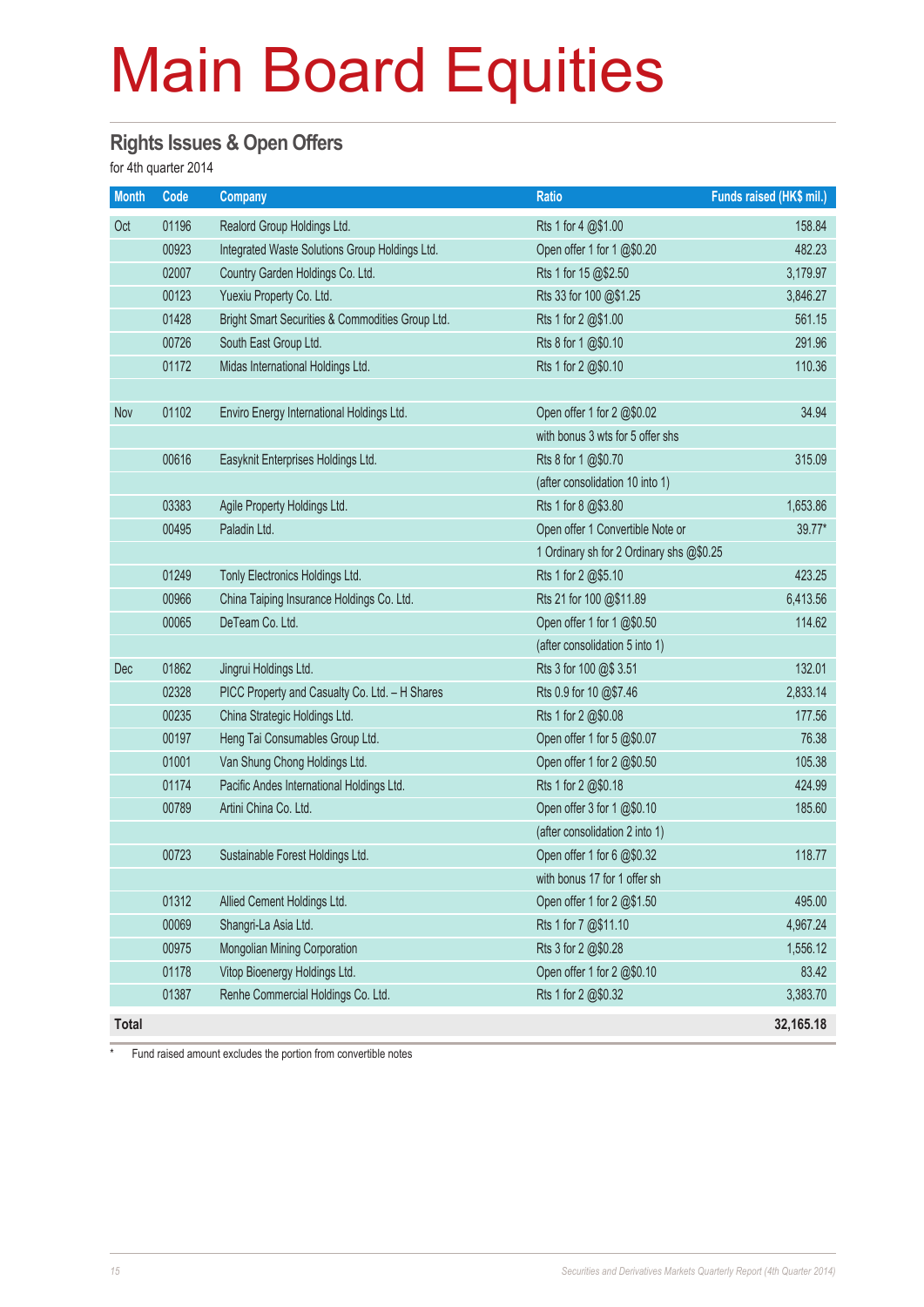# Main Board Equities

## Rights Issues & Open Offers

for 4th quarter 2014

| Month | Code | Company | Ratio | Funds raised (HK$ mil.) |
|---|---|---|---|---|
| Oct | 01196 | Realord Group Holdings Ltd. | Rts 1 for 4 @$1.00 | 158.84 |
| | 00923 | Integrated Waste Solutions Group Holdings Ltd. | Open offer 1 for 1 @$0.20 | 482.23 |
| | 02007 | Country Garden Holdings Co. Ltd. | Rts 1 for 15 @$2.50 | 3,179.97 |
| | 00123 | Yuexiu Property Co. Ltd. | Rts 33 for 100 @$1.25 | 3,846.27 |
| | 01428 | Bright Smart Securities & Commodities Group Ltd. | Rts 1 for 2 @$1.00 | 561.15 |
| | 00726 | South East Group Ltd. | Rts 8 for 1 @$0.10 | 291.96 |
| | 01172 | Midas International Holdings Ltd. | Rts 1 for 2 @$0.10 | 110.36 |
| | | | | |
| Nov | 01102 | Enviro Energy International Holdings Ltd. | Open offer 1 for 2 @$0.02 | 34.94 |
| | | | with bonus 3 wts for 5 offer shs | |
| | 00616 | Easyknit Enterprises Holdings Ltd. | Rts 8 for 1 @$0.70 | 315.09 |
| | | | (after consolidation 10 into 1) | |
| | 03383 | Agile Property Holdings Ltd. | Rts 1 for 8 @$3.80 | 1,653.86 |
| | 00495 | Paladin Ltd. | Open offer 1 Convertible Note or | 39.77* |
| | | | 1 Ordinary sh for 2 Ordinary shs @$0.25 | |
| | 01249 | Tonly Electronics Holdings Ltd. | Rts 1 for 2 @$5.10 | 423.25 |
| | 00966 | China Taiping Insurance Holdings Co. Ltd. | Rts 21 for 100 @$11.89 | 6,413.56 |
| | 00065 | DeTeam Co. Ltd. | Open offer 1 for 1 @$0.50 | 114.62 |
| | | | (after consolidation 5 into 1) | |
| Dec | 01862 | Jingrui Holdings Ltd. | Rts 3 for 100 @$ 3.51 | 132.01 |
| | 02328 | PICC Property and Casualty Co. Ltd. – H Shares | Rts 0.9 for 10 @$7.46 | 2,833.14 |
| | 00235 | China Strategic Holdings Ltd. | Rts 1 for 2 @$0.08 | 177.56 |
| | 00197 | Heng Tai Consumables Group Ltd. | Open offer 1 for 5 @$0.07 | 76.38 |
| | 01001 | Van Shung Chong Holdings Ltd. | Open offer 1 for 2 @$0.50 | 105.38 |
| | 01174 | Pacific Andes International Holdings Ltd. | Rts 1 for 2 @$0.18 | 424.99 |
| | 00789 | Artini China Co. Ltd. | Open offer 3 for 1 @$0.10 | 185.60 |
| | | | (after consolidation 2 into 1) | |
| | 00723 | Sustainable Forest Holdings Ltd. | Open offer 1 for 6 @$0.32 | 118.77 |
| | | | with bonus 17 for 1 offer sh | |
| | 01312 | Allied Cement Holdings Ltd. | Open offer 1 for 2 @$1.50 | 495.00 |
| | 00069 | Shangri-La Asia Ltd. | Rts 1 for 7 @$11.10 | 4,967.24 |
| | 00975 | Mongolian Mining Corporation | Rts 3 for 2 @$0.28 | 1,556.12 |
| | 01178 | Vitop Bioenergy Holdings Ltd. | Open offer 1 for 2 @$0.10 | 83.42 |
| | 01387 | Renhe Commercial Holdings Co. Ltd. | Rts 1 for 2 @$0.32 | 3,383.70 |
| **Total** | | | | **32,165.18** |

\* Fund raised amount excludes the portion from convertible notes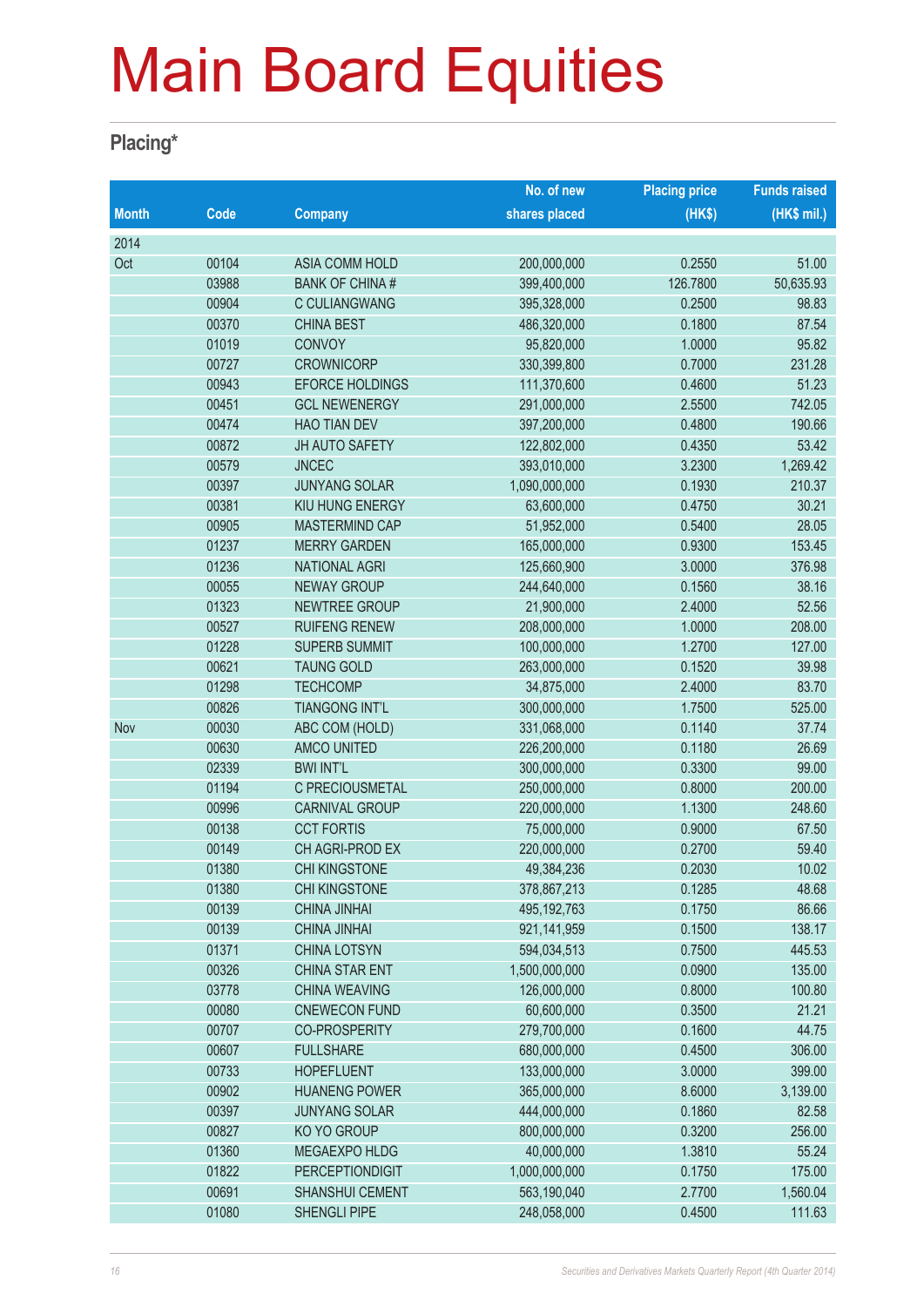# Main Board Equities

## Placing*

| Month | Code | Company | No. of new shares placed | Placing price (HK$) | Funds raised (HK$ mil.) |
|---|---|---|---|---|---|
| 2014 | | | | | |
| Oct | 00104 | ASIA COMM HOLD | 200,000,000 | 0.2550 | 51.00 |
| | 03988 | BANK OF CHINA # | 399,400,000 | 126.7800 | 50,635.93 |
| | 00904 | C CULIANGWANG | 395,328,000 | 0.2500 | 98.83 |
| | 00370 | CHINA BEST | 486,320,000 | 0.1800 | 87.54 |
| | 01019 | CONVOY | 95,820,000 | 1.0000 | 95.82 |
| | 00727 | CROWNICORP | 330,399,800 | 0.7000 | 231.28 |
| | 00943 | EFORCE HOLDINGS | 111,370,600 | 0.4600 | 51.23 |
| | 00451 | GCL NEWENERGY | 291,000,000 | 2.5500 | 742.05 |
| | 00474 | HAO TIAN DEV | 397,200,000 | 0.4800 | 190.66 |
| | 00872 | JH AUTO SAFETY | 122,802,000 | 0.4350 | 53.42 |
| | 00579 | JNCEC | 393,010,000 | 3.2300 | 1,269.42 |
| | 00397 | JUNYANG SOLAR | 1,090,000,000 | 0.1930 | 210.37 |
| | 00381 | KIU HUNG ENERGY | 63,600,000 | 0.4750 | 30.21 |
| | 00905 | MASTERMIND CAP | 51,952,000 | 0.5400 | 28.05 |
| | 01237 | MERRY GARDEN | 165,000,000 | 0.9300 | 153.45 |
| | 01236 | NATIONAL AGRI | 125,660,900 | 3.0000 | 376.98 |
| | 00055 | NEWAY GROUP | 244,640,000 | 0.1560 | 38.16 |
| | 01323 | NEWTREE GROUP | 21,900,000 | 2.4000 | 52.56 |
| | 00527 | RUIFENG RENEW | 208,000,000 | 1.0000 | 208.00 |
| | 01228 | SUPERB SUMMIT | 100,000,000 | 1.2700 | 127.00 |
| | 00621 | TAUNG GOLD | 263,000,000 | 0.1520 | 39.98 |
| | 01298 | TECHCOMP | 34,875,000 | 2.4000 | 83.70 |
| | 00826 | TIANGONG INT'L | 300,000,000 | 1.7500 | 525.00 |
| Nov | 00030 | ABC COM (HOLD) | 331,068,000 | 0.1140 | 37.74 |
| | 00630 | AMCO UNITED | 226,200,000 | 0.1180 | 26.69 |
| | 02339 | BWI INT'L | 300,000,000 | 0.3300 | 99.00 |
| | 01194 | C PRECIOUSMETAL | 250,000,000 | 0.8000 | 200.00 |
| | 00996 | CARNIVAL GROUP | 220,000,000 | 1.1300 | 248.60 |
| | 00138 | CCT FORTIS | 75,000,000 | 0.9000 | 67.50 |
| | 00149 | CH AGRI-PROD EX | 220,000,000 | 0.2700 | 59.40 |
| | 01380 | CHI KINGSTONE | 49,384,236 | 0.2030 | 10.02 |
| | 01380 | CHI KINGSTONE | 378,867,213 | 0.1285 | 48.68 |
| | 00139 | CHINA JINHAI | 495,192,763 | 0.1750 | 86.66 |
| | 00139 | CHINA JINHAI | 921,141,959 | 0.1500 | 138.17 |
| | 01371 | CHINA LOTSYN | 594,034,513 | 0.7500 | 445.53 |
| | 00326 | CHINA STAR ENT | 1,500,000,000 | 0.0900 | 135.00 |
| | 03778 | CHINA WEAVING | 126,000,000 | 0.8000 | 100.80 |
| | 00080 | CNEWECON FUND | 60,600,000 | 0.3500 | 21.21 |
| | 00707 | CO-PROSPERITY | 279,700,000 | 0.1600 | 44.75 |
| | 00607 | FULLSHARE | 680,000,000 | 0.4500 | 306.00 |
| | 00733 | HOPEFLUENT | 133,000,000 | 3.0000 | 399.00 |
| | 00902 | HUANENG POWER | 365,000,000 | 8.6000 | 3,139.00 |
| | 00397 | JUNYANG SOLAR | 444,000,000 | 0.1860 | 82.58 |
| | 00827 | KO YO GROUP | 800,000,000 | 0.3200 | 256.00 |
| | 01360 | MEGAEXPO HLDG | 40,000,000 | 1.3810 | 55.24 |
| | 01822 | PERCEPTIONDIGIT | 1,000,000,000 | 0.1750 | 175.00 |
| | 00691 | SHANSHUI CEMENT | 563,190,040 | 2.7700 | 1,560.04 |
| | 01080 | SHENGLI PIPE | 248,058,000 | 0.4500 | 111.63 |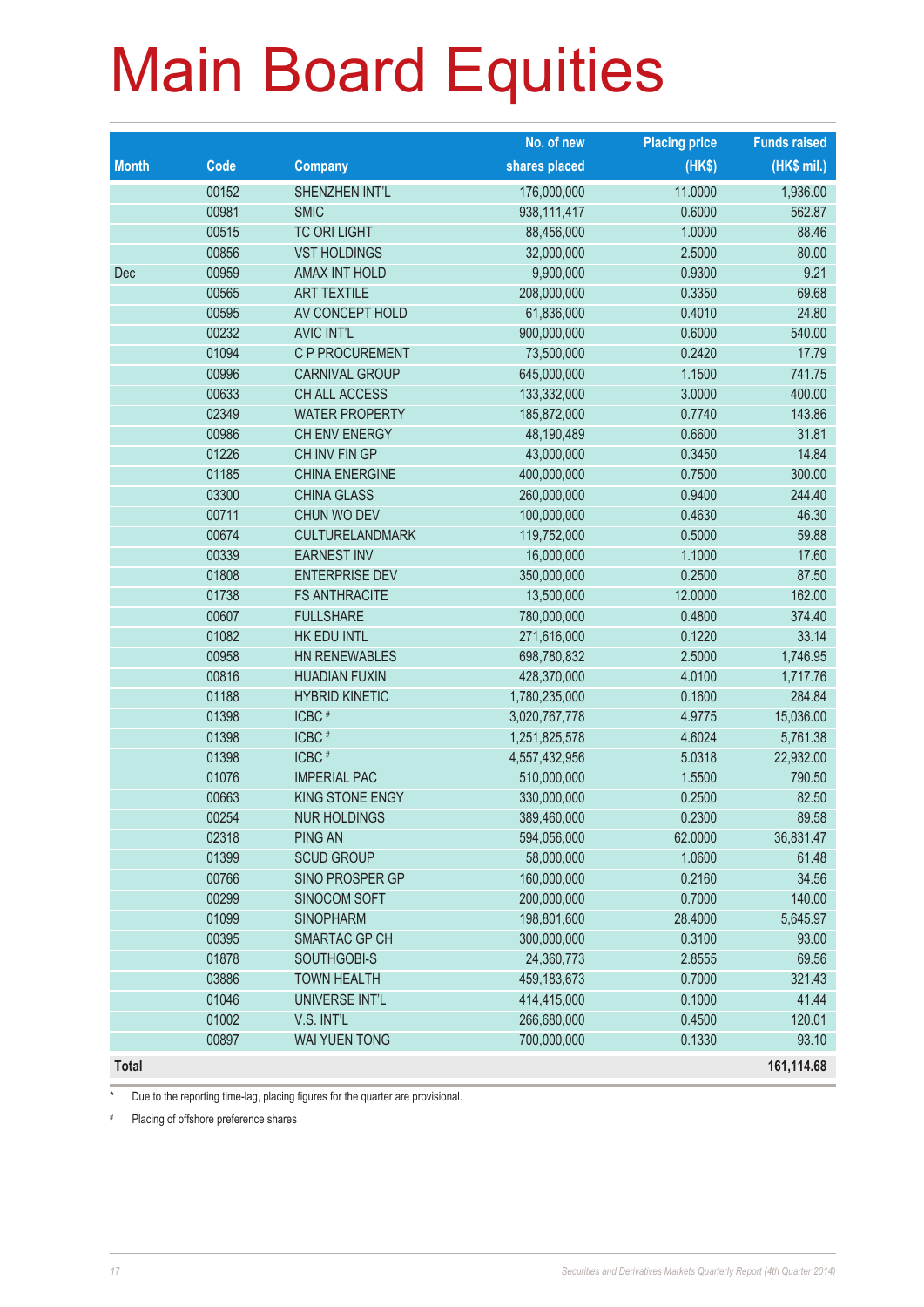# Main Board Equities

| Month | Code | Company | No. of new shares placed | Placing price (HK$) | Funds raised (HK$ mil.) |
|---|---|---|---|---|---|
| | 00152 | SHENZHEN INT'L | 176,000,000 | 11.0000 | 1,936.00 |
| | 00981 | SMIC | 938,111,417 | 0.6000 | 562.87 |
| | 00515 | TC ORI LIGHT | 88,456,000 | 1.0000 | 88.46 |
| | 00856 | VST HOLDINGS | 32,000,000 | 2.5000 | 80.00 |
| Dec | 00959 | AMAX INT HOLD | 9,900,000 | 0.9300 | 9.21 |
| | 00565 | ART TEXTILE | 208,000,000 | 0.3350 | 69.68 |
| | 00595 | AV CONCEPT HOLD | 61,836,000 | 0.4010 | 24.80 |
| | 00232 | AVIC INT'L | 900,000,000 | 0.6000 | 540.00 |
| | 01094 | C P PROCUREMENT | 73,500,000 | 0.2420 | 17.79 |
| | 00996 | CARNIVAL GROUP | 645,000,000 | 1.1500 | 741.75 |
| | 00633 | CH ALL ACCESS | 133,332,000 | 3.0000 | 400.00 |
| | 02349 | WATER PROPERTY | 185,872,000 | 0.7740 | 143.86 |
| | 00986 | CH ENV ENERGY | 48,190,489 | 0.6600 | 31.81 |
| | 01226 | CH INV FIN GP | 43,000,000 | 0.3450 | 14.84 |
| | 01185 | CHINA ENERGINE | 400,000,000 | 0.7500 | 300.00 |
| | 03300 | CHINA GLASS | 260,000,000 | 0.9400 | 244.40 |
| | 00711 | CHUN WO DEV | 100,000,000 | 0.4630 | 46.30 |
| | 00674 | CULTURELANDMARK | 119,752,000 | 0.5000 | 59.88 |
| | 00339 | EARNEST INV | 16,000,000 | 1.1000 | 17.60 |
| | 01808 | ENTERPRISE DEV | 350,000,000 | 0.2500 | 87.50 |
| | 01738 | FS ANTHRACITE | 13,500,000 | 12.0000 | 162.00 |
| | 00607 | FULLSHARE | 780,000,000 | 0.4800 | 374.40 |
| | 01082 | HK EDU INTL | 271,616,000 | 0.1220 | 33.14 |
| | 00958 | HN RENEWABLES | 698,780,832 | 2.5000 | 1,746.95 |
| | 00816 | HUADIAN FUXIN | 428,370,000 | 4.0100 | 1,717.76 |
| | 01188 | HYBRID KINETIC | 1,780,235,000 | 0.1600 | 284.84 |
| | 01398 | ICBC # | 3,020,767,778 | 4.9775 | 15,036.00 |
| | 01398 | ICBC # | 1,251,825,578 | 4.6024 | 5,761.38 |
| | 01398 | ICBC # | 4,557,432,956 | 5.0318 | 22,932.00 |
| | 01076 | IMPERIAL PAC | 510,000,000 | 1.5500 | 790.50 |
| | 00663 | KING STONE ENGY | 330,000,000 | 0.2500 | 82.50 |
| | 00254 | NUR HOLDINGS | 389,460,000 | 0.2300 | 89.58 |
| | 02318 | PING AN | 594,056,000 | 62.0000 | 36,831.47 |
| | 01399 | SCUD GROUP | 58,000,000 | 1.0600 | 61.48 |
| | 00766 | SINO PROSPER GP | 160,000,000 | 0.2160 | 34.56 |
| | 00299 | SINOCOM SOFT | 200,000,000 | 0.7000 | 140.00 |
| | 01099 | SINOPHARM | 198,801,600 | 28.4000 | 5,645.97 |
| | 00395 | SMARTAC GP CH | 300,000,000 | 0.3100 | 93.00 |
| | 01878 | SOUTHGOBI-S | 24,360,773 | 2.8555 | 69.56 |
| | 03886 | TOWN HEALTH | 459,183,673 | 0.7000 | 321.43 |
| | 01046 | UNIVERSE INT'L | 414,415,000 | 0.1000 | 41.44 |
| | 01002 | V.S. INT'L | 266,680,000 | 0.4500 | 120.01 |
| | 00897 | WAI YUEN TONG | 700,000,000 | 0.1330 | 93.10 |
| **Total** | | | | | **161,114.68** |

\* Due to the reporting time-lag, placing figures for the quarter are provisional.

\# Placing of offshore preference shares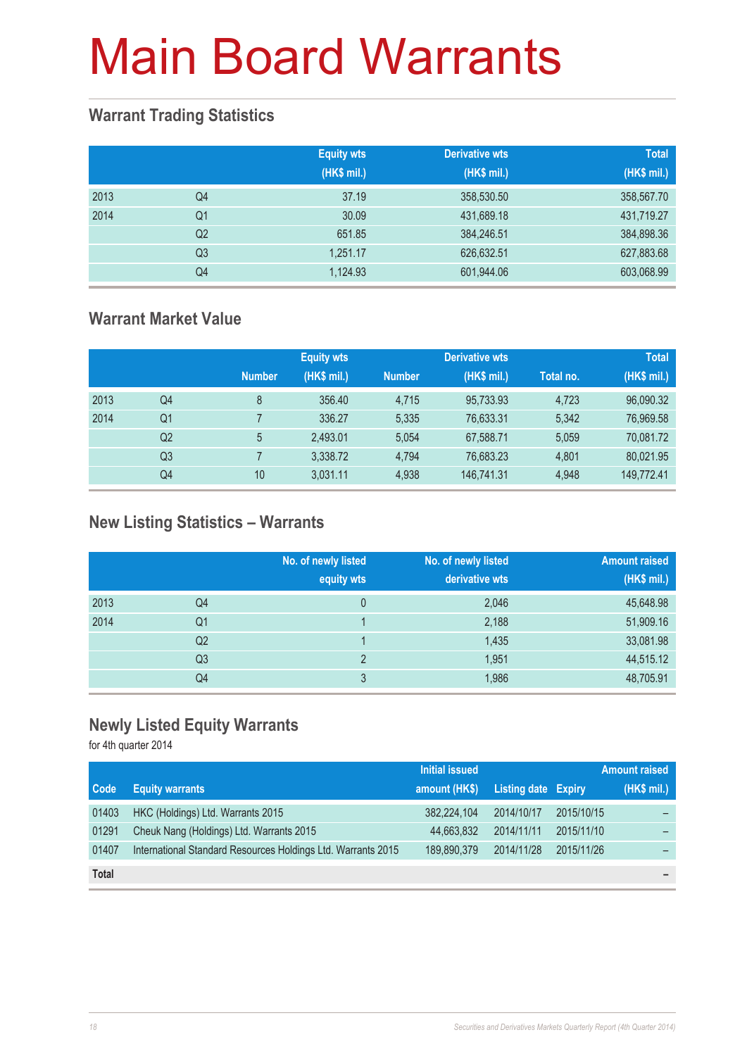# Main Board Warrants

## Warrant Trading Statistics

| | | Equity wts (HK$ mil.) | Derivative wts (HK$ mil.) | Total (HK$ mil.) |
|---|---|---|---|---|
| 2013 | Q4 | 37.19 | 358,530.50 | 358,567.70 |
| 2014 | Q1 | 30.09 | 431,689.18 | 431,719.27 |
| | Q2 | 651.85 | 384,246.51 | 384,898.36 |
| | Q3 | 1,251.17 | 626,632.51 | 627,883.68 |
| | Q4 | 1,124.93 | 601,944.06 | 603,068.99 |

## Warrant Market Value

| | | Equity wts | | Derivative wts | | | Total |
|---|---|---|---|---|---|---|---|
| | | Number | (HK$ mil.) | Number | (HK$ mil.) | Total no. | (HK$ mil.) |
| 2013 | Q4 | 8 | 356.40 | 4,715 | 95,733.93 | 4,723 | 96,090.32 |
| 2014 | Q1 | 7 | 336.27 | 5,335 | 76,633.31 | 5,342 | 76,969.58 |
| | Q2 | 5 | 2,493.01 | 5,054 | 67,588.71 | 5,059 | 70,081.72 |
| | Q3 | 7 | 3,338.72 | 4,794 | 76,683.23 | 4,801 | 80,021.95 |
| | Q4 | 10 | 3,031.11 | 4,938 | 146,741.31 | 4,948 | 149,772.41 |

## New Listing Statistics – Warrants

| | | No. of newly listed equity wts | No. of newly listed derivative wts | Amount raised (HK$ mil.) |
|---|---|---|---|---|
| 2013 | Q4 | 0 | 2,046 | 45,648.98 |
| 2014 | Q1 | 1 | 2,188 | 51,909.16 |
| | Q2 | 1 | 1,435 | 33,081.98 |
| | Q3 | 2 | 1,951 | 44,515.12 |
| | Q4 | 3 | 1,986 | 48,705.91 |

## Newly Listed Equity Warrants

for 4th quarter 2014

| Code | Equity warrants | Initial issued amount (HK$) | Listing date | Expiry | Amount raised (HK$ mil.) |
|---|---|---|---|---|---|
| 01403 | HKC (Holdings) Ltd. Warrants 2015 | 382,224,104 | 2014/10/17 | 2015/10/15 | – |
| 01291 | Cheuk Nang (Holdings) Ltd. Warrants 2015 | 44,663,832 | 2014/11/11 | 2015/11/10 | – |
| 01407 | International Standard Resources Holdings Ltd. Warrants 2015 | 189,890,379 | 2014/11/28 | 2015/11/26 | – |
| **Total** | | | | | – |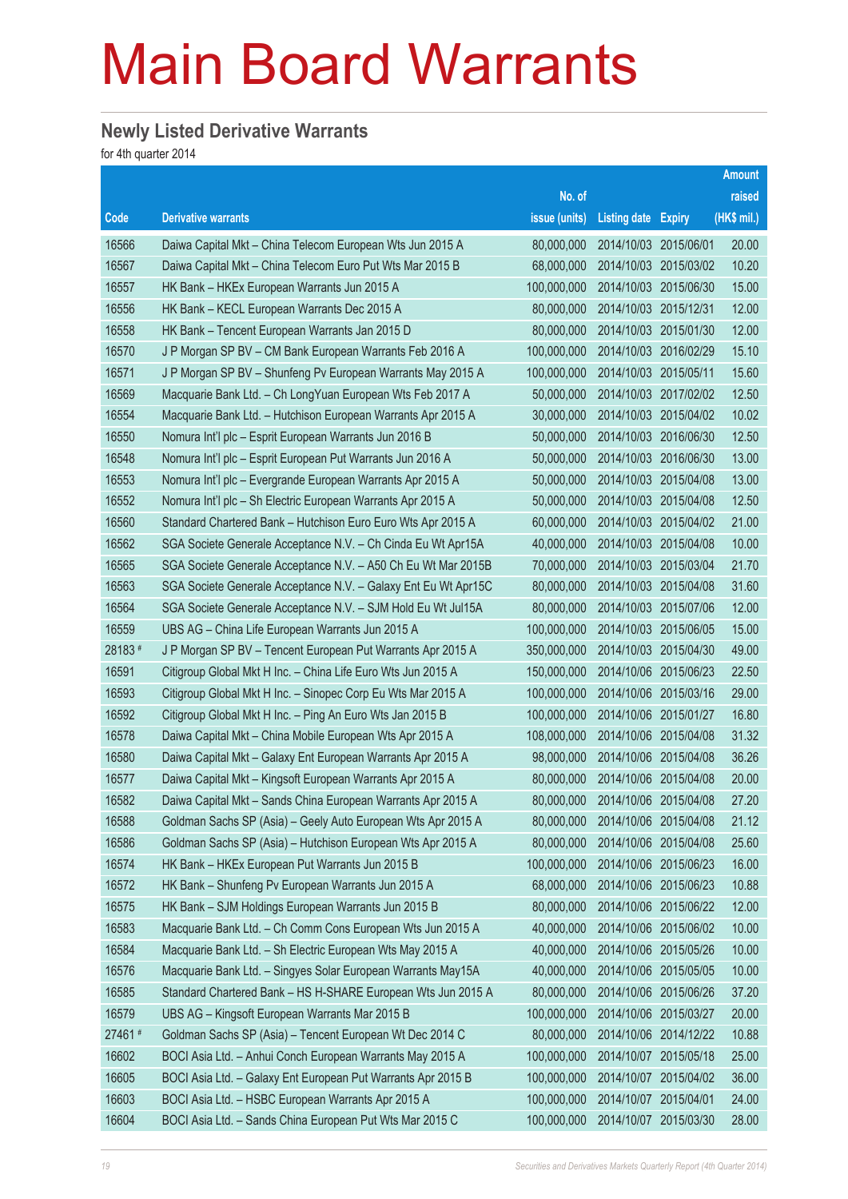# Main Board Warrants

## Newly Listed Derivative Warrants

for 4th quarter 2014

| Code | Derivative warrants | No. of issue (units) | Listing date | Expiry | Amount raised (HK$ mil.) |
|---|---|---|---|---|---|
| 16566 | Daiwa Capital Mkt – China Telecom European Wts Jun 2015 A | 80,000,000 | 2014/10/03 | 2015/06/01 | 20.00 |
| 16567 | Daiwa Capital Mkt – China Telecom Euro Put Wts Mar 2015 B | 68,000,000 | 2014/10/03 | 2015/03/02 | 10.20 |
| 16557 | HK Bank – HKEx European Warrants Jun 2015 A | 100,000,000 | 2014/10/03 | 2015/06/30 | 15.00 |
| 16556 | HK Bank – KECL European Warrants Dec 2015 A | 80,000,000 | 2014/10/03 | 2015/12/31 | 12.00 |
| 16558 | HK Bank – Tencent European Warrants Jan 2015 D | 80,000,000 | 2014/10/03 | 2015/01/30 | 12.00 |
| 16570 | J P Morgan SP BV – CM Bank European Warrants Feb 2016 A | 100,000,000 | 2014/10/03 | 2016/02/29 | 15.10 |
| 16571 | J P Morgan SP BV – Shunfeng Pv European Warrants May 2015 A | 100,000,000 | 2014/10/03 | 2015/05/11 | 15.60 |
| 16569 | Macquarie Bank Ltd. – Ch LongYuan European Wts Feb 2017 A | 50,000,000 | 2014/10/03 | 2017/02/02 | 12.50 |
| 16554 | Macquarie Bank Ltd. – Hutchison European Warrants Apr 2015 A | 30,000,000 | 2014/10/03 | 2015/04/02 | 10.02 |
| 16550 | Nomura Int'l plc – Esprit European Warrants Jun 2016 B | 50,000,000 | 2014/10/03 | 2016/06/30 | 12.50 |
| 16548 | Nomura Int'l plc – Esprit European Put Warrants Jun 2016 A | 50,000,000 | 2014/10/03 | 2016/06/30 | 13.00 |
| 16553 | Nomura Int'l plc – Evergrande European Warrants Apr 2015 A | 50,000,000 | 2014/10/03 | 2015/04/08 | 13.00 |
| 16552 | Nomura Int'l plc – Sh Electric European Warrants Apr 2015 A | 50,000,000 | 2014/10/03 | 2015/04/08 | 12.50 |
| 16560 | Standard Chartered Bank – Hutchison Euro Euro Wts Apr 2015 A | 60,000,000 | 2014/10/03 | 2015/04/02 | 21.00 |
| 16562 | SGA Societe Generale Acceptance N.V. – Ch Cinda Eu Wt Apr15A | 40,000,000 | 2014/10/03 | 2015/04/08 | 10.00 |
| 16565 | SGA Societe Generale Acceptance N.V. – A50 Ch Eu Wt Mar 2015B | 70,000,000 | 2014/10/03 | 2015/03/04 | 21.70 |
| 16563 | SGA Societe Generale Acceptance N.V. – Galaxy Ent Eu Wt Apr15C | 80,000,000 | 2014/10/03 | 2015/04/08 | 31.60 |
| 16564 | SGA Societe Generale Acceptance N.V. – SJM Hold Eu Wt Jul15A | 80,000,000 | 2014/10/03 | 2015/07/06 | 12.00 |
| 16559 | UBS AG – China Life European Warrants Jun 2015 A | 100,000,000 | 2014/10/03 | 2015/06/05 | 15.00 |
| 28183 # | J P Morgan SP BV – Tencent European Put Warrants Apr 2015 A | 350,000,000 | 2014/10/03 | 2015/04/30 | 49.00 |
| 16591 | Citigroup Global Mkt H Inc. – China Life Euro Wts Jun 2015 A | 150,000,000 | 2014/10/06 | 2015/06/23 | 22.50 |
| 16593 | Citigroup Global Mkt H Inc. – Sinopec Corp Eu Wts Mar 2015 A | 100,000,000 | 2014/10/06 | 2015/03/16 | 29.00 |
| 16592 | Citigroup Global Mkt H Inc. – Ping An Euro Wts Jan 2015 B | 100,000,000 | 2014/10/06 | 2015/01/27 | 16.80 |
| 16578 | Daiwa Capital Mkt – China Mobile European Wts Apr 2015 A | 108,000,000 | 2014/10/06 | 2015/04/08 | 31.32 |
| 16580 | Daiwa Capital Mkt – Galaxy Ent European Warrants Apr 2015 A | 98,000,000 | 2014/10/06 | 2015/04/08 | 36.26 |
| 16577 | Daiwa Capital Mkt – Kingsoft European Warrants Apr 2015 A | 80,000,000 | 2014/10/06 | 2015/04/08 | 20.00 |
| 16582 | Daiwa Capital Mkt – Sands China European Warrants Apr 2015 A | 80,000,000 | 2014/10/06 | 2015/04/08 | 27.20 |
| 16588 | Goldman Sachs SP (Asia) – Geely Auto European Wts Apr 2015 A | 80,000,000 | 2014/10/06 | 2015/04/08 | 21.12 |
| 16586 | Goldman Sachs SP (Asia) – Hutchison European Wts Apr 2015 A | 80,000,000 | 2014/10/06 | 2015/04/08 | 25.60 |
| 16574 | HK Bank – HKEx European Put Warrants Jun 2015 B | 100,000,000 | 2014/10/06 | 2015/06/23 | 16.00 |
| 16572 | HK Bank – Shunfeng Pv European Warrants Jun 2015 A | 68,000,000 | 2014/10/06 | 2015/06/23 | 10.88 |
| 16575 | HK Bank – SJM Holdings European Warrants Jun 2015 B | 80,000,000 | 2014/10/06 | 2015/06/22 | 12.00 |
| 16583 | Macquarie Bank Ltd. – Ch Comm Cons European Wts Jun 2015 A | 40,000,000 | 2014/10/06 | 2015/06/02 | 10.00 |
| 16584 | Macquarie Bank Ltd. – Sh Electric European Wts May 2015 A | 40,000,000 | 2014/10/06 | 2015/05/26 | 10.00 |
| 16576 | Macquarie Bank Ltd. – Singyes Solar European Warrants May15A | 40,000,000 | 2014/10/06 | 2015/05/05 | 10.00 |
| 16585 | Standard Chartered Bank – HS H-SHARE European Wts Jun 2015 A | 80,000,000 | 2014/10/06 | 2015/06/26 | 37.20 |
| 16579 | UBS AG – Kingsoft European Warrants Mar 2015 B | 100,000,000 | 2014/10/06 | 2015/03/27 | 20.00 |
| 27461 # | Goldman Sachs SP (Asia) – Tencent European Wt Dec 2014 C | 80,000,000 | 2014/10/06 | 2014/12/22 | 10.88 |
| 16602 | BOCI Asia Ltd. – Anhui Conch European Warrants May 2015 A | 100,000,000 | 2014/10/07 | 2015/05/18 | 25.00 |
| 16605 | BOCI Asia Ltd. – Galaxy Ent European Put Warrants Apr 2015 B | 100,000,000 | 2014/10/07 | 2015/04/02 | 36.00 |
| 16603 | BOCI Asia Ltd. – HSBC European Warrants Apr 2015 A | 100,000,000 | 2014/10/07 | 2015/04/01 | 24.00 |
| 16604 | BOCI Asia Ltd. – Sands China European Put Wts Mar 2015 C | 100,000,000 | 2014/10/07 | 2015/03/30 | 28.00 |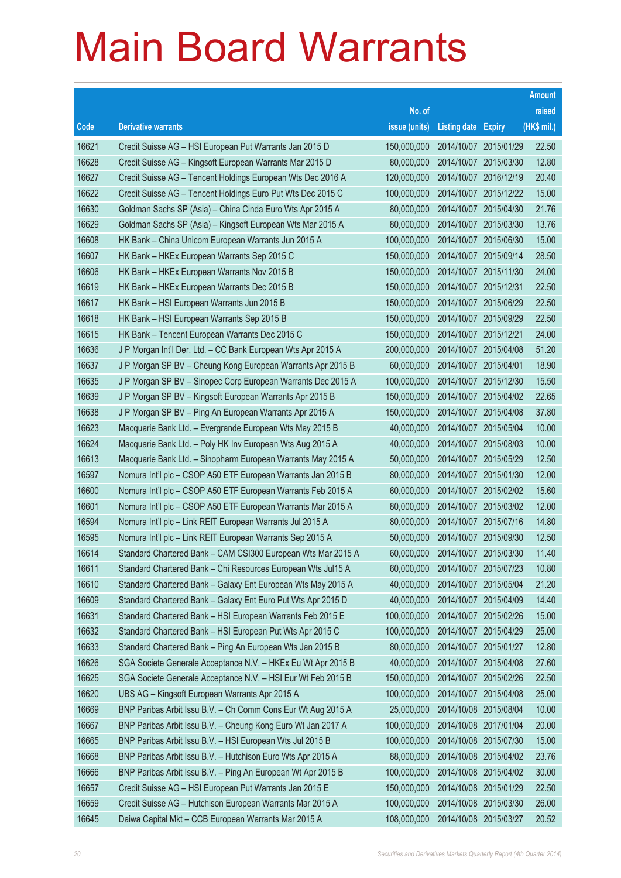# Main Board Warrants

| Code | Derivative warrants | No. of issue (units) | Listing date | Expiry | Amount raised (HK$ mil.) |
|---|---|---|---|---|---|
| 16621 | Credit Suisse AG – HSI European Put Warrants Jan 2015 D | 150,000,000 | 2014/10/07 | 2015/01/29 | 22.50 |
| 16628 | Credit Suisse AG – Kingsoft European Warrants Mar 2015 D | 80,000,000 | 2014/10/07 | 2015/03/30 | 12.80 |
| 16627 | Credit Suisse AG – Tencent Holdings European Wts Dec 2016 A | 120,000,000 | 2014/10/07 | 2016/12/19 | 20.40 |
| 16622 | Credit Suisse AG – Tencent Holdings Euro Put Wts Dec 2015 C | 100,000,000 | 2014/10/07 | 2015/12/22 | 15.00 |
| 16630 | Goldman Sachs SP (Asia) – China Cinda Euro Wts Apr 2015 A | 80,000,000 | 2014/10/07 | 2015/04/30 | 21.76 |
| 16629 | Goldman Sachs SP (Asia) – Kingsoft European Wts Mar 2015 A | 80,000,000 | 2014/10/07 | 2015/03/30 | 13.76 |
| 16608 | HK Bank – China Unicom European Warrants Jun 2015 A | 100,000,000 | 2014/10/07 | 2015/06/30 | 15.00 |
| 16607 | HK Bank – HKEx European Warrants Sep 2015 C | 150,000,000 | 2014/10/07 | 2015/09/14 | 28.50 |
| 16606 | HK Bank – HKEx European Warrants Nov 2015 B | 150,000,000 | 2014/10/07 | 2015/11/30 | 24.00 |
| 16619 | HK Bank – HKEx European Warrants Dec 2015 B | 150,000,000 | 2014/10/07 | 2015/12/31 | 22.50 |
| 16617 | HK Bank – HSI European Warrants Jun 2015 B | 150,000,000 | 2014/10/07 | 2015/06/29 | 22.50 |
| 16618 | HK Bank – HSI European Warrants Sep 2015 B | 150,000,000 | 2014/10/07 | 2015/09/29 | 22.50 |
| 16615 | HK Bank – Tencent European Warrants Dec 2015 C | 150,000,000 | 2014/10/07 | 2015/12/21 | 24.00 |
| 16636 | J P Morgan Int'l Der. Ltd. – CC Bank European Wts Apr 2015 A | 200,000,000 | 2014/10/07 | 2015/04/08 | 51.20 |
| 16637 | J P Morgan SP BV – Cheung Kong European Warrants Apr 2015 B | 60,000,000 | 2014/10/07 | 2015/04/01 | 18.90 |
| 16635 | J P Morgan SP BV – Sinopec Corp European Warrants Dec 2015 A | 100,000,000 | 2014/10/07 | 2015/12/30 | 15.50 |
| 16639 | J P Morgan SP BV – Kingsoft European Warrants Apr 2015 B | 150,000,000 | 2014/10/07 | 2015/04/02 | 22.65 |
| 16638 | J P Morgan SP BV – Ping An European Warrants Apr 2015 A | 150,000,000 | 2014/10/07 | 2015/04/08 | 37.80 |
| 16623 | Macquarie Bank Ltd. – Evergrande European Wts May 2015 B | 40,000,000 | 2014/10/07 | 2015/05/04 | 10.00 |
| 16624 | Macquarie Bank Ltd. – Poly HK Inv European Wts Aug 2015 A | 40,000,000 | 2014/10/07 | 2015/08/03 | 10.00 |
| 16613 | Macquarie Bank Ltd. – Sinopharm European Warrants May 2015 A | 50,000,000 | 2014/10/07 | 2015/05/29 | 12.50 |
| 16597 | Nomura Int'l plc – CSOP A50 ETF European Warrants Jan 2015 B | 80,000,000 | 2014/10/07 | 2015/01/30 | 12.00 |
| 16600 | Nomura Int'l plc – CSOP A50 ETF European Warrants Feb 2015 A | 60,000,000 | 2014/10/07 | 2015/02/02 | 15.60 |
| 16601 | Nomura Int'l plc – CSOP A50 ETF European Warrants Mar 2015 A | 80,000,000 | 2014/10/07 | 2015/03/02 | 12.00 |
| 16594 | Nomura Int'l plc – Link REIT European Warrants Jul 2015 A | 80,000,000 | 2014/10/07 | 2015/07/16 | 14.80 |
| 16595 | Nomura Int'l plc – Link REIT European Warrants Sep 2015 A | 50,000,000 | 2014/10/07 | 2015/09/30 | 12.50 |
| 16614 | Standard Chartered Bank – CAM CSI300 European Wts Mar 2015 A | 60,000,000 | 2014/10/07 | 2015/03/30 | 11.40 |
| 16611 | Standard Chartered Bank – Chi Resources European Wts Jul15 A | 60,000,000 | 2014/10/07 | 2015/07/23 | 10.80 |
| 16610 | Standard Chartered Bank – Galaxy Ent European Wts May 2015 A | 40,000,000 | 2014/10/07 | 2015/05/04 | 21.20 |
| 16609 | Standard Chartered Bank – Galaxy Ent Euro Put Wts Apr 2015 D | 40,000,000 | 2014/10/07 | 2015/04/09 | 14.40 |
| 16631 | Standard Chartered Bank – HSI European Warrants Feb 2015 E | 100,000,000 | 2014/10/07 | 2015/02/26 | 15.00 |
| 16632 | Standard Chartered Bank – HSI European Put Wts Apr 2015 C | 100,000,000 | 2014/10/07 | 2015/04/29 | 25.00 |
| 16633 | Standard Chartered Bank – Ping An European Wts Jan 2015 B | 80,000,000 | 2014/10/07 | 2015/01/27 | 12.80 |
| 16626 | SGA Societe Generale Acceptance N.V. – HKEx Eu Wt Apr 2015 B | 40,000,000 | 2014/10/07 | 2015/04/08 | 27.60 |
| 16625 | SGA Societe Generale Acceptance N.V. – HSI Eur Wt Feb 2015 B | 150,000,000 | 2014/10/07 | 2015/02/26 | 22.50 |
| 16620 | UBS AG – Kingsoft European Warrants Apr 2015 A | 100,000,000 | 2014/10/07 | 2015/04/08 | 25.00 |
| 16669 | BNP Paribas Arbit Issu B.V. – Ch Comm Cons Eur Wt Aug 2015 A | 25,000,000 | 2014/10/08 | 2015/08/04 | 10.00 |
| 16667 | BNP Paribas Arbit Issu B.V. – Cheung Kong Euro Wt Jan 2017 A | 100,000,000 | 2014/10/08 | 2017/01/04 | 20.00 |
| 16665 | BNP Paribas Arbit Issu B.V. – HSI European Wts Jul 2015 B | 100,000,000 | 2014/10/08 | 2015/07/30 | 15.00 |
| 16668 | BNP Paribas Arbit Issu B.V. – Hutchison Euro Wts Apr 2015 A | 88,000,000 | 2014/10/08 | 2015/04/02 | 23.76 |
| 16666 | BNP Paribas Arbit Issu B.V. – Ping An European Wt Apr 2015 B | 100,000,000 | 2014/10/08 | 2015/04/02 | 30.00 |
| 16657 | Credit Suisse AG – HSI European Put Warrants Jan 2015 E | 150,000,000 | 2014/10/08 | 2015/01/29 | 22.50 |
| 16659 | Credit Suisse AG – Hutchison European Warrants Mar 2015 A | 100,000,000 | 2014/10/08 | 2015/03/30 | 26.00 |
| 16645 | Daiwa Capital Mkt – CCB European Warrants Mar 2015 A | 108,000,000 | 2014/10/08 | 2015/03/27 | 20.52 |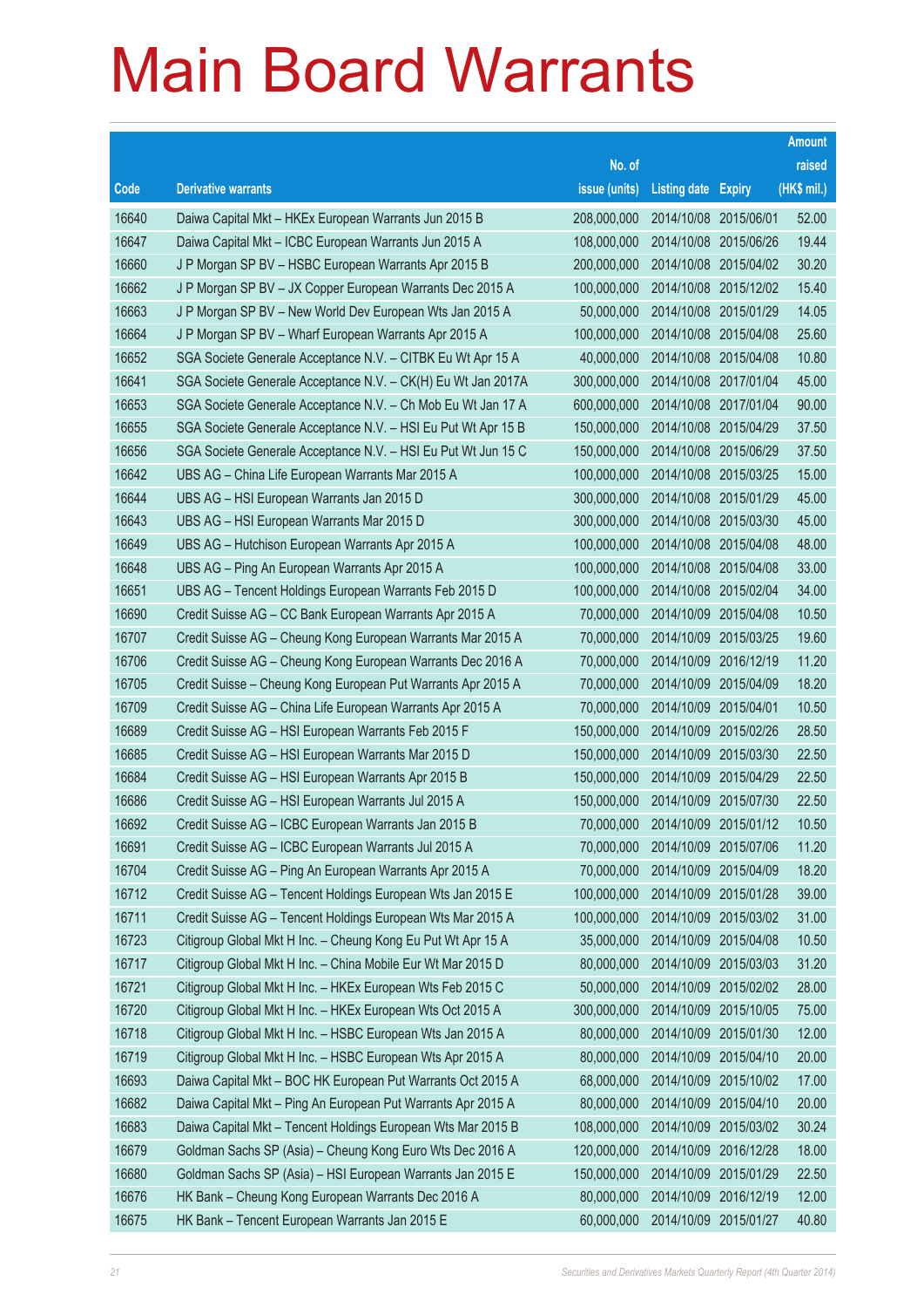# Main Board Warrants

| Code | Derivative warrants | No. of issue (units) | Listing date | Expiry | Amount raised (HK$ mil.) |
|---|---|---|---|---|---|
| 16640 | Daiwa Capital Mkt – HKEx European Warrants Jun 2015 B | 208,000,000 | 2014/10/08 | 2015/06/01 | 52.00 |
| 16647 | Daiwa Capital Mkt – ICBC European Warrants Jun 2015 A | 108,000,000 | 2014/10/08 | 2015/06/26 | 19.44 |
| 16660 | J P Morgan SP BV – HSBC European Warrants Apr 2015 B | 200,000,000 | 2014/10/08 | 2015/04/02 | 30.20 |
| 16662 | J P Morgan SP BV – JX Copper European Warrants Dec 2015 A | 100,000,000 | 2014/10/08 | 2015/12/02 | 15.40 |
| 16663 | J P Morgan SP BV – New World Dev European Wts Jan 2015 A | 50,000,000 | 2014/10/08 | 2015/01/29 | 14.05 |
| 16664 | J P Morgan SP BV – Wharf European Warrants Apr 2015 A | 100,000,000 | 2014/10/08 | 2015/04/08 | 25.60 |
| 16652 | SGA Societe Generale Acceptance N.V. – CITBK Eu Wt Apr 15 A | 40,000,000 | 2014/10/08 | 2015/04/08 | 10.80 |
| 16641 | SGA Societe Generale Acceptance N.V. – CK(H) Eu Wt Jan 2017A | 300,000,000 | 2014/10/08 | 2017/01/04 | 45.00 |
| 16653 | SGA Societe Generale Acceptance N.V. – Ch Mob Eu Wt Jan 17 A | 600,000,000 | 2014/10/08 | 2017/01/04 | 90.00 |
| 16655 | SGA Societe Generale Acceptance N.V. – HSI Eu Put Wt Apr 15 B | 150,000,000 | 2014/10/08 | 2015/04/29 | 37.50 |
| 16656 | SGA Societe Generale Acceptance N.V. – HSI Eu Put Wt Jun 15 C | 150,000,000 | 2014/10/08 | 2015/06/29 | 37.50 |
| 16642 | UBS AG – China Life European Warrants Mar 2015 A | 100,000,000 | 2014/10/08 | 2015/03/25 | 15.00 |
| 16644 | UBS AG – HSI European Warrants Jan 2015 D | 300,000,000 | 2014/10/08 | 2015/01/29 | 45.00 |
| 16643 | UBS AG – HSI European Warrants Mar 2015 D | 300,000,000 | 2014/10/08 | 2015/03/30 | 45.00 |
| 16649 | UBS AG – Hutchison European Warrants Apr 2015 A | 100,000,000 | 2014/10/08 | 2015/04/08 | 48.00 |
| 16648 | UBS AG – Ping An European Warrants Apr 2015 A | 100,000,000 | 2014/10/08 | 2015/04/08 | 33.00 |
| 16651 | UBS AG – Tencent Holdings European Warrants Feb 2015 D | 100,000,000 | 2014/10/08 | 2015/02/04 | 34.00 |
| 16690 | Credit Suisse AG – CC Bank European Warrants Apr 2015 A | 70,000,000 | 2014/10/09 | 2015/04/08 | 10.50 |
| 16707 | Credit Suisse AG – Cheung Kong European Warrants Mar 2015 A | 70,000,000 | 2014/10/09 | 2015/03/25 | 19.60 |
| 16706 | Credit Suisse AG – Cheung Kong European Warrants Dec 2016 A | 70,000,000 | 2014/10/09 | 2016/12/19 | 11.20 |
| 16705 | Credit Suisse – Cheung Kong European Put Warrants Apr 2015 A | 70,000,000 | 2014/10/09 | 2015/04/09 | 18.20 |
| 16709 | Credit Suisse AG – China Life European Warrants Apr 2015 A | 70,000,000 | 2014/10/09 | 2015/04/01 | 10.50 |
| 16689 | Credit Suisse AG – HSI European Warrants Feb 2015 F | 150,000,000 | 2014/10/09 | 2015/02/26 | 28.50 |
| 16685 | Credit Suisse AG – HSI European Warrants Mar 2015 D | 150,000,000 | 2014/10/09 | 2015/03/30 | 22.50 |
| 16684 | Credit Suisse AG – HSI European Warrants Apr 2015 B | 150,000,000 | 2014/10/09 | 2015/04/29 | 22.50 |
| 16686 | Credit Suisse AG – HSI European Warrants Jul 2015 A | 150,000,000 | 2014/10/09 | 2015/07/30 | 22.50 |
| 16692 | Credit Suisse AG – ICBC European Warrants Jan 2015 B | 70,000,000 | 2014/10/09 | 2015/01/12 | 10.50 |
| 16691 | Credit Suisse AG – ICBC European Warrants Jul 2015 A | 70,000,000 | 2014/10/09 | 2015/07/06 | 11.20 |
| 16704 | Credit Suisse AG – Ping An European Warrants Apr 2015 A | 70,000,000 | 2014/10/09 | 2015/04/09 | 18.20 |
| 16712 | Credit Suisse AG – Tencent Holdings European Wts Jan 2015 E | 100,000,000 | 2014/10/09 | 2015/01/28 | 39.00 |
| 16711 | Credit Suisse AG – Tencent Holdings European Wts Mar 2015 A | 100,000,000 | 2014/10/09 | 2015/03/02 | 31.00 |
| 16723 | Citigroup Global Mkt H Inc. – Cheung Kong Eu Put Wt Apr 15 A | 35,000,000 | 2014/10/09 | 2015/04/08 | 10.50 |
| 16717 | Citigroup Global Mkt H Inc. – China Mobile Eur Wt Mar 2015 D | 80,000,000 | 2014/10/09 | 2015/03/03 | 31.20 |
| 16721 | Citigroup Global Mkt H Inc. – HKEx European Wts Feb 2015 C | 50,000,000 | 2014/10/09 | 2015/02/02 | 28.00 |
| 16720 | Citigroup Global Mkt H Inc. – HKEx European Wts Oct 2015 A | 300,000,000 | 2014/10/09 | 2015/10/05 | 75.00 |
| 16718 | Citigroup Global Mkt H Inc. – HSBC European Wts Jan 2015 A | 80,000,000 | 2014/10/09 | 2015/01/30 | 12.00 |
| 16719 | Citigroup Global Mkt H Inc. – HSBC European Wts Apr 2015 A | 80,000,000 | 2014/10/09 | 2015/04/10 | 20.00 |
| 16693 | Daiwa Capital Mkt – BOC HK European Put Warrants Oct 2015 A | 68,000,000 | 2014/10/09 | 2015/10/02 | 17.00 |
| 16682 | Daiwa Capital Mkt – Ping An European Put Warrants Apr 2015 A | 80,000,000 | 2014/10/09 | 2015/04/10 | 20.00 |
| 16683 | Daiwa Capital Mkt – Tencent Holdings European Wts Mar 2015 B | 108,000,000 | 2014/10/09 | 2015/03/02 | 30.24 |
| 16679 | Goldman Sachs SP (Asia) – Cheung Kong Euro Wts Dec 2016 A | 120,000,000 | 2014/10/09 | 2016/12/28 | 18.00 |
| 16680 | Goldman Sachs SP (Asia) – HSI European Warrants Jan 2015 E | 150,000,000 | 2014/10/09 | 2015/01/29 | 22.50 |
| 16676 | HK Bank – Cheung Kong European Warrants Dec 2016 A | 80,000,000 | 2014/10/09 | 2016/12/19 | 12.00 |
| 16675 | HK Bank – Tencent European Warrants Jan 2015 E | 60,000,000 | 2014/10/09 | 2015/01/27 | 40.80 |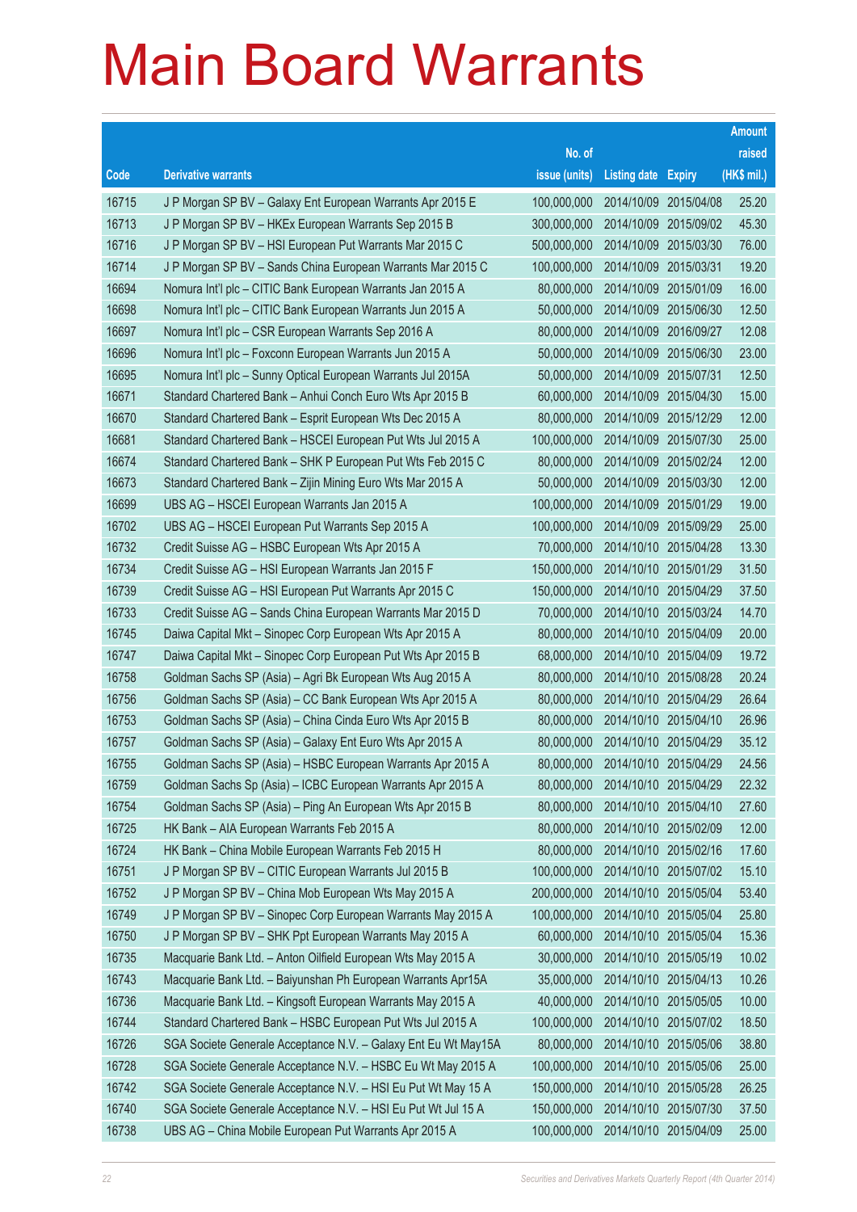# Main Board Warrants

| Code | Derivative warrants | No. of issue (units) | Listing date | Expiry | Amount raised (HK$ mil.) |
|---|---|---|---|---|---|
| 16715 | J P Morgan SP BV – Galaxy Ent European Warrants Apr 2015 E | 100,000,000 | 2014/10/09 | 2015/04/08 | 25.20 |
| 16713 | J P Morgan SP BV – HKEx European Warrants Sep 2015 B | 300,000,000 | 2014/10/09 | 2015/09/02 | 45.30 |
| 16716 | J P Morgan SP BV – HSI European Put Warrants Mar 2015 C | 500,000,000 | 2014/10/09 | 2015/03/30 | 76.00 |
| 16714 | J P Morgan SP BV – Sands China European Warrants Mar 2015 C | 100,000,000 | 2014/10/09 | 2015/03/31 | 19.20 |
| 16694 | Nomura Int'l plc – CITIC Bank European Warrants Jan 2015 A | 80,000,000 | 2014/10/09 | 2015/01/09 | 16.00 |
| 16698 | Nomura Int'l plc – CITIC Bank European Warrants Jun 2015 A | 50,000,000 | 2014/10/09 | 2015/06/30 | 12.50 |
| 16697 | Nomura Int'l plc – CSR European Warrants Sep 2016 A | 80,000,000 | 2014/10/09 | 2016/09/27 | 12.08 |
| 16696 | Nomura Int'l plc – Foxconn European Warrants Jun 2015 A | 50,000,000 | 2014/10/09 | 2015/06/30 | 23.00 |
| 16695 | Nomura Int'l plc – Sunny Optical European Warrants Jul 2015A | 50,000,000 | 2014/10/09 | 2015/07/31 | 12.50 |
| 16671 | Standard Chartered Bank – Anhui Conch Euro Wts Apr 2015 B | 60,000,000 | 2014/10/09 | 2015/04/30 | 15.00 |
| 16670 | Standard Chartered Bank – Esprit European Wts Dec 2015 A | 80,000,000 | 2014/10/09 | 2015/12/29 | 12.00 |
| 16681 | Standard Chartered Bank – HSCEI European Put Wts Jul 2015 A | 100,000,000 | 2014/10/09 | 2015/07/30 | 25.00 |
| 16674 | Standard Chartered Bank – SHK P European Put Wts Feb 2015 C | 80,000,000 | 2014/10/09 | 2015/02/24 | 12.00 |
| 16673 | Standard Chartered Bank – Zijin Mining Euro Wts Mar 2015 A | 50,000,000 | 2014/10/09 | 2015/03/30 | 12.00 |
| 16699 | UBS AG – HSCEI European Warrants Jan 2015 A | 100,000,000 | 2014/10/09 | 2015/01/29 | 19.00 |
| 16702 | UBS AG – HSCEI European Put Warrants Sep 2015 A | 100,000,000 | 2014/10/09 | 2015/09/29 | 25.00 |
| 16732 | Credit Suisse AG – HSBC European Wts Apr 2015 A | 70,000,000 | 2014/10/10 | 2015/04/28 | 13.30 |
| 16734 | Credit Suisse AG – HSI European Warrants Jan 2015 F | 150,000,000 | 2014/10/10 | 2015/01/29 | 31.50 |
| 16739 | Credit Suisse AG – HSI European Put Warrants Apr 2015 C | 150,000,000 | 2014/10/10 | 2015/04/29 | 37.50 |
| 16733 | Credit Suisse AG – Sands China European Warrants Mar 2015 D | 70,000,000 | 2014/10/10 | 2015/03/24 | 14.70 |
| 16745 | Daiwa Capital Mkt – Sinopec Corp European Wts Apr 2015 A | 80,000,000 | 2014/10/10 | 2015/04/09 | 20.00 |
| 16747 | Daiwa Capital Mkt – Sinopec Corp European Put Wts Apr 2015 B | 68,000,000 | 2014/10/10 | 2015/04/09 | 19.72 |
| 16758 | Goldman Sachs SP (Asia) – Agri Bk European Wts Aug 2015 A | 80,000,000 | 2014/10/10 | 2015/08/28 | 20.24 |
| 16756 | Goldman Sachs SP (Asia) – CC Bank European Wts Apr 2015 A | 80,000,000 | 2014/10/10 | 2015/04/29 | 26.64 |
| 16753 | Goldman Sachs SP (Asia) – China Cinda Euro Wts Apr 2015 B | 80,000,000 | 2014/10/10 | 2015/04/10 | 26.96 |
| 16757 | Goldman Sachs SP (Asia) – Galaxy Ent Euro Wts Apr 2015 A | 80,000,000 | 2014/10/10 | 2015/04/29 | 35.12 |
| 16755 | Goldman Sachs SP (Asia) – HSBC European Warrants Apr 2015 A | 80,000,000 | 2014/10/10 | 2015/04/29 | 24.56 |
| 16759 | Goldman Sachs Sp (Asia) – ICBC European Warrants Apr 2015 A | 80,000,000 | 2014/10/10 | 2015/04/29 | 22.32 |
| 16754 | Goldman Sachs SP (Asia) – Ping An European Wts Apr 2015 B | 80,000,000 | 2014/10/10 | 2015/04/10 | 27.60 |
| 16725 | HK Bank – AIA European Warrants Feb 2015 A | 80,000,000 | 2014/10/10 | 2015/02/09 | 12.00 |
| 16724 | HK Bank – China Mobile European Warrants Feb 2015 H | 80,000,000 | 2014/10/10 | 2015/02/16 | 17.60 |
| 16751 | J P Morgan SP BV – CITIC European Warrants Jul 2015 B | 100,000,000 | 2014/10/10 | 2015/07/02 | 15.10 |
| 16752 | J P Morgan SP BV – China Mob European Wts May 2015 A | 200,000,000 | 2014/10/10 | 2015/05/04 | 53.40 |
| 16749 | J P Morgan SP BV – Sinopec Corp European Warrants May 2015 A | 100,000,000 | 2014/10/10 | 2015/05/04 | 25.80 |
| 16750 | J P Morgan SP BV – SHK Ppt European Warrants May 2015 A | 60,000,000 | 2014/10/10 | 2015/05/04 | 15.36 |
| 16735 | Macquarie Bank Ltd. – Anton Oilfield European Wts May 2015 A | 30,000,000 | 2014/10/10 | 2015/05/19 | 10.02 |
| 16743 | Macquarie Bank Ltd. – Baiyunshan Ph European Warrants Apr15A | 35,000,000 | 2014/10/10 | 2015/04/13 | 10.26 |
| 16736 | Macquarie Bank Ltd. – Kingsoft European Warrants May 2015 A | 40,000,000 | 2014/10/10 | 2015/05/05 | 10.00 |
| 16744 | Standard Chartered Bank – HSBC European Put Wts Jul 2015 A | 100,000,000 | 2014/10/10 | 2015/07/02 | 18.50 |
| 16726 | SGA Societe Generale Acceptance N.V. – Galaxy Ent Eu Wt May15A | 80,000,000 | 2014/10/10 | 2015/05/06 | 38.80 |
| 16728 | SGA Societe Generale Acceptance N.V. – HSBC Eu Wt May 2015 A | 100,000,000 | 2014/10/10 | 2015/05/06 | 25.00 |
| 16742 | SGA Societe Generale Acceptance N.V. – HSI Eu Put Wt May 15 A | 150,000,000 | 2014/10/10 | 2015/05/28 | 26.25 |
| 16740 | SGA Societe Generale Acceptance N.V. – HSI Eu Put Wt Jul 15 A | 150,000,000 | 2014/10/10 | 2015/07/30 | 37.50 |
| 16738 | UBS AG – China Mobile European Put Warrants Apr 2015 A | 100,000,000 | 2014/10/10 | 2015/04/09 | 25.00 |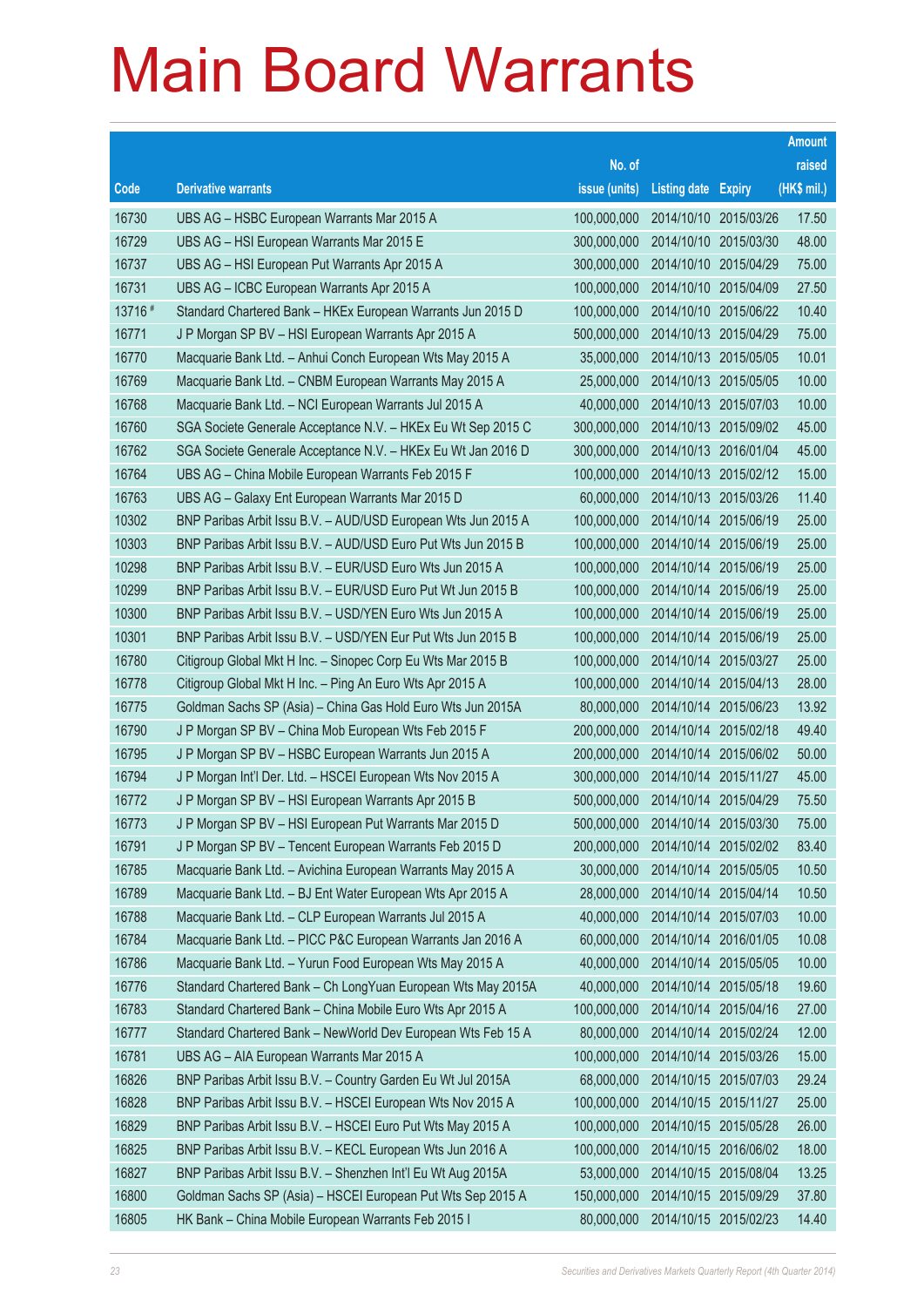# Main Board Warrants

| Code | Derivative warrants | No. of issue (units) | Listing date | Expiry | Amount raised (HK$ mil.) |
|---|---|---|---|---|---|
| 16730 | UBS AG – HSBC European Warrants Mar 2015 A | 100,000,000 | 2014/10/10 | 2015/03/26 | 17.50 |
| 16729 | UBS AG – HSI European Warrants Mar 2015 E | 300,000,000 | 2014/10/10 | 2015/03/30 | 48.00 |
| 16737 | UBS AG – HSI European Put Warrants Apr 2015 A | 300,000,000 | 2014/10/10 | 2015/04/29 | 75.00 |
| 16731 | UBS AG – ICBC European Warrants Apr 2015 A | 100,000,000 | 2014/10/10 | 2015/04/09 | 27.50 |
| 13716 # | Standard Chartered Bank – HKEx European Warrants Jun 2015 D | 100,000,000 | 2014/10/10 | 2015/06/22 | 10.40 |
| 16771 | J P Morgan SP BV – HSI European Warrants Apr 2015 A | 500,000,000 | 2014/10/13 | 2015/04/29 | 75.00 |
| 16770 | Macquarie Bank Ltd. – Anhui Conch European Wts May 2015 A | 35,000,000 | 2014/10/13 | 2015/05/05 | 10.01 |
| 16769 | Macquarie Bank Ltd. – CNBM European Warrants May 2015 A | 25,000,000 | 2014/10/13 | 2015/05/05 | 10.00 |
| 16768 | Macquarie Bank Ltd. – NCI European Warrants Jul 2015 A | 40,000,000 | 2014/10/13 | 2015/07/03 | 10.00 |
| 16760 | SGA Societe Generale Acceptance N.V. – HKEx Eu Wt Sep 2015 C | 300,000,000 | 2014/10/13 | 2015/09/02 | 45.00 |
| 16762 | SGA Societe Generale Acceptance N.V. – HKEx Eu Wt Jan 2016 D | 300,000,000 | 2014/10/13 | 2016/01/04 | 45.00 |
| 16764 | UBS AG – China Mobile European Warrants Feb 2015 F | 100,000,000 | 2014/10/13 | 2015/02/12 | 15.00 |
| 16763 | UBS AG – Galaxy Ent European Warrants Mar 2015 D | 60,000,000 | 2014/10/13 | 2015/03/26 | 11.40 |
| 10302 | BNP Paribas Arbit Issu B.V. – AUD/USD European Wts Jun 2015 A | 100,000,000 | 2014/10/14 | 2015/06/19 | 25.00 |
| 10303 | BNP Paribas Arbit Issu B.V. – AUD/USD Euro Put Wts Jun 2015 B | 100,000,000 | 2014/10/14 | 2015/06/19 | 25.00 |
| 10298 | BNP Paribas Arbit Issu B.V. – EUR/USD Euro Wts Jun 2015 A | 100,000,000 | 2014/10/14 | 2015/06/19 | 25.00 |
| 10299 | BNP Paribas Arbit Issu B.V. – EUR/USD Euro Put Wt Jun 2015 B | 100,000,000 | 2014/10/14 | 2015/06/19 | 25.00 |
| 10300 | BNP Paribas Arbit Issu B.V. – USD/YEN Euro Wts Jun 2015 A | 100,000,000 | 2014/10/14 | 2015/06/19 | 25.00 |
| 10301 | BNP Paribas Arbit Issu B.V. – USD/YEN Eur Put Wts Jun 2015 B | 100,000,000 | 2014/10/14 | 2015/06/19 | 25.00 |
| 16780 | Citigroup Global Mkt H Inc. – Sinopec Corp Eu Wts Mar 2015 B | 100,000,000 | 2014/10/14 | 2015/03/27 | 25.00 |
| 16778 | Citigroup Global Mkt H Inc. – Ping An Euro Wts Apr 2015 A | 100,000,000 | 2014/10/14 | 2015/04/13 | 28.00 |
| 16775 | Goldman Sachs SP (Asia) – China Gas Hold Euro Wts Jun 2015A | 80,000,000 | 2014/10/14 | 2015/06/23 | 13.92 |
| 16790 | J P Morgan SP BV – China Mob European Wts Feb 2015 F | 200,000,000 | 2014/10/14 | 2015/02/18 | 49.40 |
| 16795 | J P Morgan SP BV – HSBC European Warrants Jun 2015 A | 200,000,000 | 2014/10/14 | 2015/06/02 | 50.00 |
| 16794 | J P Morgan Int'l Der. Ltd. – HSCEI European Wts Nov 2015 A | 300,000,000 | 2014/10/14 | 2015/11/27 | 45.00 |
| 16772 | J P Morgan SP BV – HSI European Warrants Apr 2015 B | 500,000,000 | 2014/10/14 | 2015/04/29 | 75.50 |
| 16773 | J P Morgan SP BV – HSI European Put Warrants Mar 2015 D | 500,000,000 | 2014/10/14 | 2015/03/30 | 75.00 |
| 16791 | J P Morgan SP BV – Tencent European Warrants Feb 2015 D | 200,000,000 | 2014/10/14 | 2015/02/02 | 83.40 |
| 16785 | Macquarie Bank Ltd. – Avichina European Warrants May 2015 A | 30,000,000 | 2014/10/14 | 2015/05/05 | 10.50 |
| 16789 | Macquarie Bank Ltd. – BJ Ent Water European Wts Apr 2015 A | 28,000,000 | 2014/10/14 | 2015/04/14 | 10.50 |
| 16788 | Macquarie Bank Ltd. – CLP European Warrants Jul 2015 A | 40,000,000 | 2014/10/14 | 2015/07/03 | 10.00 |
| 16784 | Macquarie Bank Ltd. – PICC P&C European Warrants Jan 2016 A | 60,000,000 | 2014/10/14 | 2016/01/05 | 10.08 |
| 16786 | Macquarie Bank Ltd. – Yurun Food European Wts May 2015 A | 40,000,000 | 2014/10/14 | 2015/05/05 | 10.00 |
| 16776 | Standard Chartered Bank – Ch LongYuan European Wts May 2015A | 40,000,000 | 2014/10/14 | 2015/05/18 | 19.60 |
| 16783 | Standard Chartered Bank – China Mobile Euro Wts Apr 2015 A | 100,000,000 | 2014/10/14 | 2015/04/16 | 27.00 |
| 16777 | Standard Chartered Bank – NewWorld Dev European Wts Feb 15 A | 80,000,000 | 2014/10/14 | 2015/02/24 | 12.00 |
| 16781 | UBS AG – AIA European Warrants Mar 2015 A | 100,000,000 | 2014/10/14 | 2015/03/26 | 15.00 |
| 16826 | BNP Paribas Arbit Issu B.V. – Country Garden Eu Wt Jul 2015A | 68,000,000 | 2014/10/15 | 2015/07/03 | 29.24 |
| 16828 | BNP Paribas Arbit Issu B.V. – HSCEI European Wts Nov 2015 A | 100,000,000 | 2014/10/15 | 2015/11/27 | 25.00 |
| 16829 | BNP Paribas Arbit Issu B.V. – HSCEI Euro Put Wts May 2015 A | 100,000,000 | 2014/10/15 | 2015/05/28 | 26.00 |
| 16825 | BNP Paribas Arbit Issu B.V. – KECL European Wts Jun 2016 A | 100,000,000 | 2014/10/15 | 2016/06/02 | 18.00 |
| 16827 | BNP Paribas Arbit Issu B.V. – Shenzhen Int'l Eu Wt Aug 2015A | 53,000,000 | 2014/10/15 | 2015/08/04 | 13.25 |
| 16800 | Goldman Sachs SP (Asia) – HSCEI European Put Wts Sep 2015 A | 150,000,000 | 2014/10/15 | 2015/09/29 | 37.80 |
| 16805 | HK Bank – China Mobile European Warrants Feb 2015 I | 80,000,000 | 2014/10/15 | 2015/02/23 | 14.40 |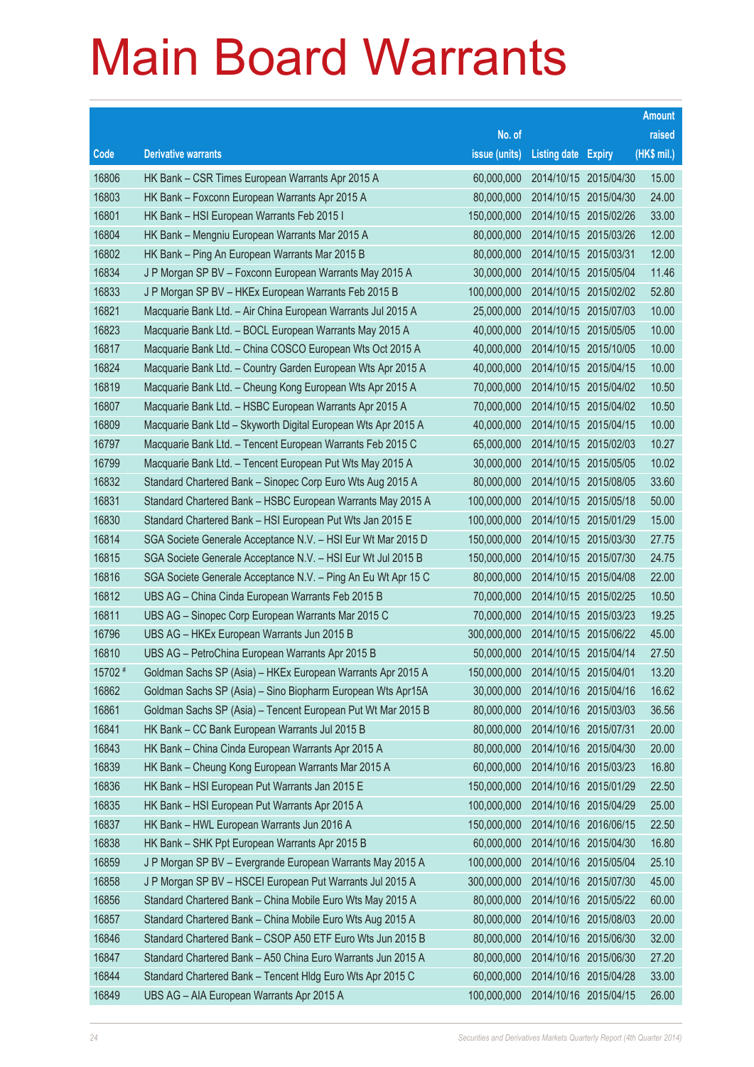# Main Board Warrants

| Code | Derivative warrants | No. of issue (units) | Listing date | Expiry | Amount raised (HK$ mil.) |
|---|---|---|---|---|---|
| 16806 | HK Bank – CSR Times European Warrants Apr 2015 A | 60,000,000 | 2014/10/15 | 2015/04/30 | 15.00 |
| 16803 | HK Bank – Foxconn European Warrants Apr 2015 A | 80,000,000 | 2014/10/15 | 2015/04/30 | 24.00 |
| 16801 | HK Bank – HSI European Warrants Feb 2015 I | 150,000,000 | 2014/10/15 | 2015/02/26 | 33.00 |
| 16804 | HK Bank – Mengniu European Warrants Mar 2015 A | 80,000,000 | 2014/10/15 | 2015/03/26 | 12.00 |
| 16802 | HK Bank – Ping An European Warrants Mar 2015 B | 80,000,000 | 2014/10/15 | 2015/03/31 | 12.00 |
| 16834 | J P Morgan SP BV – Foxconn European Warrants May 2015 A | 30,000,000 | 2014/10/15 | 2015/05/04 | 11.46 |
| 16833 | J P Morgan SP BV – HKEx European Warrants Feb 2015 B | 100,000,000 | 2014/10/15 | 2015/02/02 | 52.80 |
| 16821 | Macquarie Bank Ltd. – Air China European Warrants Jul 2015 A | 25,000,000 | 2014/10/15 | 2015/07/03 | 10.00 |
| 16823 | Macquarie Bank Ltd. – BOCL European Warrants May 2015 A | 40,000,000 | 2014/10/15 | 2015/05/05 | 10.00 |
| 16817 | Macquarie Bank Ltd. – China COSCO European Wts Oct 2015 A | 40,000,000 | 2014/10/15 | 2015/10/05 | 10.00 |
| 16824 | Macquarie Bank Ltd. – Country Garden European Wts Apr 2015 A | 40,000,000 | 2014/10/15 | 2015/04/15 | 10.00 |
| 16819 | Macquarie Bank Ltd. – Cheung Kong European Wts Apr 2015 A | 70,000,000 | 2014/10/15 | 2015/04/02 | 10.50 |
| 16807 | Macquarie Bank Ltd. – HSBC European Warrants Apr 2015 A | 70,000,000 | 2014/10/15 | 2015/04/02 | 10.50 |
| 16809 | Macquarie Bank Ltd – Skyworth Digital European Wts Apr 2015 A | 40,000,000 | 2014/10/15 | 2015/04/15 | 10.00 |
| 16797 | Macquarie Bank Ltd. – Tencent European Warrants Feb 2015 C | 65,000,000 | 2014/10/15 | 2015/02/03 | 10.27 |
| 16799 | Macquarie Bank Ltd. – Tencent European Put Wts May 2015 A | 30,000,000 | 2014/10/15 | 2015/05/05 | 10.02 |
| 16832 | Standard Chartered Bank – Sinopec Corp Euro Wts Aug 2015 A | 80,000,000 | 2014/10/15 | 2015/08/05 | 33.60 |
| 16831 | Standard Chartered Bank – HSBC European Warrants May 2015 A | 100,000,000 | 2014/10/15 | 2015/05/18 | 50.00 |
| 16830 | Standard Chartered Bank – HSI European Put Wts Jan 2015 E | 100,000,000 | 2014/10/15 | 2015/01/29 | 15.00 |
| 16814 | SGA Societe Generale Acceptance N.V. – HSI Eur Wt Mar 2015 D | 150,000,000 | 2014/10/15 | 2015/03/30 | 27.75 |
| 16815 | SGA Societe Generale Acceptance N.V. – HSI Eur Wt Jul 2015 B | 150,000,000 | 2014/10/15 | 2015/07/30 | 24.75 |
| 16816 | SGA Societe Generale Acceptance N.V. – Ping An Eu Wt Apr 15 C | 80,000,000 | 2014/10/15 | 2015/04/08 | 22.00 |
| 16812 | UBS AG – China Cinda European Warrants Feb 2015 B | 70,000,000 | 2014/10/15 | 2015/02/25 | 10.50 |
| 16811 | UBS AG – Sinopec Corp European Warrants Mar 2015 C | 70,000,000 | 2014/10/15 | 2015/03/23 | 19.25 |
| 16796 | UBS AG – HKEx European Warrants Jun 2015 B | 300,000,000 | 2014/10/15 | 2015/06/22 | 45.00 |
| 16810 | UBS AG – PetroChina European Warrants Apr 2015 B | 50,000,000 | 2014/10/15 | 2015/04/14 | 27.50 |
| 15702 # | Goldman Sachs SP (Asia) – HKEx European Warrants Apr 2015 A | 150,000,000 | 2014/10/15 | 2015/04/01 | 13.20 |
| 16862 | Goldman Sachs SP (Asia) – Sino Biopharm European Wts Apr15A | 30,000,000 | 2014/10/16 | 2015/04/16 | 16.62 |
| 16861 | Goldman Sachs SP (Asia) – Tencent European Put Wt Mar 2015 B | 80,000,000 | 2014/10/16 | 2015/03/03 | 36.56 |
| 16841 | HK Bank – CC Bank European Warrants Jul 2015 B | 80,000,000 | 2014/10/16 | 2015/07/31 | 20.00 |
| 16843 | HK Bank – China Cinda European Warrants Apr 2015 A | 80,000,000 | 2014/10/16 | 2015/04/30 | 20.00 |
| 16839 | HK Bank – Cheung Kong European Warrants Mar 2015 A | 60,000,000 | 2014/10/16 | 2015/03/23 | 16.80 |
| 16836 | HK Bank – HSI European Put Warrants Jan 2015 E | 150,000,000 | 2014/10/16 | 2015/01/29 | 22.50 |
| 16835 | HK Bank – HSI European Put Warrants Apr 2015 A | 100,000,000 | 2014/10/16 | 2015/04/29 | 25.00 |
| 16837 | HK Bank – HWL European Warrants Jun 2016 A | 150,000,000 | 2014/10/16 | 2016/06/15 | 22.50 |
| 16838 | HK Bank – SHK Ppt European Warrants Apr 2015 B | 60,000,000 | 2014/10/16 | 2015/04/30 | 16.80 |
| 16859 | J P Morgan SP BV – Evergrande European Warrants May 2015 A | 100,000,000 | 2014/10/16 | 2015/05/04 | 25.10 |
| 16858 | J P Morgan SP BV – HSCEI European Put Warrants Jul 2015 A | 300,000,000 | 2014/10/16 | 2015/07/30 | 45.00 |
| 16856 | Standard Chartered Bank – China Mobile Euro Wts May 2015 A | 80,000,000 | 2014/10/16 | 2015/05/22 | 60.00 |
| 16857 | Standard Chartered Bank – China Mobile Euro Wts Aug 2015 A | 80,000,000 | 2014/10/16 | 2015/08/03 | 20.00 |
| 16846 | Standard Chartered Bank – CSOP A50 ETF Euro Wts Jun 2015 B | 80,000,000 | 2014/10/16 | 2015/06/30 | 32.00 |
| 16847 | Standard Chartered Bank – A50 China Euro Warrants Jun 2015 A | 80,000,000 | 2014/10/16 | 2015/06/30 | 27.20 |
| 16844 | Standard Chartered Bank – Tencent Hldg Euro Wts Apr 2015 C | 60,000,000 | 2014/10/16 | 2015/04/28 | 33.00 |
| 16849 | UBS AG – AIA European Warrants Apr 2015 A | 100,000,000 | 2014/10/16 | 2015/04/15 | 26.00 |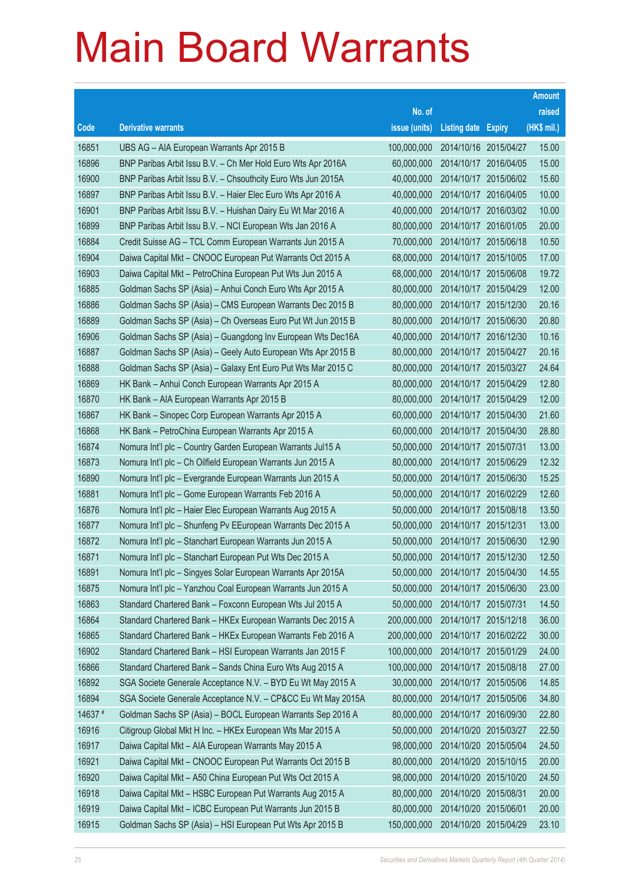# Main Board Warrants

| Code | Derivative warrants | No. of issue (units) | Listing date | Expiry | Amount raised (HK$ mil.) |
|---|---|---|---|---|---|
| 16851 | UBS AG – AIA European Warrants Apr 2015 B | 100,000,000 | 2014/10/16 | 2015/04/27 | 15.00 |
| 16896 | BNP Paribas Arbit Issu B.V. – Ch Mer Hold Euro Wts Apr 2016A | 60,000,000 | 2014/10/17 | 2016/04/05 | 15.00 |
| 16900 | BNP Paribas Arbit Issu B.V. – Chsouthcity Euro Wts Jun 2015A | 40,000,000 | 2014/10/17 | 2015/06/02 | 15.60 |
| 16897 | BNP Paribas Arbit Issu B.V. – Haier Elec Euro Wts Apr 2016 A | 40,000,000 | 2014/10/17 | 2016/04/05 | 10.00 |
| 16901 | BNP Paribas Arbit Issu B.V. – Huishan Dairy Eu Wt Mar 2016 A | 40,000,000 | 2014/10/17 | 2016/03/02 | 10.00 |
| 16899 | BNP Paribas Arbit Issu B.V. – NCI European Wts Jan 2016 A | 80,000,000 | 2014/10/17 | 2016/01/05 | 20.00 |
| 16884 | Credit Suisse AG – TCL Comm European Warrants Jun 2015 A | 70,000,000 | 2014/10/17 | 2015/06/18 | 10.50 |
| 16904 | Daiwa Capital Mkt – CNOOC European Put Warrants Oct 2015 A | 68,000,000 | 2014/10/17 | 2015/10/05 | 17.00 |
| 16903 | Daiwa Capital Mkt – PetroChina European Put Wts Jun 2015 A | 68,000,000 | 2014/10/17 | 2015/06/08 | 19.72 |
| 16885 | Goldman Sachs SP (Asia) – Anhui Conch Euro Wts Apr 2015 A | 80,000,000 | 2014/10/17 | 2015/04/29 | 12.00 |
| 16886 | Goldman Sachs SP (Asia) – CMS European Warrants Dec 2015 B | 80,000,000 | 2014/10/17 | 2015/12/30 | 20.16 |
| 16889 | Goldman Sachs SP (Asia) – Ch Overseas Euro Put Wt Jun 2015 B | 80,000,000 | 2014/10/17 | 2015/06/30 | 20.80 |
| 16906 | Goldman Sachs SP (Asia) – Guangdong Inv European Wts Dec16A | 40,000,000 | 2014/10/17 | 2016/12/30 | 10.16 |
| 16887 | Goldman Sachs SP (Asia) – Geely Auto European Wts Apr 2015 B | 80,000,000 | 2014/10/17 | 2015/04/27 | 20.16 |
| 16888 | Goldman Sachs SP (Asia) – Galaxy Ent Euro Put Wts Mar 2015 C | 80,000,000 | 2014/10/17 | 2015/03/27 | 24.64 |
| 16869 | HK Bank – Anhui Conch European Warrants Apr 2015 A | 80,000,000 | 2014/10/17 | 2015/04/29 | 12.80 |
| 16870 | HK Bank – AIA European Warrants Apr 2015 B | 80,000,000 | 2014/10/17 | 2015/04/29 | 12.00 |
| 16867 | HK Bank – Sinopec Corp European Warrants Apr 2015 A | 60,000,000 | 2014/10/17 | 2015/04/30 | 21.60 |
| 16868 | HK Bank – PetroChina European Warrants Apr 2015 A | 60,000,000 | 2014/10/17 | 2015/04/30 | 28.80 |
| 16874 | Nomura Int'l plc – Country Garden European Warrants Jul15 A | 50,000,000 | 2014/10/17 | 2015/07/31 | 13.00 |
| 16873 | Nomura Int'l plc – Ch Oilfield European Warrants Jun 2015 A | 80,000,000 | 2014/10/17 | 2015/06/29 | 12.32 |
| 16890 | Nomura Int'l plc – Evergrande European Warrants Jun 2015 A | 50,000,000 | 2014/10/17 | 2015/06/30 | 15.25 |
| 16881 | Nomura Int'l plc – Gome European Warrants Feb 2016 A | 50,000,000 | 2014/10/17 | 2016/02/29 | 12.60 |
| 16876 | Nomura Int'l plc – Haier Elec European Warrants Aug 2015 A | 50,000,000 | 2014/10/17 | 2015/08/18 | 13.50 |
| 16877 | Nomura Int'l plc – Shunfeng Pv EEuropean Warrants Dec 2015 A | 50,000,000 | 2014/10/17 | 2015/12/31 | 13.00 |
| 16872 | Nomura Int'l plc – Stanchart European Warrants Jun 2015 A | 50,000,000 | 2014/10/17 | 2015/06/30 | 12.90 |
| 16871 | Nomura Int'l plc – Stanchart European Put Wts Dec 2015 A | 50,000,000 | 2014/10/17 | 2015/12/30 | 12.50 |
| 16891 | Nomura Int'l plc – Singyes Solar European Warrants Apr 2015A | 50,000,000 | 2014/10/17 | 2015/04/30 | 14.55 |
| 16875 | Nomura Int'l plc – Yanzhou Coal European Warrants Jun 2015 A | 50,000,000 | 2014/10/17 | 2015/06/30 | 23.00 |
| 16863 | Standard Chartered Bank – Foxconn European Wts Jul 2015 A | 50,000,000 | 2014/10/17 | 2015/07/31 | 14.50 |
| 16864 | Standard Chartered Bank – HKEx European Warrants Dec 2015 A | 200,000,000 | 2014/10/17 | 2015/12/18 | 36.00 |
| 16865 | Standard Chartered Bank – HKEx European Warrants Feb 2016 A | 200,000,000 | 2014/10/17 | 2016/02/22 | 30.00 |
| 16902 | Standard Chartered Bank – HSI European Warrants Jan 2015 F | 100,000,000 | 2014/10/17 | 2015/01/29 | 24.00 |
| 16866 | Standard Chartered Bank – Sands China Euro Wts Aug 2015 A | 100,000,000 | 2014/10/17 | 2015/08/18 | 27.00 |
| 16892 | SGA Societe Generale Acceptance N.V. – BYD Eu Wt May 2015 A | 30,000,000 | 2014/10/17 | 2015/05/06 | 14.85 |
| 16894 | SGA Societe Generale Acceptance N.V. – CP&CC Eu Wt May 2015A | 80,000,000 | 2014/10/17 | 2015/05/06 | 34.80 |
| 14637 # | Goldman Sachs SP (Asia) – BOCL European Warrants Sep 2016 A | 80,000,000 | 2014/10/17 | 2016/09/30 | 22.80 |
| 16916 | Citigroup Global Mkt H Inc. – HKEx European Wts Mar 2015 A | 50,000,000 | 2014/10/20 | 2015/03/27 | 22.50 |
| 16917 | Daiwa Capital Mkt – AIA European Warrants May 2015 A | 98,000,000 | 2014/10/20 | 2015/05/04 | 24.50 |
| 16921 | Daiwa Capital Mkt – CNOOC European Put Warrants Oct 2015 B | 80,000,000 | 2014/10/20 | 2015/10/15 | 20.00 |
| 16920 | Daiwa Capital Mkt – A50 China European Put Wts Oct 2015 A | 98,000,000 | 2014/10/20 | 2015/10/20 | 24.50 |
| 16918 | Daiwa Capital Mkt – HSBC European Put Warrants Aug 2015 A | 80,000,000 | 2014/10/20 | 2015/08/31 | 20.00 |
| 16919 | Daiwa Capital Mkt – ICBC European Put Warrants Jun 2015 B | 80,000,000 | 2014/10/20 | 2015/06/01 | 20.00 |
| 16915 | Goldman Sachs SP (Asia) – HSI European Put Wts Apr 2015 B | 150,000,000 | 2014/10/20 | 2015/04/29 | 23.10 |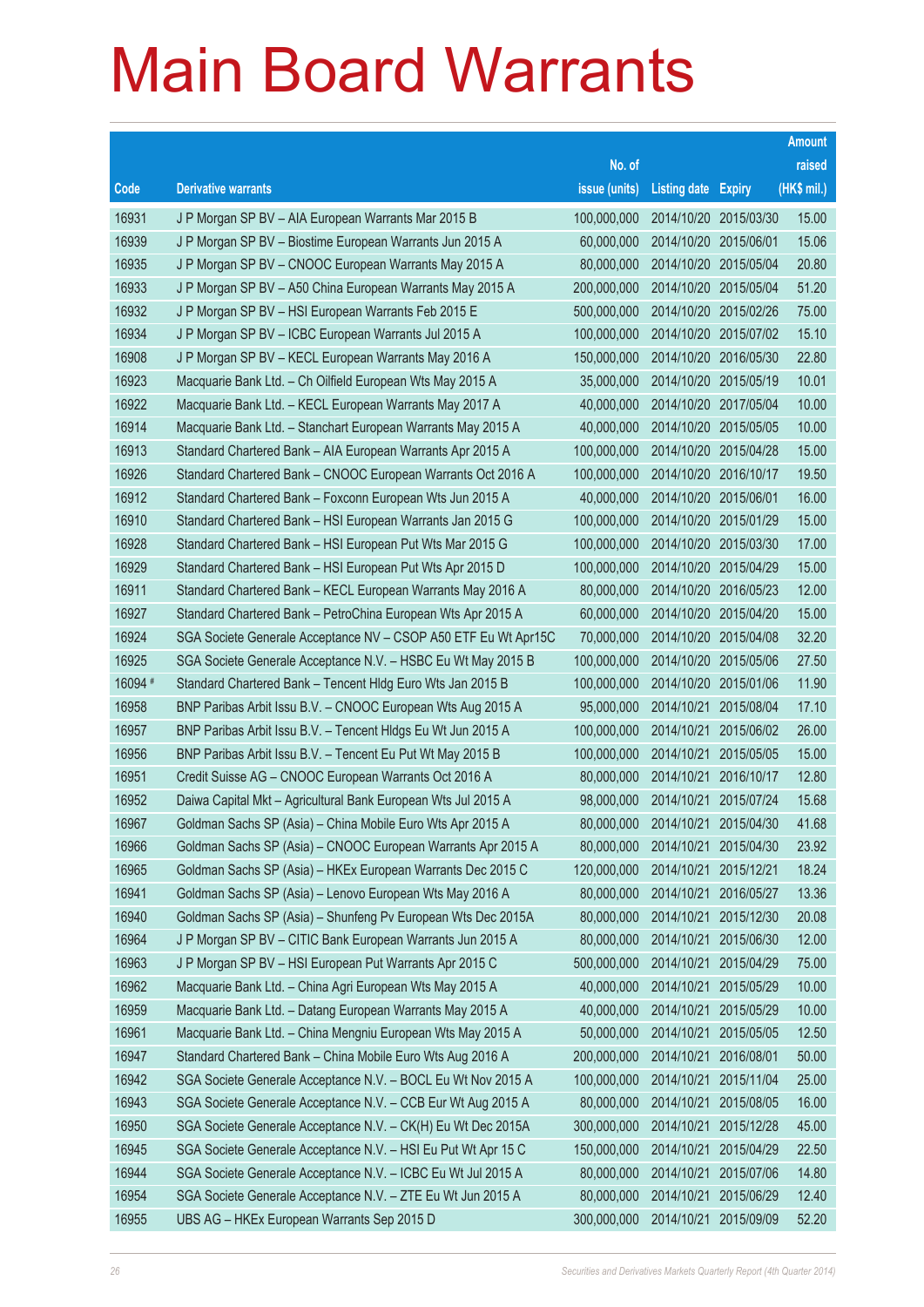# Main Board Warrants

| Code | Derivative warrants | No. of issue (units) | Listing date | Expiry | Amount raised (HK$ mil.) |
|---|---|---|---|---|---|
| 16931 | J P Morgan SP BV – AIA European Warrants Mar 2015 B | 100,000,000 | 2014/10/20 | 2015/03/30 | 15.00 |
| 16939 | J P Morgan SP BV – Biostime European Warrants Jun 2015 A | 60,000,000 | 2014/10/20 | 2015/06/01 | 15.06 |
| 16935 | J P Morgan SP BV – CNOOC European Warrants May 2015 A | 80,000,000 | 2014/10/20 | 2015/05/04 | 20.80 |
| 16933 | J P Morgan SP BV – A50 China European Warrants May 2015 A | 200,000,000 | 2014/10/20 | 2015/05/04 | 51.20 |
| 16932 | J P Morgan SP BV – HSI European Warrants Feb 2015 E | 500,000,000 | 2014/10/20 | 2015/02/26 | 75.00 |
| 16934 | J P Morgan SP BV – ICBC European Warrants Jul 2015 A | 100,000,000 | 2014/10/20 | 2015/07/02 | 15.10 |
| 16908 | J P Morgan SP BV – KECL European Warrants May 2016 A | 150,000,000 | 2014/10/20 | 2016/05/30 | 22.80 |
| 16923 | Macquarie Bank Ltd. – Ch Oilfield European Wts May 2015 A | 35,000,000 | 2014/10/20 | 2015/05/19 | 10.01 |
| 16922 | Macquarie Bank Ltd. – KECL European Warrants May 2017 A | 40,000,000 | 2014/10/20 | 2017/05/04 | 10.00 |
| 16914 | Macquarie Bank Ltd. – Stanchart European Warrants May 2015 A | 40,000,000 | 2014/10/20 | 2015/05/05 | 10.00 |
| 16913 | Standard Chartered Bank – AIA European Warrants Apr 2015 A | 100,000,000 | 2014/10/20 | 2015/04/28 | 15.00 |
| 16926 | Standard Chartered Bank – CNOOC European Warrants Oct 2016 A | 100,000,000 | 2014/10/20 | 2016/10/17 | 19.50 |
| 16912 | Standard Chartered Bank – Foxconn European Wts Jun 2015 A | 40,000,000 | 2014/10/20 | 2015/06/01 | 16.00 |
| 16910 | Standard Chartered Bank – HSI European Warrants Jan 2015 G | 100,000,000 | 2014/10/20 | 2015/01/29 | 15.00 |
| 16928 | Standard Chartered Bank – HSI European Put Wts Mar 2015 G | 100,000,000 | 2014/10/20 | 2015/03/30 | 17.00 |
| 16929 | Standard Chartered Bank – HSI European Put Wts Apr 2015 D | 100,000,000 | 2014/10/20 | 2015/04/29 | 15.00 |
| 16911 | Standard Chartered Bank – KECL European Warrants May 2016 A | 80,000,000 | 2014/10/20 | 2016/05/23 | 12.00 |
| 16927 | Standard Chartered Bank – PetroChina European Wts Apr 2015 A | 60,000,000 | 2014/10/20 | 2015/04/20 | 15.00 |
| 16924 | SGA Societe Generale Acceptance NV – CSOP A50 ETF Eu Wt Apr15C | 70,000,000 | 2014/10/20 | 2015/04/08 | 32.20 |
| 16925 | SGA Societe Generale Acceptance N.V. – HSBC Eu Wt May 2015 B | 100,000,000 | 2014/10/20 | 2015/05/06 | 27.50 |
| 16094 # | Standard Chartered Bank – Tencent Hldg Euro Wts Jan 2015 B | 100,000,000 | 2014/10/20 | 2015/01/06 | 11.90 |
| 16958 | BNP Paribas Arbit Issu B.V. – CNOOC European Wts Aug 2015 A | 95,000,000 | 2014/10/21 | 2015/08/04 | 17.10 |
| 16957 | BNP Paribas Arbit Issu B.V. – Tencent Hldgs Eu Wt Jun 2015 A | 100,000,000 | 2014/10/21 | 2015/06/02 | 26.00 |
| 16956 | BNP Paribas Arbit Issu B.V. – Tencent Eu Put Wt May 2015 B | 100,000,000 | 2014/10/21 | 2015/05/05 | 15.00 |
| 16951 | Credit Suisse AG – CNOOC European Warrants Oct 2016 A | 80,000,000 | 2014/10/21 | 2016/10/17 | 12.80 |
| 16952 | Daiwa Capital Mkt – Agricultural Bank European Wts Jul 2015 A | 98,000,000 | 2014/10/21 | 2015/07/24 | 15.68 |
| 16967 | Goldman Sachs SP (Asia) – China Mobile Euro Wts Apr 2015 A | 80,000,000 | 2014/10/21 | 2015/04/30 | 41.68 |
| 16966 | Goldman Sachs SP (Asia) – CNOOC European Warrants Apr 2015 A | 80,000,000 | 2014/10/21 | 2015/04/30 | 23.92 |
| 16965 | Goldman Sachs SP (Asia) – HKEx European Warrants Dec 2015 C | 120,000,000 | 2014/10/21 | 2015/12/21 | 18.24 |
| 16941 | Goldman Sachs SP (Asia) – Lenovo European Wts May 2016 A | 80,000,000 | 2014/10/21 | 2016/05/27 | 13.36 |
| 16940 | Goldman Sachs SP (Asia) – Shunfeng Pv European Wts Dec 2015A | 80,000,000 | 2014/10/21 | 2015/12/30 | 20.08 |
| 16964 | J P Morgan SP BV – CITIC Bank European Warrants Jun 2015 A | 80,000,000 | 2014/10/21 | 2015/06/30 | 12.00 |
| 16963 | J P Morgan SP BV – HSI European Put Warrants Apr 2015 C | 500,000,000 | 2014/10/21 | 2015/04/29 | 75.00 |
| 16962 | Macquarie Bank Ltd. – China Agri European Wts May 2015 A | 40,000,000 | 2014/10/21 | 2015/05/29 | 10.00 |
| 16959 | Macquarie Bank Ltd. – Datang European Warrants May 2015 A | 40,000,000 | 2014/10/21 | 2015/05/29 | 10.00 |
| 16961 | Macquarie Bank Ltd. – China Mengniu European Wts May 2015 A | 50,000,000 | 2014/10/21 | 2015/05/05 | 12.50 |
| 16947 | Standard Chartered Bank – China Mobile Euro Wts Aug 2016 A | 200,000,000 | 2014/10/21 | 2016/08/01 | 50.00 |
| 16942 | SGA Societe Generale Acceptance N.V. – BOCL Eu Wt Nov 2015 A | 100,000,000 | 2014/10/21 | 2015/11/04 | 25.00 |
| 16943 | SGA Societe Generale Acceptance N.V. – CCB Eur Wt Aug 2015 A | 80,000,000 | 2014/10/21 | 2015/08/05 | 16.00 |
| 16950 | SGA Societe Generale Acceptance N.V. – CK(H) Eu Wt Dec 2015A | 300,000,000 | 2014/10/21 | 2015/12/28 | 45.00 |
| 16945 | SGA Societe Generale Acceptance N.V. – HSI Eu Put Wt Apr 15 C | 150,000,000 | 2014/10/21 | 2015/04/29 | 22.50 |
| 16944 | SGA Societe Generale Acceptance N.V. – ICBC Eu Wt Jul 2015 A | 80,000,000 | 2014/10/21 | 2015/07/06 | 14.80 |
| 16954 | SGA Societe Generale Acceptance N.V. – ZTE Eu Wt Jun 2015 A | 80,000,000 | 2014/10/21 | 2015/06/29 | 12.40 |
| 16955 | UBS AG – HKEx European Warrants Sep 2015 D | 300,000,000 | 2014/10/21 | 2015/09/09 | 52.20 |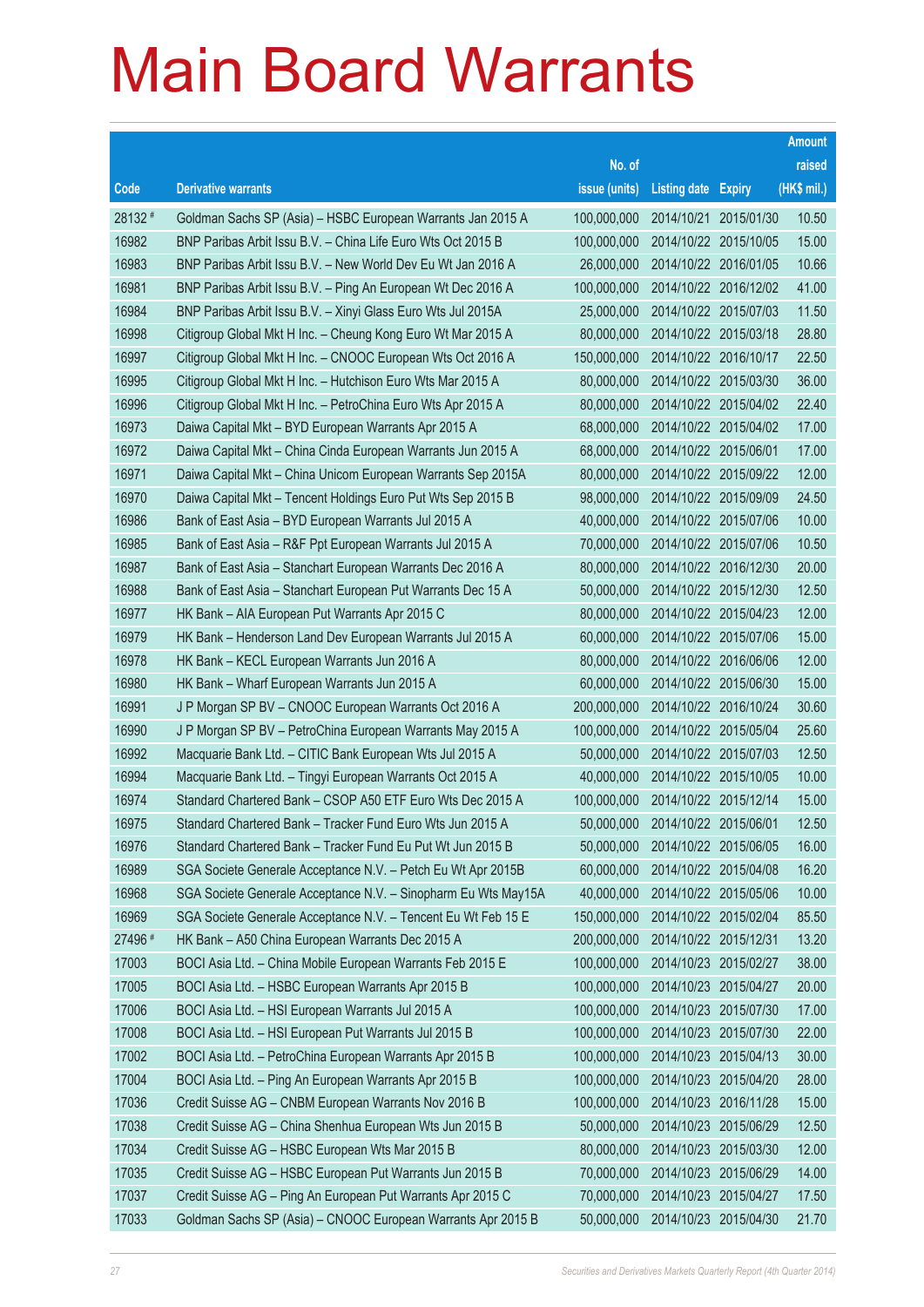# Main Board Warrants

| Code | Derivative warrants | No. of issue (units) | Listing date | Expiry | Amount raised (HK$ mil.) |
|---|---|---|---|---|---|
| 28132 # | Goldman Sachs SP (Asia) – HSBC European Warrants Jan 2015 A | 100,000,000 | 2014/10/21 | 2015/01/30 | 10.50 |
| 16982 | BNP Paribas Arbit Issu B.V. – China Life Euro Wts Oct 2015 B | 100,000,000 | 2014/10/22 | 2015/10/05 | 15.00 |
| 16983 | BNP Paribas Arbit Issu B.V. – New World Dev Eu Wt Jan 2016 A | 26,000,000 | 2014/10/22 | 2016/01/05 | 10.66 |
| 16981 | BNP Paribas Arbit Issu B.V. – Ping An European Wt Dec 2016 A | 100,000,000 | 2014/10/22 | 2016/12/02 | 41.00 |
| 16984 | BNP Paribas Arbit Issu B.V. – Xinyi Glass Euro Wts Jul 2015A | 25,000,000 | 2014/10/22 | 2015/07/03 | 11.50 |
| 16998 | Citigroup Global Mkt H Inc. – Cheung Kong Euro Wt Mar 2015 A | 80,000,000 | 2014/10/22 | 2015/03/18 | 28.80 |
| 16997 | Citigroup Global Mkt H Inc. – CNOOC European Wts Oct 2016 A | 150,000,000 | 2014/10/22 | 2016/10/17 | 22.50 |
| 16995 | Citigroup Global Mkt H Inc. – Hutchison Euro Wts Mar 2015 A | 80,000,000 | 2014/10/22 | 2015/03/30 | 36.00 |
| 16996 | Citigroup Global Mkt H Inc. – PetroChina Euro Wts Apr 2015 A | 80,000,000 | 2014/10/22 | 2015/04/02 | 22.40 |
| 16973 | Daiwa Capital Mkt – BYD European Warrants Apr 2015 A | 68,000,000 | 2014/10/22 | 2015/04/02 | 17.00 |
| 16972 | Daiwa Capital Mkt – China Cinda European Warrants Jun 2015 A | 68,000,000 | 2014/10/22 | 2015/06/01 | 17.00 |
| 16971 | Daiwa Capital Mkt – China Unicom European Warrants Sep 2015A | 80,000,000 | 2014/10/22 | 2015/09/22 | 12.00 |
| 16970 | Daiwa Capital Mkt – Tencent Holdings Euro Put Wts Sep 2015 B | 98,000,000 | 2014/10/22 | 2015/09/09 | 24.50 |
| 16986 | Bank of East Asia – BYD European Warrants Jul 2015 A | 40,000,000 | 2014/10/22 | 2015/07/06 | 10.00 |
| 16985 | Bank of East Asia – R&F Ppt European Warrants Jul 2015 A | 70,000,000 | 2014/10/22 | 2015/07/06 | 10.50 |
| 16987 | Bank of East Asia – Stanchart European Warrants Dec 2016 A | 80,000,000 | 2014/10/22 | 2016/12/30 | 20.00 |
| 16988 | Bank of East Asia – Stanchart European Put Warrants Dec 15 A | 50,000,000 | 2014/10/22 | 2015/12/30 | 12.50 |
| 16977 | HK Bank – AIA European Put Warrants Apr 2015 C | 80,000,000 | 2014/10/22 | 2015/04/23 | 12.00 |
| 16979 | HK Bank – Henderson Land Dev European Warrants Jul 2015 A | 60,000,000 | 2014/10/22 | 2015/07/06 | 15.00 |
| 16978 | HK Bank – KECL European Warrants Jun 2016 A | 80,000,000 | 2014/10/22 | 2016/06/06 | 12.00 |
| 16980 | HK Bank – Wharf European Warrants Jun 2015 A | 60,000,000 | 2014/10/22 | 2015/06/30 | 15.00 |
| 16991 | J P Morgan SP BV – CNOOC European Warrants Oct 2016 A | 200,000,000 | 2014/10/22 | 2016/10/24 | 30.60 |
| 16990 | J P Morgan SP BV – PetroChina European Warrants May 2015 A | 100,000,000 | 2014/10/22 | 2015/05/04 | 25.60 |
| 16992 | Macquarie Bank Ltd. – CITIC Bank European Wts Jul 2015 A | 50,000,000 | 2014/10/22 | 2015/07/03 | 12.50 |
| 16994 | Macquarie Bank Ltd. – Tingyi European Warrants Oct 2015 A | 40,000,000 | 2014/10/22 | 2015/10/05 | 10.00 |
| 16974 | Standard Chartered Bank – CSOP A50 ETF Euro Wts Dec 2015 A | 100,000,000 | 2014/10/22 | 2015/12/14 | 15.00 |
| 16975 | Standard Chartered Bank – Tracker Fund Euro Wts Jun 2015 A | 50,000,000 | 2014/10/22 | 2015/06/01 | 12.50 |
| 16976 | Standard Chartered Bank – Tracker Fund Eu Put Wt Jun 2015 B | 50,000,000 | 2014/10/22 | 2015/06/05 | 16.00 |
| 16989 | SGA Societe Generale Acceptance N.V. – Petch Eu Wt Apr 2015B | 60,000,000 | 2014/10/22 | 2015/04/08 | 16.20 |
| 16968 | SGA Societe Generale Acceptance N.V. – Sinopharm Eu Wts May15A | 40,000,000 | 2014/10/22 | 2015/05/06 | 10.00 |
| 16969 | SGA Societe Generale Acceptance N.V. – Tencent Eu Wt Feb 15 E | 150,000,000 | 2014/10/22 | 2015/02/04 | 85.50 |
| 27496 # | HK Bank – A50 China European Warrants Dec 2015 A | 200,000,000 | 2014/10/22 | 2015/12/31 | 13.20 |
| 17003 | BOCI Asia Ltd. – China Mobile European Warrants Feb 2015 E | 100,000,000 | 2014/10/23 | 2015/02/27 | 38.00 |
| 17005 | BOCI Asia Ltd. – HSBC European Warrants Apr 2015 B | 100,000,000 | 2014/10/23 | 2015/04/27 | 20.00 |
| 17006 | BOCI Asia Ltd. – HSI European Warrants Jul 2015 A | 100,000,000 | 2014/10/23 | 2015/07/30 | 17.00 |
| 17008 | BOCI Asia Ltd. – HSI European Put Warrants Jul 2015 B | 100,000,000 | 2014/10/23 | 2015/07/30 | 22.00 |
| 17002 | BOCI Asia Ltd. – PetroChina European Warrants Apr 2015 B | 100,000,000 | 2014/10/23 | 2015/04/13 | 30.00 |
| 17004 | BOCI Asia Ltd. – Ping An European Warrants Apr 2015 B | 100,000,000 | 2014/10/23 | 2015/04/20 | 28.00 |
| 17036 | Credit Suisse AG – CNBM European Warrants Nov 2016 B | 100,000,000 | 2014/10/23 | 2016/11/28 | 15.00 |
| 17038 | Credit Suisse AG – China Shenhua European Wts Jun 2015 B | 50,000,000 | 2014/10/23 | 2015/06/29 | 12.50 |
| 17034 | Credit Suisse AG – HSBC European Wts Mar 2015 B | 80,000,000 | 2014/10/23 | 2015/03/30 | 12.00 |
| 17035 | Credit Suisse AG – HSBC European Put Warrants Jun 2015 B | 70,000,000 | 2014/10/23 | 2015/06/29 | 14.00 |
| 17037 | Credit Suisse AG – Ping An European Put Warrants Apr 2015 C | 70,000,000 | 2014/10/23 | 2015/04/27 | 17.50 |
| 17033 | Goldman Sachs SP (Asia) – CNOOC European Warrants Apr 2015 B | 50,000,000 | 2014/10/23 | 2015/04/30 | 21.70 |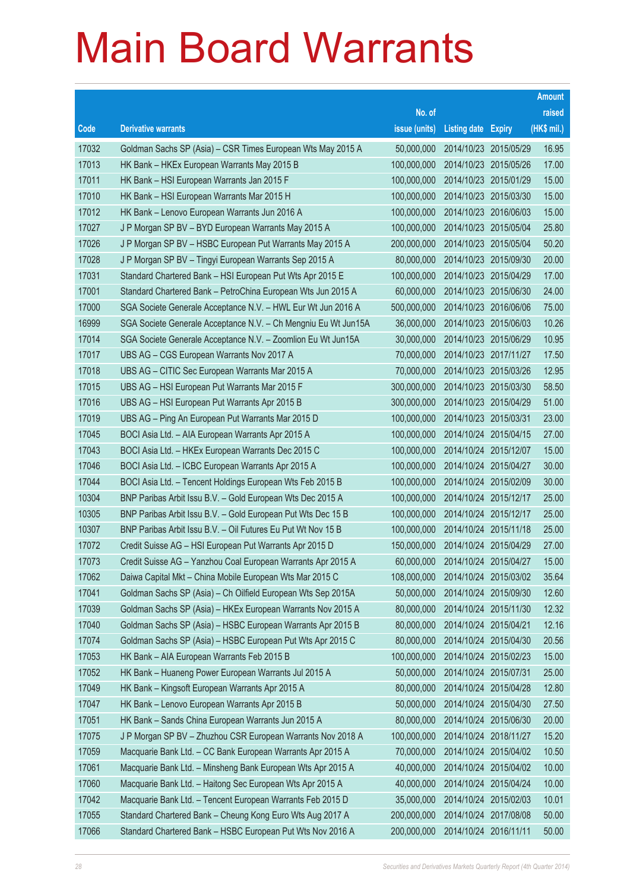# Main Board Warrants

| Code | Derivative warrants | No. of issue (units) | Listing date | Expiry | Amount raised (HK$ mil.) |
|---|---|---|---|---|---|
| 17032 | Goldman Sachs SP (Asia) – CSR Times European Wts May 2015 A | 50,000,000 | 2014/10/23 | 2015/05/29 | 16.95 |
| 17013 | HK Bank – HKEx European Warrants May 2015 B | 100,000,000 | 2014/10/23 | 2015/05/26 | 17.00 |
| 17011 | HK Bank – HSI European Warrants Jan 2015 F | 100,000,000 | 2014/10/23 | 2015/01/29 | 15.00 |
| 17010 | HK Bank – HSI European Warrants Mar 2015 H | 100,000,000 | 2014/10/23 | 2015/03/30 | 15.00 |
| 17012 | HK Bank – Lenovo European Warrants Jun 2016 A | 100,000,000 | 2014/10/23 | 2016/06/03 | 15.00 |
| 17027 | J P Morgan SP BV – BYD European Warrants May 2015 A | 100,000,000 | 2014/10/23 | 2015/05/04 | 25.80 |
| 17026 | J P Morgan SP BV – HSBC European Put Warrants May 2015 A | 200,000,000 | 2014/10/23 | 2015/05/04 | 50.20 |
| 17028 | J P Morgan SP BV – Tingyi European Warrants Sep 2015 A | 80,000,000 | 2014/10/23 | 2015/09/30 | 20.00 |
| 17031 | Standard Chartered Bank – HSI European Put Wts Apr 2015 E | 100,000,000 | 2014/10/23 | 2015/04/29 | 17.00 |
| 17001 | Standard Chartered Bank – PetroChina European Wts Jun 2015 A | 60,000,000 | 2014/10/23 | 2015/06/30 | 24.00 |
| 17000 | SGA Societe Generale Acceptance N.V. – HWL Eur Wt Jun 2016 A | 500,000,000 | 2014/10/23 | 2016/06/06 | 75.00 |
| 16999 | SGA Societe Generale Acceptance N.V. – Ch Mengniu Eu Wt Jun15A | 36,000,000 | 2014/10/23 | 2015/06/03 | 10.26 |
| 17014 | SGA Societe Generale Acceptance N.V. – Zoomlion Eu Wt Jun15A | 30,000,000 | 2014/10/23 | 2015/06/29 | 10.95 |
| 17017 | UBS AG – CGS European Warrants Nov 2017 A | 70,000,000 | 2014/10/23 | 2017/11/27 | 17.50 |
| 17018 | UBS AG – CITIC Sec European Warrants Mar 2015 A | 70,000,000 | 2014/10/23 | 2015/03/26 | 12.95 |
| 17015 | UBS AG – HSI European Put Warrants Mar 2015 F | 300,000,000 | 2014/10/23 | 2015/03/30 | 58.50 |
| 17016 | UBS AG – HSI European Put Warrants Apr 2015 B | 300,000,000 | 2014/10/23 | 2015/04/29 | 51.00 |
| 17019 | UBS AG – Ping An European Put Warrants Mar 2015 D | 100,000,000 | 2014/10/23 | 2015/03/31 | 23.00 |
| 17045 | BOCI Asia Ltd. – AIA European Warrants Apr 2015 A | 100,000,000 | 2014/10/24 | 2015/04/15 | 27.00 |
| 17043 | BOCI Asia Ltd. – HKEx European Warrants Dec 2015 C | 100,000,000 | 2014/10/24 | 2015/12/07 | 15.00 |
| 17046 | BOCI Asia Ltd. – ICBC European Warrants Apr 2015 A | 100,000,000 | 2014/10/24 | 2015/04/27 | 30.00 |
| 17044 | BOCI Asia Ltd. – Tencent Holdings European Wts Feb 2015 B | 100,000,000 | 2014/10/24 | 2015/02/09 | 30.00 |
| 10304 | BNP Paribas Arbit Issu B.V. – Gold European Wts Dec 2015 A | 100,000,000 | 2014/10/24 | 2015/12/17 | 25.00 |
| 10305 | BNP Paribas Arbit Issu B.V. – Gold European Put Wts Dec 15 B | 100,000,000 | 2014/10/24 | 2015/12/17 | 25.00 |
| 10307 | BNP Paribas Arbit Issu B.V. – Oil Futures Eu Put Wt Nov 15 B | 100,000,000 | 2014/10/24 | 2015/11/18 | 25.00 |
| 17072 | Credit Suisse AG – HSI European Put Warrants Apr 2015 D | 150,000,000 | 2014/10/24 | 2015/04/29 | 27.00 |
| 17073 | Credit Suisse AG – Yanzhou Coal European Warrants Apr 2015 A | 60,000,000 | 2014/10/24 | 2015/04/27 | 15.00 |
| 17062 | Daiwa Capital Mkt – China Mobile European Wts Mar 2015 C | 108,000,000 | 2014/10/24 | 2015/03/02 | 35.64 |
| 17041 | Goldman Sachs SP (Asia) – Ch Oilfield European Wts Sep 2015A | 50,000,000 | 2014/10/24 | 2015/09/30 | 12.60 |
| 17039 | Goldman Sachs SP (Asia) – HKEx European Warrants Nov 2015 A | 80,000,000 | 2014/10/24 | 2015/11/30 | 12.32 |
| 17040 | Goldman Sachs SP (Asia) – HSBC European Warrants Apr 2015 B | 80,000,000 | 2014/10/24 | 2015/04/21 | 12.16 |
| 17074 | Goldman Sachs SP (Asia) – HSBC European Put Wts Apr 2015 C | 80,000,000 | 2014/10/24 | 2015/04/30 | 20.56 |
| 17053 | HK Bank – AIA European Warrants Feb 2015 B | 100,000,000 | 2014/10/24 | 2015/02/23 | 15.00 |
| 17052 | HK Bank – Huaneng Power European Warrants Jul 2015 A | 50,000,000 | 2014/10/24 | 2015/07/31 | 25.00 |
| 17049 | HK Bank – Kingsoft European Warrants Apr 2015 A | 80,000,000 | 2014/10/24 | 2015/04/28 | 12.80 |
| 17047 | HK Bank – Lenovo European Warrants Apr 2015 B | 50,000,000 | 2014/10/24 | 2015/04/30 | 27.50 |
| 17051 | HK Bank – Sands China European Warrants Jun 2015 A | 80,000,000 | 2014/10/24 | 2015/06/30 | 20.00 |
| 17075 | J P Morgan SP BV – Zhuzhou CSR European Warrants Nov 2018 A | 100,000,000 | 2014/10/24 | 2018/11/27 | 15.20 |
| 17059 | Macquarie Bank Ltd. – CC Bank European Warrants Apr 2015 A | 70,000,000 | 2014/10/24 | 2015/04/02 | 10.50 |
| 17061 | Macquarie Bank Ltd. – Minsheng Bank European Wts Apr 2015 A | 40,000,000 | 2014/10/24 | 2015/04/02 | 10.00 |
| 17060 | Macquarie Bank Ltd. – Haitong Sec European Wts Apr 2015 A | 40,000,000 | 2014/10/24 | 2015/04/24 | 10.00 |
| 17042 | Macquarie Bank Ltd. – Tencent European Warrants Feb 2015 D | 35,000,000 | 2014/10/24 | 2015/02/03 | 10.01 |
| 17055 | Standard Chartered Bank – Cheung Kong Euro Wts Aug 2017 A | 200,000,000 | 2014/10/24 | 2017/08/08 | 50.00 |
| 17066 | Standard Chartered Bank – HSBC European Put Wts Nov 2016 A | 200,000,000 | 2014/10/24 | 2016/11/11 | 50.00 |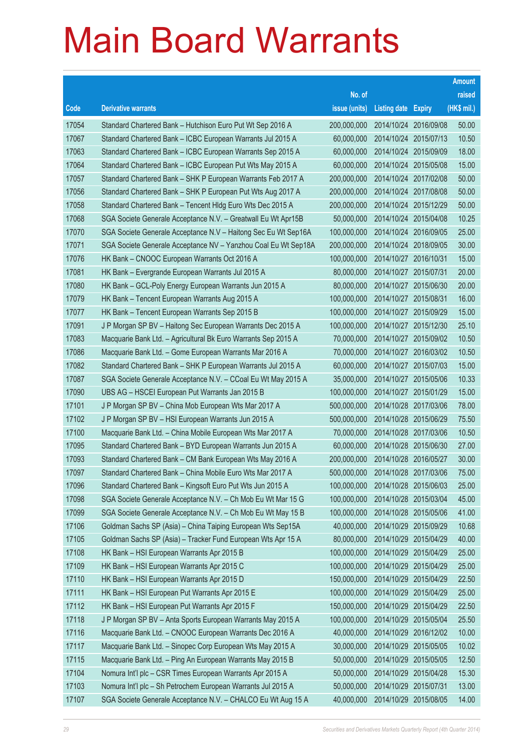# Main Board Warrants

| Code | Derivative warrants | No. of issue (units) | Listing date | Expiry | Amount raised (HK$ mil.) |
|---|---|---|---|---|---|
| 17054 | Standard Chartered Bank – Hutchison Euro Put Wt Sep 2016 A | 200,000,000 | 2014/10/24 | 2016/09/08 | 50.00 |
| 17067 | Standard Chartered Bank – ICBC European Warrants Jul 2015 A | 60,000,000 | 2014/10/24 | 2015/07/13 | 10.50 |
| 17063 | Standard Chartered Bank – ICBC European Warrants Sep 2015 A | 60,000,000 | 2014/10/24 | 2015/09/09 | 18.00 |
| 17064 | Standard Chartered Bank – ICBC European Put Wts May 2015 A | 60,000,000 | 2014/10/24 | 2015/05/08 | 15.00 |
| 17057 | Standard Chartered Bank – SHK P European Warrants Feb 2017 A | 200,000,000 | 2014/10/24 | 2017/02/08 | 50.00 |
| 17056 | Standard Chartered Bank – SHK P European Put Wts Aug 2017 A | 200,000,000 | 2014/10/24 | 2017/08/08 | 50.00 |
| 17058 | Standard Chartered Bank – Tencent Hldg Euro Wts Dec 2015 A | 200,000,000 | 2014/10/24 | 2015/12/29 | 50.00 |
| 17068 | SGA Societe Generale Acceptance N.V. – Greatwall Eu Wt Apr15B | 50,000,000 | 2014/10/24 | 2015/04/08 | 10.25 |
| 17070 | SGA Societe Generale Acceptance N.V – Haitong Sec Eu Wt Sep16A | 100,000,000 | 2014/10/24 | 2016/09/05 | 25.00 |
| 17071 | SGA Societe Generale Acceptance NV – Yanzhou Coal Eu Wt Sep18A | 200,000,000 | 2014/10/24 | 2018/09/05 | 30.00 |
| 17076 | HK Bank – CNOOC European Warrants Oct 2016 A | 100,000,000 | 2014/10/27 | 2016/10/31 | 15.00 |
| 17081 | HK Bank – Evergrande European Warrants Jul 2015 A | 80,000,000 | 2014/10/27 | 2015/07/31 | 20.00 |
| 17080 | HK Bank – GCL-Poly Energy European Warrants Jun 2015 A | 80,000,000 | 2014/10/27 | 2015/06/30 | 20.00 |
| 17079 | HK Bank – Tencent European Warrants Aug 2015 A | 100,000,000 | 2014/10/27 | 2015/08/31 | 16.00 |
| 17077 | HK Bank – Tencent European Warrants Sep 2015 B | 100,000,000 | 2014/10/27 | 2015/09/29 | 15.00 |
| 17091 | J P Morgan SP BV – Haitong Sec European Warrants Dec 2015 A | 100,000,000 | 2014/10/27 | 2015/12/30 | 25.10 |
| 17083 | Macquarie Bank Ltd. – Agricultural Bk Euro Warrants Sep 2015 A | 70,000,000 | 2014/10/27 | 2015/09/02 | 10.50 |
| 17086 | Macquarie Bank Ltd. – Gome European Warrants Mar 2016 A | 70,000,000 | 2014/10/27 | 2016/03/02 | 10.50 |
| 17082 | Standard Chartered Bank – SHK P European Warrants Jul 2015 A | 60,000,000 | 2014/10/27 | 2015/07/03 | 15.00 |
| 17087 | SGA Societe Generale Acceptance N.V. – CCoal Eu Wt May 2015 A | 35,000,000 | 2014/10/27 | 2015/05/06 | 10.33 |
| 17090 | UBS AG – HSCEI European Put Warrants Jan 2015 B | 100,000,000 | 2014/10/27 | 2015/01/29 | 15.00 |
| 17101 | J P Morgan SP BV – China Mob European Wts Mar 2017 A | 500,000,000 | 2014/10/28 | 2017/03/06 | 78.00 |
| 17102 | J P Morgan SP BV – HSI European Warrants Jun 2015 A | 500,000,000 | 2014/10/28 | 2015/06/29 | 75.50 |
| 17100 | Macquarie Bank Ltd. – China Mobile European Wts Mar 2017 A | 70,000,000 | 2014/10/28 | 2017/03/06 | 10.50 |
| 17095 | Standard Chartered Bank – BYD European Warrants Jun 2015 A | 60,000,000 | 2014/10/28 | 2015/06/30 | 27.00 |
| 17093 | Standard Chartered Bank – CM Bank European Wts May 2016 A | 200,000,000 | 2014/10/28 | 2016/05/27 | 30.00 |
| 17097 | Standard Chartered Bank – China Mobile Euro Wts Mar 2017 A | 500,000,000 | 2014/10/28 | 2017/03/06 | 75.00 |
| 17096 | Standard Chartered Bank – Kingsoft Euro Put Wts Jun 2015 A | 100,000,000 | 2014/10/28 | 2015/06/03 | 25.00 |
| 17098 | SGA Societe Generale Acceptance N.V. – Ch Mob Eu Wt Mar 15 G | 100,000,000 | 2014/10/28 | 2015/03/04 | 45.00 |
| 17099 | SGA Societe Generale Acceptance N.V. – Ch Mob Eu Wt May 15 B | 100,000,000 | 2014/10/28 | 2015/05/06 | 41.00 |
| 17106 | Goldman Sachs SP (Asia) – China Taiping European Wts Sep15A | 40,000,000 | 2014/10/29 | 2015/09/29 | 10.68 |
| 17105 | Goldman Sachs SP (Asia) – Tracker Fund European Wts Apr 15 A | 80,000,000 | 2014/10/29 | 2015/04/29 | 40.00 |
| 17108 | HK Bank – HSI European Warrants Apr 2015 B | 100,000,000 | 2014/10/29 | 2015/04/29 | 25.00 |
| 17109 | HK Bank – HSI European Warrants Apr 2015 C | 100,000,000 | 2014/10/29 | 2015/04/29 | 25.00 |
| 17110 | HK Bank – HSI European Warrants Apr 2015 D | 150,000,000 | 2014/10/29 | 2015/04/29 | 22.50 |
| 17111 | HK Bank – HSI European Put Warrants Apr 2015 E | 100,000,000 | 2014/10/29 | 2015/04/29 | 25.00 |
| 17112 | HK Bank – HSI European Put Warrants Apr 2015 F | 150,000,000 | 2014/10/29 | 2015/04/29 | 22.50 |
| 17118 | J P Morgan SP BV – Anta Sports European Warrants May 2015 A | 100,000,000 | 2014/10/29 | 2015/05/04 | 25.50 |
| 17116 | Macquarie Bank Ltd. – CNOOC European Warrants Dec 2016 A | 40,000,000 | 2014/10/29 | 2016/12/02 | 10.00 |
| 17117 | Macquarie Bank Ltd. – Sinopec Corp European Wts May 2015 A | 30,000,000 | 2014/10/29 | 2015/05/05 | 10.02 |
| 17115 | Macquarie Bank Ltd. – Ping An European Warrants May 2015 B | 50,000,000 | 2014/10/29 | 2015/05/05 | 12.50 |
| 17104 | Nomura Int'l plc – CSR Times European Warrants Apr 2015 A | 50,000,000 | 2014/10/29 | 2015/04/28 | 15.30 |
| 17103 | Nomura Int'l plc – Sh Petrochem European Warrants Jul 2015 A | 50,000,000 | 2014/10/29 | 2015/07/31 | 13.00 |
| 17107 | SGA Societe Generale Acceptance N.V. – CHALCO Eu Wt Aug 15 A | 40,000,000 | 2014/10/29 | 2015/08/05 | 14.00 |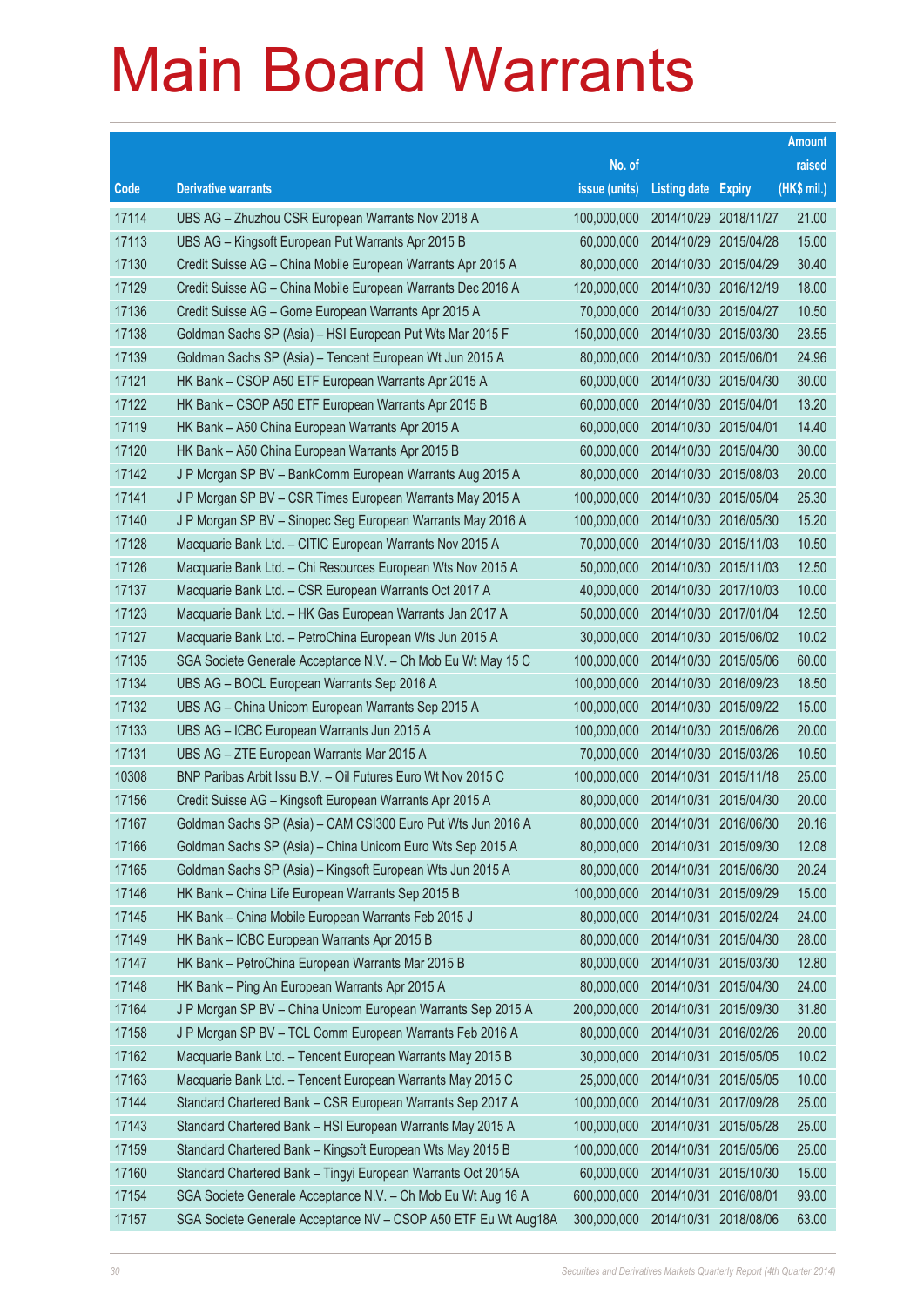# Main Board Warrants

| Code | Derivative warrants | No. of issue (units) | Listing date | Expiry | Amount raised (HK$ mil.) |
|---|---|---|---|---|---|
| 17114 | UBS AG – Zhuzhou CSR European Warrants Nov 2018 A | 100,000,000 | 2014/10/29 | 2018/11/27 | 21.00 |
| 17113 | UBS AG – Kingsoft European Put Warrants Apr 2015 B | 60,000,000 | 2014/10/29 | 2015/04/28 | 15.00 |
| 17130 | Credit Suisse AG – China Mobile European Warrants Apr 2015 A | 80,000,000 | 2014/10/30 | 2015/04/29 | 30.40 |
| 17129 | Credit Suisse AG – China Mobile European Warrants Dec 2016 A | 120,000,000 | 2014/10/30 | 2016/12/19 | 18.00 |
| 17136 | Credit Suisse AG – Gome European Warrants Apr 2015 A | 70,000,000 | 2014/10/30 | 2015/04/27 | 10.50 |
| 17138 | Goldman Sachs SP (Asia) – HSI European Put Wts Mar 2015 F | 150,000,000 | 2014/10/30 | 2015/03/30 | 23.55 |
| 17139 | Goldman Sachs SP (Asia) – Tencent European Wt Jun 2015 A | 80,000,000 | 2014/10/30 | 2015/06/01 | 24.96 |
| 17121 | HK Bank – CSOP A50 ETF European Warrants Apr 2015 A | 60,000,000 | 2014/10/30 | 2015/04/30 | 30.00 |
| 17122 | HK Bank – CSOP A50 ETF European Warrants Apr 2015 B | 60,000,000 | 2014/10/30 | 2015/04/01 | 13.20 |
| 17119 | HK Bank – A50 China European Warrants Apr 2015 A | 60,000,000 | 2014/10/30 | 2015/04/01 | 14.40 |
| 17120 | HK Bank – A50 China European Warrants Apr 2015 B | 60,000,000 | 2014/10/30 | 2015/04/30 | 30.00 |
| 17142 | J P Morgan SP BV – BankComm European Warrants Aug 2015 A | 80,000,000 | 2014/10/30 | 2015/08/03 | 20.00 |
| 17141 | J P Morgan SP BV – CSR Times European Warrants May 2015 A | 100,000,000 | 2014/10/30 | 2015/05/04 | 25.30 |
| 17140 | J P Morgan SP BV – Sinopec Seg European Warrants May 2016 A | 100,000,000 | 2014/10/30 | 2016/05/30 | 15.20 |
| 17128 | Macquarie Bank Ltd. – CITIC European Warrants Nov 2015 A | 70,000,000 | 2014/10/30 | 2015/11/03 | 10.50 |
| 17126 | Macquarie Bank Ltd. – Chi Resources European Wts Nov 2015 A | 50,000,000 | 2014/10/30 | 2015/11/03 | 12.50 |
| 17137 | Macquarie Bank Ltd. – CSR European Warrants Oct 2017 A | 40,000,000 | 2014/10/30 | 2017/10/03 | 10.00 |
| 17123 | Macquarie Bank Ltd. – HK Gas European Warrants Jan 2017 A | 50,000,000 | 2014/10/30 | 2017/01/04 | 12.50 |
| 17127 | Macquarie Bank Ltd. – PetroChina European Wts Jun 2015 A | 30,000,000 | 2014/10/30 | 2015/06/02 | 10.02 |
| 17135 | SGA Societe Generale Acceptance N.V. – Ch Mob Eu Wt May 15 C | 100,000,000 | 2014/10/30 | 2015/05/06 | 60.00 |
| 17134 | UBS AG – BOCL European Warrants Sep 2016 A | 100,000,000 | 2014/10/30 | 2016/09/23 | 18.50 |
| 17132 | UBS AG – China Unicom European Warrants Sep 2015 A | 100,000,000 | 2014/10/30 | 2015/09/22 | 15.00 |
| 17133 | UBS AG – ICBC European Warrants Jun 2015 A | 100,000,000 | 2014/10/30 | 2015/06/26 | 20.00 |
| 17131 | UBS AG – ZTE European Warrants Mar 2015 A | 70,000,000 | 2014/10/30 | 2015/03/26 | 10.50 |
| 10308 | BNP Paribas Arbit Issu B.V. – Oil Futures Euro Wt Nov 2015 C | 100,000,000 | 2014/10/31 | 2015/11/18 | 25.00 |
| 17156 | Credit Suisse AG – Kingsoft European Warrants Apr 2015 A | 80,000,000 | 2014/10/31 | 2015/04/30 | 20.00 |
| 17167 | Goldman Sachs SP (Asia) – CAM CSI300 Euro Put Wts Jun 2016 A | 80,000,000 | 2014/10/31 | 2016/06/30 | 20.16 |
| 17166 | Goldman Sachs SP (Asia) – China Unicom Euro Wts Sep 2015 A | 80,000,000 | 2014/10/31 | 2015/09/30 | 12.08 |
| 17165 | Goldman Sachs SP (Asia) – Kingsoft European Wts Jun 2015 A | 80,000,000 | 2014/10/31 | 2015/06/30 | 20.24 |
| 17146 | HK Bank – China Life European Warrants Sep 2015 B | 100,000,000 | 2014/10/31 | 2015/09/29 | 15.00 |
| 17145 | HK Bank – China Mobile European Warrants Feb 2015 J | 80,000,000 | 2014/10/31 | 2015/02/24 | 24.00 |
| 17149 | HK Bank – ICBC European Warrants Apr 2015 B | 80,000,000 | 2014/10/31 | 2015/04/30 | 28.00 |
| 17147 | HK Bank – PetroChina European Warrants Mar 2015 B | 80,000,000 | 2014/10/31 | 2015/03/30 | 12.80 |
| 17148 | HK Bank – Ping An European Warrants Apr 2015 A | 80,000,000 | 2014/10/31 | 2015/04/30 | 24.00 |
| 17164 | J P Morgan SP BV – China Unicom European Warrants Sep 2015 A | 200,000,000 | 2014/10/31 | 2015/09/30 | 31.80 |
| 17158 | J P Morgan SP BV – TCL Comm European Warrants Feb 2016 A | 80,000,000 | 2014/10/31 | 2016/02/26 | 20.00 |
| 17162 | Macquarie Bank Ltd. – Tencent European Warrants May 2015 B | 30,000,000 | 2014/10/31 | 2015/05/05 | 10.02 |
| 17163 | Macquarie Bank Ltd. – Tencent European Warrants May 2015 C | 25,000,000 | 2014/10/31 | 2015/05/05 | 10.00 |
| 17144 | Standard Chartered Bank – CSR European Warrants Sep 2017 A | 100,000,000 | 2014/10/31 | 2017/09/28 | 25.00 |
| 17143 | Standard Chartered Bank – HSI European Warrants May 2015 A | 100,000,000 | 2014/10/31 | 2015/05/28 | 25.00 |
| 17159 | Standard Chartered Bank – Kingsoft European Wts May 2015 B | 100,000,000 | 2014/10/31 | 2015/05/06 | 25.00 |
| 17160 | Standard Chartered Bank – Tingyi European Warrants Oct 2015A | 60,000,000 | 2014/10/31 | 2015/10/30 | 15.00 |
| 17154 | SGA Societe Generale Acceptance N.V. – Ch Mob Eu Wt Aug 16 A | 600,000,000 | 2014/10/31 | 2016/08/01 | 93.00 |
| 17157 | SGA Societe Generale Acceptance NV – CSOP A50 ETF Eu Wt Aug18A | 300,000,000 | 2014/10/31 | 2018/08/06 | 63.00 |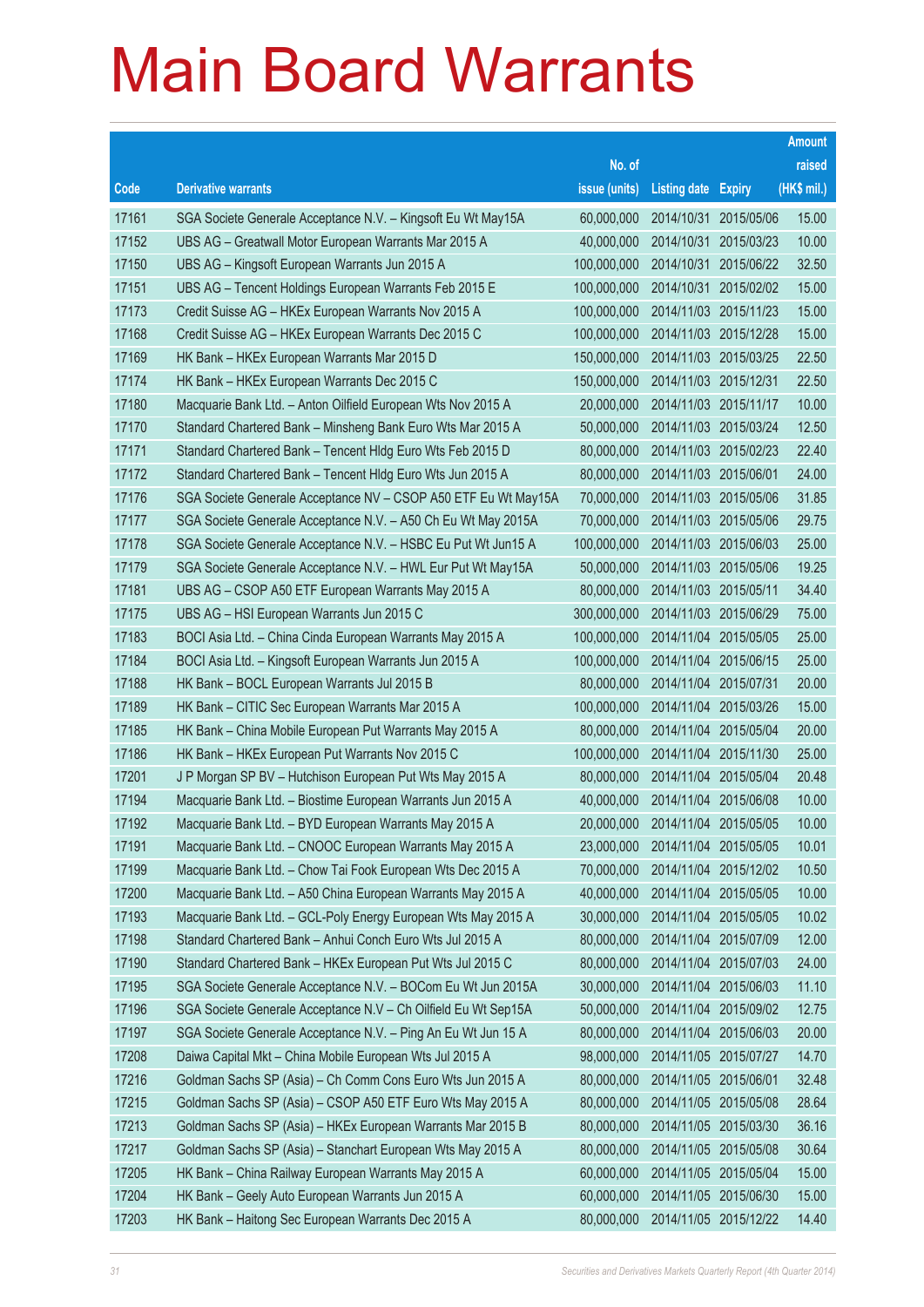# Main Board Warrants

| Code | Derivative warrants | No. of issue (units) | Listing date | Expiry | Amount raised (HK$ mil.) |
|---|---|---|---|---|---|
| 17161 | SGA Societe Generale Acceptance N.V. – Kingsoft Eu Wt May15A | 60,000,000 | 2014/10/31 | 2015/05/06 | 15.00 |
| 17152 | UBS AG – Greatwall Motor European Warrants Mar 2015 A | 40,000,000 | 2014/10/31 | 2015/03/23 | 10.00 |
| 17150 | UBS AG – Kingsoft European Warrants Jun 2015 A | 100,000,000 | 2014/10/31 | 2015/06/22 | 32.50 |
| 17151 | UBS AG – Tencent Holdings European Warrants Feb 2015 E | 100,000,000 | 2014/10/31 | 2015/02/02 | 15.00 |
| 17173 | Credit Suisse AG – HKEx European Warrants Nov 2015 A | 100,000,000 | 2014/11/03 | 2015/11/23 | 15.00 |
| 17168 | Credit Suisse AG – HKEx European Warrants Dec 2015 C | 100,000,000 | 2014/11/03 | 2015/12/28 | 15.00 |
| 17169 | HK Bank – HKEx European Warrants Mar 2015 D | 150,000,000 | 2014/11/03 | 2015/03/25 | 22.50 |
| 17174 | HK Bank – HKEx European Warrants Dec 2015 C | 150,000,000 | 2014/11/03 | 2015/12/31 | 22.50 |
| 17180 | Macquarie Bank Ltd. – Anton Oilfield European Wts Nov 2015 A | 20,000,000 | 2014/11/03 | 2015/11/17 | 10.00 |
| 17170 | Standard Chartered Bank – Minsheng Bank Euro Wts Mar 2015 A | 50,000,000 | 2014/11/03 | 2015/03/24 | 12.50 |
| 17171 | Standard Chartered Bank – Tencent Hldg Euro Wts Feb 2015 D | 80,000,000 | 2014/11/03 | 2015/02/23 | 22.40 |
| 17172 | Standard Chartered Bank – Tencent Hldg Euro Wts Jun 2015 A | 80,000,000 | 2014/11/03 | 2015/06/01 | 24.00 |
| 17176 | SGA Societe Generale Acceptance NV – CSOP A50 ETF Eu Wt May15A | 70,000,000 | 2014/11/03 | 2015/05/06 | 31.85 |
| 17177 | SGA Societe Generale Acceptance N.V. – A50 Ch Eu Wt May 2015A | 70,000,000 | 2014/11/03 | 2015/05/06 | 29.75 |
| 17178 | SGA Societe Generale Acceptance N.V. – HSBC Eu Put Wt Jun15 A | 100,000,000 | 2014/11/03 | 2015/06/03 | 25.00 |
| 17179 | SGA Societe Generale Acceptance N.V. – HWL Eur Put Wt May15A | 50,000,000 | 2014/11/03 | 2015/05/06 | 19.25 |
| 17181 | UBS AG – CSOP A50 ETF European Warrants May 2015 A | 80,000,000 | 2014/11/03 | 2015/05/11 | 34.40 |
| 17175 | UBS AG – HSI European Warrants Jun 2015 C | 300,000,000 | 2014/11/03 | 2015/06/29 | 75.00 |
| 17183 | BOCI Asia Ltd. – China Cinda European Warrants May 2015 A | 100,000,000 | 2014/11/04 | 2015/05/05 | 25.00 |
| 17184 | BOCI Asia Ltd. – Kingsoft European Warrants Jun 2015 A | 100,000,000 | 2014/11/04 | 2015/06/15 | 25.00 |
| 17188 | HK Bank – BOCL European Warrants Jul 2015 B | 80,000,000 | 2014/11/04 | 2015/07/31 | 20.00 |
| 17189 | HK Bank – CITIC Sec European Warrants Mar 2015 A | 100,000,000 | 2014/11/04 | 2015/03/26 | 15.00 |
| 17185 | HK Bank – China Mobile European Put Warrants May 2015 A | 80,000,000 | 2014/11/04 | 2015/05/04 | 20.00 |
| 17186 | HK Bank – HKEx European Put Warrants Nov 2015 C | 100,000,000 | 2014/11/04 | 2015/11/30 | 25.00 |
| 17201 | J P Morgan SP BV – Hutchison European Put Wts May 2015 A | 80,000,000 | 2014/11/04 | 2015/05/04 | 20.48 |
| 17194 | Macquarie Bank Ltd. – Biostime European Warrants Jun 2015 A | 40,000,000 | 2014/11/04 | 2015/06/08 | 10.00 |
| 17192 | Macquarie Bank Ltd. – BYD European Warrants May 2015 A | 20,000,000 | 2014/11/04 | 2015/05/05 | 10.00 |
| 17191 | Macquarie Bank Ltd. – CNOOC European Warrants May 2015 A | 23,000,000 | 2014/11/04 | 2015/05/05 | 10.01 |
| 17199 | Macquarie Bank Ltd. – Chow Tai Fook European Wts Dec 2015 A | 70,000,000 | 2014/11/04 | 2015/12/02 | 10.50 |
| 17200 | Macquarie Bank Ltd. – A50 China European Warrants May 2015 A | 40,000,000 | 2014/11/04 | 2015/05/05 | 10.00 |
| 17193 | Macquarie Bank Ltd. – GCL-Poly Energy European Wts May 2015 A | 30,000,000 | 2014/11/04 | 2015/05/05 | 10.02 |
| 17198 | Standard Chartered Bank – Anhui Conch Euro Wts Jul 2015 A | 80,000,000 | 2014/11/04 | 2015/07/09 | 12.00 |
| 17190 | Standard Chartered Bank – HKEx European Put Wts Jul 2015 C | 80,000,000 | 2014/11/04 | 2015/07/03 | 24.00 |
| 17195 | SGA Societe Generale Acceptance N.V. – BOCom Eu Wt Jun 2015A | 30,000,000 | 2014/11/04 | 2015/06/03 | 11.10 |
| 17196 | SGA Societe Generale Acceptance N.V – Ch Oilfield Eu Wt Sep15A | 50,000,000 | 2014/11/04 | 2015/09/02 | 12.75 |
| 17197 | SGA Societe Generale Acceptance N.V. – Ping An Eu Wt Jun 15 A | 80,000,000 | 2014/11/04 | 2015/06/03 | 20.00 |
| 17208 | Daiwa Capital Mkt – China Mobile European Wts Jul 2015 A | 98,000,000 | 2014/11/05 | 2015/07/27 | 14.70 |
| 17216 | Goldman Sachs SP (Asia) – Ch Comm Cons Euro Wts Jun 2015 A | 80,000,000 | 2014/11/05 | 2015/06/01 | 32.48 |
| 17215 | Goldman Sachs SP (Asia) – CSOP A50 ETF Euro Wts May 2015 A | 80,000,000 | 2014/11/05 | 2015/05/08 | 28.64 |
| 17213 | Goldman Sachs SP (Asia) – HKEx European Warrants Mar 2015 B | 80,000,000 | 2014/11/05 | 2015/03/30 | 36.16 |
| 17217 | Goldman Sachs SP (Asia) – Stanchart European Wts May 2015 A | 80,000,000 | 2014/11/05 | 2015/05/08 | 30.64 |
| 17205 | HK Bank – China Railway European Warrants May 2015 A | 60,000,000 | 2014/11/05 | 2015/05/04 | 15.00 |
| 17204 | HK Bank – Geely Auto European Warrants Jun 2015 A | 60,000,000 | 2014/11/05 | 2015/06/30 | 15.00 |
| 17203 | HK Bank – Haitong Sec European Warrants Dec 2015 A | 80,000,000 | 2014/11/05 | 2015/12/22 | 14.40 |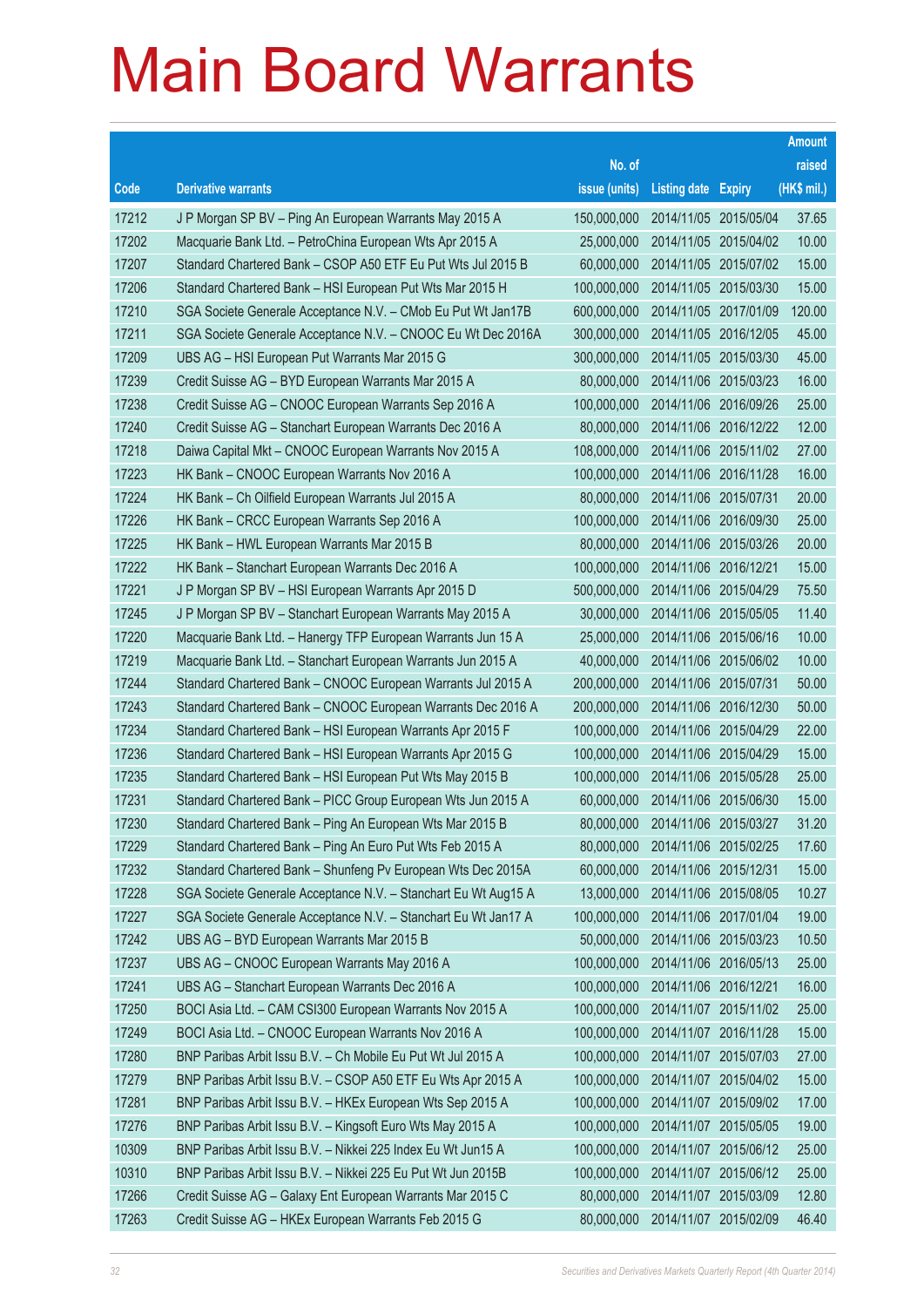# Main Board Warrants

| Code | Derivative warrants | No. of issue (units) | Listing date | Expiry | Amount raised (HK$ mil.) |
|---|---|---|---|---|---|
| 17212 | J P Morgan SP BV – Ping An European Warrants May 2015 A | 150,000,000 | 2014/11/05 | 2015/05/04 | 37.65 |
| 17202 | Macquarie Bank Ltd. – PetroChina European Wts Apr 2015 A | 25,000,000 | 2014/11/05 | 2015/04/02 | 10.00 |
| 17207 | Standard Chartered Bank – CSOP A50 ETF Eu Put Wts Jul 2015 B | 60,000,000 | 2014/11/05 | 2015/07/02 | 15.00 |
| 17206 | Standard Chartered Bank – HSI European Put Wts Mar 2015 H | 100,000,000 | 2014/11/05 | 2015/03/30 | 15.00 |
| 17210 | SGA Societe Generale Acceptance N.V. – CMob Eu Put Wt Jan17B | 600,000,000 | 2014/11/05 | 2017/01/09 | 120.00 |
| 17211 | SGA Societe Generale Acceptance N.V. – CNOOC Eu Wt Dec 2016A | 300,000,000 | 2014/11/05 | 2016/12/05 | 45.00 |
| 17209 | UBS AG – HSI European Put Warrants Mar 2015 G | 300,000,000 | 2014/11/05 | 2015/03/30 | 45.00 |
| 17239 | Credit Suisse AG – BYD European Warrants Mar 2015 A | 80,000,000 | 2014/11/06 | 2015/03/23 | 16.00 |
| 17238 | Credit Suisse AG – CNOOC European Warrants Sep 2016 A | 100,000,000 | 2014/11/06 | 2016/09/26 | 25.00 |
| 17240 | Credit Suisse AG – Stanchart European Warrants Dec 2016 A | 80,000,000 | 2014/11/06 | 2016/12/22 | 12.00 |
| 17218 | Daiwa Capital Mkt – CNOOC European Warrants Nov 2015 A | 108,000,000 | 2014/11/06 | 2015/11/02 | 27.00 |
| 17223 | HK Bank – CNOOC European Warrants Nov 2016 A | 100,000,000 | 2014/11/06 | 2016/11/28 | 16.00 |
| 17224 | HK Bank – Ch Oilfield European Warrants Jul 2015 A | 80,000,000 | 2014/11/06 | 2015/07/31 | 20.00 |
| 17226 | HK Bank – CRCC European Warrants Sep 2016 A | 100,000,000 | 2014/11/06 | 2016/09/30 | 25.00 |
| 17225 | HK Bank – HWL European Warrants Mar 2015 B | 80,000,000 | 2014/11/06 | 2015/03/26 | 20.00 |
| 17222 | HK Bank – Stanchart European Warrants Dec 2016 A | 100,000,000 | 2014/11/06 | 2016/12/21 | 15.00 |
| 17221 | J P Morgan SP BV – HSI European Warrants Apr 2015 D | 500,000,000 | 2014/11/06 | 2015/04/29 | 75.50 |
| 17245 | J P Morgan SP BV – Stanchart European Warrants May 2015 A | 30,000,000 | 2014/11/06 | 2015/05/05 | 11.40 |
| 17220 | Macquarie Bank Ltd. – Hanergy TFP European Warrants Jun 15 A | 25,000,000 | 2014/11/06 | 2015/06/16 | 10.00 |
| 17219 | Macquarie Bank Ltd. – Stanchart European Warrants Jun 2015 A | 40,000,000 | 2014/11/06 | 2015/06/02 | 10.00 |
| 17244 | Standard Chartered Bank – CNOOC European Warrants Jul 2015 A | 200,000,000 | 2014/11/06 | 2015/07/31 | 50.00 |
| 17243 | Standard Chartered Bank – CNOOC European Warrants Dec 2016 A | 200,000,000 | 2014/11/06 | 2016/12/30 | 50.00 |
| 17234 | Standard Chartered Bank – HSI European Warrants Apr 2015 F | 100,000,000 | 2014/11/06 | 2015/04/29 | 22.00 |
| 17236 | Standard Chartered Bank – HSI European Warrants Apr 2015 G | 100,000,000 | 2014/11/06 | 2015/04/29 | 15.00 |
| 17235 | Standard Chartered Bank – HSI European Put Wts May 2015 B | 100,000,000 | 2014/11/06 | 2015/05/28 | 25.00 |
| 17231 | Standard Chartered Bank – PICC Group European Wts Jun 2015 A | 60,000,000 | 2014/11/06 | 2015/06/30 | 15.00 |
| 17230 | Standard Chartered Bank – Ping An European Wts Mar 2015 B | 80,000,000 | 2014/11/06 | 2015/03/27 | 31.20 |
| 17229 | Standard Chartered Bank – Ping An Euro Put Wts Feb 2015 A | 80,000,000 | 2014/11/06 | 2015/02/25 | 17.60 |
| 17232 | Standard Chartered Bank – Shunfeng Pv European Wts Dec 2015A | 60,000,000 | 2014/11/06 | 2015/12/31 | 15.00 |
| 17228 | SGA Societe Generale Acceptance N.V. – Stanchart Eu Wt Aug15 A | 13,000,000 | 2014/11/06 | 2015/08/05 | 10.27 |
| 17227 | SGA Societe Generale Acceptance N.V. – Stanchart Eu Wt Jan17 A | 100,000,000 | 2014/11/06 | 2017/01/04 | 19.00 |
| 17242 | UBS AG – BYD European Warrants Mar 2015 B | 50,000,000 | 2014/11/06 | 2015/03/23 | 10.50 |
| 17237 | UBS AG – CNOOC European Warrants May 2016 A | 100,000,000 | 2014/11/06 | 2016/05/13 | 25.00 |
| 17241 | UBS AG – Stanchart European Warrants Dec 2016 A | 100,000,000 | 2014/11/06 | 2016/12/21 | 16.00 |
| 17250 | BOCI Asia Ltd. – CAM CSI300 European Warrants Nov 2015 A | 100,000,000 | 2014/11/07 | 2015/11/02 | 25.00 |
| 17249 | BOCI Asia Ltd. – CNOOC European Warrants Nov 2016 A | 100,000,000 | 2014/11/07 | 2016/11/28 | 15.00 |
| 17280 | BNP Paribas Arbit Issu B.V. – Ch Mobile Eu Put Wt Jul 2015 A | 100,000,000 | 2014/11/07 | 2015/07/03 | 27.00 |
| 17279 | BNP Paribas Arbit Issu B.V. – CSOP A50 ETF Eu Wts Apr 2015 A | 100,000,000 | 2014/11/07 | 2015/04/02 | 15.00 |
| 17281 | BNP Paribas Arbit Issu B.V. – HKEx European Wts Sep 2015 A | 100,000,000 | 2014/11/07 | 2015/09/02 | 17.00 |
| 17276 | BNP Paribas Arbit Issu B.V. – Kingsoft Euro Wts May 2015 A | 100,000,000 | 2014/11/07 | 2015/05/05 | 19.00 |
| 10309 | BNP Paribas Arbit Issu B.V. – Nikkei 225 Index Eu Wt Jun15 A | 100,000,000 | 2014/11/07 | 2015/06/12 | 25.00 |
| 10310 | BNP Paribas Arbit Issu B.V. – Nikkei 225 Eu Put Wt Jun 2015B | 100,000,000 | 2014/11/07 | 2015/06/12 | 25.00 |
| 17266 | Credit Suisse AG – Galaxy Ent European Warrants Mar 2015 C | 80,000,000 | 2014/11/07 | 2015/03/09 | 12.80 |
| 17263 | Credit Suisse AG – HKEx European Warrants Feb 2015 G | 80,000,000 | 2014/11/07 | 2015/02/09 | 46.40 |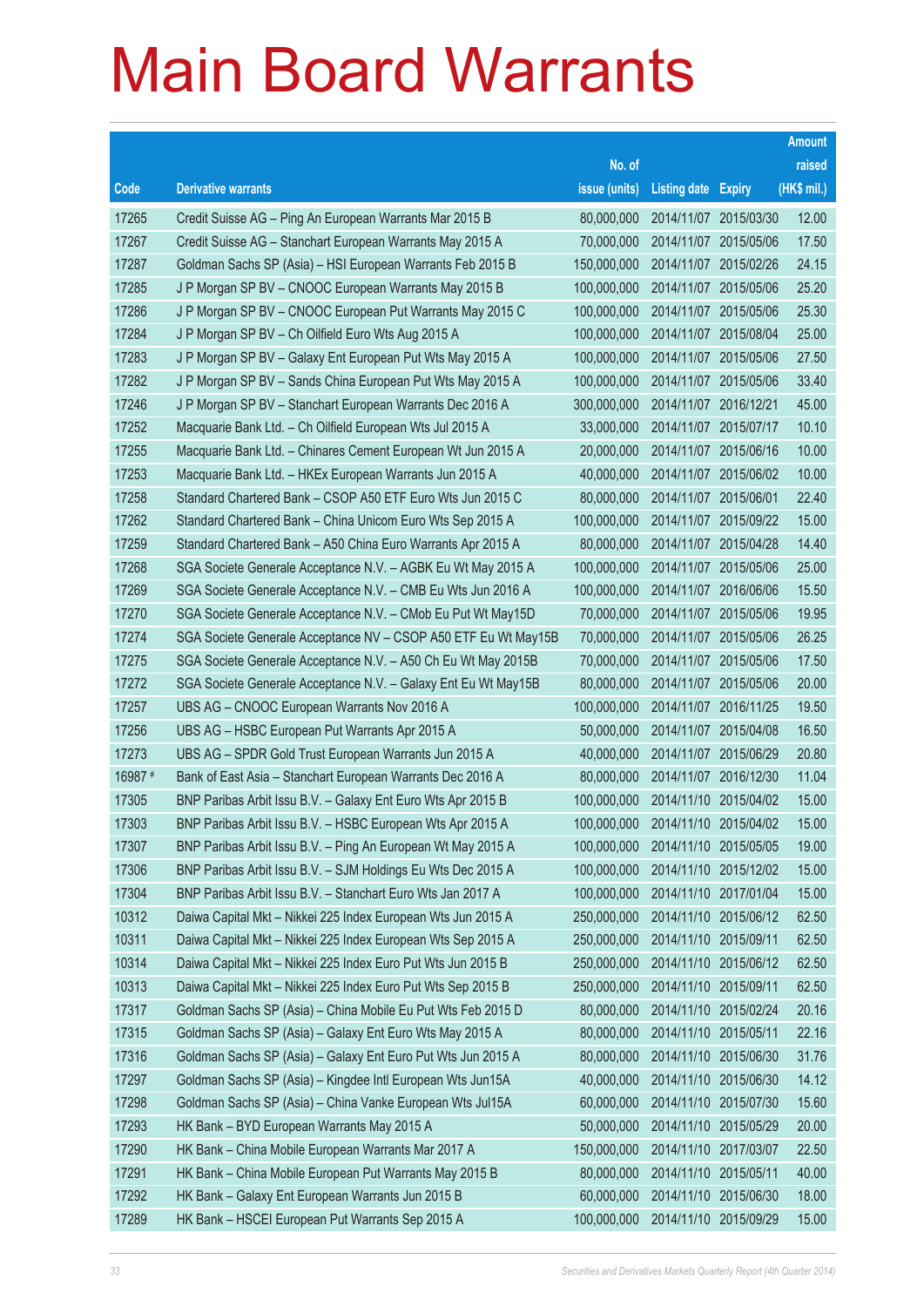# Main Board Warrants

| Code | Derivative warrants | No. of issue (units) | Listing date | Expiry | Amount raised (HK$ mil.) |
|---|---|---|---|---|---|
| 17265 | Credit Suisse AG – Ping An European Warrants Mar 2015 B | 80,000,000 | 2014/11/07 | 2015/03/30 | 12.00 |
| 17267 | Credit Suisse AG – Stanchart European Warrants May 2015 A | 70,000,000 | 2014/11/07 | 2015/05/06 | 17.50 |
| 17287 | Goldman Sachs SP (Asia) – HSI European Warrants Feb 2015 B | 150,000,000 | 2014/11/07 | 2015/02/26 | 24.15 |
| 17285 | J P Morgan SP BV – CNOOC European Warrants May 2015 B | 100,000,000 | 2014/11/07 | 2015/05/06 | 25.20 |
| 17286 | J P Morgan SP BV – CNOOC European Put Warrants May 2015 C | 100,000,000 | 2014/11/07 | 2015/05/06 | 25.30 |
| 17284 | J P Morgan SP BV – Ch Oilfield Euro Wts Aug 2015 A | 100,000,000 | 2014/11/07 | 2015/08/04 | 25.00 |
| 17283 | J P Morgan SP BV – Galaxy Ent European Put Wts May 2015 A | 100,000,000 | 2014/11/07 | 2015/05/06 | 27.50 |
| 17282 | J P Morgan SP BV – Sands China European Put Wts May 2015 A | 100,000,000 | 2014/11/07 | 2015/05/06 | 33.40 |
| 17246 | J P Morgan SP BV – Stanchart European Warrants Dec 2016 A | 300,000,000 | 2014/11/07 | 2016/12/21 | 45.00 |
| 17252 | Macquarie Bank Ltd. – Ch Oilfield European Wts Jul 2015 A | 33,000,000 | 2014/11/07 | 2015/07/17 | 10.10 |
| 17255 | Macquarie Bank Ltd. – Chinares Cement European Wt Jun 2015 A | 20,000,000 | 2014/11/07 | 2015/06/16 | 10.00 |
| 17253 | Macquarie Bank Ltd. – HKEx European Warrants Jun 2015 A | 40,000,000 | 2014/11/07 | 2015/06/02 | 10.00 |
| 17258 | Standard Chartered Bank – CSOP A50 ETF Euro Wts Jun 2015 C | 80,000,000 | 2014/11/07 | 2015/06/01 | 22.40 |
| 17262 | Standard Chartered Bank – China Unicom Euro Wts Sep 2015 A | 100,000,000 | 2014/11/07 | 2015/09/22 | 15.00 |
| 17259 | Standard Chartered Bank – A50 China Euro Warrants Apr 2015 A | 80,000,000 | 2014/11/07 | 2015/04/28 | 14.40 |
| 17268 | SGA Societe Generale Acceptance N.V. – AGBK Eu Wt May 2015 A | 100,000,000 | 2014/11/07 | 2015/05/06 | 25.00 |
| 17269 | SGA Societe Generale Acceptance N.V. – CMB Eu Wts Jun 2016 A | 100,000,000 | 2014/11/07 | 2016/06/06 | 15.50 |
| 17270 | SGA Societe Generale Acceptance N.V. – CMob Eu Put Wt May15D | 70,000,000 | 2014/11/07 | 2015/05/06 | 19.95 |
| 17274 | SGA Societe Generale Acceptance NV – CSOP A50 ETF Eu Wt May15B | 70,000,000 | 2014/11/07 | 2015/05/06 | 26.25 |
| 17275 | SGA Societe Generale Acceptance N.V. – A50 Ch Eu Wt May 2015B | 70,000,000 | 2014/11/07 | 2015/05/06 | 17.50 |
| 17272 | SGA Societe Generale Acceptance N.V. – Galaxy Ent Eu Wt May15B | 80,000,000 | 2014/11/07 | 2015/05/06 | 20.00 |
| 17257 | UBS AG – CNOOC European Warrants Nov 2016 A | 100,000,000 | 2014/11/07 | 2016/11/25 | 19.50 |
| 17256 | UBS AG – HSBC European Put Warrants Apr 2015 A | 50,000,000 | 2014/11/07 | 2015/04/08 | 16.50 |
| 17273 | UBS AG – SPDR Gold Trust European Warrants Jun 2015 A | 40,000,000 | 2014/11/07 | 2015/06/29 | 20.80 |
| 16987 # | Bank of East Asia – Stanchart European Warrants Dec 2016 A | 80,000,000 | 2014/11/07 | 2016/12/30 | 11.04 |
| 17305 | BNP Paribas Arbit Issu B.V. – Galaxy Ent Euro Wts Apr 2015 B | 100,000,000 | 2014/11/10 | 2015/04/02 | 15.00 |
| 17303 | BNP Paribas Arbit Issu B.V. – HSBC European Wts Apr 2015 A | 100,000,000 | 2014/11/10 | 2015/04/02 | 15.00 |
| 17307 | BNP Paribas Arbit Issu B.V. – Ping An European Wt May 2015 A | 100,000,000 | 2014/11/10 | 2015/05/05 | 19.00 |
| 17306 | BNP Paribas Arbit Issu B.V. – SJM Holdings Eu Wts Dec 2015 A | 100,000,000 | 2014/11/10 | 2015/12/02 | 15.00 |
| 17304 | BNP Paribas Arbit Issu B.V. – Stanchart Euro Wts Jan 2017 A | 100,000,000 | 2014/11/10 | 2017/01/04 | 15.00 |
| 10312 | Daiwa Capital Mkt – Nikkei 225 Index European Wts Jun 2015 A | 250,000,000 | 2014/11/10 | 2015/06/12 | 62.50 |
| 10311 | Daiwa Capital Mkt – Nikkei 225 Index European Wts Sep 2015 A | 250,000,000 | 2014/11/10 | 2015/09/11 | 62.50 |
| 10314 | Daiwa Capital Mkt – Nikkei 225 Index Euro Put Wts Jun 2015 B | 250,000,000 | 2014/11/10 | 2015/06/12 | 62.50 |
| 10313 | Daiwa Capital Mkt – Nikkei 225 Index Euro Put Wts Sep 2015 B | 250,000,000 | 2014/11/10 | 2015/09/11 | 62.50 |
| 17317 | Goldman Sachs SP (Asia) – China Mobile Eu Put Wts Feb 2015 D | 80,000,000 | 2014/11/10 | 2015/02/24 | 20.16 |
| 17315 | Goldman Sachs SP (Asia) – Galaxy Ent Euro Wts May 2015 A | 80,000,000 | 2014/11/10 | 2015/05/11 | 22.16 |
| 17316 | Goldman Sachs SP (Asia) – Galaxy Ent Euro Put Wts Jun 2015 A | 80,000,000 | 2014/11/10 | 2015/06/30 | 31.76 |
| 17297 | Goldman Sachs SP (Asia) – Kingdee Intl European Wts Jun15A | 40,000,000 | 2014/11/10 | 2015/06/30 | 14.12 |
| 17298 | Goldman Sachs SP (Asia) – China Vanke European Wts Jul15A | 60,000,000 | 2014/11/10 | 2015/07/30 | 15.60 |
| 17293 | HK Bank – BYD European Warrants May 2015 A | 50,000,000 | 2014/11/10 | 2015/05/29 | 20.00 |
| 17290 | HK Bank – China Mobile European Warrants Mar 2017 A | 150,000,000 | 2014/11/10 | 2017/03/07 | 22.50 |
| 17291 | HK Bank – China Mobile European Put Warrants May 2015 B | 80,000,000 | 2014/11/10 | 2015/05/11 | 40.00 |
| 17292 | HK Bank – Galaxy Ent European Warrants Jun 2015 B | 60,000,000 | 2014/11/10 | 2015/06/30 | 18.00 |
| 17289 | HK Bank – HSCEI European Put Warrants Sep 2015 A | 100,000,000 | 2014/11/10 | 2015/09/29 | 15.00 |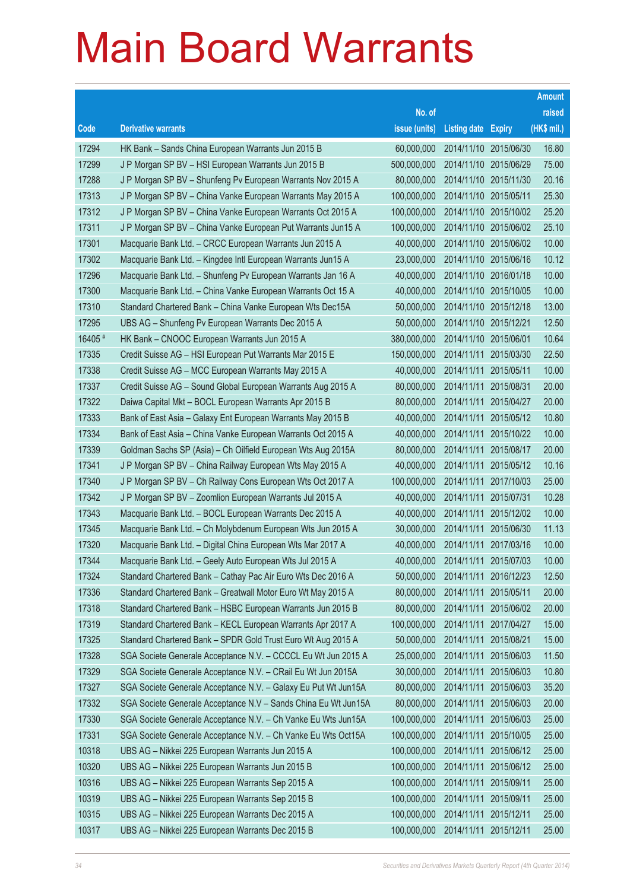# Main Board Warrants

| Code | Derivative warrants | No. of issue (units) | Listing date | Expiry | Amount raised (HK$ mil.) |
|---|---|---|---|---|---|
| 17294 | HK Bank – Sands China European Warrants Jun 2015 B | 60,000,000 | 2014/11/10 | 2015/06/30 | 16.80 |
| 17299 | J P Morgan SP BV – HSI European Warrants Jun 2015 B | 500,000,000 | 2014/11/10 | 2015/06/29 | 75.00 |
| 17288 | J P Morgan SP BV – Shunfeng Pv European Warrants Nov 2015 A | 80,000,000 | 2014/11/10 | 2015/11/30 | 20.16 |
| 17313 | J P Morgan SP BV – China Vanke European Warrants May 2015 A | 100,000,000 | 2014/11/10 | 2015/05/11 | 25.30 |
| 17312 | J P Morgan SP BV – China Vanke European Warrants Oct 2015 A | 100,000,000 | 2014/11/10 | 2015/10/02 | 25.20 |
| 17311 | J P Morgan SP BV – China Vanke European Put Warrants Jun15 A | 100,000,000 | 2014/11/10 | 2015/06/02 | 25.10 |
| 17301 | Macquarie Bank Ltd. – CRCC European Warrants Jun 2015 A | 40,000,000 | 2014/11/10 | 2015/06/02 | 10.00 |
| 17302 | Macquarie Bank Ltd. – Kingdee Intl European Warrants Jun15 A | 23,000,000 | 2014/11/10 | 2015/06/16 | 10.12 |
| 17296 | Macquarie Bank Ltd. – Shunfeng Pv European Warrants Jan 16 A | 40,000,000 | 2014/11/10 | 2016/01/18 | 10.00 |
| 17300 | Macquarie Bank Ltd. – China Vanke European Warrants Oct 15 A | 40,000,000 | 2014/11/10 | 2015/10/05 | 10.00 |
| 17310 | Standard Chartered Bank – China Vanke European Wts Dec15A | 50,000,000 | 2014/11/10 | 2015/12/18 | 13.00 |
| 17295 | UBS AG – Shunfeng Pv European Warrants Dec 2015 A | 50,000,000 | 2014/11/10 | 2015/12/21 | 12.50 |
| 16405 # | HK Bank – CNOOC European Warrants Jun 2015 A | 380,000,000 | 2014/11/10 | 2015/06/01 | 10.64 |
| 17335 | Credit Suisse AG – HSI European Put Warrants Mar 2015 E | 150,000,000 | 2014/11/11 | 2015/03/30 | 22.50 |
| 17338 | Credit Suisse AG – MCC European Warrants May 2015 A | 40,000,000 | 2014/11/11 | 2015/05/11 | 10.00 |
| 17337 | Credit Suisse AG – Sound Global European Warrants Aug 2015 A | 80,000,000 | 2014/11/11 | 2015/08/31 | 20.00 |
| 17322 | Daiwa Capital Mkt – BOCL European Warrants Apr 2015 B | 80,000,000 | 2014/11/11 | 2015/04/27 | 20.00 |
| 17333 | Bank of East Asia – Galaxy Ent European Warrants May 2015 B | 40,000,000 | 2014/11/11 | 2015/05/12 | 10.80 |
| 17334 | Bank of East Asia – China Vanke European Warrants Oct 2015 A | 40,000,000 | 2014/11/11 | 2015/10/22 | 10.00 |
| 17339 | Goldman Sachs SP (Asia) – Ch Oilfield European Wts Aug 2015A | 80,000,000 | 2014/11/11 | 2015/08/17 | 20.00 |
| 17341 | J P Morgan SP BV – China Railway European Wts May 2015 A | 40,000,000 | 2014/11/11 | 2015/05/12 | 10.16 |
| 17340 | J P Morgan SP BV – Ch Railway Cons European Wts Oct 2017 A | 100,000,000 | 2014/11/11 | 2017/10/03 | 25.00 |
| 17342 | J P Morgan SP BV – Zoomlion European Warrants Jul 2015 A | 40,000,000 | 2014/11/11 | 2015/07/31 | 10.28 |
| 17343 | Macquarie Bank Ltd. – BOCL European Warrants Dec 2015 A | 40,000,000 | 2014/11/11 | 2015/12/02 | 10.00 |
| 17345 | Macquarie Bank Ltd. – Ch Molybdenum European Wts Jun 2015 A | 30,000,000 | 2014/11/11 | 2015/06/30 | 11.13 |
| 17320 | Macquarie Bank Ltd. – Digital China European Wts Mar 2017 A | 40,000,000 | 2014/11/11 | 2017/03/16 | 10.00 |
| 17344 | Macquarie Bank Ltd. – Geely Auto European Wts Jul 2015 A | 40,000,000 | 2014/11/11 | 2015/07/03 | 10.00 |
| 17324 | Standard Chartered Bank – Cathay Pac Air Euro Wts Dec 2016 A | 50,000,000 | 2014/11/11 | 2016/12/23 | 12.50 |
| 17336 | Standard Chartered Bank – Greatwall Motor Euro Wt May 2015 A | 80,000,000 | 2014/11/11 | 2015/05/11 | 20.00 |
| 17318 | Standard Chartered Bank – HSBC European Warrants Jun 2015 B | 80,000,000 | 2014/11/11 | 2015/06/02 | 20.00 |
| 17319 | Standard Chartered Bank – KECL European Warrants Apr 2017 A | 100,000,000 | 2014/11/11 | 2017/04/27 | 15.00 |
| 17325 | Standard Chartered Bank – SPDR Gold Trust Euro Wt Aug 2015 A | 50,000,000 | 2014/11/11 | 2015/08/21 | 15.00 |
| 17328 | SGA Societe Generale Acceptance N.V. – CCCCL Eu Wt Jun 2015 A | 25,000,000 | 2014/11/11 | 2015/06/03 | 11.50 |
| 17329 | SGA Societe Generale Acceptance N.V. – CRail Eu Wt Jun 2015A | 30,000,000 | 2014/11/11 | 2015/06/03 | 10.80 |
| 17327 | SGA Societe Generale Acceptance N.V. – Galaxy Eu Put Wt Jun15A | 80,000,000 | 2014/11/11 | 2015/06/03 | 35.20 |
| 17332 | SGA Societe Generale Acceptance N.V – Sands China Eu Wt Jun15A | 80,000,000 | 2014/11/11 | 2015/06/03 | 20.00 |
| 17330 | SGA Societe Generale Acceptance N.V. – Ch Vanke Eu Wts Jun15A | 100,000,000 | 2014/11/11 | 2015/06/03 | 25.00 |
| 17331 | SGA Societe Generale Acceptance N.V. – Ch Vanke Eu Wts Oct15A | 100,000,000 | 2014/11/11 | 2015/10/05 | 25.00 |
| 10318 | UBS AG – Nikkei 225 European Warrants Jun 2015 A | 100,000,000 | 2014/11/11 | 2015/06/12 | 25.00 |
| 10320 | UBS AG – Nikkei 225 European Warrants Jun 2015 B | 100,000,000 | 2014/11/11 | 2015/06/12 | 25.00 |
| 10316 | UBS AG – Nikkei 225 European Warrants Sep 2015 A | 100,000,000 | 2014/11/11 | 2015/09/11 | 25.00 |
| 10319 | UBS AG – Nikkei 225 European Warrants Sep 2015 B | 100,000,000 | 2014/11/11 | 2015/09/11 | 25.00 |
| 10315 | UBS AG – Nikkei 225 European Warrants Dec 2015 A | 100,000,000 | 2014/11/11 | 2015/12/11 | 25.00 |
| 10317 | UBS AG – Nikkei 225 European Warrants Dec 2015 B | 100,000,000 | 2014/11/11 | 2015/12/11 | 25.00 |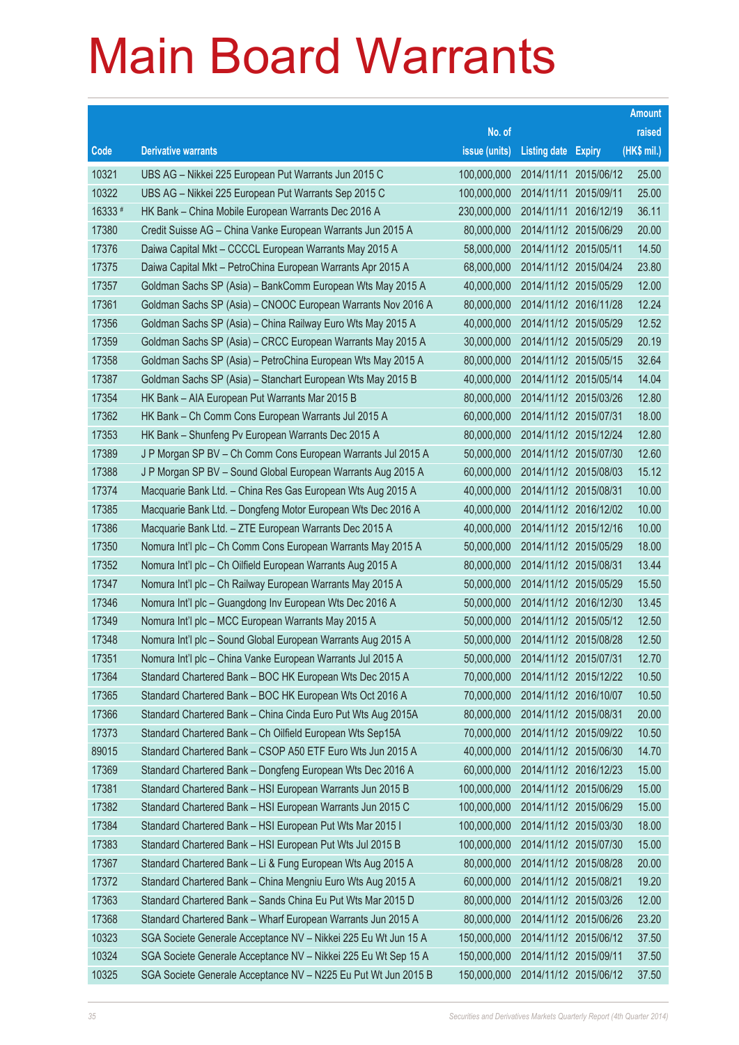# Main Board Warrants

| Code | Derivative warrants | No. of issue (units) | Listing date | Expiry | Amount raised (HK$ mil.) |
|---|---|---|---|---|---|
| 10321 | UBS AG – Nikkei 225 European Put Warrants Jun 2015 C | 100,000,000 | 2014/11/11 | 2015/06/12 | 25.00 |
| 10322 | UBS AG – Nikkei 225 European Put Warrants Sep 2015 C | 100,000,000 | 2014/11/11 | 2015/09/11 | 25.00 |
| 16333 # | HK Bank – China Mobile European Warrants Dec 2016 A | 230,000,000 | 2014/11/11 | 2016/12/19 | 36.11 |
| 17380 | Credit Suisse AG – China Vanke European Warrants Jun 2015 A | 80,000,000 | 2014/11/12 | 2015/06/29 | 20.00 |
| 17376 | Daiwa Capital Mkt – CCCCL European Warrants May 2015 A | 58,000,000 | 2014/11/12 | 2015/05/11 | 14.50 |
| 17375 | Daiwa Capital Mkt – PetroChina European Warrants Apr 2015 A | 68,000,000 | 2014/11/12 | 2015/04/24 | 23.80 |
| 17357 | Goldman Sachs SP (Asia) – BankComm European Wts May 2015 A | 40,000,000 | 2014/11/12 | 2015/05/29 | 12.00 |
| 17361 | Goldman Sachs SP (Asia) – CNOOC European Warrants Nov 2016 A | 80,000,000 | 2014/11/12 | 2016/11/28 | 12.24 |
| 17356 | Goldman Sachs SP (Asia) – China Railway Euro Wts May 2015 A | 40,000,000 | 2014/11/12 | 2015/05/29 | 12.52 |
| 17359 | Goldman Sachs SP (Asia) – CRCC European Warrants May 2015 A | 30,000,000 | 2014/11/12 | 2015/05/29 | 20.19 |
| 17358 | Goldman Sachs SP (Asia) – PetroChina European Wts May 2015 A | 80,000,000 | 2014/11/12 | 2015/05/15 | 32.64 |
| 17387 | Goldman Sachs SP (Asia) – Stanchart European Wts May 2015 B | 40,000,000 | 2014/11/12 | 2015/05/14 | 14.04 |
| 17354 | HK Bank – AIA European Put Warrants Mar 2015 B | 80,000,000 | 2014/11/12 | 2015/03/26 | 12.80 |
| 17362 | HK Bank – Ch Comm Cons European Warrants Jul 2015 A | 60,000,000 | 2014/11/12 | 2015/07/31 | 18.00 |
| 17353 | HK Bank – Shunfeng Pv European Warrants Dec 2015 A | 80,000,000 | 2014/11/12 | 2015/12/24 | 12.80 |
| 17389 | J P Morgan SP BV – Ch Comm Cons European Warrants Jul 2015 A | 50,000,000 | 2014/11/12 | 2015/07/30 | 12.60 |
| 17388 | J P Morgan SP BV – Sound Global European Warrants Aug 2015 A | 60,000,000 | 2014/11/12 | 2015/08/03 | 15.12 |
| 17374 | Macquarie Bank Ltd. – China Res Gas European Wts Aug 2015 A | 40,000,000 | 2014/11/12 | 2015/08/31 | 10.00 |
| 17385 | Macquarie Bank Ltd. – Dongfeng Motor European Wts Dec 2016 A | 40,000,000 | 2014/11/12 | 2016/12/02 | 10.00 |
| 17386 | Macquarie Bank Ltd. – ZTE European Warrants Dec 2015 A | 40,000,000 | 2014/11/12 | 2015/12/16 | 10.00 |
| 17350 | Nomura Int'l plc – Ch Comm Cons European Warrants May 2015 A | 50,000,000 | 2014/11/12 | 2015/05/29 | 18.00 |
| 17352 | Nomura Int'l plc – Ch Oilfield European Warrants Aug 2015 A | 80,000,000 | 2014/11/12 | 2015/08/31 | 13.44 |
| 17347 | Nomura Int'l plc – Ch Railway European Warrants May 2015 A | 50,000,000 | 2014/11/12 | 2015/05/29 | 15.50 |
| 17346 | Nomura Int'l plc – Guangdong Inv European Wts Dec 2016 A | 50,000,000 | 2014/11/12 | 2016/12/30 | 13.45 |
| 17349 | Nomura Int'l plc – MCC European Warrants May 2015 A | 50,000,000 | 2014/11/12 | 2015/05/12 | 12.50 |
| 17348 | Nomura Int'l plc – Sound Global European Warrants Aug 2015 A | 50,000,000 | 2014/11/12 | 2015/08/28 | 12.50 |
| 17351 | Nomura Int'l plc – China Vanke European Warrants Jul 2015 A | 50,000,000 | 2014/11/12 | 2015/07/31 | 12.70 |
| 17364 | Standard Chartered Bank – BOC HK European Wts Dec 2015 A | 70,000,000 | 2014/11/12 | 2015/12/22 | 10.50 |
| 17365 | Standard Chartered Bank – BOC HK European Wts Oct 2016 A | 70,000,000 | 2014/11/12 | 2016/10/07 | 10.50 |
| 17366 | Standard Chartered Bank – China Cinda Euro Put Wts Aug 2015A | 80,000,000 | 2014/11/12 | 2015/08/31 | 20.00 |
| 17373 | Standard Chartered Bank – Ch Oilfield European Wts Sep15A | 70,000,000 | 2014/11/12 | 2015/09/22 | 10.50 |
| 89015 | Standard Chartered Bank – CSOP A50 ETF Euro Wts Jun 2015 A | 40,000,000 | 2014/11/12 | 2015/06/30 | 14.70 |
| 17369 | Standard Chartered Bank – Dongfeng European Wts Dec 2016 A | 60,000,000 | 2014/11/12 | 2016/12/23 | 15.00 |
| 17381 | Standard Chartered Bank – HSI European Warrants Jun 2015 B | 100,000,000 | 2014/11/12 | 2015/06/29 | 15.00 |
| 17382 | Standard Chartered Bank – HSI European Warrants Jun 2015 C | 100,000,000 | 2014/11/12 | 2015/06/29 | 15.00 |
| 17384 | Standard Chartered Bank – HSI European Put Wts Mar 2015 I | 100,000,000 | 2014/11/12 | 2015/03/30 | 18.00 |
| 17383 | Standard Chartered Bank – HSI European Put Wts Jul 2015 B | 100,000,000 | 2014/11/12 | 2015/07/30 | 15.00 |
| 17367 | Standard Chartered Bank – Li & Fung European Wts Aug 2015 A | 80,000,000 | 2014/11/12 | 2015/08/28 | 20.00 |
| 17372 | Standard Chartered Bank – China Mengniu Euro Wts Aug 2015 A | 60,000,000 | 2014/11/12 | 2015/08/21 | 19.20 |
| 17363 | Standard Chartered Bank – Sands China Eu Put Wts Mar 2015 D | 80,000,000 | 2014/11/12 | 2015/03/26 | 12.00 |
| 17368 | Standard Chartered Bank – Wharf European Warrants Jun 2015 A | 80,000,000 | 2014/11/12 | 2015/06/26 | 23.20 |
| 10323 | SGA Societe Generale Acceptance NV – Nikkei 225 Eu Wt Jun 15 A | 150,000,000 | 2014/11/12 | 2015/06/12 | 37.50 |
| 10324 | SGA Societe Generale Acceptance NV – Nikkei 225 Eu Wt Sep 15 A | 150,000,000 | 2014/11/12 | 2015/09/11 | 37.50 |
| 10325 | SGA Societe Generale Acceptance NV – N225 Eu Put Wt Jun 2015 B | 150,000,000 | 2014/11/12 | 2015/06/12 | 37.50 |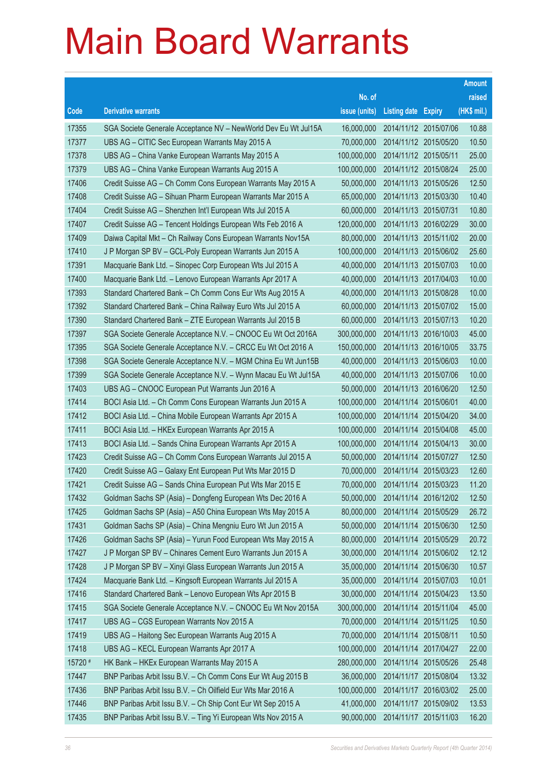# Main Board Warrants

| Code | Derivative warrants | No. of issue (units) | Listing date | Expiry | Amount raised (HK$ mil.) |
|---|---|---|---|---|---|
| 17355 | SGA Societe Generale Acceptance NV – NewWorld Dev Eu Wt Jul15A | 16,000,000 | 2014/11/12 | 2015/07/06 | 10.88 |
| 17377 | UBS AG – CITIC Sec European Warrants May 2015 A | 70,000,000 | 2014/11/12 | 2015/05/20 | 10.50 |
| 17378 | UBS AG – China Vanke European Warrants May 2015 A | 100,000,000 | 2014/11/12 | 2015/05/11 | 25.00 |
| 17379 | UBS AG – China Vanke European Warrants Aug 2015 A | 100,000,000 | 2014/11/12 | 2015/08/24 | 25.00 |
| 17406 | Credit Suisse AG – Ch Comm Cons European Warrants May 2015 A | 50,000,000 | 2014/11/13 | 2015/05/26 | 12.50 |
| 17408 | Credit Suisse AG – Sihuan Pharm European Warrants Mar 2015 A | 65,000,000 | 2014/11/13 | 2015/03/30 | 10.40 |
| 17404 | Credit Suisse AG – Shenzhen Int'l European Wts Jul 2015 A | 60,000,000 | 2014/11/13 | 2015/07/31 | 10.80 |
| 17407 | Credit Suisse AG – Tencent Holdings European Wts Feb 2016 A | 120,000,000 | 2014/11/13 | 2016/02/29 | 30.00 |
| 17409 | Daiwa Capital Mkt – Ch Railway Cons European Warrants Nov15A | 80,000,000 | 2014/11/13 | 2015/11/02 | 20.00 |
| 17410 | J P Morgan SP BV – GCL-Poly European Warrants Jun 2015 A | 100,000,000 | 2014/11/13 | 2015/06/02 | 25.60 |
| 17391 | Macquarie Bank Ltd. – Sinopec Corp European Wts Jul 2015 A | 40,000,000 | 2014/11/13 | 2015/07/03 | 10.00 |
| 17400 | Macquarie Bank Ltd. – Lenovo European Warrants Apr 2017 A | 40,000,000 | 2014/11/13 | 2017/04/03 | 10.00 |
| 17393 | Standard Chartered Bank – Ch Comm Cons Eur Wts Aug 2015 A | 40,000,000 | 2014/11/13 | 2015/08/28 | 10.00 |
| 17392 | Standard Chartered Bank – China Railway Euro Wts Jul 2015 A | 60,000,000 | 2014/11/13 | 2015/07/02 | 15.00 |
| 17390 | Standard Chartered Bank – ZTE European Warrants Jul 2015 B | 60,000,000 | 2014/11/13 | 2015/07/13 | 10.20 |
| 17397 | SGA Societe Generale Acceptance N.V. – CNOOC Eu Wt Oct 2016A | 300,000,000 | 2014/11/13 | 2016/10/03 | 45.00 |
| 17395 | SGA Societe Generale Acceptance N.V. – CRCC Eu Wt Oct 2016 A | 150,000,000 | 2014/11/13 | 2016/10/05 | 33.75 |
| 17398 | SGA Societe Generale Acceptance N.V. – MGM China Eu Wt Jun15B | 40,000,000 | 2014/11/13 | 2015/06/03 | 10.00 |
| 17399 | SGA Societe Generale Acceptance N.V. – Wynn Macau Eu Wt Jul15A | 40,000,000 | 2014/11/13 | 2015/07/06 | 10.00 |
| 17403 | UBS AG – CNOOC European Put Warrants Jun 2016 A | 50,000,000 | 2014/11/13 | 2016/06/20 | 12.50 |
| 17414 | BOCI Asia Ltd. – Ch Comm Cons European Warrants Jun 2015 A | 100,000,000 | 2014/11/14 | 2015/06/01 | 40.00 |
| 17412 | BOCI Asia Ltd. – China Mobile European Warrants Apr 2015 A | 100,000,000 | 2014/11/14 | 2015/04/20 | 34.00 |
| 17411 | BOCI Asia Ltd. – HKEx European Warrants Apr 2015 A | 100,000,000 | 2014/11/14 | 2015/04/08 | 45.00 |
| 17413 | BOCI Asia Ltd. – Sands China European Warrants Apr 2015 A | 100,000,000 | 2014/11/14 | 2015/04/13 | 30.00 |
| 17423 | Credit Suisse AG – Ch Comm Cons European Warrants Jul 2015 A | 50,000,000 | 2014/11/14 | 2015/07/27 | 12.50 |
| 17420 | Credit Suisse AG – Galaxy Ent European Put Wts Mar 2015 D | 70,000,000 | 2014/11/14 | 2015/03/23 | 12.60 |
| 17421 | Credit Suisse AG – Sands China European Put Wts Mar 2015 E | 70,000,000 | 2014/11/14 | 2015/03/23 | 11.20 |
| 17432 | Goldman Sachs SP (Asia) – Dongfeng European Wts Dec 2016 A | 50,000,000 | 2014/11/14 | 2016/12/02 | 12.50 |
| 17425 | Goldman Sachs SP (Asia) – A50 China European Wts May 2015 A | 80,000,000 | 2014/11/14 | 2015/05/29 | 26.72 |
| 17431 | Goldman Sachs SP (Asia) – China Mengniu Euro Wt Jun 2015 A | 50,000,000 | 2014/11/14 | 2015/06/30 | 12.50 |
| 17426 | Goldman Sachs SP (Asia) – Yurun Food European Wts May 2015 A | 80,000,000 | 2014/11/14 | 2015/05/29 | 20.72 |
| 17427 | J P Morgan SP BV – Chinares Cement Euro Warrants Jun 2015 A | 30,000,000 | 2014/11/14 | 2015/06/02 | 12.12 |
| 17428 | J P Morgan SP BV – Xinyi Glass European Warrants Jun 2015 A | 35,000,000 | 2014/11/14 | 2015/06/30 | 10.57 |
| 17424 | Macquarie Bank Ltd. – Kingsoft European Warrants Jul 2015 A | 35,000,000 | 2014/11/14 | 2015/07/03 | 10.01 |
| 17416 | Standard Chartered Bank – Lenovo European Wts Apr 2015 B | 30,000,000 | 2014/11/14 | 2015/04/23 | 13.50 |
| 17415 | SGA Societe Generale Acceptance N.V. – CNOOC Eu Wt Nov 2015A | 300,000,000 | 2014/11/14 | 2015/11/04 | 45.00 |
| 17417 | UBS AG – CGS European Warrants Nov 2015 A | 70,000,000 | 2014/11/14 | 2015/11/25 | 10.50 |
| 17419 | UBS AG – Haitong Sec European Warrants Aug 2015 A | 70,000,000 | 2014/11/14 | 2015/08/11 | 10.50 |
| 17418 | UBS AG – KECL European Warrants Apr 2017 A | 100,000,000 | 2014/11/14 | 2017/04/27 | 22.00 |
| 15720 # | HK Bank – HKEx European Warrants May 2015 A | 280,000,000 | 2014/11/14 | 2015/05/26 | 25.48 |
| 17447 | BNP Paribas Arbit Issu B.V. – Ch Comm Cons Eur Wt Aug 2015 B | 36,000,000 | 2014/11/17 | 2015/08/04 | 13.32 |
| 17436 | BNP Paribas Arbit Issu B.V. – Ch Oilfield Eur Wts Mar 2016 A | 100,000,000 | 2014/11/17 | 2016/03/02 | 25.00 |
| 17446 | BNP Paribas Arbit Issu B.V. – Ch Ship Cont Eur Wt Sep 2015 A | 41,000,000 | 2014/11/17 | 2015/09/02 | 13.53 |
| 17435 | BNP Paribas Arbit Issu B.V. – Ting Yi European Wts Nov 2015 A | 90,000,000 | 2014/11/17 | 2015/11/03 | 16.20 |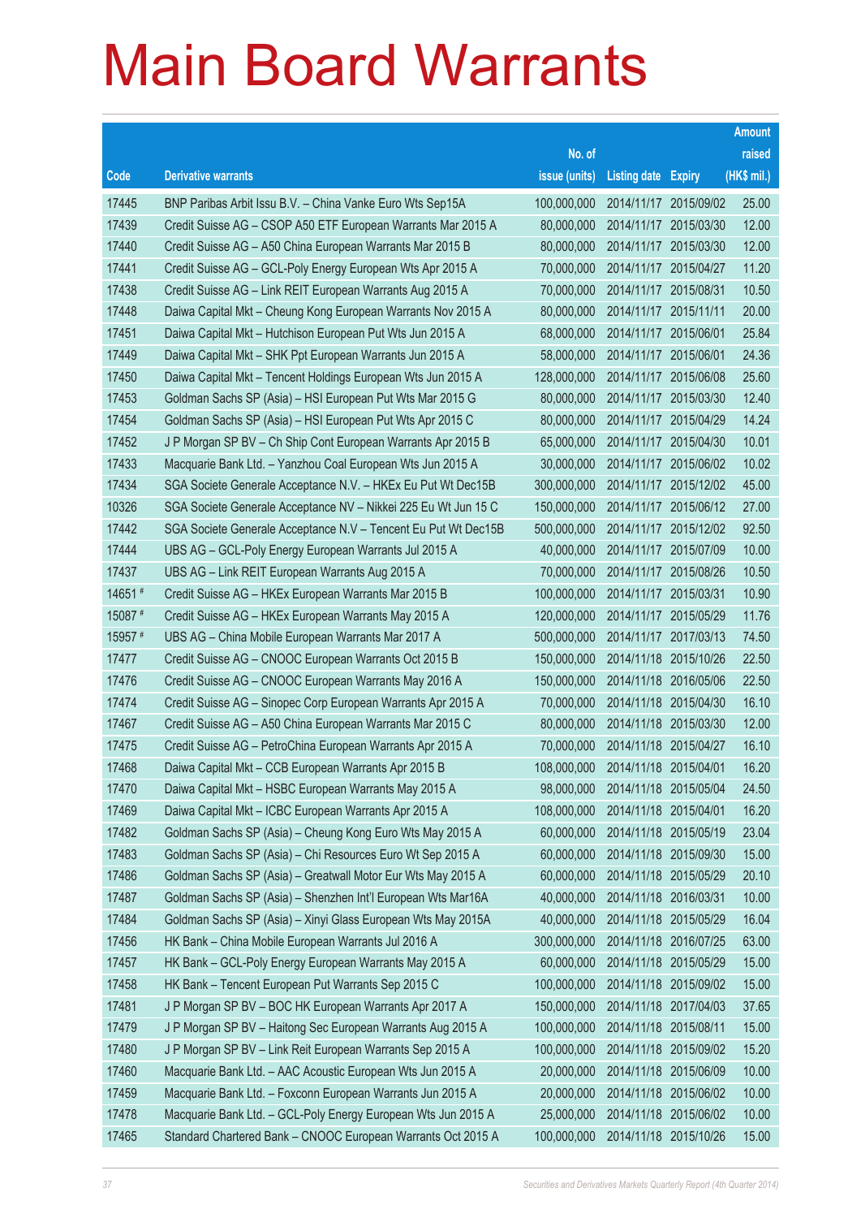# Main Board Warrants

| Code | Derivative warrants | No. of issue (units) | Listing date | Expiry | Amount raised (HK$ mil.) |
|---|---|---|---|---|---|
| 17445 | BNP Paribas Arbit Issu B.V. – China Vanke Euro Wts Sep15A | 100,000,000 | 2014/11/17 | 2015/09/02 | 25.00 |
| 17439 | Credit Suisse AG – CSOP A50 ETF European Warrants Mar 2015 A | 80,000,000 | 2014/11/17 | 2015/03/30 | 12.00 |
| 17440 | Credit Suisse AG – A50 China European Warrants Mar 2015 B | 80,000,000 | 2014/11/17 | 2015/03/30 | 12.00 |
| 17441 | Credit Suisse AG – GCL-Poly Energy European Wts Apr 2015 A | 70,000,000 | 2014/11/17 | 2015/04/27 | 11.20 |
| 17438 | Credit Suisse AG – Link REIT European Warrants Aug 2015 A | 70,000,000 | 2014/11/17 | 2015/08/31 | 10.50 |
| 17448 | Daiwa Capital Mkt – Cheung Kong European Warrants Nov 2015 A | 80,000,000 | 2014/11/17 | 2015/11/11 | 20.00 |
| 17451 | Daiwa Capital Mkt – Hutchison European Put Wts Jun 2015 A | 68,000,000 | 2014/11/17 | 2015/06/01 | 25.84 |
| 17449 | Daiwa Capital Mkt – SHK Ppt European Warrants Jun 2015 A | 58,000,000 | 2014/11/17 | 2015/06/01 | 24.36 |
| 17450 | Daiwa Capital Mkt – Tencent Holdings European Wts Jun 2015 A | 128,000,000 | 2014/11/17 | 2015/06/08 | 25.60 |
| 17453 | Goldman Sachs SP (Asia) – HSI European Put Wts Mar 2015 G | 80,000,000 | 2014/11/17 | 2015/03/30 | 12.40 |
| 17454 | Goldman Sachs SP (Asia) – HSI European Put Wts Apr 2015 C | 80,000,000 | 2014/11/17 | 2015/04/29 | 14.24 |
| 17452 | J P Morgan SP BV – Ch Ship Cont European Warrants Apr 2015 B | 65,000,000 | 2014/11/17 | 2015/04/30 | 10.01 |
| 17433 | Macquarie Bank Ltd. – Yanzhou Coal European Wts Jun 2015 A | 30,000,000 | 2014/11/17 | 2015/06/02 | 10.02 |
| 17434 | SGA Societe Generale Acceptance N.V. – HKEx Eu Put Wt Dec15B | 300,000,000 | 2014/11/17 | 2015/12/02 | 45.00 |
| 10326 | SGA Societe Generale Acceptance NV – Nikkei 225 Eu Wt Jun 15 C | 150,000,000 | 2014/11/17 | 2015/06/12 | 27.00 |
| 17442 | SGA Societe Generale Acceptance N.V – Tencent Eu Put Wt Dec15B | 500,000,000 | 2014/11/17 | 2015/12/02 | 92.50 |
| 17444 | UBS AG – GCL-Poly Energy European Warrants Jul 2015 A | 40,000,000 | 2014/11/17 | 2015/07/09 | 10.00 |
| 17437 | UBS AG – Link REIT European Warrants Aug 2015 A | 70,000,000 | 2014/11/17 | 2015/08/26 | 10.50 |
| 14651 # | Credit Suisse AG – HKEx European Warrants Mar 2015 B | 100,000,000 | 2014/11/17 | 2015/03/31 | 10.90 |
| 15087 # | Credit Suisse AG – HKEx European Warrants May 2015 A | 120,000,000 | 2014/11/17 | 2015/05/29 | 11.76 |
| 15957 # | UBS AG – China Mobile European Warrants Mar 2017 A | 500,000,000 | 2014/11/17 | 2017/03/13 | 74.50 |
| 17477 | Credit Suisse AG – CNOOC European Warrants Oct 2015 B | 150,000,000 | 2014/11/18 | 2015/10/26 | 22.50 |
| 17476 | Credit Suisse AG – CNOOC European Warrants May 2016 A | 150,000,000 | 2014/11/18 | 2016/05/06 | 22.50 |
| 17474 | Credit Suisse AG – Sinopec Corp European Warrants Apr 2015 A | 70,000,000 | 2014/11/18 | 2015/04/30 | 16.10 |
| 17467 | Credit Suisse AG – A50 China European Warrants Mar 2015 C | 80,000,000 | 2014/11/18 | 2015/03/30 | 12.00 |
| 17475 | Credit Suisse AG – PetroChina European Warrants Apr 2015 A | 70,000,000 | 2014/11/18 | 2015/04/27 | 16.10 |
| 17468 | Daiwa Capital Mkt – CCB European Warrants Apr 2015 B | 108,000,000 | 2014/11/18 | 2015/04/01 | 16.20 |
| 17470 | Daiwa Capital Mkt – HSBC European Warrants May 2015 A | 98,000,000 | 2014/11/18 | 2015/05/04 | 24.50 |
| 17469 | Daiwa Capital Mkt – ICBC European Warrants Apr 2015 A | 108,000,000 | 2014/11/18 | 2015/04/01 | 16.20 |
| 17482 | Goldman Sachs SP (Asia) – Cheung Kong Euro Wts May 2015 A | 60,000,000 | 2014/11/18 | 2015/05/19 | 23.04 |
| 17483 | Goldman Sachs SP (Asia) – Chi Resources Euro Wt Sep 2015 A | 60,000,000 | 2014/11/18 | 2015/09/30 | 15.00 |
| 17486 | Goldman Sachs SP (Asia) – Greatwall Motor Eur Wts May 2015 A | 60,000,000 | 2014/11/18 | 2015/05/29 | 20.10 |
| 17487 | Goldman Sachs SP (Asia) – Shenzhen Int'l European Wts Mar16A | 40,000,000 | 2014/11/18 | 2016/03/31 | 10.00 |
| 17484 | Goldman Sachs SP (Asia) – Xinyi Glass European Wts May 2015A | 40,000,000 | 2014/11/18 | 2015/05/29 | 16.04 |
| 17456 | HK Bank – China Mobile European Warrants Jul 2016 A | 300,000,000 | 2014/11/18 | 2016/07/25 | 63.00 |
| 17457 | HK Bank – GCL-Poly Energy European Warrants May 2015 A | 60,000,000 | 2014/11/18 | 2015/05/29 | 15.00 |
| 17458 | HK Bank – Tencent European Put Warrants Sep 2015 C | 100,000,000 | 2014/11/18 | 2015/09/02 | 15.00 |
| 17481 | J P Morgan SP BV – BOC HK European Warrants Apr 2017 A | 150,000,000 | 2014/11/18 | 2017/04/03 | 37.65 |
| 17479 | J P Morgan SP BV – Haitong Sec European Warrants Aug 2015 A | 100,000,000 | 2014/11/18 | 2015/08/11 | 15.00 |
| 17480 | J P Morgan SP BV – Link Reit European Warrants Sep 2015 A | 100,000,000 | 2014/11/18 | 2015/09/02 | 15.20 |
| 17460 | Macquarie Bank Ltd. – AAC Acoustic European Wts Jun 2015 A | 20,000,000 | 2014/11/18 | 2015/06/09 | 10.00 |
| 17459 | Macquarie Bank Ltd. – Foxconn European Warrants Jun 2015 A | 20,000,000 | 2014/11/18 | 2015/06/02 | 10.00 |
| 17478 | Macquarie Bank Ltd. – GCL-Poly Energy European Wts Jun 2015 A | 25,000,000 | 2014/11/18 | 2015/06/02 | 10.00 |
| 17465 | Standard Chartered Bank – CNOOC European Warrants Oct 2015 A | 100,000,000 | 2014/11/18 | 2015/10/26 | 15.00 |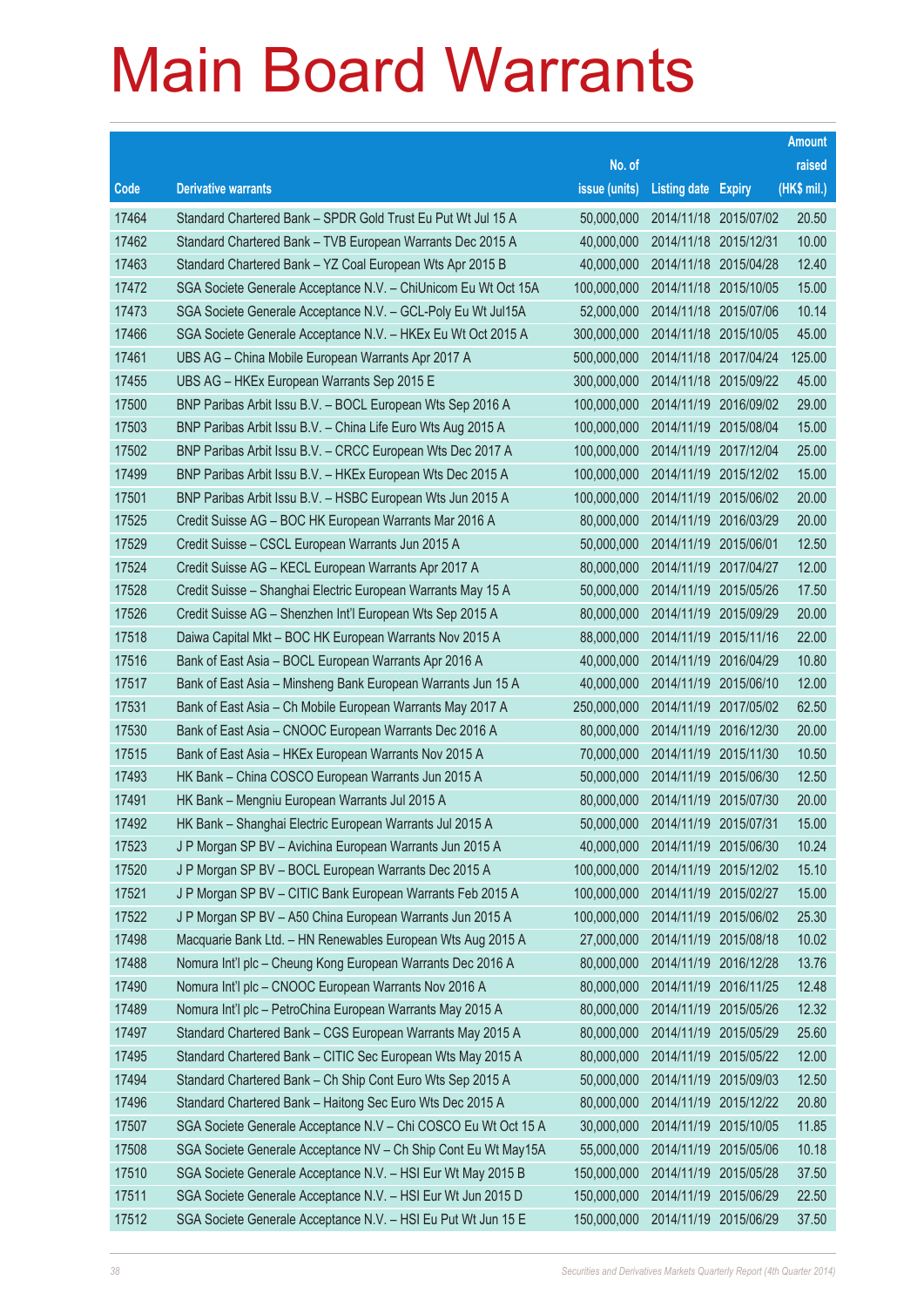# Main Board Warrants

| Code | Derivative warrants | No. of issue (units) | Listing date | Expiry | Amount raised (HK$ mil.) |
|---|---|---|---|---|---|
| 17464 | Standard Chartered Bank – SPDR Gold Trust Eu Put Wt Jul 15 A | 50,000,000 | 2014/11/18 | 2015/07/02 | 20.50 |
| 17462 | Standard Chartered Bank – TVB European Warrants Dec 2015 A | 40,000,000 | 2014/11/18 | 2015/12/31 | 10.00 |
| 17463 | Standard Chartered Bank – YZ Coal European Wts Apr 2015 B | 40,000,000 | 2014/11/18 | 2015/04/28 | 12.40 |
| 17472 | SGA Societe Generale Acceptance N.V. – ChiUnicom Eu Wt Oct 15A | 100,000,000 | 2014/11/18 | 2015/10/05 | 15.00 |
| 17473 | SGA Societe Generale Acceptance N.V. – GCL-Poly Eu Wt Jul15A | 52,000,000 | 2014/11/18 | 2015/07/06 | 10.14 |
| 17466 | SGA Societe Generale Acceptance N.V. – HKEx Eu Wt Oct 2015 A | 300,000,000 | 2014/11/18 | 2015/10/05 | 45.00 |
| 17461 | UBS AG – China Mobile European Warrants Apr 2017 A | 500,000,000 | 2014/11/18 | 2017/04/24 | 125.00 |
| 17455 | UBS AG – HKEx European Warrants Sep 2015 E | 300,000,000 | 2014/11/18 | 2015/09/22 | 45.00 |
| 17500 | BNP Paribas Arbit Issu B.V. – BOCL European Wts Sep 2016 A | 100,000,000 | 2014/11/19 | 2016/09/02 | 29.00 |
| 17503 | BNP Paribas Arbit Issu B.V. – China Life Euro Wts Aug 2015 A | 100,000,000 | 2014/11/19 | 2015/08/04 | 15.00 |
| 17502 | BNP Paribas Arbit Issu B.V. – CRCC European Wts Dec 2017 A | 100,000,000 | 2014/11/19 | 2017/12/04 | 25.00 |
| 17499 | BNP Paribas Arbit Issu B.V. – HKEx European Wts Dec 2015 A | 100,000,000 | 2014/11/19 | 2015/12/02 | 15.00 |
| 17501 | BNP Paribas Arbit Issu B.V. – HSBC European Wts Jun 2015 A | 100,000,000 | 2014/11/19 | 2015/06/02 | 20.00 |
| 17525 | Credit Suisse AG – BOC HK European Warrants Mar 2016 A | 80,000,000 | 2014/11/19 | 2016/03/29 | 20.00 |
| 17529 | Credit Suisse – CSCL European Warrants Jun 2015 A | 50,000,000 | 2014/11/19 | 2015/06/01 | 12.50 |
| 17524 | Credit Suisse AG – KECL European Warrants Apr 2017 A | 80,000,000 | 2014/11/19 | 2017/04/27 | 12.00 |
| 17528 | Credit Suisse – Shanghai Electric European Warrants May 15 A | 50,000,000 | 2014/11/19 | 2015/05/26 | 17.50 |
| 17526 | Credit Suisse AG – Shenzhen Int'l European Wts Sep 2015 A | 80,000,000 | 2014/11/19 | 2015/09/29 | 20.00 |
| 17518 | Daiwa Capital Mkt – BOC HK European Warrants Nov 2015 A | 88,000,000 | 2014/11/19 | 2015/11/16 | 22.00 |
| 17516 | Bank of East Asia – BOCL European Warrants Apr 2016 A | 40,000,000 | 2014/11/19 | 2016/04/29 | 10.80 |
| 17517 | Bank of East Asia – Minsheng Bank European Warrants Jun 15 A | 40,000,000 | 2014/11/19 | 2015/06/10 | 12.00 |
| 17531 | Bank of East Asia – Ch Mobile European Warrants May 2017 A | 250,000,000 | 2014/11/19 | 2017/05/02 | 62.50 |
| 17530 | Bank of East Asia – CNOOC European Warrants Dec 2016 A | 80,000,000 | 2014/11/19 | 2016/12/30 | 20.00 |
| 17515 | Bank of East Asia – HKEx European Warrants Nov 2015 A | 70,000,000 | 2014/11/19 | 2015/11/30 | 10.50 |
| 17493 | HK Bank – China COSCO European Warrants Jun 2015 A | 50,000,000 | 2014/11/19 | 2015/06/30 | 12.50 |
| 17491 | HK Bank – Mengniu European Warrants Jul 2015 A | 80,000,000 | 2014/11/19 | 2015/07/30 | 20.00 |
| 17492 | HK Bank – Shanghai Electric European Warrants Jul 2015 A | 50,000,000 | 2014/11/19 | 2015/07/31 | 15.00 |
| 17523 | J P Morgan SP BV – Avichina European Warrants Jun 2015 A | 40,000,000 | 2014/11/19 | 2015/06/30 | 10.24 |
| 17520 | J P Morgan SP BV – BOCL European Warrants Dec 2015 A | 100,000,000 | 2014/11/19 | 2015/12/02 | 15.10 |
| 17521 | J P Morgan SP BV – CITIC Bank European Warrants Feb 2015 A | 100,000,000 | 2014/11/19 | 2015/02/27 | 15.00 |
| 17522 | J P Morgan SP BV – A50 China European Warrants Jun 2015 A | 100,000,000 | 2014/11/19 | 2015/06/02 | 25.30 |
| 17498 | Macquarie Bank Ltd. – HN Renewables European Wts Aug 2015 A | 27,000,000 | 2014/11/19 | 2015/08/18 | 10.02 |
| 17488 | Nomura Int'l plc – Cheung Kong European Warrants Dec 2016 A | 80,000,000 | 2014/11/19 | 2016/12/28 | 13.76 |
| 17490 | Nomura Int'l plc – CNOOC European Warrants Nov 2016 A | 80,000,000 | 2014/11/19 | 2016/11/25 | 12.48 |
| 17489 | Nomura Int'l plc – PetroChina European Warrants May 2015 A | 80,000,000 | 2014/11/19 | 2015/05/26 | 12.32 |
| 17497 | Standard Chartered Bank – CGS European Warrants May 2015 A | 80,000,000 | 2014/11/19 | 2015/05/29 | 25.60 |
| 17495 | Standard Chartered Bank – CITIC Sec European Wts May 2015 A | 80,000,000 | 2014/11/19 | 2015/05/22 | 12.00 |
| 17494 | Standard Chartered Bank – Ch Ship Cont Euro Wts Sep 2015 A | 50,000,000 | 2014/11/19 | 2015/09/03 | 12.50 |
| 17496 | Standard Chartered Bank – Haitong Sec Euro Wts Dec 2015 A | 80,000,000 | 2014/11/19 | 2015/12/22 | 20.80 |
| 17507 | SGA Societe Generale Acceptance N.V – Chi COSCO Eu Wt Oct 15 A | 30,000,000 | 2014/11/19 | 2015/10/05 | 11.85 |
| 17508 | SGA Societe Generale Acceptance NV – Ch Ship Cont Eu Wt May15A | 55,000,000 | 2014/11/19 | 2015/05/06 | 10.18 |
| 17510 | SGA Societe Generale Acceptance N.V. – HSI Eur Wt May 2015 B | 150,000,000 | 2014/11/19 | 2015/05/28 | 37.50 |
| 17511 | SGA Societe Generale Acceptance N.V. – HSI Eur Wt Jun 2015 D | 150,000,000 | 2014/11/19 | 2015/06/29 | 22.50 |
| 17512 | SGA Societe Generale Acceptance N.V. – HSI Eu Put Wt Jun 15 E | 150,000,000 | 2014/11/19 | 2015/06/29 | 37.50 |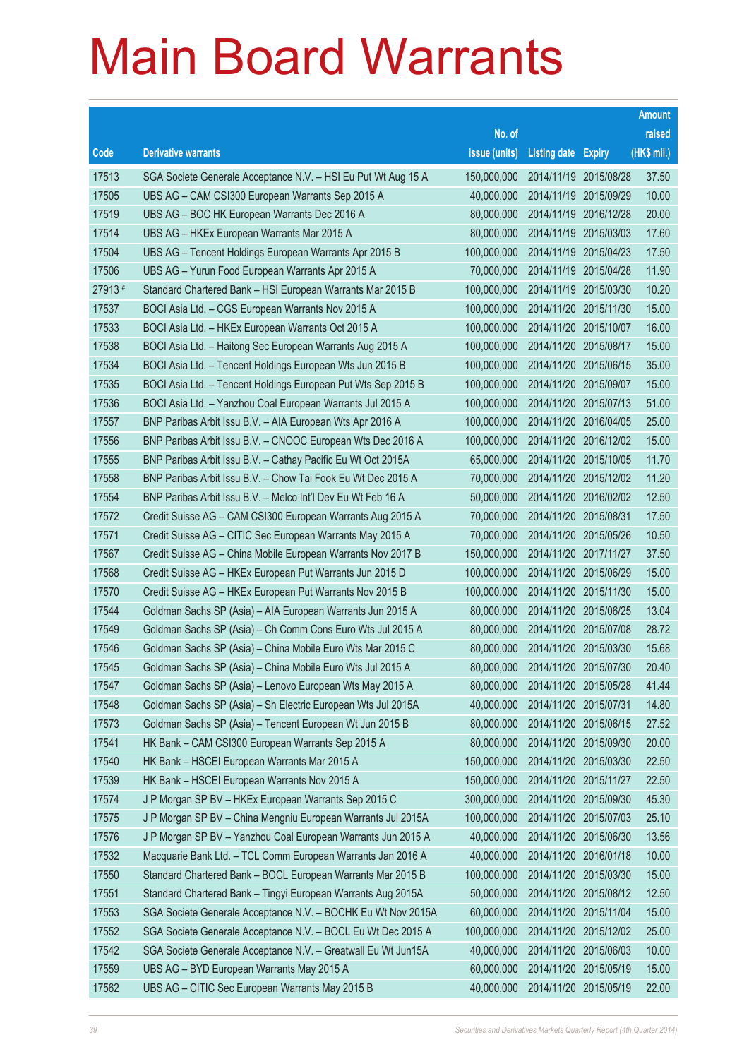# Main Board Warrants

| Code | Derivative warrants | No. of issue (units) | Listing date | Expiry | Amount raised (HK$ mil.) |
|---|---|---|---|---|---|
| 17513 | SGA Societe Generale Acceptance N.V. – HSI Eu Put Wt Aug 15 A | 150,000,000 | 2014/11/19 | 2015/08/28 | 37.50 |
| 17505 | UBS AG – CAM CSI300 European Warrants Sep 2015 A | 40,000,000 | 2014/11/19 | 2015/09/29 | 10.00 |
| 17519 | UBS AG – BOC HK European Warrants Dec 2016 A | 80,000,000 | 2014/11/19 | 2016/12/28 | 20.00 |
| 17514 | UBS AG – HKEx European Warrants Mar 2015 A | 80,000,000 | 2014/11/19 | 2015/03/03 | 17.60 |
| 17504 | UBS AG – Tencent Holdings European Warrants Apr 2015 B | 100,000,000 | 2014/11/19 | 2015/04/23 | 17.50 |
| 17506 | UBS AG – Yurun Food European Warrants Apr 2015 A | 70,000,000 | 2014/11/19 | 2015/04/28 | 11.90 |
| 27913 # | Standard Chartered Bank – HSI European Warrants Mar 2015 B | 100,000,000 | 2014/11/19 | 2015/03/30 | 10.20 |
| 17537 | BOCI Asia Ltd. – CGS European Warrants Nov 2015 A | 100,000,000 | 2014/11/20 | 2015/11/30 | 15.00 |
| 17533 | BOCI Asia Ltd. – HKEx European Warrants Oct 2015 A | 100,000,000 | 2014/11/20 | 2015/10/07 | 16.00 |
| 17538 | BOCI Asia Ltd. – Haitong Sec European Warrants Aug 2015 A | 100,000,000 | 2014/11/20 | 2015/08/17 | 15.00 |
| 17534 | BOCI Asia Ltd. – Tencent Holdings European Wts Jun 2015 B | 100,000,000 | 2014/11/20 | 2015/06/15 | 35.00 |
| 17535 | BOCI Asia Ltd. – Tencent Holdings European Put Wts Sep 2015 B | 100,000,000 | 2014/11/20 | 2015/09/07 | 15.00 |
| 17536 | BOCI Asia Ltd. – Yanzhou Coal European Warrants Jul 2015 A | 100,000,000 | 2014/11/20 | 2015/07/13 | 51.00 |
| 17557 | BNP Paribas Arbit Issu B.V. – AIA European Wts Apr 2016 A | 100,000,000 | 2014/11/20 | 2016/04/05 | 25.00 |
| 17556 | BNP Paribas Arbit Issu B.V. – CNOOC European Wts Dec 2016 A | 100,000,000 | 2014/11/20 | 2016/12/02 | 15.00 |
| 17555 | BNP Paribas Arbit Issu B.V. – Cathay Pacific Eu Wt Oct 2015A | 65,000,000 | 2014/11/20 | 2015/10/05 | 11.70 |
| 17558 | BNP Paribas Arbit Issu B.V. – Chow Tai Fook Eu Wt Dec 2015 A | 70,000,000 | 2014/11/20 | 2015/12/02 | 11.20 |
| 17554 | BNP Paribas Arbit Issu B.V. – Melco Int'l Dev Eu Wt Feb 16 A | 50,000,000 | 2014/11/20 | 2016/02/02 | 12.50 |
| 17572 | Credit Suisse AG – CAM CSI300 European Warrants Aug 2015 A | 70,000,000 | 2014/11/20 | 2015/08/31 | 17.50 |
| 17571 | Credit Suisse AG – CITIC Sec European Warrants May 2015 A | 70,000,000 | 2014/11/20 | 2015/05/26 | 10.50 |
| 17567 | Credit Suisse AG – China Mobile European Warrants Nov 2017 B | 150,000,000 | 2014/11/20 | 2017/11/27 | 37.50 |
| 17568 | Credit Suisse AG – HKEx European Put Warrants Jun 2015 D | 100,000,000 | 2014/11/20 | 2015/06/29 | 15.00 |
| 17570 | Credit Suisse AG – HKEx European Put Warrants Nov 2015 B | 100,000,000 | 2014/11/20 | 2015/11/30 | 15.00 |
| 17544 | Goldman Sachs SP (Asia) – AIA European Warrants Jun 2015 A | 80,000,000 | 2014/11/20 | 2015/06/25 | 13.04 |
| 17549 | Goldman Sachs SP (Asia) – Ch Comm Cons Euro Wts Jul 2015 A | 80,000,000 | 2014/11/20 | 2015/07/08 | 28.72 |
| 17546 | Goldman Sachs SP (Asia) – China Mobile Euro Wts Mar 2015 C | 80,000,000 | 2014/11/20 | 2015/03/30 | 15.68 |
| 17545 | Goldman Sachs SP (Asia) – China Mobile Euro Wts Jul 2015 A | 80,000,000 | 2014/11/20 | 2015/07/30 | 20.40 |
| 17547 | Goldman Sachs SP (Asia) – Lenovo European Wts May 2015 A | 80,000,000 | 2014/11/20 | 2015/05/28 | 41.44 |
| 17548 | Goldman Sachs SP (Asia) – Sh Electric European Wts Jul 2015A | 40,000,000 | 2014/11/20 | 2015/07/31 | 14.80 |
| 17573 | Goldman Sachs SP (Asia) – Tencent European Wt Jun 2015 B | 80,000,000 | 2014/11/20 | 2015/06/15 | 27.52 |
| 17541 | HK Bank – CAM CSI300 European Warrants Sep 2015 A | 80,000,000 | 2014/11/20 | 2015/09/30 | 20.00 |
| 17540 | HK Bank – HSCEI European Warrants Mar 2015 A | 150,000,000 | 2014/11/20 | 2015/03/30 | 22.50 |
| 17539 | HK Bank – HSCEI European Warrants Nov 2015 A | 150,000,000 | 2014/11/20 | 2015/11/27 | 22.50 |
| 17574 | J P Morgan SP BV – HKEx European Warrants Sep 2015 C | 300,000,000 | 2014/11/20 | 2015/09/30 | 45.30 |
| 17575 | J P Morgan SP BV – China Mengniu European Warrants Jul 2015A | 100,000,000 | 2014/11/20 | 2015/07/03 | 25.10 |
| 17576 | J P Morgan SP BV – Yanzhou Coal European Warrants Jun 2015 A | 40,000,000 | 2014/11/20 | 2015/06/30 | 13.56 |
| 17532 | Macquarie Bank Ltd. – TCL Comm European Warrants Jan 2016 A | 40,000,000 | 2014/11/20 | 2016/01/18 | 10.00 |
| 17550 | Standard Chartered Bank – BOCL European Warrants Mar 2015 B | 100,000,000 | 2014/11/20 | 2015/03/30 | 15.00 |
| 17551 | Standard Chartered Bank – Tingyi European Warrants Aug 2015A | 50,000,000 | 2014/11/20 | 2015/08/12 | 12.50 |
| 17553 | SGA Societe Generale Acceptance N.V. – BOCHK Eu Wt Nov 2015A | 60,000,000 | 2014/11/20 | 2015/11/04 | 15.00 |
| 17552 | SGA Societe Generale Acceptance N.V. – BOCL Eu Wt Dec 2015 A | 100,000,000 | 2014/11/20 | 2015/12/02 | 25.00 |
| 17542 | SGA Societe Generale Acceptance N.V. – Greatwall Eu Wt Jun15A | 40,000,000 | 2014/11/20 | 2015/06/03 | 10.00 |
| 17559 | UBS AG – BYD European Warrants May 2015 A | 60,000,000 | 2014/11/20 | 2015/05/19 | 15.00 |
| 17562 | UBS AG – CITIC Sec European Warrants May 2015 B | 40,000,000 | 2014/11/20 | 2015/05/19 | 22.00 |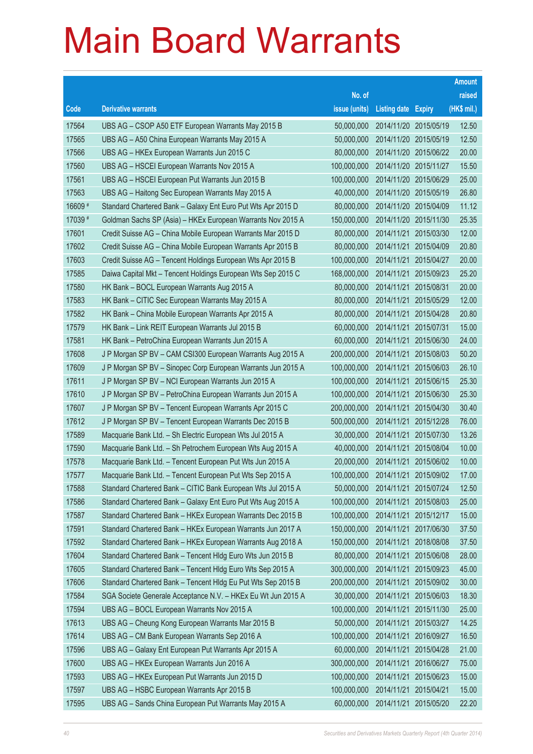# Main Board Warrants

| Code | Derivative warrants | No. of issue (units) | Listing date | Expiry | Amount raised (HK$ mil.) |
|---|---|---|---|---|---|
| 17564 | UBS AG – CSOP A50 ETF European Warrants May 2015 B | 50,000,000 | 2014/11/20 | 2015/05/19 | 12.50 |
| 17565 | UBS AG – A50 China European Warrants May 2015 A | 50,000,000 | 2014/11/20 | 2015/05/19 | 12.50 |
| 17566 | UBS AG – HKEx European Warrants Jun 2015 C | 80,000,000 | 2014/11/20 | 2015/06/22 | 20.00 |
| 17560 | UBS AG – HSCEI European Warrants Nov 2015 A | 100,000,000 | 2014/11/20 | 2015/11/27 | 15.50 |
| 17561 | UBS AG – HSCEI European Put Warrants Jun 2015 B | 100,000,000 | 2014/11/20 | 2015/06/29 | 25.00 |
| 17563 | UBS AG – Haitong Sec European Warrants May 2015 A | 40,000,000 | 2014/11/20 | 2015/05/19 | 26.80 |
| 16609 # | Standard Chartered Bank – Galaxy Ent Euro Put Wts Apr 2015 D | 80,000,000 | 2014/11/20 | 2015/04/09 | 11.12 |
| 17039 # | Goldman Sachs SP (Asia) – HKEx European Warrants Nov 2015 A | 150,000,000 | 2014/11/20 | 2015/11/30 | 25.35 |
| 17601 | Credit Suisse AG – China Mobile European Warrants Mar 2015 D | 80,000,000 | 2014/11/21 | 2015/03/30 | 12.00 |
| 17602 | Credit Suisse AG – China Mobile European Warrants Apr 2015 B | 80,000,000 | 2014/11/21 | 2015/04/09 | 20.80 |
| 17603 | Credit Suisse AG – Tencent Holdings European Wts Apr 2015 B | 100,000,000 | 2014/11/21 | 2015/04/27 | 20.00 |
| 17585 | Daiwa Capital Mkt – Tencent Holdings European Wts Sep 2015 C | 168,000,000 | 2014/11/21 | 2015/09/23 | 25.20 |
| 17580 | HK Bank – BOCL European Warrants Aug 2015 A | 80,000,000 | 2014/11/21 | 2015/08/31 | 20.00 |
| 17583 | HK Bank – CITIC Sec European Warrants May 2015 A | 80,000,000 | 2014/11/21 | 2015/05/29 | 12.00 |
| 17582 | HK Bank – China Mobile European Warrants Apr 2015 A | 80,000,000 | 2014/11/21 | 2015/04/28 | 20.80 |
| 17579 | HK Bank – Link REIT European Warrants Jul 2015 B | 60,000,000 | 2014/11/21 | 2015/07/31 | 15.00 |
| 17581 | HK Bank – PetroChina European Warrants Jun 2015 A | 60,000,000 | 2014/11/21 | 2015/06/30 | 24.00 |
| 17608 | J P Morgan SP BV – CAM CSI300 European Warrants Aug 2015 A | 200,000,000 | 2014/11/21 | 2015/08/03 | 50.20 |
| 17609 | J P Morgan SP BV – Sinopec Corp European Warrants Jun 2015 A | 100,000,000 | 2014/11/21 | 2015/06/03 | 26.10 |
| 17611 | J P Morgan SP BV – NCI European Warrants Jun 2015 A | 100,000,000 | 2014/11/21 | 2015/06/15 | 25.30 |
| 17610 | J P Morgan SP BV – PetroChina European Warrants Jun 2015 A | 100,000,000 | 2014/11/21 | 2015/06/30 | 25.30 |
| 17607 | J P Morgan SP BV – Tencent European Warrants Apr 2015 C | 200,000,000 | 2014/11/21 | 2015/04/30 | 30.40 |
| 17612 | J P Morgan SP BV – Tencent European Warrants Dec 2015 B | 500,000,000 | 2014/11/21 | 2015/12/28 | 76.00 |
| 17589 | Macquarie Bank Ltd. – Sh Electric European Wts Jul 2015 A | 30,000,000 | 2014/11/21 | 2015/07/30 | 13.26 |
| 17590 | Macquarie Bank Ltd. – Sh Petrochem European Wts Aug 2015 A | 40,000,000 | 2014/11/21 | 2015/08/04 | 10.00 |
| 17578 | Macquarie Bank Ltd. – Tencent European Put Wts Jun 2015 A | 20,000,000 | 2014/11/21 | 2015/06/02 | 10.00 |
| 17577 | Macquarie Bank Ltd. – Tencent European Put Wts Sep 2015 A | 100,000,000 | 2014/11/21 | 2015/09/02 | 17.00 |
| 17588 | Standard Chartered Bank – CITIC Bank European Wts Jul 2015 A | 50,000,000 | 2014/11/21 | 2015/07/24 | 12.50 |
| 17586 | Standard Chartered Bank – Galaxy Ent Euro Put Wts Aug 2015 A | 100,000,000 | 2014/11/21 | 2015/08/03 | 25.00 |
| 17587 | Standard Chartered Bank – HKEx European Warrants Dec 2015 B | 100,000,000 | 2014/11/21 | 2015/12/17 | 15.00 |
| 17591 | Standard Chartered Bank – HKEx European Warrants Jun 2017 A | 150,000,000 | 2014/11/21 | 2017/06/30 | 37.50 |
| 17592 | Standard Chartered Bank – HKEx European Warrants Aug 2018 A | 150,000,000 | 2014/11/21 | 2018/08/08 | 37.50 |
| 17604 | Standard Chartered Bank – Tencent Hldg Euro Wts Jun 2015 B | 80,000,000 | 2014/11/21 | 2015/06/08 | 28.00 |
| 17605 | Standard Chartered Bank – Tencent Hldg Euro Wts Sep 2015 A | 300,000,000 | 2014/11/21 | 2015/09/23 | 45.00 |
| 17606 | Standard Chartered Bank – Tencent Hldg Eu Put Wts Sep 2015 B | 200,000,000 | 2014/11/21 | 2015/09/02 | 30.00 |
| 17584 | SGA Societe Generale Acceptance N.V. – HKEx Eu Wt Jun 2015 A | 30,000,000 | 2014/11/21 | 2015/06/03 | 18.30 |
| 17594 | UBS AG – BOCL European Warrants Nov 2015 A | 100,000,000 | 2014/11/21 | 2015/11/30 | 25.00 |
| 17613 | UBS AG – Cheung Kong European Warrants Mar 2015 B | 50,000,000 | 2014/11/21 | 2015/03/27 | 14.25 |
| 17614 | UBS AG – CM Bank European Warrants Sep 2016 A | 100,000,000 | 2014/11/21 | 2016/09/27 | 16.50 |
| 17596 | UBS AG – Galaxy Ent European Put Warrants Apr 2015 A | 60,000,000 | 2014/11/21 | 2015/04/28 | 21.00 |
| 17600 | UBS AG – HKEx European Warrants Jun 2016 A | 300,000,000 | 2014/11/21 | 2016/06/27 | 75.00 |
| 17593 | UBS AG – HKEx European Put Warrants Jun 2015 D | 100,000,000 | 2014/11/21 | 2015/06/23 | 15.00 |
| 17597 | UBS AG – HSBC European Warrants Apr 2015 B | 100,000,000 | 2014/11/21 | 2015/04/21 | 15.00 |
| 17595 | UBS AG – Sands China European Put Warrants May 2015 A | 60,000,000 | 2014/11/21 | 2015/05/20 | 22.20 |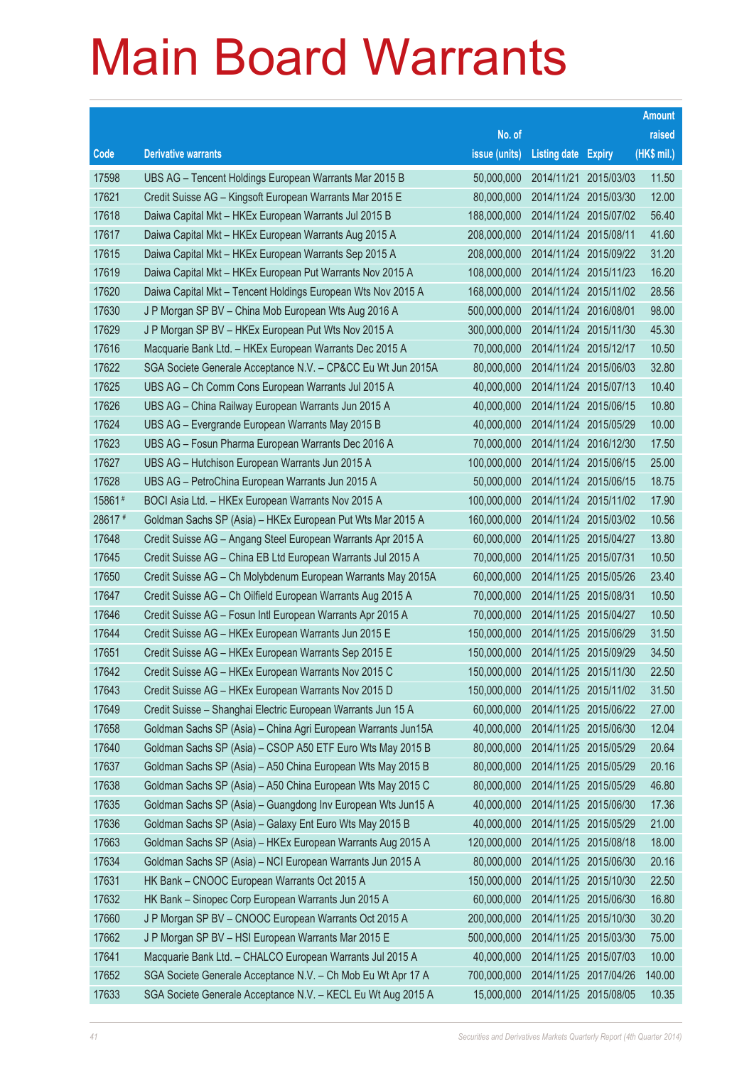# Main Board Warrants

| Code | Derivative warrants | No. of issue (units) | Listing date | Expiry | Amount raised (HK$ mil.) |
|---|---|---|---|---|---|
| 17598 | UBS AG – Tencent Holdings European Warrants Mar 2015 B | 50,000,000 | 2014/11/21 | 2015/03/03 | 11.50 |
| 17621 | Credit Suisse AG – Kingsoft European Warrants Mar 2015 E | 80,000,000 | 2014/11/24 | 2015/03/30 | 12.00 |
| 17618 | Daiwa Capital Mkt – HKEx European Warrants Jul 2015 B | 188,000,000 | 2014/11/24 | 2015/07/02 | 56.40 |
| 17617 | Daiwa Capital Mkt – HKEx European Warrants Aug 2015 A | 208,000,000 | 2014/11/24 | 2015/08/11 | 41.60 |
| 17615 | Daiwa Capital Mkt – HKEx European Warrants Sep 2015 A | 208,000,000 | 2014/11/24 | 2015/09/22 | 31.20 |
| 17619 | Daiwa Capital Mkt – HKEx European Put Warrants Nov 2015 A | 108,000,000 | 2014/11/24 | 2015/11/23 | 16.20 |
| 17620 | Daiwa Capital Mkt – Tencent Holdings European Wts Nov 2015 A | 168,000,000 | 2014/11/24 | 2015/11/02 | 28.56 |
| 17630 | J P Morgan SP BV – China Mob European Wts Aug 2016 A | 500,000,000 | 2014/11/24 | 2016/08/01 | 98.00 |
| 17629 | J P Morgan SP BV – HKEx European Put Wts Nov 2015 A | 300,000,000 | 2014/11/24 | 2015/11/30 | 45.30 |
| 17616 | Macquarie Bank Ltd. – HKEx European Warrants Dec 2015 A | 70,000,000 | 2014/11/24 | 2015/12/17 | 10.50 |
| 17622 | SGA Societe Generale Acceptance N.V. – CP&CC Eu Wt Jun 2015A | 80,000,000 | 2014/11/24 | 2015/06/03 | 32.80 |
| 17625 | UBS AG – Ch Comm Cons European Warrants Jul 2015 A | 40,000,000 | 2014/11/24 | 2015/07/13 | 10.40 |
| 17626 | UBS AG – China Railway European Warrants Jun 2015 A | 40,000,000 | 2014/11/24 | 2015/06/15 | 10.80 |
| 17624 | UBS AG – Evergrande European Warrants May 2015 B | 40,000,000 | 2014/11/24 | 2015/05/29 | 10.00 |
| 17623 | UBS AG – Fosun Pharma European Warrants Dec 2016 A | 70,000,000 | 2014/11/24 | 2016/12/30 | 17.50 |
| 17627 | UBS AG – Hutchison European Warrants Jun 2015 A | 100,000,000 | 2014/11/24 | 2015/06/15 | 25.00 |
| 17628 | UBS AG – PetroChina European Warrants Jun 2015 A | 50,000,000 | 2014/11/24 | 2015/06/15 | 18.75 |
| 15861 # | BOCI Asia Ltd. – HKEx European Warrants Nov 2015 A | 100,000,000 | 2014/11/24 | 2015/11/02 | 17.90 |
| 28617 # | Goldman Sachs SP (Asia) – HKEx European Put Wts Mar 2015 A | 160,000,000 | 2014/11/24 | 2015/03/02 | 10.56 |
| 17648 | Credit Suisse AG – Angang Steel European Warrants Apr 2015 A | 60,000,000 | 2014/11/25 | 2015/04/27 | 13.80 |
| 17645 | Credit Suisse AG – China EB Ltd European Warrants Jul 2015 A | 70,000,000 | 2014/11/25 | 2015/07/31 | 10.50 |
| 17650 | Credit Suisse AG – Ch Molybdenum European Warrants May 2015A | 60,000,000 | 2014/11/25 | 2015/05/26 | 23.40 |
| 17647 | Credit Suisse AG – Ch Oilfield European Warrants Aug 2015 A | 70,000,000 | 2014/11/25 | 2015/08/31 | 10.50 |
| 17646 | Credit Suisse AG – Fosun Intl European Warrants Apr 2015 A | 70,000,000 | 2014/11/25 | 2015/04/27 | 10.50 |
| 17644 | Credit Suisse AG – HKEx European Warrants Jun 2015 E | 150,000,000 | 2014/11/25 | 2015/06/29 | 31.50 |
| 17651 | Credit Suisse AG – HKEx European Warrants Sep 2015 E | 150,000,000 | 2014/11/25 | 2015/09/29 | 34.50 |
| 17642 | Credit Suisse AG – HKEx European Warrants Nov 2015 C | 150,000,000 | 2014/11/25 | 2015/11/30 | 22.50 |
| 17643 | Credit Suisse AG – HKEx European Warrants Nov 2015 D | 150,000,000 | 2014/11/25 | 2015/11/02 | 31.50 |
| 17649 | Credit Suisse – Shanghai Electric European Warrants Jun 15 A | 60,000,000 | 2014/11/25 | 2015/06/22 | 27.00 |
| 17658 | Goldman Sachs SP (Asia) – China Agri European Warrants Jun15A | 40,000,000 | 2014/11/25 | 2015/06/30 | 12.04 |
| 17640 | Goldman Sachs SP (Asia) – CSOP A50 ETF Euro Wts May 2015 B | 80,000,000 | 2014/11/25 | 2015/05/29 | 20.64 |
| 17637 | Goldman Sachs SP (Asia) – A50 China European Wts May 2015 B | 80,000,000 | 2014/11/25 | 2015/05/29 | 20.16 |
| 17638 | Goldman Sachs SP (Asia) – A50 China European Wts May 2015 C | 80,000,000 | 2014/11/25 | 2015/05/29 | 46.80 |
| 17635 | Goldman Sachs SP (Asia) – Guangdong Inv European Wts Jun15 A | 40,000,000 | 2014/11/25 | 2015/06/30 | 17.36 |
| 17636 | Goldman Sachs SP (Asia) – Galaxy Ent Euro Wts May 2015 B | 40,000,000 | 2014/11/25 | 2015/05/29 | 21.00 |
| 17663 | Goldman Sachs SP (Asia) – HKEx European Warrants Aug 2015 A | 120,000,000 | 2014/11/25 | 2015/08/18 | 18.00 |
| 17634 | Goldman Sachs SP (Asia) – NCI European Warrants Jun 2015 A | 80,000,000 | 2014/11/25 | 2015/06/30 | 20.16 |
| 17631 | HK Bank – CNOOC European Warrants Oct 2015 A | 150,000,000 | 2014/11/25 | 2015/10/30 | 22.50 |
| 17632 | HK Bank – Sinopec Corp European Warrants Jun 2015 A | 60,000,000 | 2014/11/25 | 2015/06/30 | 16.80 |
| 17660 | J P Morgan SP BV – CNOOC European Warrants Oct 2015 A | 200,000,000 | 2014/11/25 | 2015/10/30 | 30.20 |
| 17662 | J P Morgan SP BV – HSI European Warrants Mar 2015 E | 500,000,000 | 2014/11/25 | 2015/03/30 | 75.00 |
| 17641 | Macquarie Bank Ltd. – CHALCO European Warrants Jul 2015 A | 40,000,000 | 2014/11/25 | 2015/07/03 | 10.00 |
| 17652 | SGA Societe Generale Acceptance N.V. – Ch Mob Eu Wt Apr 17 A | 700,000,000 | 2014/11/25 | 2017/04/26 | 140.00 |
| 17633 | SGA Societe Generale Acceptance N.V. – KECL Eu Wt Aug 2015 A | 15,000,000 | 2014/11/25 | 2015/08/05 | 10.35 |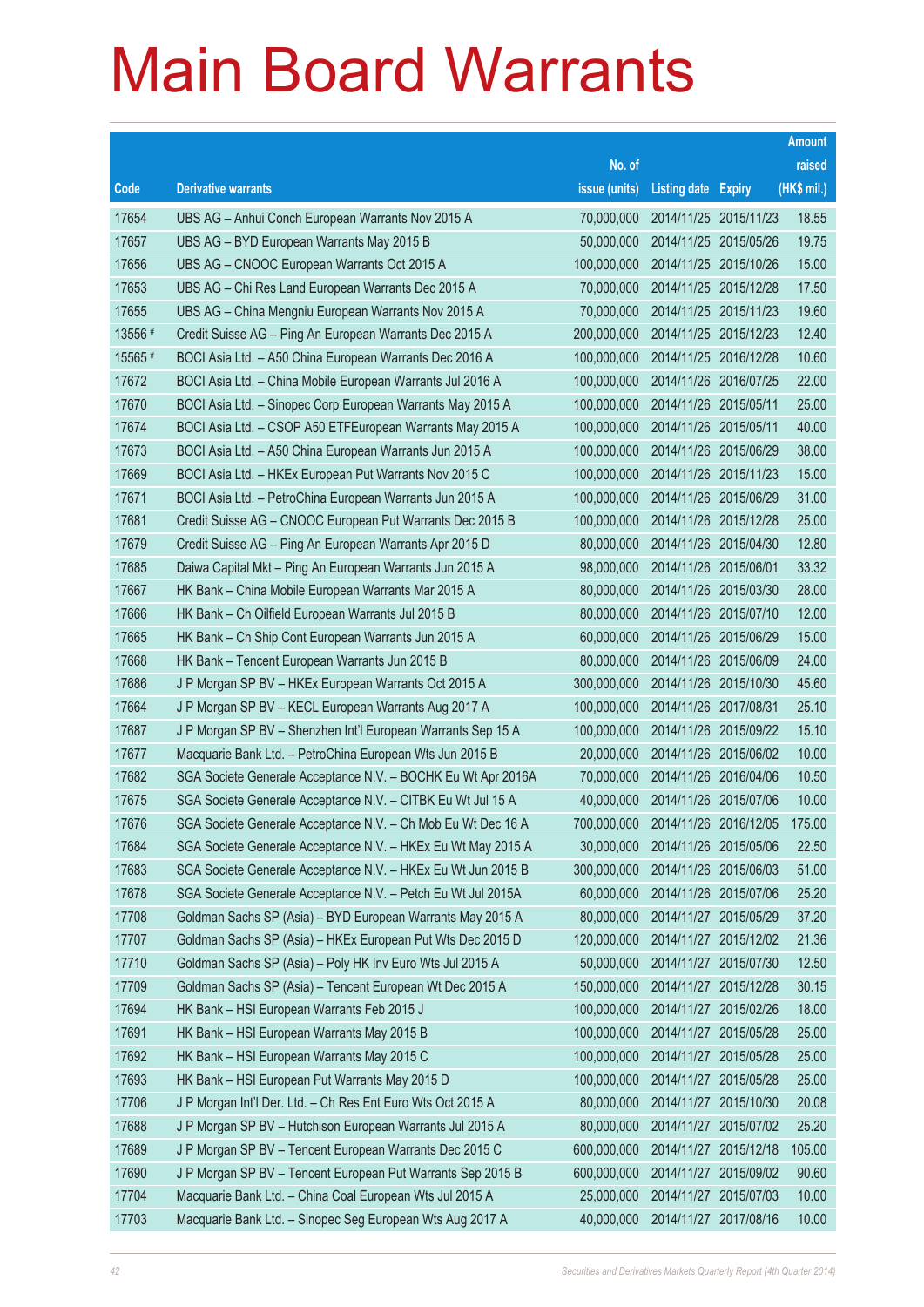# Main Board Warrants

| Code | Derivative warrants | No. of issue (units) | Listing date | Expiry | Amount raised (HK$ mil.) |
|---|---|---|---|---|---|
| 17654 | UBS AG – Anhui Conch European Warrants Nov 2015 A | 70,000,000 | 2014/11/25 | 2015/11/23 | 18.55 |
| 17657 | UBS AG – BYD European Warrants May 2015 B | 50,000,000 | 2014/11/25 | 2015/05/26 | 19.75 |
| 17656 | UBS AG – CNOOC European Warrants Oct 2015 A | 100,000,000 | 2014/11/25 | 2015/10/26 | 15.00 |
| 17653 | UBS AG – Chi Res Land European Warrants Dec 2015 A | 70,000,000 | 2014/11/25 | 2015/12/28 | 17.50 |
| 17655 | UBS AG – China Mengniu European Warrants Nov 2015 A | 70,000,000 | 2014/11/25 | 2015/11/23 | 19.60 |
| 13556 # | Credit Suisse AG – Ping An European Warrants Dec 2015 A | 200,000,000 | 2014/11/25 | 2015/12/23 | 12.40 |
| 15565 # | BOCI Asia Ltd. – A50 China European Warrants Dec 2016 A | 100,000,000 | 2014/11/25 | 2016/12/28 | 10.60 |
| 17672 | BOCI Asia Ltd. – China Mobile European Warrants Jul 2016 A | 100,000,000 | 2014/11/26 | 2016/07/25 | 22.00 |
| 17670 | BOCI Asia Ltd. – Sinopec Corp European Warrants May 2015 A | 100,000,000 | 2014/11/26 | 2015/05/11 | 25.00 |
| 17674 | BOCI Asia Ltd. – CSOP A50 ETFEuropean Warrants May 2015 A | 100,000,000 | 2014/11/26 | 2015/05/11 | 40.00 |
| 17673 | BOCI Asia Ltd. – A50 China European Warrants Jun 2015 A | 100,000,000 | 2014/11/26 | 2015/06/29 | 38.00 |
| 17669 | BOCI Asia Ltd. – HKEx European Put Warrants Nov 2015 C | 100,000,000 | 2014/11/26 | 2015/11/23 | 15.00 |
| 17671 | BOCI Asia Ltd. – PetroChina European Warrants Jun 2015 A | 100,000,000 | 2014/11/26 | 2015/06/29 | 31.00 |
| 17681 | Credit Suisse AG – CNOOC European Put Warrants Dec 2015 B | 100,000,000 | 2014/11/26 | 2015/12/28 | 25.00 |
| 17679 | Credit Suisse AG – Ping An European Warrants Apr 2015 D | 80,000,000 | 2014/11/26 | 2015/04/30 | 12.80 |
| 17685 | Daiwa Capital Mkt – Ping An European Warrants Jun 2015 A | 98,000,000 | 2014/11/26 | 2015/06/01 | 33.32 |
| 17667 | HK Bank – China Mobile European Warrants Mar 2015 A | 80,000,000 | 2014/11/26 | 2015/03/30 | 28.00 |
| 17666 | HK Bank – Ch Oilfield European Warrants Jul 2015 B | 80,000,000 | 2014/11/26 | 2015/07/10 | 12.00 |
| 17665 | HK Bank – Ch Ship Cont European Warrants Jun 2015 A | 60,000,000 | 2014/11/26 | 2015/06/29 | 15.00 |
| 17668 | HK Bank – Tencent European Warrants Jun 2015 B | 80,000,000 | 2014/11/26 | 2015/06/09 | 24.00 |
| 17686 | J P Morgan SP BV – HKEx European Warrants Oct 2015 A | 300,000,000 | 2014/11/26 | 2015/10/30 | 45.60 |
| 17664 | J P Morgan SP BV – KECL European Warrants Aug 2017 A | 100,000,000 | 2014/11/26 | 2017/08/31 | 25.10 |
| 17687 | J P Morgan SP BV – Shenzhen Int'l European Warrants Sep 15 A | 100,000,000 | 2014/11/26 | 2015/09/22 | 15.10 |
| 17677 | Macquarie Bank Ltd. – PetroChina European Wts Jun 2015 B | 20,000,000 | 2014/11/26 | 2015/06/02 | 10.00 |
| 17682 | SGA Societe Generale Acceptance N.V. – BOCHK Eu Wt Apr 2016A | 70,000,000 | 2014/11/26 | 2016/04/06 | 10.50 |
| 17675 | SGA Societe Generale Acceptance N.V. – CITBK Eu Wt Jul 15 A | 40,000,000 | 2014/11/26 | 2015/07/06 | 10.00 |
| 17676 | SGA Societe Generale Acceptance N.V. – Ch Mob Eu Wt Dec 16 A | 700,000,000 | 2014/11/26 | 2016/12/05 | 175.00 |
| 17684 | SGA Societe Generale Acceptance N.V. – HKEx Eu Wt May 2015 A | 30,000,000 | 2014/11/26 | 2015/05/06 | 22.50 |
| 17683 | SGA Societe Generale Acceptance N.V. – HKEx Eu Wt Jun 2015 B | 300,000,000 | 2014/11/26 | 2015/06/03 | 51.00 |
| 17678 | SGA Societe Generale Acceptance N.V. – Petch Eu Wt Jul 2015A | 60,000,000 | 2014/11/26 | 2015/07/06 | 25.20 |
| 17708 | Goldman Sachs SP (Asia) – BYD European Warrants May 2015 A | 80,000,000 | 2014/11/27 | 2015/05/29 | 37.20 |
| 17707 | Goldman Sachs SP (Asia) – HKEx European Put Wts Dec 2015 D | 120,000,000 | 2014/11/27 | 2015/12/02 | 21.36 |
| 17710 | Goldman Sachs SP (Asia) – Poly HK Inv Euro Wts Jul 2015 A | 50,000,000 | 2014/11/27 | 2015/07/30 | 12.50 |
| 17709 | Goldman Sachs SP (Asia) – Tencent European Wt Dec 2015 A | 150,000,000 | 2014/11/27 | 2015/12/28 | 30.15 |
| 17694 | HK Bank – HSI European Warrants Feb 2015 J | 100,000,000 | 2014/11/27 | 2015/02/26 | 18.00 |
| 17691 | HK Bank – HSI European Warrants May 2015 B | 100,000,000 | 2014/11/27 | 2015/05/28 | 25.00 |
| 17692 | HK Bank – HSI European Warrants May 2015 C | 100,000,000 | 2014/11/27 | 2015/05/28 | 25.00 |
| 17693 | HK Bank – HSI European Put Warrants May 2015 D | 100,000,000 | 2014/11/27 | 2015/05/28 | 25.00 |
| 17706 | J P Morgan Int'l Der. Ltd. – Ch Res Ent Euro Wts Oct 2015 A | 80,000,000 | 2014/11/27 | 2015/10/30 | 20.08 |
| 17688 | J P Morgan SP BV – Hutchison European Warrants Jul 2015 A | 80,000,000 | 2014/11/27 | 2015/07/02 | 25.20 |
| 17689 | J P Morgan SP BV – Tencent European Warrants Dec 2015 C | 600,000,000 | 2014/11/27 | 2015/12/18 | 105.00 |
| 17690 | J P Morgan SP BV – Tencent European Put Warrants Sep 2015 B | 600,000,000 | 2014/11/27 | 2015/09/02 | 90.60 |
| 17704 | Macquarie Bank Ltd. – China Coal European Wts Jul 2015 A | 25,000,000 | 2014/11/27 | 2015/07/03 | 10.00 |
| 17703 | Macquarie Bank Ltd. – Sinopec Seg European Wts Aug 2017 A | 40,000,000 | 2014/11/27 | 2017/08/16 | 10.00 |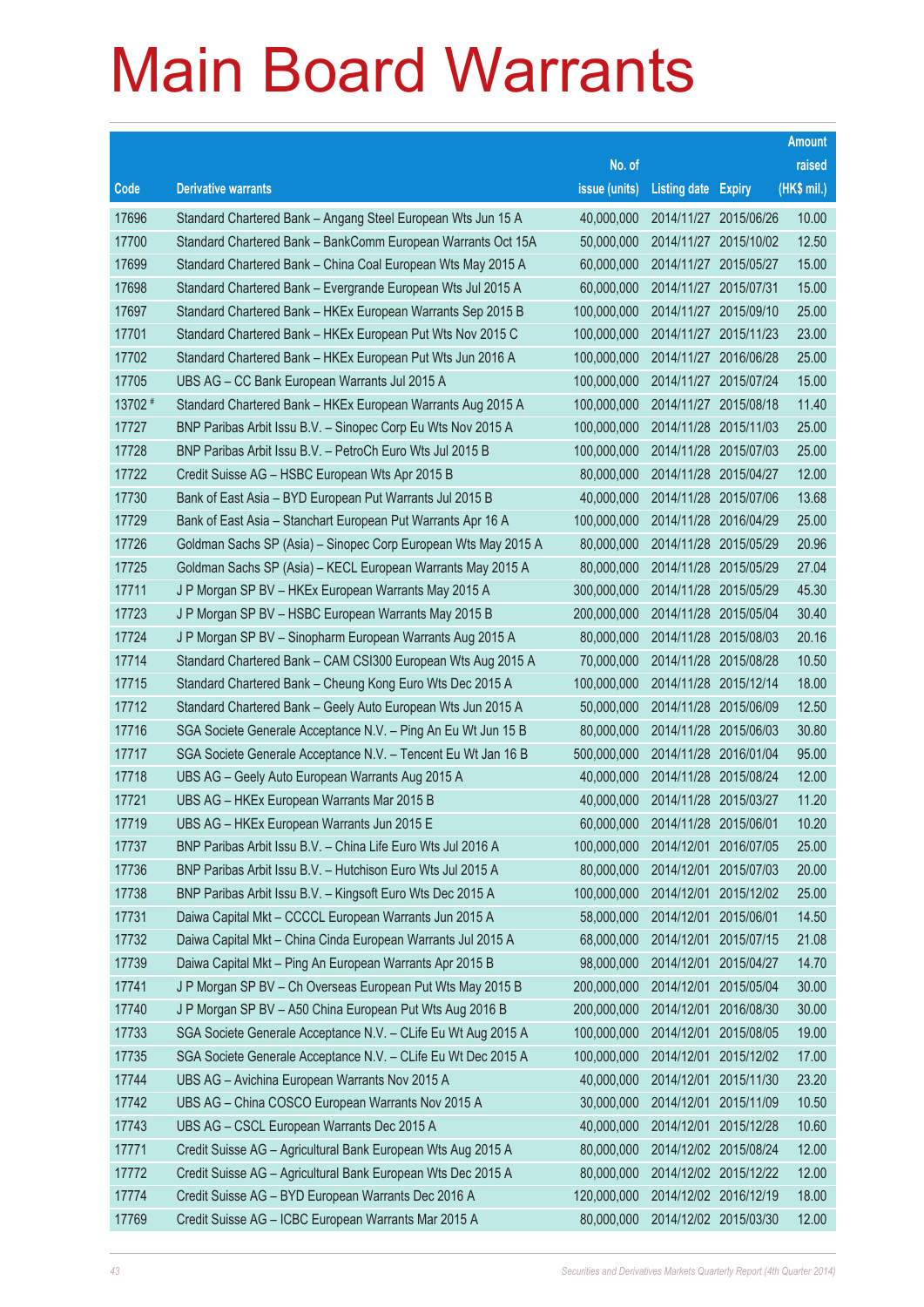# Main Board Warrants

| Code | Derivative warrants | No. of issue (units) | Listing date | Expiry | Amount raised (HK$ mil.) |
|---|---|---|---|---|---|
| 17696 | Standard Chartered Bank – Angang Steel European Wts Jun 15 A | 40,000,000 | 2014/11/27 | 2015/06/26 | 10.00 |
| 17700 | Standard Chartered Bank – BankComm European Warrants Oct 15A | 50,000,000 | 2014/11/27 | 2015/10/02 | 12.50 |
| 17699 | Standard Chartered Bank – China Coal European Wts May 2015 A | 60,000,000 | 2014/11/27 | 2015/05/27 | 15.00 |
| 17698 | Standard Chartered Bank – Evergrande European Wts Jul 2015 A | 60,000,000 | 2014/11/27 | 2015/07/31 | 15.00 |
| 17697 | Standard Chartered Bank – HKEx European Warrants Sep 2015 B | 100,000,000 | 2014/11/27 | 2015/09/10 | 25.00 |
| 17701 | Standard Chartered Bank – HKEx European Put Wts Nov 2015 C | 100,000,000 | 2014/11/27 | 2015/11/23 | 23.00 |
| 17702 | Standard Chartered Bank – HKEx European Put Wts Jun 2016 A | 100,000,000 | 2014/11/27 | 2016/06/28 | 25.00 |
| 17705 | UBS AG – CC Bank European Warrants Jul 2015 A | 100,000,000 | 2014/11/27 | 2015/07/24 | 15.00 |
| 13702 # | Standard Chartered Bank – HKEx European Warrants Aug 2015 A | 100,000,000 | 2014/11/27 | 2015/08/18 | 11.40 |
| 17727 | BNP Paribas Arbit Issu B.V. – Sinopec Corp Eu Wts Nov 2015 A | 100,000,000 | 2014/11/28 | 2015/11/03 | 25.00 |
| 17728 | BNP Paribas Arbit Issu B.V. – PetroCh Euro Wts Jul 2015 B | 100,000,000 | 2014/11/28 | 2015/07/03 | 25.00 |
| 17722 | Credit Suisse AG – HSBC European Wts Apr 2015 B | 80,000,000 | 2014/11/28 | 2015/04/27 | 12.00 |
| 17730 | Bank of East Asia – BYD European Put Warrants Jul 2015 B | 40,000,000 | 2014/11/28 | 2015/07/06 | 13.68 |
| 17729 | Bank of East Asia – Stanchart European Put Warrants Apr 16 A | 100,000,000 | 2014/11/28 | 2016/04/29 | 25.00 |
| 17726 | Goldman Sachs SP (Asia) – Sinopec Corp European Wts May 2015 A | 80,000,000 | 2014/11/28 | 2015/05/29 | 20.96 |
| 17725 | Goldman Sachs SP (Asia) – KECL European Warrants May 2015 A | 80,000,000 | 2014/11/28 | 2015/05/29 | 27.04 |
| 17711 | J P Morgan SP BV – HKEx European Warrants May 2015 A | 300,000,000 | 2014/11/28 | 2015/05/29 | 45.30 |
| 17723 | J P Morgan SP BV – HSBC European Warrants May 2015 B | 200,000,000 | 2014/11/28 | 2015/05/04 | 30.40 |
| 17724 | J P Morgan SP BV – Sinopharm European Warrants Aug 2015 A | 80,000,000 | 2014/11/28 | 2015/08/03 | 20.16 |
| 17714 | Standard Chartered Bank – CAM CSI300 European Wts Aug 2015 A | 70,000,000 | 2014/11/28 | 2015/08/28 | 10.50 |
| 17715 | Standard Chartered Bank – Cheung Kong Euro Wts Dec 2015 A | 100,000,000 | 2014/11/28 | 2015/12/14 | 18.00 |
| 17712 | Standard Chartered Bank – Geely Auto European Wts Jun 2015 A | 50,000,000 | 2014/11/28 | 2015/06/09 | 12.50 |
| 17716 | SGA Societe Generale Acceptance N.V. – Ping An Eu Wt Jun 15 B | 80,000,000 | 2014/11/28 | 2015/06/03 | 30.80 |
| 17717 | SGA Societe Generale Acceptance N.V. – Tencent Eu Wt Jan 16 B | 500,000,000 | 2014/11/28 | 2016/01/04 | 95.00 |
| 17718 | UBS AG – Geely Auto European Warrants Aug 2015 A | 40,000,000 | 2014/11/28 | 2015/08/24 | 12.00 |
| 17721 | UBS AG – HKEx European Warrants Mar 2015 B | 40,000,000 | 2014/11/28 | 2015/03/27 | 11.20 |
| 17719 | UBS AG – HKEx European Warrants Jun 2015 E | 60,000,000 | 2014/11/28 | 2015/06/01 | 10.20 |
| 17737 | BNP Paribas Arbit Issu B.V. – China Life Euro Wts Jul 2016 A | 100,000,000 | 2014/12/01 | 2016/07/05 | 25.00 |
| 17736 | BNP Paribas Arbit Issu B.V. – Hutchison Euro Wts Jul 2015 A | 80,000,000 | 2014/12/01 | 2015/07/03 | 20.00 |
| 17738 | BNP Paribas Arbit Issu B.V. – Kingsoft Euro Wts Dec 2015 A | 100,000,000 | 2014/12/01 | 2015/12/02 | 25.00 |
| 17731 | Daiwa Capital Mkt – CCCCL European Warrants Jun 2015 A | 58,000,000 | 2014/12/01 | 2015/06/01 | 14.50 |
| 17732 | Daiwa Capital Mkt – China Cinda European Warrants Jul 2015 A | 68,000,000 | 2014/12/01 | 2015/07/15 | 21.08 |
| 17739 | Daiwa Capital Mkt – Ping An European Warrants Apr 2015 B | 98,000,000 | 2014/12/01 | 2015/04/27 | 14.70 |
| 17741 | J P Morgan SP BV – Ch Overseas European Put Wts May 2015 B | 200,000,000 | 2014/12/01 | 2015/05/04 | 30.00 |
| 17740 | J P Morgan SP BV – A50 China European Put Wts Aug 2016 B | 200,000,000 | 2014/12/01 | 2016/08/30 | 30.00 |
| 17733 | SGA Societe Generale Acceptance N.V. – CLife Eu Wt Aug 2015 A | 100,000,000 | 2014/12/01 | 2015/08/05 | 19.00 |
| 17735 | SGA Societe Generale Acceptance N.V. – CLife Eu Wt Dec 2015 A | 100,000,000 | 2014/12/01 | 2015/12/02 | 17.00 |
| 17744 | UBS AG – Avichina European Warrants Nov 2015 A | 40,000,000 | 2014/12/01 | 2015/11/30 | 23.20 |
| 17742 | UBS AG – China COSCO European Warrants Nov 2015 A | 30,000,000 | 2014/12/01 | 2015/11/09 | 10.50 |
| 17743 | UBS AG – CSCL European Warrants Dec 2015 A | 40,000,000 | 2014/12/01 | 2015/12/28 | 10.60 |
| 17771 | Credit Suisse AG – Agricultural Bank European Wts Aug 2015 A | 80,000,000 | 2014/12/02 | 2015/08/24 | 12.00 |
| 17772 | Credit Suisse AG – Agricultural Bank European Wts Dec 2015 A | 80,000,000 | 2014/12/02 | 2015/12/22 | 12.00 |
| 17774 | Credit Suisse AG – BYD European Warrants Dec 2016 A | 120,000,000 | 2014/12/02 | 2016/12/19 | 18.00 |
| 17769 | Credit Suisse AG – ICBC European Warrants Mar 2015 A | 80,000,000 | 2014/12/02 | 2015/03/30 | 12.00 |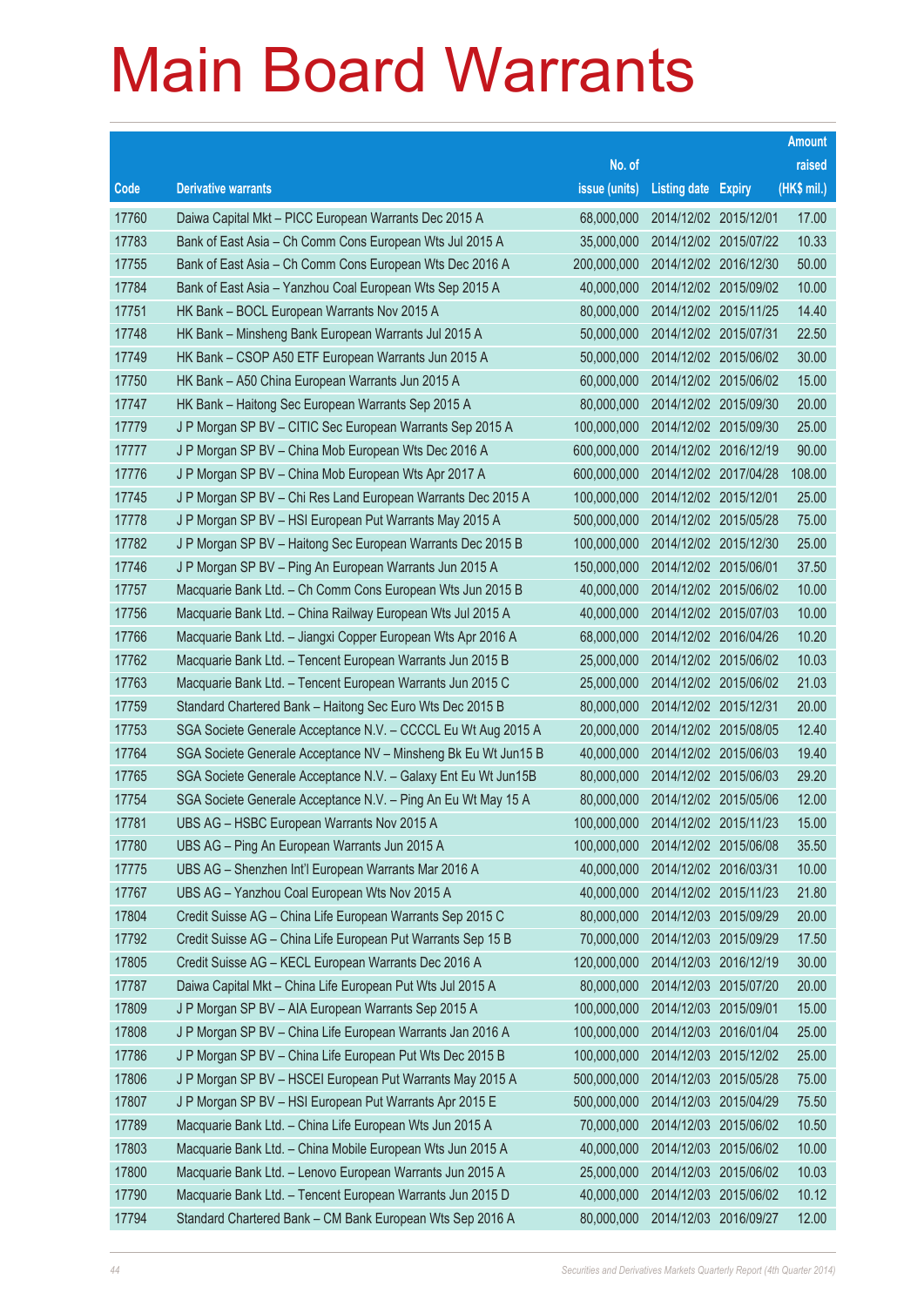# Main Board Warrants

| Code | Derivative warrants | No. of issue (units) | Listing date | Expiry | Amount raised (HK$ mil.) |
|---|---|---|---|---|---|
| 17760 | Daiwa Capital Mkt – PICC European Warrants Dec 2015 A | 68,000,000 | 2014/12/02 | 2015/12/01 | 17.00 |
| 17783 | Bank of East Asia – Ch Comm Cons European Wts Jul 2015 A | 35,000,000 | 2014/12/02 | 2015/07/22 | 10.33 |
| 17755 | Bank of East Asia – Ch Comm Cons European Wts Dec 2016 A | 200,000,000 | 2014/12/02 | 2016/12/30 | 50.00 |
| 17784 | Bank of East Asia – Yanzhou Coal European Wts Sep 2015 A | 40,000,000 | 2014/12/02 | 2015/09/02 | 10.00 |
| 17751 | HK Bank – BOCL European Warrants Nov 2015 A | 80,000,000 | 2014/12/02 | 2015/11/25 | 14.40 |
| 17748 | HK Bank – Minsheng Bank European Warrants Jul 2015 A | 50,000,000 | 2014/12/02 | 2015/07/31 | 22.50 |
| 17749 | HK Bank – CSOP A50 ETF European Warrants Jun 2015 A | 50,000,000 | 2014/12/02 | 2015/06/02 | 30.00 |
| 17750 | HK Bank – A50 China European Warrants Jun 2015 A | 60,000,000 | 2014/12/02 | 2015/06/02 | 15.00 |
| 17747 | HK Bank – Haitong Sec European Warrants Sep 2015 A | 80,000,000 | 2014/12/02 | 2015/09/30 | 20.00 |
| 17779 | J P Morgan SP BV – CITIC Sec European Warrants Sep 2015 A | 100,000,000 | 2014/12/02 | 2015/09/30 | 25.00 |
| 17777 | J P Morgan SP BV – China Mob European Wts Dec 2016 A | 600,000,000 | 2014/12/02 | 2016/12/19 | 90.00 |
| 17776 | J P Morgan SP BV – China Mob European Wts Apr 2017 A | 600,000,000 | 2014/12/02 | 2017/04/28 | 108.00 |
| 17745 | J P Morgan SP BV – Chi Res Land European Warrants Dec 2015 A | 100,000,000 | 2014/12/02 | 2015/12/01 | 25.00 |
| 17778 | J P Morgan SP BV – HSI European Put Warrants May 2015 A | 500,000,000 | 2014/12/02 | 2015/05/28 | 75.00 |
| 17782 | J P Morgan SP BV – Haitong Sec European Warrants Dec 2015 B | 100,000,000 | 2014/12/02 | 2015/12/30 | 25.00 |
| 17746 | J P Morgan SP BV – Ping An European Warrants Jun 2015 A | 150,000,000 | 2014/12/02 | 2015/06/01 | 37.50 |
| 17757 | Macquarie Bank Ltd. – Ch Comm Cons European Wts Jun 2015 B | 40,000,000 | 2014/12/02 | 2015/06/02 | 10.00 |
| 17756 | Macquarie Bank Ltd. – China Railway European Wts Jul 2015 A | 40,000,000 | 2014/12/02 | 2015/07/03 | 10.00 |
| 17766 | Macquarie Bank Ltd. – Jiangxi Copper European Wts Apr 2016 A | 68,000,000 | 2014/12/02 | 2016/04/26 | 10.20 |
| 17762 | Macquarie Bank Ltd. – Tencent European Warrants Jun 2015 B | 25,000,000 | 2014/12/02 | 2015/06/02 | 10.03 |
| 17763 | Macquarie Bank Ltd. – Tencent European Warrants Jun 2015 C | 25,000,000 | 2014/12/02 | 2015/06/02 | 21.03 |
| 17759 | Standard Chartered Bank – Haitong Sec Euro Wts Dec 2015 B | 80,000,000 | 2014/12/02 | 2015/12/31 | 20.00 |
| 17753 | SGA Societe Generale Acceptance N.V. – CCCCL Eu Wt Aug 2015 A | 20,000,000 | 2014/12/02 | 2015/08/05 | 12.40 |
| 17764 | SGA Societe Generale Acceptance NV – Minsheng Bk Eu Wt Jun15 B | 40,000,000 | 2014/12/02 | 2015/06/03 | 19.40 |
| 17765 | SGA Societe Generale Acceptance N.V. – Galaxy Ent Eu Wt Jun15B | 80,000,000 | 2014/12/02 | 2015/06/03 | 29.20 |
| 17754 | SGA Societe Generale Acceptance N.V. – Ping An Eu Wt May 15 A | 80,000,000 | 2014/12/02 | 2015/05/06 | 12.00 |
| 17781 | UBS AG – HSBC European Warrants Nov 2015 A | 100,000,000 | 2014/12/02 | 2015/11/23 | 15.00 |
| 17780 | UBS AG – Ping An European Warrants Jun 2015 A | 100,000,000 | 2014/12/02 | 2015/06/08 | 35.50 |
| 17775 | UBS AG – Shenzhen Int'l European Warrants Mar 2016 A | 40,000,000 | 2014/12/02 | 2016/03/31 | 10.00 |
| 17767 | UBS AG – Yanzhou Coal European Wts Nov 2015 A | 40,000,000 | 2014/12/02 | 2015/11/23 | 21.80 |
| 17804 | Credit Suisse AG – China Life European Warrants Sep 2015 C | 80,000,000 | 2014/12/03 | 2015/09/29 | 20.00 |
| 17792 | Credit Suisse AG – China Life European Put Warrants Sep 15 B | 70,000,000 | 2014/12/03 | 2015/09/29 | 17.50 |
| 17805 | Credit Suisse AG – KECL European Warrants Dec 2016 A | 120,000,000 | 2014/12/03 | 2016/12/19 | 30.00 |
| 17787 | Daiwa Capital Mkt – China Life European Put Wts Jul 2015 A | 80,000,000 | 2014/12/03 | 2015/07/20 | 20.00 |
| 17809 | J P Morgan SP BV – AIA European Warrants Sep 2015 A | 100,000,000 | 2014/12/03 | 2015/09/01 | 15.00 |
| 17808 | J P Morgan SP BV – China Life European Warrants Jan 2016 A | 100,000,000 | 2014/12/03 | 2016/01/04 | 25.00 |
| 17786 | J P Morgan SP BV – China Life European Put Wts Dec 2015 B | 100,000,000 | 2014/12/03 | 2015/12/02 | 25.00 |
| 17806 | J P Morgan SP BV – HSCEI European Put Warrants May 2015 A | 500,000,000 | 2014/12/03 | 2015/05/28 | 75.00 |
| 17807 | J P Morgan SP BV – HSI European Put Warrants Apr 2015 E | 500,000,000 | 2014/12/03 | 2015/04/29 | 75.50 |
| 17789 | Macquarie Bank Ltd. – China Life European Wts Jun 2015 A | 70,000,000 | 2014/12/03 | 2015/06/02 | 10.50 |
| 17803 | Macquarie Bank Ltd. – China Mobile European Wts Jun 2015 A | 40,000,000 | 2014/12/03 | 2015/06/02 | 10.00 |
| 17800 | Macquarie Bank Ltd. – Lenovo European Warrants Jun 2015 A | 25,000,000 | 2014/12/03 | 2015/06/02 | 10.03 |
| 17790 | Macquarie Bank Ltd. – Tencent European Warrants Jun 2015 D | 40,000,000 | 2014/12/03 | 2015/06/02 | 10.12 |
| 17794 | Standard Chartered Bank – CM Bank European Wts Sep 2016 A | 80,000,000 | 2014/12/03 | 2016/09/27 | 12.00 |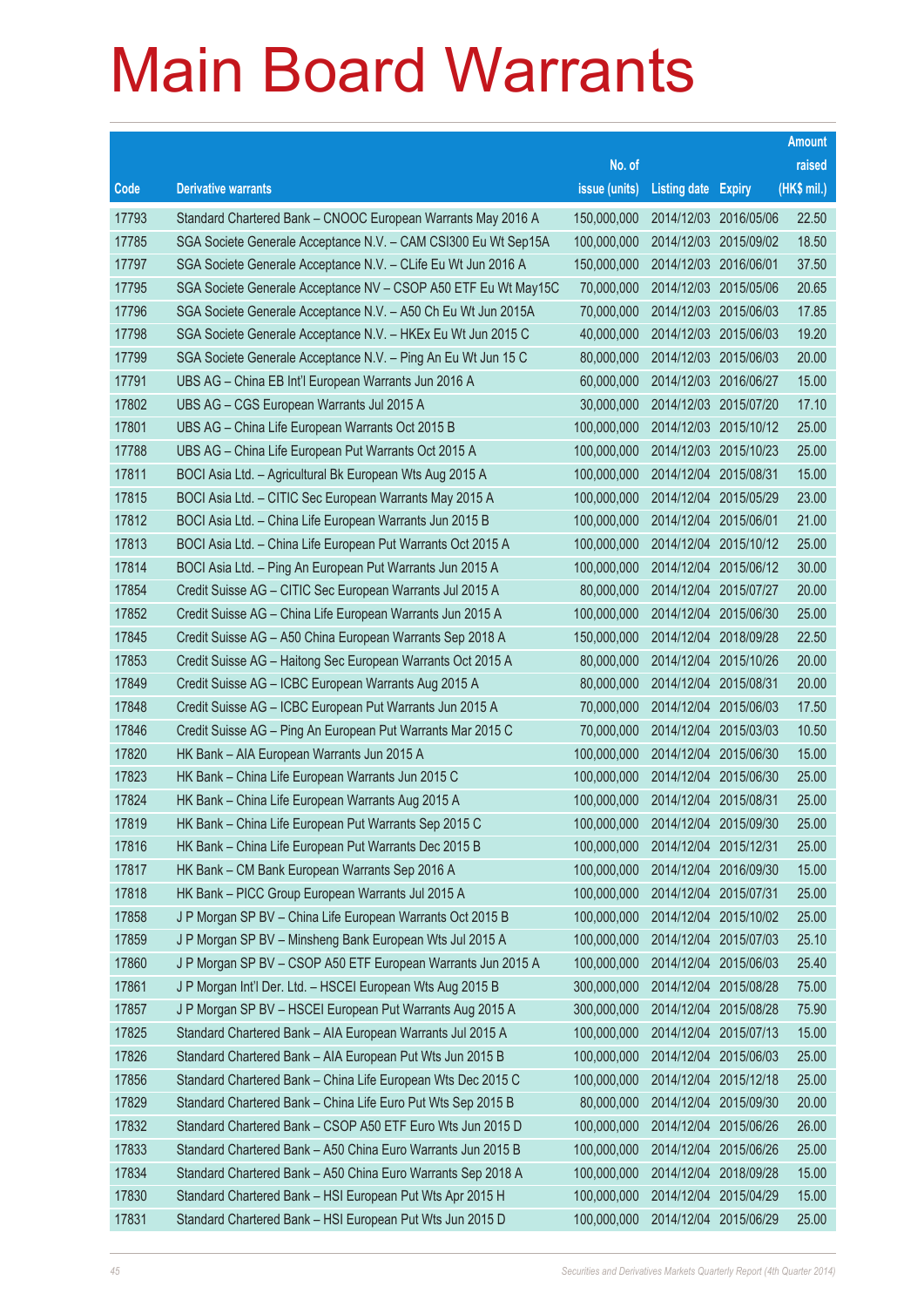# Main Board Warrants

| Code | Derivative warrants | No. of issue (units) | Listing date | Expiry | Amount raised (HK$ mil.) |
|---|---|---|---|---|---|
| 17793 | Standard Chartered Bank – CNOOC European Warrants May 2016 A | 150,000,000 | 2014/12/03 | 2016/05/06 | 22.50 |
| 17785 | SGA Societe Generale Acceptance N.V. – CAM CSI300 Eu Wt Sep15A | 100,000,000 | 2014/12/03 | 2015/09/02 | 18.50 |
| 17797 | SGA Societe Generale Acceptance N.V. – CLife Eu Wt Jun 2016 A | 150,000,000 | 2014/12/03 | 2016/06/01 | 37.50 |
| 17795 | SGA Societe Generale Acceptance NV – CSOP A50 ETF Eu Wt May15C | 70,000,000 | 2014/12/03 | 2015/05/06 | 20.65 |
| 17796 | SGA Societe Generale Acceptance N.V. – A50 Ch Eu Wt Jun 2015A | 70,000,000 | 2014/12/03 | 2015/06/03 | 17.85 |
| 17798 | SGA Societe Generale Acceptance N.V. – HKEx Eu Wt Jun 2015 C | 40,000,000 | 2014/12/03 | 2015/06/03 | 19.20 |
| 17799 | SGA Societe Generale Acceptance N.V. – Ping An Eu Wt Jun 15 C | 80,000,000 | 2014/12/03 | 2015/06/03 | 20.00 |
| 17791 | UBS AG – China EB Int'l European Warrants Jun 2016 A | 60,000,000 | 2014/12/03 | 2016/06/27 | 15.00 |
| 17802 | UBS AG – CGS European Warrants Jul 2015 A | 30,000,000 | 2014/12/03 | 2015/07/20 | 17.10 |
| 17801 | UBS AG – China Life European Warrants Oct 2015 B | 100,000,000 | 2014/12/03 | 2015/10/12 | 25.00 |
| 17788 | UBS AG – China Life European Put Warrants Oct 2015 A | 100,000,000 | 2014/12/03 | 2015/10/23 | 25.00 |
| 17811 | BOCI Asia Ltd. – Agricultural Bk European Wts Aug 2015 A | 100,000,000 | 2014/12/04 | 2015/08/31 | 15.00 |
| 17815 | BOCI Asia Ltd. – CITIC Sec European Warrants May 2015 A | 100,000,000 | 2014/12/04 | 2015/05/29 | 23.00 |
| 17812 | BOCI Asia Ltd. – China Life European Warrants Jun 2015 B | 100,000,000 | 2014/12/04 | 2015/06/01 | 21.00 |
| 17813 | BOCI Asia Ltd. – China Life European Put Warrants Oct 2015 A | 100,000,000 | 2014/12/04 | 2015/10/12 | 25.00 |
| 17814 | BOCI Asia Ltd. – Ping An European Put Warrants Jun 2015 A | 100,000,000 | 2014/12/04 | 2015/06/12 | 30.00 |
| 17854 | Credit Suisse AG – CITIC Sec European Warrants Jul 2015 A | 80,000,000 | 2014/12/04 | 2015/07/27 | 20.00 |
| 17852 | Credit Suisse AG – China Life European Warrants Jun 2015 A | 100,000,000 | 2014/12/04 | 2015/06/30 | 25.00 |
| 17845 | Credit Suisse AG – A50 China European Warrants Sep 2018 A | 150,000,000 | 2014/12/04 | 2018/09/28 | 22.50 |
| 17853 | Credit Suisse AG – Haitong Sec European Warrants Oct 2015 A | 80,000,000 | 2014/12/04 | 2015/10/26 | 20.00 |
| 17849 | Credit Suisse AG – ICBC European Warrants Aug 2015 A | 80,000,000 | 2014/12/04 | 2015/08/31 | 20.00 |
| 17848 | Credit Suisse AG – ICBC European Put Warrants Jun 2015 A | 70,000,000 | 2014/12/04 | 2015/06/03 | 17.50 |
| 17846 | Credit Suisse AG – Ping An European Put Warrants Mar 2015 C | 70,000,000 | 2014/12/04 | 2015/03/03 | 10.50 |
| 17820 | HK Bank – AIA European Warrants Jun 2015 A | 100,000,000 | 2014/12/04 | 2015/06/30 | 15.00 |
| 17823 | HK Bank – China Life European Warrants Jun 2015 C | 100,000,000 | 2014/12/04 | 2015/06/30 | 25.00 |
| 17824 | HK Bank – China Life European Warrants Aug 2015 A | 100,000,000 | 2014/12/04 | 2015/08/31 | 25.00 |
| 17819 | HK Bank – China Life European Put Warrants Sep 2015 C | 100,000,000 | 2014/12/04 | 2015/09/30 | 25.00 |
| 17816 | HK Bank – China Life European Put Warrants Dec 2015 B | 100,000,000 | 2014/12/04 | 2015/12/31 | 25.00 |
| 17817 | HK Bank – CM Bank European Warrants Sep 2016 A | 100,000,000 | 2014/12/04 | 2016/09/30 | 15.00 |
| 17818 | HK Bank – PICC Group European Warrants Jul 2015 A | 100,000,000 | 2014/12/04 | 2015/07/31 | 25.00 |
| 17858 | J P Morgan SP BV – China Life European Warrants Oct 2015 B | 100,000,000 | 2014/12/04 | 2015/10/02 | 25.00 |
| 17859 | J P Morgan SP BV – Minsheng Bank European Wts Jul 2015 A | 100,000,000 | 2014/12/04 | 2015/07/03 | 25.10 |
| 17860 | J P Morgan SP BV – CSOP A50 ETF European Warrants Jun 2015 A | 100,000,000 | 2014/12/04 | 2015/06/03 | 25.40 |
| 17861 | J P Morgan Int'l Der. Ltd. – HSCEI European Wts Aug 2015 B | 300,000,000 | 2014/12/04 | 2015/08/28 | 75.00 |
| 17857 | J P Morgan SP BV – HSCEI European Put Warrants Aug 2015 A | 300,000,000 | 2014/12/04 | 2015/08/28 | 75.90 |
| 17825 | Standard Chartered Bank – AIA European Warrants Jul 2015 A | 100,000,000 | 2014/12/04 | 2015/07/13 | 15.00 |
| 17826 | Standard Chartered Bank – AIA European Put Wts Jun 2015 B | 100,000,000 | 2014/12/04 | 2015/06/03 | 25.00 |
| 17856 | Standard Chartered Bank – China Life European Wts Dec 2015 C | 100,000,000 | 2014/12/04 | 2015/12/18 | 25.00 |
| 17829 | Standard Chartered Bank – China Life Euro Put Wts Sep 2015 B | 80,000,000 | 2014/12/04 | 2015/09/30 | 20.00 |
| 17832 | Standard Chartered Bank – CSOP A50 ETF Euro Wts Jun 2015 D | 100,000,000 | 2014/12/04 | 2015/06/26 | 26.00 |
| 17833 | Standard Chartered Bank – A50 China Euro Warrants Jun 2015 B | 100,000,000 | 2014/12/04 | 2015/06/26 | 25.00 |
| 17834 | Standard Chartered Bank – A50 China Euro Warrants Sep 2018 A | 100,000,000 | 2014/12/04 | 2018/09/28 | 15.00 |
| 17830 | Standard Chartered Bank – HSI European Put Wts Apr 2015 H | 100,000,000 | 2014/12/04 | 2015/04/29 | 15.00 |
| 17831 | Standard Chartered Bank – HSI European Put Wts Jun 2015 D | 100,000,000 | 2014/12/04 | 2015/06/29 | 25.00 |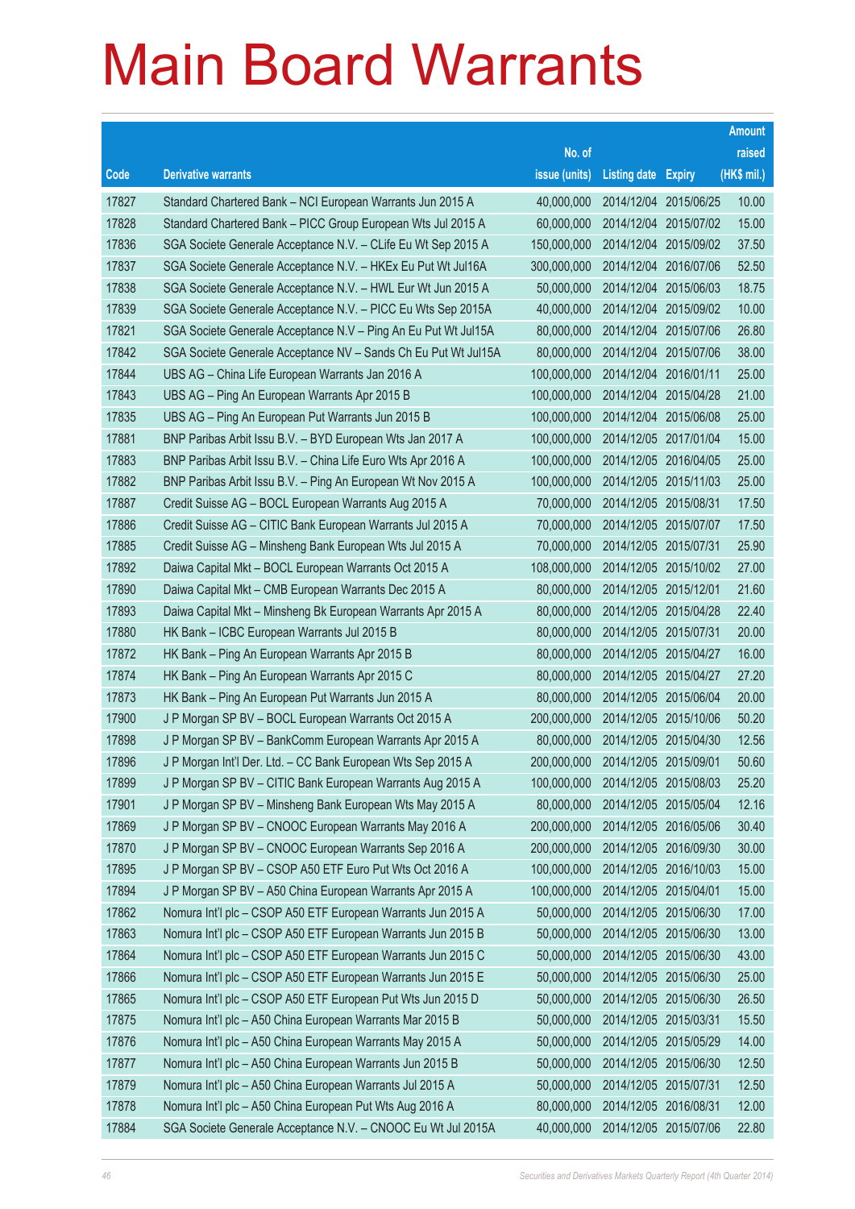# Main Board Warrants

| Code | Derivative warrants | No. of issue (units) | Listing date | Expiry | Amount raised (HK$ mil.) |
|---|---|---|---|---|---|
| 17827 | Standard Chartered Bank – NCI European Warrants Jun 2015 A | 40,000,000 | 2014/12/04 | 2015/06/25 | 10.00 |
| 17828 | Standard Chartered Bank – PICC Group European Wts Jul 2015 A | 60,000,000 | 2014/12/04 | 2015/07/02 | 15.00 |
| 17836 | SGA Societe Generale Acceptance N.V. – CLife Eu Wt Sep 2015 A | 150,000,000 | 2014/12/04 | 2015/09/02 | 37.50 |
| 17837 | SGA Societe Generale Acceptance N.V. – HKEx Eu Put Wt Jul16A | 300,000,000 | 2014/12/04 | 2016/07/06 | 52.50 |
| 17838 | SGA Societe Generale Acceptance N.V. – HWL Eur Wt Jun 2015 A | 50,000,000 | 2014/12/04 | 2015/06/03 | 18.75 |
| 17839 | SGA Societe Generale Acceptance N.V. – PICC Eu Wts Sep 2015A | 40,000,000 | 2014/12/04 | 2015/09/02 | 10.00 |
| 17821 | SGA Societe Generale Acceptance N.V – Ping An Eu Put Wt Jul15A | 80,000,000 | 2014/12/04 | 2015/07/06 | 26.80 |
| 17842 | SGA Societe Generale Acceptance NV – Sands Ch Eu Put Wt Jul15A | 80,000,000 | 2014/12/04 | 2015/07/06 | 38.00 |
| 17844 | UBS AG – China Life European Warrants Jan 2016 A | 100,000,000 | 2014/12/04 | 2016/01/11 | 25.00 |
| 17843 | UBS AG – Ping An European Warrants Apr 2015 B | 100,000,000 | 2014/12/04 | 2015/04/28 | 21.00 |
| 17835 | UBS AG – Ping An European Put Warrants Jun 2015 B | 100,000,000 | 2014/12/04 | 2015/06/08 | 25.00 |
| 17881 | BNP Paribas Arbit Issu B.V. – BYD European Wts Jan 2017 A | 100,000,000 | 2014/12/05 | 2017/01/04 | 15.00 |
| 17883 | BNP Paribas Arbit Issu B.V. – China Life Euro Wts Apr 2016 A | 100,000,000 | 2014/12/05 | 2016/04/05 | 25.00 |
| 17882 | BNP Paribas Arbit Issu B.V. – Ping An European Wt Nov 2015 A | 100,000,000 | 2014/12/05 | 2015/11/03 | 25.00 |
| 17887 | Credit Suisse AG – BOCL European Warrants Aug 2015 A | 70,000,000 | 2014/12/05 | 2015/08/31 | 17.50 |
| 17886 | Credit Suisse AG – CITIC Bank European Warrants Jul 2015 A | 70,000,000 | 2014/12/05 | 2015/07/07 | 17.50 |
| 17885 | Credit Suisse AG – Minsheng Bank European Wts Jul 2015 A | 70,000,000 | 2014/12/05 | 2015/07/31 | 25.90 |
| 17892 | Daiwa Capital Mkt – BOCL European Warrants Oct 2015 A | 108,000,000 | 2014/12/05 | 2015/10/02 | 27.00 |
| 17890 | Daiwa Capital Mkt – CMB European Warrants Dec 2015 A | 80,000,000 | 2014/12/05 | 2015/12/01 | 21.60 |
| 17893 | Daiwa Capital Mkt – Minsheng Bk European Warrants Apr 2015 A | 80,000,000 | 2014/12/05 | 2015/04/28 | 22.40 |
| 17880 | HK Bank – ICBC European Warrants Jul 2015 B | 80,000,000 | 2014/12/05 | 2015/07/31 | 20.00 |
| 17872 | HK Bank – Ping An European Warrants Apr 2015 B | 80,000,000 | 2014/12/05 | 2015/04/27 | 16.00 |
| 17874 | HK Bank – Ping An European Warrants Apr 2015 C | 80,000,000 | 2014/12/05 | 2015/04/27 | 27.20 |
| 17873 | HK Bank – Ping An European Put Warrants Jun 2015 A | 80,000,000 | 2014/12/05 | 2015/06/04 | 20.00 |
| 17900 | J P Morgan SP BV – BOCL European Warrants Oct 2015 A | 200,000,000 | 2014/12/05 | 2015/10/06 | 50.20 |
| 17898 | J P Morgan SP BV – BankComm European Warrants Apr 2015 A | 80,000,000 | 2014/12/05 | 2015/04/30 | 12.56 |
| 17896 | J P Morgan Int'l Der. Ltd. – CC Bank European Wts Sep 2015 A | 200,000,000 | 2014/12/05 | 2015/09/01 | 50.60 |
| 17899 | J P Morgan SP BV – CITIC Bank European Warrants Aug 2015 A | 100,000,000 | 2014/12/05 | 2015/08/03 | 25.20 |
| 17901 | J P Morgan SP BV – Minsheng Bank European Wts May 2015 A | 80,000,000 | 2014/12/05 | 2015/05/04 | 12.16 |
| 17869 | J P Morgan SP BV – CNOOC European Warrants May 2016 A | 200,000,000 | 2014/12/05 | 2016/05/06 | 30.40 |
| 17870 | J P Morgan SP BV – CNOOC European Warrants Sep 2016 A | 200,000,000 | 2014/12/05 | 2016/09/30 | 30.00 |
| 17895 | J P Morgan SP BV – CSOP A50 ETF Euro Put Wts Oct 2016 A | 100,000,000 | 2014/12/05 | 2016/10/03 | 15.00 |
| 17894 | J P Morgan SP BV – A50 China European Warrants Apr 2015 A | 100,000,000 | 2014/12/05 | 2015/04/01 | 15.00 |
| 17862 | Nomura Int'l plc – CSOP A50 ETF European Warrants Jun 2015 A | 50,000,000 | 2014/12/05 | 2015/06/30 | 17.00 |
| 17863 | Nomura Int'l plc – CSOP A50 ETF European Warrants Jun 2015 B | 50,000,000 | 2014/12/05 | 2015/06/30 | 13.00 |
| 17864 | Nomura Int'l plc – CSOP A50 ETF European Warrants Jun 2015 C | 50,000,000 | 2014/12/05 | 2015/06/30 | 43.00 |
| 17866 | Nomura Int'l plc – CSOP A50 ETF European Warrants Jun 2015 E | 50,000,000 | 2014/12/05 | 2015/06/30 | 25.00 |
| 17865 | Nomura Int'l plc – CSOP A50 ETF European Put Wts Jun 2015 D | 50,000,000 | 2014/12/05 | 2015/06/30 | 26.50 |
| 17875 | Nomura Int'l plc – A50 China European Warrants Mar 2015 B | 50,000,000 | 2014/12/05 | 2015/03/31 | 15.50 |
| 17876 | Nomura Int'l plc – A50 China European Warrants May 2015 A | 50,000,000 | 2014/12/05 | 2015/05/29 | 14.00 |
| 17877 | Nomura Int'l plc – A50 China European Warrants Jun 2015 B | 50,000,000 | 2014/12/05 | 2015/06/30 | 12.50 |
| 17879 | Nomura Int'l plc – A50 China European Warrants Jul 2015 A | 50,000,000 | 2014/12/05 | 2015/07/31 | 12.50 |
| 17878 | Nomura Int'l plc – A50 China European Put Wts Aug 2016 A | 80,000,000 | 2014/12/05 | 2016/08/31 | 12.00 |
| 17884 | SGA Societe Generale Acceptance N.V. – CNOOC Eu Wt Jul 2015A | 40,000,000 | 2014/12/05 | 2015/07/06 | 22.80 |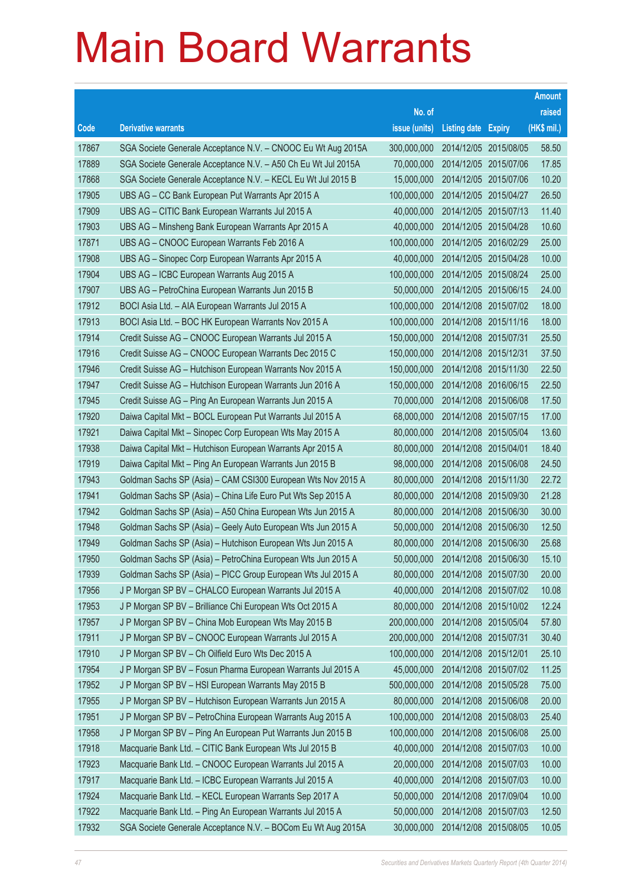# Main Board Warrants

| Code | Derivative warrants | No. of issue (units) | Listing date | Expiry | Amount raised (HK$ mil.) |
|---|---|---|---|---|---|
| 17867 | SGA Societe Generale Acceptance N.V. – CNOOC Eu Wt Aug 2015A | 300,000,000 | 2014/12/05 | 2015/08/05 | 58.50 |
| 17889 | SGA Societe Generale Acceptance N.V. – A50 Ch Eu Wt Jul 2015A | 70,000,000 | 2014/12/05 | 2015/07/06 | 17.85 |
| 17868 | SGA Societe Generale Acceptance N.V. – KECL Eu Wt Jul 2015 B | 15,000,000 | 2014/12/05 | 2015/07/06 | 10.20 |
| 17905 | UBS AG – CC Bank European Put Warrants Apr 2015 A | 100,000,000 | 2014/12/05 | 2015/04/27 | 26.50 |
| 17909 | UBS AG – CITIC Bank European Warrants Jul 2015 A | 40,000,000 | 2014/12/05 | 2015/07/13 | 11.40 |
| 17903 | UBS AG – Minsheng Bank European Warrants Apr 2015 A | 40,000,000 | 2014/12/05 | 2015/04/28 | 10.60 |
| 17871 | UBS AG – CNOOC European Warrants Feb 2016 A | 100,000,000 | 2014/12/05 | 2016/02/29 | 25.00 |
| 17908 | UBS AG – Sinopec Corp European Warrants Apr 2015 A | 40,000,000 | 2014/12/05 | 2015/04/28 | 10.00 |
| 17904 | UBS AG – ICBC European Warrants Aug 2015 A | 100,000,000 | 2014/12/05 | 2015/08/24 | 25.00 |
| 17907 | UBS AG – PetroChina European Warrants Jun 2015 B | 50,000,000 | 2014/12/05 | 2015/06/15 | 24.00 |
| 17912 | BOCI Asia Ltd. – AIA European Warrants Jul 2015 A | 100,000,000 | 2014/12/08 | 2015/07/02 | 18.00 |
| 17913 | BOCI Asia Ltd. – BOC HK European Warrants Nov 2015 A | 100,000,000 | 2014/12/08 | 2015/11/16 | 18.00 |
| 17914 | Credit Suisse AG – CNOOC European Warrants Jul 2015 A | 150,000,000 | 2014/12/08 | 2015/07/31 | 25.50 |
| 17916 | Credit Suisse AG – CNOOC European Warrants Dec 2015 C | 150,000,000 | 2014/12/08 | 2015/12/31 | 37.50 |
| 17946 | Credit Suisse AG – Hutchison European Warrants Nov 2015 A | 150,000,000 | 2014/12/08 | 2015/11/30 | 22.50 |
| 17947 | Credit Suisse AG – Hutchison European Warrants Jun 2016 A | 150,000,000 | 2014/12/08 | 2016/06/15 | 22.50 |
| 17945 | Credit Suisse AG – Ping An European Warrants Jun 2015 A | 70,000,000 | 2014/12/08 | 2015/06/08 | 17.50 |
| 17920 | Daiwa Capital Mkt – BOCL European Put Warrants Jul 2015 A | 68,000,000 | 2014/12/08 | 2015/07/15 | 17.00 |
| 17921 | Daiwa Capital Mkt – Sinopec Corp European Wts May 2015 A | 80,000,000 | 2014/12/08 | 2015/05/04 | 13.60 |
| 17938 | Daiwa Capital Mkt – Hutchison European Warrants Apr 2015 A | 80,000,000 | 2014/12/08 | 2015/04/01 | 18.40 |
| 17919 | Daiwa Capital Mkt – Ping An European Warrants Jun 2015 B | 98,000,000 | 2014/12/08 | 2015/06/08 | 24.50 |
| 17943 | Goldman Sachs SP (Asia) – CAM CSI300 European Wts Nov 2015 A | 80,000,000 | 2014/12/08 | 2015/11/30 | 22.72 |
| 17941 | Goldman Sachs SP (Asia) – China Life Euro Put Wts Sep 2015 A | 80,000,000 | 2014/12/08 | 2015/09/30 | 21.28 |
| 17942 | Goldman Sachs SP (Asia) – A50 China European Wts Jun 2015 A | 80,000,000 | 2014/12/08 | 2015/06/30 | 30.00 |
| 17948 | Goldman Sachs SP (Asia) – Geely Auto European Wts Jun 2015 A | 50,000,000 | 2014/12/08 | 2015/06/30 | 12.50 |
| 17949 | Goldman Sachs SP (Asia) – Hutchison European Wts Jun 2015 A | 80,000,000 | 2014/12/08 | 2015/06/30 | 25.68 |
| 17950 | Goldman Sachs SP (Asia) – PetroChina European Wts Jun 2015 A | 50,000,000 | 2014/12/08 | 2015/06/30 | 15.10 |
| 17939 | Goldman Sachs SP (Asia) – PICC Group European Wts Jul 2015 A | 80,000,000 | 2014/12/08 | 2015/07/30 | 20.00 |
| 17956 | J P Morgan SP BV – CHALCO European Warrants Jul 2015 A | 40,000,000 | 2014/12/08 | 2015/07/02 | 10.08 |
| 17953 | J P Morgan SP BV – Brilliance Chi European Wts Oct 2015 A | 80,000,000 | 2014/12/08 | 2015/10/02 | 12.24 |
| 17957 | J P Morgan SP BV – China Mob European Wts May 2015 B | 200,000,000 | 2014/12/08 | 2015/05/04 | 57.80 |
| 17911 | J P Morgan SP BV – CNOOC European Warrants Jul 2015 A | 200,000,000 | 2014/12/08 | 2015/07/31 | 30.40 |
| 17910 | J P Morgan SP BV – Ch Oilfield Euro Wts Dec 2015 A | 100,000,000 | 2014/12/08 | 2015/12/01 | 25.10 |
| 17954 | J P Morgan SP BV – Fosun Pharma European Warrants Jul 2015 A | 45,000,000 | 2014/12/08 | 2015/07/02 | 11.25 |
| 17952 | J P Morgan SP BV – HSI European Warrants May 2015 B | 500,000,000 | 2014/12/08 | 2015/05/28 | 75.00 |
| 17955 | J P Morgan SP BV – Hutchison European Warrants Jun 2015 A | 80,000,000 | 2014/12/08 | 2015/06/08 | 20.00 |
| 17951 | J P Morgan SP BV – PetroChina European Warrants Aug 2015 A | 100,000,000 | 2014/12/08 | 2015/08/03 | 25.40 |
| 17958 | J P Morgan SP BV – Ping An European Put Warrants Jun 2015 B | 100,000,000 | 2014/12/08 | 2015/06/08 | 25.00 |
| 17918 | Macquarie Bank Ltd. – CITIC Bank European Wts Jul 2015 B | 40,000,000 | 2014/12/08 | 2015/07/03 | 10.00 |
| 17923 | Macquarie Bank Ltd. – CNOOC European Warrants Jul 2015 A | 20,000,000 | 2014/12/08 | 2015/07/03 | 10.00 |
| 17917 | Macquarie Bank Ltd. – ICBC European Warrants Jul 2015 A | 40,000,000 | 2014/12/08 | 2015/07/03 | 10.00 |
| 17924 | Macquarie Bank Ltd. – KECL European Warrants Sep 2017 A | 50,000,000 | 2014/12/08 | 2017/09/04 | 10.00 |
| 17922 | Macquarie Bank Ltd. – Ping An European Warrants Jul 2015 A | 50,000,000 | 2014/12/08 | 2015/07/03 | 12.50 |
| 17932 | SGA Societe Generale Acceptance N.V. – BOCom Eu Wt Aug 2015A | 30,000,000 | 2014/12/08 | 2015/08/05 | 10.05 |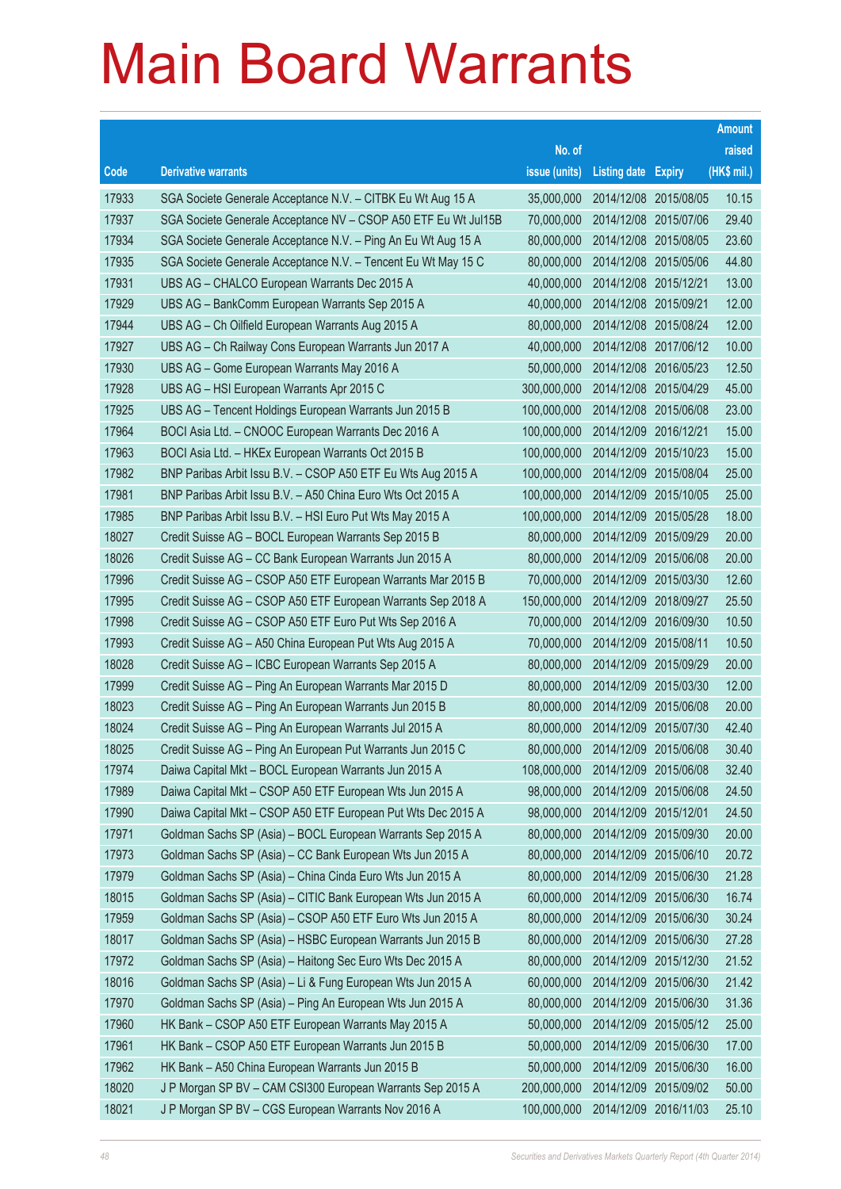# Main Board Warrants

| Code | Derivative warrants | No. of issue (units) | Listing date | Expiry | Amount raised (HK$ mil.) |
|---|---|---|---|---|---|
| 17933 | SGA Societe Generale Acceptance N.V. – CITBK Eu Wt Aug 15 A | 35,000,000 | 2014/12/08 | 2015/08/05 | 10.15 |
| 17937 | SGA Societe Generale Acceptance NV – CSOP A50 ETF Eu Wt Jul15B | 70,000,000 | 2014/12/08 | 2015/07/06 | 29.40 |
| 17934 | SGA Societe Generale Acceptance N.V. – Ping An Eu Wt Aug 15 A | 80,000,000 | 2014/12/08 | 2015/08/05 | 23.60 |
| 17935 | SGA Societe Generale Acceptance N.V. – Tencent Eu Wt May 15 C | 80,000,000 | 2014/12/08 | 2015/05/06 | 44.80 |
| 17931 | UBS AG – CHALCO European Warrants Dec 2015 A | 40,000,000 | 2014/12/08 | 2015/12/21 | 13.00 |
| 17929 | UBS AG – BankComm European Warrants Sep 2015 A | 40,000,000 | 2014/12/08 | 2015/09/21 | 12.00 |
| 17944 | UBS AG – Ch Oilfield European Warrants Aug 2015 A | 80,000,000 | 2014/12/08 | 2015/08/24 | 12.00 |
| 17927 | UBS AG – Ch Railway Cons European Warrants Jun 2017 A | 40,000,000 | 2014/12/08 | 2017/06/12 | 10.00 |
| 17930 | UBS AG – Gome European Warrants May 2016 A | 50,000,000 | 2014/12/08 | 2016/05/23 | 12.50 |
| 17928 | UBS AG – HSI European Warrants Apr 2015 C | 300,000,000 | 2014/12/08 | 2015/04/29 | 45.00 |
| 17925 | UBS AG – Tencent Holdings European Warrants Jun 2015 B | 100,000,000 | 2014/12/08 | 2015/06/08 | 23.00 |
| 17964 | BOCI Asia Ltd. – CNOOC European Warrants Dec 2016 A | 100,000,000 | 2014/12/09 | 2016/12/21 | 15.00 |
| 17963 | BOCI Asia Ltd. – HKEx European Warrants Oct 2015 B | 100,000,000 | 2014/12/09 | 2015/10/23 | 15.00 |
| 17982 | BNP Paribas Arbit Issu B.V. – CSOP A50 ETF Eu Wts Aug 2015 A | 100,000,000 | 2014/12/09 | 2015/08/04 | 25.00 |
| 17981 | BNP Paribas Arbit Issu B.V. – A50 China Euro Wts Oct 2015 A | 100,000,000 | 2014/12/09 | 2015/10/05 | 25.00 |
| 17985 | BNP Paribas Arbit Issu B.V. – HSI Euro Put Wts May 2015 A | 100,000,000 | 2014/12/09 | 2015/05/28 | 18.00 |
| 18027 | Credit Suisse AG – BOCL European Warrants Sep 2015 B | 80,000,000 | 2014/12/09 | 2015/09/29 | 20.00 |
| 18026 | Credit Suisse AG – CC Bank European Warrants Jun 2015 A | 80,000,000 | 2014/12/09 | 2015/06/08 | 20.00 |
| 17996 | Credit Suisse AG – CSOP A50 ETF European Warrants Mar 2015 B | 70,000,000 | 2014/12/09 | 2015/03/30 | 12.60 |
| 17995 | Credit Suisse AG – CSOP A50 ETF European Warrants Sep 2018 A | 150,000,000 | 2014/12/09 | 2018/09/27 | 25.50 |
| 17998 | Credit Suisse AG – CSOP A50 ETF Euro Put Wts Sep 2016 A | 70,000,000 | 2014/12/09 | 2016/09/30 | 10.50 |
| 17993 | Credit Suisse AG – A50 China European Put Wts Aug 2015 A | 70,000,000 | 2014/12/09 | 2015/08/11 | 10.50 |
| 18028 | Credit Suisse AG – ICBC European Warrants Sep 2015 A | 80,000,000 | 2014/12/09 | 2015/09/29 | 20.00 |
| 17999 | Credit Suisse AG – Ping An European Warrants Mar 2015 D | 80,000,000 | 2014/12/09 | 2015/03/30 | 12.00 |
| 18023 | Credit Suisse AG – Ping An European Warrants Jun 2015 B | 80,000,000 | 2014/12/09 | 2015/06/08 | 20.00 |
| 18024 | Credit Suisse AG – Ping An European Warrants Jul 2015 A | 80,000,000 | 2014/12/09 | 2015/07/30 | 42.40 |
| 18025 | Credit Suisse AG – Ping An European Put Warrants Jun 2015 C | 80,000,000 | 2014/12/09 | 2015/06/08 | 30.40 |
| 17974 | Daiwa Capital Mkt – BOCL European Warrants Jun 2015 A | 108,000,000 | 2014/12/09 | 2015/06/08 | 32.40 |
| 17989 | Daiwa Capital Mkt – CSOP A50 ETF European Wts Jun 2015 A | 98,000,000 | 2014/12/09 | 2015/06/08 | 24.50 |
| 17990 | Daiwa Capital Mkt – CSOP A50 ETF European Put Wts Dec 2015 A | 98,000,000 | 2014/12/09 | 2015/12/01 | 24.50 |
| 17971 | Goldman Sachs SP (Asia) – BOCL European Warrants Sep 2015 A | 80,000,000 | 2014/12/09 | 2015/09/30 | 20.00 |
| 17973 | Goldman Sachs SP (Asia) – CC Bank European Wts Jun 2015 A | 80,000,000 | 2014/12/09 | 2015/06/10 | 20.72 |
| 17979 | Goldman Sachs SP (Asia) – China Cinda Euro Wts Jun 2015 A | 80,000,000 | 2014/12/09 | 2015/06/30 | 21.28 |
| 18015 | Goldman Sachs SP (Asia) – CITIC Bank European Wts Jun 2015 A | 60,000,000 | 2014/12/09 | 2015/06/30 | 16.74 |
| 17959 | Goldman Sachs SP (Asia) – CSOP A50 ETF Euro Wts Jun 2015 A | 80,000,000 | 2014/12/09 | 2015/06/30 | 30.24 |
| 18017 | Goldman Sachs SP (Asia) – HSBC European Warrants Jun 2015 B | 80,000,000 | 2014/12/09 | 2015/06/30 | 27.28 |
| 17972 | Goldman Sachs SP (Asia) – Haitong Sec Euro Wts Dec 2015 A | 80,000,000 | 2014/12/09 | 2015/12/30 | 21.52 |
| 18016 | Goldman Sachs SP (Asia) – Li & Fung European Wts Jun 2015 A | 60,000,000 | 2014/12/09 | 2015/06/30 | 21.42 |
| 17970 | Goldman Sachs SP (Asia) – Ping An European Wts Jun 2015 A | 80,000,000 | 2014/12/09 | 2015/06/30 | 31.36 |
| 17960 | HK Bank – CSOP A50 ETF European Warrants May 2015 A | 50,000,000 | 2014/12/09 | 2015/05/12 | 25.00 |
| 17961 | HK Bank – CSOP A50 ETF European Warrants Jun 2015 B | 50,000,000 | 2014/12/09 | 2015/06/30 | 17.00 |
| 17962 | HK Bank – A50 China European Warrants Jun 2015 B | 50,000,000 | 2014/12/09 | 2015/06/30 | 16.00 |
| 18020 | J P Morgan SP BV – CAM CSI300 European Warrants Sep 2015 A | 200,000,000 | 2014/12/09 | 2015/09/02 | 50.00 |
| 18021 | J P Morgan SP BV – CGS European Warrants Nov 2016 A | 100,000,000 | 2014/12/09 | 2016/11/03 | 25.10 |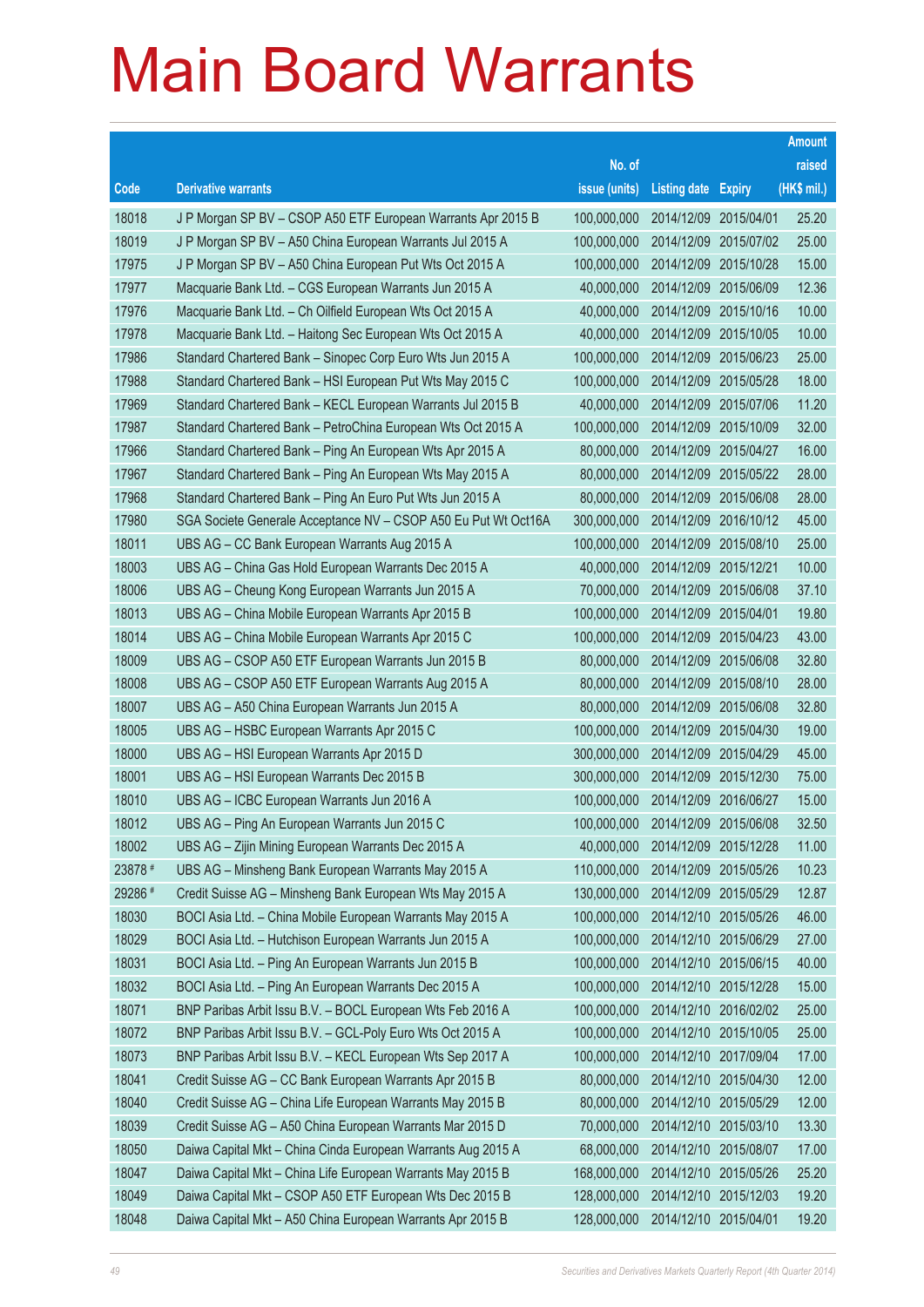# Main Board Warrants

| Code | Derivative warrants | No. of issue (units) | Listing date | Expiry | Amount raised (HK$ mil.) |
|---|---|---|---|---|---|
| 18018 | J P Morgan SP BV – CSOP A50 ETF European Warrants Apr 2015 B | 100,000,000 | 2014/12/09 | 2015/04/01 | 25.20 |
| 18019 | J P Morgan SP BV – A50 China European Warrants Jul 2015 A | 100,000,000 | 2014/12/09 | 2015/07/02 | 25.00 |
| 17975 | J P Morgan SP BV – A50 China European Put Wts Oct 2015 A | 100,000,000 | 2014/12/09 | 2015/10/28 | 15.00 |
| 17977 | Macquarie Bank Ltd. – CGS European Warrants Jun 2015 A | 40,000,000 | 2014/12/09 | 2015/06/09 | 12.36 |
| 17976 | Macquarie Bank Ltd. – Ch Oilfield European Wts Oct 2015 A | 40,000,000 | 2014/12/09 | 2015/10/16 | 10.00 |
| 17978 | Macquarie Bank Ltd. – Haitong Sec European Wts Oct 2015 A | 40,000,000 | 2014/12/09 | 2015/10/05 | 10.00 |
| 17986 | Standard Chartered Bank – Sinopec Corp Euro Wts Jun 2015 A | 100,000,000 | 2014/12/09 | 2015/06/23 | 25.00 |
| 17988 | Standard Chartered Bank – HSI European Put Wts May 2015 C | 100,000,000 | 2014/12/09 | 2015/05/28 | 18.00 |
| 17969 | Standard Chartered Bank – KECL European Warrants Jul 2015 B | 40,000,000 | 2014/12/09 | 2015/07/06 | 11.20 |
| 17987 | Standard Chartered Bank – PetroChina European Wts Oct 2015 A | 100,000,000 | 2014/12/09 | 2015/10/09 | 32.00 |
| 17966 | Standard Chartered Bank – Ping An European Wts Apr 2015 A | 80,000,000 | 2014/12/09 | 2015/04/27 | 16.00 |
| 17967 | Standard Chartered Bank – Ping An European Wts May 2015 A | 80,000,000 | 2014/12/09 | 2015/05/22 | 28.00 |
| 17968 | Standard Chartered Bank – Ping An Euro Put Wts Jun 2015 A | 80,000,000 | 2014/12/09 | 2015/06/08 | 28.00 |
| 17980 | SGA Societe Generale Acceptance NV – CSOP A50 Eu Put Wt Oct16A | 300,000,000 | 2014/12/09 | 2016/10/12 | 45.00 |
| 18011 | UBS AG – CC Bank European Warrants Aug 2015 A | 100,000,000 | 2014/12/09 | 2015/08/10 | 25.00 |
| 18003 | UBS AG – China Gas Hold European Warrants Dec 2015 A | 40,000,000 | 2014/12/09 | 2015/12/21 | 10.00 |
| 18006 | UBS AG – Cheung Kong European Warrants Jun 2015 A | 70,000,000 | 2014/12/09 | 2015/06/08 | 37.10 |
| 18013 | UBS AG – China Mobile European Warrants Apr 2015 B | 100,000,000 | 2014/12/09 | 2015/04/01 | 19.80 |
| 18014 | UBS AG – China Mobile European Warrants Apr 2015 C | 100,000,000 | 2014/12/09 | 2015/04/23 | 43.00 |
| 18009 | UBS AG – CSOP A50 ETF European Warrants Jun 2015 B | 80,000,000 | 2014/12/09 | 2015/06/08 | 32.80 |
| 18008 | UBS AG – CSOP A50 ETF European Warrants Aug 2015 A | 80,000,000 | 2014/12/09 | 2015/08/10 | 28.00 |
| 18007 | UBS AG – A50 China European Warrants Jun 2015 A | 80,000,000 | 2014/12/09 | 2015/06/08 | 32.80 |
| 18005 | UBS AG – HSBC European Warrants Apr 2015 C | 100,000,000 | 2014/12/09 | 2015/04/30 | 19.00 |
| 18000 | UBS AG – HSI European Warrants Apr 2015 D | 300,000,000 | 2014/12/09 | 2015/04/29 | 45.00 |
| 18001 | UBS AG – HSI European Warrants Dec 2015 B | 300,000,000 | 2014/12/09 | 2015/12/30 | 75.00 |
| 18010 | UBS AG – ICBC European Warrants Jun 2016 A | 100,000,000 | 2014/12/09 | 2016/06/27 | 15.00 |
| 18012 | UBS AG – Ping An European Warrants Jun 2015 C | 100,000,000 | 2014/12/09 | 2015/06/08 | 32.50 |
| 18002 | UBS AG – Zijin Mining European Warrants Dec 2015 A | 40,000,000 | 2014/12/09 | 2015/12/28 | 11.00 |
| 23878 # | UBS AG – Minsheng Bank European Warrants May 2015 A | 110,000,000 | 2014/12/09 | 2015/05/26 | 10.23 |
| 29286 # | Credit Suisse AG – Minsheng Bank European Wts May 2015 A | 130,000,000 | 2014/12/09 | 2015/05/29 | 12.87 |
| 18030 | BOCI Asia Ltd. – China Mobile European Warrants May 2015 A | 100,000,000 | 2014/12/10 | 2015/05/26 | 46.00 |
| 18029 | BOCI Asia Ltd. – Hutchison European Warrants Jun 2015 A | 100,000,000 | 2014/12/10 | 2015/06/29 | 27.00 |
| 18031 | BOCI Asia Ltd. – Ping An European Warrants Jun 2015 B | 100,000,000 | 2014/12/10 | 2015/06/15 | 40.00 |
| 18032 | BOCI Asia Ltd. – Ping An European Warrants Dec 2015 A | 100,000,000 | 2014/12/10 | 2015/12/28 | 15.00 |
| 18071 | BNP Paribas Arbit Issu B.V. – BOCL European Wts Feb 2016 A | 100,000,000 | 2014/12/10 | 2016/02/02 | 25.00 |
| 18072 | BNP Paribas Arbit Issu B.V. – GCL-Poly Euro Wts Oct 2015 A | 100,000,000 | 2014/12/10 | 2015/10/05 | 25.00 |
| 18073 | BNP Paribas Arbit Issu B.V. – KECL European Wts Sep 2017 A | 100,000,000 | 2014/12/10 | 2017/09/04 | 17.00 |
| 18041 | Credit Suisse AG – CC Bank European Warrants Apr 2015 B | 80,000,000 | 2014/12/10 | 2015/04/30 | 12.00 |
| 18040 | Credit Suisse AG – China Life European Warrants May 2015 B | 80,000,000 | 2014/12/10 | 2015/05/29 | 12.00 |
| 18039 | Credit Suisse AG – A50 China European Warrants Mar 2015 D | 70,000,000 | 2014/12/10 | 2015/03/10 | 13.30 |
| 18050 | Daiwa Capital Mkt – China Cinda European Warrants Aug 2015 A | 68,000,000 | 2014/12/10 | 2015/08/07 | 17.00 |
| 18047 | Daiwa Capital Mkt – China Life European Warrants May 2015 B | 168,000,000 | 2014/12/10 | 2015/05/26 | 25.20 |
| 18049 | Daiwa Capital Mkt – CSOP A50 ETF European Wts Dec 2015 B | 128,000,000 | 2014/12/10 | 2015/12/03 | 19.20 |
| 18048 | Daiwa Capital Mkt – A50 China European Warrants Apr 2015 B | 128,000,000 | 2014/12/10 | 2015/04/01 | 19.20 |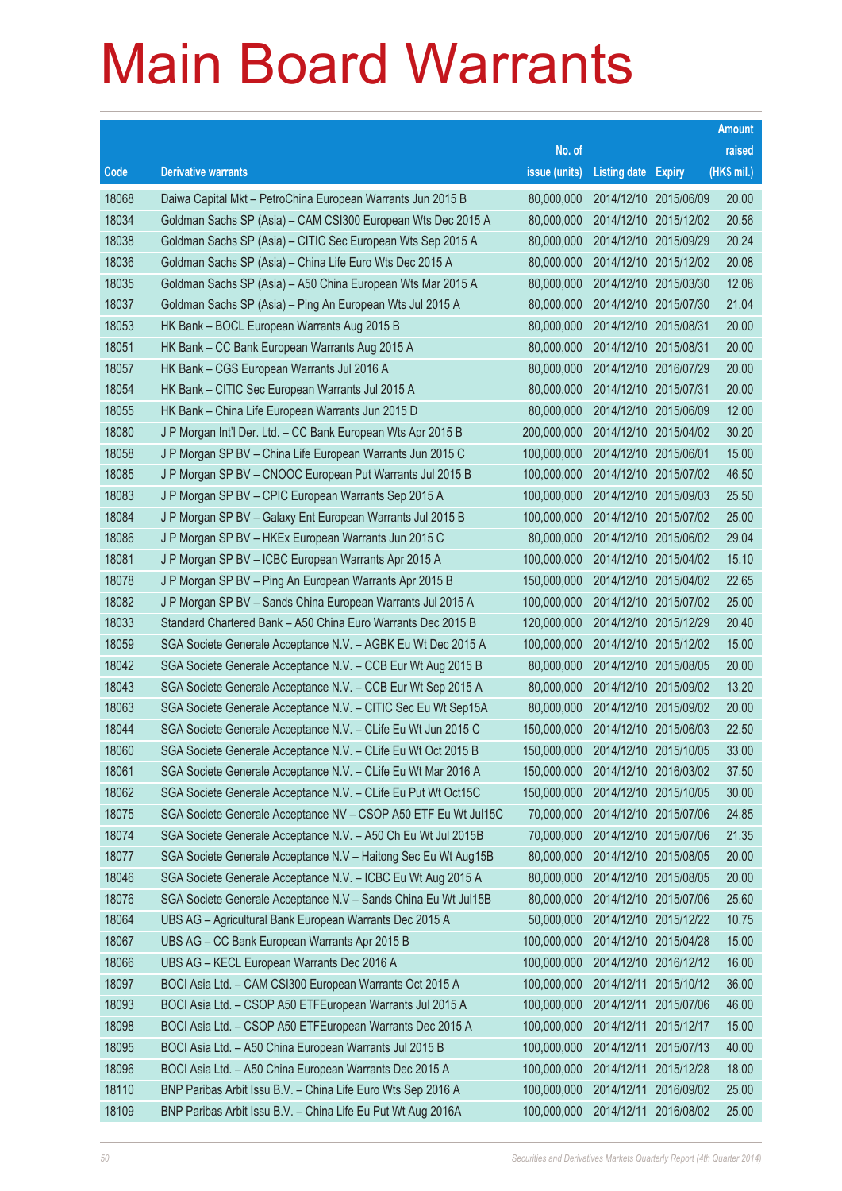# Main Board Warrants

| Code | Derivative warrants | No. of issue (units) | Listing date | Expiry | Amount raised (HK$ mil.) |
|---|---|---|---|---|---|
| 18068 | Daiwa Capital Mkt – PetroChina European Warrants Jun 2015 B | 80,000,000 | 2014/12/10 | 2015/06/09 | 20.00 |
| 18034 | Goldman Sachs SP (Asia) – CAM CSI300 European Wts Dec 2015 A | 80,000,000 | 2014/12/10 | 2015/12/02 | 20.56 |
| 18038 | Goldman Sachs SP (Asia) – CITIC Sec European Wts Sep 2015 A | 80,000,000 | 2014/12/10 | 2015/09/29 | 20.24 |
| 18036 | Goldman Sachs SP (Asia) – China Life Euro Wts Dec 2015 A | 80,000,000 | 2014/12/10 | 2015/12/02 | 20.08 |
| 18035 | Goldman Sachs SP (Asia) – A50 China European Wts Mar 2015 A | 80,000,000 | 2014/12/10 | 2015/03/30 | 12.08 |
| 18037 | Goldman Sachs SP (Asia) – Ping An European Wts Jul 2015 A | 80,000,000 | 2014/12/10 | 2015/07/30 | 21.04 |
| 18053 | HK Bank – BOCL European Warrants Aug 2015 B | 80,000,000 | 2014/12/10 | 2015/08/31 | 20.00 |
| 18051 | HK Bank – CC Bank European Warrants Aug 2015 A | 80,000,000 | 2014/12/10 | 2015/08/31 | 20.00 |
| 18057 | HK Bank – CGS European Warrants Jul 2016 A | 80,000,000 | 2014/12/10 | 2016/07/29 | 20.00 |
| 18054 | HK Bank – CITIC Sec European Warrants Jul 2015 A | 80,000,000 | 2014/12/10 | 2015/07/31 | 20.00 |
| 18055 | HK Bank – China Life European Warrants Jun 2015 D | 80,000,000 | 2014/12/10 | 2015/06/09 | 12.00 |
| 18080 | J P Morgan Int'l Der. Ltd. – CC Bank European Wts Apr 2015 B | 200,000,000 | 2014/12/10 | 2015/04/02 | 30.20 |
| 18058 | J P Morgan SP BV – China Life European Warrants Jun 2015 C | 100,000,000 | 2014/12/10 | 2015/06/01 | 15.00 |
| 18085 | J P Morgan SP BV – CNOOC European Put Warrants Jul 2015 B | 100,000,000 | 2014/12/10 | 2015/07/02 | 46.50 |
| 18083 | J P Morgan SP BV – CPIC European Warrants Sep 2015 A | 100,000,000 | 2014/12/10 | 2015/09/03 | 25.50 |
| 18084 | J P Morgan SP BV – Galaxy Ent European Warrants Jul 2015 B | 100,000,000 | 2014/12/10 | 2015/07/02 | 25.00 |
| 18086 | J P Morgan SP BV – HKEx European Warrants Jun 2015 C | 80,000,000 | 2014/12/10 | 2015/06/02 | 29.04 |
| 18081 | J P Morgan SP BV – ICBC European Warrants Apr 2015 A | 100,000,000 | 2014/12/10 | 2015/04/02 | 15.10 |
| 18078 | J P Morgan SP BV – Ping An European Warrants Apr 2015 B | 150,000,000 | 2014/12/10 | 2015/04/02 | 22.65 |
| 18082 | J P Morgan SP BV – Sands China European Warrants Jul 2015 A | 100,000,000 | 2014/12/10 | 2015/07/02 | 25.00 |
| 18033 | Standard Chartered Bank – A50 China Euro Warrants Dec 2015 B | 120,000,000 | 2014/12/10 | 2015/12/29 | 20.40 |
| 18059 | SGA Societe Generale Acceptance N.V. – AGBK Eu Wt Dec 2015 A | 100,000,000 | 2014/12/10 | 2015/12/02 | 15.00 |
| 18042 | SGA Societe Generale Acceptance N.V. – CCB Eur Wt Aug 2015 B | 80,000,000 | 2014/12/10 | 2015/08/05 | 20.00 |
| 18043 | SGA Societe Generale Acceptance N.V. – CCB Eur Wt Sep 2015 A | 80,000,000 | 2014/12/10 | 2015/09/02 | 13.20 |
| 18063 | SGA Societe Generale Acceptance N.V. – CITIC Sec Eu Wt Sep15A | 80,000,000 | 2014/12/10 | 2015/09/02 | 20.00 |
| 18044 | SGA Societe Generale Acceptance N.V. – CLife Eu Wt Jun 2015 C | 150,000,000 | 2014/12/10 | 2015/06/03 | 22.50 |
| 18060 | SGA Societe Generale Acceptance N.V. – CLife Eu Wt Oct 2015 B | 150,000,000 | 2014/12/10 | 2015/10/05 | 33.00 |
| 18061 | SGA Societe Generale Acceptance N.V. – CLife Eu Wt Mar 2016 A | 150,000,000 | 2014/12/10 | 2016/03/02 | 37.50 |
| 18062 | SGA Societe Generale Acceptance N.V. – CLife Eu Put Wt Oct15C | 150,000,000 | 2014/12/10 | 2015/10/05 | 30.00 |
| 18075 | SGA Societe Generale Acceptance NV – CSOP A50 ETF Eu Wt Jul15C | 70,000,000 | 2014/12/10 | 2015/07/06 | 24.85 |
| 18074 | SGA Societe Generale Acceptance N.V. – A50 Ch Eu Wt Jul 2015B | 70,000,000 | 2014/12/10 | 2015/07/06 | 21.35 |
| 18077 | SGA Societe Generale Acceptance N.V – Haitong Sec Eu Wt Aug15B | 80,000,000 | 2014/12/10 | 2015/08/05 | 20.00 |
| 18046 | SGA Societe Generale Acceptance N.V. – ICBC Eu Wt Aug 2015 A | 80,000,000 | 2014/12/10 | 2015/08/05 | 20.00 |
| 18076 | SGA Societe Generale Acceptance N.V – Sands China Eu Wt Jul15B | 80,000,000 | 2014/12/10 | 2015/07/06 | 25.60 |
| 18064 | UBS AG – Agricultural Bank European Warrants Dec 2015 A | 50,000,000 | 2014/12/10 | 2015/12/22 | 10.75 |
| 18067 | UBS AG – CC Bank European Warrants Apr 2015 B | 100,000,000 | 2014/12/10 | 2015/04/28 | 15.00 |
| 18066 | UBS AG – KECL European Warrants Dec 2016 A | 100,000,000 | 2014/12/10 | 2016/12/12 | 16.00 |
| 18097 | BOCI Asia Ltd. – CAM CSI300 European Warrants Oct 2015 A | 100,000,000 | 2014/12/11 | 2015/10/12 | 36.00 |
| 18093 | BOCI Asia Ltd. – CSOP A50 ETFEuropean Warrants Jul 2015 A | 100,000,000 | 2014/12/11 | 2015/07/06 | 46.00 |
| 18098 | BOCI Asia Ltd. – CSOP A50 ETFEuropean Warrants Dec 2015 A | 100,000,000 | 2014/12/11 | 2015/12/17 | 15.00 |
| 18095 | BOCI Asia Ltd. – A50 China European Warrants Jul 2015 B | 100,000,000 | 2014/12/11 | 2015/07/13 | 40.00 |
| 18096 | BOCI Asia Ltd. – A50 China European Warrants Dec 2015 A | 100,000,000 | 2014/12/11 | 2015/12/28 | 18.00 |
| 18110 | BNP Paribas Arbit Issu B.V. – China Life Euro Wts Sep 2016 A | 100,000,000 | 2014/12/11 | 2016/09/02 | 25.00 |
| 18109 | BNP Paribas Arbit Issu B.V. – China Life Eu Put Wt Aug 2016A | 100,000,000 | 2014/12/11 | 2016/08/02 | 25.00 |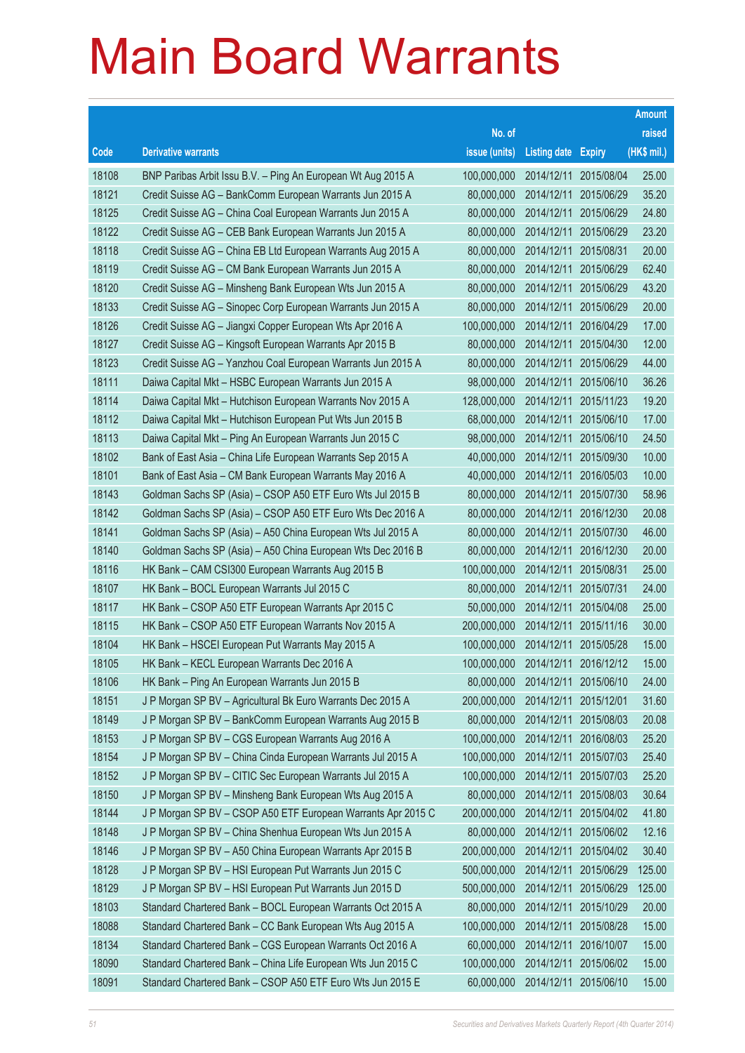# Main Board Warrants

| Code | Derivative warrants | No. of issue (units) | Listing date | Expiry | Amount raised (HK$ mil.) |
|---|---|---|---|---|---|
| 18108 | BNP Paribas Arbit Issu B.V. – Ping An European Wt Aug 2015 A | 100,000,000 | 2014/12/11 | 2015/08/04 | 25.00 |
| 18121 | Credit Suisse AG – BankComm European Warrants Jun 2015 A | 80,000,000 | 2014/12/11 | 2015/06/29 | 35.20 |
| 18125 | Credit Suisse AG – China Coal European Warrants Jun 2015 A | 80,000,000 | 2014/12/11 | 2015/06/29 | 24.80 |
| 18122 | Credit Suisse AG – CEB Bank European Warrants Jun 2015 A | 80,000,000 | 2014/12/11 | 2015/06/29 | 23.20 |
| 18118 | Credit Suisse AG – China EB Ltd European Warrants Aug 2015 A | 80,000,000 | 2014/12/11 | 2015/08/31 | 20.00 |
| 18119 | Credit Suisse AG – CM Bank European Warrants Jun 2015 A | 80,000,000 | 2014/12/11 | 2015/06/29 | 62.40 |
| 18120 | Credit Suisse AG – Minsheng Bank European Wts Jun 2015 A | 80,000,000 | 2014/12/11 | 2015/06/29 | 43.20 |
| 18133 | Credit Suisse AG – Sinopec Corp European Warrants Jun 2015 A | 80,000,000 | 2014/12/11 | 2015/06/29 | 20.00 |
| 18126 | Credit Suisse AG – Jiangxi Copper European Wts Apr 2016 A | 100,000,000 | 2014/12/11 | 2016/04/29 | 17.00 |
| 18127 | Credit Suisse AG – Kingsoft European Warrants Apr 2015 B | 80,000,000 | 2014/12/11 | 2015/04/30 | 12.00 |
| 18123 | Credit Suisse AG – Yanzhou Coal European Warrants Jun 2015 A | 80,000,000 | 2014/12/11 | 2015/06/29 | 44.00 |
| 18111 | Daiwa Capital Mkt – HSBC European Warrants Jun 2015 A | 98,000,000 | 2014/12/11 | 2015/06/10 | 36.26 |
| 18114 | Daiwa Capital Mkt – Hutchison European Warrants Nov 2015 A | 128,000,000 | 2014/12/11 | 2015/11/23 | 19.20 |
| 18112 | Daiwa Capital Mkt – Hutchison European Put Wts Jun 2015 B | 68,000,000 | 2014/12/11 | 2015/06/10 | 17.00 |
| 18113 | Daiwa Capital Mkt – Ping An European Warrants Jun 2015 C | 98,000,000 | 2014/12/11 | 2015/06/10 | 24.50 |
| 18102 | Bank of East Asia – China Life European Warrants Sep 2015 A | 40,000,000 | 2014/12/11 | 2015/09/30 | 10.00 |
| 18101 | Bank of East Asia – CM Bank European Warrants May 2016 A | 40,000,000 | 2014/12/11 | 2016/05/03 | 10.00 |
| 18143 | Goldman Sachs SP (Asia) – CSOP A50 ETF Euro Wts Jul 2015 B | 80,000,000 | 2014/12/11 | 2015/07/30 | 58.96 |
| 18142 | Goldman Sachs SP (Asia) – CSOP A50 ETF Euro Wts Dec 2016 A | 80,000,000 | 2014/12/11 | 2016/12/30 | 20.08 |
| 18141 | Goldman Sachs SP (Asia) – A50 China European Wts Jul 2015 A | 80,000,000 | 2014/12/11 | 2015/07/30 | 46.00 |
| 18140 | Goldman Sachs SP (Asia) – A50 China European Wts Dec 2016 B | 80,000,000 | 2014/12/11 | 2016/12/30 | 20.00 |
| 18116 | HK Bank – CAM CSI300 European Warrants Aug 2015 B | 100,000,000 | 2014/12/11 | 2015/08/31 | 25.00 |
| 18107 | HK Bank – BOCL European Warrants Jul 2015 C | 80,000,000 | 2014/12/11 | 2015/07/31 | 24.00 |
| 18117 | HK Bank – CSOP A50 ETF European Warrants Apr 2015 C | 50,000,000 | 2014/12/11 | 2015/04/08 | 25.00 |
| 18115 | HK Bank – CSOP A50 ETF European Warrants Nov 2015 A | 200,000,000 | 2014/12/11 | 2015/11/16 | 30.00 |
| 18104 | HK Bank – HSCEI European Put Warrants May 2015 A | 100,000,000 | 2014/12/11 | 2015/05/28 | 15.00 |
| 18105 | HK Bank – KECL European Warrants Dec 2016 A | 100,000,000 | 2014/12/11 | 2016/12/12 | 15.00 |
| 18106 | HK Bank – Ping An European Warrants Jun 2015 B | 80,000,000 | 2014/12/11 | 2015/06/10 | 24.00 |
| 18151 | J P Morgan SP BV – Agricultural Bk Euro Warrants Dec 2015 A | 200,000,000 | 2014/12/11 | 2015/12/01 | 31.60 |
| 18149 | J P Morgan SP BV – BankComm European Warrants Aug 2015 B | 80,000,000 | 2014/12/11 | 2015/08/03 | 20.08 |
| 18153 | J P Morgan SP BV – CGS European Warrants Aug 2016 A | 100,000,000 | 2014/12/11 | 2016/08/03 | 25.20 |
| 18154 | J P Morgan SP BV – China Cinda European Warrants Jul 2015 A | 100,000,000 | 2014/12/11 | 2015/07/03 | 25.40 |
| 18152 | J P Morgan SP BV – CITIC Sec European Warrants Jul 2015 A | 100,000,000 | 2014/12/11 | 2015/07/03 | 25.20 |
| 18150 | J P Morgan SP BV – Minsheng Bank European Wts Aug 2015 A | 80,000,000 | 2014/12/11 | 2015/08/03 | 30.64 |
| 18144 | J P Morgan SP BV – CSOP A50 ETF European Warrants Apr 2015 C | 200,000,000 | 2014/12/11 | 2015/04/02 | 41.80 |
| 18148 | J P Morgan SP BV – China Shenhua European Wts Jun 2015 A | 80,000,000 | 2014/12/11 | 2015/06/02 | 12.16 |
| 18146 | J P Morgan SP BV – A50 China European Warrants Apr 2015 B | 200,000,000 | 2014/12/11 | 2015/04/02 | 30.40 |
| 18128 | J P Morgan SP BV – HSI European Put Warrants Jun 2015 C | 500,000,000 | 2014/12/11 | 2015/06/29 | 125.00 |
| 18129 | J P Morgan SP BV – HSI European Put Warrants Jun 2015 D | 500,000,000 | 2014/12/11 | 2015/06/29 | 125.00 |
| 18103 | Standard Chartered Bank – BOCL European Warrants Oct 2015 A | 80,000,000 | 2014/12/11 | 2015/10/29 | 20.00 |
| 18088 | Standard Chartered Bank – CC Bank European Wts Aug 2015 A | 100,000,000 | 2014/12/11 | 2015/08/28 | 15.00 |
| 18134 | Standard Chartered Bank – CGS European Warrants Oct 2016 A | 60,000,000 | 2014/12/11 | 2016/10/07 | 15.00 |
| 18090 | Standard Chartered Bank – China Life European Wts Jun 2015 C | 100,000,000 | 2014/12/11 | 2015/06/02 | 15.00 |
| 18091 | Standard Chartered Bank – CSOP A50 ETF Euro Wts Jun 2015 E | 60,000,000 | 2014/12/11 | 2015/06/10 | 15.00 |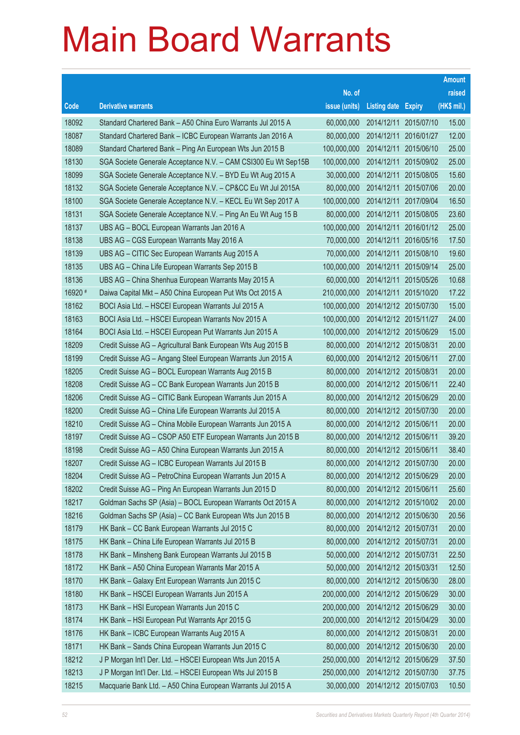# Main Board Warrants

| Code | Derivative warrants | No. of issue (units) | Listing date | Expiry | Amount raised (HK$ mil.) |
|---|---|---|---|---|---|
| 18092 | Standard Chartered Bank – A50 China Euro Warrants Jul 2015 A | 60,000,000 | 2014/12/11 | 2015/07/10 | 15.00 |
| 18087 | Standard Chartered Bank – ICBC European Warrants Jan 2016 A | 80,000,000 | 2014/12/11 | 2016/01/27 | 12.00 |
| 18089 | Standard Chartered Bank – Ping An European Wts Jun 2015 B | 100,000,000 | 2014/12/11 | 2015/06/10 | 25.00 |
| 18130 | SGA Societe Generale Acceptance N.V. – CAM CSI300 Eu Wt Sep15B | 100,000,000 | 2014/12/11 | 2015/09/02 | 25.00 |
| 18099 | SGA Societe Generale Acceptance N.V. – BYD Eu Wt Aug 2015 A | 30,000,000 | 2014/12/11 | 2015/08/05 | 15.60 |
| 18132 | SGA Societe Generale Acceptance N.V. – CP&CC Eu Wt Jul 2015A | 80,000,000 | 2014/12/11 | 2015/07/06 | 20.00 |
| 18100 | SGA Societe Generale Acceptance N.V. – KECL Eu Wt Sep 2017 A | 100,000,000 | 2014/12/11 | 2017/09/04 | 16.50 |
| 18131 | SGA Societe Generale Acceptance N.V. – Ping An Eu Wt Aug 15 B | 80,000,000 | 2014/12/11 | 2015/08/05 | 23.60 |
| 18137 | UBS AG – BOCL European Warrants Jan 2016 A | 100,000,000 | 2014/12/11 | 2016/01/12 | 25.00 |
| 18138 | UBS AG – CGS European Warrants May 2016 A | 70,000,000 | 2014/12/11 | 2016/05/16 | 17.50 |
| 18139 | UBS AG – CITIC Sec European Warrants Aug 2015 A | 70,000,000 | 2014/12/11 | 2015/08/10 | 19.60 |
| 18135 | UBS AG – China Life European Warrants Sep 2015 B | 100,000,000 | 2014/12/11 | 2015/09/14 | 25.00 |
| 18136 | UBS AG – China Shenhua European Warrants May 2015 A | 60,000,000 | 2014/12/11 | 2015/05/26 | 10.68 |
| 16920 # | Daiwa Capital Mkt – A50 China European Put Wts Oct 2015 A | 210,000,000 | 2014/12/11 | 2015/10/20 | 17.22 |
| 18162 | BOCI Asia Ltd. – HSCEI European Warrants Jul 2015 A | 100,000,000 | 2014/12/12 | 2015/07/30 | 15.00 |
| 18163 | BOCI Asia Ltd. – HSCEI European Warrants Nov 2015 A | 100,000,000 | 2014/12/12 | 2015/11/27 | 24.00 |
| 18164 | BOCI Asia Ltd. – HSCEI European Put Warrants Jun 2015 A | 100,000,000 | 2014/12/12 | 2015/06/29 | 15.00 |
| 18209 | Credit Suisse AG – Agricultural Bank European Wts Aug 2015 B | 80,000,000 | 2014/12/12 | 2015/08/31 | 20.00 |
| 18199 | Credit Suisse AG – Angang Steel European Warrants Jun 2015 A | 60,000,000 | 2014/12/12 | 2015/06/11 | 27.00 |
| 18205 | Credit Suisse AG – BOCL European Warrants Aug 2015 B | 80,000,000 | 2014/12/12 | 2015/08/31 | 20.00 |
| 18208 | Credit Suisse AG – CC Bank European Warrants Jun 2015 B | 80,000,000 | 2014/12/12 | 2015/06/11 | 22.40 |
| 18206 | Credit Suisse AG – CITIC Bank European Warrants Jun 2015 A | 80,000,000 | 2014/12/12 | 2015/06/29 | 20.00 |
| 18200 | Credit Suisse AG – China Life European Warrants Jul 2015 A | 80,000,000 | 2014/12/12 | 2015/07/30 | 20.00 |
| 18210 | Credit Suisse AG – China Mobile European Warrants Jun 2015 A | 80,000,000 | 2014/12/12 | 2015/06/11 | 20.00 |
| 18197 | Credit Suisse AG – CSOP A50 ETF European Warrants Jun 2015 B | 80,000,000 | 2014/12/12 | 2015/06/11 | 39.20 |
| 18198 | Credit Suisse AG – A50 China European Warrants Jun 2015 A | 80,000,000 | 2014/12/12 | 2015/06/11 | 38.40 |
| 18207 | Credit Suisse AG – ICBC European Warrants Jul 2015 B | 80,000,000 | 2014/12/12 | 2015/07/30 | 20.00 |
| 18204 | Credit Suisse AG – PetroChina European Warrants Jun 2015 A | 80,000,000 | 2014/12/12 | 2015/06/29 | 20.00 |
| 18202 | Credit Suisse AG – Ping An European Warrants Jun 2015 D | 80,000,000 | 2014/12/12 | 2015/06/11 | 25.60 |
| 18217 | Goldman Sachs SP (Asia) – BOCL European Warrants Oct 2015 A | 80,000,000 | 2014/12/12 | 2015/10/02 | 20.00 |
| 18216 | Goldman Sachs SP (Asia) – CC Bank European Wts Jun 2015 B | 80,000,000 | 2014/12/12 | 2015/06/30 | 20.56 |
| 18179 | HK Bank – CC Bank European Warrants Jul 2015 C | 80,000,000 | 2014/12/12 | 2015/07/31 | 20.00 |
| 18175 | HK Bank – China Life European Warrants Jul 2015 B | 80,000,000 | 2014/12/12 | 2015/07/31 | 20.00 |
| 18178 | HK Bank – Minsheng Bank European Warrants Jul 2015 B | 50,000,000 | 2014/12/12 | 2015/07/31 | 22.50 |
| 18172 | HK Bank – A50 China European Warrants Mar 2015 A | 50,000,000 | 2014/12/12 | 2015/03/31 | 12.50 |
| 18170 | HK Bank – Galaxy Ent European Warrants Jun 2015 C | 80,000,000 | 2014/12/12 | 2015/06/30 | 28.00 |
| 18180 | HK Bank – HSCEI European Warrants Jun 2015 A | 200,000,000 | 2014/12/12 | 2015/06/29 | 30.00 |
| 18173 | HK Bank – HSI European Warrants Jun 2015 C | 200,000,000 | 2014/12/12 | 2015/06/29 | 30.00 |
| 18174 | HK Bank – HSI European Put Warrants Apr 2015 G | 200,000,000 | 2014/12/12 | 2015/04/29 | 30.00 |
| 18176 | HK Bank – ICBC European Warrants Aug 2015 A | 80,000,000 | 2014/12/12 | 2015/08/31 | 20.00 |
| 18171 | HK Bank – Sands China European Warrants Jun 2015 C | 80,000,000 | 2014/12/12 | 2015/06/30 | 20.00 |
| 18212 | J P Morgan Int'l Der. Ltd. – HSCEI European Wts Jun 2015 A | 250,000,000 | 2014/12/12 | 2015/06/29 | 37.50 |
| 18213 | J P Morgan Int'l Der. Ltd. – HSCEI European Wts Jul 2015 B | 250,000,000 | 2014/12/12 | 2015/07/30 | 37.75 |
| 18215 | Macquarie Bank Ltd. – A50 China European Warrants Jul 2015 A | 30,000,000 | 2014/12/12 | 2015/07/03 | 10.50 |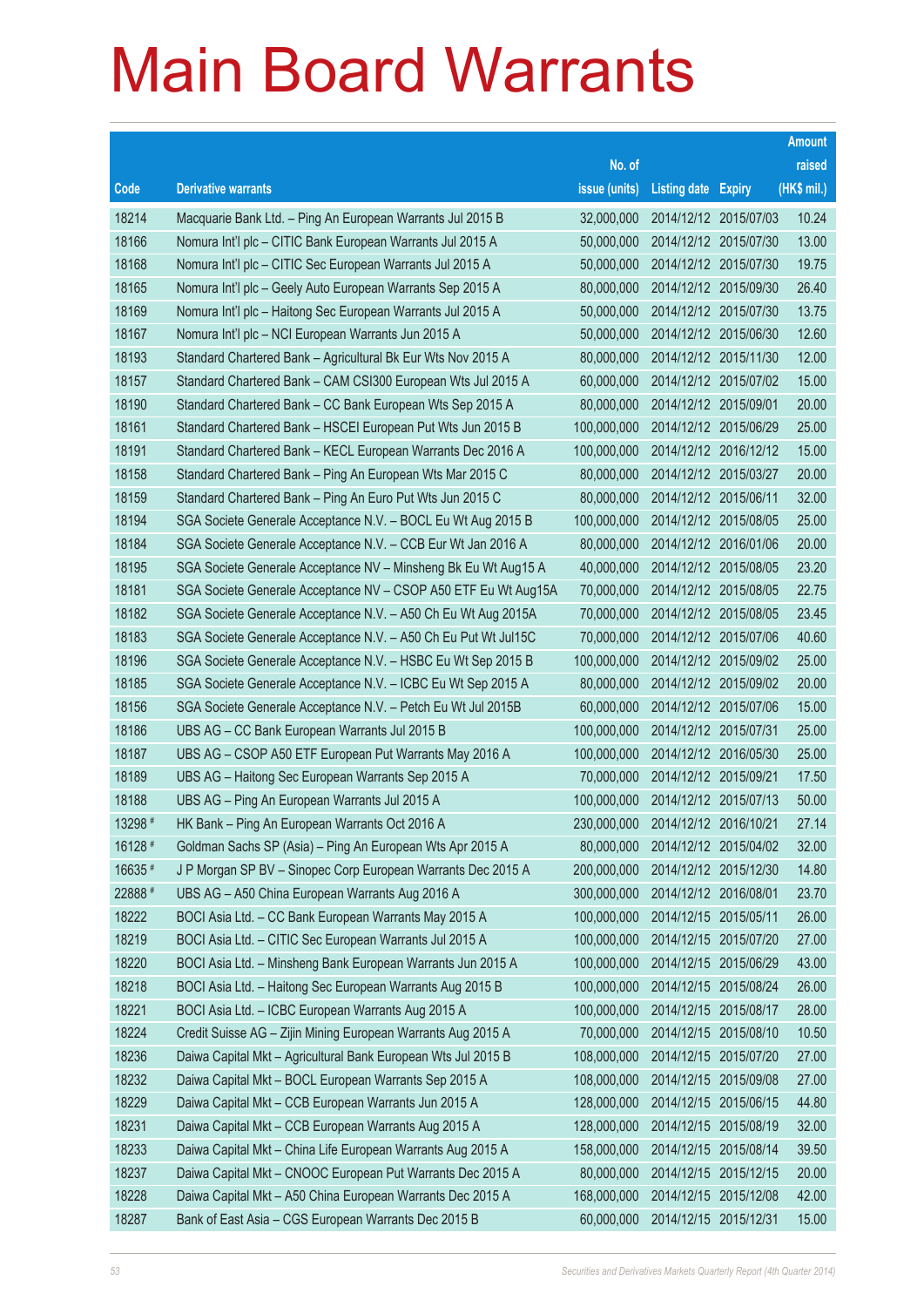# Main Board Warrants

| Code | Derivative warrants | No. of issue (units) | Listing date | Expiry | Amount raised (HK$ mil.) |
|---|---|---|---|---|---|
| 18214 | Macquarie Bank Ltd. – Ping An European Warrants Jul 2015 B | 32,000,000 | 2014/12/12 | 2015/07/03 | 10.24 |
| 18166 | Nomura Int'l plc – CITIC Bank European Warrants Jul 2015 A | 50,000,000 | 2014/12/12 | 2015/07/30 | 13.00 |
| 18168 | Nomura Int'l plc – CITIC Sec European Warrants Jul 2015 A | 50,000,000 | 2014/12/12 | 2015/07/30 | 19.75 |
| 18165 | Nomura Int'l plc – Geely Auto European Warrants Sep 2015 A | 80,000,000 | 2014/12/12 | 2015/09/30 | 26.40 |
| 18169 | Nomura Int'l plc – Haitong Sec European Warrants Jul 2015 A | 50,000,000 | 2014/12/12 | 2015/07/30 | 13.75 |
| 18167 | Nomura Int'l plc – NCI European Warrants Jun 2015 A | 50,000,000 | 2014/12/12 | 2015/06/30 | 12.60 |
| 18193 | Standard Chartered Bank – Agricultural Bk Eur Wts Nov 2015 A | 80,000,000 | 2014/12/12 | 2015/11/30 | 12.00 |
| 18157 | Standard Chartered Bank – CAM CSI300 European Wts Jul 2015 A | 60,000,000 | 2014/12/12 | 2015/07/02 | 15.00 |
| 18190 | Standard Chartered Bank – CC Bank European Wts Sep 2015 A | 80,000,000 | 2014/12/12 | 2015/09/01 | 20.00 |
| 18161 | Standard Chartered Bank – HSCEI European Put Wts Jun 2015 B | 100,000,000 | 2014/12/12 | 2015/06/29 | 25.00 |
| 18191 | Standard Chartered Bank – KECL European Warrants Dec 2016 A | 100,000,000 | 2014/12/12 | 2016/12/12 | 15.00 |
| 18158 | Standard Chartered Bank – Ping An European Wts Mar 2015 C | 80,000,000 | 2014/12/12 | 2015/03/27 | 20.00 |
| 18159 | Standard Chartered Bank – Ping An Euro Put Wts Jun 2015 C | 80,000,000 | 2014/12/12 | 2015/06/11 | 32.00 |
| 18194 | SGA Societe Generale Acceptance N.V. – BOCL Eu Wt Aug 2015 B | 100,000,000 | 2014/12/12 | 2015/08/05 | 25.00 |
| 18184 | SGA Societe Generale Acceptance N.V. – CCB Eur Wt Jan 2016 A | 80,000,000 | 2014/12/12 | 2016/01/06 | 20.00 |
| 18195 | SGA Societe Generale Acceptance NV – Minsheng Bk Eu Wt Aug15 A | 40,000,000 | 2014/12/12 | 2015/08/05 | 23.20 |
| 18181 | SGA Societe Generale Acceptance NV – CSOP A50 ETF Eu Wt Aug15A | 70,000,000 | 2014/12/12 | 2015/08/05 | 22.75 |
| 18182 | SGA Societe Generale Acceptance N.V. – A50 Ch Eu Wt Aug 2015A | 70,000,000 | 2014/12/12 | 2015/08/05 | 23.45 |
| 18183 | SGA Societe Generale Acceptance N.V. – A50 Ch Eu Put Wt Jul15C | 70,000,000 | 2014/12/12 | 2015/07/06 | 40.60 |
| 18196 | SGA Societe Generale Acceptance N.V. – HSBC Eu Wt Sep 2015 B | 100,000,000 | 2014/12/12 | 2015/09/02 | 25.00 |
| 18185 | SGA Societe Generale Acceptance N.V. – ICBC Eu Wt Sep 2015 A | 80,000,000 | 2014/12/12 | 2015/09/02 | 20.00 |
| 18156 | SGA Societe Generale Acceptance N.V. – Petch Eu Wt Jul 2015B | 60,000,000 | 2014/12/12 | 2015/07/06 | 15.00 |
| 18186 | UBS AG – CC Bank European Warrants Jul 2015 B | 100,000,000 | 2014/12/12 | 2015/07/31 | 25.00 |
| 18187 | UBS AG – CSOP A50 ETF European Put Warrants May 2016 A | 100,000,000 | 2014/12/12 | 2016/05/30 | 25.00 |
| 18189 | UBS AG – Haitong Sec European Warrants Sep 2015 A | 70,000,000 | 2014/12/12 | 2015/09/21 | 17.50 |
| 18188 | UBS AG – Ping An European Warrants Jul 2015 A | 100,000,000 | 2014/12/12 | 2015/07/13 | 50.00 |
| 13298 # | HK Bank – Ping An European Warrants Oct 2016 A | 230,000,000 | 2014/12/12 | 2016/10/21 | 27.14 |
| 16128 # | Goldman Sachs SP (Asia) – Ping An European Wts Apr 2015 A | 80,000,000 | 2014/12/12 | 2015/04/02 | 32.00 |
| 16635 # | J P Morgan SP BV – Sinopec Corp European Warrants Dec 2015 A | 200,000,000 | 2014/12/12 | 2015/12/30 | 14.80 |
| 22888 # | UBS AG – A50 China European Warrants Aug 2016 A | 300,000,000 | 2014/12/12 | 2016/08/01 | 23.70 |
| 18222 | BOCI Asia Ltd. – CC Bank European Warrants May 2015 A | 100,000,000 | 2014/12/15 | 2015/05/11 | 26.00 |
| 18219 | BOCI Asia Ltd. – CITIC Sec European Warrants Jul 2015 A | 100,000,000 | 2014/12/15 | 2015/07/20 | 27.00 |
| 18220 | BOCI Asia Ltd. – Minsheng Bank European Warrants Jun 2015 A | 100,000,000 | 2014/12/15 | 2015/06/29 | 43.00 |
| 18218 | BOCI Asia Ltd. – Haitong Sec European Warrants Aug 2015 B | 100,000,000 | 2014/12/15 | 2015/08/24 | 26.00 |
| 18221 | BOCI Asia Ltd. – ICBC European Warrants Aug 2015 A | 100,000,000 | 2014/12/15 | 2015/08/17 | 28.00 |
| 18224 | Credit Suisse AG – Zijin Mining European Warrants Aug 2015 A | 70,000,000 | 2014/12/15 | 2015/08/10 | 10.50 |
| 18236 | Daiwa Capital Mkt – Agricultural Bank European Wts Jul 2015 B | 108,000,000 | 2014/12/15 | 2015/07/20 | 27.00 |
| 18232 | Daiwa Capital Mkt – BOCL European Warrants Sep 2015 A | 108,000,000 | 2014/12/15 | 2015/09/08 | 27.00 |
| 18229 | Daiwa Capital Mkt – CCB European Warrants Jun 2015 A | 128,000,000 | 2014/12/15 | 2015/06/15 | 44.80 |
| 18231 | Daiwa Capital Mkt – CCB European Warrants Aug 2015 A | 128,000,000 | 2014/12/15 | 2015/08/19 | 32.00 |
| 18233 | Daiwa Capital Mkt – China Life European Warrants Aug 2015 A | 158,000,000 | 2014/12/15 | 2015/08/14 | 39.50 |
| 18237 | Daiwa Capital Mkt – CNOOC European Put Warrants Dec 2015 A | 80,000,000 | 2014/12/15 | 2015/12/15 | 20.00 |
| 18228 | Daiwa Capital Mkt – A50 China European Warrants Dec 2015 A | 168,000,000 | 2014/12/15 | 2015/12/08 | 42.00 |
| 18287 | Bank of East Asia – CGS European Warrants Dec 2015 B | 60,000,000 | 2014/12/15 | 2015/12/31 | 15.00 |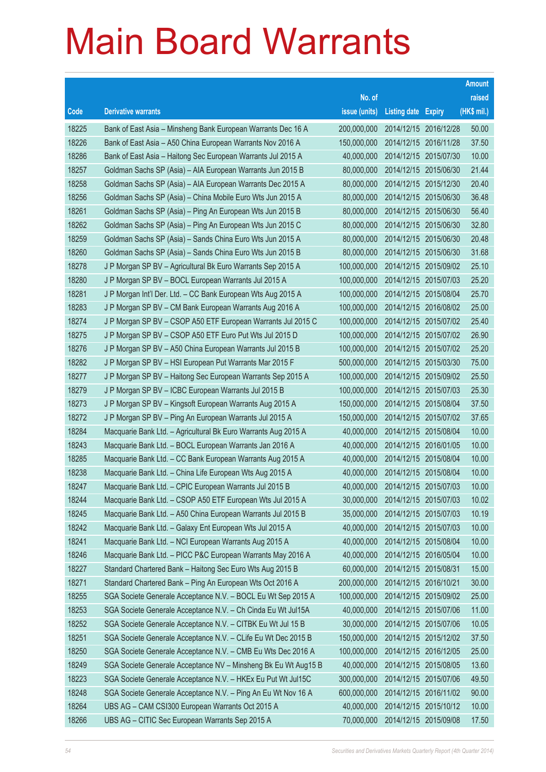# Main Board Warrants

| Code | Derivative warrants | No. of issue (units) | Listing date | Expiry | Amount raised (HK$ mil.) |
|---|---|---|---|---|---|
| 18225 | Bank of East Asia – Minsheng Bank European Warrants Dec 16 A | 200,000,000 | 2014/12/15 | 2016/12/28 | 50.00 |
| 18226 | Bank of East Asia – A50 China European Warrants Nov 2016 A | 150,000,000 | 2014/12/15 | 2016/11/28 | 37.50 |
| 18286 | Bank of East Asia – Haitong Sec European Warrants Jul 2015 A | 40,000,000 | 2014/12/15 | 2015/07/30 | 10.00 |
| 18257 | Goldman Sachs SP (Asia) – AIA European Warrants Jun 2015 B | 80,000,000 | 2014/12/15 | 2015/06/30 | 21.44 |
| 18258 | Goldman Sachs SP (Asia) – AIA European Warrants Dec 2015 A | 80,000,000 | 2014/12/15 | 2015/12/30 | 20.40 |
| 18256 | Goldman Sachs SP (Asia) – China Mobile Euro Wts Jun 2015 A | 80,000,000 | 2014/12/15 | 2015/06/30 | 36.48 |
| 18261 | Goldman Sachs SP (Asia) – Ping An European Wts Jun 2015 B | 80,000,000 | 2014/12/15 | 2015/06/30 | 56.40 |
| 18262 | Goldman Sachs SP (Asia) – Ping An European Wts Jun 2015 C | 80,000,000 | 2014/12/15 | 2015/06/30 | 32.80 |
| 18259 | Goldman Sachs SP (Asia) – Sands China Euro Wts Jun 2015 A | 80,000,000 | 2014/12/15 | 2015/06/30 | 20.48 |
| 18260 | Goldman Sachs SP (Asia) – Sands China Euro Wts Jun 2015 B | 80,000,000 | 2014/12/15 | 2015/06/30 | 31.68 |
| 18278 | J P Morgan SP BV – Agricultural Bk Euro Warrants Sep 2015 A | 100,000,000 | 2014/12/15 | 2015/09/02 | 25.10 |
| 18280 | J P Morgan SP BV – BOCL European Warrants Jul 2015 A | 100,000,000 | 2014/12/15 | 2015/07/03 | 25.20 |
| 18281 | J P Morgan Int'l Der. Ltd. – CC Bank European Wts Aug 2015 A | 100,000,000 | 2014/12/15 | 2015/08/04 | 25.70 |
| 18283 | J P Morgan SP BV – CM Bank European Warrants Aug 2016 A | 100,000,000 | 2014/12/15 | 2016/08/02 | 25.00 |
| 18274 | J P Morgan SP BV – CSOP A50 ETF European Warrants Jul 2015 C | 100,000,000 | 2014/12/15 | 2015/07/02 | 25.40 |
| 18275 | J P Morgan SP BV – CSOP A50 ETF Euro Put Wts Jul 2015 D | 100,000,000 | 2014/12/15 | 2015/07/02 | 26.90 |
| 18276 | J P Morgan SP BV – A50 China European Warrants Jul 2015 B | 100,000,000 | 2014/12/15 | 2015/07/02 | 25.20 |
| 18282 | J P Morgan SP BV – HSI European Put Warrants Mar 2015 F | 500,000,000 | 2014/12/15 | 2015/03/30 | 75.00 |
| 18277 | J P Morgan SP BV – Haitong Sec European Warrants Sep 2015 A | 100,000,000 | 2014/12/15 | 2015/09/02 | 25.50 |
| 18279 | J P Morgan SP BV – ICBC European Warrants Jul 2015 B | 100,000,000 | 2014/12/15 | 2015/07/03 | 25.30 |
| 18273 | J P Morgan SP BV – Kingsoft European Warrants Aug 2015 A | 150,000,000 | 2014/12/15 | 2015/08/04 | 37.50 |
| 18272 | J P Morgan SP BV – Ping An European Warrants Jul 2015 A | 150,000,000 | 2014/12/15 | 2015/07/02 | 37.65 |
| 18284 | Macquarie Bank Ltd. – Agricultural Bk Euro Warrants Aug 2015 A | 40,000,000 | 2014/12/15 | 2015/08/04 | 10.00 |
| 18243 | Macquarie Bank Ltd. – BOCL European Warrants Jan 2016 A | 40,000,000 | 2014/12/15 | 2016/01/05 | 10.00 |
| 18285 | Macquarie Bank Ltd. – CC Bank European Warrants Aug 2015 A | 40,000,000 | 2014/12/15 | 2015/08/04 | 10.00 |
| 18238 | Macquarie Bank Ltd. – China Life European Wts Aug 2015 A | 40,000,000 | 2014/12/15 | 2015/08/04 | 10.00 |
| 18247 | Macquarie Bank Ltd. – CPIC European Warrants Jul 2015 B | 40,000,000 | 2014/12/15 | 2015/07/03 | 10.00 |
| 18244 | Macquarie Bank Ltd. – CSOP A50 ETF European Wts Jul 2015 A | 30,000,000 | 2014/12/15 | 2015/07/03 | 10.02 |
| 18245 | Macquarie Bank Ltd. – A50 China European Warrants Jul 2015 B | 35,000,000 | 2014/12/15 | 2015/07/03 | 10.19 |
| 18242 | Macquarie Bank Ltd. – Galaxy Ent European Wts Jul 2015 A | 40,000,000 | 2014/12/15 | 2015/07/03 | 10.00 |
| 18241 | Macquarie Bank Ltd. – NCI European Warrants Aug 2015 A | 40,000,000 | 2014/12/15 | 2015/08/04 | 10.00 |
| 18246 | Macquarie Bank Ltd. – PICC P&C European Warrants May 2016 A | 40,000,000 | 2014/12/15 | 2016/05/04 | 10.00 |
| 18227 | Standard Chartered Bank – Haitong Sec Euro Wts Aug 2015 B | 60,000,000 | 2014/12/15 | 2015/08/31 | 15.00 |
| 18271 | Standard Chartered Bank – Ping An European Wts Oct 2016 A | 200,000,000 | 2014/12/15 | 2016/10/21 | 30.00 |
| 18255 | SGA Societe Generale Acceptance N.V. – BOCL Eu Wt Sep 2015 A | 100,000,000 | 2014/12/15 | 2015/09/02 | 25.00 |
| 18253 | SGA Societe Generale Acceptance N.V. – Ch Cinda Eu Wt Jul15A | 40,000,000 | 2014/12/15 | 2015/07/06 | 11.00 |
| 18252 | SGA Societe Generale Acceptance N.V. – CITBK Eu Wt Jul 15 B | 30,000,000 | 2014/12/15 | 2015/07/06 | 10.05 |
| 18251 | SGA Societe Generale Acceptance N.V. – CLife Eu Wt Dec 2015 B | 150,000,000 | 2014/12/15 | 2015/12/02 | 37.50 |
| 18250 | SGA Societe Generale Acceptance N.V. – CMB Eu Wts Dec 2016 A | 100,000,000 | 2014/12/15 | 2016/12/05 | 25.00 |
| 18249 | SGA Societe Generale Acceptance NV – Minsheng Bk Eu Wt Aug15 B | 40,000,000 | 2014/12/15 | 2015/08/05 | 13.60 |
| 18223 | SGA Societe Generale Acceptance N.V. – HKEx Eu Put Wt Jul15C | 300,000,000 | 2014/12/15 | 2015/07/06 | 49.50 |
| 18248 | SGA Societe Generale Acceptance N.V. – Ping An Eu Wt Nov 16 A | 600,000,000 | 2014/12/15 | 2016/11/02 | 90.00 |
| 18264 | UBS AG – CAM CSI300 European Warrants Oct 2015 A | 40,000,000 | 2014/12/15 | 2015/10/12 | 10.00 |
| 18266 | UBS AG – CITIC Sec European Warrants Sep 2015 A | 70,000,000 | 2014/12/15 | 2015/09/08 | 17.50 |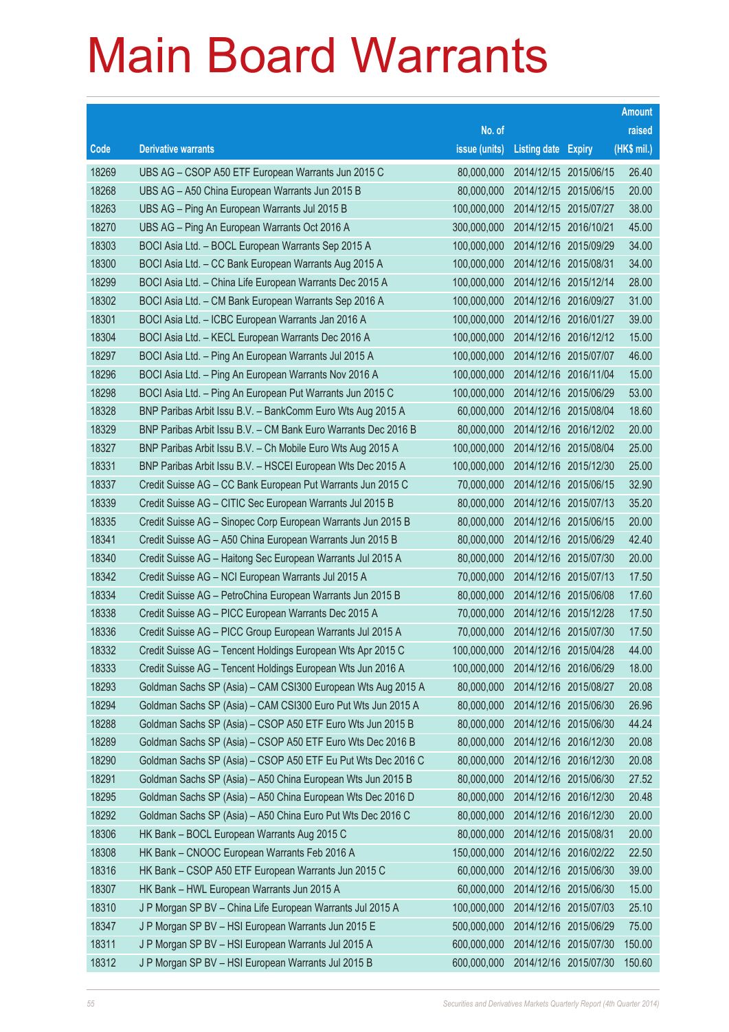# Main Board Warrants

| Code | Derivative warrants | No. of issue (units) | Listing date | Expiry | Amount raised (HK$ mil.) |
|---|---|---|---|---|---|
| 18269 | UBS AG – CSOP A50 ETF European Warrants Jun 2015 C | 80,000,000 | 2014/12/15 | 2015/06/15 | 26.40 |
| 18268 | UBS AG – A50 China European Warrants Jun 2015 B | 80,000,000 | 2014/12/15 | 2015/06/15 | 20.00 |
| 18263 | UBS AG – Ping An European Warrants Jul 2015 B | 100,000,000 | 2014/12/15 | 2015/07/27 | 38.00 |
| 18270 | UBS AG – Ping An European Warrants Oct 2016 A | 300,000,000 | 2014/12/15 | 2016/10/21 | 45.00 |
| 18303 | BOCI Asia Ltd. – BOCL European Warrants Sep 2015 A | 100,000,000 | 2014/12/16 | 2015/09/29 | 34.00 |
| 18300 | BOCI Asia Ltd. – CC Bank European Warrants Aug 2015 A | 100,000,000 | 2014/12/16 | 2015/08/31 | 34.00 |
| 18299 | BOCI Asia Ltd. – China Life European Warrants Dec 2015 A | 100,000,000 | 2014/12/16 | 2015/12/14 | 28.00 |
| 18302 | BOCI Asia Ltd. – CM Bank European Warrants Sep 2016 A | 100,000,000 | 2014/12/16 | 2016/09/27 | 31.00 |
| 18301 | BOCI Asia Ltd. – ICBC European Warrants Jan 2016 A | 100,000,000 | 2014/12/16 | 2016/01/27 | 39.00 |
| 18304 | BOCI Asia Ltd. – KECL European Warrants Dec 2016 A | 100,000,000 | 2014/12/16 | 2016/12/12 | 15.00 |
| 18297 | BOCI Asia Ltd. – Ping An European Warrants Jul 2015 A | 100,000,000 | 2014/12/16 | 2015/07/07 | 46.00 |
| 18296 | BOCI Asia Ltd. – Ping An European Warrants Nov 2016 A | 100,000,000 | 2014/12/16 | 2016/11/04 | 15.00 |
| 18298 | BOCI Asia Ltd. – Ping An European Put Warrants Jun 2015 C | 100,000,000 | 2014/12/16 | 2015/06/29 | 53.00 |
| 18328 | BNP Paribas Arbit Issu B.V. – BankComm Euro Wts Aug 2015 A | 60,000,000 | 2014/12/16 | 2015/08/04 | 18.60 |
| 18329 | BNP Paribas Arbit Issu B.V. – CM Bank Euro Warrants Dec 2016 B | 80,000,000 | 2014/12/16 | 2016/12/02 | 20.00 |
| 18327 | BNP Paribas Arbit Issu B.V. – Ch Mobile Euro Wts Aug 2015 A | 100,000,000 | 2014/12/16 | 2015/08/04 | 25.00 |
| 18331 | BNP Paribas Arbit Issu B.V. – HSCEI European Wts Dec 2015 A | 100,000,000 | 2014/12/16 | 2015/12/30 | 25.00 |
| 18337 | Credit Suisse AG – CC Bank European Put Warrants Jun 2015 C | 70,000,000 | 2014/12/16 | 2015/06/15 | 32.90 |
| 18339 | Credit Suisse AG – CITIC Sec European Warrants Jul 2015 B | 80,000,000 | 2014/12/16 | 2015/07/13 | 35.20 |
| 18335 | Credit Suisse AG – Sinopec Corp European Warrants Jun 2015 B | 80,000,000 | 2014/12/16 | 2015/06/15 | 20.00 |
| 18341 | Credit Suisse AG – A50 China European Warrants Jun 2015 B | 80,000,000 | 2014/12/16 | 2015/06/29 | 42.40 |
| 18340 | Credit Suisse AG – Haitong Sec European Warrants Jul 2015 A | 80,000,000 | 2014/12/16 | 2015/07/30 | 20.00 |
| 18342 | Credit Suisse AG – NCI European Warrants Jul 2015 A | 70,000,000 | 2014/12/16 | 2015/07/13 | 17.50 |
| 18334 | Credit Suisse AG – PetroChina European Warrants Jun 2015 B | 80,000,000 | 2014/12/16 | 2015/06/08 | 17.60 |
| 18338 | Credit Suisse AG – PICC European Warrants Dec 2015 A | 70,000,000 | 2014/12/16 | 2015/12/28 | 17.50 |
| 18336 | Credit Suisse AG – PICC Group European Warrants Jul 2015 A | 70,000,000 | 2014/12/16 | 2015/07/30 | 17.50 |
| 18332 | Credit Suisse AG – Tencent Holdings European Wts Apr 2015 C | 100,000,000 | 2014/12/16 | 2015/04/28 | 44.00 |
| 18333 | Credit Suisse AG – Tencent Holdings European Wts Jun 2016 A | 100,000,000 | 2014/12/16 | 2016/06/29 | 18.00 |
| 18293 | Goldman Sachs SP (Asia) – CAM CSI300 European Wts Aug 2015 A | 80,000,000 | 2014/12/16 | 2015/08/27 | 20.08 |
| 18294 | Goldman Sachs SP (Asia) – CAM CSI300 Euro Put Wts Jun 2015 A | 80,000,000 | 2014/12/16 | 2015/06/30 | 26.96 |
| 18288 | Goldman Sachs SP (Asia) – CSOP A50 ETF Euro Wts Jun 2015 B | 80,000,000 | 2014/12/16 | 2015/06/30 | 44.24 |
| 18289 | Goldman Sachs SP (Asia) – CSOP A50 ETF Euro Wts Dec 2016 B | 80,000,000 | 2014/12/16 | 2016/12/30 | 20.08 |
| 18290 | Goldman Sachs SP (Asia) – CSOP A50 ETF Eu Put Wts Dec 2016 C | 80,000,000 | 2014/12/16 | 2016/12/30 | 20.08 |
| 18291 | Goldman Sachs SP (Asia) – A50 China European Wts Jun 2015 B | 80,000,000 | 2014/12/16 | 2015/06/30 | 27.52 |
| 18295 | Goldman Sachs SP (Asia) – A50 China European Wts Dec 2016 D | 80,000,000 | 2014/12/16 | 2016/12/30 | 20.48 |
| 18292 | Goldman Sachs SP (Asia) – A50 China Euro Put Wts Dec 2016 C | 80,000,000 | 2014/12/16 | 2016/12/30 | 20.00 |
| 18306 | HK Bank – BOCL European Warrants Aug 2015 C | 80,000,000 | 2014/12/16 | 2015/08/31 | 20.00 |
| 18308 | HK Bank – CNOOC European Warrants Feb 2016 A | 150,000,000 | 2014/12/16 | 2016/02/22 | 22.50 |
| 18316 | HK Bank – CSOP A50 ETF European Warrants Jun 2015 C | 60,000,000 | 2014/12/16 | 2015/06/30 | 39.00 |
| 18307 | HK Bank – HWL European Warrants Jun 2015 A | 60,000,000 | 2014/12/16 | 2015/06/30 | 15.00 |
| 18310 | J P Morgan SP BV – China Life European Warrants Jul 2015 A | 100,000,000 | 2014/12/16 | 2015/07/03 | 25.10 |
| 18347 | J P Morgan SP BV – HSI European Warrants Jun 2015 E | 500,000,000 | 2014/12/16 | 2015/06/29 | 75.00 |
| 18311 | J P Morgan SP BV – HSI European Warrants Jul 2015 A | 600,000,000 | 2014/12/16 | 2015/07/30 | 150.00 |
| 18312 | J P Morgan SP BV – HSI European Warrants Jul 2015 B | 600,000,000 | 2014/12/16 | 2015/07/30 | 150.60 |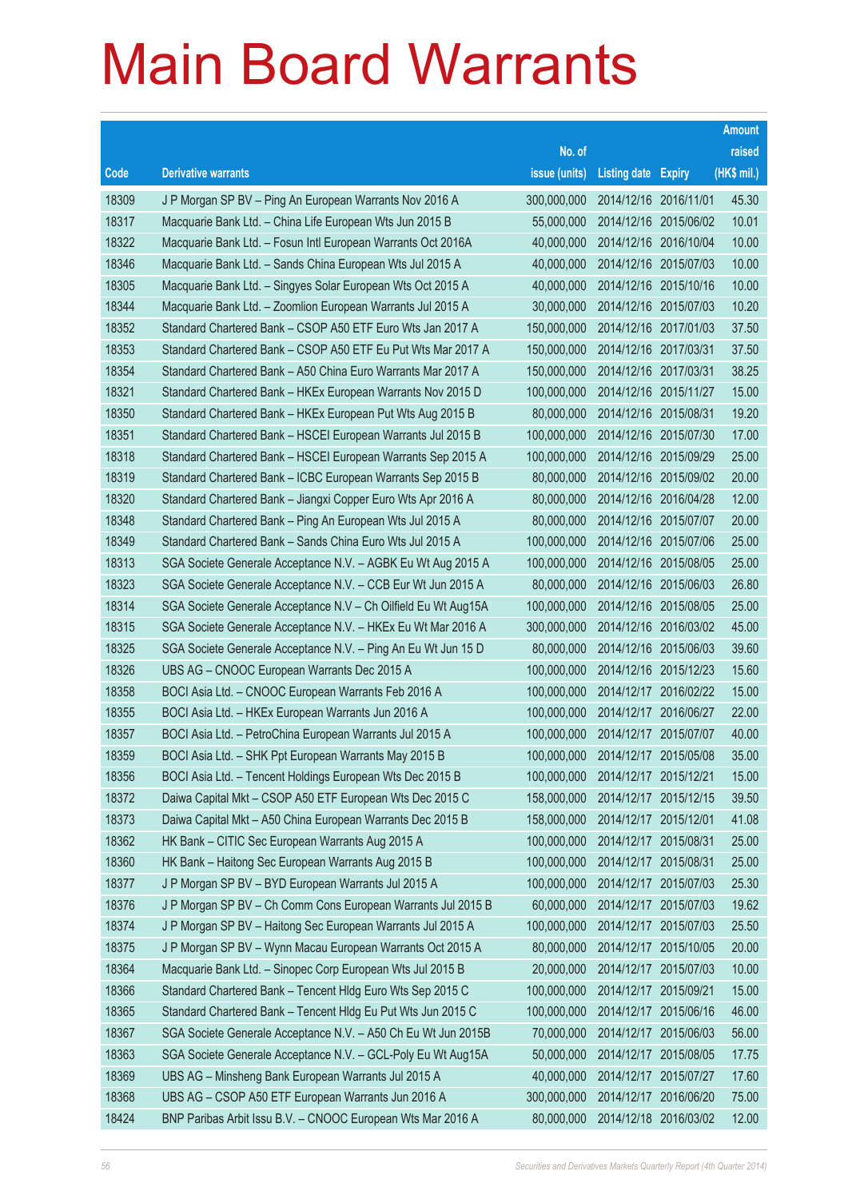# Main Board Warrants

| Code | Derivative warrants | No. of issue (units) | Listing date | Expiry | Amount raised (HK$ mil.) |
|---|---|---|---|---|---|
| 18309 | J P Morgan SP BV – Ping An European Warrants Nov 2016 A | 300,000,000 | 2014/12/16 | 2016/11/01 | 45.30 |
| 18317 | Macquarie Bank Ltd. – China Life European Wts Jun 2015 B | 55,000,000 | 2014/12/16 | 2015/06/02 | 10.01 |
| 18322 | Macquarie Bank Ltd. – Fosun Intl European Warrants Oct 2016A | 40,000,000 | 2014/12/16 | 2016/10/04 | 10.00 |
| 18346 | Macquarie Bank Ltd. – Sands China European Wts Jul 2015 A | 40,000,000 | 2014/12/16 | 2015/07/03 | 10.00 |
| 18305 | Macquarie Bank Ltd. – Singyes Solar European Wts Oct 2015 A | 40,000,000 | 2014/12/16 | 2015/10/16 | 10.00 |
| 18344 | Macquarie Bank Ltd. – Zoomlion European Warrants Jul 2015 A | 30,000,000 | 2014/12/16 | 2015/07/03 | 10.20 |
| 18352 | Standard Chartered Bank – CSOP A50 ETF Euro Wts Jan 2017 A | 150,000,000 | 2014/12/16 | 2017/01/03 | 37.50 |
| 18353 | Standard Chartered Bank – CSOP A50 ETF Eu Put Wts Mar 2017 A | 150,000,000 | 2014/12/16 | 2017/03/31 | 37.50 |
| 18354 | Standard Chartered Bank – A50 China Euro Warrants Mar 2017 A | 150,000,000 | 2014/12/16 | 2017/03/31 | 38.25 |
| 18321 | Standard Chartered Bank – HKEx European Warrants Nov 2015 D | 100,000,000 | 2014/12/16 | 2015/11/27 | 15.00 |
| 18350 | Standard Chartered Bank – HKEx European Put Wts Aug 2015 B | 80,000,000 | 2014/12/16 | 2015/08/31 | 19.20 |
| 18351 | Standard Chartered Bank – HSCEI European Warrants Jul 2015 B | 100,000,000 | 2014/12/16 | 2015/07/30 | 17.00 |
| 18318 | Standard Chartered Bank – HSCEI European Warrants Sep 2015 A | 100,000,000 | 2014/12/16 | 2015/09/29 | 25.00 |
| 18319 | Standard Chartered Bank – ICBC European Warrants Sep 2015 B | 80,000,000 | 2014/12/16 | 2015/09/02 | 20.00 |
| 18320 | Standard Chartered Bank – Jiangxi Copper Euro Wts Apr 2016 A | 80,000,000 | 2014/12/16 | 2016/04/28 | 12.00 |
| 18348 | Standard Chartered Bank – Ping An European Wts Jul 2015 A | 80,000,000 | 2014/12/16 | 2015/07/07 | 20.00 |
| 18349 | Standard Chartered Bank – Sands China Euro Wts Jul 2015 A | 100,000,000 | 2014/12/16 | 2015/07/06 | 25.00 |
| 18313 | SGA Societe Generale Acceptance N.V. – AGBK Eu Wt Aug 2015 A | 100,000,000 | 2014/12/16 | 2015/08/05 | 25.00 |
| 18323 | SGA Societe Generale Acceptance N.V. – CCB Eur Wt Jun 2015 A | 80,000,000 | 2014/12/16 | 2015/06/03 | 26.80 |
| 18314 | SGA Societe Generale Acceptance N.V – Ch Oilfield Eu Wt Aug15A | 100,000,000 | 2014/12/16 | 2015/08/05 | 25.00 |
| 18315 | SGA Societe Generale Acceptance N.V. – HKEx Eu Wt Mar 2016 A | 300,000,000 | 2014/12/16 | 2016/03/02 | 45.00 |
| 18325 | SGA Societe Generale Acceptance N.V. – Ping An Eu Wt Jun 15 D | 80,000,000 | 2014/12/16 | 2015/06/03 | 39.60 |
| 18326 | UBS AG – CNOOC European Warrants Dec 2015 A | 100,000,000 | 2014/12/16 | 2015/12/23 | 15.60 |
| 18358 | BOCI Asia Ltd. – CNOOC European Warrants Feb 2016 A | 100,000,000 | 2014/12/17 | 2016/02/22 | 15.00 |
| 18355 | BOCI Asia Ltd. – HKEx European Warrants Jun 2016 A | 100,000,000 | 2014/12/17 | 2016/06/27 | 22.00 |
| 18357 | BOCI Asia Ltd. – PetroChina European Warrants Jul 2015 A | 100,000,000 | 2014/12/17 | 2015/07/07 | 40.00 |
| 18359 | BOCI Asia Ltd. – SHK Ppt European Warrants May 2015 B | 100,000,000 | 2014/12/17 | 2015/05/08 | 35.00 |
| 18356 | BOCI Asia Ltd. – Tencent Holdings European Wts Dec 2015 B | 100,000,000 | 2014/12/17 | 2015/12/21 | 15.00 |
| 18372 | Daiwa Capital Mkt – CSOP A50 ETF European Wts Dec 2015 C | 158,000,000 | 2014/12/17 | 2015/12/15 | 39.50 |
| 18373 | Daiwa Capital Mkt – A50 China European Warrants Dec 2015 B | 158,000,000 | 2014/12/17 | 2015/12/01 | 41.08 |
| 18362 | HK Bank – CITIC Sec European Warrants Aug 2015 A | 100,000,000 | 2014/12/17 | 2015/08/31 | 25.00 |
| 18360 | HK Bank – Haitong Sec European Warrants Aug 2015 B | 100,000,000 | 2014/12/17 | 2015/08/31 | 25.00 |
| 18377 | J P Morgan SP BV – BYD European Warrants Jul 2015 A | 100,000,000 | 2014/12/17 | 2015/07/03 | 25.30 |
| 18376 | J P Morgan SP BV – Ch Comm Cons European Warrants Jul 2015 B | 60,000,000 | 2014/12/17 | 2015/07/03 | 19.62 |
| 18374 | J P Morgan SP BV – Haitong Sec European Warrants Jul 2015 A | 100,000,000 | 2014/12/17 | 2015/07/03 | 25.50 |
| 18375 | J P Morgan SP BV – Wynn Macau European Warrants Oct 2015 A | 80,000,000 | 2014/12/17 | 2015/10/05 | 20.00 |
| 18364 | Macquarie Bank Ltd. – Sinopec Corp European Wts Jul 2015 B | 20,000,000 | 2014/12/17 | 2015/07/03 | 10.00 |
| 18366 | Standard Chartered Bank – Tencent Hldg Euro Wts Sep 2015 C | 100,000,000 | 2014/12/17 | 2015/09/21 | 15.00 |
| 18365 | Standard Chartered Bank – Tencent Hldg Eu Put Wts Jun 2015 C | 100,000,000 | 2014/12/17 | 2015/06/16 | 46.00 |
| 18367 | SGA Societe Generale Acceptance N.V. – A50 Ch Eu Wt Jun 2015B | 70,000,000 | 2014/12/17 | 2015/06/03 | 56.00 |
| 18363 | SGA Societe Generale Acceptance N.V. – GCL-Poly Eu Wt Aug15A | 50,000,000 | 2014/12/17 | 2015/08/05 | 17.75 |
| 18369 | UBS AG – Minsheng Bank European Warrants Jul 2015 A | 40,000,000 | 2014/12/17 | 2015/07/27 | 17.60 |
| 18368 | UBS AG – CSOP A50 ETF European Warrants Jun 2016 A | 300,000,000 | 2014/12/17 | 2016/06/20 | 75.00 |
| 18424 | BNP Paribas Arbit Issu B.V. – CNOOC European Wts Mar 2016 A | 80,000,000 | 2014/12/18 | 2016/03/02 | 12.00 |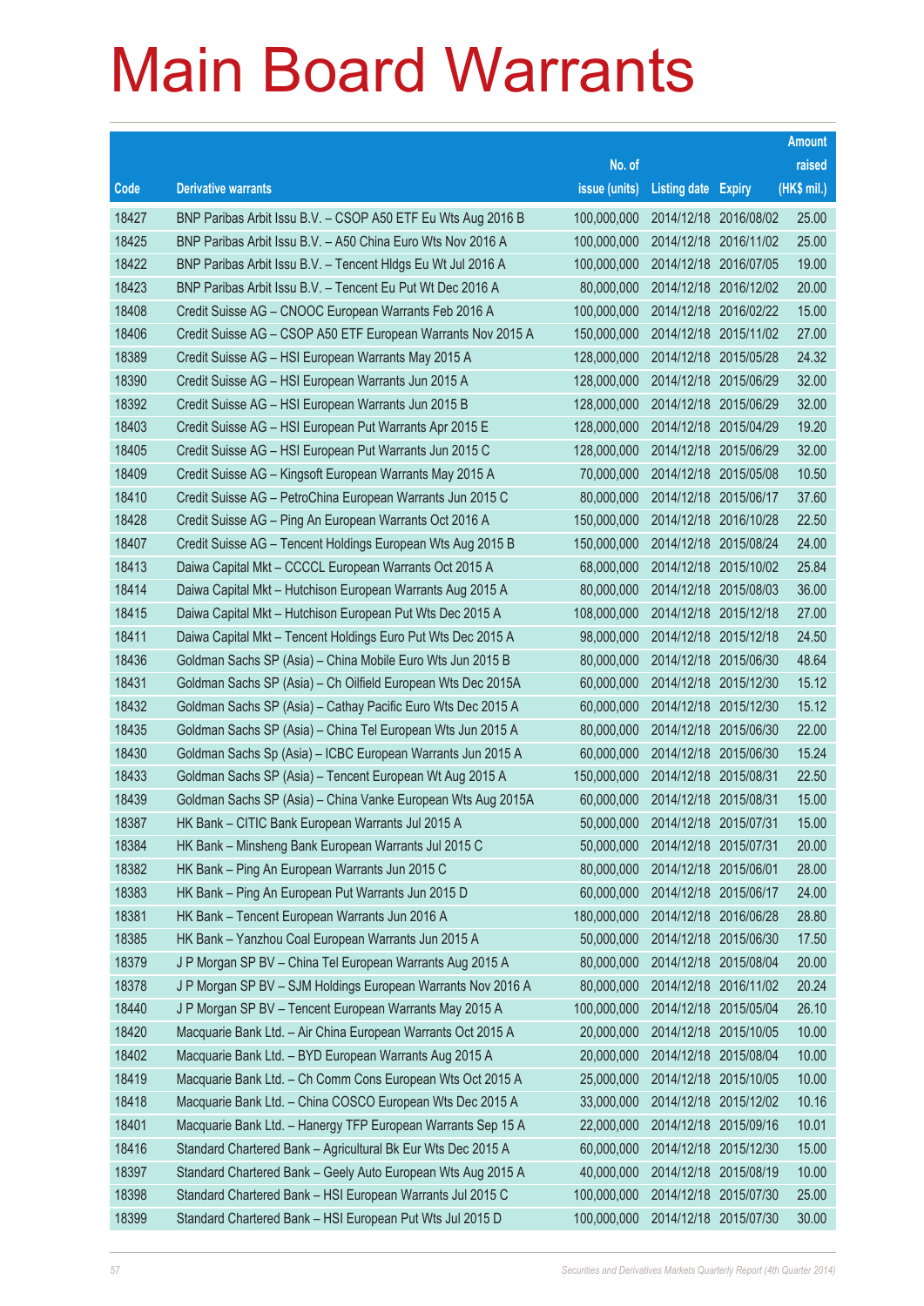# Main Board Warrants

| Code | Derivative warrants | No. of issue (units) | Listing date | Expiry | Amount raised (HK$ mil.) |
|---|---|---|---|---|---|
| 18427 | BNP Paribas Arbit Issu B.V. – CSOP A50 ETF Eu Wts Aug 2016 B | 100,000,000 | 2014/12/18 | 2016/08/02 | 25.00 |
| 18425 | BNP Paribas Arbit Issu B.V. – A50 China Euro Wts Nov 2016 A | 100,000,000 | 2014/12/18 | 2016/11/02 | 25.00 |
| 18422 | BNP Paribas Arbit Issu B.V. – Tencent Hldgs Eu Wt Jul 2016 A | 100,000,000 | 2014/12/18 | 2016/07/05 | 19.00 |
| 18423 | BNP Paribas Arbit Issu B.V. – Tencent Eu Put Wt Dec 2016 A | 80,000,000 | 2014/12/18 | 2016/12/02 | 20.00 |
| 18408 | Credit Suisse AG – CNOOC European Warrants Feb 2016 A | 100,000,000 | 2014/12/18 | 2016/02/22 | 15.00 |
| 18406 | Credit Suisse AG – CSOP A50 ETF European Warrants Nov 2015 A | 150,000,000 | 2014/12/18 | 2015/11/02 | 27.00 |
| 18389 | Credit Suisse AG – HSI European Warrants May 2015 A | 128,000,000 | 2014/12/18 | 2015/05/28 | 24.32 |
| 18390 | Credit Suisse AG – HSI European Warrants Jun 2015 A | 128,000,000 | 2014/12/18 | 2015/06/29 | 32.00 |
| 18392 | Credit Suisse AG – HSI European Warrants Jun 2015 B | 128,000,000 | 2014/12/18 | 2015/06/29 | 32.00 |
| 18403 | Credit Suisse AG – HSI European Put Warrants Apr 2015 E | 128,000,000 | 2014/12/18 | 2015/04/29 | 19.20 |
| 18405 | Credit Suisse AG – HSI European Put Warrants Jun 2015 C | 128,000,000 | 2014/12/18 | 2015/06/29 | 32.00 |
| 18409 | Credit Suisse AG – Kingsoft European Warrants May 2015 A | 70,000,000 | 2014/12/18 | 2015/05/08 | 10.50 |
| 18410 | Credit Suisse AG – PetroChina European Warrants Jun 2015 C | 80,000,000 | 2014/12/18 | 2015/06/17 | 37.60 |
| 18428 | Credit Suisse AG – Ping An European Warrants Oct 2016 A | 150,000,000 | 2014/12/18 | 2016/10/28 | 22.50 |
| 18407 | Credit Suisse AG – Tencent Holdings European Wts Aug 2015 B | 150,000,000 | 2014/12/18 | 2015/08/24 | 24.00 |
| 18413 | Daiwa Capital Mkt – CCCCL European Warrants Oct 2015 A | 68,000,000 | 2014/12/18 | 2015/10/02 | 25.84 |
| 18414 | Daiwa Capital Mkt – Hutchison European Warrants Aug 2015 A | 80,000,000 | 2014/12/18 | 2015/08/03 | 36.00 |
| 18415 | Daiwa Capital Mkt – Hutchison European Put Wts Dec 2015 A | 108,000,000 | 2014/12/18 | 2015/12/18 | 27.00 |
| 18411 | Daiwa Capital Mkt – Tencent Holdings Euro Put Wts Dec 2015 A | 98,000,000 | 2014/12/18 | 2015/12/18 | 24.50 |
| 18436 | Goldman Sachs SP (Asia) – China Mobile Euro Wts Jun 2015 B | 80,000,000 | 2014/12/18 | 2015/06/30 | 48.64 |
| 18431 | Goldman Sachs SP (Asia) – Ch Oilfield European Wts Dec 2015A | 60,000,000 | 2014/12/18 | 2015/12/30 | 15.12 |
| 18432 | Goldman Sachs SP (Asia) – Cathay Pacific Euro Wts Dec 2015 A | 60,000,000 | 2014/12/18 | 2015/12/30 | 15.12 |
| 18435 | Goldman Sachs SP (Asia) – China Tel European Wts Jun 2015 A | 80,000,000 | 2014/12/18 | 2015/06/30 | 22.00 |
| 18430 | Goldman Sachs Sp (Asia) – ICBC European Warrants Jun 2015 A | 60,000,000 | 2014/12/18 | 2015/06/30 | 15.24 |
| 18433 | Goldman Sachs SP (Asia) – Tencent European Wt Aug 2015 A | 150,000,000 | 2014/12/18 | 2015/08/31 | 22.50 |
| 18439 | Goldman Sachs SP (Asia) – China Vanke European Wts Aug 2015A | 60,000,000 | 2014/12/18 | 2015/08/31 | 15.00 |
| 18387 | HK Bank – CITIC Bank European Warrants Jul 2015 A | 50,000,000 | 2014/12/18 | 2015/07/31 | 15.00 |
| 18384 | HK Bank – Minsheng Bank European Warrants Jul 2015 C | 50,000,000 | 2014/12/18 | 2015/07/31 | 20.00 |
| 18382 | HK Bank – Ping An European Warrants Jun 2015 C | 80,000,000 | 2014/12/18 | 2015/06/01 | 28.00 |
| 18383 | HK Bank – Ping An European Put Warrants Jun 2015 D | 60,000,000 | 2014/12/18 | 2015/06/17 | 24.00 |
| 18381 | HK Bank – Tencent European Warrants Jun 2016 A | 180,000,000 | 2014/12/18 | 2016/06/28 | 28.80 |
| 18385 | HK Bank – Yanzhou Coal European Warrants Jun 2015 A | 50,000,000 | 2014/12/18 | 2015/06/30 | 17.50 |
| 18379 | J P Morgan SP BV – China Tel European Warrants Aug 2015 A | 80,000,000 | 2014/12/18 | 2015/08/04 | 20.00 |
| 18378 | J P Morgan SP BV – SJM Holdings European Warrants Nov 2016 A | 80,000,000 | 2014/12/18 | 2016/11/02 | 20.24 |
| 18440 | J P Morgan SP BV – Tencent European Warrants May 2015 A | 100,000,000 | 2014/12/18 | 2015/05/04 | 26.10 |
| 18420 | Macquarie Bank Ltd. – Air China European Warrants Oct 2015 A | 20,000,000 | 2014/12/18 | 2015/10/05 | 10.00 |
| 18402 | Macquarie Bank Ltd. – BYD European Warrants Aug 2015 A | 20,000,000 | 2014/12/18 | 2015/08/04 | 10.00 |
| 18419 | Macquarie Bank Ltd. – Ch Comm Cons European Wts Oct 2015 A | 25,000,000 | 2014/12/18 | 2015/10/05 | 10.00 |
| 18418 | Macquarie Bank Ltd. – China COSCO European Wts Dec 2015 A | 33,000,000 | 2014/12/18 | 2015/12/02 | 10.16 |
| 18401 | Macquarie Bank Ltd. – Hanergy TFP European Warrants Sep 15 A | 22,000,000 | 2014/12/18 | 2015/09/16 | 10.01 |
| 18416 | Standard Chartered Bank – Agricultural Bk Eur Wts Dec 2015 A | 60,000,000 | 2014/12/18 | 2015/12/30 | 15.00 |
| 18397 | Standard Chartered Bank – Geely Auto European Wts Aug 2015 A | 40,000,000 | 2014/12/18 | 2015/08/19 | 10.00 |
| 18398 | Standard Chartered Bank – HSI European Warrants Jul 2015 C | 100,000,000 | 2014/12/18 | 2015/07/30 | 25.00 |
| 18399 | Standard Chartered Bank – HSI European Put Wts Jul 2015 D | 100,000,000 | 2014/12/18 | 2015/07/30 | 30.00 |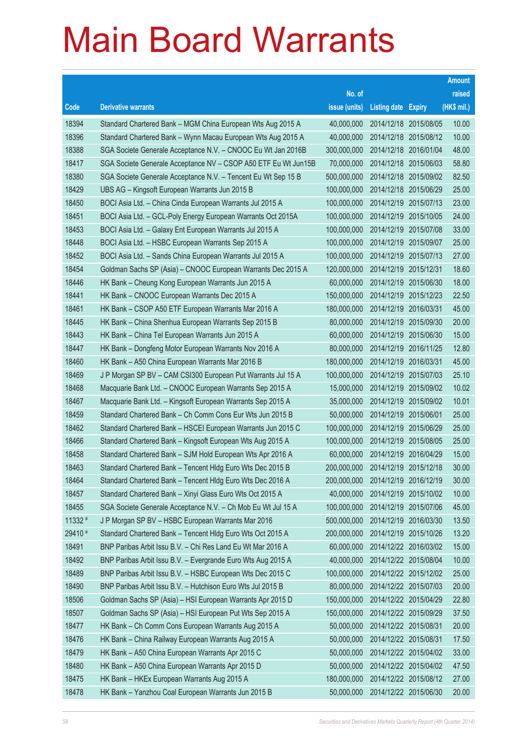# Main Board Warrants

| Code | Derivative warrants | No. of issue (units) | Listing date | Expiry | Amount raised (HK$ mil.) |
|---|---|---|---|---|---|
| 18394 | Standard Chartered Bank – MGM China European Wts Aug 2015 A | 40,000,000 | 2014/12/18 | 2015/08/05 | 10.00 |
| 18396 | Standard Chartered Bank – Wynn Macau European Wts Aug 2015 A | 40,000,000 | 2014/12/18 | 2015/08/12 | 10.00 |
| 18388 | SGA Societe Generale Acceptance N.V. – CNOOC Eu Wt Jan 2016B | 300,000,000 | 2014/12/18 | 2016/01/04 | 48.00 |
| 18417 | SGA Societe Generale Acceptance NV – CSOP A50 ETF Eu Wt Jun15B | 70,000,000 | 2014/12/18 | 2015/06/03 | 58.80 |
| 18380 | SGA Societe Generale Acceptance N.V. – Tencent Eu Wt Sep 15 B | 500,000,000 | 2014/12/18 | 2015/09/02 | 82.50 |
| 18429 | UBS AG – Kingsoft European Warrants Jun 2015 B | 100,000,000 | 2014/12/18 | 2015/06/29 | 25.00 |
| 18450 | BOCI Asia Ltd. – China Cinda European Warrants Jul 2015 A | 100,000,000 | 2014/12/19 | 2015/07/13 | 23.00 |
| 18451 | BOCI Asia Ltd. – GCL-Poly Energy European Warrants Oct 2015A | 100,000,000 | 2014/12/19 | 2015/10/05 | 24.00 |
| 18453 | BOCI Asia Ltd. – Galaxy Ent European Warrants Jul 2015 A | 100,000,000 | 2014/12/19 | 2015/07/08 | 33.00 |
| 18448 | BOCI Asia Ltd. – HSBC European Warrants Sep 2015 A | 100,000,000 | 2014/12/19 | 2015/09/07 | 25.00 |
| 18452 | BOCI Asia Ltd. – Sands China European Warrants Jul 2015 A | 100,000,000 | 2014/12/19 | 2015/07/13 | 27.00 |
| 18454 | Goldman Sachs SP (Asia) – CNOOC European Warrants Dec 2015 A | 120,000,000 | 2014/12/19 | 2015/12/31 | 18.60 |
| 18446 | HK Bank – Cheung Kong European Warrants Jun 2015 A | 60,000,000 | 2014/12/19 | 2015/06/30 | 18.00 |
| 18441 | HK Bank – CNOOC European Warrants Dec 2015 A | 150,000,000 | 2014/12/19 | 2015/12/23 | 22.50 |
| 18461 | HK Bank – CSOP A50 ETF European Warrants Mar 2016 A | 180,000,000 | 2014/12/19 | 2016/03/31 | 45.00 |
| 18445 | HK Bank – China Shenhua European Warrants Sep 2015 B | 80,000,000 | 2014/12/19 | 2015/09/30 | 20.00 |
| 18443 | HK Bank – China Tel European Warrants Jun 2015 A | 60,000,000 | 2014/12/19 | 2015/06/30 | 15.00 |
| 18447 | HK Bank – Dongfeng Motor European Warrants Nov 2016 A | 80,000,000 | 2014/12/19 | 2016/11/25 | 12.80 |
| 18460 | HK Bank – A50 China European Warrants Mar 2016 B | 180,000,000 | 2014/12/19 | 2016/03/31 | 45.00 |
| 18469 | J P Morgan SP BV – CAM CSI300 European Put Warrants Jul 15 A | 100,000,000 | 2014/12/19 | 2015/07/03 | 25.10 |
| 18468 | Macquarie Bank Ltd. – CNOOC European Warrants Sep 2015 A | 15,000,000 | 2014/12/19 | 2015/09/02 | 10.02 |
| 18467 | Macquarie Bank Ltd. – Kingsoft European Warrants Sep 2015 A | 35,000,000 | 2014/12/19 | 2015/09/02 | 10.01 |
| 18459 | Standard Chartered Bank – Ch Comm Cons Eur Wts Jun 2015 B | 50,000,000 | 2014/12/19 | 2015/06/01 | 25.00 |
| 18462 | Standard Chartered Bank – HSCEI European Warrants Jun 2015 C | 100,000,000 | 2014/12/19 | 2015/06/29 | 25.00 |
| 18466 | Standard Chartered Bank – Kingsoft European Wts Aug 2015 A | 100,000,000 | 2014/12/19 | 2015/08/05 | 25.00 |
| 18458 | Standard Chartered Bank – SJM Hold European Wts Apr 2016 A | 60,000,000 | 2014/12/19 | 2016/04/29 | 15.00 |
| 18463 | Standard Chartered Bank – Tencent Hldg Euro Wts Dec 2015 B | 200,000,000 | 2014/12/19 | 2015/12/18 | 30.00 |
| 18464 | Standard Chartered Bank – Tencent Hldg Euro Wts Dec 2016 A | 200,000,000 | 2014/12/19 | 2016/12/19 | 30.00 |
| 18457 | Standard Chartered Bank – Xinyi Glass Euro Wts Oct 2015 A | 40,000,000 | 2014/12/19 | 2015/10/02 | 10.00 |
| 18455 | SGA Societe Generale Acceptance N.V. – Ch Mob Eu Wt Jul 15 A | 100,000,000 | 2014/12/19 | 2015/07/06 | 45.00 |
| 11332 # | J P Morgan SP BV – HSBC European Warrants Mar 2016 | 500,000,000 | 2014/12/19 | 2016/03/30 | 13.50 |
| 29410 # | Standard Chartered Bank – Tencent Hldg Euro Wts Oct 2015 A | 200,000,000 | 2014/12/19 | 2015/10/26 | 13.20 |
| 18491 | BNP Paribas Arbit Issu B.V. – Chi Res Land Eu Wt Mar 2016 A | 60,000,000 | 2014/12/22 | 2016/03/02 | 15.00 |
| 18492 | BNP Paribas Arbit Issu B.V. – Evergrande Euro Wts Aug 2015 A | 40,000,000 | 2014/12/22 | 2015/08/04 | 10.00 |
| 18489 | BNP Paribas Arbit Issu B.V. – HSBC European Wts Dec 2015 C | 100,000,000 | 2014/12/22 | 2015/12/02 | 25.00 |
| 18490 | BNP Paribas Arbit Issu B.V. – Hutchison Euro Wts Jul 2015 B | 80,000,000 | 2014/12/22 | 2015/07/03 | 20.00 |
| 18506 | Goldman Sachs SP (Asia) – HSI European Warrants Apr 2015 D | 150,000,000 | 2014/12/22 | 2015/04/29 | 22.80 |
| 18507 | Goldman Sachs SP (Asia) – HSI European Put Wts Sep 2015 A | 150,000,000 | 2014/12/22 | 2015/09/29 | 37.50 |
| 18477 | HK Bank – Ch Comm Cons European Warrants Aug 2015 A | 50,000,000 | 2014/12/22 | 2015/08/31 | 20.00 |
| 18476 | HK Bank – China Railway European Warrants Aug 2015 A | 50,000,000 | 2014/12/22 | 2015/08/31 | 17.50 |
| 18479 | HK Bank – A50 China European Warrants Apr 2015 C | 50,000,000 | 2014/12/22 | 2015/04/02 | 33.00 |
| 18480 | HK Bank – A50 China European Warrants Apr 2015 D | 50,000,000 | 2014/12/22 | 2015/04/02 | 47.50 |
| 18475 | HK Bank – HKEx European Warrants Aug 2015 A | 180,000,000 | 2014/12/22 | 2015/08/12 | 27.00 |
| 18478 | HK Bank – Yanzhou Coal European Warrants Jun 2015 B | 50,000,000 | 2014/12/22 | 2015/06/30 | 20.00 |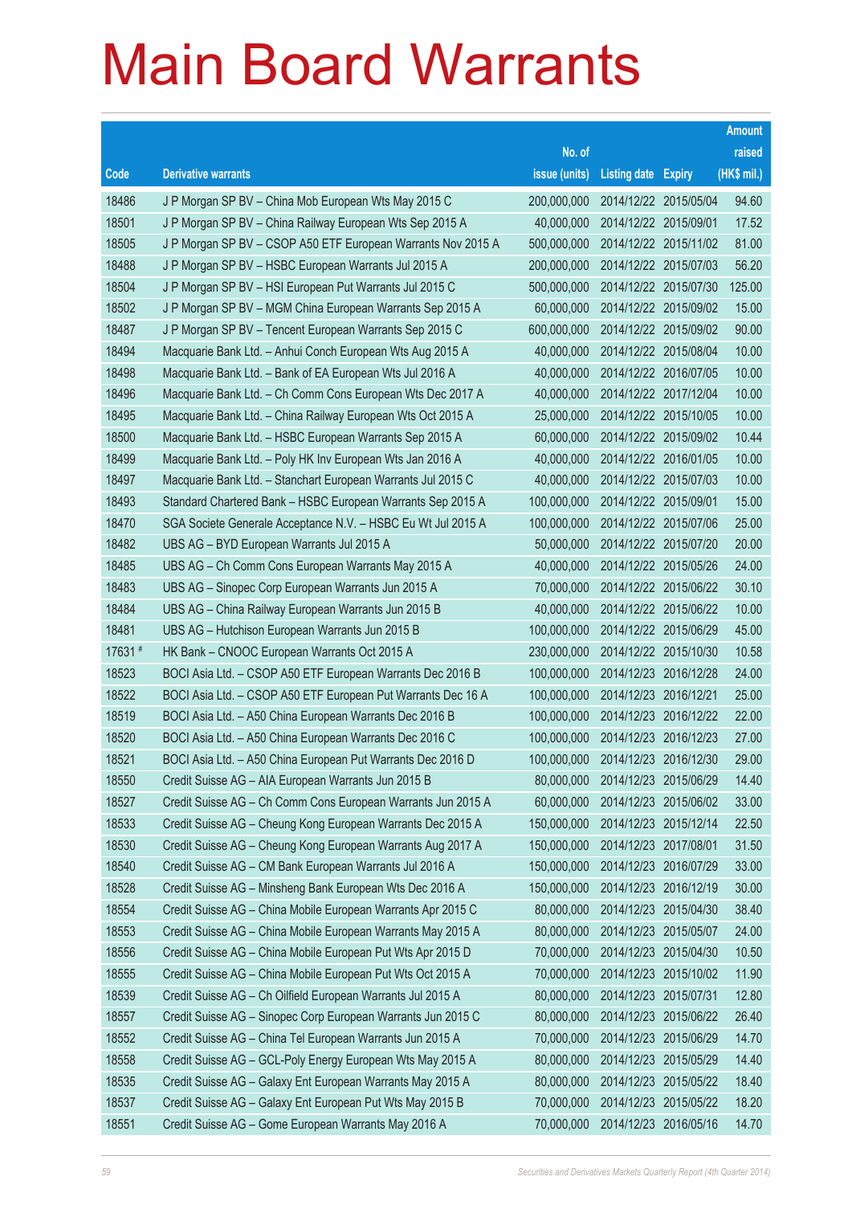# Main Board Warrants

| Code | Derivative warrants | No. of issue (units) | Listing date | Expiry | Amount raised (HK$ mil.) |
|---|---|---|---|---|---|
| 18486 | J P Morgan SP BV – China Mob European Wts May 2015 C | 200,000,000 | 2014/12/22 | 2015/05/04 | 94.60 |
| 18501 | J P Morgan SP BV – China Railway European Wts Sep 2015 A | 40,000,000 | 2014/12/22 | 2015/09/01 | 17.52 |
| 18505 | J P Morgan SP BV – CSOP A50 ETF European Warrants Nov 2015 A | 500,000,000 | 2014/12/22 | 2015/11/02 | 81.00 |
| 18488 | J P Morgan SP BV – HSBC European Warrants Jul 2015 A | 200,000,000 | 2014/12/22 | 2015/07/03 | 56.20 |
| 18504 | J P Morgan SP BV – HSI European Put Warrants Jul 2015 C | 500,000,000 | 2014/12/22 | 2015/07/30 | 125.00 |
| 18502 | J P Morgan SP BV – MGM China European Warrants Sep 2015 A | 60,000,000 | 2014/12/22 | 2015/09/02 | 15.00 |
| 18487 | J P Morgan SP BV – Tencent European Warrants Sep 2015 C | 600,000,000 | 2014/12/22 | 2015/09/02 | 90.00 |
| 18494 | Macquarie Bank Ltd. – Anhui Conch European Wts Aug 2015 A | 40,000,000 | 2014/12/22 | 2015/08/04 | 10.00 |
| 18498 | Macquarie Bank Ltd. – Bank of EA European Wts Jul 2016 A | 40,000,000 | 2014/12/22 | 2016/07/05 | 10.00 |
| 18496 | Macquarie Bank Ltd. – Ch Comm Cons European Wts Dec 2017 A | 40,000,000 | 2014/12/22 | 2017/12/04 | 10.00 |
| 18495 | Macquarie Bank Ltd. – China Railway European Wts Oct 2015 A | 25,000,000 | 2014/12/22 | 2015/10/05 | 10.00 |
| 18500 | Macquarie Bank Ltd. – HSBC European Warrants Sep 2015 A | 60,000,000 | 2014/12/22 | 2015/09/02 | 10.44 |
| 18499 | Macquarie Bank Ltd. – Poly HK Inv European Wts Jan 2016 A | 40,000,000 | 2014/12/22 | 2016/01/05 | 10.00 |
| 18497 | Macquarie Bank Ltd. – Stanchart European Warrants Jul 2015 C | 40,000,000 | 2014/12/22 | 2015/07/03 | 10.00 |
| 18493 | Standard Chartered Bank – HSBC European Warrants Sep 2015 A | 100,000,000 | 2014/12/22 | 2015/09/01 | 15.00 |
| 18470 | SGA Societe Generale Acceptance N.V. – HSBC Eu Wt Jul 2015 A | 100,000,000 | 2014/12/22 | 2015/07/06 | 25.00 |
| 18482 | UBS AG – BYD European Warrants Jul 2015 A | 50,000,000 | 2014/12/22 | 2015/07/20 | 20.00 |
| 18485 | UBS AG – Ch Comm Cons European Warrants May 2015 A | 40,000,000 | 2014/12/22 | 2015/05/26 | 24.00 |
| 18483 | UBS AG – Sinopec Corp European Warrants Jun 2015 A | 70,000,000 | 2014/12/22 | 2015/06/22 | 30.10 |
| 18484 | UBS AG – China Railway European Warrants Jun 2015 B | 40,000,000 | 2014/12/22 | 2015/06/22 | 10.00 |
| 18481 | UBS AG – Hutchison European Warrants Jun 2015 B | 100,000,000 | 2014/12/22 | 2015/06/29 | 45.00 |
| 17631 # | HK Bank – CNOOC European Warrants Oct 2015 A | 230,000,000 | 2014/12/22 | 2015/10/30 | 10.58 |
| 18523 | BOCI Asia Ltd. – CSOP A50 ETF European Warrants Dec 2016 B | 100,000,000 | 2014/12/23 | 2016/12/28 | 24.00 |
| 18522 | BOCI Asia Ltd. – CSOP A50 ETF European Put Warrants Dec 16 A | 100,000,000 | 2014/12/23 | 2016/12/21 | 25.00 |
| 18519 | BOCI Asia Ltd. – A50 China European Warrants Dec 2016 B | 100,000,000 | 2014/12/23 | 2016/12/22 | 22.00 |
| 18520 | BOCI Asia Ltd. – A50 China European Warrants Dec 2016 C | 100,000,000 | 2014/12/23 | 2016/12/23 | 27.00 |
| 18521 | BOCI Asia Ltd. – A50 China European Put Warrants Dec 2016 D | 100,000,000 | 2014/12/23 | 2016/12/30 | 29.00 |
| 18550 | Credit Suisse AG – AIA European Warrants Jun 2015 B | 80,000,000 | 2014/12/23 | 2015/06/29 | 14.40 |
| 18527 | Credit Suisse AG – Ch Comm Cons European Warrants Jun 2015 A | 60,000,000 | 2014/12/23 | 2015/06/02 | 33.00 |
| 18533 | Credit Suisse AG – Cheung Kong European Warrants Dec 2015 A | 150,000,000 | 2014/12/23 | 2015/12/14 | 22.50 |
| 18530 | Credit Suisse AG – Cheung Kong European Warrants Aug 2017 A | 150,000,000 | 2014/12/23 | 2017/08/01 | 31.50 |
| 18540 | Credit Suisse AG – CM Bank European Warrants Jul 2016 A | 150,000,000 | 2014/12/23 | 2016/07/29 | 33.00 |
| 18528 | Credit Suisse AG – Minsheng Bank European Wts Dec 2016 A | 150,000,000 | 2014/12/23 | 2016/12/19 | 30.00 |
| 18554 | Credit Suisse AG – China Mobile European Warrants Apr 2015 C | 80,000,000 | 2014/12/23 | 2015/04/30 | 38.40 |
| 18553 | Credit Suisse AG – China Mobile European Warrants May 2015 A | 80,000,000 | 2014/12/23 | 2015/05/07 | 24.00 |
| 18556 | Credit Suisse AG – China Mobile European Put Wts Apr 2015 D | 70,000,000 | 2014/12/23 | 2015/04/30 | 10.50 |
| 18555 | Credit Suisse AG – China Mobile European Put Wts Oct 2015 A | 70,000,000 | 2014/12/23 | 2015/10/02 | 11.90 |
| 18539 | Credit Suisse AG – Ch Oilfield European Warrants Jul 2015 A | 80,000,000 | 2014/12/23 | 2015/07/31 | 12.80 |
| 18557 | Credit Suisse AG – Sinopec Corp European Warrants Jun 2015 C | 80,000,000 | 2014/12/23 | 2015/06/22 | 26.40 |
| 18552 | Credit Suisse AG – China Tel European Warrants Jun 2015 A | 70,000,000 | 2014/12/23 | 2015/06/29 | 14.70 |
| 18558 | Credit Suisse AG – GCL-Poly Energy European Wts May 2015 A | 80,000,000 | 2014/12/23 | 2015/05/29 | 14.40 |
| 18535 | Credit Suisse AG – Galaxy Ent European Warrants May 2015 A | 80,000,000 | 2014/12/23 | 2015/05/22 | 18.40 |
| 18537 | Credit Suisse AG – Galaxy Ent European Put Wts May 2015 B | 70,000,000 | 2014/12/23 | 2015/05/22 | 18.20 |
| 18551 | Credit Suisse AG – Gome European Warrants May 2016 A | 70,000,000 | 2014/12/23 | 2016/05/16 | 14.70 |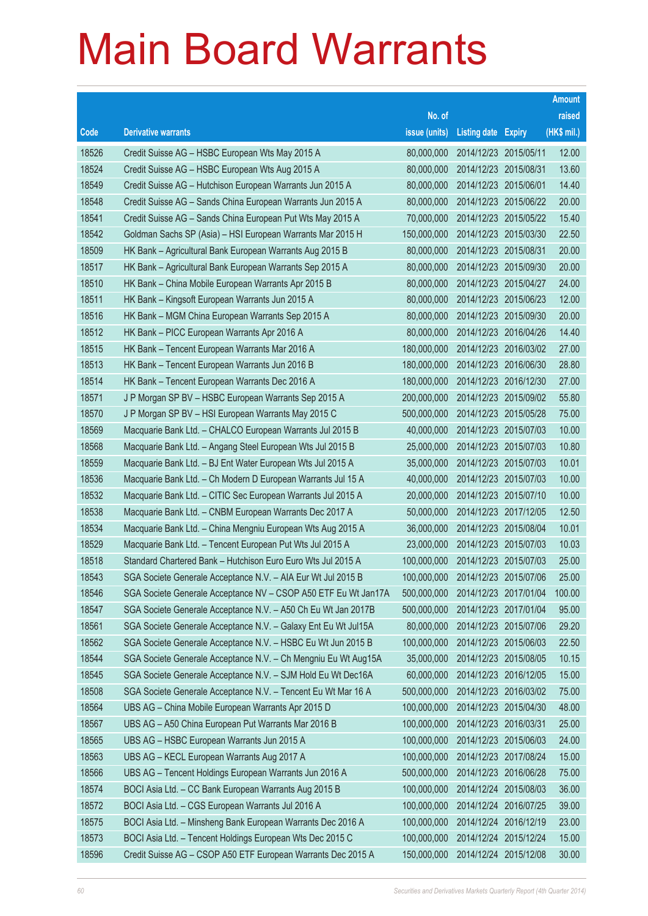# Main Board Warrants

| Code | Derivative warrants | No. of issue (units) | Listing date | Expiry | Amount raised (HK$ mil.) |
|---|---|---|---|---|---|
| 18526 | Credit Suisse AG – HSBC European Wts May 2015 A | 80,000,000 | 2014/12/23 | 2015/05/11 | 12.00 |
| 18524 | Credit Suisse AG – HSBC European Wts Aug 2015 A | 80,000,000 | 2014/12/23 | 2015/08/31 | 13.60 |
| 18549 | Credit Suisse AG – Hutchison European Warrants Jun 2015 A | 80,000,000 | 2014/12/23 | 2015/06/01 | 14.40 |
| 18548 | Credit Suisse AG – Sands China European Warrants Jun 2015 A | 80,000,000 | 2014/12/23 | 2015/06/22 | 20.00 |
| 18541 | Credit Suisse AG – Sands China European Put Wts May 2015 A | 70,000,000 | 2014/12/23 | 2015/05/22 | 15.40 |
| 18542 | Goldman Sachs SP (Asia) – HSI European Warrants Mar 2015 H | 150,000,000 | 2014/12/23 | 2015/03/30 | 22.50 |
| 18509 | HK Bank – Agricultural Bank European Warrants Aug 2015 B | 80,000,000 | 2014/12/23 | 2015/08/31 | 20.00 |
| 18517 | HK Bank – Agricultural Bank European Warrants Sep 2015 A | 80,000,000 | 2014/12/23 | 2015/09/30 | 20.00 |
| 18510 | HK Bank – China Mobile European Warrants Apr 2015 B | 80,000,000 | 2014/12/23 | 2015/04/27 | 24.00 |
| 18511 | HK Bank – Kingsoft European Warrants Jun 2015 A | 80,000,000 | 2014/12/23 | 2015/06/23 | 12.00 |
| 18516 | HK Bank – MGM China European Warrants Sep 2015 A | 80,000,000 | 2014/12/23 | 2015/09/30 | 20.00 |
| 18512 | HK Bank – PICC European Warrants Apr 2016 A | 80,000,000 | 2014/12/23 | 2016/04/26 | 14.40 |
| 18515 | HK Bank – Tencent European Warrants Mar 2016 A | 180,000,000 | 2014/12/23 | 2016/03/02 | 27.00 |
| 18513 | HK Bank – Tencent European Warrants Jun 2016 B | 180,000,000 | 2014/12/23 | 2016/06/30 | 28.80 |
| 18514 | HK Bank – Tencent European Warrants Dec 2016 A | 180,000,000 | 2014/12/23 | 2016/12/30 | 27.00 |
| 18571 | J P Morgan SP BV – HSBC European Warrants Sep 2015 A | 200,000,000 | 2014/12/23 | 2015/09/02 | 55.80 |
| 18570 | J P Morgan SP BV – HSI European Warrants May 2015 C | 500,000,000 | 2014/12/23 | 2015/05/28 | 75.00 |
| 18569 | Macquarie Bank Ltd. – CHALCO European Warrants Jul 2015 B | 40,000,000 | 2014/12/23 | 2015/07/03 | 10.00 |
| 18568 | Macquarie Bank Ltd. – Angang Steel European Wts Jul 2015 B | 25,000,000 | 2014/12/23 | 2015/07/03 | 10.80 |
| 18559 | Macquarie Bank Ltd. – BJ Ent Water European Wts Jul 2015 A | 35,000,000 | 2014/12/23 | 2015/07/03 | 10.01 |
| 18536 | Macquarie Bank Ltd. – Ch Modern D European Warrants Jul 15 A | 40,000,000 | 2014/12/23 | 2015/07/03 | 10.00 |
| 18532 | Macquarie Bank Ltd. – CITIC Sec European Warrants Jul 2015 A | 20,000,000 | 2014/12/23 | 2015/07/10 | 10.00 |
| 18538 | Macquarie Bank Ltd. – CNBM European Warrants Dec 2017 A | 50,000,000 | 2014/12/23 | 2017/12/05 | 12.50 |
| 18534 | Macquarie Bank Ltd. – China Mengniu European Wts Aug 2015 A | 36,000,000 | 2014/12/23 | 2015/08/04 | 10.01 |
| 18529 | Macquarie Bank Ltd. – Tencent European Put Wts Jul 2015 A | 23,000,000 | 2014/12/23 | 2015/07/03 | 10.03 |
| 18518 | Standard Chartered Bank – Hutchison Euro Euro Wts Jul 2015 A | 100,000,000 | 2014/12/23 | 2015/07/03 | 25.00 |
| 18543 | SGA Societe Generale Acceptance N.V. – AIA Eur Wt Jul 2015 B | 100,000,000 | 2014/12/23 | 2015/07/06 | 25.00 |
| 18546 | SGA Societe Generale Acceptance NV – CSOP A50 ETF Eu Wt Jan17A | 500,000,000 | 2014/12/23 | 2017/01/04 | 100.00 |
| 18547 | SGA Societe Generale Acceptance N.V. – A50 Ch Eu Wt Jan 2017B | 500,000,000 | 2014/12/23 | 2017/01/04 | 95.00 |
| 18561 | SGA Societe Generale Acceptance N.V. – Galaxy Ent Eu Wt Jul15A | 80,000,000 | 2014/12/23 | 2015/07/06 | 29.20 |
| 18562 | SGA Societe Generale Acceptance N.V. – HSBC Eu Wt Jun 2015 B | 100,000,000 | 2014/12/23 | 2015/06/03 | 22.50 |
| 18544 | SGA Societe Generale Acceptance N.V. – Ch Mengniu Eu Wt Aug15A | 35,000,000 | 2014/12/23 | 2015/08/05 | 10.15 |
| 18545 | SGA Societe Generale Acceptance N.V. – SJM Hold Eu Wt Dec16A | 60,000,000 | 2014/12/23 | 2016/12/05 | 15.00 |
| 18508 | SGA Societe Generale Acceptance N.V. – Tencent Eu Wt Mar 16 A | 500,000,000 | 2014/12/23 | 2016/03/02 | 75.00 |
| 18564 | UBS AG – China Mobile European Warrants Apr 2015 D | 100,000,000 | 2014/12/23 | 2015/04/30 | 48.00 |
| 18567 | UBS AG – A50 China European Put Warrants Mar 2016 B | 100,000,000 | 2014/12/23 | 2016/03/31 | 25.00 |
| 18565 | UBS AG – HSBC European Warrants Jun 2015 A | 100,000,000 | 2014/12/23 | 2015/06/03 | 24.00 |
| 18563 | UBS AG – KECL European Warrants Aug 2017 A | 100,000,000 | 2014/12/23 | 2017/08/24 | 15.00 |
| 18566 | UBS AG – Tencent Holdings European Warrants Jun 2016 A | 500,000,000 | 2014/12/23 | 2016/06/28 | 75.00 |
| 18574 | BOCI Asia Ltd. – CC Bank European Warrants Aug 2015 B | 100,000,000 | 2014/12/24 | 2015/08/03 | 36.00 |
| 18572 | BOCI Asia Ltd. – CGS European Warrants Jul 2016 A | 100,000,000 | 2014/12/24 | 2016/07/25 | 39.00 |
| 18575 | BOCI Asia Ltd. – Minsheng Bank European Warrants Dec 2016 A | 100,000,000 | 2014/12/24 | 2016/12/19 | 23.00 |
| 18573 | BOCI Asia Ltd. – Tencent Holdings European Wts Dec 2015 C | 100,000,000 | 2014/12/24 | 2015/12/24 | 15.00 |
| 18596 | Credit Suisse AG – CSOP A50 ETF European Warrants Dec 2015 A | 150,000,000 | 2014/12/24 | 2015/12/08 | 30.00 |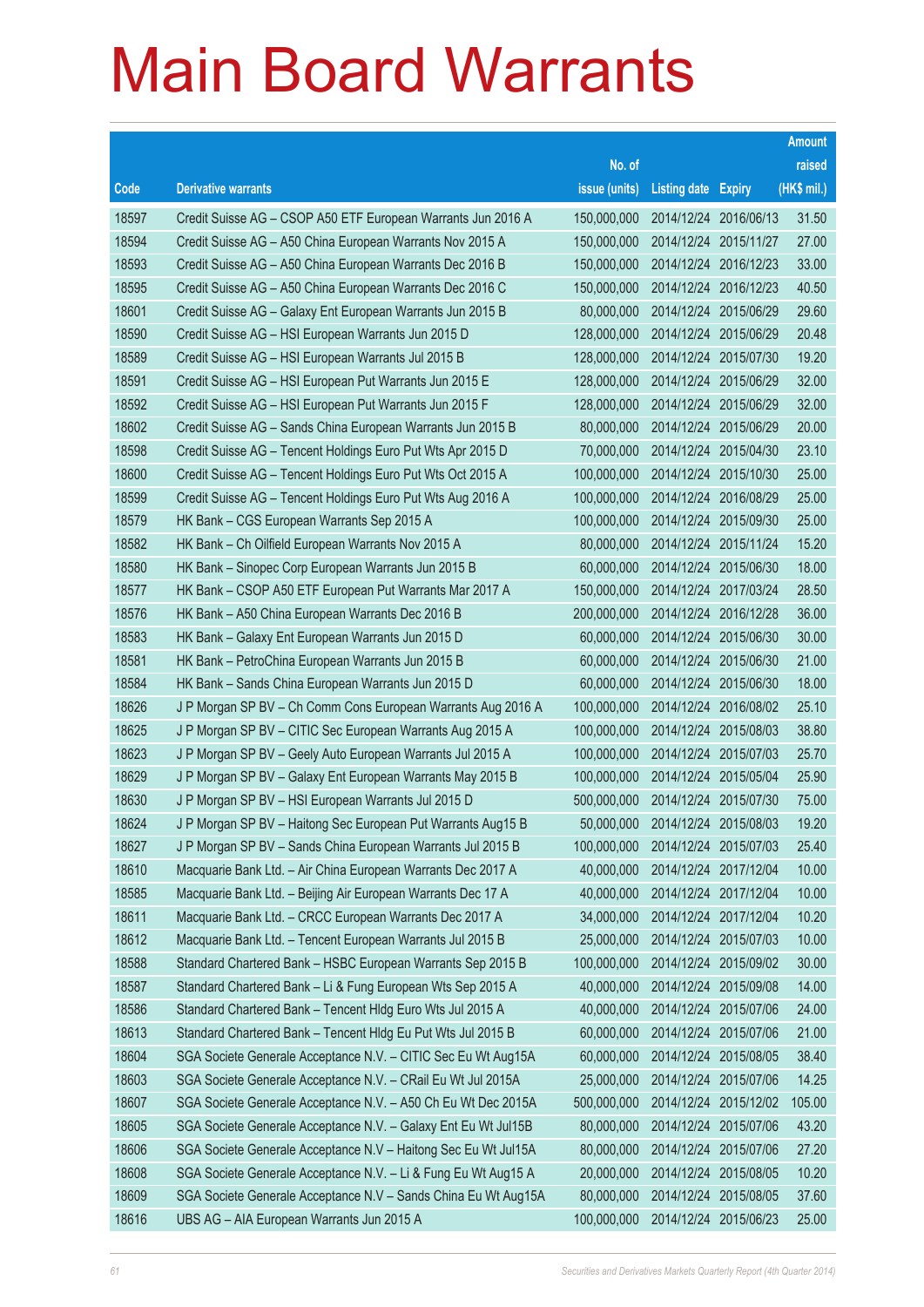# Main Board Warrants

| Code | Derivative warrants | No. of issue (units) | Listing date | Expiry | Amount raised (HK$ mil.) |
|---|---|---|---|---|---|
| 18597 | Credit Suisse AG – CSOP A50 ETF European Warrants Jun 2016 A | 150,000,000 | 2014/12/24 | 2016/06/13 | 31.50 |
| 18594 | Credit Suisse AG – A50 China European Warrants Nov 2015 A | 150,000,000 | 2014/12/24 | 2015/11/27 | 27.00 |
| 18593 | Credit Suisse AG – A50 China European Warrants Dec 2016 B | 150,000,000 | 2014/12/24 | 2016/12/23 | 33.00 |
| 18595 | Credit Suisse AG – A50 China European Warrants Dec 2016 C | 150,000,000 | 2014/12/24 | 2016/12/23 | 40.50 |
| 18601 | Credit Suisse AG – Galaxy Ent European Warrants Jun 2015 B | 80,000,000 | 2014/12/24 | 2015/06/29 | 29.60 |
| 18590 | Credit Suisse AG – HSI European Warrants Jun 2015 D | 128,000,000 | 2014/12/24 | 2015/06/29 | 20.48 |
| 18589 | Credit Suisse AG – HSI European Warrants Jul 2015 B | 128,000,000 | 2014/12/24 | 2015/07/30 | 19.20 |
| 18591 | Credit Suisse AG – HSI European Put Warrants Jun 2015 E | 128,000,000 | 2014/12/24 | 2015/06/29 | 32.00 |
| 18592 | Credit Suisse AG – HSI European Put Warrants Jun 2015 F | 128,000,000 | 2014/12/24 | 2015/06/29 | 32.00 |
| 18602 | Credit Suisse AG – Sands China European Warrants Jun 2015 B | 80,000,000 | 2014/12/24 | 2015/06/29 | 20.00 |
| 18598 | Credit Suisse AG – Tencent Holdings Euro Put Wts Apr 2015 D | 70,000,000 | 2014/12/24 | 2015/04/30 | 23.10 |
| 18600 | Credit Suisse AG – Tencent Holdings Euro Put Wts Oct 2015 A | 100,000,000 | 2014/12/24 | 2015/10/30 | 25.00 |
| 18599 | Credit Suisse AG – Tencent Holdings Euro Put Wts Aug 2016 A | 100,000,000 | 2014/12/24 | 2016/08/29 | 25.00 |
| 18579 | HK Bank – CGS European Warrants Sep 2015 A | 100,000,000 | 2014/12/24 | 2015/09/30 | 25.00 |
| 18582 | HK Bank – Ch Oilfield European Warrants Nov 2015 A | 80,000,000 | 2014/12/24 | 2015/11/24 | 15.20 |
| 18580 | HK Bank – Sinopec Corp European Warrants Jun 2015 B | 60,000,000 | 2014/12/24 | 2015/06/30 | 18.00 |
| 18577 | HK Bank – CSOP A50 ETF European Put Warrants Mar 2017 A | 150,000,000 | 2014/12/24 | 2017/03/24 | 28.50 |
| 18576 | HK Bank – A50 China European Warrants Dec 2016 B | 200,000,000 | 2014/12/24 | 2016/12/28 | 36.00 |
| 18583 | HK Bank – Galaxy Ent European Warrants Jun 2015 D | 60,000,000 | 2014/12/24 | 2015/06/30 | 30.00 |
| 18581 | HK Bank – PetroChina European Warrants Jun 2015 B | 60,000,000 | 2014/12/24 | 2015/06/30 | 21.00 |
| 18584 | HK Bank – Sands China European Warrants Jun 2015 D | 60,000,000 | 2014/12/24 | 2015/06/30 | 18.00 |
| 18626 | J P Morgan SP BV – Ch Comm Cons European Warrants Aug 2016 A | 100,000,000 | 2014/12/24 | 2016/08/02 | 25.10 |
| 18625 | J P Morgan SP BV – CITIC Sec European Warrants Aug 2015 A | 100,000,000 | 2014/12/24 | 2015/08/03 | 38.80 |
| 18623 | J P Morgan SP BV – Geely Auto European Warrants Jul 2015 A | 100,000,000 | 2014/12/24 | 2015/07/03 | 25.70 |
| 18629 | J P Morgan SP BV – Galaxy Ent European Warrants May 2015 B | 100,000,000 | 2014/12/24 | 2015/05/04 | 25.90 |
| 18630 | J P Morgan SP BV – HSI European Warrants Jul 2015 D | 500,000,000 | 2014/12/24 | 2015/07/30 | 75.00 |
| 18624 | J P Morgan SP BV – Haitong Sec European Put Warrants Aug15 B | 50,000,000 | 2014/12/24 | 2015/08/03 | 19.20 |
| 18627 | J P Morgan SP BV – Sands China European Warrants Jul 2015 B | 100,000,000 | 2014/12/24 | 2015/07/03 | 25.40 |
| 18610 | Macquarie Bank Ltd. – Air China European Warrants Dec 2017 A | 40,000,000 | 2014/12/24 | 2017/12/04 | 10.00 |
| 18585 | Macquarie Bank Ltd. – Beijing Air European Warrants Dec 17 A | 40,000,000 | 2014/12/24 | 2017/12/04 | 10.00 |
| 18611 | Macquarie Bank Ltd. – CRCC European Warrants Dec 2017 A | 34,000,000 | 2014/12/24 | 2017/12/04 | 10.20 |
| 18612 | Macquarie Bank Ltd. – Tencent European Warrants Jul 2015 B | 25,000,000 | 2014/12/24 | 2015/07/03 | 10.00 |
| 18588 | Standard Chartered Bank – HSBC European Warrants Sep 2015 B | 100,000,000 | 2014/12/24 | 2015/09/02 | 30.00 |
| 18587 | Standard Chartered Bank – Li & Fung European Wts Sep 2015 A | 40,000,000 | 2014/12/24 | 2015/09/08 | 14.00 |
| 18586 | Standard Chartered Bank – Tencent Hldg Euro Wts Jul 2015 A | 40,000,000 | 2014/12/24 | 2015/07/06 | 24.00 |
| 18613 | Standard Chartered Bank – Tencent Hldg Eu Put Wts Jul 2015 B | 60,000,000 | 2014/12/24 | 2015/07/06 | 21.00 |
| 18604 | SGA Societe Generale Acceptance N.V. – CITIC Sec Eu Wt Aug15A | 60,000,000 | 2014/12/24 | 2015/08/05 | 38.40 |
| 18603 | SGA Societe Generale Acceptance N.V. – CRail Eu Wt Jul 2015A | 25,000,000 | 2014/12/24 | 2015/07/06 | 14.25 |
| 18607 | SGA Societe Generale Acceptance N.V. – A50 Ch Eu Wt Dec 2015A | 500,000,000 | 2014/12/24 | 2015/12/02 | 105.00 |
| 18605 | SGA Societe Generale Acceptance N.V. – Galaxy Ent Eu Wt Jul15B | 80,000,000 | 2014/12/24 | 2015/07/06 | 43.20 |
| 18606 | SGA Societe Generale Acceptance N.V – Haitong Sec Eu Wt Jul15A | 80,000,000 | 2014/12/24 | 2015/07/06 | 27.20 |
| 18608 | SGA Societe Generale Acceptance N.V. – Li & Fung Eu Wt Aug15 A | 20,000,000 | 2014/12/24 | 2015/08/05 | 10.20 |
| 18609 | SGA Societe Generale Acceptance N.V – Sands China Eu Wt Aug15A | 80,000,000 | 2014/12/24 | 2015/08/05 | 37.60 |
| 18616 | UBS AG – AIA European Warrants Jun 2015 A | 100,000,000 | 2014/12/24 | 2015/06/23 | 25.00 |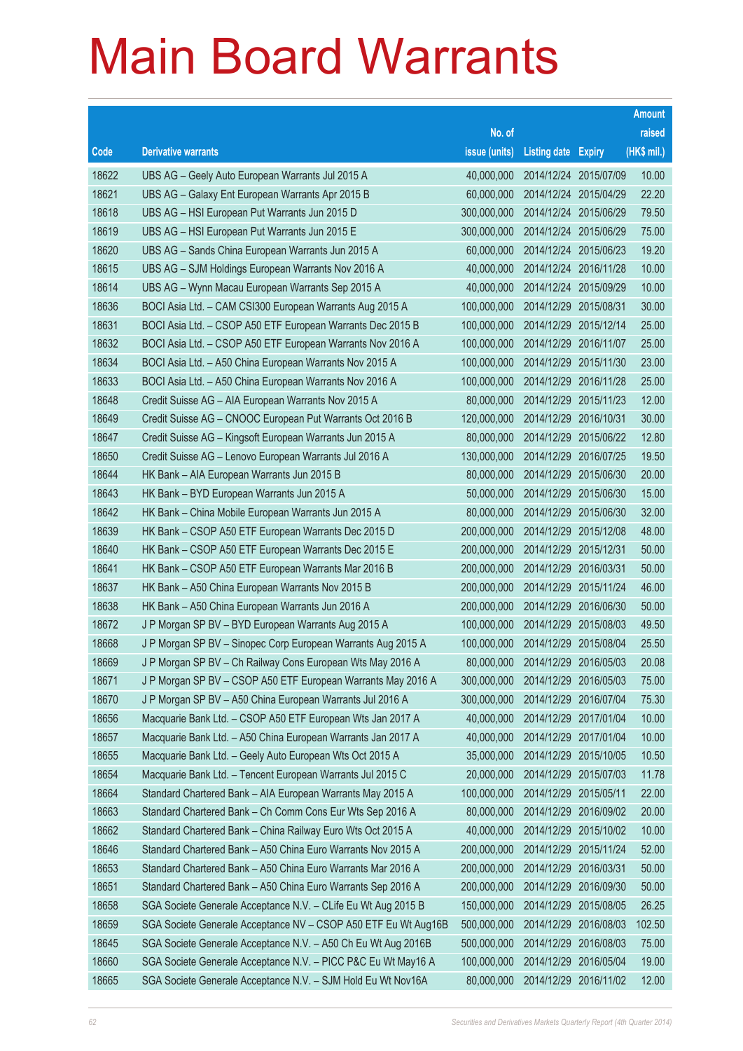# Main Board Warrants

| Code | Derivative warrants | No. of issue (units) | Listing date | Expiry | Amount raised (HK$ mil.) |
|---|---|---|---|---|---|
| 18622 | UBS AG – Geely Auto European Warrants Jul 2015 A | 40,000,000 | 2014/12/24 | 2015/07/09 | 10.00 |
| 18621 | UBS AG – Galaxy Ent European Warrants Apr 2015 B | 60,000,000 | 2014/12/24 | 2015/04/29 | 22.20 |
| 18618 | UBS AG – HSI European Put Warrants Jun 2015 D | 300,000,000 | 2014/12/24 | 2015/06/29 | 79.50 |
| 18619 | UBS AG – HSI European Put Warrants Jun 2015 E | 300,000,000 | 2014/12/24 | 2015/06/29 | 75.00 |
| 18620 | UBS AG – Sands China European Warrants Jun 2015 A | 60,000,000 | 2014/12/24 | 2015/06/23 | 19.20 |
| 18615 | UBS AG – SJM Holdings European Warrants Nov 2016 A | 40,000,000 | 2014/12/24 | 2016/11/28 | 10.00 |
| 18614 | UBS AG – Wynn Macau European Warrants Sep 2015 A | 40,000,000 | 2014/12/24 | 2015/09/29 | 10.00 |
| 18636 | BOCI Asia Ltd. – CAM CSI300 European Warrants Aug 2015 A | 100,000,000 | 2014/12/29 | 2015/08/31 | 30.00 |
| 18631 | BOCI Asia Ltd. – CSOP A50 ETF European Warrants Dec 2015 B | 100,000,000 | 2014/12/29 | 2015/12/14 | 25.00 |
| 18632 | BOCI Asia Ltd. – CSOP A50 ETF European Warrants Nov 2016 A | 100,000,000 | 2014/12/29 | 2016/11/07 | 25.00 |
| 18634 | BOCI Asia Ltd. – A50 China European Warrants Nov 2015 A | 100,000,000 | 2014/12/29 | 2015/11/30 | 23.00 |
| 18633 | BOCI Asia Ltd. – A50 China European Warrants Nov 2016 A | 100,000,000 | 2014/12/29 | 2016/11/28 | 25.00 |
| 18648 | Credit Suisse AG – AIA European Warrants Nov 2015 A | 80,000,000 | 2014/12/29 | 2015/11/23 | 12.00 |
| 18649 | Credit Suisse AG – CNOOC European Put Warrants Oct 2016 B | 120,000,000 | 2014/12/29 | 2016/10/31 | 30.00 |
| 18647 | Credit Suisse AG – Kingsoft European Warrants Jun 2015 A | 80,000,000 | 2014/12/29 | 2015/06/22 | 12.80 |
| 18650 | Credit Suisse AG – Lenovo European Warrants Jul 2016 A | 130,000,000 | 2014/12/29 | 2016/07/25 | 19.50 |
| 18644 | HK Bank – AIA European Warrants Jun 2015 B | 80,000,000 | 2014/12/29 | 2015/06/30 | 20.00 |
| 18643 | HK Bank – BYD European Warrants Jun 2015 A | 50,000,000 | 2014/12/29 | 2015/06/30 | 15.00 |
| 18642 | HK Bank – China Mobile European Warrants Jun 2015 A | 80,000,000 | 2014/12/29 | 2015/06/30 | 32.00 |
| 18639 | HK Bank – CSOP A50 ETF European Warrants Dec 2015 D | 200,000,000 | 2014/12/29 | 2015/12/08 | 48.00 |
| 18640 | HK Bank – CSOP A50 ETF European Warrants Dec 2015 E | 200,000,000 | 2014/12/29 | 2015/12/31 | 50.00 |
| 18641 | HK Bank – CSOP A50 ETF European Warrants Mar 2016 B | 200,000,000 | 2014/12/29 | 2016/03/31 | 50.00 |
| 18637 | HK Bank – A50 China European Warrants Nov 2015 B | 200,000,000 | 2014/12/29 | 2015/11/24 | 46.00 |
| 18638 | HK Bank – A50 China European Warrants Jun 2016 A | 200,000,000 | 2014/12/29 | 2016/06/30 | 50.00 |
| 18672 | J P Morgan SP BV – BYD European Warrants Aug 2015 A | 100,000,000 | 2014/12/29 | 2015/08/03 | 49.50 |
| 18668 | J P Morgan SP BV – Sinopec Corp European Warrants Aug 2015 A | 100,000,000 | 2014/12/29 | 2015/08/04 | 25.50 |
| 18669 | J P Morgan SP BV – Ch Railway Cons European Wts May 2016 A | 80,000,000 | 2014/12/29 | 2016/05/03 | 20.08 |
| 18671 | J P Morgan SP BV – CSOP A50 ETF European Warrants May 2016 A | 300,000,000 | 2014/12/29 | 2016/05/03 | 75.00 |
| 18670 | J P Morgan SP BV – A50 China European Warrants Jul 2016 A | 300,000,000 | 2014/12/29 | 2016/07/04 | 75.30 |
| 18656 | Macquarie Bank Ltd. – CSOP A50 ETF European Wts Jan 2017 A | 40,000,000 | 2014/12/29 | 2017/01/04 | 10.00 |
| 18657 | Macquarie Bank Ltd. – A50 China European Warrants Jan 2017 A | 40,000,000 | 2014/12/29 | 2017/01/04 | 10.00 |
| 18655 | Macquarie Bank Ltd. – Geely Auto European Wts Oct 2015 A | 35,000,000 | 2014/12/29 | 2015/10/05 | 10.50 |
| 18654 | Macquarie Bank Ltd. – Tencent European Warrants Jul 2015 C | 20,000,000 | 2014/12/29 | 2015/07/03 | 11.78 |
| 18664 | Standard Chartered Bank – AIA European Warrants May 2015 A | 100,000,000 | 2014/12/29 | 2015/05/11 | 22.00 |
| 18663 | Standard Chartered Bank – Ch Comm Cons Eur Wts Sep 2016 A | 80,000,000 | 2014/12/29 | 2016/09/02 | 20.00 |
| 18662 | Standard Chartered Bank – China Railway Euro Wts Oct 2015 A | 40,000,000 | 2014/12/29 | 2015/10/02 | 10.00 |
| 18646 | Standard Chartered Bank – A50 China Euro Warrants Nov 2015 A | 200,000,000 | 2014/12/29 | 2015/11/24 | 52.00 |
| 18653 | Standard Chartered Bank – A50 China Euro Warrants Mar 2016 A | 200,000,000 | 2014/12/29 | 2016/03/31 | 50.00 |
| 18651 | Standard Chartered Bank – A50 China Euro Warrants Sep 2016 A | 200,000,000 | 2014/12/29 | 2016/09/30 | 50.00 |
| 18658 | SGA Societe Generale Acceptance N.V. – CLife Eu Wt Aug 2015 B | 150,000,000 | 2014/12/29 | 2015/08/05 | 26.25 |
| 18659 | SGA Societe Generale Acceptance NV – CSOP A50 ETF Eu Wt Aug16B | 500,000,000 | 2014/12/29 | 2016/08/03 | 102.50 |
| 18645 | SGA Societe Generale Acceptance N.V. – A50 Ch Eu Wt Aug 2016B | 500,000,000 | 2014/12/29 | 2016/08/03 | 75.00 |
| 18660 | SGA Societe Generale Acceptance N.V. – PICC P&C Eu Wt May16 A | 100,000,000 | 2014/12/29 | 2016/05/04 | 19.00 |
| 18665 | SGA Societe Generale Acceptance N.V. – SJM Hold Eu Wt Nov16A | 80,000,000 | 2014/12/29 | 2016/11/02 | 12.00 |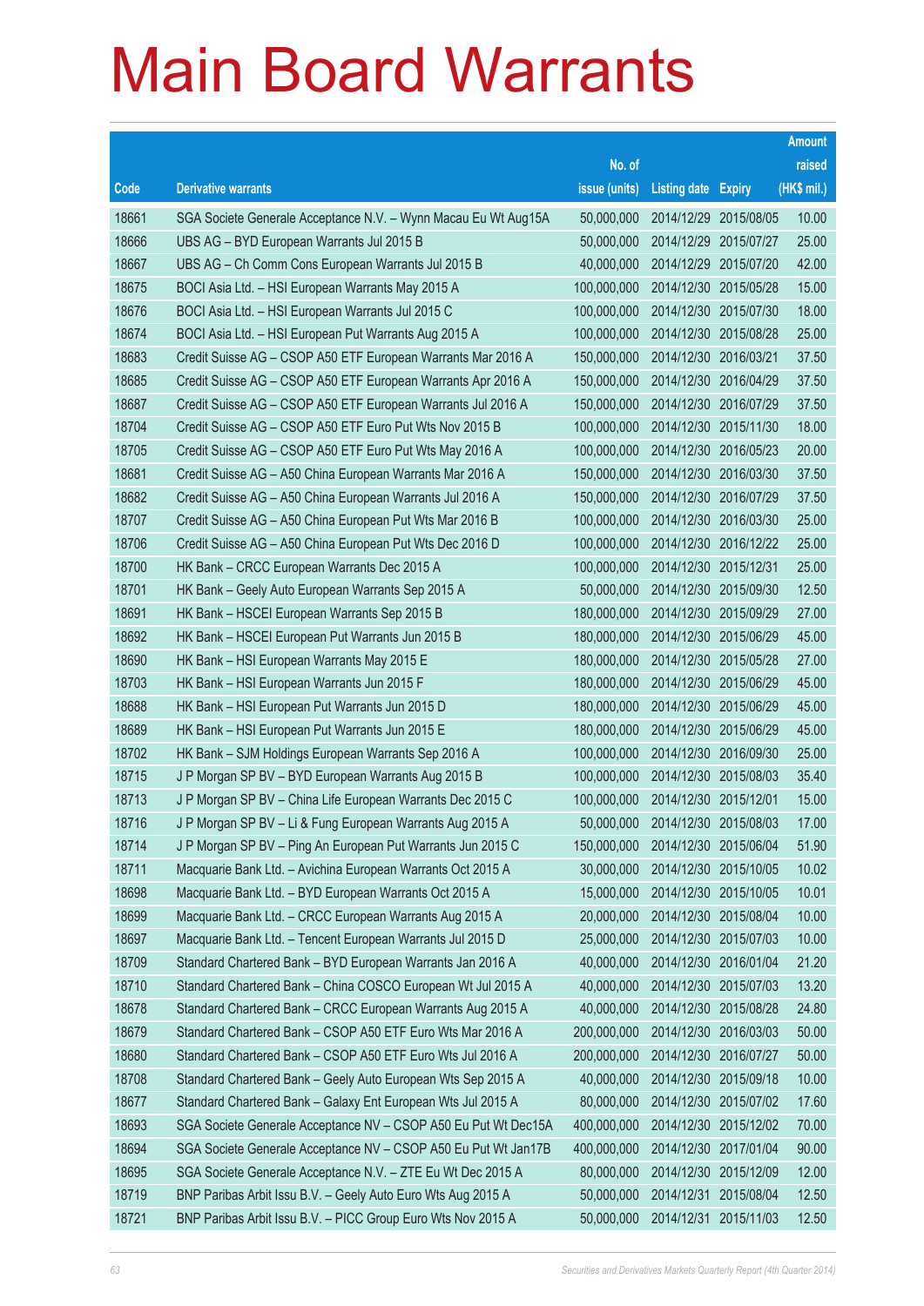# Main Board Warrants

| Code | Derivative warrants | No. of issue (units) | Listing date | Expiry | Amount raised (HK$ mil.) |
|---|---|---|---|---|---|
| 18661 | SGA Societe Generale Acceptance N.V. – Wynn Macau Eu Wt Aug15A | 50,000,000 | 2014/12/29 | 2015/08/05 | 10.00 |
| 18666 | UBS AG – BYD European Warrants Jul 2015 B | 50,000,000 | 2014/12/29 | 2015/07/27 | 25.00 |
| 18667 | UBS AG – Ch Comm Cons European Warrants Jul 2015 B | 40,000,000 | 2014/12/29 | 2015/07/20 | 42.00 |
| 18675 | BOCI Asia Ltd. – HSI European Warrants May 2015 A | 100,000,000 | 2014/12/30 | 2015/05/28 | 15.00 |
| 18676 | BOCI Asia Ltd. – HSI European Warrants Jul 2015 C | 100,000,000 | 2014/12/30 | 2015/07/30 | 18.00 |
| 18674 | BOCI Asia Ltd. – HSI European Put Warrants Aug 2015 A | 100,000,000 | 2014/12/30 | 2015/08/28 | 25.00 |
| 18683 | Credit Suisse AG – CSOP A50 ETF European Warrants Mar 2016 A | 150,000,000 | 2014/12/30 | 2016/03/21 | 37.50 |
| 18685 | Credit Suisse AG – CSOP A50 ETF European Warrants Apr 2016 A | 150,000,000 | 2014/12/30 | 2016/04/29 | 37.50 |
| 18687 | Credit Suisse AG – CSOP A50 ETF European Warrants Jul 2016 A | 150,000,000 | 2014/12/30 | 2016/07/29 | 37.50 |
| 18704 | Credit Suisse AG – CSOP A50 ETF Euro Put Wts Nov 2015 B | 100,000,000 | 2014/12/30 | 2015/11/30 | 18.00 |
| 18705 | Credit Suisse AG – CSOP A50 ETF Euro Put Wts May 2016 A | 100,000,000 | 2014/12/30 | 2016/05/23 | 20.00 |
| 18681 | Credit Suisse AG – A50 China European Warrants Mar 2016 A | 150,000,000 | 2014/12/30 | 2016/03/30 | 37.50 |
| 18682 | Credit Suisse AG – A50 China European Warrants Jul 2016 A | 150,000,000 | 2014/12/30 | 2016/07/29 | 37.50 |
| 18707 | Credit Suisse AG – A50 China European Put Wts Mar 2016 B | 100,000,000 | 2014/12/30 | 2016/03/30 | 25.00 |
| 18706 | Credit Suisse AG – A50 China European Put Wts Dec 2016 D | 100,000,000 | 2014/12/30 | 2016/12/22 | 25.00 |
| 18700 | HK Bank – CRCC European Warrants Dec 2015 A | 100,000,000 | 2014/12/30 | 2015/12/31 | 25.00 |
| 18701 | HK Bank – Geely Auto European Warrants Sep 2015 A | 50,000,000 | 2014/12/30 | 2015/09/30 | 12.50 |
| 18691 | HK Bank – HSCEI European Warrants Sep 2015 B | 180,000,000 | 2014/12/30 | 2015/09/29 | 27.00 |
| 18692 | HK Bank – HSCEI European Put Warrants Jun 2015 B | 180,000,000 | 2014/12/30 | 2015/06/29 | 45.00 |
| 18690 | HK Bank – HSI European Warrants May 2015 E | 180,000,000 | 2014/12/30 | 2015/05/28 | 27.00 |
| 18703 | HK Bank – HSI European Warrants Jun 2015 F | 180,000,000 | 2014/12/30 | 2015/06/29 | 45.00 |
| 18688 | HK Bank – HSI European Put Warrants Jun 2015 D | 180,000,000 | 2014/12/30 | 2015/06/29 | 45.00 |
| 18689 | HK Bank – HSI European Put Warrants Jun 2015 E | 180,000,000 | 2014/12/30 | 2015/06/29 | 45.00 |
| 18702 | HK Bank – SJM Holdings European Warrants Sep 2016 A | 100,000,000 | 2014/12/30 | 2016/09/30 | 25.00 |
| 18715 | J P Morgan SP BV – BYD European Warrants Aug 2015 B | 100,000,000 | 2014/12/30 | 2015/08/03 | 35.40 |
| 18713 | J P Morgan SP BV – China Life European Warrants Dec 2015 C | 100,000,000 | 2014/12/30 | 2015/12/01 | 15.00 |
| 18716 | J P Morgan SP BV – Li & Fung European Warrants Aug 2015 A | 50,000,000 | 2014/12/30 | 2015/08/03 | 17.00 |
| 18714 | J P Morgan SP BV – Ping An European Put Warrants Jun 2015 C | 150,000,000 | 2014/12/30 | 2015/06/04 | 51.90 |
| 18711 | Macquarie Bank Ltd. – Avichina European Warrants Oct 2015 A | 30,000,000 | 2014/12/30 | 2015/10/05 | 10.02 |
| 18698 | Macquarie Bank Ltd. – BYD European Warrants Oct 2015 A | 15,000,000 | 2014/12/30 | 2015/10/05 | 10.01 |
| 18699 | Macquarie Bank Ltd. – CRCC European Warrants Aug 2015 A | 20,000,000 | 2014/12/30 | 2015/08/04 | 10.00 |
| 18697 | Macquarie Bank Ltd. – Tencent European Warrants Jul 2015 D | 25,000,000 | 2014/12/30 | 2015/07/03 | 10.00 |
| 18709 | Standard Chartered Bank – BYD European Warrants Jan 2016 A | 40,000,000 | 2014/12/30 | 2016/01/04 | 21.20 |
| 18710 | Standard Chartered Bank – China COSCO European Wt Jul 2015 A | 40,000,000 | 2014/12/30 | 2015/07/03 | 13.20 |
| 18678 | Standard Chartered Bank – CRCC European Warrants Aug 2015 A | 40,000,000 | 2014/12/30 | 2015/08/28 | 24.80 |
| 18679 | Standard Chartered Bank – CSOP A50 ETF Euro Wts Mar 2016 A | 200,000,000 | 2014/12/30 | 2016/03/03 | 50.00 |
| 18680 | Standard Chartered Bank – CSOP A50 ETF Euro Wts Jul 2016 A | 200,000,000 | 2014/12/30 | 2016/07/27 | 50.00 |
| 18708 | Standard Chartered Bank – Geely Auto European Wts Sep 2015 A | 40,000,000 | 2014/12/30 | 2015/09/18 | 10.00 |
| 18677 | Standard Chartered Bank – Galaxy Ent European Wts Jul 2015 A | 80,000,000 | 2014/12/30 | 2015/07/02 | 17.60 |
| 18693 | SGA Societe Generale Acceptance NV – CSOP A50 Eu Put Wt Dec15A | 400,000,000 | 2014/12/30 | 2015/12/02 | 70.00 |
| 18694 | SGA Societe Generale Acceptance NV – CSOP A50 Eu Put Wt Jan17B | 400,000,000 | 2014/12/30 | 2017/01/04 | 90.00 |
| 18695 | SGA Societe Generale Acceptance N.V. – ZTE Eu Wt Dec 2015 A | 80,000,000 | 2014/12/30 | 2015/12/09 | 12.00 |
| 18719 | BNP Paribas Arbit Issu B.V. – Geely Auto Euro Wts Aug 2015 A | 50,000,000 | 2014/12/31 | 2015/08/04 | 12.50 |
| 18721 | BNP Paribas Arbit Issu B.V. – PICC Group Euro Wts Nov 2015 A | 50,000,000 | 2014/12/31 | 2015/11/03 | 12.50 |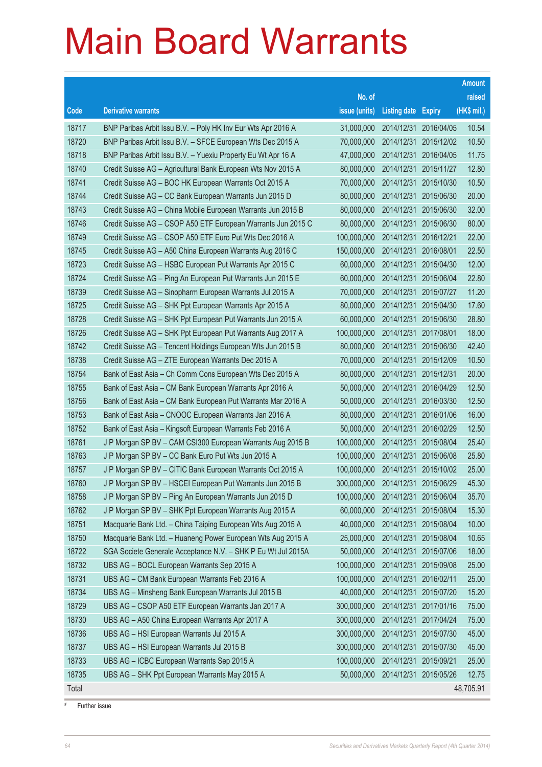# Main Board Warrants

| Code | Derivative warrants | No. of issue (units) | Listing date | Expiry | Amount raised (HK$ mil.) |
|---|---|---|---|---|---|
| 18717 | BNP Paribas Arbit Issu B.V. – Poly HK Inv Eur Wts Apr 2016 A | 31,000,000 | 2014/12/31 | 2016/04/05 | 10.54 |
| 18720 | BNP Paribas Arbit Issu B.V. – SFCE European Wts Dec 2015 A | 70,000,000 | 2014/12/31 | 2015/12/02 | 10.50 |
| 18718 | BNP Paribas Arbit Issu B.V. – Yuexiu Property Eu Wt Apr 16 A | 47,000,000 | 2014/12/31 | 2016/04/05 | 11.75 |
| 18740 | Credit Suisse AG – Agricultural Bank European Wts Nov 2015 A | 80,000,000 | 2014/12/31 | 2015/11/27 | 12.80 |
| 18741 | Credit Suisse AG – BOC HK European Warrants Oct 2015 A | 70,000,000 | 2014/12/31 | 2015/10/30 | 10.50 |
| 18744 | Credit Suisse AG – CC Bank European Warrants Jun 2015 D | 80,000,000 | 2014/12/31 | 2015/06/30 | 20.00 |
| 18743 | Credit Suisse AG – China Mobile European Warrants Jun 2015 B | 80,000,000 | 2014/12/31 | 2015/06/30 | 32.00 |
| 18746 | Credit Suisse AG – CSOP A50 ETF European Warrants Jun 2015 C | 80,000,000 | 2014/12/31 | 2015/06/30 | 80.00 |
| 18749 | Credit Suisse AG – CSOP A50 ETF Euro Put Wts Dec 2016 A | 100,000,000 | 2014/12/31 | 2016/12/21 | 22.00 |
| 18745 | Credit Suisse AG – A50 China European Warrants Aug 2016 C | 150,000,000 | 2014/12/31 | 2016/08/01 | 22.50 |
| 18723 | Credit Suisse AG – HSBC European Put Warrants Apr 2015 C | 60,000,000 | 2014/12/31 | 2015/04/30 | 12.00 |
| 18724 | Credit Suisse AG – Ping An European Put Warrants Jun 2015 E | 60,000,000 | 2014/12/31 | 2015/06/04 | 22.80 |
| 18739 | Credit Suisse AG – Sinopharm European Warrants Jul 2015 A | 70,000,000 | 2014/12/31 | 2015/07/27 | 11.20 |
| 18725 | Credit Suisse AG – SHK Ppt European Warrants Apr 2015 A | 80,000,000 | 2014/12/31 | 2015/04/30 | 17.60 |
| 18728 | Credit Suisse AG – SHK Ppt European Put Warrants Jun 2015 A | 60,000,000 | 2014/12/31 | 2015/06/30 | 28.80 |
| 18726 | Credit Suisse AG – SHK Ppt European Put Warrants Aug 2017 A | 100,000,000 | 2014/12/31 | 2017/08/01 | 18.00 |
| 18742 | Credit Suisse AG – Tencent Holdings European Wts Jun 2015 B | 80,000,000 | 2014/12/31 | 2015/06/30 | 42.40 |
| 18738 | Credit Suisse AG – ZTE European Warrants Dec 2015 A | 70,000,000 | 2014/12/31 | 2015/12/09 | 10.50 |
| 18754 | Bank of East Asia – Ch Comm Cons European Wts Dec 2015 A | 80,000,000 | 2014/12/31 | 2015/12/31 | 20.00 |
| 18755 | Bank of East Asia – CM Bank European Warrants Apr 2016 A | 50,000,000 | 2014/12/31 | 2016/04/29 | 12.50 |
| 18756 | Bank of East Asia – CM Bank European Put Warrants Mar 2016 A | 50,000,000 | 2014/12/31 | 2016/03/30 | 12.50 |
| 18753 | Bank of East Asia – CNOOC European Warrants Jan 2016 A | 80,000,000 | 2014/12/31 | 2016/01/06 | 16.00 |
| 18752 | Bank of East Asia – Kingsoft European Warrants Feb 2016 A | 50,000,000 | 2014/12/31 | 2016/02/29 | 12.50 |
| 18761 | J P Morgan SP BV – CAM CSI300 European Warrants Aug 2015 B | 100,000,000 | 2014/12/31 | 2015/08/04 | 25.40 |
| 18763 | J P Morgan SP BV – CC Bank Euro Put Wts Jun 2015 A | 100,000,000 | 2014/12/31 | 2015/06/08 | 25.80 |
| 18757 | J P Morgan SP BV – CITIC Bank European Warrants Oct 2015 A | 100,000,000 | 2014/12/31 | 2015/10/02 | 25.00 |
| 18760 | J P Morgan SP BV – HSCEI European Put Warrants Jun 2015 B | 300,000,000 | 2014/12/31 | 2015/06/29 | 45.30 |
| 18758 | J P Morgan SP BV – Ping An European Warrants Jun 2015 D | 100,000,000 | 2014/12/31 | 2015/06/04 | 35.70 |
| 18762 | J P Morgan SP BV – SHK Ppt European Warrants Aug 2015 A | 60,000,000 | 2014/12/31 | 2015/08/04 | 15.30 |
| 18751 | Macquarie Bank Ltd. – China Taiping European Wts Aug 2015 A | 40,000,000 | 2014/12/31 | 2015/08/04 | 10.00 |
| 18750 | Macquarie Bank Ltd. – Huaneng Power European Wts Aug 2015 A | 25,000,000 | 2014/12/31 | 2015/08/04 | 10.65 |
| 18722 | SGA Societe Generale Acceptance N.V. – SHK P Eu Wt Jul 2015A | 50,000,000 | 2014/12/31 | 2015/07/06 | 18.00 |
| 18732 | UBS AG – BOCL European Warrants Sep 2015 A | 100,000,000 | 2014/12/31 | 2015/09/08 | 25.00 |
| 18731 | UBS AG – CM Bank European Warrants Feb 2016 A | 100,000,000 | 2014/12/31 | 2016/02/11 | 25.00 |
| 18734 | UBS AG – Minsheng Bank European Warrants Jul 2015 B | 40,000,000 | 2014/12/31 | 2015/07/20 | 15.20 |
| 18729 | UBS AG – CSOP A50 ETF European Warrants Jan 2017 A | 300,000,000 | 2014/12/31 | 2017/01/16 | 75.00 |
| 18730 | UBS AG – A50 China European Warrants Apr 2017 A | 300,000,000 | 2014/12/31 | 2017/04/24 | 75.00 |
| 18736 | UBS AG – HSI European Warrants Jul 2015 A | 300,000,000 | 2014/12/31 | 2015/07/30 | 45.00 |
| 18737 | UBS AG – HSI European Warrants Jul 2015 B | 300,000,000 | 2014/12/31 | 2015/07/30 | 45.00 |
| 18733 | UBS AG – ICBC European Warrants Sep 2015 A | 100,000,000 | 2014/12/31 | 2015/09/21 | 25.00 |
| 18735 | UBS AG – SHK Ppt European Warrants May 2015 A | 50,000,000 | 2014/12/31 | 2015/05/26 | 12.75 |
| Total | | | | | 48,705.91 |

# Further issue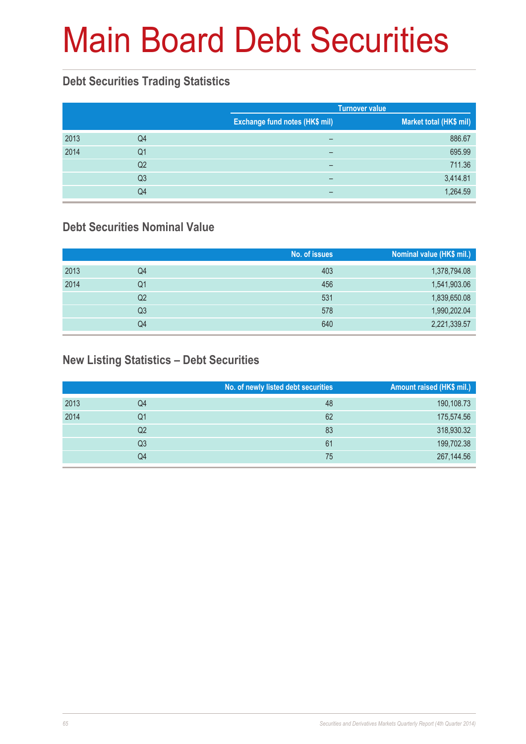# Main Board Debt Securities

## Debt Securities Trading Statistics

| | | Turnover value | |
|---|---|---|---|
| | | Exchange fund notes (HK$ mil) | Market total (HK$ mil) |
| 2013 | Q4 | – | 886.67 |
| 2014 | Q1 | – | 695.99 |
| | Q2 | – | 711.36 |
| | Q3 | – | 3,414.81 |
| | Q4 | – | 1,264.59 |

## Debt Securities Nominal Value

| | | No. of issues | Nominal value (HK$ mil.) |
|---|---|---|---|
| 2013 | Q4 | 403 | 1,378,794.08 |
| 2014 | Q1 | 456 | 1,541,903.06 |
| | Q2 | 531 | 1,839,650.08 |
| | Q3 | 578 | 1,990,202.04 |
| | Q4 | 640 | 2,221,339.57 |

## New Listing Statistics – Debt Securities

| | | No. of newly listed debt securities | Amount raised (HK$ mil.) |
|---|---|---|---|
| 2013 | Q4 | 48 | 190,108.73 |
| 2014 | Q1 | 62 | 175,574.56 |
| | Q2 | 83 | 318,930.32 |
| | Q3 | 61 | 199,702.38 |
| | Q4 | 75 | 267,144.56 |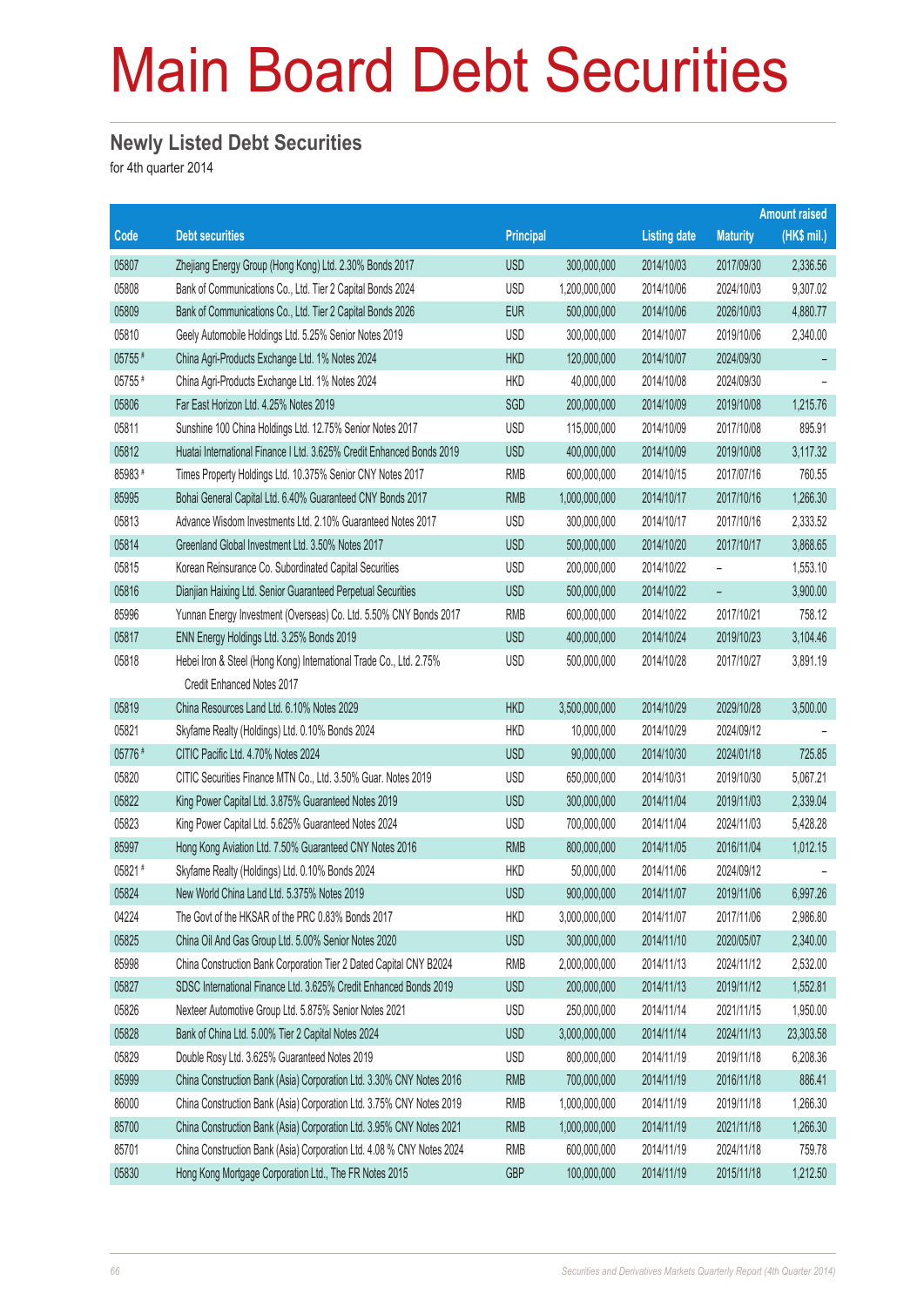# Main Board Debt Securities

## Newly Listed Debt Securities

for 4th quarter 2014

| Code | Debt securities | Principal | | Listing date | Maturity | Amount raised (HK$ mil.) |
|---|---|---|---|---|---|---|
| 05807 | Zhejiang Energy Group (Hong Kong) Ltd. 2.30% Bonds 2017 | USD | 300,000,000 | 2014/10/03 | 2017/09/30 | 2,336.56 |
| 05808 | Bank of Communications Co., Ltd. Tier 2 Capital Bonds 2024 | USD | 1,200,000,000 | 2014/10/06 | 2024/10/03 | 9,307.02 |
| 05809 | Bank of Communications Co., Ltd. Tier 2 Capital Bonds 2026 | EUR | 500,000,000 | 2014/10/06 | 2026/10/03 | 4,880.77 |
| 05810 | Geely Automobile Holdings Ltd. 5.25% Senior Notes 2019 | USD | 300,000,000 | 2014/10/07 | 2019/10/06 | 2,340.00 |
| 05755 # | China Agri-Products Exchange Ltd. 1% Notes 2024 | HKD | 120,000,000 | 2014/10/07 | 2024/09/30 | – |
| 05755 # | China Agri-Products Exchange Ltd. 1% Notes 2024 | HKD | 40,000,000 | 2014/10/08 | 2024/09/30 | – |
| 05806 | Far East Horizon Ltd. 4.25% Notes 2019 | SGD | 200,000,000 | 2014/10/09 | 2019/10/08 | 1,215.76 |
| 05811 | Sunshine 100 China Holdings Ltd. 12.75% Senior Notes 2017 | USD | 115,000,000 | 2014/10/09 | 2017/10/08 | 895.91 |
| 05812 | Huatai International Finance I Ltd. 3.625% Credit Enhanced Bonds 2019 | USD | 400,000,000 | 2014/10/09 | 2019/10/08 | 3,117.32 |
| 85983 # | Times Property Holdings Ltd. 10.375% Senior CNY Notes 2017 | RMB | 600,000,000 | 2014/10/15 | 2017/07/16 | 760.55 |
| 85995 | Bohai General Capital Ltd. 6.40% Guaranteed CNY Bonds 2017 | RMB | 1,000,000,000 | 2014/10/17 | 2017/10/16 | 1,266.30 |
| 05813 | Advance Wisdom Investments Ltd. 2.10% Guaranteed Notes 2017 | USD | 300,000,000 | 2014/10/17 | 2017/10/16 | 2,333.52 |
| 05814 | Greenland Global Investment Ltd. 3.50% Notes 2017 | USD | 500,000,000 | 2014/10/20 | 2017/10/17 | 3,868.65 |
| 05815 | Korean Reinsurance Co. Subordinated Capital Securities | USD | 200,000,000 | 2014/10/22 | – | 1,553.10 |
| 05816 | Dianjian Haixing Ltd. Senior Guaranteed Perpetual Securities | USD | 500,000,000 | 2014/10/22 | – | 3,900.00 |
| 85996 | Yunnan Energy Investment (Overseas) Co. Ltd. 5.50% CNY Bonds 2017 | RMB | 600,000,000 | 2014/10/22 | 2017/10/21 | 758.12 |
| 05817 | ENN Energy Holdings Ltd. 3.25% Bonds 2019 | USD | 400,000,000 | 2014/10/24 | 2019/10/23 | 3,104.46 |
| 05818 | Hebei Iron & Steel (Hong Kong) International Trade Co., Ltd. 2.75% Credit Enhanced Notes 2017 | USD | 500,000,000 | 2014/10/28 | 2017/10/27 | 3,891.19 |
| 05819 | China Resources Land Ltd. 6.10% Notes 2029 | HKD | 3,500,000,000 | 2014/10/29 | 2029/10/28 | 3,500.00 |
| 05821 | Skyfame Realty (Holdings) Ltd. 0.10% Bonds 2024 | HKD | 10,000,000 | 2014/10/29 | 2024/09/12 | – |
| 05776 # | CITIC Pacific Ltd. 4.70% Notes 2024 | USD | 90,000,000 | 2014/10/30 | 2024/01/18 | 725.85 |
| 05820 | CITIC Securities Finance MTN Co., Ltd. 3.50% Guar. Notes 2019 | USD | 650,000,000 | 2014/10/31 | 2019/10/30 | 5,067.21 |
| 05822 | King Power Capital Ltd. 3.875% Guaranteed Notes 2019 | USD | 300,000,000 | 2014/11/04 | 2019/11/03 | 2,339.04 |
| 05823 | King Power Capital Ltd. 5.625% Guaranteed Notes 2024 | USD | 700,000,000 | 2014/11/04 | 2024/11/03 | 5,428.28 |
| 85997 | Hong Kong Aviation Ltd. 7.50% Guaranteed CNY Notes 2016 | RMB | 800,000,000 | 2014/11/05 | 2016/11/04 | 1,012.15 |
| 05821 # | Skyfame Realty (Holdings) Ltd. 0.10% Bonds 2024 | HKD | 50,000,000 | 2014/11/06 | 2024/09/12 | – |
| 05824 | New World China Land Ltd. 5.375% Notes 2019 | USD | 900,000,000 | 2014/11/07 | 2019/11/06 | 6,997.26 |
| 04224 | The Govt of the HKSAR of the PRC 0.83% Bonds 2017 | HKD | 3,000,000,000 | 2014/11/07 | 2017/11/06 | 2,986.80 |
| 05825 | China Oil And Gas Group Ltd. 5.00% Senior Notes 2020 | USD | 300,000,000 | 2014/11/10 | 2020/05/07 | 2,340.00 |
| 85998 | China Construction Bank Corporation Tier 2 Dated Capital CNY B2024 | RMB | 2,000,000,000 | 2014/11/13 | 2024/11/12 | 2,532.00 |
| 05827 | SDSC International Finance Ltd. 3.625% Credit Enhanced Bonds 2019 | USD | 200,000,000 | 2014/11/13 | 2019/11/12 | 1,552.81 |
| 05826 | Nexteer Automotive Group Ltd. 5.875% Senior Notes 2021 | USD | 250,000,000 | 2014/11/14 | 2021/11/15 | 1,950.00 |
| 05828 | Bank of China Ltd. 5.00% Tier 2 Capital Notes 2024 | USD | 3,000,000,000 | 2014/11/14 | 2024/11/13 | 23,303.58 |
| 05829 | Double Rosy Ltd. 3.625% Guaranteed Notes 2019 | USD | 800,000,000 | 2014/11/19 | 2019/11/18 | 6,208.36 |
| 85999 | China Construction Bank (Asia) Corporation Ltd. 3.30% CNY Notes 2016 | RMB | 700,000,000 | 2014/11/19 | 2016/11/18 | 886.41 |
| 86000 | China Construction Bank (Asia) Corporation Ltd. 3.75% CNY Notes 2019 | RMB | 1,000,000,000 | 2014/11/19 | 2019/11/18 | 1,266.30 |
| 85700 | China Construction Bank (Asia) Corporation Ltd. 3.95% CNY Notes 2021 | RMB | 1,000,000,000 | 2014/11/19 | 2021/11/18 | 1,266.30 |
| 85701 | China Construction Bank (Asia) Corporation Ltd. 4.08 % CNY Notes 2024 | RMB | 600,000,000 | 2014/11/19 | 2024/11/18 | 759.78 |
| 05830 | Hong Kong Mortgage Corporation Ltd., The FR Notes 2015 | GBP | 100,000,000 | 2014/11/19 | 2015/11/18 | 1,212.50 |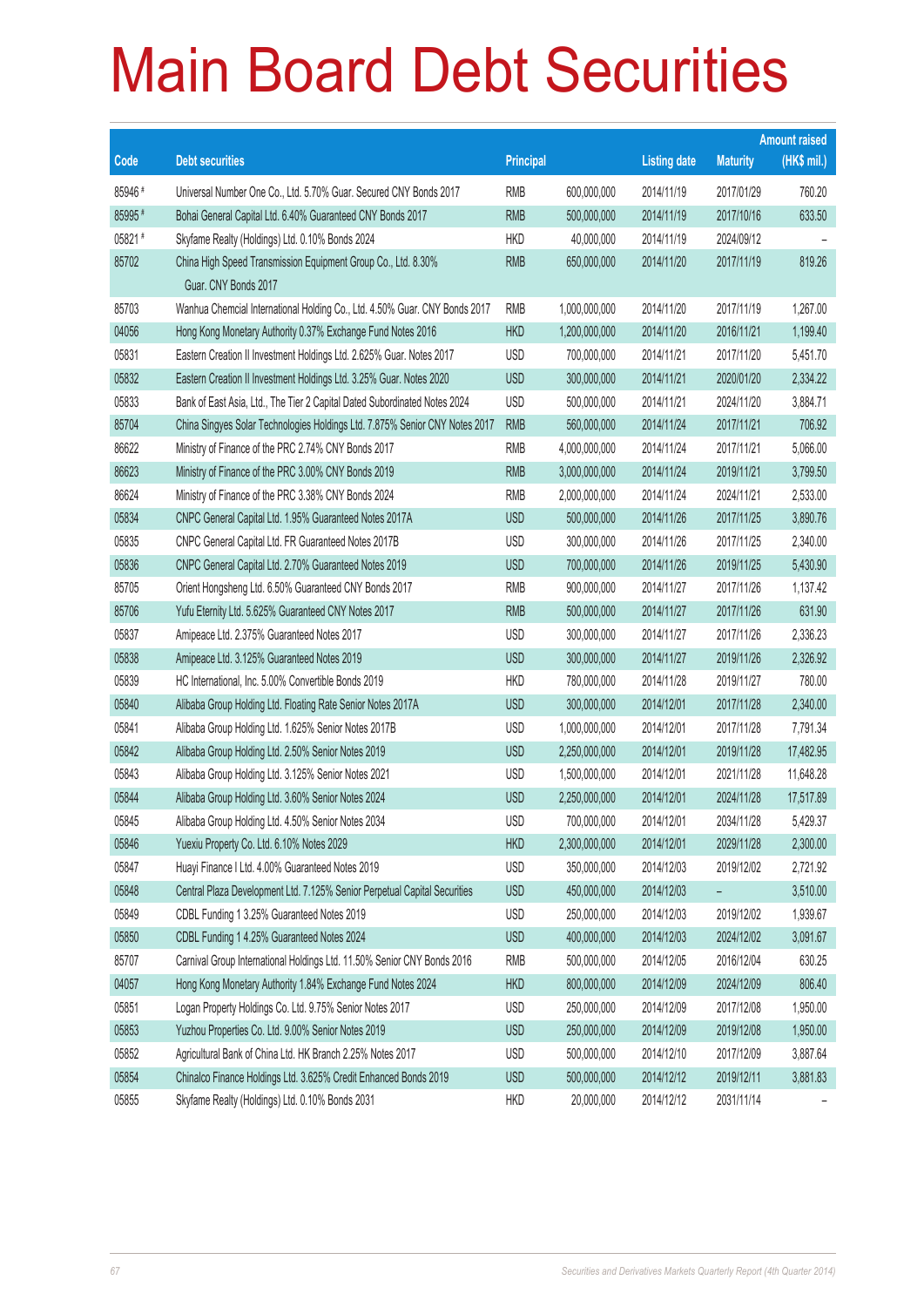# Main Board Debt Securities

| Code | Debt securities | Principal | | Listing date | Maturity | Amount raised (HK$ mil.) |
|---|---|---|---|---|---|---|
| 85946 # | Universal Number One Co., Ltd. 5.70% Guar. Secured CNY Bonds 2017 | RMB | 600,000,000 | 2014/11/19 | 2017/01/29 | 760.20 |
| 85995 # | Bohai General Capital Ltd. 6.40% Guaranteed CNY Bonds 2017 | RMB | 500,000,000 | 2014/11/19 | 2017/10/16 | 633.50 |
| 05821 # | Skyfame Realty (Holdings) Ltd. 0.10% Bonds 2024 | HKD | 40,000,000 | 2014/11/19 | 2024/09/12 | – |
| 85702 | China High Speed Transmission Equipment Group Co., Ltd. 8.30% Guar. CNY Bonds 2017 | RMB | 650,000,000 | 2014/11/20 | 2017/11/19 | 819.26 |
| 85703 | Wanhua Chemcial International Holding Co., Ltd. 4.50% Guar. CNY Bonds 2017 | RMB | 1,000,000,000 | 2014/11/20 | 2017/11/19 | 1,267.00 |
| 04056 | Hong Kong Monetary Authority 0.37% Exchange Fund Notes 2016 | HKD | 1,200,000,000 | 2014/11/20 | 2016/11/21 | 1,199.40 |
| 05831 | Eastern Creation II Investment Holdings Ltd. 2.625% Guar. Notes 2017 | USD | 700,000,000 | 2014/11/21 | 2017/11/20 | 5,451.70 |
| 05832 | Eastern Creation II Investment Holdings Ltd. 3.25% Guar. Notes 2020 | USD | 300,000,000 | 2014/11/21 | 2020/01/20 | 2,334.22 |
| 05833 | Bank of East Asia, Ltd., The Tier 2 Capital Dated Subordinated Notes 2024 | USD | 500,000,000 | 2014/11/21 | 2024/11/20 | 3,884.71 |
| 85704 | China Singyes Solar Technologies Holdings Ltd. 7.875% Senior CNY Notes 2017 | RMB | 560,000,000 | 2014/11/24 | 2017/11/21 | 706.92 |
| 86622 | Ministry of Finance of the PRC 2.74% CNY Bonds 2017 | RMB | 4,000,000,000 | 2014/11/24 | 2017/11/21 | 5,066.00 |
| 86623 | Ministry of Finance of the PRC 3.00% CNY Bonds 2019 | RMB | 3,000,000,000 | 2014/11/24 | 2019/11/21 | 3,799.50 |
| 86624 | Ministry of Finance of the PRC 3.38% CNY Bonds 2024 | RMB | 2,000,000,000 | 2014/11/24 | 2024/11/21 | 2,533.00 |
| 05834 | CNPC General Capital Ltd. 1.95% Guaranteed Notes 2017A | USD | 500,000,000 | 2014/11/26 | 2017/11/25 | 3,890.76 |
| 05835 | CNPC General Capital Ltd. FR Guaranteed Notes 2017B | USD | 300,000,000 | 2014/11/26 | 2017/11/25 | 2,340.00 |
| 05836 | CNPC General Capital Ltd. 2.70% Guaranteed Notes 2019 | USD | 700,000,000 | 2014/11/26 | 2019/11/25 | 5,430.90 |
| 85705 | Orient Hongsheng Ltd. 6.50% Guaranteed CNY Bonds 2017 | RMB | 900,000,000 | 2014/11/27 | 2017/11/26 | 1,137.42 |
| 85706 | Yufu Eternity Ltd. 5.625% Guaranteed CNY Notes 2017 | RMB | 500,000,000 | 2014/11/27 | 2017/11/26 | 631.90 |
| 05837 | Amipeace Ltd. 2.375% Guaranteed Notes 2017 | USD | 300,000,000 | 2014/11/27 | 2017/11/26 | 2,336.23 |
| 05838 | Amipeace Ltd. 3.125% Guaranteed Notes 2019 | USD | 300,000,000 | 2014/11/27 | 2019/11/26 | 2,326.92 |
| 05839 | HC International, Inc. 5.00% Convertible Bonds 2019 | HKD | 780,000,000 | 2014/11/28 | 2019/11/27 | 780.00 |
| 05840 | Alibaba Group Holding Ltd. Floating Rate Senior Notes 2017A | USD | 300,000,000 | 2014/12/01 | 2017/11/28 | 2,340.00 |
| 05841 | Alibaba Group Holding Ltd. 1.625% Senior Notes 2017B | USD | 1,000,000,000 | 2014/12/01 | 2017/11/28 | 7,791.34 |
| 05842 | Alibaba Group Holding Ltd. 2.50% Senior Notes 2019 | USD | 2,250,000,000 | 2014/12/01 | 2019/11/28 | 17,482.95 |
| 05843 | Alibaba Group Holding Ltd. 3.125% Senior Notes 2021 | USD | 1,500,000,000 | 2014/12/01 | 2021/11/28 | 11,648.28 |
| 05844 | Alibaba Group Holding Ltd. 3.60% Senior Notes 2024 | USD | 2,250,000,000 | 2014/12/01 | 2024/11/28 | 17,517.89 |
| 05845 | Alibaba Group Holding Ltd. 4.50% Senior Notes 2034 | USD | 700,000,000 | 2014/12/01 | 2034/11/28 | 5,429.37 |
| 05846 | Yuexiu Property Co. Ltd. 6.10% Notes 2029 | HKD | 2,300,000,000 | 2014/12/01 | 2029/11/28 | 2,300.00 |
| 05847 | Huayi Finance I Ltd. 4.00% Guaranteed Notes 2019 | USD | 350,000,000 | 2014/12/03 | 2019/12/02 | 2,721.92 |
| 05848 | Central Plaza Development Ltd. 7.125% Senior Perpetual Capital Securities | USD | 450,000,000 | 2014/12/03 | – | 3,510.00 |
| 05849 | CDBL Funding 1 3.25% Guaranteed Notes 2019 | USD | 250,000,000 | 2014/12/03 | 2019/12/02 | 1,939.67 |
| 05850 | CDBL Funding 1 4.25% Guaranteed Notes 2024 | USD | 400,000,000 | 2014/12/03 | 2024/12/02 | 3,091.67 |
| 85707 | Carnival Group International Holdings Ltd. 11.50% Senior CNY Bonds 2016 | RMB | 500,000,000 | 2014/12/05 | 2016/12/04 | 630.25 |
| 04057 | Hong Kong Monetary Authority 1.84% Exchange Fund Notes 2024 | HKD | 800,000,000 | 2014/12/09 | 2024/12/09 | 806.40 |
| 05851 | Logan Property Holdings Co. Ltd. 9.75% Senior Notes 2017 | USD | 250,000,000 | 2014/12/09 | 2017/12/08 | 1,950.00 |
| 05853 | Yuzhou Properties Co. Ltd. 9.00% Senior Notes 2019 | USD | 250,000,000 | 2014/12/09 | 2019/12/08 | 1,950.00 |
| 05852 | Agricultural Bank of China Ltd. HK Branch 2.25% Notes 2017 | USD | 500,000,000 | 2014/12/10 | 2017/12/09 | 3,887.64 |
| 05854 | Chinalco Finance Holdings Ltd. 3.625% Credit Enhanced Bonds 2019 | USD | 500,000,000 | 2014/12/12 | 2019/12/11 | 3,881.83 |
| 05855 | Skyfame Realty (Holdings) Ltd. 0.10% Bonds 2031 | HKD | 20,000,000 | 2014/12/12 | 2031/11/14 | – |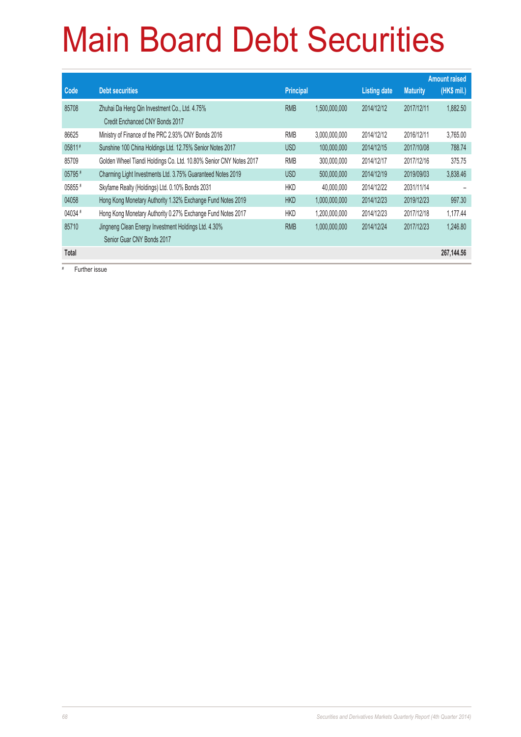# Main Board Debt Securities

| Code | Debt securities | Principal | | Listing date | Maturity | Amount raised (HK$ mil.) |
|---|---|---|---|---|---|---|
| 85708 | Zhuhai Da Heng Qin Investment Co., Ltd. 4.75% Credit Enchanced CNY Bonds 2017 | RMB | 1,500,000,000 | 2014/12/12 | 2017/12/11 | 1,882.50 |
| 86625 | Ministry of Finance of the PRC 2.93% CNY Bonds 2016 | RMB | 3,000,000,000 | 2014/12/12 | 2016/12/11 | 3,765.00 |
| 05811 # | Sunshine 100 China Holdings Ltd. 12.75% Senior Notes 2017 | USD | 100,000,000 | 2014/12/15 | 2017/10/08 | 788.74 |
| 85709 | Golden Wheel Tiandi Holdings Co. Ltd. 10.80% Senior CNY Notes 2017 | RMB | 300,000,000 | 2014/12/17 | 2017/12/16 | 375.75 |
| 05795 # | Charming Light Investments Ltd. 3.75% Guaranteed Notes 2019 | USD | 500,000,000 | 2014/12/19 | 2019/09/03 | 3,838.46 |
| 05855 # | Skyfame Realty (Holdings) Ltd. 0.10% Bonds 2031 | HKD | 40,000,000 | 2014/12/22 | 2031/11/14 | – |
| 04058 | Hong Kong Monetary Authority 1.32% Exchange Fund Notes 2019 | HKD | 1,000,000,000 | 2014/12/23 | 2019/12/23 | 997.30 |
| 04034 # | Hong Kong Monetary Authority 0.27% Exchange Fund Notes 2017 | HKD | 1,200,000,000 | 2014/12/23 | 2017/12/18 | 1,177.44 |
| 85710 | Jingneng Clean Energy Investment Holdings Ltd. 4.30% Senior Guar CNY Bonds 2017 | RMB | 1,000,000,000 | 2014/12/24 | 2017/12/23 | 1,246.80 |
| **Total** | | | | | | **267,144.56** |

# Further issue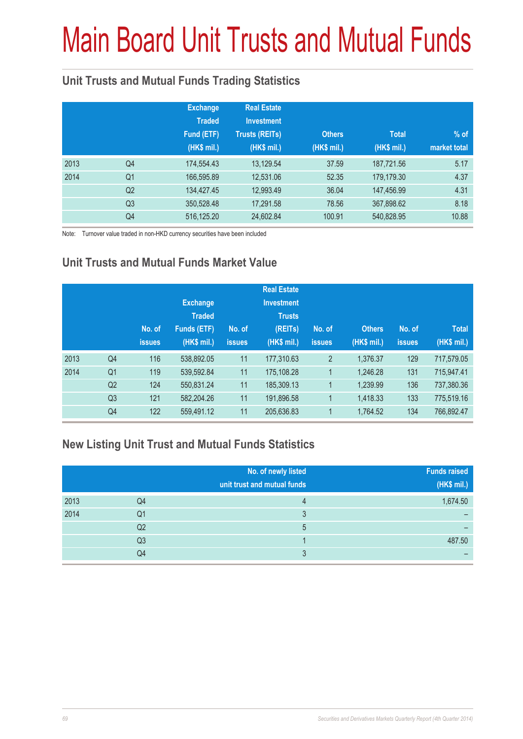# Main Board Unit Trusts and Mutual Funds

## Unit Trusts and Mutual Funds Trading Statistics

| | | Exchange Traded Fund (ETF) (HK$ mil.) | Real Estate Investment Trusts (REITs) (HK$ mil.) | Others (HK$ mil.) | Total (HK$ mil.) | % of market total |
|---|---|---|---|---|---|---|
| 2013 | Q4 | 174,554.43 | 13,129.54 | 37.59 | 187,721.56 | 5.17 |
| 2014 | Q1 | 166,595.89 | 12,531.06 | 52.35 | 179,179.30 | 4.37 |
| | Q2 | 134,427.45 | 12,993.49 | 36.04 | 147,456.99 | 4.31 |
| | Q3 | 350,528.48 | 17,291.58 | 78.56 | 367,898.62 | 8.18 |
| | Q4 | 516,125.20 | 24,602.84 | 100.91 | 540,828.95 | 10.88 |

Note: Turnover value traded in non-HKD currency securities have been included

## Unit Trusts and Mutual Funds Market Value

| | | No. of issues | Exchange Traded Funds (ETF) (HK$ mil.) | No. of issues | Real Estate Investment Trusts (REITs) (HK$ mil.) | No. of issues | Others (HK$ mil.) | No. of issues | Total (HK$ mil.) |
|---|---|---|---|---|---|---|---|---|---|
| 2013 | Q4 | 116 | 538,892.05 | 11 | 177,310.63 | 2 | 1,376.37 | 129 | 717,579.05 |
| 2014 | Q1 | 119 | 539,592.84 | 11 | 175,108.28 | 1 | 1,246.28 | 131 | 715,947.41 |
| | Q2 | 124 | 550,831.24 | 11 | 185,309.13 | 1 | 1,239.99 | 136 | 737,380.36 |
| | Q3 | 121 | 582,204.26 | 11 | 191,896.58 | 1 | 1,418.33 | 133 | 775,519.16 |
| | Q4 | 122 | 559,491.12 | 11 | 205,636.83 | 1 | 1,764.52 | 134 | 766,892.47 |

## New Listing Unit Trust and Mutual Funds Statistics

| | | No. of newly listed unit trust and mutual funds | Funds raised (HK$ mil.) |
|---|---|---|---|
| 2013 | Q4 | 4 | 1,674.50 |
| 2014 | Q1 | 3 | – |
| | Q2 | 5 | – |
| | Q3 | 1 | 487.50 |
| | Q4 | 3 | – |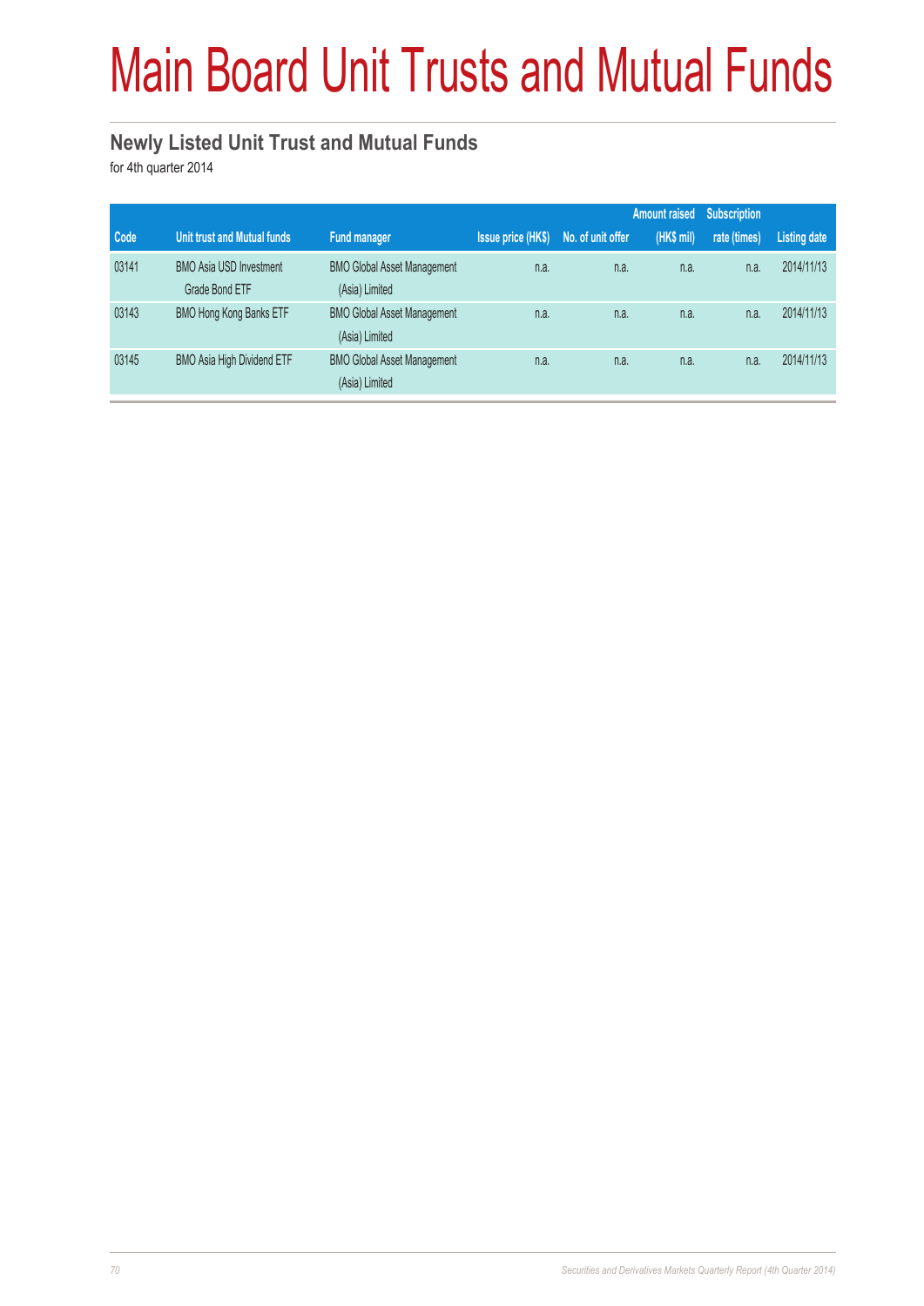# Main Board Unit Trusts and Mutual Funds

## Newly Listed Unit Trust and Mutual Funds

for 4th quarter 2014

| Code | Unit trust and Mutual funds | Fund manager | Issue price (HK$) | No. of unit offer | Amount raised (HK$ mil) | Subscription rate (times) | Listing date |
|---|---|---|---|---|---|---|---|
| 03141 | BMO Asia USD Investment Grade Bond ETF | BMO Global Asset Management (Asia) Limited | n.a. | n.a. | n.a. | n.a. | 2014/11/13 |
| 03143 | BMO Hong Kong Banks ETF | BMO Global Asset Management (Asia) Limited | n.a. | n.a. | n.a. | n.a. | 2014/11/13 |
| 03145 | BMO Asia High Dividend ETF | BMO Global Asset Management (Asia) Limited | n.a. | n.a. | n.a. | n.a. | 2014/11/13 |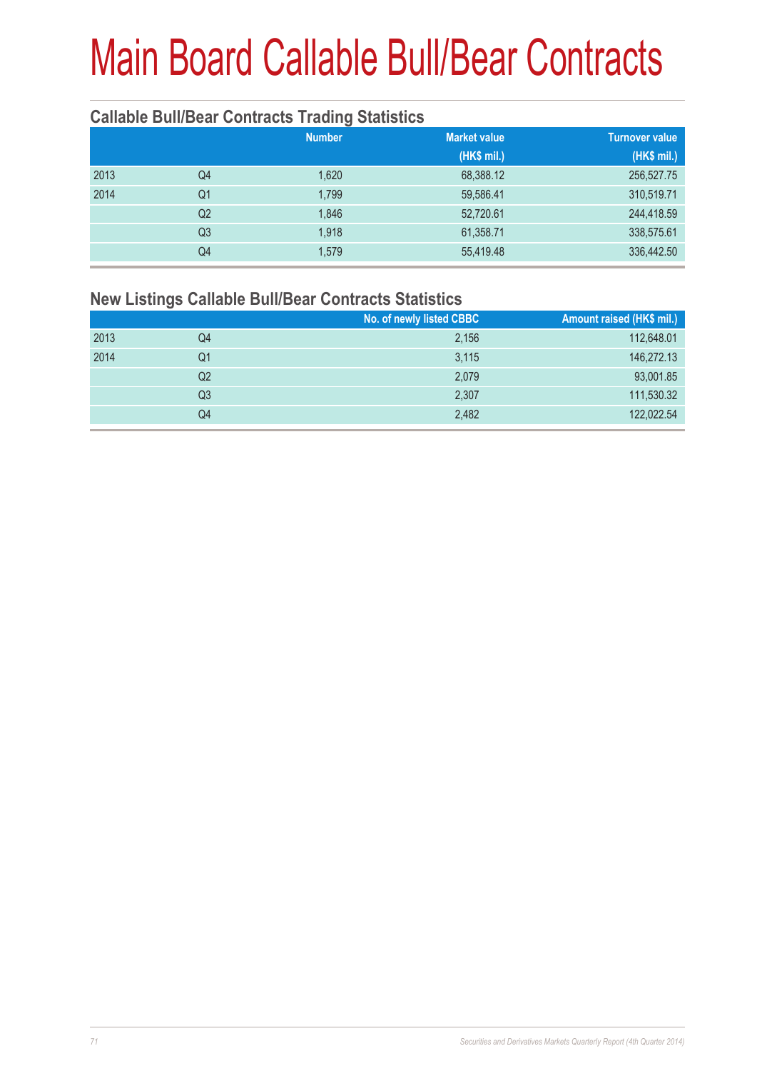# Main Board Callable Bull/Bear Contracts

## Callable Bull/Bear Contracts Trading Statistics

| | | Number | Market value (HK$ mil.) | Turnover value (HK$ mil.) |
|---|---|---|---|---|
| 2013 | Q4 | 1,620 | 68,388.12 | 256,527.75 |
| 2014 | Q1 | 1,799 | 59,586.41 | 310,519.71 |
| | Q2 | 1,846 | 52,720.61 | 244,418.59 |
| | Q3 | 1,918 | 61,358.71 | 338,575.61 |
| | Q4 | 1,579 | 55,419.48 | 336,442.50 |

## New Listings Callable Bull/Bear Contracts Statistics

| | | No. of newly listed CBBC | Amount raised (HK$ mil.) |
|---|---|---|---|
| 2013 | Q4 | 2,156 | 112,648.01 |
| 2014 | Q1 | 3,115 | 146,272.13 |
| | Q2 | 2,079 | 93,001.85 |
| | Q3 | 2,307 | 111,530.32 |
| | Q4 | 2,482 | 122,022.54 |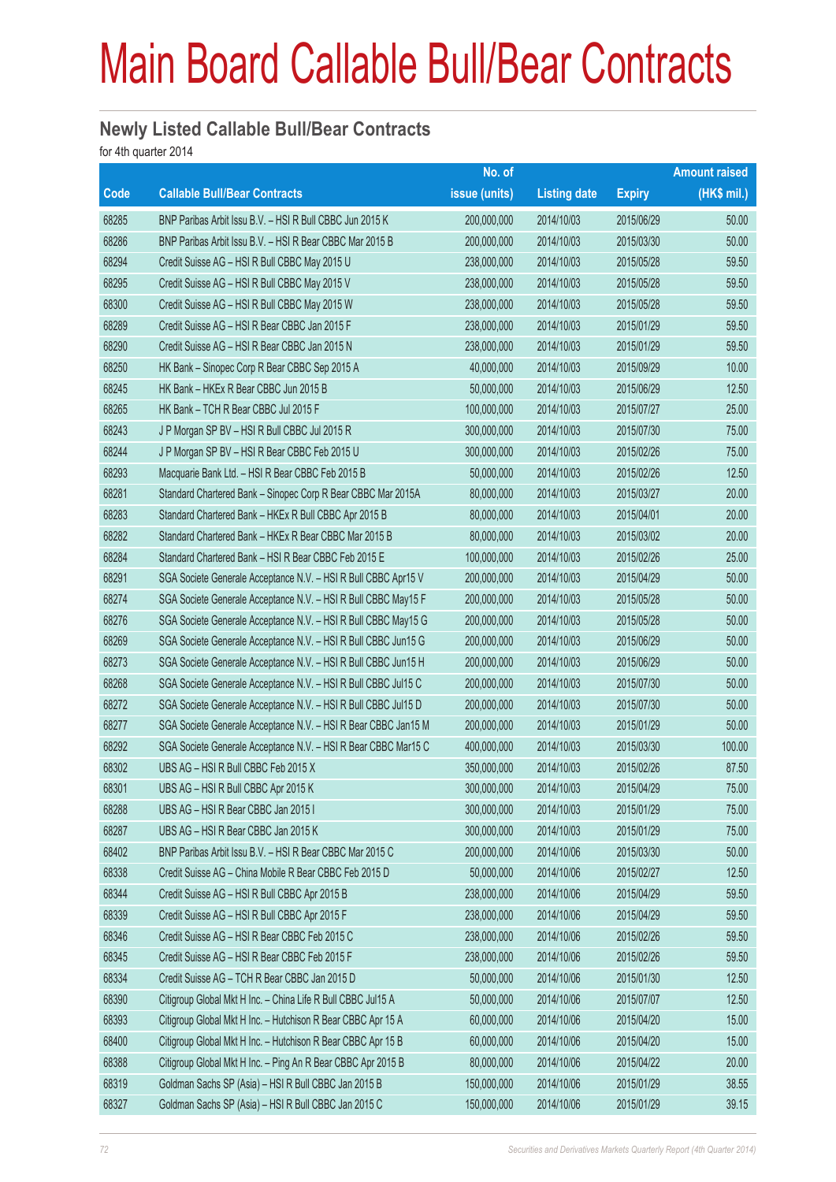# Main Board Callable Bull/Bear Contracts

## Newly Listed Callable Bull/Bear Contracts

for 4th quarter 2014

| Code | Callable Bull/Bear Contracts | No. of issue (units) | Listing date | Expiry | Amount raised (HK$ mil.) |
|---|---|---|---|---|---|
| 68285 | BNP Paribas Arbit Issu B.V. – HSI R Bull CBBC Jun 2015 K | 200,000,000 | 2014/10/03 | 2015/06/29 | 50.00 |
| 68286 | BNP Paribas Arbit Issu B.V. – HSI R Bear CBBC Mar 2015 B | 200,000,000 | 2014/10/03 | 2015/03/30 | 50.00 |
| 68294 | Credit Suisse AG – HSI R Bull CBBC May 2015 U | 238,000,000 | 2014/10/03 | 2015/05/28 | 59.50 |
| 68295 | Credit Suisse AG – HSI R Bull CBBC May 2015 V | 238,000,000 | 2014/10/03 | 2015/05/28 | 59.50 |
| 68300 | Credit Suisse AG – HSI R Bull CBBC May 2015 W | 238,000,000 | 2014/10/03 | 2015/05/28 | 59.50 |
| 68289 | Credit Suisse AG – HSI R Bear CBBC Jan 2015 F | 238,000,000 | 2014/10/03 | 2015/01/29 | 59.50 |
| 68290 | Credit Suisse AG – HSI R Bear CBBC Jan 2015 N | 238,000,000 | 2014/10/03 | 2015/01/29 | 59.50 |
| 68250 | HK Bank – Sinopec Corp R Bear CBBC Sep 2015 A | 40,000,000 | 2014/10/03 | 2015/09/29 | 10.00 |
| 68245 | HK Bank – HKEx R Bear CBBC Jun 2015 B | 50,000,000 | 2014/10/03 | 2015/06/29 | 12.50 |
| 68265 | HK Bank – TCH R Bear CBBC Jul 2015 F | 100,000,000 | 2014/10/03 | 2015/07/27 | 25.00 |
| 68243 | J P Morgan SP BV – HSI R Bull CBBC Jul 2015 R | 300,000,000 | 2014/10/03 | 2015/07/30 | 75.00 |
| 68244 | J P Morgan SP BV – HSI R Bear CBBC Feb 2015 U | 300,000,000 | 2014/10/03 | 2015/02/26 | 75.00 |
| 68293 | Macquarie Bank Ltd. – HSI R Bear CBBC Feb 2015 B | 50,000,000 | 2014/10/03 | 2015/02/26 | 12.50 |
| 68281 | Standard Chartered Bank – Sinopec Corp R Bear CBBC Mar 2015A | 80,000,000 | 2014/10/03 | 2015/03/27 | 20.00 |
| 68283 | Standard Chartered Bank – HKEx R Bull CBBC Apr 2015 B | 80,000,000 | 2014/10/03 | 2015/04/01 | 20.00 |
| 68282 | Standard Chartered Bank – HKEx R Bear CBBC Mar 2015 B | 80,000,000 | 2014/10/03 | 2015/03/02 | 20.00 |
| 68284 | Standard Chartered Bank – HSI R Bear CBBC Feb 2015 E | 100,000,000 | 2014/10/03 | 2015/02/26 | 25.00 |
| 68291 | SGA Societe Generale Acceptance N.V. – HSI R Bull CBBC Apr15 V | 200,000,000 | 2014/10/03 | 2015/04/29 | 50.00 |
| 68274 | SGA Societe Generale Acceptance N.V. – HSI R Bull CBBC May15 F | 200,000,000 | 2014/10/03 | 2015/05/28 | 50.00 |
| 68276 | SGA Societe Generale Acceptance N.V. – HSI R Bull CBBC May15 G | 200,000,000 | 2014/10/03 | 2015/05/28 | 50.00 |
| 68269 | SGA Societe Generale Acceptance N.V. – HSI R Bull CBBC Jun15 G | 200,000,000 | 2014/10/03 | 2015/06/29 | 50.00 |
| 68273 | SGA Societe Generale Acceptance N.V. – HSI R Bull CBBC Jun15 H | 200,000,000 | 2014/10/03 | 2015/06/29 | 50.00 |
| 68268 | SGA Societe Generale Acceptance N.V. – HSI R Bull CBBC Jul15 C | 200,000,000 | 2014/10/03 | 2015/07/30 | 50.00 |
| 68272 | SGA Societe Generale Acceptance N.V. – HSI R Bull CBBC Jul15 D | 200,000,000 | 2014/10/03 | 2015/07/30 | 50.00 |
| 68277 | SGA Societe Generale Acceptance N.V. – HSI R Bear CBBC Jan15 M | 200,000,000 | 2014/10/03 | 2015/01/29 | 50.00 |
| 68292 | SGA Societe Generale Acceptance N.V. – HSI R Bear CBBC Mar15 C | 400,000,000 | 2014/10/03 | 2015/03/30 | 100.00 |
| 68302 | UBS AG – HSI R Bull CBBC Feb 2015 X | 350,000,000 | 2014/10/03 | 2015/02/26 | 87.50 |
| 68301 | UBS AG – HSI R Bull CBBC Apr 2015 K | 300,000,000 | 2014/10/03 | 2015/04/29 | 75.00 |
| 68288 | UBS AG – HSI R Bear CBBC Jan 2015 I | 300,000,000 | 2014/10/03 | 2015/01/29 | 75.00 |
| 68287 | UBS AG – HSI R Bear CBBC Jan 2015 K | 300,000,000 | 2014/10/03 | 2015/01/29 | 75.00 |
| 68402 | BNP Paribas Arbit Issu B.V. – HSI R Bear CBBC Mar 2015 C | 200,000,000 | 2014/10/06 | 2015/03/30 | 50.00 |
| 68338 | Credit Suisse AG – China Mobile R Bear CBBC Feb 2015 D | 50,000,000 | 2014/10/06 | 2015/02/27 | 12.50 |
| 68344 | Credit Suisse AG – HSI R Bull CBBC Apr 2015 B | 238,000,000 | 2014/10/06 | 2015/04/29 | 59.50 |
| 68339 | Credit Suisse AG – HSI R Bull CBBC Apr 2015 F | 238,000,000 | 2014/10/06 | 2015/04/29 | 59.50 |
| 68346 | Credit Suisse AG – HSI R Bear CBBC Feb 2015 C | 238,000,000 | 2014/10/06 | 2015/02/26 | 59.50 |
| 68345 | Credit Suisse AG – HSI R Bear CBBC Feb 2015 F | 238,000,000 | 2014/10/06 | 2015/02/26 | 59.50 |
| 68334 | Credit Suisse AG – TCH R Bear CBBC Jan 2015 D | 50,000,000 | 2014/10/06 | 2015/01/30 | 12.50 |
| 68390 | Citigroup Global Mkt H Inc. – China Life R Bull CBBC Jul15 A | 50,000,000 | 2014/10/06 | 2015/07/07 | 12.50 |
| 68393 | Citigroup Global Mkt H Inc. – Hutchison R Bear CBBC Apr 15 A | 60,000,000 | 2014/10/06 | 2015/04/20 | 15.00 |
| 68400 | Citigroup Global Mkt H Inc. – Hutchison R Bear CBBC Apr 15 B | 60,000,000 | 2014/10/06 | 2015/04/20 | 15.00 |
| 68388 | Citigroup Global Mkt H Inc. – Ping An R Bear CBBC Apr 2015 B | 80,000,000 | 2014/10/06 | 2015/04/22 | 20.00 |
| 68319 | Goldman Sachs SP (Asia) – HSI R Bull CBBC Jan 2015 B | 150,000,000 | 2014/10/06 | 2015/01/29 | 38.55 |
| 68327 | Goldman Sachs SP (Asia) – HSI R Bull CBBC Jan 2015 C | 150,000,000 | 2014/10/06 | 2015/01/29 | 39.15 |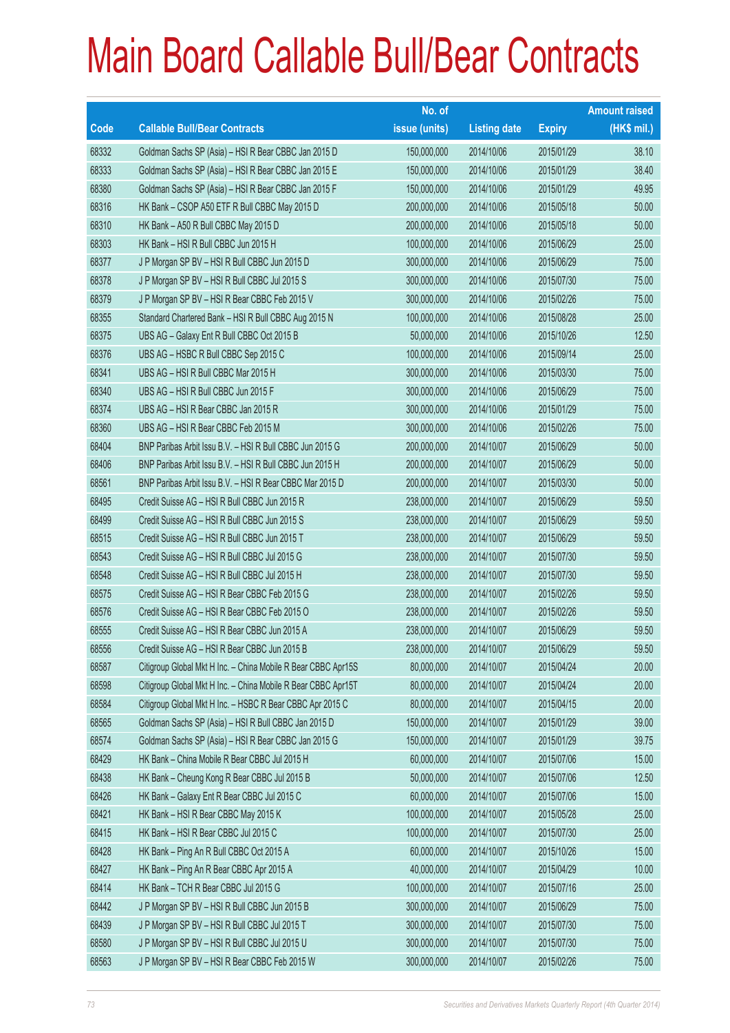# Main Board Callable Bull/Bear Contracts

| Code | Callable Bull/Bear Contracts | No. of issue (units) | Listing date | Expiry | Amount raised (HK$ mil.) |
|---|---|---|---|---|---|
| 68332 | Goldman Sachs SP (Asia) – HSI R Bear CBBC Jan 2015 D | 150,000,000 | 2014/10/06 | 2015/01/29 | 38.10 |
| 68333 | Goldman Sachs SP (Asia) – HSI R Bear CBBC Jan 2015 E | 150,000,000 | 2014/10/06 | 2015/01/29 | 38.40 |
| 68380 | Goldman Sachs SP (Asia) – HSI R Bear CBBC Jan 2015 F | 150,000,000 | 2014/10/06 | 2015/01/29 | 49.95 |
| 68316 | HK Bank – CSOP A50 ETF R Bull CBBC May 2015 D | 200,000,000 | 2014/10/06 | 2015/05/18 | 50.00 |
| 68310 | HK Bank – A50 R Bull CBBC May 2015 D | 200,000,000 | 2014/10/06 | 2015/05/18 | 50.00 |
| 68303 | HK Bank – HSI R Bull CBBC Jun 2015 H | 100,000,000 | 2014/10/06 | 2015/06/29 | 25.00 |
| 68377 | J P Morgan SP BV – HSI R Bull CBBC Jun 2015 D | 300,000,000 | 2014/10/06 | 2015/06/29 | 75.00 |
| 68378 | J P Morgan SP BV – HSI R Bull CBBC Jul 2015 S | 300,000,000 | 2014/10/06 | 2015/07/30 | 75.00 |
| 68379 | J P Morgan SP BV – HSI R Bear CBBC Feb 2015 V | 300,000,000 | 2014/10/06 | 2015/02/26 | 75.00 |
| 68355 | Standard Chartered Bank – HSI R Bull CBBC Aug 2015 N | 100,000,000 | 2014/10/06 | 2015/08/28 | 25.00 |
| 68375 | UBS AG – Galaxy Ent R Bull CBBC Oct 2015 B | 50,000,000 | 2014/10/06 | 2015/10/26 | 12.50 |
| 68376 | UBS AG – HSBC R Bull CBBC Sep 2015 C | 100,000,000 | 2014/10/06 | 2015/09/14 | 25.00 |
| 68341 | UBS AG – HSI R Bull CBBC Mar 2015 H | 300,000,000 | 2014/10/06 | 2015/03/30 | 75.00 |
| 68340 | UBS AG – HSI R Bull CBBC Jun 2015 F | 300,000,000 | 2014/10/06 | 2015/06/29 | 75.00 |
| 68374 | UBS AG – HSI R Bear CBBC Jan 2015 R | 300,000,000 | 2014/10/06 | 2015/01/29 | 75.00 |
| 68360 | UBS AG – HSI R Bear CBBC Feb 2015 M | 300,000,000 | 2014/10/06 | 2015/02/26 | 75.00 |
| 68404 | BNP Paribas Arbit Issu B.V. – HSI R Bull CBBC Jun 2015 G | 200,000,000 | 2014/10/07 | 2015/06/29 | 50.00 |
| 68406 | BNP Paribas Arbit Issu B.V. – HSI R Bull CBBC Jun 2015 H | 200,000,000 | 2014/10/07 | 2015/06/29 | 50.00 |
| 68561 | BNP Paribas Arbit Issu B.V. – HSI R Bear CBBC Mar 2015 D | 200,000,000 | 2014/10/07 | 2015/03/30 | 50.00 |
| 68495 | Credit Suisse AG – HSI R Bull CBBC Jun 2015 R | 238,000,000 | 2014/10/07 | 2015/06/29 | 59.50 |
| 68499 | Credit Suisse AG – HSI R Bull CBBC Jun 2015 S | 238,000,000 | 2014/10/07 | 2015/06/29 | 59.50 |
| 68515 | Credit Suisse AG – HSI R Bull CBBC Jun 2015 T | 238,000,000 | 2014/10/07 | 2015/06/29 | 59.50 |
| 68543 | Credit Suisse AG – HSI R Bull CBBC Jul 2015 G | 238,000,000 | 2014/10/07 | 2015/07/30 | 59.50 |
| 68548 | Credit Suisse AG – HSI R Bull CBBC Jul 2015 H | 238,000,000 | 2014/10/07 | 2015/07/30 | 59.50 |
| 68575 | Credit Suisse AG – HSI R Bear CBBC Feb 2015 G | 238,000,000 | 2014/10/07 | 2015/02/26 | 59.50 |
| 68576 | Credit Suisse AG – HSI R Bear CBBC Feb 2015 O | 238,000,000 | 2014/10/07 | 2015/02/26 | 59.50 |
| 68555 | Credit Suisse AG – HSI R Bear CBBC Jun 2015 A | 238,000,000 | 2014/10/07 | 2015/06/29 | 59.50 |
| 68556 | Credit Suisse AG – HSI R Bear CBBC Jun 2015 B | 238,000,000 | 2014/10/07 | 2015/06/29 | 59.50 |
| 68587 | Citigroup Global Mkt H Inc. – China Mobile R Bear CBBC Apr15S | 80,000,000 | 2014/10/07 | 2015/04/24 | 20.00 |
| 68598 | Citigroup Global Mkt H Inc. – China Mobile R Bear CBBC Apr15T | 80,000,000 | 2014/10/07 | 2015/04/24 | 20.00 |
| 68584 | Citigroup Global Mkt H Inc. – HSBC R Bear CBBC Apr 2015 C | 80,000,000 | 2014/10/07 | 2015/04/15 | 20.00 |
| 68565 | Goldman Sachs SP (Asia) – HSI R Bull CBBC Jan 2015 D | 150,000,000 | 2014/10/07 | 2015/01/29 | 39.00 |
| 68574 | Goldman Sachs SP (Asia) – HSI R Bear CBBC Jan 2015 G | 150,000,000 | 2014/10/07 | 2015/01/29 | 39.75 |
| 68429 | HK Bank – China Mobile R Bear CBBC Jul 2015 H | 60,000,000 | 2014/10/07 | 2015/07/06 | 15.00 |
| 68438 | HK Bank – Cheung Kong R Bear CBBC Jul 2015 B | 50,000,000 | 2014/10/07 | 2015/07/06 | 12.50 |
| 68426 | HK Bank – Galaxy Ent R Bear CBBC Jul 2015 C | 60,000,000 | 2014/10/07 | 2015/07/06 | 15.00 |
| 68421 | HK Bank – HSI R Bear CBBC May 2015 K | 100,000,000 | 2014/10/07 | 2015/05/28 | 25.00 |
| 68415 | HK Bank – HSI R Bear CBBC Jul 2015 C | 100,000,000 | 2014/10/07 | 2015/07/30 | 25.00 |
| 68428 | HK Bank – Ping An R Bull CBBC Oct 2015 A | 60,000,000 | 2014/10/07 | 2015/10/26 | 15.00 |
| 68427 | HK Bank – Ping An R Bear CBBC Apr 2015 A | 40,000,000 | 2014/10/07 | 2015/04/29 | 10.00 |
| 68414 | HK Bank – TCH R Bear CBBC Jul 2015 G | 100,000,000 | 2014/10/07 | 2015/07/16 | 25.00 |
| 68442 | J P Morgan SP BV – HSI R Bull CBBC Jun 2015 B | 300,000,000 | 2014/10/07 | 2015/06/29 | 75.00 |
| 68439 | J P Morgan SP BV – HSI R Bull CBBC Jul 2015 T | 300,000,000 | 2014/10/07 | 2015/07/30 | 75.00 |
| 68580 | J P Morgan SP BV – HSI R Bull CBBC Jul 2015 U | 300,000,000 | 2014/10/07 | 2015/07/30 | 75.00 |
| 68563 | J P Morgan SP BV – HSI R Bear CBBC Feb 2015 W | 300,000,000 | 2014/10/07 | 2015/02/26 | 75.00 |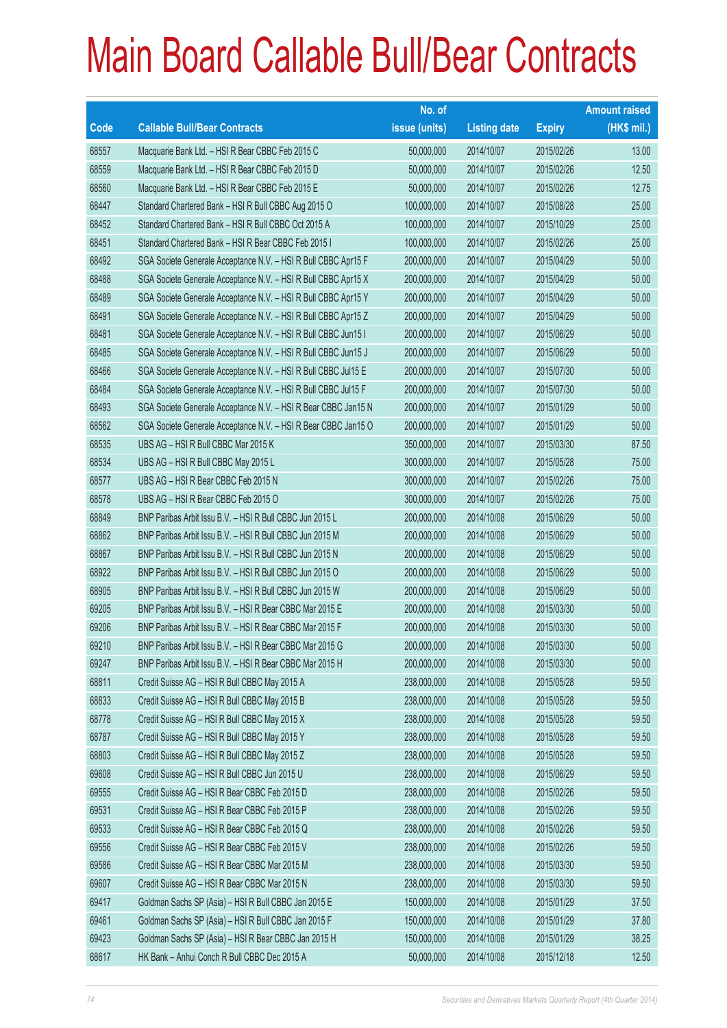# Main Board Callable Bull/Bear Contracts

| Code | Callable Bull/Bear Contracts | No. of issue (units) | Listing date | Expiry | Amount raised (HK$ mil.) |
|---|---|---|---|---|---|
| 68557 | Macquarie Bank Ltd. – HSI R Bear CBBC Feb 2015 C | 50,000,000 | 2014/10/07 | 2015/02/26 | 13.00 |
| 68559 | Macquarie Bank Ltd. – HSI R Bear CBBC Feb 2015 D | 50,000,000 | 2014/10/07 | 2015/02/26 | 12.50 |
| 68560 | Macquarie Bank Ltd. – HSI R Bear CBBC Feb 2015 E | 50,000,000 | 2014/10/07 | 2015/02/26 | 12.75 |
| 68447 | Standard Chartered Bank – HSI R Bull CBBC Aug 2015 O | 100,000,000 | 2014/10/07 | 2015/08/28 | 25.00 |
| 68452 | Standard Chartered Bank – HSI R Bull CBBC Oct 2015 A | 100,000,000 | 2014/10/07 | 2015/10/29 | 25.00 |
| 68451 | Standard Chartered Bank – HSI R Bear CBBC Feb 2015 I | 100,000,000 | 2014/10/07 | 2015/02/26 | 25.00 |
| 68492 | SGA Societe Generale Acceptance N.V. – HSI R Bull CBBC Apr15 F | 200,000,000 | 2014/10/07 | 2015/04/29 | 50.00 |
| 68488 | SGA Societe Generale Acceptance N.V. – HSI R Bull CBBC Apr15 X | 200,000,000 | 2014/10/07 | 2015/04/29 | 50.00 |
| 68489 | SGA Societe Generale Acceptance N.V. – HSI R Bull CBBC Apr15 Y | 200,000,000 | 2014/10/07 | 2015/04/29 | 50.00 |
| 68491 | SGA Societe Generale Acceptance N.V. – HSI R Bull CBBC Apr15 Z | 200,000,000 | 2014/10/07 | 2015/04/29 | 50.00 |
| 68481 | SGA Societe Generale Acceptance N.V. – HSI R Bull CBBC Jun15 I | 200,000,000 | 2014/10/07 | 2015/06/29 | 50.00 |
| 68485 | SGA Societe Generale Acceptance N.V. – HSI R Bull CBBC Jun15 J | 200,000,000 | 2014/10/07 | 2015/06/29 | 50.00 |
| 68466 | SGA Societe Generale Acceptance N.V. – HSI R Bull CBBC Jul15 E | 200,000,000 | 2014/10/07 | 2015/07/30 | 50.00 |
| 68484 | SGA Societe Generale Acceptance N.V. – HSI R Bull CBBC Jul15 F | 200,000,000 | 2014/10/07 | 2015/07/30 | 50.00 |
| 68493 | SGA Societe Generale Acceptance N.V. – HSI R Bear CBBC Jan15 N | 200,000,000 | 2014/10/07 | 2015/01/29 | 50.00 |
| 68562 | SGA Societe Generale Acceptance N.V. – HSI R Bear CBBC Jan15 O | 200,000,000 | 2014/10/07 | 2015/01/29 | 50.00 |
| 68535 | UBS AG – HSI R Bull CBBC Mar 2015 K | 350,000,000 | 2014/10/07 | 2015/03/30 | 87.50 |
| 68534 | UBS AG – HSI R Bull CBBC May 2015 L | 300,000,000 | 2014/10/07 | 2015/05/28 | 75.00 |
| 68577 | UBS AG – HSI R Bear CBBC Feb 2015 N | 300,000,000 | 2014/10/07 | 2015/02/26 | 75.00 |
| 68578 | UBS AG – HSI R Bear CBBC Feb 2015 O | 300,000,000 | 2014/10/07 | 2015/02/26 | 75.00 |
| 68849 | BNP Paribas Arbit Issu B.V. – HSI R Bull CBBC Jun 2015 L | 200,000,000 | 2014/10/08 | 2015/06/29 | 50.00 |
| 68862 | BNP Paribas Arbit Issu B.V. – HSI R Bull CBBC Jun 2015 M | 200,000,000 | 2014/10/08 | 2015/06/29 | 50.00 |
| 68867 | BNP Paribas Arbit Issu B.V. – HSI R Bull CBBC Jun 2015 N | 200,000,000 | 2014/10/08 | 2015/06/29 | 50.00 |
| 68922 | BNP Paribas Arbit Issu B.V. – HSI R Bull CBBC Jun 2015 O | 200,000,000 | 2014/10/08 | 2015/06/29 | 50.00 |
| 68905 | BNP Paribas Arbit Issu B.V. – HSI R Bull CBBC Jun 2015 W | 200,000,000 | 2014/10/08 | 2015/06/29 | 50.00 |
| 69205 | BNP Paribas Arbit Issu B.V. – HSI R Bear CBBC Mar 2015 E | 200,000,000 | 2014/10/08 | 2015/03/30 | 50.00 |
| 69206 | BNP Paribas Arbit Issu B.V. – HSI R Bear CBBC Mar 2015 F | 200,000,000 | 2014/10/08 | 2015/03/30 | 50.00 |
| 69210 | BNP Paribas Arbit Issu B.V. – HSI R Bear CBBC Mar 2015 G | 200,000,000 | 2014/10/08 | 2015/03/30 | 50.00 |
| 69247 | BNP Paribas Arbit Issu B.V. – HSI R Bear CBBC Mar 2015 H | 200,000,000 | 2014/10/08 | 2015/03/30 | 50.00 |
| 68811 | Credit Suisse AG – HSI R Bull CBBC May 2015 A | 238,000,000 | 2014/10/08 | 2015/05/28 | 59.50 |
| 68833 | Credit Suisse AG – HSI R Bull CBBC May 2015 B | 238,000,000 | 2014/10/08 | 2015/05/28 | 59.50 |
| 68778 | Credit Suisse AG – HSI R Bull CBBC May 2015 X | 238,000,000 | 2014/10/08 | 2015/05/28 | 59.50 |
| 68787 | Credit Suisse AG – HSI R Bull CBBC May 2015 Y | 238,000,000 | 2014/10/08 | 2015/05/28 | 59.50 |
| 68803 | Credit Suisse AG – HSI R Bull CBBC May 2015 Z | 238,000,000 | 2014/10/08 | 2015/05/28 | 59.50 |
| 69608 | Credit Suisse AG – HSI R Bull CBBC Jun 2015 U | 238,000,000 | 2014/10/08 | 2015/06/29 | 59.50 |
| 69555 | Credit Suisse AG – HSI R Bear CBBC Feb 2015 D | 238,000,000 | 2014/10/08 | 2015/02/26 | 59.50 |
| 69531 | Credit Suisse AG – HSI R Bear CBBC Feb 2015 P | 238,000,000 | 2014/10/08 | 2015/02/26 | 59.50 |
| 69533 | Credit Suisse AG – HSI R Bear CBBC Feb 2015 Q | 238,000,000 | 2014/10/08 | 2015/02/26 | 59.50 |
| 69556 | Credit Suisse AG – HSI R Bear CBBC Feb 2015 V | 238,000,000 | 2014/10/08 | 2015/02/26 | 59.50 |
| 69586 | Credit Suisse AG – HSI R Bear CBBC Mar 2015 M | 238,000,000 | 2014/10/08 | 2015/03/30 | 59.50 |
| 69607 | Credit Suisse AG – HSI R Bear CBBC Mar 2015 N | 238,000,000 | 2014/10/08 | 2015/03/30 | 59.50 |
| 69417 | Goldman Sachs SP (Asia) – HSI R Bull CBBC Jan 2015 E | 150,000,000 | 2014/10/08 | 2015/01/29 | 37.50 |
| 69461 | Goldman Sachs SP (Asia) – HSI R Bull CBBC Jan 2015 F | 150,000,000 | 2014/10/08 | 2015/01/29 | 37.80 |
| 69423 | Goldman Sachs SP (Asia) – HSI R Bear CBBC Jan 2015 H | 150,000,000 | 2014/10/08 | 2015/01/29 | 38.25 |
| 68617 | HK Bank – Anhui Conch R Bull CBBC Dec 2015 A | 50,000,000 | 2014/10/08 | 2015/12/18 | 12.50 |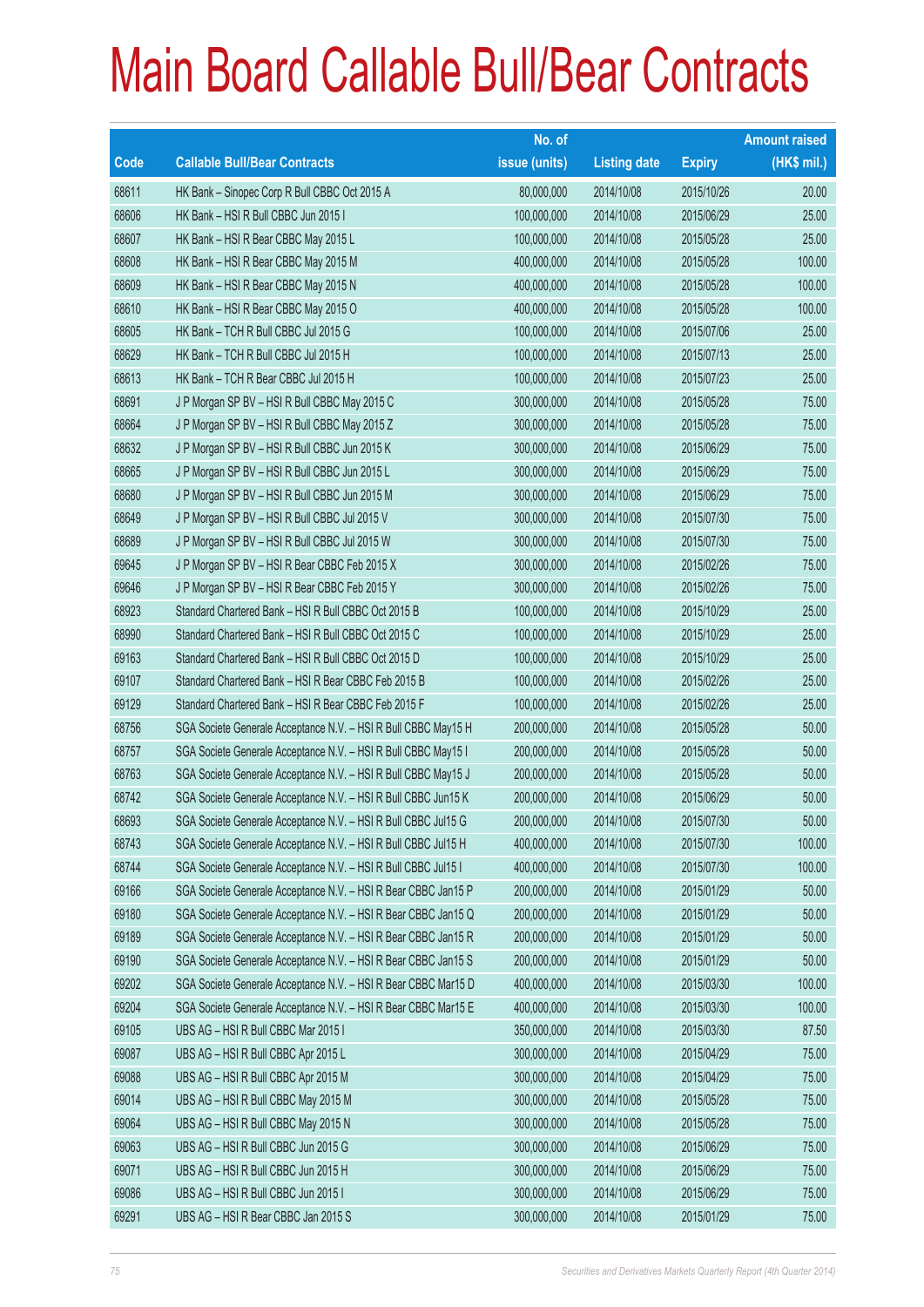# Main Board Callable Bull/Bear Contracts

| Code | Callable Bull/Bear Contracts | No. of issue (units) | Listing date | Expiry | Amount raised (HK$ mil.) |
|---|---|---|---|---|---|
| 68611 | HK Bank – Sinopec Corp R Bull CBBC Oct 2015 A | 80,000,000 | 2014/10/08 | 2015/10/26 | 20.00 |
| 68606 | HK Bank – HSI R Bull CBBC Jun 2015 I | 100,000,000 | 2014/10/08 | 2015/06/29 | 25.00 |
| 68607 | HK Bank – HSI R Bear CBBC May 2015 L | 100,000,000 | 2014/10/08 | 2015/05/28 | 25.00 |
| 68608 | HK Bank – HSI R Bear CBBC May 2015 M | 400,000,000 | 2014/10/08 | 2015/05/28 | 100.00 |
| 68609 | HK Bank – HSI R Bear CBBC May 2015 N | 400,000,000 | 2014/10/08 | 2015/05/28 | 100.00 |
| 68610 | HK Bank – HSI R Bear CBBC May 2015 O | 400,000,000 | 2014/10/08 | 2015/05/28 | 100.00 |
| 68605 | HK Bank – TCH R Bull CBBC Jul 2015 G | 100,000,000 | 2014/10/08 | 2015/07/06 | 25.00 |
| 68629 | HK Bank – TCH R Bull CBBC Jul 2015 H | 100,000,000 | 2014/10/08 | 2015/07/13 | 25.00 |
| 68613 | HK Bank – TCH R Bear CBBC Jul 2015 H | 100,000,000 | 2014/10/08 | 2015/07/23 | 25.00 |
| 68691 | J P Morgan SP BV – HSI R Bull CBBC May 2015 C | 300,000,000 | 2014/10/08 | 2015/05/28 | 75.00 |
| 68664 | J P Morgan SP BV – HSI R Bull CBBC May 2015 Z | 300,000,000 | 2014/10/08 | 2015/05/28 | 75.00 |
| 68632 | J P Morgan SP BV – HSI R Bull CBBC Jun 2015 K | 300,000,000 | 2014/10/08 | 2015/06/29 | 75.00 |
| 68665 | J P Morgan SP BV – HSI R Bull CBBC Jun 2015 L | 300,000,000 | 2014/10/08 | 2015/06/29 | 75.00 |
| 68680 | J P Morgan SP BV – HSI R Bull CBBC Jun 2015 M | 300,000,000 | 2014/10/08 | 2015/06/29 | 75.00 |
| 68649 | J P Morgan SP BV – HSI R Bull CBBC Jul 2015 V | 300,000,000 | 2014/10/08 | 2015/07/30 | 75.00 |
| 68689 | J P Morgan SP BV – HSI R Bull CBBC Jul 2015 W | 300,000,000 | 2014/10/08 | 2015/07/30 | 75.00 |
| 69645 | J P Morgan SP BV – HSI R Bear CBBC Feb 2015 X | 300,000,000 | 2014/10/08 | 2015/02/26 | 75.00 |
| 69646 | J P Morgan SP BV – HSI R Bear CBBC Feb 2015 Y | 300,000,000 | 2014/10/08 | 2015/02/26 | 75.00 |
| 68923 | Standard Chartered Bank – HSI R Bull CBBC Oct 2015 B | 100,000,000 | 2014/10/08 | 2015/10/29 | 25.00 |
| 68990 | Standard Chartered Bank – HSI R Bull CBBC Oct 2015 C | 100,000,000 | 2014/10/08 | 2015/10/29 | 25.00 |
| 69163 | Standard Chartered Bank – HSI R Bull CBBC Oct 2015 D | 100,000,000 | 2014/10/08 | 2015/10/29 | 25.00 |
| 69107 | Standard Chartered Bank – HSI R Bear CBBC Feb 2015 B | 100,000,000 | 2014/10/08 | 2015/02/26 | 25.00 |
| 69129 | Standard Chartered Bank – HSI R Bear CBBC Feb 2015 F | 100,000,000 | 2014/10/08 | 2015/02/26 | 25.00 |
| 68756 | SGA Societe Generale Acceptance N.V. – HSI R Bull CBBC May15 H | 200,000,000 | 2014/10/08 | 2015/05/28 | 50.00 |
| 68757 | SGA Societe Generale Acceptance N.V. – HSI R Bull CBBC May15 I | 200,000,000 | 2014/10/08 | 2015/05/28 | 50.00 |
| 68763 | SGA Societe Generale Acceptance N.V. – HSI R Bull CBBC May15 J | 200,000,000 | 2014/10/08 | 2015/05/28 | 50.00 |
| 68742 | SGA Societe Generale Acceptance N.V. – HSI R Bull CBBC Jun15 K | 200,000,000 | 2014/10/08 | 2015/06/29 | 50.00 |
| 68693 | SGA Societe Generale Acceptance N.V. – HSI R Bull CBBC Jul15 G | 200,000,000 | 2014/10/08 | 2015/07/30 | 50.00 |
| 68743 | SGA Societe Generale Acceptance N.V. – HSI R Bull CBBC Jul15 H | 400,000,000 | 2014/10/08 | 2015/07/30 | 100.00 |
| 68744 | SGA Societe Generale Acceptance N.V. – HSI R Bull CBBC Jul15 I | 400,000,000 | 2014/10/08 | 2015/07/30 | 100.00 |
| 69166 | SGA Societe Generale Acceptance N.V. – HSI R Bear CBBC Jan15 P | 200,000,000 | 2014/10/08 | 2015/01/29 | 50.00 |
| 69180 | SGA Societe Generale Acceptance N.V. – HSI R Bear CBBC Jan15 Q | 200,000,000 | 2014/10/08 | 2015/01/29 | 50.00 |
| 69189 | SGA Societe Generale Acceptance N.V. – HSI R Bear CBBC Jan15 R | 200,000,000 | 2014/10/08 | 2015/01/29 | 50.00 |
| 69190 | SGA Societe Generale Acceptance N.V. – HSI R Bear CBBC Jan15 S | 200,000,000 | 2014/10/08 | 2015/01/29 | 50.00 |
| 69202 | SGA Societe Generale Acceptance N.V. – HSI R Bear CBBC Mar15 D | 400,000,000 | 2014/10/08 | 2015/03/30 | 100.00 |
| 69204 | SGA Societe Generale Acceptance N.V. – HSI R Bear CBBC Mar15 E | 400,000,000 | 2014/10/08 | 2015/03/30 | 100.00 |
| 69105 | UBS AG – HSI R Bull CBBC Mar 2015 I | 350,000,000 | 2014/10/08 | 2015/03/30 | 87.50 |
| 69087 | UBS AG – HSI R Bull CBBC Apr 2015 L | 300,000,000 | 2014/10/08 | 2015/04/29 | 75.00 |
| 69088 | UBS AG – HSI R Bull CBBC Apr 2015 M | 300,000,000 | 2014/10/08 | 2015/04/29 | 75.00 |
| 69014 | UBS AG – HSI R Bull CBBC May 2015 M | 300,000,000 | 2014/10/08 | 2015/05/28 | 75.00 |
| 69064 | UBS AG – HSI R Bull CBBC May 2015 N | 300,000,000 | 2014/10/08 | 2015/05/28 | 75.00 |
| 69063 | UBS AG – HSI R Bull CBBC Jun 2015 G | 300,000,000 | 2014/10/08 | 2015/06/29 | 75.00 |
| 69071 | UBS AG – HSI R Bull CBBC Jun 2015 H | 300,000,000 | 2014/10/08 | 2015/06/29 | 75.00 |
| 69086 | UBS AG – HSI R Bull CBBC Jun 2015 I | 300,000,000 | 2014/10/08 | 2015/06/29 | 75.00 |
| 69291 | UBS AG – HSI R Bear CBBC Jan 2015 S | 300,000,000 | 2014/10/08 | 2015/01/29 | 75.00 |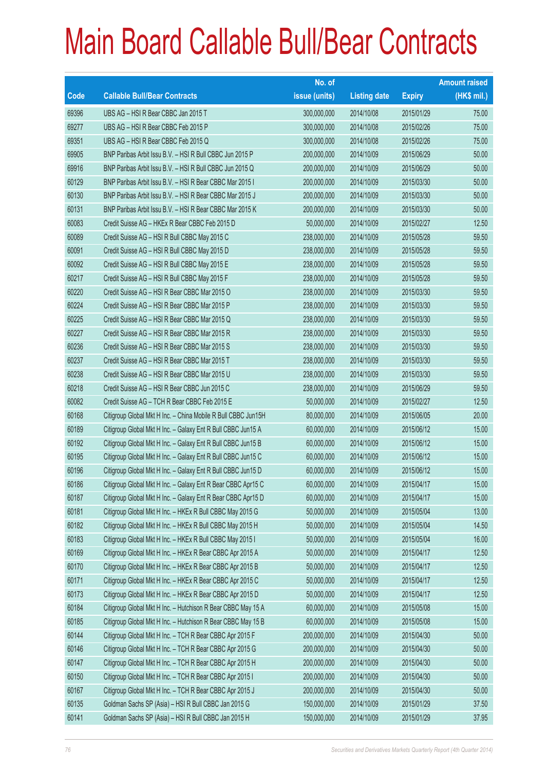# Main Board Callable Bull/Bear Contracts

| Code | Callable Bull/Bear Contracts | No. of issue (units) | Listing date | Expiry | Amount raised (HK$ mil.) |
|---|---|---|---|---|---|
| 69396 | UBS AG – HSI R Bear CBBC Jan 2015 T | 300,000,000 | 2014/10/08 | 2015/01/29 | 75.00 |
| 69277 | UBS AG – HSI R Bear CBBC Feb 2015 P | 300,000,000 | 2014/10/08 | 2015/02/26 | 75.00 |
| 69351 | UBS AG – HSI R Bear CBBC Feb 2015 Q | 300,000,000 | 2014/10/08 | 2015/02/26 | 75.00 |
| 69905 | BNP Paribas Arbit Issu B.V. – HSI R Bull CBBC Jun 2015 P | 200,000,000 | 2014/10/09 | 2015/06/29 | 50.00 |
| 69916 | BNP Paribas Arbit Issu B.V. – HSI R Bull CBBC Jun 2015 Q | 200,000,000 | 2014/10/09 | 2015/06/29 | 50.00 |
| 60129 | BNP Paribas Arbit Issu B.V. – HSI R Bear CBBC Mar 2015 I | 200,000,000 | 2014/10/09 | 2015/03/30 | 50.00 |
| 60130 | BNP Paribas Arbit Issu B.V. – HSI R Bear CBBC Mar 2015 J | 200,000,000 | 2014/10/09 | 2015/03/30 | 50.00 |
| 60131 | BNP Paribas Arbit Issu B.V. – HSI R Bear CBBC Mar 2015 K | 200,000,000 | 2014/10/09 | 2015/03/30 | 50.00 |
| 60083 | Credit Suisse AG – HKEx R Bear CBBC Feb 2015 D | 50,000,000 | 2014/10/09 | 2015/02/27 | 12.50 |
| 60089 | Credit Suisse AG – HSI R Bull CBBC May 2015 C | 238,000,000 | 2014/10/09 | 2015/05/28 | 59.50 |
| 60091 | Credit Suisse AG – HSI R Bull CBBC May 2015 D | 238,000,000 | 2014/10/09 | 2015/05/28 | 59.50 |
| 60092 | Credit Suisse AG – HSI R Bull CBBC May 2015 E | 238,000,000 | 2014/10/09 | 2015/05/28 | 59.50 |
| 60217 | Credit Suisse AG – HSI R Bull CBBC May 2015 F | 238,000,000 | 2014/10/09 | 2015/05/28 | 59.50 |
| 60220 | Credit Suisse AG – HSI R Bear CBBC Mar 2015 O | 238,000,000 | 2014/10/09 | 2015/03/30 | 59.50 |
| 60224 | Credit Suisse AG – HSI R Bear CBBC Mar 2015 P | 238,000,000 | 2014/10/09 | 2015/03/30 | 59.50 |
| 60225 | Credit Suisse AG – HSI R Bear CBBC Mar 2015 Q | 238,000,000 | 2014/10/09 | 2015/03/30 | 59.50 |
| 60227 | Credit Suisse AG – HSI R Bear CBBC Mar 2015 R | 238,000,000 | 2014/10/09 | 2015/03/30 | 59.50 |
| 60236 | Credit Suisse AG – HSI R Bear CBBC Mar 2015 S | 238,000,000 | 2014/10/09 | 2015/03/30 | 59.50 |
| 60237 | Credit Suisse AG – HSI R Bear CBBC Mar 2015 T | 238,000,000 | 2014/10/09 | 2015/03/30 | 59.50 |
| 60238 | Credit Suisse AG – HSI R Bear CBBC Mar 2015 U | 238,000,000 | 2014/10/09 | 2015/03/30 | 59.50 |
| 60218 | Credit Suisse AG – HSI R Bear CBBC Jun 2015 C | 238,000,000 | 2014/10/09 | 2015/06/29 | 59.50 |
| 60082 | Credit Suisse AG – TCH R Bear CBBC Feb 2015 E | 50,000,000 | 2014/10/09 | 2015/02/27 | 12.50 |
| 60168 | Citigroup Global Mkt H Inc. – China Mobile R Bull CBBC Jun15H | 80,000,000 | 2014/10/09 | 2015/06/05 | 20.00 |
| 60189 | Citigroup Global Mkt H Inc. – Galaxy Ent R Bull CBBC Jun15 A | 60,000,000 | 2014/10/09 | 2015/06/12 | 15.00 |
| 60192 | Citigroup Global Mkt H Inc. – Galaxy Ent R Bull CBBC Jun15 B | 60,000,000 | 2014/10/09 | 2015/06/12 | 15.00 |
| 60195 | Citigroup Global Mkt H Inc. – Galaxy Ent R Bull CBBC Jun15 C | 60,000,000 | 2014/10/09 | 2015/06/12 | 15.00 |
| 60196 | Citigroup Global Mkt H Inc. – Galaxy Ent R Bull CBBC Jun15 D | 60,000,000 | 2014/10/09 | 2015/06/12 | 15.00 |
| 60186 | Citigroup Global Mkt H Inc. – Galaxy Ent R Bear CBBC Apr15 C | 60,000,000 | 2014/10/09 | 2015/04/17 | 15.00 |
| 60187 | Citigroup Global Mkt H Inc. – Galaxy Ent R Bear CBBC Apr15 D | 60,000,000 | 2014/10/09 | 2015/04/17 | 15.00 |
| 60181 | Citigroup Global Mkt H Inc. – HKEx R Bull CBBC May 2015 G | 50,000,000 | 2014/10/09 | 2015/05/04 | 13.00 |
| 60182 | Citigroup Global Mkt H Inc. – HKEx R Bull CBBC May 2015 H | 50,000,000 | 2014/10/09 | 2015/05/04 | 14.50 |
| 60183 | Citigroup Global Mkt H Inc. – HKEx R Bull CBBC May 2015 I | 50,000,000 | 2014/10/09 | 2015/05/04 | 16.00 |
| 60169 | Citigroup Global Mkt H Inc. – HKEx R Bear CBBC Apr 2015 A | 50,000,000 | 2014/10/09 | 2015/04/17 | 12.50 |
| 60170 | Citigroup Global Mkt H Inc. – HKEx R Bear CBBC Apr 2015 B | 50,000,000 | 2014/10/09 | 2015/04/17 | 12.50 |
| 60171 | Citigroup Global Mkt H Inc. – HKEx R Bear CBBC Apr 2015 C | 50,000,000 | 2014/10/09 | 2015/04/17 | 12.50 |
| 60173 | Citigroup Global Mkt H Inc. – HKEx R Bear CBBC Apr 2015 D | 50,000,000 | 2014/10/09 | 2015/04/17 | 12.50 |
| 60184 | Citigroup Global Mkt H Inc. – Hutchison R Bear CBBC May 15 A | 60,000,000 | 2014/10/09 | 2015/05/08 | 15.00 |
| 60185 | Citigroup Global Mkt H Inc. – Hutchison R Bear CBBC May 15 B | 60,000,000 | 2014/10/09 | 2015/05/08 | 15.00 |
| 60144 | Citigroup Global Mkt H Inc. – TCH R Bear CBBC Apr 2015 F | 200,000,000 | 2014/10/09 | 2015/04/30 | 50.00 |
| 60146 | Citigroup Global Mkt H Inc. – TCH R Bear CBBC Apr 2015 G | 200,000,000 | 2014/10/09 | 2015/04/30 | 50.00 |
| 60147 | Citigroup Global Mkt H Inc. – TCH R Bear CBBC Apr 2015 H | 200,000,000 | 2014/10/09 | 2015/04/30 | 50.00 |
| 60150 | Citigroup Global Mkt H Inc. – TCH R Bear CBBC Apr 2015 I | 200,000,000 | 2014/10/09 | 2015/04/30 | 50.00 |
| 60167 | Citigroup Global Mkt H Inc. – TCH R Bear CBBC Apr 2015 J | 200,000,000 | 2014/10/09 | 2015/04/30 | 50.00 |
| 60135 | Goldman Sachs SP (Asia) – HSI R Bull CBBC Jan 2015 G | 150,000,000 | 2014/10/09 | 2015/01/29 | 37.50 |
| 60141 | Goldman Sachs SP (Asia) – HSI R Bull CBBC Jan 2015 H | 150,000,000 | 2014/10/09 | 2015/01/29 | 37.95 |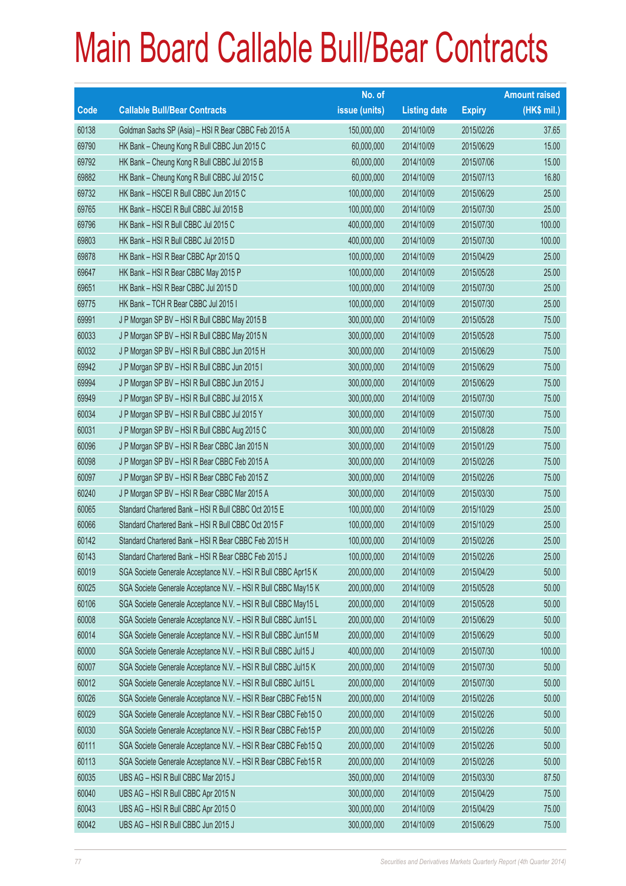# Main Board Callable Bull/Bear Contracts

| Code | Callable Bull/Bear Contracts | No. of issue (units) | Listing date | Expiry | Amount raised (HK$ mil.) |
|---|---|---|---|---|---|
| 60138 | Goldman Sachs SP (Asia) – HSI R Bear CBBC Feb 2015 A | 150,000,000 | 2014/10/09 | 2015/02/26 | 37.65 |
| 69790 | HK Bank – Cheung Kong R Bull CBBC Jun 2015 C | 60,000,000 | 2014/10/09 | 2015/06/29 | 15.00 |
| 69792 | HK Bank – Cheung Kong R Bull CBBC Jul 2015 B | 60,000,000 | 2014/10/09 | 2015/07/06 | 15.00 |
| 69882 | HK Bank – Cheung Kong R Bull CBBC Jul 2015 C | 60,000,000 | 2014/10/09 | 2015/07/13 | 16.80 |
| 69732 | HK Bank – HSCEI R Bull CBBC Jun 2015 C | 100,000,000 | 2014/10/09 | 2015/06/29 | 25.00 |
| 69765 | HK Bank – HSCEI R Bull CBBC Jul 2015 B | 100,000,000 | 2014/10/09 | 2015/07/30 | 25.00 |
| 69796 | HK Bank – HSI R Bull CBBC Jul 2015 C | 400,000,000 | 2014/10/09 | 2015/07/30 | 100.00 |
| 69803 | HK Bank – HSI R Bull CBBC Jul 2015 D | 400,000,000 | 2014/10/09 | 2015/07/30 | 100.00 |
| 69878 | HK Bank – HSI R Bear CBBC Apr 2015 Q | 100,000,000 | 2014/10/09 | 2015/04/29 | 25.00 |
| 69647 | HK Bank – HSI R Bear CBBC May 2015 P | 100,000,000 | 2014/10/09 | 2015/05/28 | 25.00 |
| 69651 | HK Bank – HSI R Bear CBBC Jul 2015 D | 100,000,000 | 2014/10/09 | 2015/07/30 | 25.00 |
| 69775 | HK Bank – TCH R Bear CBBC Jul 2015 I | 100,000,000 | 2014/10/09 | 2015/07/30 | 25.00 |
| 69991 | J P Morgan SP BV – HSI R Bull CBBC May 2015 B | 300,000,000 | 2014/10/09 | 2015/05/28 | 75.00 |
| 60033 | J P Morgan SP BV – HSI R Bull CBBC May 2015 N | 300,000,000 | 2014/10/09 | 2015/05/28 | 75.00 |
| 60032 | J P Morgan SP BV – HSI R Bull CBBC Jun 2015 H | 300,000,000 | 2014/10/09 | 2015/06/29 | 75.00 |
| 69942 | J P Morgan SP BV – HSI R Bull CBBC Jun 2015 I | 300,000,000 | 2014/10/09 | 2015/06/29 | 75.00 |
| 69994 | J P Morgan SP BV – HSI R Bull CBBC Jun 2015 J | 300,000,000 | 2014/10/09 | 2015/06/29 | 75.00 |
| 69949 | J P Morgan SP BV – HSI R Bull CBBC Jul 2015 X | 300,000,000 | 2014/10/09 | 2015/07/30 | 75.00 |
| 60034 | J P Morgan SP BV – HSI R Bull CBBC Jul 2015 Y | 300,000,000 | 2014/10/09 | 2015/07/30 | 75.00 |
| 60031 | J P Morgan SP BV – HSI R Bull CBBC Aug 2015 C | 300,000,000 | 2014/10/09 | 2015/08/28 | 75.00 |
| 60096 | J P Morgan SP BV – HSI R Bear CBBC Jan 2015 N | 300,000,000 | 2014/10/09 | 2015/01/29 | 75.00 |
| 60098 | J P Morgan SP BV – HSI R Bear CBBC Feb 2015 A | 300,000,000 | 2014/10/09 | 2015/02/26 | 75.00 |
| 60097 | J P Morgan SP BV – HSI R Bear CBBC Feb 2015 Z | 300,000,000 | 2014/10/09 | 2015/02/26 | 75.00 |
| 60240 | J P Morgan SP BV – HSI R Bear CBBC Mar 2015 A | 300,000,000 | 2014/10/09 | 2015/03/30 | 75.00 |
| 60065 | Standard Chartered Bank – HSI R Bull CBBC Oct 2015 E | 100,000,000 | 2014/10/09 | 2015/10/29 | 25.00 |
| 60066 | Standard Chartered Bank – HSI R Bull CBBC Oct 2015 F | 100,000,000 | 2014/10/09 | 2015/10/29 | 25.00 |
| 60142 | Standard Chartered Bank – HSI R Bear CBBC Feb 2015 H | 100,000,000 | 2014/10/09 | 2015/02/26 | 25.00 |
| 60143 | Standard Chartered Bank – HSI R Bear CBBC Feb 2015 J | 100,000,000 | 2014/10/09 | 2015/02/26 | 25.00 |
| 60019 | SGA Societe Generale Acceptance N.V. – HSI R Bull CBBC Apr15 K | 200,000,000 | 2014/10/09 | 2015/04/29 | 50.00 |
| 60025 | SGA Societe Generale Acceptance N.V. – HSI R Bull CBBC May15 K | 200,000,000 | 2014/10/09 | 2015/05/28 | 50.00 |
| 60106 | SGA Societe Generale Acceptance N.V. – HSI R Bull CBBC May15 L | 200,000,000 | 2014/10/09 | 2015/05/28 | 50.00 |
| 60008 | SGA Societe Generale Acceptance N.V. – HSI R Bull CBBC Jun15 L | 200,000,000 | 2014/10/09 | 2015/06/29 | 50.00 |
| 60014 | SGA Societe Generale Acceptance N.V. – HSI R Bull CBBC Jun15 M | 200,000,000 | 2014/10/09 | 2015/06/29 | 50.00 |
| 60000 | SGA Societe Generale Acceptance N.V. – HSI R Bull CBBC Jul15 J | 400,000,000 | 2014/10/09 | 2015/07/30 | 100.00 |
| 60007 | SGA Societe Generale Acceptance N.V. – HSI R Bull CBBC Jul15 K | 200,000,000 | 2014/10/09 | 2015/07/30 | 50.00 |
| 60012 | SGA Societe Generale Acceptance N.V. – HSI R Bull CBBC Jul15 L | 200,000,000 | 2014/10/09 | 2015/07/30 | 50.00 |
| 60026 | SGA Societe Generale Acceptance N.V. – HSI R Bear CBBC Feb15 N | 200,000,000 | 2014/10/09 | 2015/02/26 | 50.00 |
| 60029 | SGA Societe Generale Acceptance N.V. – HSI R Bear CBBC Feb15 O | 200,000,000 | 2014/10/09 | 2015/02/26 | 50.00 |
| 60030 | SGA Societe Generale Acceptance N.V. – HSI R Bear CBBC Feb15 P | 200,000,000 | 2014/10/09 | 2015/02/26 | 50.00 |
| 60111 | SGA Societe Generale Acceptance N.V. – HSI R Bear CBBC Feb15 Q | 200,000,000 | 2014/10/09 | 2015/02/26 | 50.00 |
| 60113 | SGA Societe Generale Acceptance N.V. – HSI R Bear CBBC Feb15 R | 200,000,000 | 2014/10/09 | 2015/02/26 | 50.00 |
| 60035 | UBS AG – HSI R Bull CBBC Mar 2015 J | 350,000,000 | 2014/10/09 | 2015/03/30 | 87.50 |
| 60040 | UBS AG – HSI R Bull CBBC Apr 2015 N | 300,000,000 | 2014/10/09 | 2015/04/29 | 75.00 |
| 60043 | UBS AG – HSI R Bull CBBC Apr 2015 O | 300,000,000 | 2014/10/09 | 2015/04/29 | 75.00 |
| 60042 | UBS AG – HSI R Bull CBBC Jun 2015 J | 300,000,000 | 2014/10/09 | 2015/06/29 | 75.00 |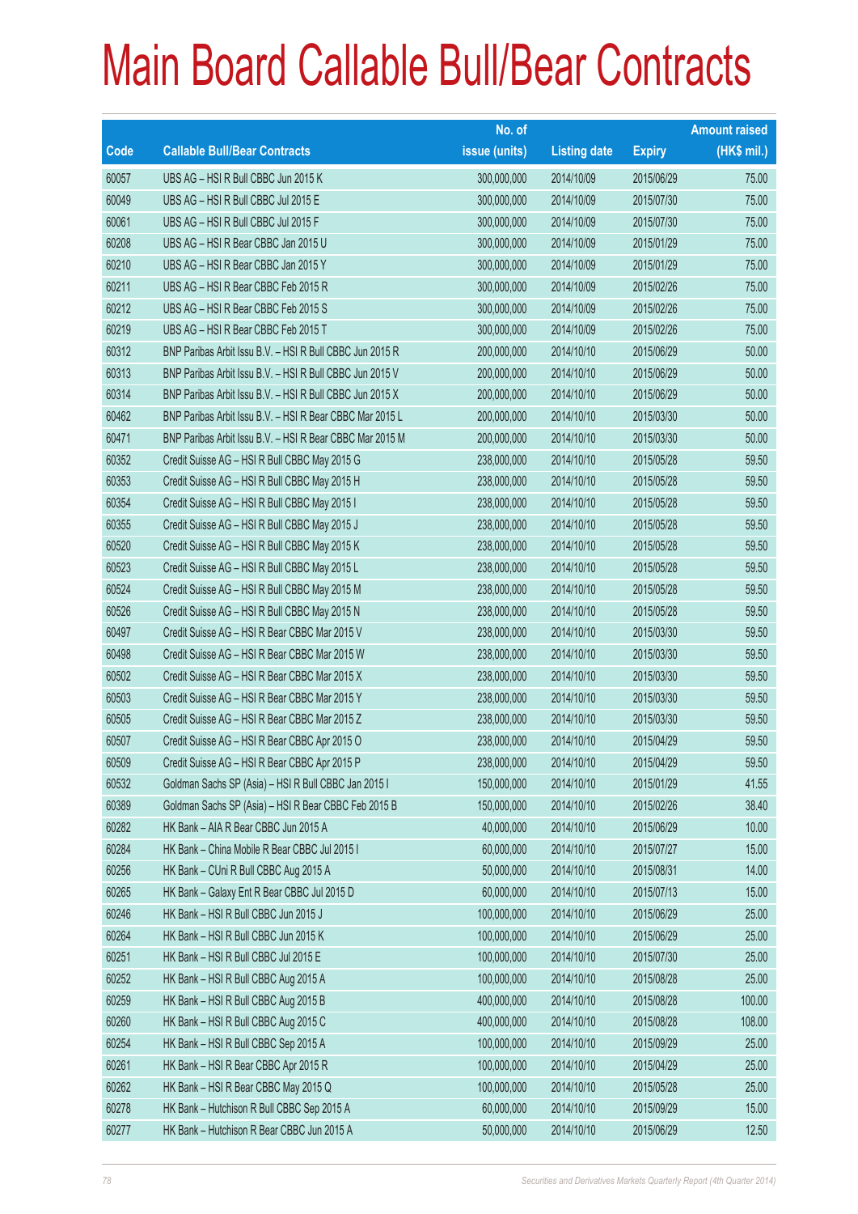# Main Board Callable Bull/Bear Contracts

| Code | Callable Bull/Bear Contracts | No. of issue (units) | Listing date | Expiry | Amount raised (HK$ mil.) |
|---|---|---|---|---|---|
| 60057 | UBS AG – HSI R Bull CBBC Jun 2015 K | 300,000,000 | 2014/10/09 | 2015/06/29 | 75.00 |
| 60049 | UBS AG – HSI R Bull CBBC Jul 2015 E | 300,000,000 | 2014/10/09 | 2015/07/30 | 75.00 |
| 60061 | UBS AG – HSI R Bull CBBC Jul 2015 F | 300,000,000 | 2014/10/09 | 2015/07/30 | 75.00 |
| 60208 | UBS AG – HSI R Bear CBBC Jan 2015 U | 300,000,000 | 2014/10/09 | 2015/01/29 | 75.00 |
| 60210 | UBS AG – HSI R Bear CBBC Jan 2015 Y | 300,000,000 | 2014/10/09 | 2015/01/29 | 75.00 |
| 60211 | UBS AG – HSI R Bear CBBC Feb 2015 R | 300,000,000 | 2014/10/09 | 2015/02/26 | 75.00 |
| 60212 | UBS AG – HSI R Bear CBBC Feb 2015 S | 300,000,000 | 2014/10/09 | 2015/02/26 | 75.00 |
| 60219 | UBS AG – HSI R Bear CBBC Feb 2015 T | 300,000,000 | 2014/10/09 | 2015/02/26 | 75.00 |
| 60312 | BNP Paribas Arbit Issu B.V. – HSI R Bull CBBC Jun 2015 R | 200,000,000 | 2014/10/10 | 2015/06/29 | 50.00 |
| 60313 | BNP Paribas Arbit Issu B.V. – HSI R Bull CBBC Jun 2015 V | 200,000,000 | 2014/10/10 | 2015/06/29 | 50.00 |
| 60314 | BNP Paribas Arbit Issu B.V. – HSI R Bull CBBC Jun 2015 X | 200,000,000 | 2014/10/10 | 2015/06/29 | 50.00 |
| 60462 | BNP Paribas Arbit Issu B.V. – HSI R Bear CBBC Mar 2015 L | 200,000,000 | 2014/10/10 | 2015/03/30 | 50.00 |
| 60471 | BNP Paribas Arbit Issu B.V. – HSI R Bear CBBC Mar 2015 M | 200,000,000 | 2014/10/10 | 2015/03/30 | 50.00 |
| 60352 | Credit Suisse AG – HSI R Bull CBBC May 2015 G | 238,000,000 | 2014/10/10 | 2015/05/28 | 59.50 |
| 60353 | Credit Suisse AG – HSI R Bull CBBC May 2015 H | 238,000,000 | 2014/10/10 | 2015/05/28 | 59.50 |
| 60354 | Credit Suisse AG – HSI R Bull CBBC May 2015 I | 238,000,000 | 2014/10/10 | 2015/05/28 | 59.50 |
| 60355 | Credit Suisse AG – HSI R Bull CBBC May 2015 J | 238,000,000 | 2014/10/10 | 2015/05/28 | 59.50 |
| 60520 | Credit Suisse AG – HSI R Bull CBBC May 2015 K | 238,000,000 | 2014/10/10 | 2015/05/28 | 59.50 |
| 60523 | Credit Suisse AG – HSI R Bull CBBC May 2015 L | 238,000,000 | 2014/10/10 | 2015/05/28 | 59.50 |
| 60524 | Credit Suisse AG – HSI R Bull CBBC May 2015 M | 238,000,000 | 2014/10/10 | 2015/05/28 | 59.50 |
| 60526 | Credit Suisse AG – HSI R Bull CBBC May 2015 N | 238,000,000 | 2014/10/10 | 2015/05/28 | 59.50 |
| 60497 | Credit Suisse AG – HSI R Bear CBBC Mar 2015 V | 238,000,000 | 2014/10/10 | 2015/03/30 | 59.50 |
| 60498 | Credit Suisse AG – HSI R Bear CBBC Mar 2015 W | 238,000,000 | 2014/10/10 | 2015/03/30 | 59.50 |
| 60502 | Credit Suisse AG – HSI R Bear CBBC Mar 2015 X | 238,000,000 | 2014/10/10 | 2015/03/30 | 59.50 |
| 60503 | Credit Suisse AG – HSI R Bear CBBC Mar 2015 Y | 238,000,000 | 2014/10/10 | 2015/03/30 | 59.50 |
| 60505 | Credit Suisse AG – HSI R Bear CBBC Mar 2015 Z | 238,000,000 | 2014/10/10 | 2015/03/30 | 59.50 |
| 60507 | Credit Suisse AG – HSI R Bear CBBC Apr 2015 O | 238,000,000 | 2014/10/10 | 2015/04/29 | 59.50 |
| 60509 | Credit Suisse AG – HSI R Bear CBBC Apr 2015 P | 238,000,000 | 2014/10/10 | 2015/04/29 | 59.50 |
| 60532 | Goldman Sachs SP (Asia) – HSI R Bull CBBC Jan 2015 I | 150,000,000 | 2014/10/10 | 2015/01/29 | 41.55 |
| 60389 | Goldman Sachs SP (Asia) – HSI R Bear CBBC Feb 2015 B | 150,000,000 | 2014/10/10 | 2015/02/26 | 38.40 |
| 60282 | HK Bank – AIA R Bear CBBC Jun 2015 A | 40,000,000 | 2014/10/10 | 2015/06/29 | 10.00 |
| 60284 | HK Bank – China Mobile R Bear CBBC Jul 2015 I | 60,000,000 | 2014/10/10 | 2015/07/27 | 15.00 |
| 60256 | HK Bank – CUni R Bull CBBC Aug 2015 A | 50,000,000 | 2014/10/10 | 2015/08/31 | 14.00 |
| 60265 | HK Bank – Galaxy Ent R Bear CBBC Jul 2015 D | 60,000,000 | 2014/10/10 | 2015/07/13 | 15.00 |
| 60246 | HK Bank – HSI R Bull CBBC Jun 2015 J | 100,000,000 | 2014/10/10 | 2015/06/29 | 25.00 |
| 60264 | HK Bank – HSI R Bull CBBC Jun 2015 K | 100,000,000 | 2014/10/10 | 2015/06/29 | 25.00 |
| 60251 | HK Bank – HSI R Bull CBBC Jul 2015 E | 100,000,000 | 2014/10/10 | 2015/07/30 | 25.00 |
| 60252 | HK Bank – HSI R Bull CBBC Aug 2015 A | 100,000,000 | 2014/10/10 | 2015/08/28 | 25.00 |
| 60259 | HK Bank – HSI R Bull CBBC Aug 2015 B | 400,000,000 | 2014/10/10 | 2015/08/28 | 100.00 |
| 60260 | HK Bank – HSI R Bull CBBC Aug 2015 C | 400,000,000 | 2014/10/10 | 2015/08/28 | 108.00 |
| 60254 | HK Bank – HSI R Bull CBBC Sep 2015 A | 100,000,000 | 2014/10/10 | 2015/09/29 | 25.00 |
| 60261 | HK Bank – HSI R Bear CBBC Apr 2015 R | 100,000,000 | 2014/10/10 | 2015/04/29 | 25.00 |
| 60262 | HK Bank – HSI R Bear CBBC May 2015 Q | 100,000,000 | 2014/10/10 | 2015/05/28 | 25.00 |
| 60278 | HK Bank – Hutchison R Bull CBBC Sep 2015 A | 60,000,000 | 2014/10/10 | 2015/09/29 | 15.00 |
| 60277 | HK Bank – Hutchison R Bear CBBC Jun 2015 A | 50,000,000 | 2014/10/10 | 2015/06/29 | 12.50 |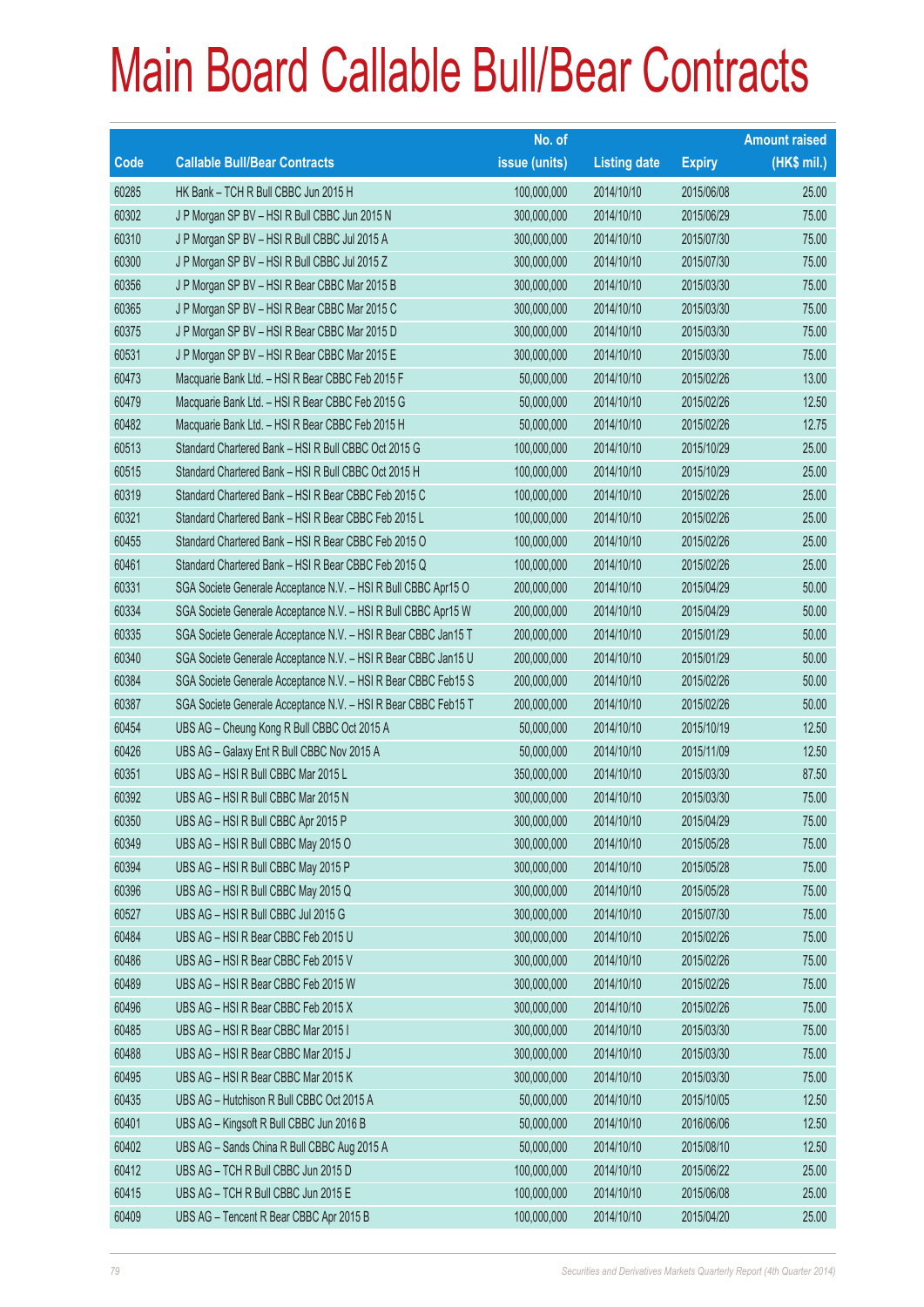# Main Board Callable Bull/Bear Contracts

| Code | Callable Bull/Bear Contracts | No. of issue (units) | Listing date | Expiry | Amount raised (HK$ mil.) |
|---|---|---|---|---|---|
| 60285 | HK Bank – TCH R Bull CBBC Jun 2015 H | 100,000,000 | 2014/10/10 | 2015/06/08 | 25.00 |
| 60302 | J P Morgan SP BV – HSI R Bull CBBC Jun 2015 N | 300,000,000 | 2014/10/10 | 2015/06/29 | 75.00 |
| 60310 | J P Morgan SP BV – HSI R Bull CBBC Jul 2015 A | 300,000,000 | 2014/10/10 | 2015/07/30 | 75.00 |
| 60300 | J P Morgan SP BV – HSI R Bull CBBC Jul 2015 Z | 300,000,000 | 2014/10/10 | 2015/07/30 | 75.00 |
| 60356 | J P Morgan SP BV – HSI R Bear CBBC Mar 2015 B | 300,000,000 | 2014/10/10 | 2015/03/30 | 75.00 |
| 60365 | J P Morgan SP BV – HSI R Bear CBBC Mar 2015 C | 300,000,000 | 2014/10/10 | 2015/03/30 | 75.00 |
| 60375 | J P Morgan SP BV – HSI R Bear CBBC Mar 2015 D | 300,000,000 | 2014/10/10 | 2015/03/30 | 75.00 |
| 60531 | J P Morgan SP BV – HSI R Bear CBBC Mar 2015 E | 300,000,000 | 2014/10/10 | 2015/03/30 | 75.00 |
| 60473 | Macquarie Bank Ltd. – HSI R Bear CBBC Feb 2015 F | 50,000,000 | 2014/10/10 | 2015/02/26 | 13.00 |
| 60479 | Macquarie Bank Ltd. – HSI R Bear CBBC Feb 2015 G | 50,000,000 | 2014/10/10 | 2015/02/26 | 12.50 |
| 60482 | Macquarie Bank Ltd. – HSI R Bear CBBC Feb 2015 H | 50,000,000 | 2014/10/10 | 2015/02/26 | 12.75 |
| 60513 | Standard Chartered Bank – HSI R Bull CBBC Oct 2015 G | 100,000,000 | 2014/10/10 | 2015/10/29 | 25.00 |
| 60515 | Standard Chartered Bank – HSI R Bull CBBC Oct 2015 H | 100,000,000 | 2014/10/10 | 2015/10/29 | 25.00 |
| 60319 | Standard Chartered Bank – HSI R Bear CBBC Feb 2015 C | 100,000,000 | 2014/10/10 | 2015/02/26 | 25.00 |
| 60321 | Standard Chartered Bank – HSI R Bear CBBC Feb 2015 L | 100,000,000 | 2014/10/10 | 2015/02/26 | 25.00 |
| 60455 | Standard Chartered Bank – HSI R Bear CBBC Feb 2015 O | 100,000,000 | 2014/10/10 | 2015/02/26 | 25.00 |
| 60461 | Standard Chartered Bank – HSI R Bear CBBC Feb 2015 Q | 100,000,000 | 2014/10/10 | 2015/02/26 | 25.00 |
| 60331 | SGA Societe Generale Acceptance N.V. – HSI R Bull CBBC Apr15 O | 200,000,000 | 2014/10/10 | 2015/04/29 | 50.00 |
| 60334 | SGA Societe Generale Acceptance N.V. – HSI R Bull CBBC Apr15 W | 200,000,000 | 2014/10/10 | 2015/04/29 | 50.00 |
| 60335 | SGA Societe Generale Acceptance N.V. – HSI R Bear CBBC Jan15 T | 200,000,000 | 2014/10/10 | 2015/01/29 | 50.00 |
| 60340 | SGA Societe Generale Acceptance N.V. – HSI R Bear CBBC Jan15 U | 200,000,000 | 2014/10/10 | 2015/01/29 | 50.00 |
| 60384 | SGA Societe Generale Acceptance N.V. – HSI R Bear CBBC Feb15 S | 200,000,000 | 2014/10/10 | 2015/02/26 | 50.00 |
| 60387 | SGA Societe Generale Acceptance N.V. – HSI R Bear CBBC Feb15 T | 200,000,000 | 2014/10/10 | 2015/02/26 | 50.00 |
| 60454 | UBS AG – Cheung Kong R Bull CBBC Oct 2015 A | 50,000,000 | 2014/10/10 | 2015/10/19 | 12.50 |
| 60426 | UBS AG – Galaxy Ent R Bull CBBC Nov 2015 A | 50,000,000 | 2014/10/10 | 2015/11/09 | 12.50 |
| 60351 | UBS AG – HSI R Bull CBBC Mar 2015 L | 350,000,000 | 2014/10/10 | 2015/03/30 | 87.50 |
| 60392 | UBS AG – HSI R Bull CBBC Mar 2015 N | 300,000,000 | 2014/10/10 | 2015/03/30 | 75.00 |
| 60350 | UBS AG – HSI R Bull CBBC Apr 2015 P | 300,000,000 | 2014/10/10 | 2015/04/29 | 75.00 |
| 60349 | UBS AG – HSI R Bull CBBC May 2015 O | 300,000,000 | 2014/10/10 | 2015/05/28 | 75.00 |
| 60394 | UBS AG – HSI R Bull CBBC May 2015 P | 300,000,000 | 2014/10/10 | 2015/05/28 | 75.00 |
| 60396 | UBS AG – HSI R Bull CBBC May 2015 Q | 300,000,000 | 2014/10/10 | 2015/05/28 | 75.00 |
| 60527 | UBS AG – HSI R Bull CBBC Jul 2015 G | 300,000,000 | 2014/10/10 | 2015/07/30 | 75.00 |
| 60484 | UBS AG – HSI R Bear CBBC Feb 2015 U | 300,000,000 | 2014/10/10 | 2015/02/26 | 75.00 |
| 60486 | UBS AG – HSI R Bear CBBC Feb 2015 V | 300,000,000 | 2014/10/10 | 2015/02/26 | 75.00 |
| 60489 | UBS AG – HSI R Bear CBBC Feb 2015 W | 300,000,000 | 2014/10/10 | 2015/02/26 | 75.00 |
| 60496 | UBS AG – HSI R Bear CBBC Feb 2015 X | 300,000,000 | 2014/10/10 | 2015/02/26 | 75.00 |
| 60485 | UBS AG – HSI R Bear CBBC Mar 2015 I | 300,000,000 | 2014/10/10 | 2015/03/30 | 75.00 |
| 60488 | UBS AG – HSI R Bear CBBC Mar 2015 J | 300,000,000 | 2014/10/10 | 2015/03/30 | 75.00 |
| 60495 | UBS AG – HSI R Bear CBBC Mar 2015 K | 300,000,000 | 2014/10/10 | 2015/03/30 | 75.00 |
| 60435 | UBS AG – Hutchison R Bull CBBC Oct 2015 A | 50,000,000 | 2014/10/10 | 2015/10/05 | 12.50 |
| 60401 | UBS AG – Kingsoft R Bull CBBC Jun 2016 B | 50,000,000 | 2014/10/10 | 2016/06/06 | 12.50 |
| 60402 | UBS AG – Sands China R Bull CBBC Aug 2015 A | 50,000,000 | 2014/10/10 | 2015/08/10 | 12.50 |
| 60412 | UBS AG – TCH R Bull CBBC Jun 2015 D | 100,000,000 | 2014/10/10 | 2015/06/22 | 25.00 |
| 60415 | UBS AG – TCH R Bull CBBC Jun 2015 E | 100,000,000 | 2014/10/10 | 2015/06/08 | 25.00 |
| 60409 | UBS AG – Tencent R Bear CBBC Apr 2015 B | 100,000,000 | 2014/10/10 | 2015/04/20 | 25.00 |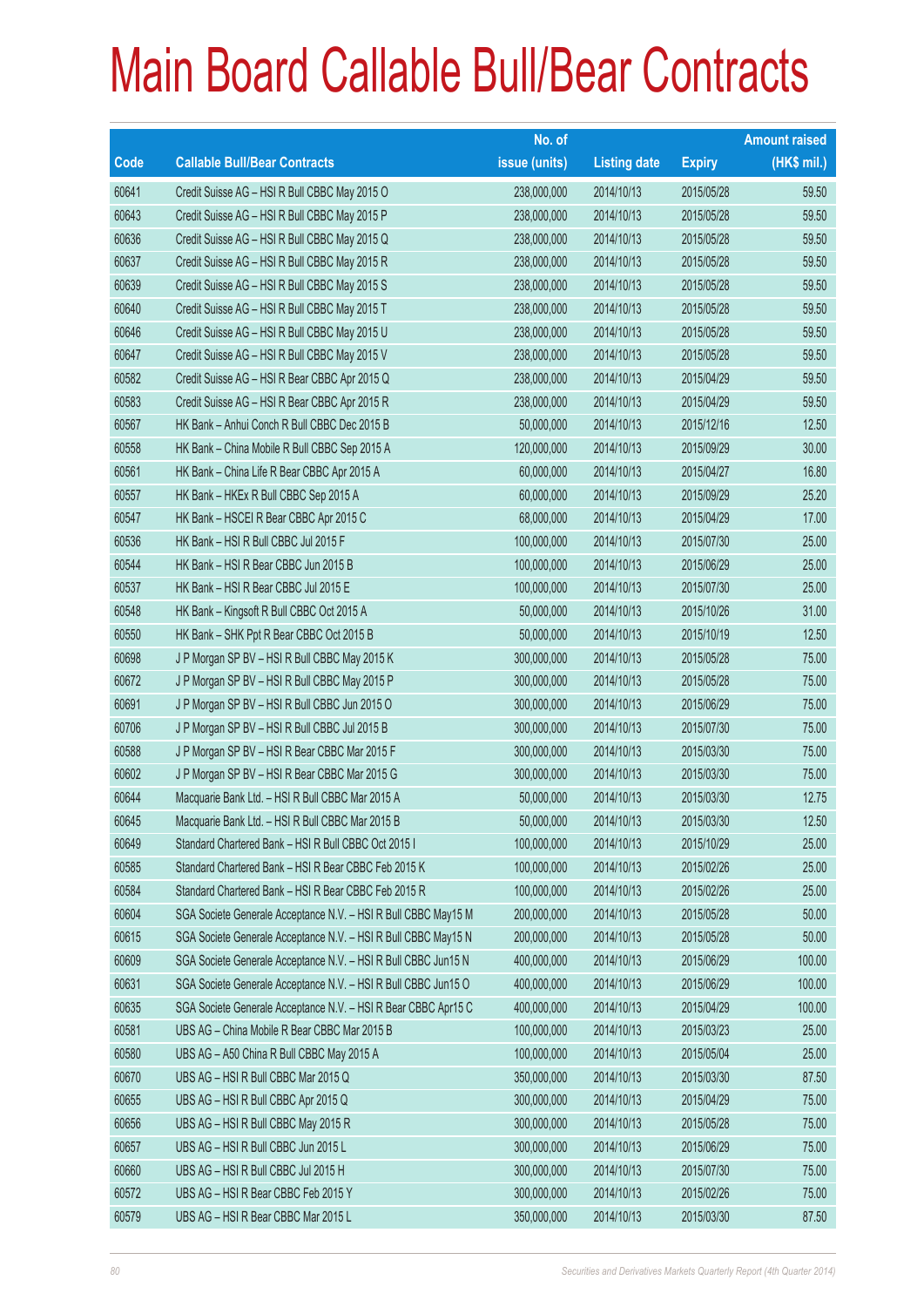# Main Board Callable Bull/Bear Contracts

| Code | Callable Bull/Bear Contracts | No. of issue (units) | Listing date | Expiry | Amount raised (HK$ mil.) |
|---|---|---|---|---|---|
| 60641 | Credit Suisse AG – HSI R Bull CBBC May 2015 O | 238,000,000 | 2014/10/13 | 2015/05/28 | 59.50 |
| 60643 | Credit Suisse AG – HSI R Bull CBBC May 2015 P | 238,000,000 | 2014/10/13 | 2015/05/28 | 59.50 |
| 60636 | Credit Suisse AG – HSI R Bull CBBC May 2015 Q | 238,000,000 | 2014/10/13 | 2015/05/28 | 59.50 |
| 60637 | Credit Suisse AG – HSI R Bull CBBC May 2015 R | 238,000,000 | 2014/10/13 | 2015/05/28 | 59.50 |
| 60639 | Credit Suisse AG – HSI R Bull CBBC May 2015 S | 238,000,000 | 2014/10/13 | 2015/05/28 | 59.50 |
| 60640 | Credit Suisse AG – HSI R Bull CBBC May 2015 T | 238,000,000 | 2014/10/13 | 2015/05/28 | 59.50 |
| 60646 | Credit Suisse AG – HSI R Bull CBBC May 2015 U | 238,000,000 | 2014/10/13 | 2015/05/28 | 59.50 |
| 60647 | Credit Suisse AG – HSI R Bull CBBC May 2015 V | 238,000,000 | 2014/10/13 | 2015/05/28 | 59.50 |
| 60582 | Credit Suisse AG – HSI R Bear CBBC Apr 2015 Q | 238,000,000 | 2014/10/13 | 2015/04/29 | 59.50 |
| 60583 | Credit Suisse AG – HSI R Bear CBBC Apr 2015 R | 238,000,000 | 2014/10/13 | 2015/04/29 | 59.50 |
| 60567 | HK Bank – Anhui Conch R Bull CBBC Dec 2015 B | 50,000,000 | 2014/10/13 | 2015/12/16 | 12.50 |
| 60558 | HK Bank – China Mobile R Bull CBBC Sep 2015 A | 120,000,000 | 2014/10/13 | 2015/09/29 | 30.00 |
| 60561 | HK Bank – China Life R Bear CBBC Apr 2015 A | 60,000,000 | 2014/10/13 | 2015/04/27 | 16.80 |
| 60557 | HK Bank – HKEx R Bull CBBC Sep 2015 A | 60,000,000 | 2014/10/13 | 2015/09/29 | 25.20 |
| 60547 | HK Bank – HSCEI R Bear CBBC Apr 2015 C | 68,000,000 | 2014/10/13 | 2015/04/29 | 17.00 |
| 60536 | HK Bank – HSI R Bull CBBC Jul 2015 F | 100,000,000 | 2014/10/13 | 2015/07/30 | 25.00 |
| 60544 | HK Bank – HSI R Bear CBBC Jun 2015 B | 100,000,000 | 2014/10/13 | 2015/06/29 | 25.00 |
| 60537 | HK Bank – HSI R Bear CBBC Jul 2015 E | 100,000,000 | 2014/10/13 | 2015/07/30 | 25.00 |
| 60548 | HK Bank – Kingsoft R Bull CBBC Oct 2015 A | 50,000,000 | 2014/10/13 | 2015/10/26 | 31.00 |
| 60550 | HK Bank – SHK Ppt R Bear CBBC Oct 2015 B | 50,000,000 | 2014/10/13 | 2015/10/19 | 12.50 |
| 60698 | J P Morgan SP BV – HSI R Bull CBBC May 2015 K | 300,000,000 | 2014/10/13 | 2015/05/28 | 75.00 |
| 60672 | J P Morgan SP BV – HSI R Bull CBBC May 2015 P | 300,000,000 | 2014/10/13 | 2015/05/28 | 75.00 |
| 60691 | J P Morgan SP BV – HSI R Bull CBBC Jun 2015 O | 300,000,000 | 2014/10/13 | 2015/06/29 | 75.00 |
| 60706 | J P Morgan SP BV – HSI R Bull CBBC Jul 2015 B | 300,000,000 | 2014/10/13 | 2015/07/30 | 75.00 |
| 60588 | J P Morgan SP BV – HSI R Bear CBBC Mar 2015 F | 300,000,000 | 2014/10/13 | 2015/03/30 | 75.00 |
| 60602 | J P Morgan SP BV – HSI R Bear CBBC Mar 2015 G | 300,000,000 | 2014/10/13 | 2015/03/30 | 75.00 |
| 60644 | Macquarie Bank Ltd. – HSI R Bull CBBC Mar 2015 A | 50,000,000 | 2014/10/13 | 2015/03/30 | 12.75 |
| 60645 | Macquarie Bank Ltd. – HSI R Bull CBBC Mar 2015 B | 50,000,000 | 2014/10/13 | 2015/03/30 | 12.50 |
| 60649 | Standard Chartered Bank – HSI R Bull CBBC Oct 2015 I | 100,000,000 | 2014/10/13 | 2015/10/29 | 25.00 |
| 60585 | Standard Chartered Bank – HSI R Bear CBBC Feb 2015 K | 100,000,000 | 2014/10/13 | 2015/02/26 | 25.00 |
| 60584 | Standard Chartered Bank – HSI R Bear CBBC Feb 2015 R | 100,000,000 | 2014/10/13 | 2015/02/26 | 25.00 |
| 60604 | SGA Societe Generale Acceptance N.V. – HSI R Bull CBBC May15 M | 200,000,000 | 2014/10/13 | 2015/05/28 | 50.00 |
| 60615 | SGA Societe Generale Acceptance N.V. – HSI R Bull CBBC May15 N | 200,000,000 | 2014/10/13 | 2015/05/28 | 50.00 |
| 60609 | SGA Societe Generale Acceptance N.V. – HSI R Bull CBBC Jun15 N | 400,000,000 | 2014/10/13 | 2015/06/29 | 100.00 |
| 60631 | SGA Societe Generale Acceptance N.V. – HSI R Bull CBBC Jun15 O | 400,000,000 | 2014/10/13 | 2015/06/29 | 100.00 |
| 60635 | SGA Societe Generale Acceptance N.V. – HSI R Bear CBBC Apr15 C | 400,000,000 | 2014/10/13 | 2015/04/29 | 100.00 |
| 60581 | UBS AG – China Mobile R Bear CBBC Mar 2015 B | 100,000,000 | 2014/10/13 | 2015/03/23 | 25.00 |
| 60580 | UBS AG – A50 China R Bull CBBC May 2015 A | 100,000,000 | 2014/10/13 | 2015/05/04 | 25.00 |
| 60670 | UBS AG – HSI R Bull CBBC Mar 2015 Q | 350,000,000 | 2014/10/13 | 2015/03/30 | 87.50 |
| 60655 | UBS AG – HSI R Bull CBBC Apr 2015 Q | 300,000,000 | 2014/10/13 | 2015/04/29 | 75.00 |
| 60656 | UBS AG – HSI R Bull CBBC May 2015 R | 300,000,000 | 2014/10/13 | 2015/05/28 | 75.00 |
| 60657 | UBS AG – HSI R Bull CBBC Jun 2015 L | 300,000,000 | 2014/10/13 | 2015/06/29 | 75.00 |
| 60660 | UBS AG – HSI R Bull CBBC Jul 2015 H | 300,000,000 | 2014/10/13 | 2015/07/30 | 75.00 |
| 60572 | UBS AG – HSI R Bear CBBC Feb 2015 Y | 300,000,000 | 2014/10/13 | 2015/02/26 | 75.00 |
| 60579 | UBS AG – HSI R Bear CBBC Mar 2015 L | 350,000,000 | 2014/10/13 | 2015/03/30 | 87.50 |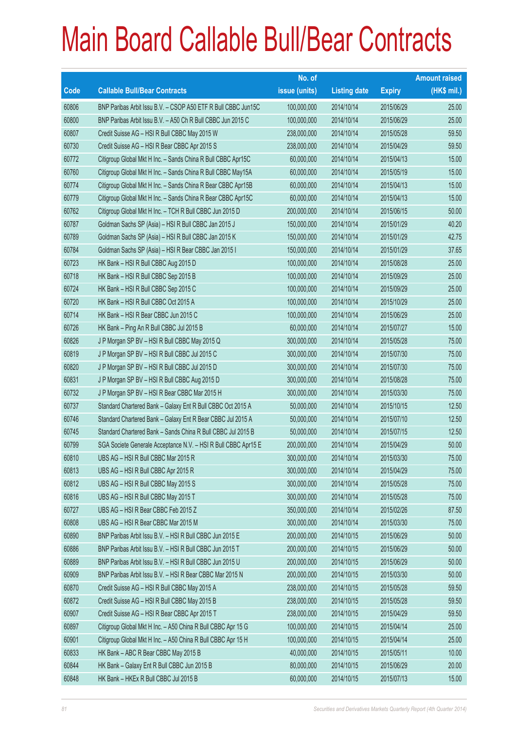# Main Board Callable Bull/Bear Contracts

| Code | Callable Bull/Bear Contracts | No. of issue (units) | Listing date | Expiry | Amount raised (HK$ mil.) |
|---|---|---|---|---|---|
| 60806 | BNP Paribas Arbit Issu B.V. – CSOP A50 ETF R Bull CBBC Jun15C | 100,000,000 | 2014/10/14 | 2015/06/29 | 25.00 |
| 60800 | BNP Paribas Arbit Issu B.V. – A50 Ch R Bull CBBC Jun 2015 C | 100,000,000 | 2014/10/14 | 2015/06/29 | 25.00 |
| 60807 | Credit Suisse AG – HSI R Bull CBBC May 2015 W | 238,000,000 | 2014/10/14 | 2015/05/28 | 59.50 |
| 60730 | Credit Suisse AG – HSI R Bear CBBC Apr 2015 S | 238,000,000 | 2014/10/14 | 2015/04/29 | 59.50 |
| 60772 | Citigroup Global Mkt H Inc. – Sands China R Bull CBBC Apr15C | 60,000,000 | 2014/10/14 | 2015/04/13 | 15.00 |
| 60760 | Citigroup Global Mkt H Inc. – Sands China R Bull CBBC May15A | 60,000,000 | 2014/10/14 | 2015/05/19 | 15.00 |
| 60774 | Citigroup Global Mkt H Inc. – Sands China R Bear CBBC Apr15B | 60,000,000 | 2014/10/14 | 2015/04/13 | 15.00 |
| 60779 | Citigroup Global Mkt H Inc. – Sands China R Bear CBBC Apr15C | 60,000,000 | 2014/10/14 | 2015/04/13 | 15.00 |
| 60762 | Citigroup Global Mkt H Inc. – TCH R Bull CBBC Jun 2015 D | 200,000,000 | 2014/10/14 | 2015/06/15 | 50.00 |
| 60787 | Goldman Sachs SP (Asia) – HSI R Bull CBBC Jan 2015 J | 150,000,000 | 2014/10/14 | 2015/01/29 | 40.20 |
| 60789 | Goldman Sachs SP (Asia) – HSI R Bull CBBC Jan 2015 K | 150,000,000 | 2014/10/14 | 2015/01/29 | 42.75 |
| 60784 | Goldman Sachs SP (Asia) – HSI R Bear CBBC Jan 2015 I | 150,000,000 | 2014/10/14 | 2015/01/29 | 37.65 |
| 60723 | HK Bank – HSI R Bull CBBC Aug 2015 D | 100,000,000 | 2014/10/14 | 2015/08/28 | 25.00 |
| 60718 | HK Bank – HSI R Bull CBBC Sep 2015 B | 100,000,000 | 2014/10/14 | 2015/09/29 | 25.00 |
| 60724 | HK Bank – HSI R Bull CBBC Sep 2015 C | 100,000,000 | 2014/10/14 | 2015/09/29 | 25.00 |
| 60720 | HK Bank – HSI R Bull CBBC Oct 2015 A | 100,000,000 | 2014/10/14 | 2015/10/29 | 25.00 |
| 60714 | HK Bank – HSI R Bear CBBC Jun 2015 C | 100,000,000 | 2014/10/14 | 2015/06/29 | 25.00 |
| 60726 | HK Bank – Ping An R Bull CBBC Jul 2015 B | 60,000,000 | 2014/10/14 | 2015/07/27 | 15.00 |
| 60826 | J P Morgan SP BV – HSI R Bull CBBC May 2015 Q | 300,000,000 | 2014/10/14 | 2015/05/28 | 75.00 |
| 60819 | J P Morgan SP BV – HSI R Bull CBBC Jul 2015 C | 300,000,000 | 2014/10/14 | 2015/07/30 | 75.00 |
| 60820 | J P Morgan SP BV – HSI R Bull CBBC Jul 2015 D | 300,000,000 | 2014/10/14 | 2015/07/30 | 75.00 |
| 60831 | J P Morgan SP BV – HSI R Bull CBBC Aug 2015 D | 300,000,000 | 2014/10/14 | 2015/08/28 | 75.00 |
| 60732 | J P Morgan SP BV – HSI R Bear CBBC Mar 2015 H | 300,000,000 | 2014/10/14 | 2015/03/30 | 75.00 |
| 60737 | Standard Chartered Bank – Galaxy Ent R Bull CBBC Oct 2015 A | 50,000,000 | 2014/10/14 | 2015/10/15 | 12.50 |
| 60746 | Standard Chartered Bank – Galaxy Ent R Bear CBBC Jul 2015 A | 50,000,000 | 2014/10/14 | 2015/07/10 | 12.50 |
| 60745 | Standard Chartered Bank – Sands China R Bull CBBC Jul 2015 B | 50,000,000 | 2014/10/14 | 2015/07/15 | 12.50 |
| 60799 | SGA Societe Generale Acceptance N.V. – HSI R Bull CBBC Apr15 E | 200,000,000 | 2014/10/14 | 2015/04/29 | 50.00 |
| 60810 | UBS AG – HSI R Bull CBBC Mar 2015 R | 300,000,000 | 2014/10/14 | 2015/03/30 | 75.00 |
| 60813 | UBS AG – HSI R Bull CBBC Apr 2015 R | 300,000,000 | 2014/10/14 | 2015/04/29 | 75.00 |
| 60812 | UBS AG – HSI R Bull CBBC May 2015 S | 300,000,000 | 2014/10/14 | 2015/05/28 | 75.00 |
| 60816 | UBS AG – HSI R Bull CBBC May 2015 T | 300,000,000 | 2014/10/14 | 2015/05/28 | 75.00 |
| 60727 | UBS AG – HSI R Bear CBBC Feb 2015 Z | 350,000,000 | 2014/10/14 | 2015/02/26 | 87.50 |
| 60808 | UBS AG – HSI R Bear CBBC Mar 2015 M | 300,000,000 | 2014/10/14 | 2015/03/30 | 75.00 |
| 60890 | BNP Paribas Arbit Issu B.V. – HSI R Bull CBBC Jun 2015 E | 200,000,000 | 2014/10/15 | 2015/06/29 | 50.00 |
| 60886 | BNP Paribas Arbit Issu B.V. – HSI R Bull CBBC Jun 2015 T | 200,000,000 | 2014/10/15 | 2015/06/29 | 50.00 |
| 60889 | BNP Paribas Arbit Issu B.V. – HSI R Bull CBBC Jun 2015 U | 200,000,000 | 2014/10/15 | 2015/06/29 | 50.00 |
| 60909 | BNP Paribas Arbit Issu B.V. – HSI R Bear CBBC Mar 2015 N | 200,000,000 | 2014/10/15 | 2015/03/30 | 50.00 |
| 60870 | Credit Suisse AG – HSI R Bull CBBC May 2015 A | 238,000,000 | 2014/10/15 | 2015/05/28 | 59.50 |
| 60872 | Credit Suisse AG – HSI R Bull CBBC May 2015 B | 238,000,000 | 2014/10/15 | 2015/05/28 | 59.50 |
| 60907 | Credit Suisse AG – HSI R Bear CBBC Apr 2015 T | 238,000,000 | 2014/10/15 | 2015/04/29 | 59.50 |
| 60897 | Citigroup Global Mkt H Inc. – A50 China R Bull CBBC Apr 15 G | 100,000,000 | 2014/10/15 | 2015/04/14 | 25.00 |
| 60901 | Citigroup Global Mkt H Inc. – A50 China R Bull CBBC Apr 15 H | 100,000,000 | 2014/10/15 | 2015/04/14 | 25.00 |
| 60833 | HK Bank – ABC R Bear CBBC May 2015 B | 40,000,000 | 2014/10/15 | 2015/05/11 | 10.00 |
| 60844 | HK Bank – Galaxy Ent R Bull CBBC Jun 2015 B | 80,000,000 | 2014/10/15 | 2015/06/29 | 20.00 |
| 60848 | HK Bank – HKEx R Bull CBBC Jul 2015 B | 60,000,000 | 2014/10/15 | 2015/07/13 | 15.00 |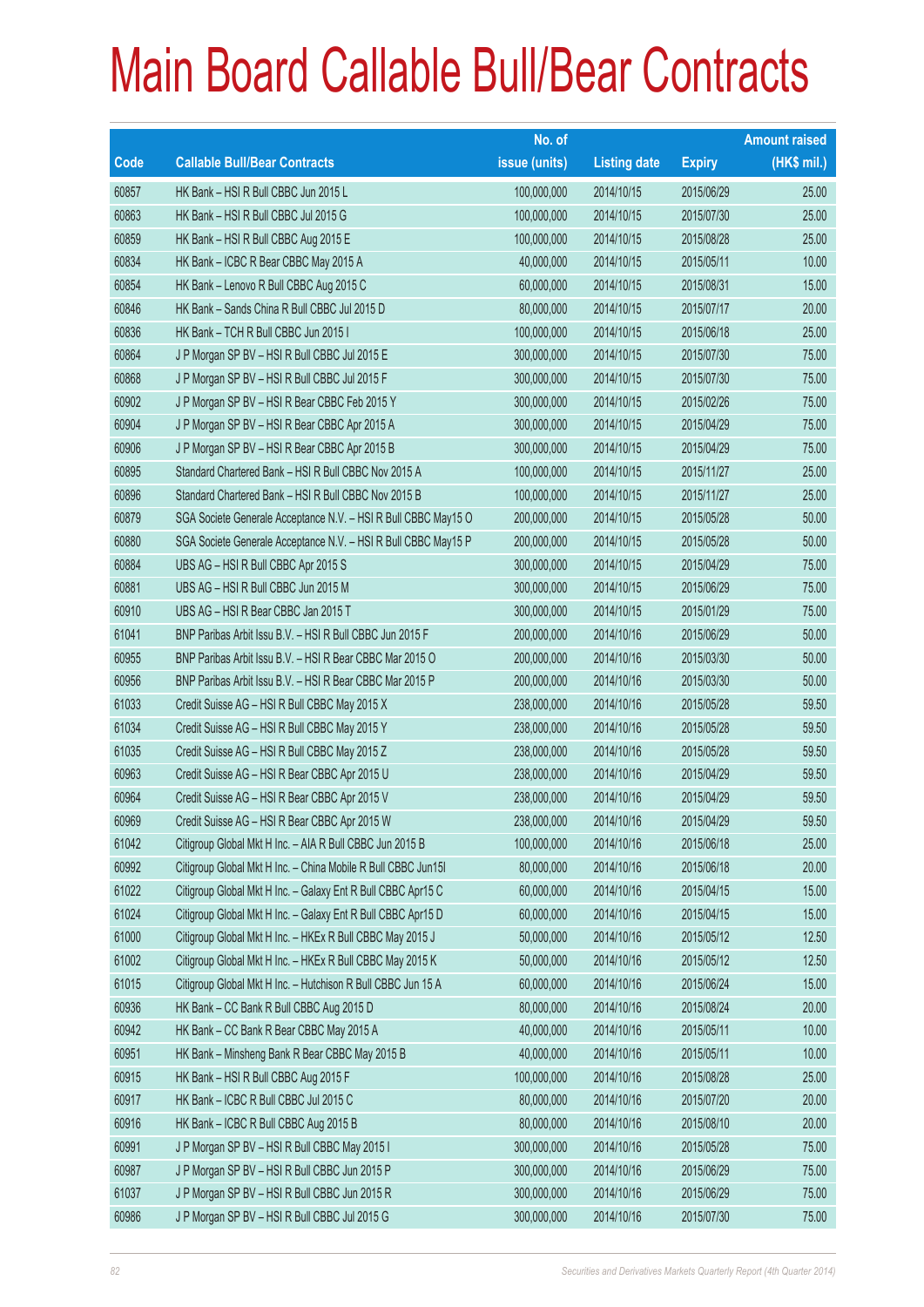# Main Board Callable Bull/Bear Contracts

| Code | Callable Bull/Bear Contracts | No. of issue (units) | Listing date | Expiry | Amount raised (HK$ mil.) |
|---|---|---|---|---|---|
| 60857 | HK Bank – HSI R Bull CBBC Jun 2015 L | 100,000,000 | 2014/10/15 | 2015/06/29 | 25.00 |
| 60863 | HK Bank – HSI R Bull CBBC Jul 2015 G | 100,000,000 | 2014/10/15 | 2015/07/30 | 25.00 |
| 60859 | HK Bank – HSI R Bull CBBC Aug 2015 E | 100,000,000 | 2014/10/15 | 2015/08/28 | 25.00 |
| 60834 | HK Bank – ICBC R Bear CBBC May 2015 A | 40,000,000 | 2014/10/15 | 2015/05/11 | 10.00 |
| 60854 | HK Bank – Lenovo R Bull CBBC Aug 2015 C | 60,000,000 | 2014/10/15 | 2015/08/31 | 15.00 |
| 60846 | HK Bank – Sands China R Bull CBBC Jul 2015 D | 80,000,000 | 2014/10/15 | 2015/07/17 | 20.00 |
| 60836 | HK Bank – TCH R Bull CBBC Jun 2015 I | 100,000,000 | 2014/10/15 | 2015/06/18 | 25.00 |
| 60864 | J P Morgan SP BV – HSI R Bull CBBC Jul 2015 E | 300,000,000 | 2014/10/15 | 2015/07/30 | 75.00 |
| 60868 | J P Morgan SP BV – HSI R Bull CBBC Jul 2015 F | 300,000,000 | 2014/10/15 | 2015/07/30 | 75.00 |
| 60902 | J P Morgan SP BV – HSI R Bear CBBC Feb 2015 Y | 300,000,000 | 2014/10/15 | 2015/02/26 | 75.00 |
| 60904 | J P Morgan SP BV – HSI R Bear CBBC Apr 2015 A | 300,000,000 | 2014/10/15 | 2015/04/29 | 75.00 |
| 60906 | J P Morgan SP BV – HSI R Bear CBBC Apr 2015 B | 300,000,000 | 2014/10/15 | 2015/04/29 | 75.00 |
| 60895 | Standard Chartered Bank – HSI R Bull CBBC Nov 2015 A | 100,000,000 | 2014/10/15 | 2015/11/27 | 25.00 |
| 60896 | Standard Chartered Bank – HSI R Bull CBBC Nov 2015 B | 100,000,000 | 2014/10/15 | 2015/11/27 | 25.00 |
| 60879 | SGA Societe Generale Acceptance N.V. – HSI R Bull CBBC May15 O | 200,000,000 | 2014/10/15 | 2015/05/28 | 50.00 |
| 60880 | SGA Societe Generale Acceptance N.V. – HSI R Bull CBBC May15 P | 200,000,000 | 2014/10/15 | 2015/05/28 | 50.00 |
| 60884 | UBS AG – HSI R Bull CBBC Apr 2015 S | 300,000,000 | 2014/10/15 | 2015/04/29 | 75.00 |
| 60881 | UBS AG – HSI R Bull CBBC Jun 2015 M | 300,000,000 | 2014/10/15 | 2015/06/29 | 75.00 |
| 60910 | UBS AG – HSI R Bear CBBC Jan 2015 T | 300,000,000 | 2014/10/15 | 2015/01/29 | 75.00 |
| 61041 | BNP Paribas Arbit Issu B.V. – HSI R Bull CBBC Jun 2015 F | 200,000,000 | 2014/10/16 | 2015/06/29 | 50.00 |
| 60955 | BNP Paribas Arbit Issu B.V. – HSI R Bear CBBC Mar 2015 O | 200,000,000 | 2014/10/16 | 2015/03/30 | 50.00 |
| 60956 | BNP Paribas Arbit Issu B.V. – HSI R Bear CBBC Mar 2015 P | 200,000,000 | 2014/10/16 | 2015/03/30 | 50.00 |
| 61033 | Credit Suisse AG – HSI R Bull CBBC May 2015 X | 238,000,000 | 2014/10/16 | 2015/05/28 | 59.50 |
| 61034 | Credit Suisse AG – HSI R Bull CBBC May 2015 Y | 238,000,000 | 2014/10/16 | 2015/05/28 | 59.50 |
| 61035 | Credit Suisse AG – HSI R Bull CBBC May 2015 Z | 238,000,000 | 2014/10/16 | 2015/05/28 | 59.50 |
| 60963 | Credit Suisse AG – HSI R Bear CBBC Apr 2015 U | 238,000,000 | 2014/10/16 | 2015/04/29 | 59.50 |
| 60964 | Credit Suisse AG – HSI R Bear CBBC Apr 2015 V | 238,000,000 | 2014/10/16 | 2015/04/29 | 59.50 |
| 60969 | Credit Suisse AG – HSI R Bear CBBC Apr 2015 W | 238,000,000 | 2014/10/16 | 2015/04/29 | 59.50 |
| 61042 | Citigroup Global Mkt H Inc. – AIA R Bull CBBC Jun 2015 B | 100,000,000 | 2014/10/16 | 2015/06/18 | 25.00 |
| 60992 | Citigroup Global Mkt H Inc. – China Mobile R Bull CBBC Jun15I | 80,000,000 | 2014/10/16 | 2015/06/18 | 20.00 |
| 61022 | Citigroup Global Mkt H Inc. – Galaxy Ent R Bull CBBC Apr15 C | 60,000,000 | 2014/10/16 | 2015/04/15 | 15.00 |
| 61024 | Citigroup Global Mkt H Inc. – Galaxy Ent R Bull CBBC Apr15 D | 60,000,000 | 2014/10/16 | 2015/04/15 | 15.00 |
| 61000 | Citigroup Global Mkt H Inc. – HKEx R Bull CBBC May 2015 J | 50,000,000 | 2014/10/16 | 2015/05/12 | 12.50 |
| 61002 | Citigroup Global Mkt H Inc. – HKEx R Bull CBBC May 2015 K | 50,000,000 | 2014/10/16 | 2015/05/12 | 12.50 |
| 61015 | Citigroup Global Mkt H Inc. – Hutchison R Bull CBBC Jun 15 A | 60,000,000 | 2014/10/16 | 2015/06/24 | 15.00 |
| 60936 | HK Bank – CC Bank R Bull CBBC Aug 2015 D | 80,000,000 | 2014/10/16 | 2015/08/24 | 20.00 |
| 60942 | HK Bank – CC Bank R Bear CBBC May 2015 A | 40,000,000 | 2014/10/16 | 2015/05/11 | 10.00 |
| 60951 | HK Bank – Minsheng Bank R Bear CBBC May 2015 B | 40,000,000 | 2014/10/16 | 2015/05/11 | 10.00 |
| 60915 | HK Bank – HSI R Bull CBBC Aug 2015 F | 100,000,000 | 2014/10/16 | 2015/08/28 | 25.00 |
| 60917 | HK Bank – ICBC R Bull CBBC Jul 2015 C | 80,000,000 | 2014/10/16 | 2015/07/20 | 20.00 |
| 60916 | HK Bank – ICBC R Bull CBBC Aug 2015 B | 80,000,000 | 2014/10/16 | 2015/08/10 | 20.00 |
| 60991 | J P Morgan SP BV – HSI R Bull CBBC May 2015 I | 300,000,000 | 2014/10/16 | 2015/05/28 | 75.00 |
| 60987 | J P Morgan SP BV – HSI R Bull CBBC Jun 2015 P | 300,000,000 | 2014/10/16 | 2015/06/29 | 75.00 |
| 61037 | J P Morgan SP BV – HSI R Bull CBBC Jun 2015 R | 300,000,000 | 2014/10/16 | 2015/06/29 | 75.00 |
| 60986 | J P Morgan SP BV – HSI R Bull CBBC Jul 2015 G | 300,000,000 | 2014/10/16 | 2015/07/30 | 75.00 |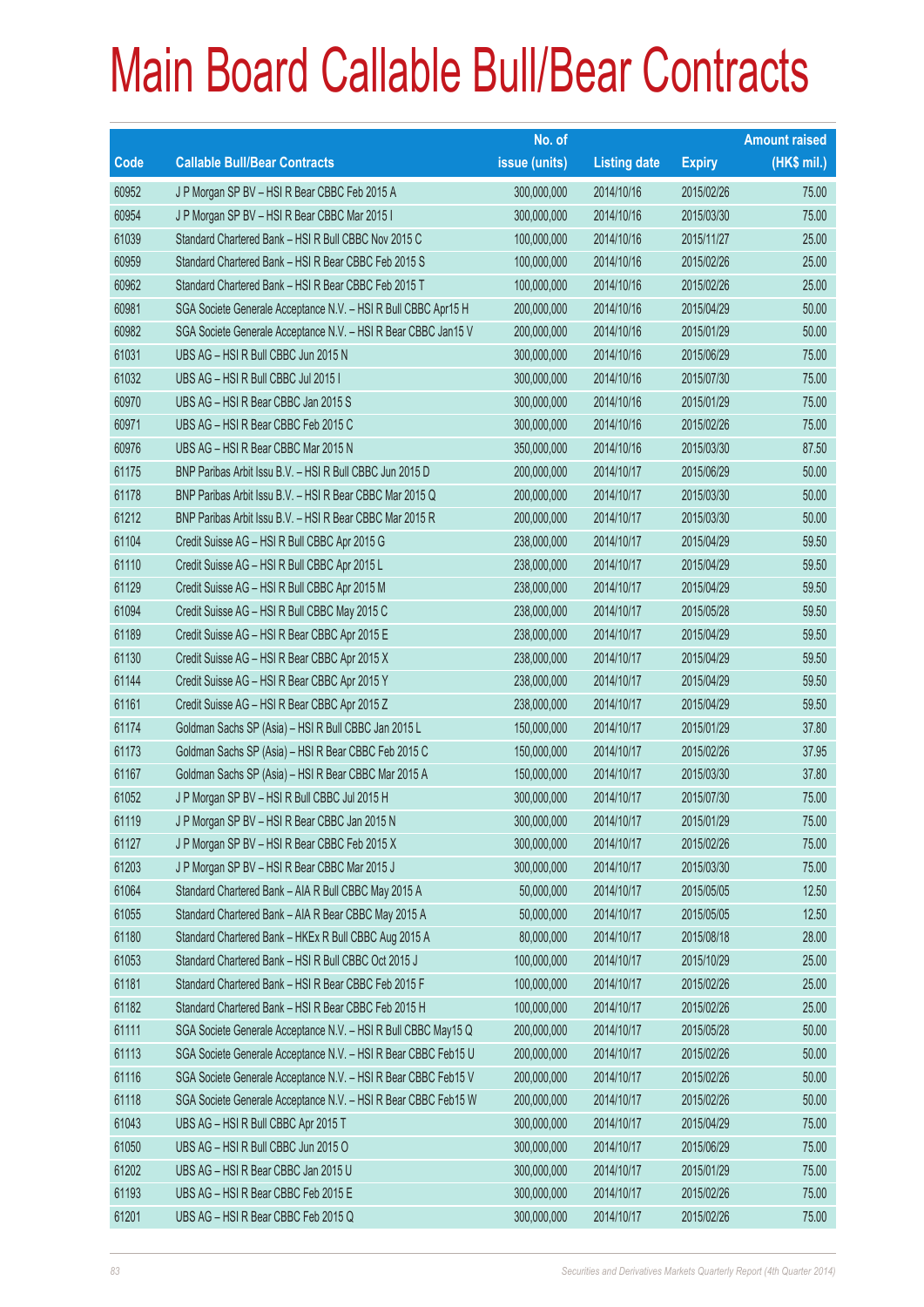# Main Board Callable Bull/Bear Contracts

| Code | Callable Bull/Bear Contracts | No. of issue (units) | Listing date | Expiry | Amount raised (HK$ mil.) |
|---|---|---|---|---|---|
| 60952 | J P Morgan SP BV – HSI R Bear CBBC Feb 2015 A | 300,000,000 | 2014/10/16 | 2015/02/26 | 75.00 |
| 60954 | J P Morgan SP BV – HSI R Bear CBBC Mar 2015 I | 300,000,000 | 2014/10/16 | 2015/03/30 | 75.00 |
| 61039 | Standard Chartered Bank – HSI R Bull CBBC Nov 2015 C | 100,000,000 | 2014/10/16 | 2015/11/27 | 25.00 |
| 60959 | Standard Chartered Bank – HSI R Bear CBBC Feb 2015 S | 100,000,000 | 2014/10/16 | 2015/02/26 | 25.00 |
| 60962 | Standard Chartered Bank – HSI R Bear CBBC Feb 2015 T | 100,000,000 | 2014/10/16 | 2015/02/26 | 25.00 |
| 60981 | SGA Societe Generale Acceptance N.V. – HSI R Bull CBBC Apr15 H | 200,000,000 | 2014/10/16 | 2015/04/29 | 50.00 |
| 60982 | SGA Societe Generale Acceptance N.V. – HSI R Bear CBBC Jan15 V | 200,000,000 | 2014/10/16 | 2015/01/29 | 50.00 |
| 61031 | UBS AG – HSI R Bull CBBC Jun 2015 N | 300,000,000 | 2014/10/16 | 2015/06/29 | 75.00 |
| 61032 | UBS AG – HSI R Bull CBBC Jul 2015 I | 300,000,000 | 2014/10/16 | 2015/07/30 | 75.00 |
| 60970 | UBS AG – HSI R Bear CBBC Jan 2015 S | 300,000,000 | 2014/10/16 | 2015/01/29 | 75.00 |
| 60971 | UBS AG – HSI R Bear CBBC Feb 2015 C | 300,000,000 | 2014/10/16 | 2015/02/26 | 75.00 |
| 60976 | UBS AG – HSI R Bear CBBC Mar 2015 N | 350,000,000 | 2014/10/16 | 2015/03/30 | 87.50 |
| 61175 | BNP Paribas Arbit Issu B.V. – HSI R Bull CBBC Jun 2015 D | 200,000,000 | 2014/10/17 | 2015/06/29 | 50.00 |
| 61178 | BNP Paribas Arbit Issu B.V. – HSI R Bear CBBC Mar 2015 Q | 200,000,000 | 2014/10/17 | 2015/03/30 | 50.00 |
| 61212 | BNP Paribas Arbit Issu B.V. – HSI R Bear CBBC Mar 2015 R | 200,000,000 | 2014/10/17 | 2015/03/30 | 50.00 |
| 61104 | Credit Suisse AG – HSI R Bull CBBC Apr 2015 G | 238,000,000 | 2014/10/17 | 2015/04/29 | 59.50 |
| 61110 | Credit Suisse AG – HSI R Bull CBBC Apr 2015 L | 238,000,000 | 2014/10/17 | 2015/04/29 | 59.50 |
| 61129 | Credit Suisse AG – HSI R Bull CBBC Apr 2015 M | 238,000,000 | 2014/10/17 | 2015/04/29 | 59.50 |
| 61094 | Credit Suisse AG – HSI R Bull CBBC May 2015 C | 238,000,000 | 2014/10/17 | 2015/05/28 | 59.50 |
| 61189 | Credit Suisse AG – HSI R Bear CBBC Apr 2015 E | 238,000,000 | 2014/10/17 | 2015/04/29 | 59.50 |
| 61130 | Credit Suisse AG – HSI R Bear CBBC Apr 2015 X | 238,000,000 | 2014/10/17 | 2015/04/29 | 59.50 |
| 61144 | Credit Suisse AG – HSI R Bear CBBC Apr 2015 Y | 238,000,000 | 2014/10/17 | 2015/04/29 | 59.50 |
| 61161 | Credit Suisse AG – HSI R Bear CBBC Apr 2015 Z | 238,000,000 | 2014/10/17 | 2015/04/29 | 59.50 |
| 61174 | Goldman Sachs SP (Asia) – HSI R Bull CBBC Jan 2015 L | 150,000,000 | 2014/10/17 | 2015/01/29 | 37.80 |
| 61173 | Goldman Sachs SP (Asia) – HSI R Bear CBBC Feb 2015 C | 150,000,000 | 2014/10/17 | 2015/02/26 | 37.95 |
| 61167 | Goldman Sachs SP (Asia) – HSI R Bear CBBC Mar 2015 A | 150,000,000 | 2014/10/17 | 2015/03/30 | 37.80 |
| 61052 | J P Morgan SP BV – HSI R Bull CBBC Jul 2015 H | 300,000,000 | 2014/10/17 | 2015/07/30 | 75.00 |
| 61119 | J P Morgan SP BV – HSI R Bear CBBC Jan 2015 N | 300,000,000 | 2014/10/17 | 2015/01/29 | 75.00 |
| 61127 | J P Morgan SP BV – HSI R Bear CBBC Feb 2015 X | 300,000,000 | 2014/10/17 | 2015/02/26 | 75.00 |
| 61203 | J P Morgan SP BV – HSI R Bear CBBC Mar 2015 J | 300,000,000 | 2014/10/17 | 2015/03/30 | 75.00 |
| 61064 | Standard Chartered Bank – AIA R Bull CBBC May 2015 A | 50,000,000 | 2014/10/17 | 2015/05/05 | 12.50 |
| 61055 | Standard Chartered Bank – AIA R Bear CBBC May 2015 A | 50,000,000 | 2014/10/17 | 2015/05/05 | 12.50 |
| 61180 | Standard Chartered Bank – HKEx R Bull CBBC Aug 2015 A | 80,000,000 | 2014/10/17 | 2015/08/18 | 28.00 |
| 61053 | Standard Chartered Bank – HSI R Bull CBBC Oct 2015 J | 100,000,000 | 2014/10/17 | 2015/10/29 | 25.00 |
| 61181 | Standard Chartered Bank – HSI R Bear CBBC Feb 2015 F | 100,000,000 | 2014/10/17 | 2015/02/26 | 25.00 |
| 61182 | Standard Chartered Bank – HSI R Bear CBBC Feb 2015 H | 100,000,000 | 2014/10/17 | 2015/02/26 | 25.00 |
| 61111 | SGA Societe Generale Acceptance N.V. – HSI R Bull CBBC May15 Q | 200,000,000 | 2014/10/17 | 2015/05/28 | 50.00 |
| 61113 | SGA Societe Generale Acceptance N.V. – HSI R Bear CBBC Feb15 U | 200,000,000 | 2014/10/17 | 2015/02/26 | 50.00 |
| 61116 | SGA Societe Generale Acceptance N.V. – HSI R Bear CBBC Feb15 V | 200,000,000 | 2014/10/17 | 2015/02/26 | 50.00 |
| 61118 | SGA Societe Generale Acceptance N.V. – HSI R Bear CBBC Feb15 W | 200,000,000 | 2014/10/17 | 2015/02/26 | 50.00 |
| 61043 | UBS AG – HSI R Bull CBBC Apr 2015 T | 300,000,000 | 2014/10/17 | 2015/04/29 | 75.00 |
| 61050 | UBS AG – HSI R Bull CBBC Jun 2015 O | 300,000,000 | 2014/10/17 | 2015/06/29 | 75.00 |
| 61202 | UBS AG – HSI R Bear CBBC Jan 2015 U | 300,000,000 | 2014/10/17 | 2015/01/29 | 75.00 |
| 61193 | UBS AG – HSI R Bear CBBC Feb 2015 E | 300,000,000 | 2014/10/17 | 2015/02/26 | 75.00 |
| 61201 | UBS AG – HSI R Bear CBBC Feb 2015 Q | 300,000,000 | 2014/10/17 | 2015/02/26 | 75.00 |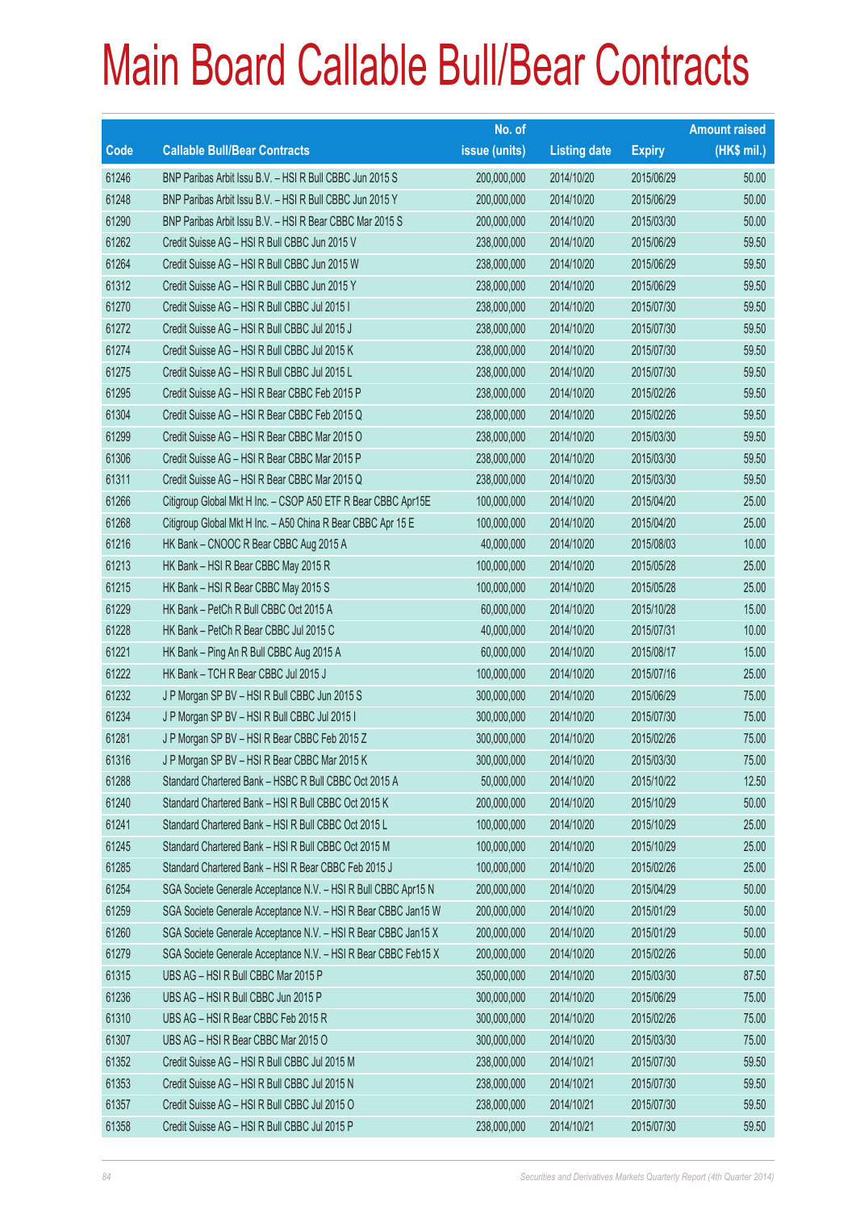# Main Board Callable Bull/Bear Contracts

| Code | Callable Bull/Bear Contracts | No. of issue (units) | Listing date | Expiry | Amount raised (HK$ mil.) |
|---|---|---|---|---|---|
| 61246 | BNP Paribas Arbit Issu B.V. – HSI R Bull CBBC Jun 2015 S | 200,000,000 | 2014/10/20 | 2015/06/29 | 50.00 |
| 61248 | BNP Paribas Arbit Issu B.V. – HSI R Bull CBBC Jun 2015 Y | 200,000,000 | 2014/10/20 | 2015/06/29 | 50.00 |
| 61290 | BNP Paribas Arbit Issu B.V. – HSI R Bear CBBC Mar 2015 S | 200,000,000 | 2014/10/20 | 2015/03/30 | 50.00 |
| 61262 | Credit Suisse AG – HSI R Bull CBBC Jun 2015 V | 238,000,000 | 2014/10/20 | 2015/06/29 | 59.50 |
| 61264 | Credit Suisse AG – HSI R Bull CBBC Jun 2015 W | 238,000,000 | 2014/10/20 | 2015/06/29 | 59.50 |
| 61312 | Credit Suisse AG – HSI R Bull CBBC Jun 2015 Y | 238,000,000 | 2014/10/20 | 2015/06/29 | 59.50 |
| 61270 | Credit Suisse AG – HSI R Bull CBBC Jul 2015 I | 238,000,000 | 2014/10/20 | 2015/07/30 | 59.50 |
| 61272 | Credit Suisse AG – HSI R Bull CBBC Jul 2015 J | 238,000,000 | 2014/10/20 | 2015/07/30 | 59.50 |
| 61274 | Credit Suisse AG – HSI R Bull CBBC Jul 2015 K | 238,000,000 | 2014/10/20 | 2015/07/30 | 59.50 |
| 61275 | Credit Suisse AG – HSI R Bull CBBC Jul 2015 L | 238,000,000 | 2014/10/20 | 2015/07/30 | 59.50 |
| 61295 | Credit Suisse AG – HSI R Bear CBBC Feb 2015 P | 238,000,000 | 2014/10/20 | 2015/02/26 | 59.50 |
| 61304 | Credit Suisse AG – HSI R Bear CBBC Feb 2015 Q | 238,000,000 | 2014/10/20 | 2015/02/26 | 59.50 |
| 61299 | Credit Suisse AG – HSI R Bear CBBC Mar 2015 O | 238,000,000 | 2014/10/20 | 2015/03/30 | 59.50 |
| 61306 | Credit Suisse AG – HSI R Bear CBBC Mar 2015 P | 238,000,000 | 2014/10/20 | 2015/03/30 | 59.50 |
| 61311 | Credit Suisse AG – HSI R Bear CBBC Mar 2015 Q | 238,000,000 | 2014/10/20 | 2015/03/30 | 59.50 |
| 61266 | Citigroup Global Mkt H Inc. – CSOP A50 ETF R Bear CBBC Apr15E | 100,000,000 | 2014/10/20 | 2015/04/20 | 25.00 |
| 61268 | Citigroup Global Mkt H Inc. – A50 China R Bear CBBC Apr 15 E | 100,000,000 | 2014/10/20 | 2015/04/20 | 25.00 |
| 61216 | HK Bank – CNOOC R Bear CBBC Aug 2015 A | 40,000,000 | 2014/10/20 | 2015/08/03 | 10.00 |
| 61213 | HK Bank – HSI R Bear CBBC May 2015 R | 100,000,000 | 2014/10/20 | 2015/05/28 | 25.00 |
| 61215 | HK Bank – HSI R Bear CBBC May 2015 S | 100,000,000 | 2014/10/20 | 2015/05/28 | 25.00 |
| 61229 | HK Bank – PetCh R Bull CBBC Oct 2015 A | 60,000,000 | 2014/10/20 | 2015/10/28 | 15.00 |
| 61228 | HK Bank – PetCh R Bear CBBC Jul 2015 C | 40,000,000 | 2014/10/20 | 2015/07/31 | 10.00 |
| 61221 | HK Bank – Ping An R Bull CBBC Aug 2015 A | 60,000,000 | 2014/10/20 | 2015/08/17 | 15.00 |
| 61222 | HK Bank – TCH R Bear CBBC Jul 2015 J | 100,000,000 | 2014/10/20 | 2015/07/16 | 25.00 |
| 61232 | J P Morgan SP BV – HSI R Bull CBBC Jun 2015 S | 300,000,000 | 2014/10/20 | 2015/06/29 | 75.00 |
| 61234 | J P Morgan SP BV – HSI R Bull CBBC Jul 2015 I | 300,000,000 | 2014/10/20 | 2015/07/30 | 75.00 |
| 61281 | J P Morgan SP BV – HSI R Bear CBBC Feb 2015 Z | 300,000,000 | 2014/10/20 | 2015/02/26 | 75.00 |
| 61316 | J P Morgan SP BV – HSI R Bear CBBC Mar 2015 K | 300,000,000 | 2014/10/20 | 2015/03/30 | 75.00 |
| 61288 | Standard Chartered Bank – HSBC R Bull CBBC Oct 2015 A | 50,000,000 | 2014/10/20 | 2015/10/22 | 12.50 |
| 61240 | Standard Chartered Bank – HSI R Bull CBBC Oct 2015 K | 200,000,000 | 2014/10/20 | 2015/10/29 | 50.00 |
| 61241 | Standard Chartered Bank – HSI R Bull CBBC Oct 2015 L | 100,000,000 | 2014/10/20 | 2015/10/29 | 25.00 |
| 61245 | Standard Chartered Bank – HSI R Bull CBBC Oct 2015 M | 100,000,000 | 2014/10/20 | 2015/10/29 | 25.00 |
| 61285 | Standard Chartered Bank – HSI R Bear CBBC Feb 2015 J | 100,000,000 | 2014/10/20 | 2015/02/26 | 25.00 |
| 61254 | SGA Societe Generale Acceptance N.V. – HSI R Bull CBBC Apr15 N | 200,000,000 | 2014/10/20 | 2015/04/29 | 50.00 |
| 61259 | SGA Societe Generale Acceptance N.V. – HSI R Bear CBBC Jan15 W | 200,000,000 | 2014/10/20 | 2015/01/29 | 50.00 |
| 61260 | SGA Societe Generale Acceptance N.V. – HSI R Bear CBBC Jan15 X | 200,000,000 | 2014/10/20 | 2015/01/29 | 50.00 |
| 61279 | SGA Societe Generale Acceptance N.V. – HSI R Bear CBBC Feb15 X | 200,000,000 | 2014/10/20 | 2015/02/26 | 50.00 |
| 61315 | UBS AG – HSI R Bull CBBC Mar 2015 P | 350,000,000 | 2014/10/20 | 2015/03/30 | 87.50 |
| 61236 | UBS AG – HSI R Bull CBBC Jun 2015 P | 300,000,000 | 2014/10/20 | 2015/06/29 | 75.00 |
| 61310 | UBS AG – HSI R Bear CBBC Feb 2015 R | 300,000,000 | 2014/10/20 | 2015/02/26 | 75.00 |
| 61307 | UBS AG – HSI R Bear CBBC Mar 2015 O | 300,000,000 | 2014/10/20 | 2015/03/30 | 75.00 |
| 61352 | Credit Suisse AG – HSI R Bull CBBC Jul 2015 M | 238,000,000 | 2014/10/21 | 2015/07/30 | 59.50 |
| 61353 | Credit Suisse AG – HSI R Bull CBBC Jul 2015 N | 238,000,000 | 2014/10/21 | 2015/07/30 | 59.50 |
| 61357 | Credit Suisse AG – HSI R Bull CBBC Jul 2015 O | 238,000,000 | 2014/10/21 | 2015/07/30 | 59.50 |
| 61358 | Credit Suisse AG – HSI R Bull CBBC Jul 2015 P | 238,000,000 | 2014/10/21 | 2015/07/30 | 59.50 |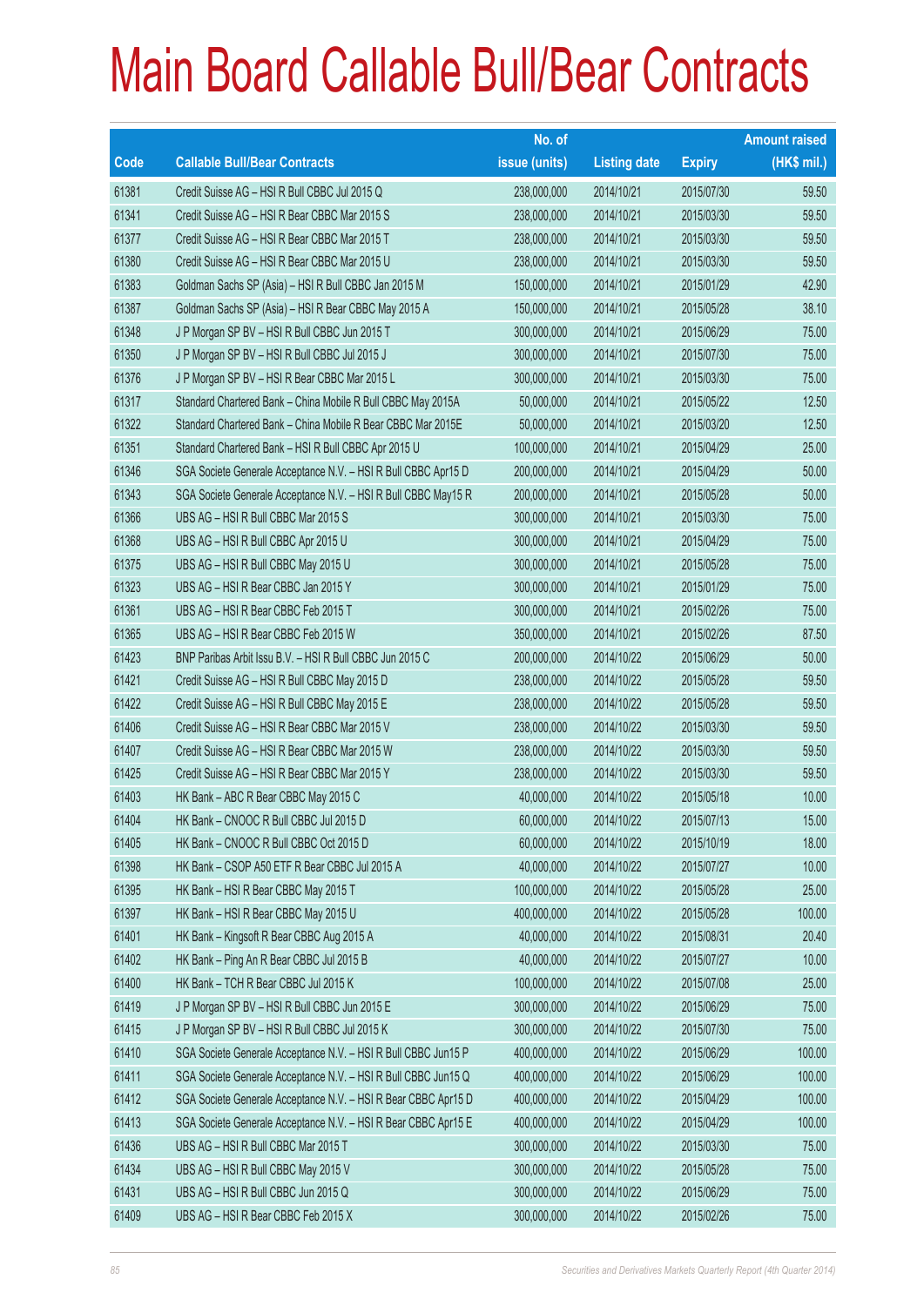# Main Board Callable Bull/Bear Contracts

| Code | Callable Bull/Bear Contracts | No. of issue (units) | Listing date | Expiry | Amount raised (HK$ mil.) |
|---|---|---|---|---|---|
| 61381 | Credit Suisse AG – HSI R Bull CBBC Jul 2015 Q | 238,000,000 | 2014/10/21 | 2015/07/30 | 59.50 |
| 61341 | Credit Suisse AG – HSI R Bear CBBC Mar 2015 S | 238,000,000 | 2014/10/21 | 2015/03/30 | 59.50 |
| 61377 | Credit Suisse AG – HSI R Bear CBBC Mar 2015 T | 238,000,000 | 2014/10/21 | 2015/03/30 | 59.50 |
| 61380 | Credit Suisse AG – HSI R Bear CBBC Mar 2015 U | 238,000,000 | 2014/10/21 | 2015/03/30 | 59.50 |
| 61383 | Goldman Sachs SP (Asia) – HSI R Bull CBBC Jan 2015 M | 150,000,000 | 2014/10/21 | 2015/01/29 | 42.90 |
| 61387 | Goldman Sachs SP (Asia) – HSI R Bear CBBC May 2015 A | 150,000,000 | 2014/10/21 | 2015/05/28 | 38.10 |
| 61348 | J P Morgan SP BV – HSI R Bull CBBC Jun 2015 T | 300,000,000 | 2014/10/21 | 2015/06/29 | 75.00 |
| 61350 | J P Morgan SP BV – HSI R Bull CBBC Jul 2015 J | 300,000,000 | 2014/10/21 | 2015/07/30 | 75.00 |
| 61376 | J P Morgan SP BV – HSI R Bear CBBC Mar 2015 L | 300,000,000 | 2014/10/21 | 2015/03/30 | 75.00 |
| 61317 | Standard Chartered Bank – China Mobile R Bull CBBC May 2015A | 50,000,000 | 2014/10/21 | 2015/05/22 | 12.50 |
| 61322 | Standard Chartered Bank – China Mobile R Bear CBBC Mar 2015E | 50,000,000 | 2014/10/21 | 2015/03/20 | 12.50 |
| 61351 | Standard Chartered Bank – HSI R Bull CBBC Apr 2015 U | 100,000,000 | 2014/10/21 | 2015/04/29 | 25.00 |
| 61346 | SGA Societe Generale Acceptance N.V. – HSI R Bull CBBC Apr15 D | 200,000,000 | 2014/10/21 | 2015/04/29 | 50.00 |
| 61343 | SGA Societe Generale Acceptance N.V. – HSI R Bull CBBC May15 R | 200,000,000 | 2014/10/21 | 2015/05/28 | 50.00 |
| 61366 | UBS AG – HSI R Bull CBBC Mar 2015 S | 300,000,000 | 2014/10/21 | 2015/03/30 | 75.00 |
| 61368 | UBS AG – HSI R Bull CBBC Apr 2015 U | 300,000,000 | 2014/10/21 | 2015/04/29 | 75.00 |
| 61375 | UBS AG – HSI R Bull CBBC May 2015 U | 300,000,000 | 2014/10/21 | 2015/05/28 | 75.00 |
| 61323 | UBS AG – HSI R Bear CBBC Jan 2015 Y | 300,000,000 | 2014/10/21 | 2015/01/29 | 75.00 |
| 61361 | UBS AG – HSI R Bear CBBC Feb 2015 T | 300,000,000 | 2014/10/21 | 2015/02/26 | 75.00 |
| 61365 | UBS AG – HSI R Bear CBBC Feb 2015 W | 350,000,000 | 2014/10/21 | 2015/02/26 | 87.50 |
| 61423 | BNP Paribas Arbit Issu B.V. – HSI R Bull CBBC Jun 2015 C | 200,000,000 | 2014/10/22 | 2015/06/29 | 50.00 |
| 61421 | Credit Suisse AG – HSI R Bull CBBC May 2015 D | 238,000,000 | 2014/10/22 | 2015/05/28 | 59.50 |
| 61422 | Credit Suisse AG – HSI R Bull CBBC May 2015 E | 238,000,000 | 2014/10/22 | 2015/05/28 | 59.50 |
| 61406 | Credit Suisse AG – HSI R Bear CBBC Mar 2015 V | 238,000,000 | 2014/10/22 | 2015/03/30 | 59.50 |
| 61407 | Credit Suisse AG – HSI R Bear CBBC Mar 2015 W | 238,000,000 | 2014/10/22 | 2015/03/30 | 59.50 |
| 61425 | Credit Suisse AG – HSI R Bear CBBC Mar 2015 Y | 238,000,000 | 2014/10/22 | 2015/03/30 | 59.50 |
| 61403 | HK Bank – ABC R Bear CBBC May 2015 C | 40,000,000 | 2014/10/22 | 2015/05/18 | 10.00 |
| 61404 | HK Bank – CNOOC R Bull CBBC Jul 2015 D | 60,000,000 | 2014/10/22 | 2015/07/13 | 15.00 |
| 61405 | HK Bank – CNOOC R Bull CBBC Oct 2015 D | 60,000,000 | 2014/10/22 | 2015/10/19 | 18.00 |
| 61398 | HK Bank – CSOP A50 ETF R Bear CBBC Jul 2015 A | 40,000,000 | 2014/10/22 | 2015/07/27 | 10.00 |
| 61395 | HK Bank – HSI R Bear CBBC May 2015 T | 100,000,000 | 2014/10/22 | 2015/05/28 | 25.00 |
| 61397 | HK Bank – HSI R Bear CBBC May 2015 U | 400,000,000 | 2014/10/22 | 2015/05/28 | 100.00 |
| 61401 | HK Bank – Kingsoft R Bear CBBC Aug 2015 A | 40,000,000 | 2014/10/22 | 2015/08/31 | 20.40 |
| 61402 | HK Bank – Ping An R Bear CBBC Jul 2015 B | 40,000,000 | 2014/10/22 | 2015/07/27 | 10.00 |
| 61400 | HK Bank – TCH R Bear CBBC Jul 2015 K | 100,000,000 | 2014/10/22 | 2015/07/08 | 25.00 |
| 61419 | J P Morgan SP BV – HSI R Bull CBBC Jun 2015 E | 300,000,000 | 2014/10/22 | 2015/06/29 | 75.00 |
| 61415 | J P Morgan SP BV – HSI R Bull CBBC Jul 2015 K | 300,000,000 | 2014/10/22 | 2015/07/30 | 75.00 |
| 61410 | SGA Societe Generale Acceptance N.V. – HSI R Bull CBBC Jun15 P | 400,000,000 | 2014/10/22 | 2015/06/29 | 100.00 |
| 61411 | SGA Societe Generale Acceptance N.V. – HSI R Bull CBBC Jun15 Q | 400,000,000 | 2014/10/22 | 2015/06/29 | 100.00 |
| 61412 | SGA Societe Generale Acceptance N.V. – HSI R Bear CBBC Apr15 D | 400,000,000 | 2014/10/22 | 2015/04/29 | 100.00 |
| 61413 | SGA Societe Generale Acceptance N.V. – HSI R Bear CBBC Apr15 E | 400,000,000 | 2014/10/22 | 2015/04/29 | 100.00 |
| 61436 | UBS AG – HSI R Bull CBBC Mar 2015 T | 300,000,000 | 2014/10/22 | 2015/03/30 | 75.00 |
| 61434 | UBS AG – HSI R Bull CBBC May 2015 V | 300,000,000 | 2014/10/22 | 2015/05/28 | 75.00 |
| 61431 | UBS AG – HSI R Bull CBBC Jun 2015 Q | 300,000,000 | 2014/10/22 | 2015/06/29 | 75.00 |
| 61409 | UBS AG – HSI R Bear CBBC Feb 2015 X | 300,000,000 | 2014/10/22 | 2015/02/26 | 75.00 |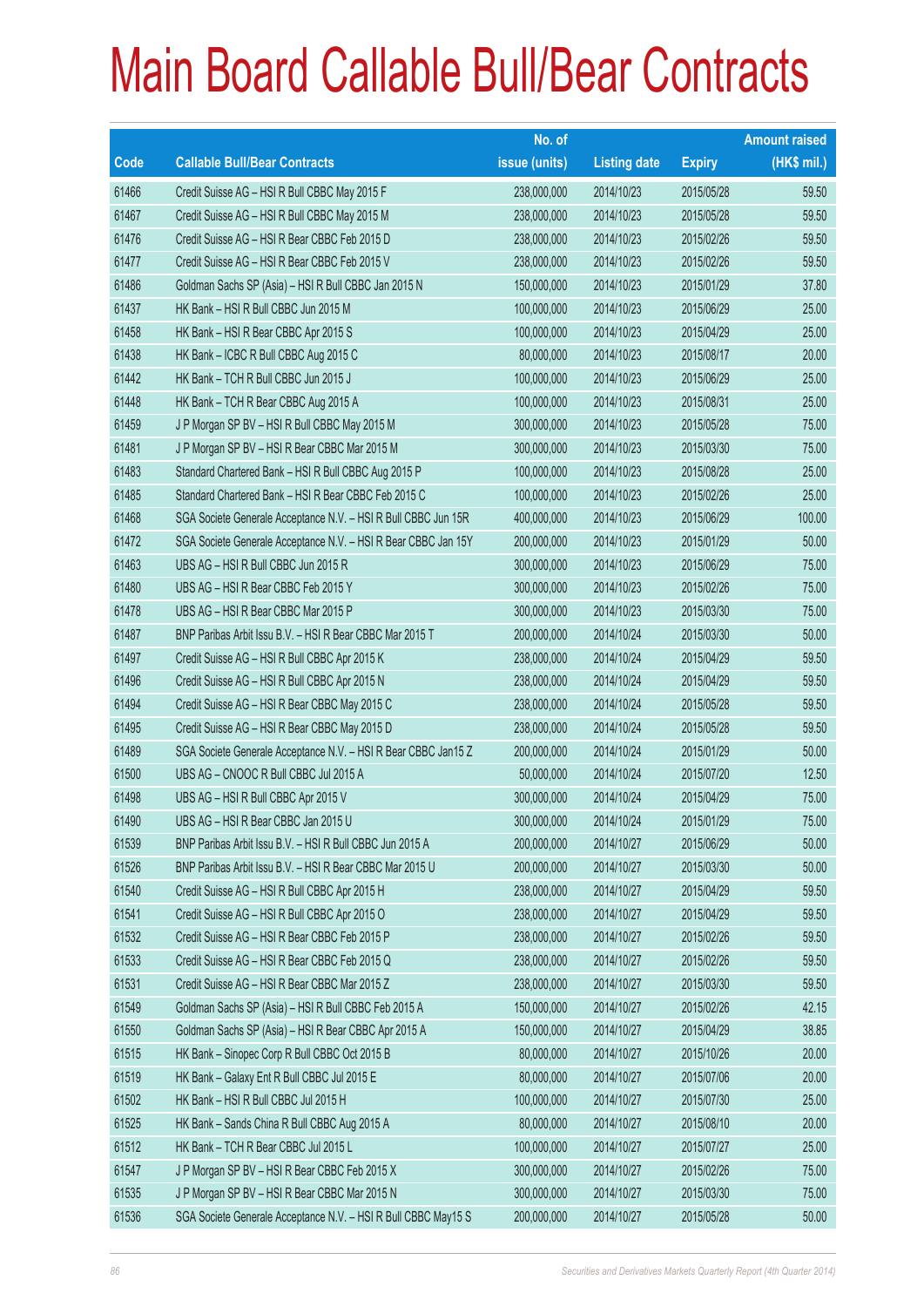# Main Board Callable Bull/Bear Contracts

| Code | Callable Bull/Bear Contracts | No. of issue (units) | Listing date | Expiry | Amount raised (HK$ mil.) |
|---|---|---|---|---|---|
| 61466 | Credit Suisse AG – HSI R Bull CBBC May 2015 F | 238,000,000 | 2014/10/23 | 2015/05/28 | 59.50 |
| 61467 | Credit Suisse AG – HSI R Bull CBBC May 2015 M | 238,000,000 | 2014/10/23 | 2015/05/28 | 59.50 |
| 61476 | Credit Suisse AG – HSI R Bear CBBC Feb 2015 D | 238,000,000 | 2014/10/23 | 2015/02/26 | 59.50 |
| 61477 | Credit Suisse AG – HSI R Bear CBBC Feb 2015 V | 238,000,000 | 2014/10/23 | 2015/02/26 | 59.50 |
| 61486 | Goldman Sachs SP (Asia) – HSI R Bull CBBC Jan 2015 N | 150,000,000 | 2014/10/23 | 2015/01/29 | 37.80 |
| 61437 | HK Bank – HSI R Bull CBBC Jun 2015 M | 100,000,000 | 2014/10/23 | 2015/06/29 | 25.00 |
| 61458 | HK Bank – HSI R Bear CBBC Apr 2015 S | 100,000,000 | 2014/10/23 | 2015/04/29 | 25.00 |
| 61438 | HK Bank – ICBC R Bull CBBC Aug 2015 C | 80,000,000 | 2014/10/23 | 2015/08/17 | 20.00 |
| 61442 | HK Bank – TCH R Bull CBBC Jun 2015 J | 100,000,000 | 2014/10/23 | 2015/06/29 | 25.00 |
| 61448 | HK Bank – TCH R Bear CBBC Aug 2015 A | 100,000,000 | 2014/10/23 | 2015/08/31 | 25.00 |
| 61459 | J P Morgan SP BV – HSI R Bull CBBC May 2015 M | 300,000,000 | 2014/10/23 | 2015/05/28 | 75.00 |
| 61481 | J P Morgan SP BV – HSI R Bear CBBC Mar 2015 M | 300,000,000 | 2014/10/23 | 2015/03/30 | 75.00 |
| 61483 | Standard Chartered Bank – HSI R Bull CBBC Aug 2015 P | 100,000,000 | 2014/10/23 | 2015/08/28 | 25.00 |
| 61485 | Standard Chartered Bank – HSI R Bear CBBC Feb 2015 C | 100,000,000 | 2014/10/23 | 2015/02/26 | 25.00 |
| 61468 | SGA Societe Generale Acceptance N.V. – HSI R Bull CBBC Jun 15R | 400,000,000 | 2014/10/23 | 2015/06/29 | 100.00 |
| 61472 | SGA Societe Generale Acceptance N.V. – HSI R Bear CBBC Jan 15Y | 200,000,000 | 2014/10/23 | 2015/01/29 | 50.00 |
| 61463 | UBS AG – HSI R Bull CBBC Jun 2015 R | 300,000,000 | 2014/10/23 | 2015/06/29 | 75.00 |
| 61480 | UBS AG – HSI R Bear CBBC Feb 2015 Y | 300,000,000 | 2014/10/23 | 2015/02/26 | 75.00 |
| 61478 | UBS AG – HSI R Bear CBBC Mar 2015 P | 300,000,000 | 2014/10/23 | 2015/03/30 | 75.00 |
| 61487 | BNP Paribas Arbit Issu B.V. – HSI R Bear CBBC Mar 2015 T | 200,000,000 | 2014/10/24 | 2015/03/30 | 50.00 |
| 61497 | Credit Suisse AG – HSI R Bull CBBC Apr 2015 K | 238,000,000 | 2014/10/24 | 2015/04/29 | 59.50 |
| 61496 | Credit Suisse AG – HSI R Bull CBBC Apr 2015 N | 238,000,000 | 2014/10/24 | 2015/04/29 | 59.50 |
| 61494 | Credit Suisse AG – HSI R Bear CBBC May 2015 C | 238,000,000 | 2014/10/24 | 2015/05/28 | 59.50 |
| 61495 | Credit Suisse AG – HSI R Bear CBBC May 2015 D | 238,000,000 | 2014/10/24 | 2015/05/28 | 59.50 |
| 61489 | SGA Societe Generale Acceptance N.V. – HSI R Bear CBBC Jan15 Z | 200,000,000 | 2014/10/24 | 2015/01/29 | 50.00 |
| 61500 | UBS AG – CNOOC R Bull CBBC Jul 2015 A | 50,000,000 | 2014/10/24 | 2015/07/20 | 12.50 |
| 61498 | UBS AG – HSI R Bull CBBC Apr 2015 V | 300,000,000 | 2014/10/24 | 2015/04/29 | 75.00 |
| 61490 | UBS AG – HSI R Bear CBBC Jan 2015 U | 300,000,000 | 2014/10/24 | 2015/01/29 | 75.00 |
| 61539 | BNP Paribas Arbit Issu B.V. – HSI R Bull CBBC Jun 2015 A | 200,000,000 | 2014/10/27 | 2015/06/29 | 50.00 |
| 61526 | BNP Paribas Arbit Issu B.V. – HSI R Bear CBBC Mar 2015 U | 200,000,000 | 2014/10/27 | 2015/03/30 | 50.00 |
| 61540 | Credit Suisse AG – HSI R Bull CBBC Apr 2015 H | 238,000,000 | 2014/10/27 | 2015/04/29 | 59.50 |
| 61541 | Credit Suisse AG – HSI R Bull CBBC Apr 2015 O | 238,000,000 | 2014/10/27 | 2015/04/29 | 59.50 |
| 61532 | Credit Suisse AG – HSI R Bear CBBC Feb 2015 P | 238,000,000 | 2014/10/27 | 2015/02/26 | 59.50 |
| 61533 | Credit Suisse AG – HSI R Bear CBBC Feb 2015 Q | 238,000,000 | 2014/10/27 | 2015/02/26 | 59.50 |
| 61531 | Credit Suisse AG – HSI R Bear CBBC Mar 2015 Z | 238,000,000 | 2014/10/27 | 2015/03/30 | 59.50 |
| 61549 | Goldman Sachs SP (Asia) – HSI R Bull CBBC Feb 2015 A | 150,000,000 | 2014/10/27 | 2015/02/26 | 42.15 |
| 61550 | Goldman Sachs SP (Asia) – HSI R Bear CBBC Apr 2015 A | 150,000,000 | 2014/10/27 | 2015/04/29 | 38.85 |
| 61515 | HK Bank – Sinopec Corp R Bull CBBC Oct 2015 B | 80,000,000 | 2014/10/27 | 2015/10/26 | 20.00 |
| 61519 | HK Bank – Galaxy Ent R Bull CBBC Jul 2015 E | 80,000,000 | 2014/10/27 | 2015/07/06 | 20.00 |
| 61502 | HK Bank – HSI R Bull CBBC Jul 2015 H | 100,000,000 | 2014/10/27 | 2015/07/30 | 25.00 |
| 61525 | HK Bank – Sands China R Bull CBBC Aug 2015 A | 80,000,000 | 2014/10/27 | 2015/08/10 | 20.00 |
| 61512 | HK Bank – TCH R Bear CBBC Jul 2015 L | 100,000,000 | 2014/10/27 | 2015/07/27 | 25.00 |
| 61547 | J P Morgan SP BV – HSI R Bear CBBC Feb 2015 X | 300,000,000 | 2014/10/27 | 2015/02/26 | 75.00 |
| 61535 | J P Morgan SP BV – HSI R Bear CBBC Mar 2015 N | 300,000,000 | 2014/10/27 | 2015/03/30 | 75.00 |
| 61536 | SGA Societe Generale Acceptance N.V. – HSI R Bull CBBC May15 S | 200,000,000 | 2014/10/27 | 2015/05/28 | 50.00 |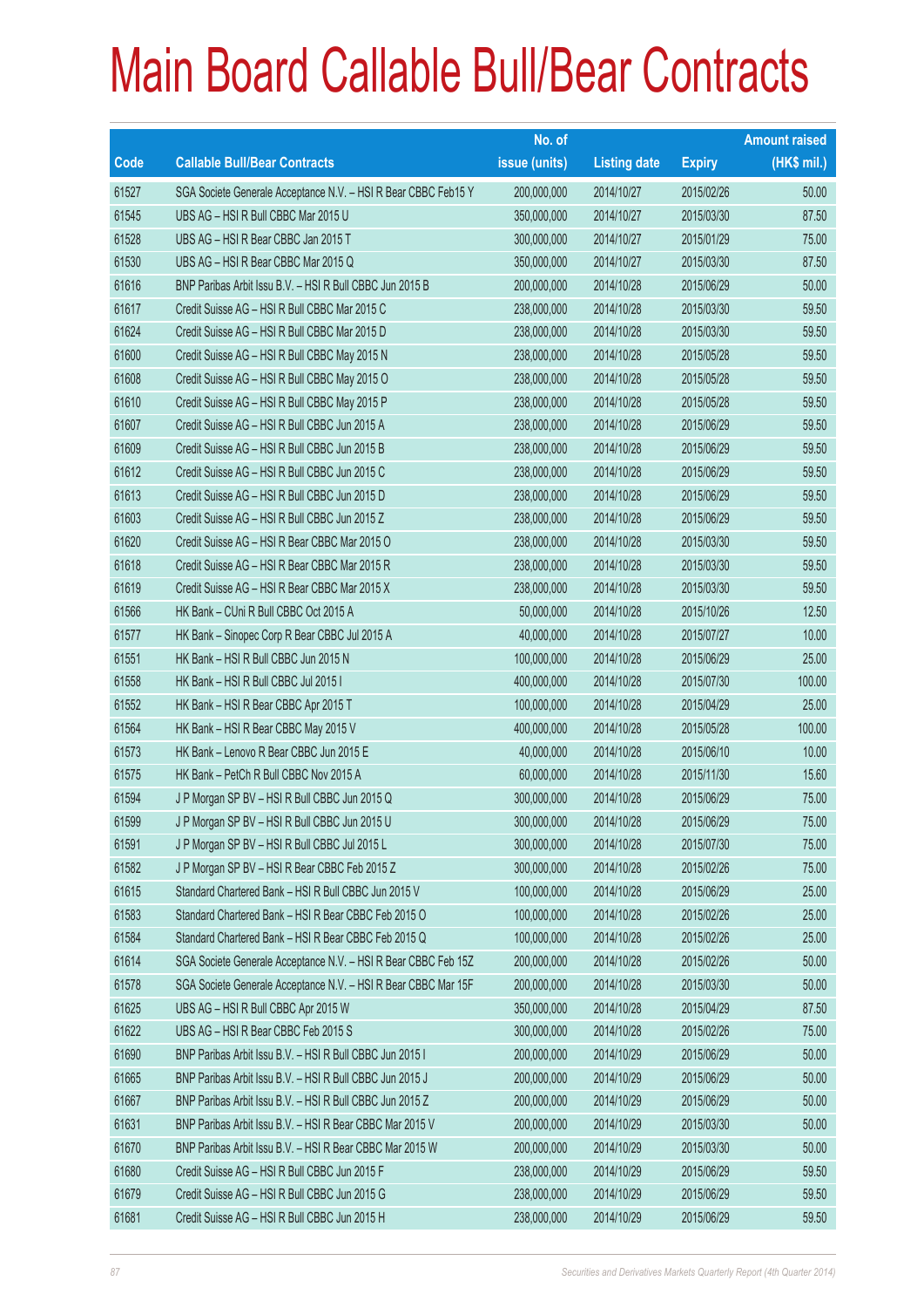# Main Board Callable Bull/Bear Contracts

| Code | Callable Bull/Bear Contracts | No. of issue (units) | Listing date | Expiry | Amount raised (HK$ mil.) |
|---|---|---|---|---|---|
| 61527 | SGA Societe Generale Acceptance N.V. – HSI R Bear CBBC Feb15 Y | 200,000,000 | 2014/10/27 | 2015/02/26 | 50.00 |
| 61545 | UBS AG – HSI R Bull CBBC Mar 2015 U | 350,000,000 | 2014/10/27 | 2015/03/30 | 87.50 |
| 61528 | UBS AG – HSI R Bear CBBC Jan 2015 T | 300,000,000 | 2014/10/27 | 2015/01/29 | 75.00 |
| 61530 | UBS AG – HSI R Bear CBBC Mar 2015 Q | 350,000,000 | 2014/10/27 | 2015/03/30 | 87.50 |
| 61616 | BNP Paribas Arbit Issu B.V. – HSI R Bull CBBC Jun 2015 B | 200,000,000 | 2014/10/28 | 2015/06/29 | 50.00 |
| 61617 | Credit Suisse AG – HSI R Bull CBBC Mar 2015 C | 238,000,000 | 2014/10/28 | 2015/03/30 | 59.50 |
| 61624 | Credit Suisse AG – HSI R Bull CBBC Mar 2015 D | 238,000,000 | 2014/10/28 | 2015/03/30 | 59.50 |
| 61600 | Credit Suisse AG – HSI R Bull CBBC May 2015 N | 238,000,000 | 2014/10/28 | 2015/05/28 | 59.50 |
| 61608 | Credit Suisse AG – HSI R Bull CBBC May 2015 O | 238,000,000 | 2014/10/28 | 2015/05/28 | 59.50 |
| 61610 | Credit Suisse AG – HSI R Bull CBBC May 2015 P | 238,000,000 | 2014/10/28 | 2015/05/28 | 59.50 |
| 61607 | Credit Suisse AG – HSI R Bull CBBC Jun 2015 A | 238,000,000 | 2014/10/28 | 2015/06/29 | 59.50 |
| 61609 | Credit Suisse AG – HSI R Bull CBBC Jun 2015 B | 238,000,000 | 2014/10/28 | 2015/06/29 | 59.50 |
| 61612 | Credit Suisse AG – HSI R Bull CBBC Jun 2015 C | 238,000,000 | 2014/10/28 | 2015/06/29 | 59.50 |
| 61613 | Credit Suisse AG – HSI R Bull CBBC Jun 2015 D | 238,000,000 | 2014/10/28 | 2015/06/29 | 59.50 |
| 61603 | Credit Suisse AG – HSI R Bull CBBC Jun 2015 Z | 238,000,000 | 2014/10/28 | 2015/06/29 | 59.50 |
| 61620 | Credit Suisse AG – HSI R Bear CBBC Mar 2015 O | 238,000,000 | 2014/10/28 | 2015/03/30 | 59.50 |
| 61618 | Credit Suisse AG – HSI R Bear CBBC Mar 2015 R | 238,000,000 | 2014/10/28 | 2015/03/30 | 59.50 |
| 61619 | Credit Suisse AG – HSI R Bear CBBC Mar 2015 X | 238,000,000 | 2014/10/28 | 2015/03/30 | 59.50 |
| 61566 | HK Bank – CUni R Bull CBBC Oct 2015 A | 50,000,000 | 2014/10/28 | 2015/10/26 | 12.50 |
| 61577 | HK Bank – Sinopec Corp R Bear CBBC Jul 2015 A | 40,000,000 | 2014/10/28 | 2015/07/27 | 10.00 |
| 61551 | HK Bank – HSI R Bull CBBC Jun 2015 N | 100,000,000 | 2014/10/28 | 2015/06/29 | 25.00 |
| 61558 | HK Bank – HSI R Bull CBBC Jul 2015 I | 400,000,000 | 2014/10/28 | 2015/07/30 | 100.00 |
| 61552 | HK Bank – HSI R Bear CBBC Apr 2015 T | 100,000,000 | 2014/10/28 | 2015/04/29 | 25.00 |
| 61564 | HK Bank – HSI R Bear CBBC May 2015 V | 400,000,000 | 2014/10/28 | 2015/05/28 | 100.00 |
| 61573 | HK Bank – Lenovo R Bear CBBC Jun 2015 E | 40,000,000 | 2014/10/28 | 2015/06/10 | 10.00 |
| 61575 | HK Bank – PetCh R Bull CBBC Nov 2015 A | 60,000,000 | 2014/10/28 | 2015/11/30 | 15.60 |
| 61594 | J P Morgan SP BV – HSI R Bull CBBC Jun 2015 Q | 300,000,000 | 2014/10/28 | 2015/06/29 | 75.00 |
| 61599 | J P Morgan SP BV – HSI R Bull CBBC Jun 2015 U | 300,000,000 | 2014/10/28 | 2015/06/29 | 75.00 |
| 61591 | J P Morgan SP BV – HSI R Bull CBBC Jul 2015 L | 300,000,000 | 2014/10/28 | 2015/07/30 | 75.00 |
| 61582 | J P Morgan SP BV – HSI R Bear CBBC Feb 2015 Z | 300,000,000 | 2014/10/28 | 2015/02/26 | 75.00 |
| 61615 | Standard Chartered Bank – HSI R Bull CBBC Jun 2015 V | 100,000,000 | 2014/10/28 | 2015/06/29 | 25.00 |
| 61583 | Standard Chartered Bank – HSI R Bear CBBC Feb 2015 O | 100,000,000 | 2014/10/28 | 2015/02/26 | 25.00 |
| 61584 | Standard Chartered Bank – HSI R Bear CBBC Feb 2015 Q | 100,000,000 | 2014/10/28 | 2015/02/26 | 25.00 |
| 61614 | SGA Societe Generale Acceptance N.V. – HSI R Bear CBBC Feb 15Z | 200,000,000 | 2014/10/28 | 2015/02/26 | 50.00 |
| 61578 | SGA Societe Generale Acceptance N.V. – HSI R Bear CBBC Mar 15F | 200,000,000 | 2014/10/28 | 2015/03/30 | 50.00 |
| 61625 | UBS AG – HSI R Bull CBBC Apr 2015 W | 350,000,000 | 2014/10/28 | 2015/04/29 | 87.50 |
| 61622 | UBS AG – HSI R Bear CBBC Feb 2015 S | 300,000,000 | 2014/10/28 | 2015/02/26 | 75.00 |
| 61690 | BNP Paribas Arbit Issu B.V. – HSI R Bull CBBC Jun 2015 I | 200,000,000 | 2014/10/29 | 2015/06/29 | 50.00 |
| 61665 | BNP Paribas Arbit Issu B.V. – HSI R Bull CBBC Jun 2015 J | 200,000,000 | 2014/10/29 | 2015/06/29 | 50.00 |
| 61667 | BNP Paribas Arbit Issu B.V. – HSI R Bull CBBC Jun 2015 Z | 200,000,000 | 2014/10/29 | 2015/06/29 | 50.00 |
| 61631 | BNP Paribas Arbit Issu B.V. – HSI R Bear CBBC Mar 2015 V | 200,000,000 | 2014/10/29 | 2015/03/30 | 50.00 |
| 61670 | BNP Paribas Arbit Issu B.V. – HSI R Bear CBBC Mar 2015 W | 200,000,000 | 2014/10/29 | 2015/03/30 | 50.00 |
| 61680 | Credit Suisse AG – HSI R Bull CBBC Jun 2015 F | 238,000,000 | 2014/10/29 | 2015/06/29 | 59.50 |
| 61679 | Credit Suisse AG – HSI R Bull CBBC Jun 2015 G | 238,000,000 | 2014/10/29 | 2015/06/29 | 59.50 |
| 61681 | Credit Suisse AG – HSI R Bull CBBC Jun 2015 H | 238,000,000 | 2014/10/29 | 2015/06/29 | 59.50 |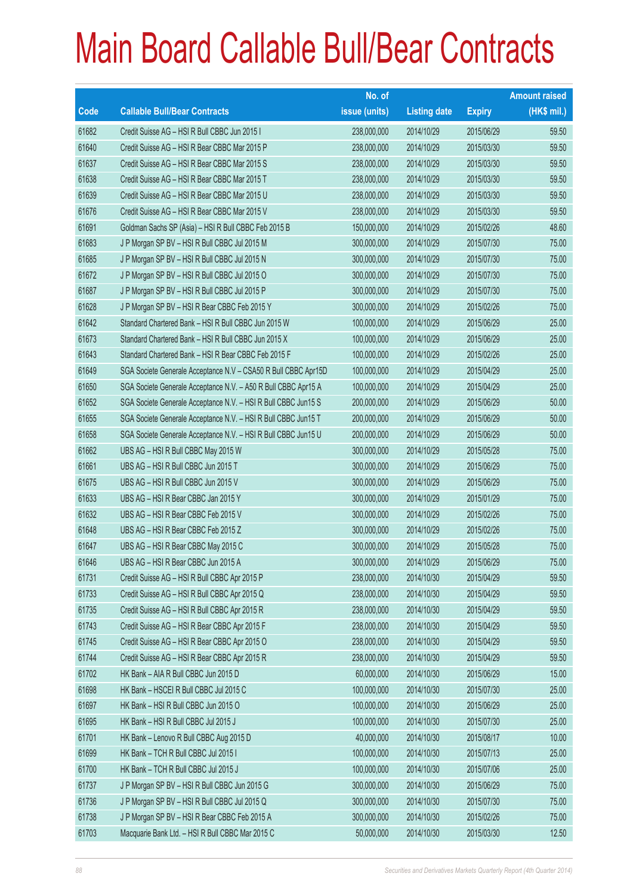# Main Board Callable Bull/Bear Contracts

| Code | Callable Bull/Bear Contracts | No. of issue (units) | Listing date | Expiry | Amount raised (HK$ mil.) |
|---|---|---|---|---|---|
| 61682 | Credit Suisse AG – HSI R Bull CBBC Jun 2015 I | 238,000,000 | 2014/10/29 | 2015/06/29 | 59.50 |
| 61640 | Credit Suisse AG – HSI R Bear CBBC Mar 2015 P | 238,000,000 | 2014/10/29 | 2015/03/30 | 59.50 |
| 61637 | Credit Suisse AG – HSI R Bear CBBC Mar 2015 S | 238,000,000 | 2014/10/29 | 2015/03/30 | 59.50 |
| 61638 | Credit Suisse AG – HSI R Bear CBBC Mar 2015 T | 238,000,000 | 2014/10/29 | 2015/03/30 | 59.50 |
| 61639 | Credit Suisse AG – HSI R Bear CBBC Mar 2015 U | 238,000,000 | 2014/10/29 | 2015/03/30 | 59.50 |
| 61676 | Credit Suisse AG – HSI R Bear CBBC Mar 2015 V | 238,000,000 | 2014/10/29 | 2015/03/30 | 59.50 |
| 61691 | Goldman Sachs SP (Asia) – HSI R Bull CBBC Feb 2015 B | 150,000,000 | 2014/10/29 | 2015/02/26 | 48.60 |
| 61683 | J P Morgan SP BV – HSI R Bull CBBC Jul 2015 M | 300,000,000 | 2014/10/29 | 2015/07/30 | 75.00 |
| 61685 | J P Morgan SP BV – HSI R Bull CBBC Jul 2015 N | 300,000,000 | 2014/10/29 | 2015/07/30 | 75.00 |
| 61672 | J P Morgan SP BV – HSI R Bull CBBC Jul 2015 O | 300,000,000 | 2014/10/29 | 2015/07/30 | 75.00 |
| 61687 | J P Morgan SP BV – HSI R Bull CBBC Jul 2015 P | 300,000,000 | 2014/10/29 | 2015/07/30 | 75.00 |
| 61628 | J P Morgan SP BV – HSI R Bear CBBC Feb 2015 Y | 300,000,000 | 2014/10/29 | 2015/02/26 | 75.00 |
| 61642 | Standard Chartered Bank – HSI R Bull CBBC Jun 2015 W | 100,000,000 | 2014/10/29 | 2015/06/29 | 25.00 |
| 61673 | Standard Chartered Bank – HSI R Bull CBBC Jun 2015 X | 100,000,000 | 2014/10/29 | 2015/06/29 | 25.00 |
| 61643 | Standard Chartered Bank – HSI R Bear CBBC Feb 2015 F | 100,000,000 | 2014/10/29 | 2015/02/26 | 25.00 |
| 61649 | SGA Societe Generale Acceptance N.V – CSA50 R Bull CBBC Apr15D | 100,000,000 | 2014/10/29 | 2015/04/29 | 25.00 |
| 61650 | SGA Societe Generale Acceptance N.V. – A50 R Bull CBBC Apr15 A | 100,000,000 | 2014/10/29 | 2015/04/29 | 25.00 |
| 61652 | SGA Societe Generale Acceptance N.V. – HSI R Bull CBBC Jun15 S | 200,000,000 | 2014/10/29 | 2015/06/29 | 50.00 |
| 61655 | SGA Societe Generale Acceptance N.V. – HSI R Bull CBBC Jun15 T | 200,000,000 | 2014/10/29 | 2015/06/29 | 50.00 |
| 61658 | SGA Societe Generale Acceptance N.V. – HSI R Bull CBBC Jun15 U | 200,000,000 | 2014/10/29 | 2015/06/29 | 50.00 |
| 61662 | UBS AG – HSI R Bull CBBC May 2015 W | 300,000,000 | 2014/10/29 | 2015/05/28 | 75.00 |
| 61661 | UBS AG – HSI R Bull CBBC Jun 2015 T | 300,000,000 | 2014/10/29 | 2015/06/29 | 75.00 |
| 61675 | UBS AG – HSI R Bull CBBC Jun 2015 V | 300,000,000 | 2014/10/29 | 2015/06/29 | 75.00 |
| 61633 | UBS AG – HSI R Bear CBBC Jan 2015 Y | 300,000,000 | 2014/10/29 | 2015/01/29 | 75.00 |
| 61632 | UBS AG – HSI R Bear CBBC Feb 2015 V | 300,000,000 | 2014/10/29 | 2015/02/26 | 75.00 |
| 61648 | UBS AG – HSI R Bear CBBC Feb 2015 Z | 300,000,000 | 2014/10/29 | 2015/02/26 | 75.00 |
| 61647 | UBS AG – HSI R Bear CBBC May 2015 C | 300,000,000 | 2014/10/29 | 2015/05/28 | 75.00 |
| 61646 | UBS AG – HSI R Bear CBBC Jun 2015 A | 300,000,000 | 2014/10/29 | 2015/06/29 | 75.00 |
| 61731 | Credit Suisse AG – HSI R Bull CBBC Apr 2015 P | 238,000,000 | 2014/10/30 | 2015/04/29 | 59.50 |
| 61733 | Credit Suisse AG – HSI R Bull CBBC Apr 2015 Q | 238,000,000 | 2014/10/30 | 2015/04/29 | 59.50 |
| 61735 | Credit Suisse AG – HSI R Bull CBBC Apr 2015 R | 238,000,000 | 2014/10/30 | 2015/04/29 | 59.50 |
| 61743 | Credit Suisse AG – HSI R Bear CBBC Apr 2015 F | 238,000,000 | 2014/10/30 | 2015/04/29 | 59.50 |
| 61745 | Credit Suisse AG – HSI R Bear CBBC Apr 2015 O | 238,000,000 | 2014/10/30 | 2015/04/29 | 59.50 |
| 61744 | Credit Suisse AG – HSI R Bear CBBC Apr 2015 R | 238,000,000 | 2014/10/30 | 2015/04/29 | 59.50 |
| 61702 | HK Bank – AIA R Bull CBBC Jun 2015 D | 60,000,000 | 2014/10/30 | 2015/06/29 | 15.00 |
| 61698 | HK Bank – HSCEI R Bull CBBC Jul 2015 C | 100,000,000 | 2014/10/30 | 2015/07/30 | 25.00 |
| 61697 | HK Bank – HSI R Bull CBBC Jun 2015 O | 100,000,000 | 2014/10/30 | 2015/06/29 | 25.00 |
| 61695 | HK Bank – HSI R Bull CBBC Jul 2015 J | 100,000,000 | 2014/10/30 | 2015/07/30 | 25.00 |
| 61701 | HK Bank – Lenovo R Bull CBBC Aug 2015 D | 40,000,000 | 2014/10/30 | 2015/08/17 | 10.00 |
| 61699 | HK Bank – TCH R Bull CBBC Jul 2015 I | 100,000,000 | 2014/10/30 | 2015/07/13 | 25.00 |
| 61700 | HK Bank – TCH R Bull CBBC Jul 2015 J | 100,000,000 | 2014/10/30 | 2015/07/06 | 25.00 |
| 61737 | J P Morgan SP BV – HSI R Bull CBBC Jun 2015 G | 300,000,000 | 2014/10/30 | 2015/06/29 | 75.00 |
| 61736 | J P Morgan SP BV – HSI R Bull CBBC Jul 2015 Q | 300,000,000 | 2014/10/30 | 2015/07/30 | 75.00 |
| 61738 | J P Morgan SP BV – HSI R Bear CBBC Feb 2015 A | 300,000,000 | 2014/10/30 | 2015/02/26 | 75.00 |
| 61703 | Macquarie Bank Ltd. – HSI R Bull CBBC Mar 2015 C | 50,000,000 | 2014/10/30 | 2015/03/30 | 12.50 |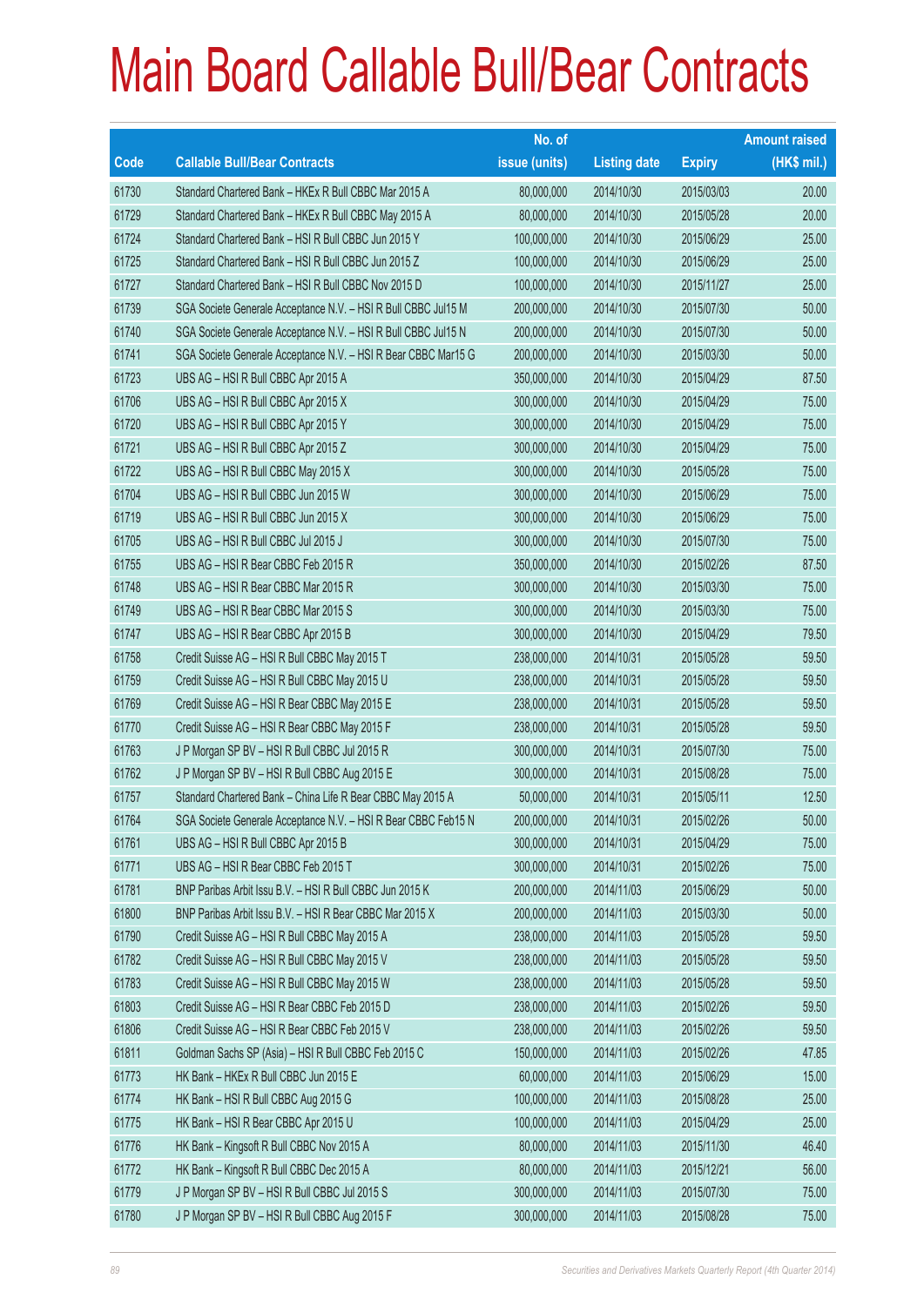# Main Board Callable Bull/Bear Contracts

| Code | Callable Bull/Bear Contracts | No. of issue (units) | Listing date | Expiry | Amount raised (HK$ mil.) |
|---|---|---|---|---|---|
| 61730 | Standard Chartered Bank – HKEx R Bull CBBC Mar 2015 A | 80,000,000 | 2014/10/30 | 2015/03/03 | 20.00 |
| 61729 | Standard Chartered Bank – HKEx R Bull CBBC May 2015 A | 80,000,000 | 2014/10/30 | 2015/05/28 | 20.00 |
| 61724 | Standard Chartered Bank – HSI R Bull CBBC Jun 2015 Y | 100,000,000 | 2014/10/30 | 2015/06/29 | 25.00 |
| 61725 | Standard Chartered Bank – HSI R Bull CBBC Jun 2015 Z | 100,000,000 | 2014/10/30 | 2015/06/29 | 25.00 |
| 61727 | Standard Chartered Bank – HSI R Bull CBBC Nov 2015 D | 100,000,000 | 2014/10/30 | 2015/11/27 | 25.00 |
| 61739 | SGA Societe Generale Acceptance N.V. – HSI R Bull CBBC Jul15 M | 200,000,000 | 2014/10/30 | 2015/07/30 | 50.00 |
| 61740 | SGA Societe Generale Acceptance N.V. – HSI R Bull CBBC Jul15 N | 200,000,000 | 2014/10/30 | 2015/07/30 | 50.00 |
| 61741 | SGA Societe Generale Acceptance N.V. – HSI R Bear CBBC Mar15 G | 200,000,000 | 2014/10/30 | 2015/03/30 | 50.00 |
| 61723 | UBS AG – HSI R Bull CBBC Apr 2015 A | 350,000,000 | 2014/10/30 | 2015/04/29 | 87.50 |
| 61706 | UBS AG – HSI R Bull CBBC Apr 2015 X | 300,000,000 | 2014/10/30 | 2015/04/29 | 75.00 |
| 61720 | UBS AG – HSI R Bull CBBC Apr 2015 Y | 300,000,000 | 2014/10/30 | 2015/04/29 | 75.00 |
| 61721 | UBS AG – HSI R Bull CBBC Apr 2015 Z | 300,000,000 | 2014/10/30 | 2015/04/29 | 75.00 |
| 61722 | UBS AG – HSI R Bull CBBC May 2015 X | 300,000,000 | 2014/10/30 | 2015/05/28 | 75.00 |
| 61704 | UBS AG – HSI R Bull CBBC Jun 2015 W | 300,000,000 | 2014/10/30 | 2015/06/29 | 75.00 |
| 61719 | UBS AG – HSI R Bull CBBC Jun 2015 X | 300,000,000 | 2014/10/30 | 2015/06/29 | 75.00 |
| 61705 | UBS AG – HSI R Bull CBBC Jul 2015 J | 300,000,000 | 2014/10/30 | 2015/07/30 | 75.00 |
| 61755 | UBS AG – HSI R Bear CBBC Feb 2015 R | 350,000,000 | 2014/10/30 | 2015/02/26 | 87.50 |
| 61748 | UBS AG – HSI R Bear CBBC Mar 2015 R | 300,000,000 | 2014/10/30 | 2015/03/30 | 75.00 |
| 61749 | UBS AG – HSI R Bear CBBC Mar 2015 S | 300,000,000 | 2014/10/30 | 2015/03/30 | 75.00 |
| 61747 | UBS AG – HSI R Bear CBBC Apr 2015 B | 300,000,000 | 2014/10/30 | 2015/04/29 | 79.50 |
| 61758 | Credit Suisse AG – HSI R Bull CBBC May 2015 T | 238,000,000 | 2014/10/31 | 2015/05/28 | 59.50 |
| 61759 | Credit Suisse AG – HSI R Bull CBBC May 2015 U | 238,000,000 | 2014/10/31 | 2015/05/28 | 59.50 |
| 61769 | Credit Suisse AG – HSI R Bear CBBC May 2015 E | 238,000,000 | 2014/10/31 | 2015/05/28 | 59.50 |
| 61770 | Credit Suisse AG – HSI R Bear CBBC May 2015 F | 238,000,000 | 2014/10/31 | 2015/05/28 | 59.50 |
| 61763 | J P Morgan SP BV – HSI R Bull CBBC Jul 2015 R | 300,000,000 | 2014/10/31 | 2015/07/30 | 75.00 |
| 61762 | J P Morgan SP BV – HSI R Bull CBBC Aug 2015 E | 300,000,000 | 2014/10/31 | 2015/08/28 | 75.00 |
| 61757 | Standard Chartered Bank – China Life R Bear CBBC May 2015 A | 50,000,000 | 2014/10/31 | 2015/05/11 | 12.50 |
| 61764 | SGA Societe Generale Acceptance N.V. – HSI R Bear CBBC Feb15 N | 200,000,000 | 2014/10/31 | 2015/02/26 | 50.00 |
| 61761 | UBS AG – HSI R Bull CBBC Apr 2015 B | 300,000,000 | 2014/10/31 | 2015/04/29 | 75.00 |
| 61771 | UBS AG – HSI R Bear CBBC Feb 2015 T | 300,000,000 | 2014/10/31 | 2015/02/26 | 75.00 |
| 61781 | BNP Paribas Arbit Issu B.V. – HSI R Bull CBBC Jun 2015 K | 200,000,000 | 2014/11/03 | 2015/06/29 | 50.00 |
| 61800 | BNP Paribas Arbit Issu B.V. – HSI R Bear CBBC Mar 2015 X | 200,000,000 | 2014/11/03 | 2015/03/30 | 50.00 |
| 61790 | Credit Suisse AG – HSI R Bull CBBC May 2015 A | 238,000,000 | 2014/11/03 | 2015/05/28 | 59.50 |
| 61782 | Credit Suisse AG – HSI R Bull CBBC May 2015 V | 238,000,000 | 2014/11/03 | 2015/05/28 | 59.50 |
| 61783 | Credit Suisse AG – HSI R Bull CBBC May 2015 W | 238,000,000 | 2014/11/03 | 2015/05/28 | 59.50 |
| 61803 | Credit Suisse AG – HSI R Bear CBBC Feb 2015 D | 238,000,000 | 2014/11/03 | 2015/02/26 | 59.50 |
| 61806 | Credit Suisse AG – HSI R Bear CBBC Feb 2015 V | 238,000,000 | 2014/11/03 | 2015/02/26 | 59.50 |
| 61811 | Goldman Sachs SP (Asia) – HSI R Bull CBBC Feb 2015 C | 150,000,000 | 2014/11/03 | 2015/02/26 | 47.85 |
| 61773 | HK Bank – HKEx R Bull CBBC Jun 2015 E | 60,000,000 | 2014/11/03 | 2015/06/29 | 15.00 |
| 61774 | HK Bank – HSI R Bull CBBC Aug 2015 G | 100,000,000 | 2014/11/03 | 2015/08/28 | 25.00 |
| 61775 | HK Bank – HSI R Bear CBBC Apr 2015 U | 100,000,000 | 2014/11/03 | 2015/04/29 | 25.00 |
| 61776 | HK Bank – Kingsoft R Bull CBBC Nov 2015 A | 80,000,000 | 2014/11/03 | 2015/11/30 | 46.40 |
| 61772 | HK Bank – Kingsoft R Bull CBBC Dec 2015 A | 80,000,000 | 2014/11/03 | 2015/12/21 | 56.00 |
| 61779 | J P Morgan SP BV – HSI R Bull CBBC Jul 2015 S | 300,000,000 | 2014/11/03 | 2015/07/30 | 75.00 |
| 61780 | J P Morgan SP BV – HSI R Bull CBBC Aug 2015 F | 300,000,000 | 2014/11/03 | 2015/08/28 | 75.00 |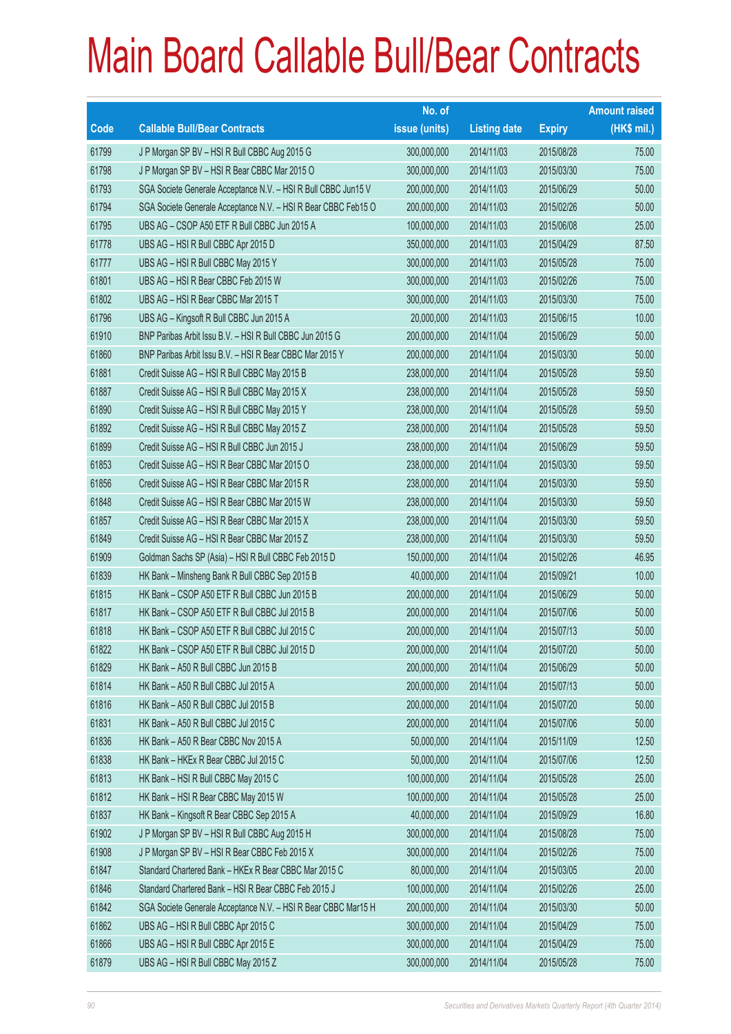# Main Board Callable Bull/Bear Contracts

| Code | Callable Bull/Bear Contracts | No. of issue (units) | Listing date | Expiry | Amount raised (HK$ mil.) |
|---|---|---|---|---|---|
| 61799 | J P Morgan SP BV – HSI R Bull CBBC Aug 2015 G | 300,000,000 | 2014/11/03 | 2015/08/28 | 75.00 |
| 61798 | J P Morgan SP BV – HSI R Bear CBBC Mar 2015 O | 300,000,000 | 2014/11/03 | 2015/03/30 | 75.00 |
| 61793 | SGA Societe Generale Acceptance N.V. – HSI R Bull CBBC Jun15 V | 200,000,000 | 2014/11/03 | 2015/06/29 | 50.00 |
| 61794 | SGA Societe Generale Acceptance N.V. – HSI R Bear CBBC Feb15 O | 200,000,000 | 2014/11/03 | 2015/02/26 | 50.00 |
| 61795 | UBS AG – CSOP A50 ETF R Bull CBBC Jun 2015 A | 100,000,000 | 2014/11/03 | 2015/06/08 | 25.00 |
| 61778 | UBS AG – HSI R Bull CBBC Apr 2015 D | 350,000,000 | 2014/11/03 | 2015/04/29 | 87.50 |
| 61777 | UBS AG – HSI R Bull CBBC May 2015 Y | 300,000,000 | 2014/11/03 | 2015/05/28 | 75.00 |
| 61801 | UBS AG – HSI R Bear CBBC Feb 2015 W | 300,000,000 | 2014/11/03 | 2015/02/26 | 75.00 |
| 61802 | UBS AG – HSI R Bear CBBC Mar 2015 T | 300,000,000 | 2014/11/03 | 2015/03/30 | 75.00 |
| 61796 | UBS AG – Kingsoft R Bull CBBC Jun 2015 A | 20,000,000 | 2014/11/03 | 2015/06/15 | 10.00 |
| 61910 | BNP Paribas Arbit Issu B.V. – HSI R Bull CBBC Jun 2015 G | 200,000,000 | 2014/11/04 | 2015/06/29 | 50.00 |
| 61860 | BNP Paribas Arbit Issu B.V. – HSI R Bear CBBC Mar 2015 Y | 200,000,000 | 2014/11/04 | 2015/03/30 | 50.00 |
| 61881 | Credit Suisse AG – HSI R Bull CBBC May 2015 B | 238,000,000 | 2014/11/04 | 2015/05/28 | 59.50 |
| 61887 | Credit Suisse AG – HSI R Bull CBBC May 2015 X | 238,000,000 | 2014/11/04 | 2015/05/28 | 59.50 |
| 61890 | Credit Suisse AG – HSI R Bull CBBC May 2015 Y | 238,000,000 | 2014/11/04 | 2015/05/28 | 59.50 |
| 61892 | Credit Suisse AG – HSI R Bull CBBC May 2015 Z | 238,000,000 | 2014/11/04 | 2015/05/28 | 59.50 |
| 61899 | Credit Suisse AG – HSI R Bull CBBC Jun 2015 J | 238,000,000 | 2014/11/04 | 2015/06/29 | 59.50 |
| 61853 | Credit Suisse AG – HSI R Bear CBBC Mar 2015 O | 238,000,000 | 2014/11/04 | 2015/03/30 | 59.50 |
| 61856 | Credit Suisse AG – HSI R Bear CBBC Mar 2015 R | 238,000,000 | 2014/11/04 | 2015/03/30 | 59.50 |
| 61848 | Credit Suisse AG – HSI R Bear CBBC Mar 2015 W | 238,000,000 | 2014/11/04 | 2015/03/30 | 59.50 |
| 61857 | Credit Suisse AG – HSI R Bear CBBC Mar 2015 X | 238,000,000 | 2014/11/04 | 2015/03/30 | 59.50 |
| 61849 | Credit Suisse AG – HSI R Bear CBBC Mar 2015 Z | 238,000,000 | 2014/11/04 | 2015/03/30 | 59.50 |
| 61909 | Goldman Sachs SP (Asia) – HSI R Bull CBBC Feb 2015 D | 150,000,000 | 2014/11/04 | 2015/02/26 | 46.95 |
| 61839 | HK Bank – Minsheng Bank R Bull CBBC Sep 2015 B | 40,000,000 | 2014/11/04 | 2015/09/21 | 10.00 |
| 61815 | HK Bank – CSOP A50 ETF R Bull CBBC Jun 2015 B | 200,000,000 | 2014/11/04 | 2015/06/29 | 50.00 |
| 61817 | HK Bank – CSOP A50 ETF R Bull CBBC Jul 2015 B | 200,000,000 | 2014/11/04 | 2015/07/06 | 50.00 |
| 61818 | HK Bank – CSOP A50 ETF R Bull CBBC Jul 2015 C | 200,000,000 | 2014/11/04 | 2015/07/13 | 50.00 |
| 61822 | HK Bank – CSOP A50 ETF R Bull CBBC Jul 2015 D | 200,000,000 | 2014/11/04 | 2015/07/20 | 50.00 |
| 61829 | HK Bank – A50 R Bull CBBC Jun 2015 B | 200,000,000 | 2014/11/04 | 2015/06/29 | 50.00 |
| 61814 | HK Bank – A50 R Bull CBBC Jul 2015 A | 200,000,000 | 2014/11/04 | 2015/07/13 | 50.00 |
| 61816 | HK Bank – A50 R Bull CBBC Jul 2015 B | 200,000,000 | 2014/11/04 | 2015/07/20 | 50.00 |
| 61831 | HK Bank – A50 R Bull CBBC Jul 2015 C | 200,000,000 | 2014/11/04 | 2015/07/06 | 50.00 |
| 61836 | HK Bank – A50 R Bear CBBC Nov 2015 A | 50,000,000 | 2014/11/04 | 2015/11/09 | 12.50 |
| 61838 | HK Bank – HKEx R Bear CBBC Jul 2015 C | 50,000,000 | 2014/11/04 | 2015/07/06 | 12.50 |
| 61813 | HK Bank – HSI R Bull CBBC May 2015 C | 100,000,000 | 2014/11/04 | 2015/05/28 | 25.00 |
| 61812 | HK Bank – HSI R Bear CBBC May 2015 W | 100,000,000 | 2014/11/04 | 2015/05/28 | 25.00 |
| 61837 | HK Bank – Kingsoft R Bear CBBC Sep 2015 A | 40,000,000 | 2014/11/04 | 2015/09/29 | 16.80 |
| 61902 | J P Morgan SP BV – HSI R Bull CBBC Aug 2015 H | 300,000,000 | 2014/11/04 | 2015/08/28 | 75.00 |
| 61908 | J P Morgan SP BV – HSI R Bear CBBC Feb 2015 X | 300,000,000 | 2014/11/04 | 2015/02/26 | 75.00 |
| 61847 | Standard Chartered Bank – HKEx R Bear CBBC Mar 2015 C | 80,000,000 | 2014/11/04 | 2015/03/05 | 20.00 |
| 61846 | Standard Chartered Bank – HSI R Bear CBBC Feb 2015 J | 100,000,000 | 2014/11/04 | 2015/02/26 | 25.00 |
| 61842 | SGA Societe Generale Acceptance N.V. – HSI R Bear CBBC Mar15 H | 200,000,000 | 2014/11/04 | 2015/03/30 | 50.00 |
| 61862 | UBS AG – HSI R Bull CBBC Apr 2015 C | 300,000,000 | 2014/11/04 | 2015/04/29 | 75.00 |
| 61866 | UBS AG – HSI R Bull CBBC Apr 2015 E | 300,000,000 | 2014/11/04 | 2015/04/29 | 75.00 |
| 61879 | UBS AG – HSI R Bull CBBC May 2015 Z | 300,000,000 | 2014/11/04 | 2015/05/28 | 75.00 |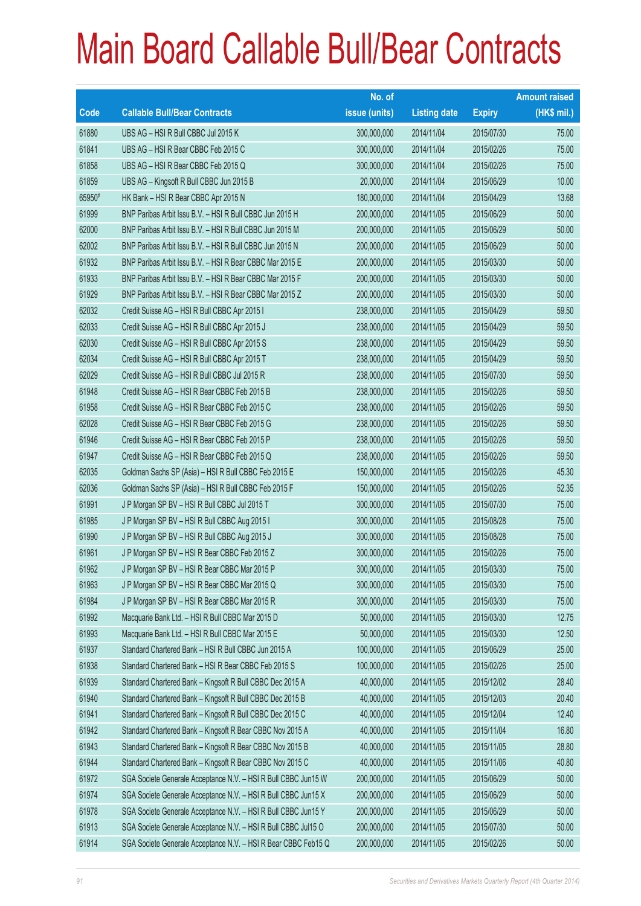# Main Board Callable Bull/Bear Contracts

| Code | Callable Bull/Bear Contracts | No. of issue (units) | Listing date | Expiry | Amount raised (HK$ mil.) |
|---|---|---|---|---|---|
| 61880 | UBS AG – HSI R Bull CBBC Jul 2015 K | 300,000,000 | 2014/11/04 | 2015/07/30 | 75.00 |
| 61841 | UBS AG – HSI R Bear CBBC Feb 2015 C | 300,000,000 | 2014/11/04 | 2015/02/26 | 75.00 |
| 61858 | UBS AG – HSI R Bear CBBC Feb 2015 Q | 300,000,000 | 2014/11/04 | 2015/02/26 | 75.00 |
| 61859 | UBS AG – Kingsoft R Bull CBBC Jun 2015 B | 20,000,000 | 2014/11/04 | 2015/06/29 | 10.00 |
| 65950# | HK Bank – HSI R Bear CBBC Apr 2015 N | 180,000,000 | 2014/11/04 | 2015/04/29 | 13.68 |
| 61999 | BNP Paribas Arbit Issu B.V. – HSI R Bull CBBC Jun 2015 H | 200,000,000 | 2014/11/05 | 2015/06/29 | 50.00 |
| 62000 | BNP Paribas Arbit Issu B.V. – HSI R Bull CBBC Jun 2015 M | 200,000,000 | 2014/11/05 | 2015/06/29 | 50.00 |
| 62002 | BNP Paribas Arbit Issu B.V. – HSI R Bull CBBC Jun 2015 N | 200,000,000 | 2014/11/05 | 2015/06/29 | 50.00 |
| 61932 | BNP Paribas Arbit Issu B.V. – HSI R Bear CBBC Mar 2015 E | 200,000,000 | 2014/11/05 | 2015/03/30 | 50.00 |
| 61933 | BNP Paribas Arbit Issu B.V. – HSI R Bear CBBC Mar 2015 F | 200,000,000 | 2014/11/05 | 2015/03/30 | 50.00 |
| 61929 | BNP Paribas Arbit Issu B.V. – HSI R Bear CBBC Mar 2015 Z | 200,000,000 | 2014/11/05 | 2015/03/30 | 50.00 |
| 62032 | Credit Suisse AG – HSI R Bull CBBC Apr 2015 I | 238,000,000 | 2014/11/05 | 2015/04/29 | 59.50 |
| 62033 | Credit Suisse AG – HSI R Bull CBBC Apr 2015 J | 238,000,000 | 2014/11/05 | 2015/04/29 | 59.50 |
| 62030 | Credit Suisse AG – HSI R Bull CBBC Apr 2015 S | 238,000,000 | 2014/11/05 | 2015/04/29 | 59.50 |
| 62034 | Credit Suisse AG – HSI R Bull CBBC Apr 2015 T | 238,000,000 | 2014/11/05 | 2015/04/29 | 59.50 |
| 62029 | Credit Suisse AG – HSI R Bull CBBC Jul 2015 R | 238,000,000 | 2014/11/05 | 2015/07/30 | 59.50 |
| 61948 | Credit Suisse AG – HSI R Bear CBBC Feb 2015 B | 238,000,000 | 2014/11/05 | 2015/02/26 | 59.50 |
| 61958 | Credit Suisse AG – HSI R Bear CBBC Feb 2015 C | 238,000,000 | 2014/11/05 | 2015/02/26 | 59.50 |
| 62028 | Credit Suisse AG – HSI R Bear CBBC Feb 2015 G | 238,000,000 | 2014/11/05 | 2015/02/26 | 59.50 |
| 61946 | Credit Suisse AG – HSI R Bear CBBC Feb 2015 P | 238,000,000 | 2014/11/05 | 2015/02/26 | 59.50 |
| 61947 | Credit Suisse AG – HSI R Bear CBBC Feb 2015 Q | 238,000,000 | 2014/11/05 | 2015/02/26 | 59.50 |
| 62035 | Goldman Sachs SP (Asia) – HSI R Bull CBBC Feb 2015 E | 150,000,000 | 2014/11/05 | 2015/02/26 | 45.30 |
| 62036 | Goldman Sachs SP (Asia) – HSI R Bull CBBC Feb 2015 F | 150,000,000 | 2014/11/05 | 2015/02/26 | 52.35 |
| 61991 | J P Morgan SP BV – HSI R Bull CBBC Jul 2015 T | 300,000,000 | 2014/11/05 | 2015/07/30 | 75.00 |
| 61985 | J P Morgan SP BV – HSI R Bull CBBC Aug 2015 I | 300,000,000 | 2014/11/05 | 2015/08/28 | 75.00 |
| 61990 | J P Morgan SP BV – HSI R Bull CBBC Aug 2015 J | 300,000,000 | 2014/11/05 | 2015/08/28 | 75.00 |
| 61961 | J P Morgan SP BV – HSI R Bear CBBC Feb 2015 Z | 300,000,000 | 2014/11/05 | 2015/02/26 | 75.00 |
| 61962 | J P Morgan SP BV – HSI R Bear CBBC Mar 2015 P | 300,000,000 | 2014/11/05 | 2015/03/30 | 75.00 |
| 61963 | J P Morgan SP BV – HSI R Bear CBBC Mar 2015 Q | 300,000,000 | 2014/11/05 | 2015/03/30 | 75.00 |
| 61984 | J P Morgan SP BV – HSI R Bear CBBC Mar 2015 R | 300,000,000 | 2014/11/05 | 2015/03/30 | 75.00 |
| 61992 | Macquarie Bank Ltd. – HSI R Bull CBBC Mar 2015 D | 50,000,000 | 2014/11/05 | 2015/03/30 | 12.75 |
| 61993 | Macquarie Bank Ltd. – HSI R Bull CBBC Mar 2015 E | 50,000,000 | 2014/11/05 | 2015/03/30 | 12.50 |
| 61937 | Standard Chartered Bank – HSI R Bull CBBC Jun 2015 A | 100,000,000 | 2014/11/05 | 2015/06/29 | 25.00 |
| 61938 | Standard Chartered Bank – HSI R Bear CBBC Feb 2015 S | 100,000,000 | 2014/11/05 | 2015/02/26 | 25.00 |
| 61939 | Standard Chartered Bank – Kingsoft R Bull CBBC Dec 2015 A | 40,000,000 | 2014/11/05 | 2015/12/02 | 28.40 |
| 61940 | Standard Chartered Bank – Kingsoft R Bull CBBC Dec 2015 B | 40,000,000 | 2014/11/05 | 2015/12/03 | 20.40 |
| 61941 | Standard Chartered Bank – Kingsoft R Bull CBBC Dec 2015 C | 40,000,000 | 2014/11/05 | 2015/12/04 | 12.40 |
| 61942 | Standard Chartered Bank – Kingsoft R Bear CBBC Nov 2015 A | 40,000,000 | 2014/11/05 | 2015/11/04 | 16.80 |
| 61943 | Standard Chartered Bank – Kingsoft R Bear CBBC Nov 2015 B | 40,000,000 | 2014/11/05 | 2015/11/05 | 28.80 |
| 61944 | Standard Chartered Bank – Kingsoft R Bear CBBC Nov 2015 C | 40,000,000 | 2014/11/05 | 2015/11/06 | 40.80 |
| 61972 | SGA Societe Generale Acceptance N.V. – HSI R Bull CBBC Jun15 W | 200,000,000 | 2014/11/05 | 2015/06/29 | 50.00 |
| 61974 | SGA Societe Generale Acceptance N.V. – HSI R Bull CBBC Jun15 X | 200,000,000 | 2014/11/05 | 2015/06/29 | 50.00 |
| 61978 | SGA Societe Generale Acceptance N.V. – HSI R Bull CBBC Jun15 Y | 200,000,000 | 2014/11/05 | 2015/06/29 | 50.00 |
| 61913 | SGA Societe Generale Acceptance N.V. – HSI R Bull CBBC Jul15 O | 200,000,000 | 2014/11/05 | 2015/07/30 | 50.00 |
| 61914 | SGA Societe Generale Acceptance N.V. – HSI R Bear CBBC Feb15 Q | 200,000,000 | 2014/11/05 | 2015/02/26 | 50.00 |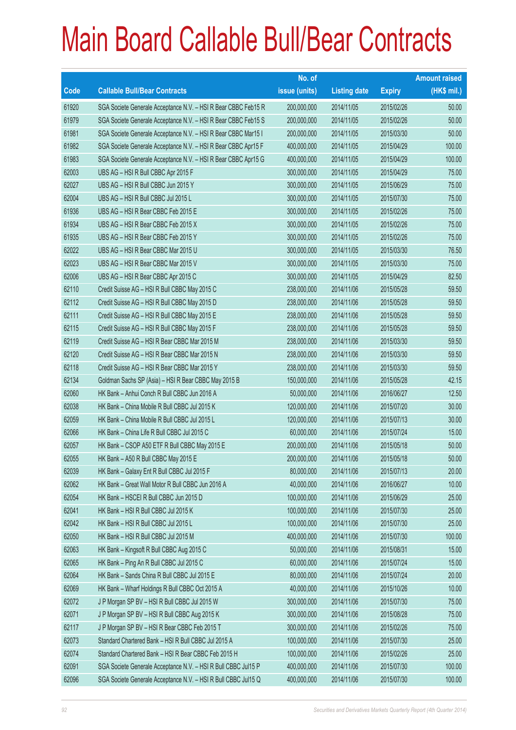# Main Board Callable Bull/Bear Contracts

| Code | Callable Bull/Bear Contracts | No. of issue (units) | Listing date | Expiry | Amount raised (HK$ mil.) |
|---|---|---|---|---|---|
| 61920 | SGA Societe Generale Acceptance N.V. – HSI R Bear CBBC Feb15 R | 200,000,000 | 2014/11/05 | 2015/02/26 | 50.00 |
| 61979 | SGA Societe Generale Acceptance N.V. – HSI R Bear CBBC Feb15 S | 200,000,000 | 2014/11/05 | 2015/02/26 | 50.00 |
| 61981 | SGA Societe Generale Acceptance N.V. – HSI R Bear CBBC Mar15 I | 200,000,000 | 2014/11/05 | 2015/03/30 | 50.00 |
| 61982 | SGA Societe Generale Acceptance N.V. – HSI R Bear CBBC Apr15 F | 400,000,000 | 2014/11/05 | 2015/04/29 | 100.00 |
| 61983 | SGA Societe Generale Acceptance N.V. – HSI R Bear CBBC Apr15 G | 400,000,000 | 2014/11/05 | 2015/04/29 | 100.00 |
| 62003 | UBS AG – HSI R Bull CBBC Apr 2015 F | 300,000,000 | 2014/11/05 | 2015/04/29 | 75.00 |
| 62027 | UBS AG – HSI R Bull CBBC Jun 2015 Y | 300,000,000 | 2014/11/05 | 2015/06/29 | 75.00 |
| 62004 | UBS AG – HSI R Bull CBBC Jul 2015 L | 300,000,000 | 2014/11/05 | 2015/07/30 | 75.00 |
| 61936 | UBS AG – HSI R Bear CBBC Feb 2015 E | 300,000,000 | 2014/11/05 | 2015/02/26 | 75.00 |
| 61934 | UBS AG – HSI R Bear CBBC Feb 2015 X | 300,000,000 | 2014/11/05 | 2015/02/26 | 75.00 |
| 61935 | UBS AG – HSI R Bear CBBC Feb 2015 Y | 300,000,000 | 2014/11/05 | 2015/02/26 | 75.00 |
| 62022 | UBS AG – HSI R Bear CBBC Mar 2015 U | 300,000,000 | 2014/11/05 | 2015/03/30 | 76.50 |
| 62023 | UBS AG – HSI R Bear CBBC Mar 2015 V | 300,000,000 | 2014/11/05 | 2015/03/30 | 75.00 |
| 62006 | UBS AG – HSI R Bear CBBC Apr 2015 C | 300,000,000 | 2014/11/05 | 2015/04/29 | 82.50 |
| 62110 | Credit Suisse AG – HSI R Bull CBBC May 2015 C | 238,000,000 | 2014/11/06 | 2015/05/28 | 59.50 |
| 62112 | Credit Suisse AG – HSI R Bull CBBC May 2015 D | 238,000,000 | 2014/11/06 | 2015/05/28 | 59.50 |
| 62111 | Credit Suisse AG – HSI R Bull CBBC May 2015 E | 238,000,000 | 2014/11/06 | 2015/05/28 | 59.50 |
| 62115 | Credit Suisse AG – HSI R Bull CBBC May 2015 F | 238,000,000 | 2014/11/06 | 2015/05/28 | 59.50 |
| 62119 | Credit Suisse AG – HSI R Bear CBBC Mar 2015 M | 238,000,000 | 2014/11/06 | 2015/03/30 | 59.50 |
| 62120 | Credit Suisse AG – HSI R Bear CBBC Mar 2015 N | 238,000,000 | 2014/11/06 | 2015/03/30 | 59.50 |
| 62118 | Credit Suisse AG – HSI R Bear CBBC Mar 2015 Y | 238,000,000 | 2014/11/06 | 2015/03/30 | 59.50 |
| 62134 | Goldman Sachs SP (Asia) – HSI R Bear CBBC May 2015 B | 150,000,000 | 2014/11/06 | 2015/05/28 | 42.15 |
| 62060 | HK Bank – Anhui Conch R Bull CBBC Jun 2016 A | 50,000,000 | 2014/11/06 | 2016/06/27 | 12.50 |
| 62038 | HK Bank – China Mobile R Bull CBBC Jul 2015 K | 120,000,000 | 2014/11/06 | 2015/07/20 | 30.00 |
| 62059 | HK Bank – China Mobile R Bull CBBC Jul 2015 L | 120,000,000 | 2014/11/06 | 2015/07/13 | 30.00 |
| 62066 | HK Bank – China Life R Bull CBBC Jul 2015 C | 60,000,000 | 2014/11/06 | 2015/07/24 | 15.00 |
| 62057 | HK Bank – CSOP A50 ETF R Bull CBBC May 2015 E | 200,000,000 | 2014/11/06 | 2015/05/18 | 50.00 |
| 62055 | HK Bank – A50 R Bull CBBC May 2015 E | 200,000,000 | 2014/11/06 | 2015/05/18 | 50.00 |
| 62039 | HK Bank – Galaxy Ent R Bull CBBC Jul 2015 F | 80,000,000 | 2014/11/06 | 2015/07/13 | 20.00 |
| 62062 | HK Bank – Great Wall Motor R Bull CBBC Jun 2016 A | 40,000,000 | 2014/11/06 | 2016/06/27 | 10.00 |
| 62054 | HK Bank – HSCEI R Bull CBBC Jun 2015 D | 100,000,000 | 2014/11/06 | 2015/06/29 | 25.00 |
| 62041 | HK Bank – HSI R Bull CBBC Jul 2015 K | 100,000,000 | 2014/11/06 | 2015/07/30 | 25.00 |
| 62042 | HK Bank – HSI R Bull CBBC Jul 2015 L | 100,000,000 | 2014/11/06 | 2015/07/30 | 25.00 |
| 62050 | HK Bank – HSI R Bull CBBC Jul 2015 M | 400,000,000 | 2014/11/06 | 2015/07/30 | 100.00 |
| 62063 | HK Bank – Kingsoft R Bull CBBC Aug 2015 C | 50,000,000 | 2014/11/06 | 2015/08/31 | 15.00 |
| 62065 | HK Bank – Ping An R Bull CBBC Jul 2015 C | 60,000,000 | 2014/11/06 | 2015/07/24 | 15.00 |
| 62064 | HK Bank – Sands China R Bull CBBC Jul 2015 E | 80,000,000 | 2014/11/06 | 2015/07/24 | 20.00 |
| 62069 | HK Bank – Wharf Holdings R Bull CBBC Oct 2015 A | 40,000,000 | 2014/11/06 | 2015/10/26 | 10.00 |
| 62072 | J P Morgan SP BV – HSI R Bull CBBC Jul 2015 W | 300,000,000 | 2014/11/06 | 2015/07/30 | 75.00 |
| 62071 | J P Morgan SP BV – HSI R Bull CBBC Aug 2015 K | 300,000,000 | 2014/11/06 | 2015/08/28 | 75.00 |
| 62117 | J P Morgan SP BV – HSI R Bear CBBC Feb 2015 T | 300,000,000 | 2014/11/06 | 2015/02/26 | 75.00 |
| 62073 | Standard Chartered Bank – HSI R Bull CBBC Jul 2015 A | 100,000,000 | 2014/11/06 | 2015/07/30 | 25.00 |
| 62074 | Standard Chartered Bank – HSI R Bear CBBC Feb 2015 H | 100,000,000 | 2014/11/06 | 2015/02/26 | 25.00 |
| 62091 | SGA Societe Generale Acceptance N.V. – HSI R Bull CBBC Jul15 P | 400,000,000 | 2014/11/06 | 2015/07/30 | 100.00 |
| 62096 | SGA Societe Generale Acceptance N.V. – HSI R Bull CBBC Jul15 Q | 400,000,000 | 2014/11/06 | 2015/07/30 | 100.00 |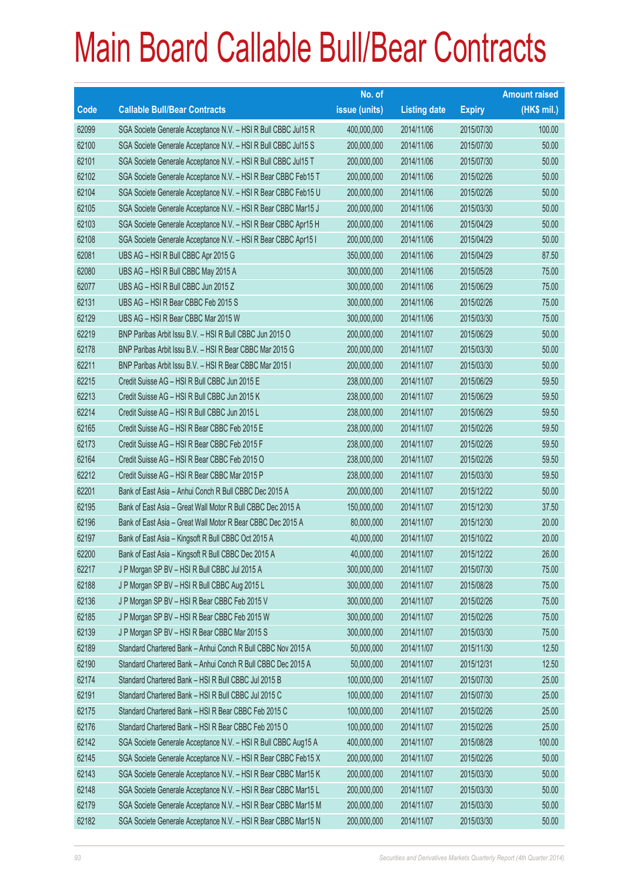# Main Board Callable Bull/Bear Contracts

| Code | Callable Bull/Bear Contracts | No. of issue (units) | Listing date | Expiry | Amount raised (HK$ mil.) |
|---|---|---|---|---|---|
| 62099 | SGA Societe Generale Acceptance N.V. – HSI R Bull CBBC Jul15 R | 400,000,000 | 2014/11/06 | 2015/07/30 | 100.00 |
| 62100 | SGA Societe Generale Acceptance N.V. – HSI R Bull CBBC Jul15 S | 200,000,000 | 2014/11/06 | 2015/07/30 | 50.00 |
| 62101 | SGA Societe Generale Acceptance N.V. – HSI R Bull CBBC Jul15 T | 200,000,000 | 2014/11/06 | 2015/07/30 | 50.00 |
| 62102 | SGA Societe Generale Acceptance N.V. – HSI R Bear CBBC Feb15 T | 200,000,000 | 2014/11/06 | 2015/02/26 | 50.00 |
| 62104 | SGA Societe Generale Acceptance N.V. – HSI R Bear CBBC Feb15 U | 200,000,000 | 2014/11/06 | 2015/02/26 | 50.00 |
| 62105 | SGA Societe Generale Acceptance N.V. – HSI R Bear CBBC Mar15 J | 200,000,000 | 2014/11/06 | 2015/03/30 | 50.00 |
| 62103 | SGA Societe Generale Acceptance N.V. – HSI R Bear CBBC Apr15 H | 200,000,000 | 2014/11/06 | 2015/04/29 | 50.00 |
| 62108 | SGA Societe Generale Acceptance N.V. – HSI R Bear CBBC Apr15 I | 200,000,000 | 2014/11/06 | 2015/04/29 | 50.00 |
| 62081 | UBS AG – HSI R Bull CBBC Apr 2015 G | 350,000,000 | 2014/11/06 | 2015/04/29 | 87.50 |
| 62080 | UBS AG – HSI R Bull CBBC May 2015 A | 300,000,000 | 2014/11/06 | 2015/05/28 | 75.00 |
| 62077 | UBS AG – HSI R Bull CBBC Jun 2015 Z | 300,000,000 | 2014/11/06 | 2015/06/29 | 75.00 |
| 62131 | UBS AG – HSI R Bear CBBC Feb 2015 S | 300,000,000 | 2014/11/06 | 2015/02/26 | 75.00 |
| 62129 | UBS AG – HSI R Bear CBBC Mar 2015 W | 300,000,000 | 2014/11/06 | 2015/03/30 | 75.00 |
| 62219 | BNP Paribas Arbit Issu B.V. – HSI R Bull CBBC Jun 2015 O | 200,000,000 | 2014/11/07 | 2015/06/29 | 50.00 |
| 62178 | BNP Paribas Arbit Issu B.V. – HSI R Bear CBBC Mar 2015 G | 200,000,000 | 2014/11/07 | 2015/03/30 | 50.00 |
| 62211 | BNP Paribas Arbit Issu B.V. – HSI R Bear CBBC Mar 2015 I | 200,000,000 | 2014/11/07 | 2015/03/30 | 50.00 |
| 62215 | Credit Suisse AG – HSI R Bull CBBC Jun 2015 E | 238,000,000 | 2014/11/07 | 2015/06/29 | 59.50 |
| 62213 | Credit Suisse AG – HSI R Bull CBBC Jun 2015 K | 238,000,000 | 2014/11/07 | 2015/06/29 | 59.50 |
| 62214 | Credit Suisse AG – HSI R Bull CBBC Jun 2015 L | 238,000,000 | 2014/11/07 | 2015/06/29 | 59.50 |
| 62165 | Credit Suisse AG – HSI R Bear CBBC Feb 2015 E | 238,000,000 | 2014/11/07 | 2015/02/26 | 59.50 |
| 62173 | Credit Suisse AG – HSI R Bear CBBC Feb 2015 F | 238,000,000 | 2014/11/07 | 2015/02/26 | 59.50 |
| 62164 | Credit Suisse AG – HSI R Bear CBBC Feb 2015 O | 238,000,000 | 2014/11/07 | 2015/02/26 | 59.50 |
| 62212 | Credit Suisse AG – HSI R Bear CBBC Mar 2015 P | 238,000,000 | 2014/11/07 | 2015/03/30 | 59.50 |
| 62201 | Bank of East Asia – Anhui Conch R Bull CBBC Dec 2015 A | 200,000,000 | 2014/11/07 | 2015/12/22 | 50.00 |
| 62195 | Bank of East Asia – Great Wall Motor R Bull CBBC Dec 2015 A | 150,000,000 | 2014/11/07 | 2015/12/30 | 37.50 |
| 62196 | Bank of East Asia – Great Wall Motor R Bear CBBC Dec 2015 A | 80,000,000 | 2014/11/07 | 2015/12/30 | 20.00 |
| 62197 | Bank of East Asia – Kingsoft R Bull CBBC Oct 2015 A | 40,000,000 | 2014/11/07 | 2015/10/22 | 20.00 |
| 62200 | Bank of East Asia – Kingsoft R Bull CBBC Dec 2015 A | 40,000,000 | 2014/11/07 | 2015/12/22 | 26.00 |
| 62217 | J P Morgan SP BV – HSI R Bull CBBC Jul 2015 A | 300,000,000 | 2014/11/07 | 2015/07/30 | 75.00 |
| 62188 | J P Morgan SP BV – HSI R Bull CBBC Aug 2015 L | 300,000,000 | 2014/11/07 | 2015/08/28 | 75.00 |
| 62136 | J P Morgan SP BV – HSI R Bear CBBC Feb 2015 V | 300,000,000 | 2014/11/07 | 2015/02/26 | 75.00 |
| 62185 | J P Morgan SP BV – HSI R Bear CBBC Feb 2015 W | 300,000,000 | 2014/11/07 | 2015/02/26 | 75.00 |
| 62139 | J P Morgan SP BV – HSI R Bear CBBC Mar 2015 S | 300,000,000 | 2014/11/07 | 2015/03/30 | 75.00 |
| 62189 | Standard Chartered Bank – Anhui Conch R Bull CBBC Nov 2015 A | 50,000,000 | 2014/11/07 | 2015/11/30 | 12.50 |
| 62190 | Standard Chartered Bank – Anhui Conch R Bull CBBC Dec 2015 A | 50,000,000 | 2014/11/07 | 2015/12/31 | 12.50 |
| 62174 | Standard Chartered Bank – HSI R Bull CBBC Jul 2015 B | 100,000,000 | 2014/11/07 | 2015/07/30 | 25.00 |
| 62191 | Standard Chartered Bank – HSI R Bull CBBC Jul 2015 C | 100,000,000 | 2014/11/07 | 2015/07/30 | 25.00 |
| 62175 | Standard Chartered Bank – HSI R Bear CBBC Feb 2015 C | 100,000,000 | 2014/11/07 | 2015/02/26 | 25.00 |
| 62176 | Standard Chartered Bank – HSI R Bear CBBC Feb 2015 O | 100,000,000 | 2014/11/07 | 2015/02/26 | 25.00 |
| 62142 | SGA Societe Generale Acceptance N.V. – HSI R Bull CBBC Aug15 A | 400,000,000 | 2014/11/07 | 2015/08/28 | 100.00 |
| 62145 | SGA Societe Generale Acceptance N.V. – HSI R Bear CBBC Feb15 X | 200,000,000 | 2014/11/07 | 2015/02/26 | 50.00 |
| 62143 | SGA Societe Generale Acceptance N.V. – HSI R Bear CBBC Mar15 K | 200,000,000 | 2014/11/07 | 2015/03/30 | 50.00 |
| 62148 | SGA Societe Generale Acceptance N.V. – HSI R Bear CBBC Mar15 L | 200,000,000 | 2014/11/07 | 2015/03/30 | 50.00 |
| 62179 | SGA Societe Generale Acceptance N.V. – HSI R Bear CBBC Mar15 M | 200,000,000 | 2014/11/07 | 2015/03/30 | 50.00 |
| 62182 | SGA Societe Generale Acceptance N.V. – HSI R Bear CBBC Mar15 N | 200,000,000 | 2014/11/07 | 2015/03/30 | 50.00 |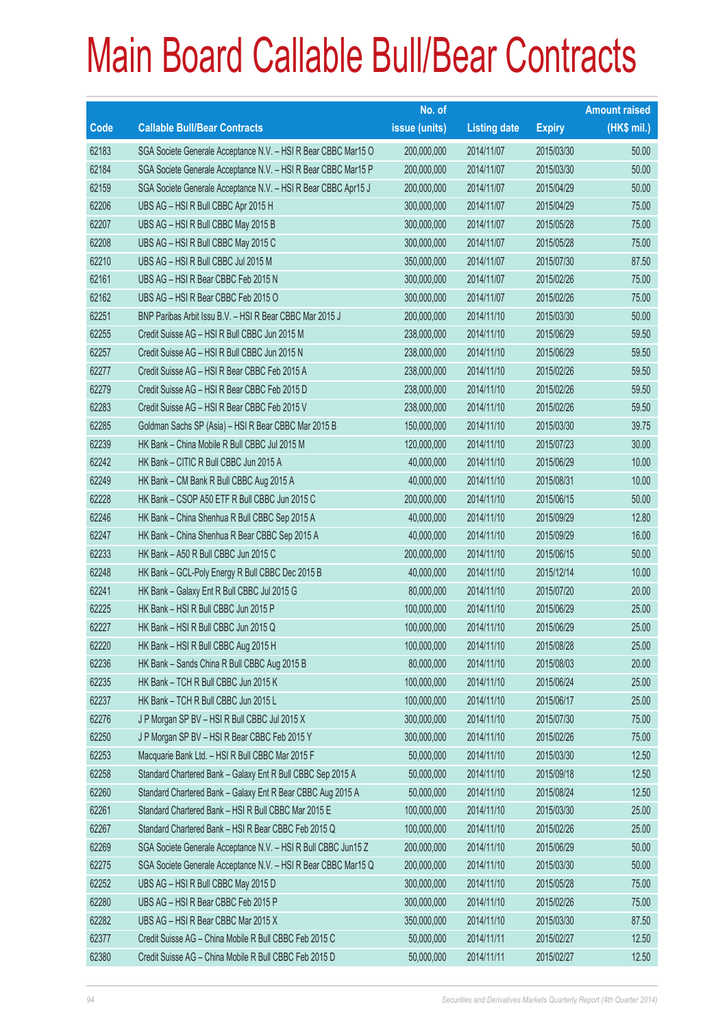# Main Board Callable Bull/Bear Contracts

| Code | Callable Bull/Bear Contracts | No. of issue (units) | Listing date | Expiry | Amount raised (HK$ mil.) |
|---|---|---|---|---|---|
| 62183 | SGA Societe Generale Acceptance N.V. – HSI R Bear CBBC Mar15 O | 200,000,000 | 2014/11/07 | 2015/03/30 | 50.00 |
| 62184 | SGA Societe Generale Acceptance N.V. – HSI R Bear CBBC Mar15 P | 200,000,000 | 2014/11/07 | 2015/03/30 | 50.00 |
| 62159 | SGA Societe Generale Acceptance N.V. – HSI R Bear CBBC Apr15 J | 200,000,000 | 2014/11/07 | 2015/04/29 | 50.00 |
| 62206 | UBS AG – HSI R Bull CBBC Apr 2015 H | 300,000,000 | 2014/11/07 | 2015/04/29 | 75.00 |
| 62207 | UBS AG – HSI R Bull CBBC May 2015 B | 300,000,000 | 2014/11/07 | 2015/05/28 | 75.00 |
| 62208 | UBS AG – HSI R Bull CBBC May 2015 C | 300,000,000 | 2014/11/07 | 2015/05/28 | 75.00 |
| 62210 | UBS AG – HSI R Bull CBBC Jul 2015 M | 350,000,000 | 2014/11/07 | 2015/07/30 | 87.50 |
| 62161 | UBS AG – HSI R Bear CBBC Feb 2015 N | 300,000,000 | 2014/11/07 | 2015/02/26 | 75.00 |
| 62162 | UBS AG – HSI R Bear CBBC Feb 2015 O | 300,000,000 | 2014/11/07 | 2015/02/26 | 75.00 |
| 62251 | BNP Paribas Arbit Issu B.V. – HSI R Bear CBBC Mar 2015 J | 200,000,000 | 2014/11/10 | 2015/03/30 | 50.00 |
| 62255 | Credit Suisse AG – HSI R Bull CBBC Jun 2015 M | 238,000,000 | 2014/11/10 | 2015/06/29 | 59.50 |
| 62257 | Credit Suisse AG – HSI R Bull CBBC Jun 2015 N | 238,000,000 | 2014/11/10 | 2015/06/29 | 59.50 |
| 62277 | Credit Suisse AG – HSI R Bear CBBC Feb 2015 A | 238,000,000 | 2014/11/10 | 2015/02/26 | 59.50 |
| 62279 | Credit Suisse AG – HSI R Bear CBBC Feb 2015 D | 238,000,000 | 2014/11/10 | 2015/02/26 | 59.50 |
| 62283 | Credit Suisse AG – HSI R Bear CBBC Feb 2015 V | 238,000,000 | 2014/11/10 | 2015/02/26 | 59.50 |
| 62285 | Goldman Sachs SP (Asia) – HSI R Bear CBBC Mar 2015 B | 150,000,000 | 2014/11/10 | 2015/03/30 | 39.75 |
| 62239 | HK Bank – China Mobile R Bull CBBC Jul 2015 M | 120,000,000 | 2014/11/10 | 2015/07/23 | 30.00 |
| 62242 | HK Bank – CITIC R Bull CBBC Jun 2015 A | 40,000,000 | 2014/11/10 | 2015/06/29 | 10.00 |
| 62249 | HK Bank – CM Bank R Bull CBBC Aug 2015 A | 40,000,000 | 2014/11/10 | 2015/08/31 | 10.00 |
| 62228 | HK Bank – CSOP A50 ETF R Bull CBBC Jun 2015 C | 200,000,000 | 2014/11/10 | 2015/06/15 | 50.00 |
| 62246 | HK Bank – China Shenhua R Bull CBBC Sep 2015 A | 40,000,000 | 2014/11/10 | 2015/09/29 | 12.80 |
| 62247 | HK Bank – China Shenhua R Bear CBBC Sep 2015 A | 40,000,000 | 2014/11/10 | 2015/09/29 | 16.00 |
| 62233 | HK Bank – A50 R Bull CBBC Jun 2015 C | 200,000,000 | 2014/11/10 | 2015/06/15 | 50.00 |
| 62248 | HK Bank – GCL-Poly Energy R Bull CBBC Dec 2015 B | 40,000,000 | 2014/11/10 | 2015/12/14 | 10.00 |
| 62241 | HK Bank – Galaxy Ent R Bull CBBC Jul 2015 G | 80,000,000 | 2014/11/10 | 2015/07/20 | 20.00 |
| 62225 | HK Bank – HSI R Bull CBBC Jun 2015 P | 100,000,000 | 2014/11/10 | 2015/06/29 | 25.00 |
| 62227 | HK Bank – HSI R Bull CBBC Jun 2015 Q | 100,000,000 | 2014/11/10 | 2015/06/29 | 25.00 |
| 62220 | HK Bank – HSI R Bull CBBC Aug 2015 H | 100,000,000 | 2014/11/10 | 2015/08/28 | 25.00 |
| 62236 | HK Bank – Sands China R Bull CBBC Aug 2015 B | 80,000,000 | 2014/11/10 | 2015/08/03 | 20.00 |
| 62235 | HK Bank – TCH R Bull CBBC Jun 2015 K | 100,000,000 | 2014/11/10 | 2015/06/24 | 25.00 |
| 62237 | HK Bank – TCH R Bull CBBC Jun 2015 L | 100,000,000 | 2014/11/10 | 2015/06/17 | 25.00 |
| 62276 | J P Morgan SP BV – HSI R Bull CBBC Jul 2015 X | 300,000,000 | 2014/11/10 | 2015/07/30 | 75.00 |
| 62250 | J P Morgan SP BV – HSI R Bear CBBC Feb 2015 Y | 300,000,000 | 2014/11/10 | 2015/02/26 | 75.00 |
| 62253 | Macquarie Bank Ltd. – HSI R Bull CBBC Mar 2015 F | 50,000,000 | 2014/11/10 | 2015/03/30 | 12.50 |
| 62258 | Standard Chartered Bank – Galaxy Ent R Bull CBBC Sep 2015 A | 50,000,000 | 2014/11/10 | 2015/09/18 | 12.50 |
| 62260 | Standard Chartered Bank – Galaxy Ent R Bear CBBC Aug 2015 A | 50,000,000 | 2014/11/10 | 2015/08/24 | 12.50 |
| 62261 | Standard Chartered Bank – HSI R Bull CBBC Mar 2015 E | 100,000,000 | 2014/11/10 | 2015/03/30 | 25.00 |
| 62267 | Standard Chartered Bank – HSI R Bear CBBC Feb 2015 Q | 100,000,000 | 2014/11/10 | 2015/02/26 | 25.00 |
| 62269 | SGA Societe Generale Acceptance N.V. – HSI R Bull CBBC Jun15 Z | 200,000,000 | 2014/11/10 | 2015/06/29 | 50.00 |
| 62275 | SGA Societe Generale Acceptance N.V. – HSI R Bear CBBC Mar15 Q | 200,000,000 | 2014/11/10 | 2015/03/30 | 50.00 |
| 62252 | UBS AG – HSI R Bull CBBC May 2015 D | 300,000,000 | 2014/11/10 | 2015/05/28 | 75.00 |
| 62280 | UBS AG – HSI R Bear CBBC Feb 2015 P | 300,000,000 | 2014/11/10 | 2015/02/26 | 75.00 |
| 62282 | UBS AG – HSI R Bear CBBC Mar 2015 X | 350,000,000 | 2014/11/10 | 2015/03/30 | 87.50 |
| 62377 | Credit Suisse AG – China Mobile R Bull CBBC Feb 2015 C | 50,000,000 | 2014/11/11 | 2015/02/27 | 12.50 |
| 62380 | Credit Suisse AG – China Mobile R Bull CBBC Feb 2015 D | 50,000,000 | 2014/11/11 | 2015/02/27 | 12.50 |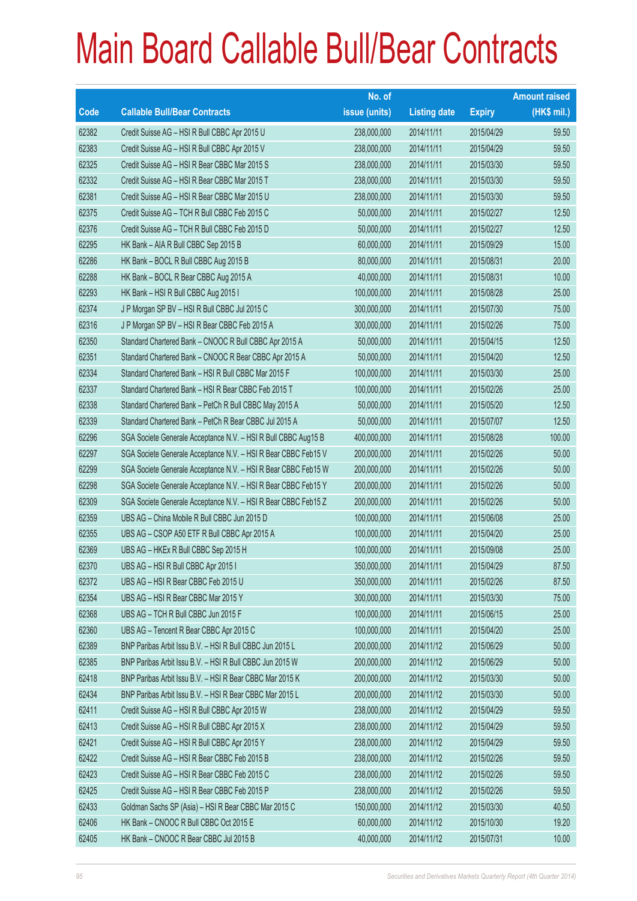# Main Board Callable Bull/Bear Contracts

| Code | Callable Bull/Bear Contracts | No. of issue (units) | Listing date | Expiry | Amount raised (HK$ mil.) |
|---|---|---|---|---|---|
| 62382 | Credit Suisse AG – HSI R Bull CBBC Apr 2015 U | 238,000,000 | 2014/11/11 | 2015/04/29 | 59.50 |
| 62383 | Credit Suisse AG – HSI R Bull CBBC Apr 2015 V | 238,000,000 | 2014/11/11 | 2015/04/29 | 59.50 |
| 62325 | Credit Suisse AG – HSI R Bear CBBC Mar 2015 S | 238,000,000 | 2014/11/11 | 2015/03/30 | 59.50 |
| 62332 | Credit Suisse AG – HSI R Bear CBBC Mar 2015 T | 238,000,000 | 2014/11/11 | 2015/03/30 | 59.50 |
| 62381 | Credit Suisse AG – HSI R Bear CBBC Mar 2015 U | 238,000,000 | 2014/11/11 | 2015/03/30 | 59.50 |
| 62375 | Credit Suisse AG – TCH R Bull CBBC Feb 2015 C | 50,000,000 | 2014/11/11 | 2015/02/27 | 12.50 |
| 62376 | Credit Suisse AG – TCH R Bull CBBC Feb 2015 D | 50,000,000 | 2014/11/11 | 2015/02/27 | 12.50 |
| 62295 | HK Bank – AIA R Bull CBBC Sep 2015 B | 60,000,000 | 2014/11/11 | 2015/09/29 | 15.00 |
| 62286 | HK Bank – BOCL R Bull CBBC Aug 2015 B | 80,000,000 | 2014/11/11 | 2015/08/31 | 20.00 |
| 62288 | HK Bank – BOCL R Bear CBBC Aug 2015 A | 40,000,000 | 2014/11/11 | 2015/08/31 | 10.00 |
| 62293 | HK Bank – HSI R Bull CBBC Aug 2015 I | 100,000,000 | 2014/11/11 | 2015/08/28 | 25.00 |
| 62374 | J P Morgan SP BV – HSI R Bull CBBC Jul 2015 C | 300,000,000 | 2014/11/11 | 2015/07/30 | 75.00 |
| 62316 | J P Morgan SP BV – HSI R Bear CBBC Feb 2015 A | 300,000,000 | 2014/11/11 | 2015/02/26 | 75.00 |
| 62350 | Standard Chartered Bank – CNOOC R Bull CBBC Apr 2015 A | 50,000,000 | 2014/11/11 | 2015/04/15 | 12.50 |
| 62351 | Standard Chartered Bank – CNOOC R Bear CBBC Apr 2015 A | 50,000,000 | 2014/11/11 | 2015/04/20 | 12.50 |
| 62334 | Standard Chartered Bank – HSI R Bull CBBC Mar 2015 F | 100,000,000 | 2014/11/11 | 2015/03/30 | 25.00 |
| 62337 | Standard Chartered Bank – HSI R Bear CBBC Feb 2015 T | 100,000,000 | 2014/11/11 | 2015/02/26 | 25.00 |
| 62338 | Standard Chartered Bank – PetCh R Bull CBBC May 2015 A | 50,000,000 | 2014/11/11 | 2015/05/20 | 12.50 |
| 62339 | Standard Chartered Bank – PetCh R Bear CBBC Jul 2015 A | 50,000,000 | 2014/11/11 | 2015/07/07 | 12.50 |
| 62296 | SGA Societe Generale Acceptance N.V. – HSI R Bull CBBC Aug15 B | 400,000,000 | 2014/11/11 | 2015/08/28 | 100.00 |
| 62297 | SGA Societe Generale Acceptance N.V. – HSI R Bear CBBC Feb15 V | 200,000,000 | 2014/11/11 | 2015/02/26 | 50.00 |
| 62299 | SGA Societe Generale Acceptance N.V. – HSI R Bear CBBC Feb15 W | 200,000,000 | 2014/11/11 | 2015/02/26 | 50.00 |
| 62298 | SGA Societe Generale Acceptance N.V. – HSI R Bear CBBC Feb15 Y | 200,000,000 | 2014/11/11 | 2015/02/26 | 50.00 |
| 62309 | SGA Societe Generale Acceptance N.V. – HSI R Bear CBBC Feb15 Z | 200,000,000 | 2014/11/11 | 2015/02/26 | 50.00 |
| 62359 | UBS AG – China Mobile R Bull CBBC Jun 2015 D | 100,000,000 | 2014/11/11 | 2015/06/08 | 25.00 |
| 62355 | UBS AG – CSOP A50 ETF R Bull CBBC Apr 2015 A | 100,000,000 | 2014/11/11 | 2015/04/20 | 25.00 |
| 62369 | UBS AG – HKEx R Bull CBBC Sep 2015 H | 100,000,000 | 2014/11/11 | 2015/09/08 | 25.00 |
| 62370 | UBS AG – HSI R Bull CBBC Apr 2015 I | 350,000,000 | 2014/11/11 | 2015/04/29 | 87.50 |
| 62372 | UBS AG – HSI R Bear CBBC Feb 2015 U | 350,000,000 | 2014/11/11 | 2015/02/26 | 87.50 |
| 62354 | UBS AG – HSI R Bear CBBC Mar 2015 Y | 300,000,000 | 2014/11/11 | 2015/03/30 | 75.00 |
| 62368 | UBS AG – TCH R Bull CBBC Jun 2015 F | 100,000,000 | 2014/11/11 | 2015/06/15 | 25.00 |
| 62360 | UBS AG – Tencent R Bear CBBC Apr 2015 C | 100,000,000 | 2014/11/11 | 2015/04/20 | 25.00 |
| 62389 | BNP Paribas Arbit Issu B.V. – HSI R Bull CBBC Jun 2015 L | 200,000,000 | 2014/11/12 | 2015/06/29 | 50.00 |
| 62385 | BNP Paribas Arbit Issu B.V. – HSI R Bull CBBC Jun 2015 W | 200,000,000 | 2014/11/12 | 2015/06/29 | 50.00 |
| 62418 | BNP Paribas Arbit Issu B.V. – HSI R Bear CBBC Mar 2015 K | 200,000,000 | 2014/11/12 | 2015/03/30 | 50.00 |
| 62434 | BNP Paribas Arbit Issu B.V. – HSI R Bear CBBC Mar 2015 L | 200,000,000 | 2014/11/12 | 2015/03/30 | 50.00 |
| 62411 | Credit Suisse AG – HSI R Bull CBBC Apr 2015 W | 238,000,000 | 2014/11/12 | 2015/04/29 | 59.50 |
| 62413 | Credit Suisse AG – HSI R Bull CBBC Apr 2015 X | 238,000,000 | 2014/11/12 | 2015/04/29 | 59.50 |
| 62421 | Credit Suisse AG – HSI R Bull CBBC Apr 2015 Y | 238,000,000 | 2014/11/12 | 2015/04/29 | 59.50 |
| 62422 | Credit Suisse AG – HSI R Bear CBBC Feb 2015 B | 238,000,000 | 2014/11/12 | 2015/02/26 | 59.50 |
| 62423 | Credit Suisse AG – HSI R Bear CBBC Feb 2015 C | 238,000,000 | 2014/11/12 | 2015/02/26 | 59.50 |
| 62425 | Credit Suisse AG – HSI R Bear CBBC Feb 2015 P | 238,000,000 | 2014/11/12 | 2015/02/26 | 59.50 |
| 62433 | Goldman Sachs SP (Asia) – HSI R Bear CBBC Mar 2015 C | 150,000,000 | 2014/11/12 | 2015/03/30 | 40.50 |
| 62406 | HK Bank – CNOOC R Bull CBBC Oct 2015 E | 60,000,000 | 2014/11/12 | 2015/10/30 | 19.20 |
| 62405 | HK Bank – CNOOC R Bear CBBC Jul 2015 B | 40,000,000 | 2014/11/12 | 2015/07/31 | 10.00 |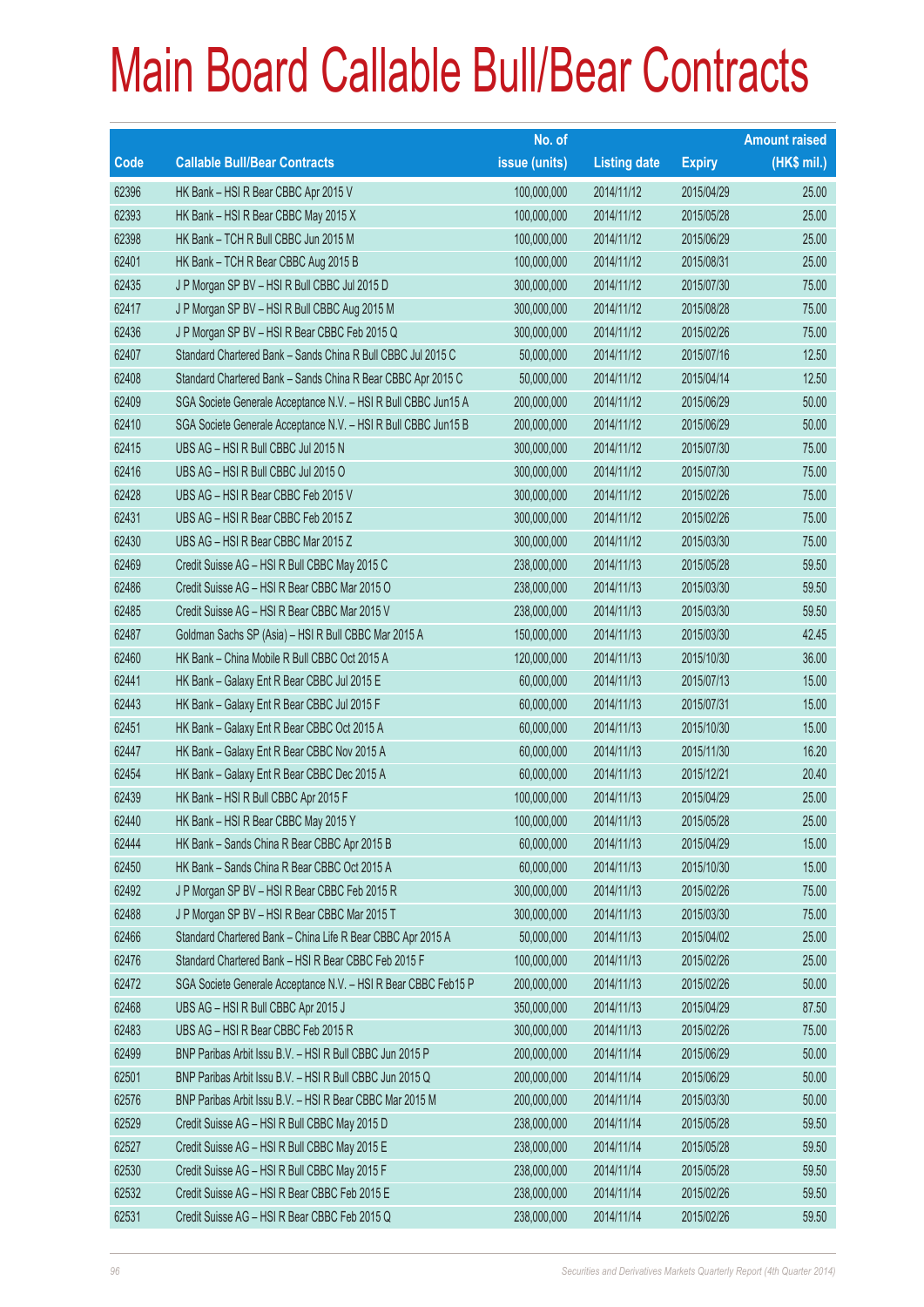# Main Board Callable Bull/Bear Contracts

| Code | Callable Bull/Bear Contracts | No. of issue (units) | Listing date | Expiry | Amount raised (HK$ mil.) |
|---|---|---|---|---|---|
| 62396 | HK Bank – HSI R Bear CBBC Apr 2015 V | 100,000,000 | 2014/11/12 | 2015/04/29 | 25.00 |
| 62393 | HK Bank – HSI R Bear CBBC May 2015 X | 100,000,000 | 2014/11/12 | 2015/05/28 | 25.00 |
| 62398 | HK Bank – TCH R Bull CBBC Jun 2015 M | 100,000,000 | 2014/11/12 | 2015/06/29 | 25.00 |
| 62401 | HK Bank – TCH R Bear CBBC Aug 2015 B | 100,000,000 | 2014/11/12 | 2015/08/31 | 25.00 |
| 62435 | J P Morgan SP BV – HSI R Bull CBBC Jul 2015 D | 300,000,000 | 2014/11/12 | 2015/07/30 | 75.00 |
| 62417 | J P Morgan SP BV – HSI R Bull CBBC Aug 2015 M | 300,000,000 | 2014/11/12 | 2015/08/28 | 75.00 |
| 62436 | J P Morgan SP BV – HSI R Bear CBBC Feb 2015 Q | 300,000,000 | 2014/11/12 | 2015/02/26 | 75.00 |
| 62407 | Standard Chartered Bank – Sands China R Bull CBBC Jul 2015 C | 50,000,000 | 2014/11/12 | 2015/07/16 | 12.50 |
| 62408 | Standard Chartered Bank – Sands China R Bear CBBC Apr 2015 C | 50,000,000 | 2014/11/12 | 2015/04/14 | 12.50 |
| 62409 | SGA Societe Generale Acceptance N.V. – HSI R Bull CBBC Jun15 A | 200,000,000 | 2014/11/12 | 2015/06/29 | 50.00 |
| 62410 | SGA Societe Generale Acceptance N.V. – HSI R Bull CBBC Jun15 B | 200,000,000 | 2014/11/12 | 2015/06/29 | 50.00 |
| 62415 | UBS AG – HSI R Bull CBBC Jul 2015 N | 300,000,000 | 2014/11/12 | 2015/07/30 | 75.00 |
| 62416 | UBS AG – HSI R Bull CBBC Jul 2015 O | 300,000,000 | 2014/11/12 | 2015/07/30 | 75.00 |
| 62428 | UBS AG – HSI R Bear CBBC Feb 2015 V | 300,000,000 | 2014/11/12 | 2015/02/26 | 75.00 |
| 62431 | UBS AG – HSI R Bear CBBC Feb 2015 Z | 300,000,000 | 2014/11/12 | 2015/02/26 | 75.00 |
| 62430 | UBS AG – HSI R Bear CBBC Mar 2015 Z | 300,000,000 | 2014/11/12 | 2015/03/30 | 75.00 |
| 62469 | Credit Suisse AG – HSI R Bull CBBC May 2015 C | 238,000,000 | 2014/11/13 | 2015/05/28 | 59.50 |
| 62486 | Credit Suisse AG – HSI R Bear CBBC Mar 2015 O | 238,000,000 | 2014/11/13 | 2015/03/30 | 59.50 |
| 62485 | Credit Suisse AG – HSI R Bear CBBC Mar 2015 V | 238,000,000 | 2014/11/13 | 2015/03/30 | 59.50 |
| 62487 | Goldman Sachs SP (Asia) – HSI R Bull CBBC Mar 2015 A | 150,000,000 | 2014/11/13 | 2015/03/30 | 42.45 |
| 62460 | HK Bank – China Mobile R Bull CBBC Oct 2015 A | 120,000,000 | 2014/11/13 | 2015/10/30 | 36.00 |
| 62441 | HK Bank – Galaxy Ent R Bear CBBC Jul 2015 E | 60,000,000 | 2014/11/13 | 2015/07/13 | 15.00 |
| 62443 | HK Bank – Galaxy Ent R Bear CBBC Jul 2015 F | 60,000,000 | 2014/11/13 | 2015/07/31 | 15.00 |
| 62451 | HK Bank – Galaxy Ent R Bear CBBC Oct 2015 A | 60,000,000 | 2014/11/13 | 2015/10/30 | 15.00 |
| 62447 | HK Bank – Galaxy Ent R Bear CBBC Nov 2015 A | 60,000,000 | 2014/11/13 | 2015/11/30 | 16.20 |
| 62454 | HK Bank – Galaxy Ent R Bear CBBC Dec 2015 A | 60,000,000 | 2014/11/13 | 2015/12/21 | 20.40 |
| 62439 | HK Bank – HSI R Bull CBBC Apr 2015 F | 100,000,000 | 2014/11/13 | 2015/04/29 | 25.00 |
| 62440 | HK Bank – HSI R Bear CBBC May 2015 Y | 100,000,000 | 2014/11/13 | 2015/05/28 | 25.00 |
| 62444 | HK Bank – Sands China R Bear CBBC Apr 2015 B | 60,000,000 | 2014/11/13 | 2015/04/29 | 15.00 |
| 62450 | HK Bank – Sands China R Bear CBBC Oct 2015 A | 60,000,000 | 2014/11/13 | 2015/10/30 | 15.00 |
| 62492 | J P Morgan SP BV – HSI R Bear CBBC Feb 2015 R | 300,000,000 | 2014/11/13 | 2015/02/26 | 75.00 |
| 62488 | J P Morgan SP BV – HSI R Bear CBBC Mar 2015 T | 300,000,000 | 2014/11/13 | 2015/03/30 | 75.00 |
| 62466 | Standard Chartered Bank – China Life R Bear CBBC Apr 2015 A | 50,000,000 | 2014/11/13 | 2015/04/02 | 25.00 |
| 62476 | Standard Chartered Bank – HSI R Bear CBBC Feb 2015 F | 100,000,000 | 2014/11/13 | 2015/02/26 | 25.00 |
| 62472 | SGA Societe Generale Acceptance N.V. – HSI R Bear CBBC Feb15 P | 200,000,000 | 2014/11/13 | 2015/02/26 | 50.00 |
| 62468 | UBS AG – HSI R Bull CBBC Apr 2015 J | 350,000,000 | 2014/11/13 | 2015/04/29 | 87.50 |
| 62483 | UBS AG – HSI R Bear CBBC Feb 2015 R | 300,000,000 | 2014/11/13 | 2015/02/26 | 75.00 |
| 62499 | BNP Paribas Arbit Issu B.V. – HSI R Bull CBBC Jun 2015 P | 200,000,000 | 2014/11/14 | 2015/06/29 | 50.00 |
| 62501 | BNP Paribas Arbit Issu B.V. – HSI R Bull CBBC Jun 2015 Q | 200,000,000 | 2014/11/14 | 2015/06/29 | 50.00 |
| 62576 | BNP Paribas Arbit Issu B.V. – HSI R Bear CBBC Mar 2015 M | 200,000,000 | 2014/11/14 | 2015/03/30 | 50.00 |
| 62529 | Credit Suisse AG – HSI R Bull CBBC May 2015 D | 238,000,000 | 2014/11/14 | 2015/05/28 | 59.50 |
| 62527 | Credit Suisse AG – HSI R Bull CBBC May 2015 E | 238,000,000 | 2014/11/14 | 2015/05/28 | 59.50 |
| 62530 | Credit Suisse AG – HSI R Bull CBBC May 2015 F | 238,000,000 | 2014/11/14 | 2015/05/28 | 59.50 |
| 62532 | Credit Suisse AG – HSI R Bear CBBC Feb 2015 E | 238,000,000 | 2014/11/14 | 2015/02/26 | 59.50 |
| 62531 | Credit Suisse AG – HSI R Bear CBBC Feb 2015 Q | 238,000,000 | 2014/11/14 | 2015/02/26 | 59.50 |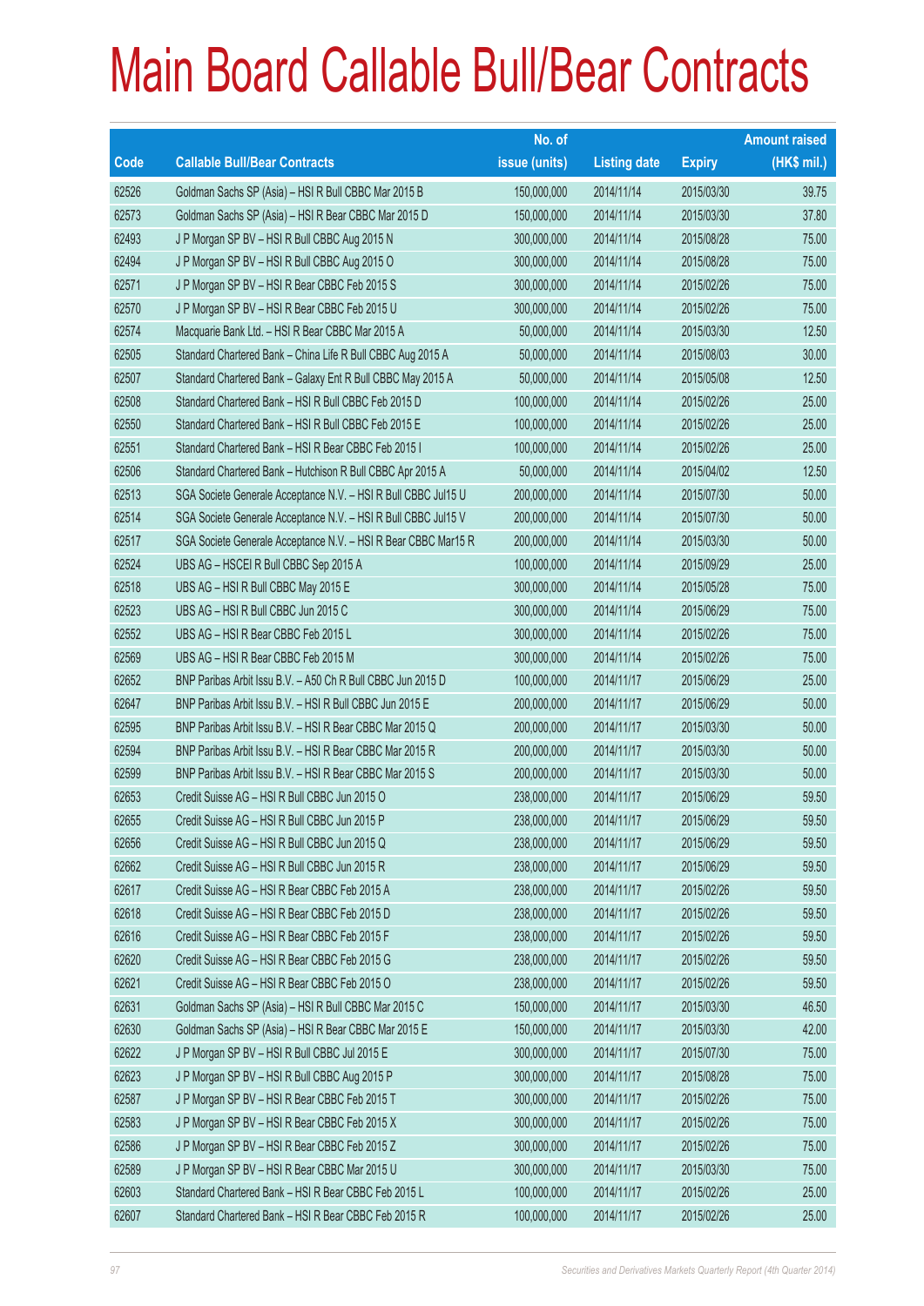# Main Board Callable Bull/Bear Contracts

| Code | Callable Bull/Bear Contracts | No. of issue (units) | Listing date | Expiry | Amount raised (HK$ mil.) |
|---|---|---|---|---|---|
| 62526 | Goldman Sachs SP (Asia) – HSI R Bull CBBC Mar 2015 B | 150,000,000 | 2014/11/14 | 2015/03/30 | 39.75 |
| 62573 | Goldman Sachs SP (Asia) – HSI R Bear CBBC Mar 2015 D | 150,000,000 | 2014/11/14 | 2015/03/30 | 37.80 |
| 62493 | J P Morgan SP BV – HSI R Bull CBBC Aug 2015 N | 300,000,000 | 2014/11/14 | 2015/08/28 | 75.00 |
| 62494 | J P Morgan SP BV – HSI R Bull CBBC Aug 2015 O | 300,000,000 | 2014/11/14 | 2015/08/28 | 75.00 |
| 62571 | J P Morgan SP BV – HSI R Bear CBBC Feb 2015 S | 300,000,000 | 2014/11/14 | 2015/02/26 | 75.00 |
| 62570 | J P Morgan SP BV – HSI R Bear CBBC Feb 2015 U | 300,000,000 | 2014/11/14 | 2015/02/26 | 75.00 |
| 62574 | Macquarie Bank Ltd. – HSI R Bear CBBC Mar 2015 A | 50,000,000 | 2014/11/14 | 2015/03/30 | 12.50 |
| 62505 | Standard Chartered Bank – China Life R Bull CBBC Aug 2015 A | 50,000,000 | 2014/11/14 | 2015/08/03 | 30.00 |
| 62507 | Standard Chartered Bank – Galaxy Ent R Bull CBBC May 2015 A | 50,000,000 | 2014/11/14 | 2015/05/08 | 12.50 |
| 62508 | Standard Chartered Bank – HSI R Bull CBBC Feb 2015 D | 100,000,000 | 2014/11/14 | 2015/02/26 | 25.00 |
| 62550 | Standard Chartered Bank – HSI R Bull CBBC Feb 2015 E | 100,000,000 | 2014/11/14 | 2015/02/26 | 25.00 |
| 62551 | Standard Chartered Bank – HSI R Bear CBBC Feb 2015 I | 100,000,000 | 2014/11/14 | 2015/02/26 | 25.00 |
| 62506 | Standard Chartered Bank – Hutchison R Bull CBBC Apr 2015 A | 50,000,000 | 2014/11/14 | 2015/04/02 | 12.50 |
| 62513 | SGA Societe Generale Acceptance N.V. – HSI R Bull CBBC Jul15 U | 200,000,000 | 2014/11/14 | 2015/07/30 | 50.00 |
| 62514 | SGA Societe Generale Acceptance N.V. – HSI R Bull CBBC Jul15 V | 200,000,000 | 2014/11/14 | 2015/07/30 | 50.00 |
| 62517 | SGA Societe Generale Acceptance N.V. – HSI R Bear CBBC Mar15 R | 200,000,000 | 2014/11/14 | 2015/03/30 | 50.00 |
| 62524 | UBS AG – HSCEI R Bull CBBC Sep 2015 A | 100,000,000 | 2014/11/14 | 2015/09/29 | 25.00 |
| 62518 | UBS AG – HSI R Bull CBBC May 2015 E | 300,000,000 | 2014/11/14 | 2015/05/28 | 75.00 |
| 62523 | UBS AG – HSI R Bull CBBC Jun 2015 C | 300,000,000 | 2014/11/14 | 2015/06/29 | 75.00 |
| 62552 | UBS AG – HSI R Bear CBBC Feb 2015 L | 300,000,000 | 2014/11/14 | 2015/02/26 | 75.00 |
| 62569 | UBS AG – HSI R Bear CBBC Feb 2015 M | 300,000,000 | 2014/11/14 | 2015/02/26 | 75.00 |
| 62652 | BNP Paribas Arbit Issu B.V. – A50 Ch R Bull CBBC Jun 2015 D | 100,000,000 | 2014/11/17 | 2015/06/29 | 25.00 |
| 62647 | BNP Paribas Arbit Issu B.V. – HSI R Bull CBBC Jun 2015 E | 200,000,000 | 2014/11/17 | 2015/06/29 | 50.00 |
| 62595 | BNP Paribas Arbit Issu B.V. – HSI R Bear CBBC Mar 2015 Q | 200,000,000 | 2014/11/17 | 2015/03/30 | 50.00 |
| 62594 | BNP Paribas Arbit Issu B.V. – HSI R Bear CBBC Mar 2015 R | 200,000,000 | 2014/11/17 | 2015/03/30 | 50.00 |
| 62599 | BNP Paribas Arbit Issu B.V. – HSI R Bear CBBC Mar 2015 S | 200,000,000 | 2014/11/17 | 2015/03/30 | 50.00 |
| 62653 | Credit Suisse AG – HSI R Bull CBBC Jun 2015 O | 238,000,000 | 2014/11/17 | 2015/06/29 | 59.50 |
| 62655 | Credit Suisse AG – HSI R Bull CBBC Jun 2015 P | 238,000,000 | 2014/11/17 | 2015/06/29 | 59.50 |
| 62656 | Credit Suisse AG – HSI R Bull CBBC Jun 2015 Q | 238,000,000 | 2014/11/17 | 2015/06/29 | 59.50 |
| 62662 | Credit Suisse AG – HSI R Bull CBBC Jun 2015 R | 238,000,000 | 2014/11/17 | 2015/06/29 | 59.50 |
| 62617 | Credit Suisse AG – HSI R Bear CBBC Feb 2015 A | 238,000,000 | 2014/11/17 | 2015/02/26 | 59.50 |
| 62618 | Credit Suisse AG – HSI R Bear CBBC Feb 2015 D | 238,000,000 | 2014/11/17 | 2015/02/26 | 59.50 |
| 62616 | Credit Suisse AG – HSI R Bear CBBC Feb 2015 F | 238,000,000 | 2014/11/17 | 2015/02/26 | 59.50 |
| 62620 | Credit Suisse AG – HSI R Bear CBBC Feb 2015 G | 238,000,000 | 2014/11/17 | 2015/02/26 | 59.50 |
| 62621 | Credit Suisse AG – HSI R Bear CBBC Feb 2015 O | 238,000,000 | 2014/11/17 | 2015/02/26 | 59.50 |
| 62631 | Goldman Sachs SP (Asia) – HSI R Bull CBBC Mar 2015 C | 150,000,000 | 2014/11/17 | 2015/03/30 | 46.50 |
| 62630 | Goldman Sachs SP (Asia) – HSI R Bear CBBC Mar 2015 E | 150,000,000 | 2014/11/17 | 2015/03/30 | 42.00 |
| 62622 | J P Morgan SP BV – HSI R Bull CBBC Jul 2015 E | 300,000,000 | 2014/11/17 | 2015/07/30 | 75.00 |
| 62623 | J P Morgan SP BV – HSI R Bull CBBC Aug 2015 P | 300,000,000 | 2014/11/17 | 2015/08/28 | 75.00 |
| 62587 | J P Morgan SP BV – HSI R Bear CBBC Feb 2015 T | 300,000,000 | 2014/11/17 | 2015/02/26 | 75.00 |
| 62583 | J P Morgan SP BV – HSI R Bear CBBC Feb 2015 X | 300,000,000 | 2014/11/17 | 2015/02/26 | 75.00 |
| 62586 | J P Morgan SP BV – HSI R Bear CBBC Feb 2015 Z | 300,000,000 | 2014/11/17 | 2015/02/26 | 75.00 |
| 62589 | J P Morgan SP BV – HSI R Bear CBBC Mar 2015 U | 300,000,000 | 2014/11/17 | 2015/03/30 | 75.00 |
| 62603 | Standard Chartered Bank – HSI R Bear CBBC Feb 2015 L | 100,000,000 | 2014/11/17 | 2015/02/26 | 25.00 |
| 62607 | Standard Chartered Bank – HSI R Bear CBBC Feb 2015 R | 100,000,000 | 2014/11/17 | 2015/02/26 | 25.00 |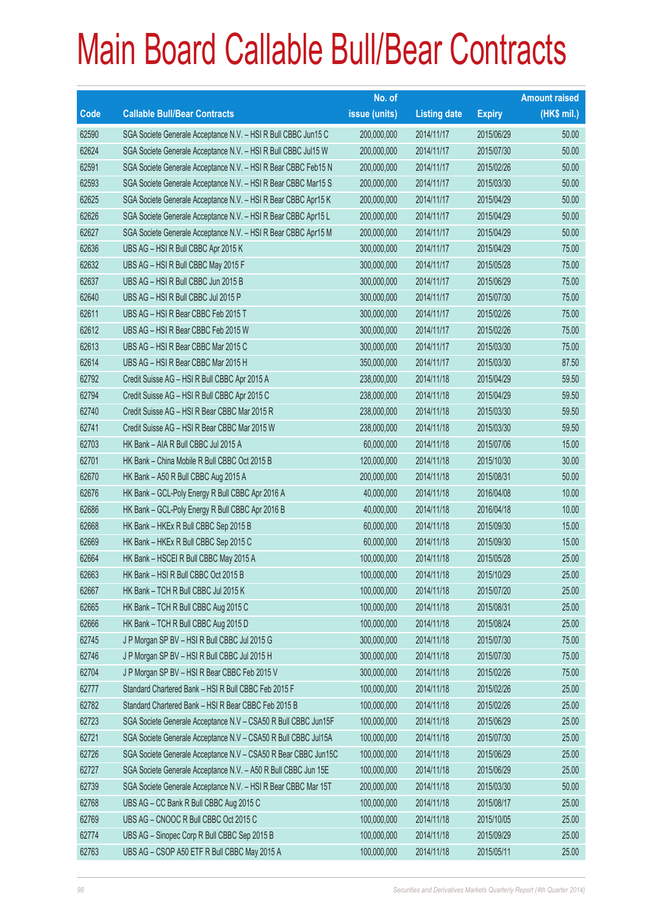# Main Board Callable Bull/Bear Contracts

| Code | Callable Bull/Bear Contracts | No. of issue (units) | Listing date | Expiry | Amount raised (HK$ mil.) |
|---|---|---|---|---|---|
| 62590 | SGA Societe Generale Acceptance N.V. – HSI R Bull CBBC Jun15 C | 200,000,000 | 2014/11/17 | 2015/06/29 | 50.00 |
| 62624 | SGA Societe Generale Acceptance N.V. – HSI R Bull CBBC Jul15 W | 200,000,000 | 2014/11/17 | 2015/07/30 | 50.00 |
| 62591 | SGA Societe Generale Acceptance N.V. – HSI R Bear CBBC Feb15 N | 200,000,000 | 2014/11/17 | 2015/02/26 | 50.00 |
| 62593 | SGA Societe Generale Acceptance N.V. – HSI R Bear CBBC Mar15 S | 200,000,000 | 2014/11/17 | 2015/03/30 | 50.00 |
| 62625 | SGA Societe Generale Acceptance N.V. – HSI R Bear CBBC Apr15 K | 200,000,000 | 2014/11/17 | 2015/04/29 | 50.00 |
| 62626 | SGA Societe Generale Acceptance N.V. – HSI R Bear CBBC Apr15 L | 200,000,000 | 2014/11/17 | 2015/04/29 | 50.00 |
| 62627 | SGA Societe Generale Acceptance N.V. – HSI R Bear CBBC Apr15 M | 200,000,000 | 2014/11/17 | 2015/04/29 | 50.00 |
| 62636 | UBS AG – HSI R Bull CBBC Apr 2015 K | 300,000,000 | 2014/11/17 | 2015/04/29 | 75.00 |
| 62632 | UBS AG – HSI R Bull CBBC May 2015 F | 300,000,000 | 2014/11/17 | 2015/05/28 | 75.00 |
| 62637 | UBS AG – HSI R Bull CBBC Jun 2015 B | 300,000,000 | 2014/11/17 | 2015/06/29 | 75.00 |
| 62640 | UBS AG – HSI R Bull CBBC Jul 2015 P | 300,000,000 | 2014/11/17 | 2015/07/30 | 75.00 |
| 62611 | UBS AG – HSI R Bear CBBC Feb 2015 T | 300,000,000 | 2014/11/17 | 2015/02/26 | 75.00 |
| 62612 | UBS AG – HSI R Bear CBBC Feb 2015 W | 300,000,000 | 2014/11/17 | 2015/02/26 | 75.00 |
| 62613 | UBS AG – HSI R Bear CBBC Mar 2015 C | 300,000,000 | 2014/11/17 | 2015/03/30 | 75.00 |
| 62614 | UBS AG – HSI R Bear CBBC Mar 2015 H | 350,000,000 | 2014/11/17 | 2015/03/30 | 87.50 |
| 62792 | Credit Suisse AG – HSI R Bull CBBC Apr 2015 A | 238,000,000 | 2014/11/18 | 2015/04/29 | 59.50 |
| 62794 | Credit Suisse AG – HSI R Bull CBBC Apr 2015 C | 238,000,000 | 2014/11/18 | 2015/04/29 | 59.50 |
| 62740 | Credit Suisse AG – HSI R Bear CBBC Mar 2015 R | 238,000,000 | 2014/11/18 | 2015/03/30 | 59.50 |
| 62741 | Credit Suisse AG – HSI R Bear CBBC Mar 2015 W | 238,000,000 | 2014/11/18 | 2015/03/30 | 59.50 |
| 62703 | HK Bank – AIA R Bull CBBC Jul 2015 A | 60,000,000 | 2014/11/18 | 2015/07/06 | 15.00 |
| 62701 | HK Bank – China Mobile R Bull CBBC Oct 2015 B | 120,000,000 | 2014/11/18 | 2015/10/30 | 30.00 |
| 62670 | HK Bank – A50 R Bull CBBC Aug 2015 A | 200,000,000 | 2014/11/18 | 2015/08/31 | 50.00 |
| 62676 | HK Bank – GCL-Poly Energy R Bull CBBC Apr 2016 A | 40,000,000 | 2014/11/18 | 2016/04/08 | 10.00 |
| 62686 | HK Bank – GCL-Poly Energy R Bull CBBC Apr 2016 B | 40,000,000 | 2014/11/18 | 2016/04/18 | 10.00 |
| 62668 | HK Bank – HKEx R Bull CBBC Sep 2015 B | 60,000,000 | 2014/11/18 | 2015/09/30 | 15.00 |
| 62669 | HK Bank – HKEx R Bull CBBC Sep 2015 C | 60,000,000 | 2014/11/18 | 2015/09/30 | 15.00 |
| 62664 | HK Bank – HSCEI R Bull CBBC May 2015 A | 100,000,000 | 2014/11/18 | 2015/05/28 | 25.00 |
| 62663 | HK Bank – HSI R Bull CBBC Oct 2015 B | 100,000,000 | 2014/11/18 | 2015/10/29 | 25.00 |
| 62667 | HK Bank – TCH R Bull CBBC Jul 2015 K | 100,000,000 | 2014/11/18 | 2015/07/20 | 25.00 |
| 62665 | HK Bank – TCH R Bull CBBC Aug 2015 C | 100,000,000 | 2014/11/18 | 2015/08/31 | 25.00 |
| 62666 | HK Bank – TCH R Bull CBBC Aug 2015 D | 100,000,000 | 2014/11/18 | 2015/08/24 | 25.00 |
| 62745 | J P Morgan SP BV – HSI R Bull CBBC Jul 2015 G | 300,000,000 | 2014/11/18 | 2015/07/30 | 75.00 |
| 62746 | J P Morgan SP BV – HSI R Bull CBBC Jul 2015 H | 300,000,000 | 2014/11/18 | 2015/07/30 | 75.00 |
| 62704 | J P Morgan SP BV – HSI R Bear CBBC Feb 2015 V | 300,000,000 | 2014/11/18 | 2015/02/26 | 75.00 |
| 62777 | Standard Chartered Bank – HSI R Bull CBBC Feb 2015 F | 100,000,000 | 2014/11/18 | 2015/02/26 | 25.00 |
| 62782 | Standard Chartered Bank – HSI R Bear CBBC Feb 2015 B | 100,000,000 | 2014/11/18 | 2015/02/26 | 25.00 |
| 62723 | SGA Societe Generale Acceptance N.V – CSA50 R Bull CBBC Jun15F | 100,000,000 | 2014/11/18 | 2015/06/29 | 25.00 |
| 62721 | SGA Societe Generale Acceptance N.V – CSA50 R Bull CBBC Jul15A | 100,000,000 | 2014/11/18 | 2015/07/30 | 25.00 |
| 62726 | SGA Societe Generale Acceptance N.V – CSA50 R Bear CBBC Jun15C | 100,000,000 | 2014/11/18 | 2015/06/29 | 25.00 |
| 62727 | SGA Societe Generale Acceptance N.V. – A50 R Bull CBBC Jun 15E | 100,000,000 | 2014/11/18 | 2015/06/29 | 25.00 |
| 62739 | SGA Societe Generale Acceptance N.V. – HSI R Bear CBBC Mar 15T | 200,000,000 | 2014/11/18 | 2015/03/30 | 50.00 |
| 62768 | UBS AG – CC Bank R Bull CBBC Aug 2015 C | 100,000,000 | 2014/11/18 | 2015/08/17 | 25.00 |
| 62769 | UBS AG – CNOOC R Bull CBBC Oct 2015 C | 100,000,000 | 2014/11/18 | 2015/10/05 | 25.00 |
| 62774 | UBS AG – Sinopec Corp R Bull CBBC Sep 2015 B | 100,000,000 | 2014/11/18 | 2015/09/29 | 25.00 |
| 62763 | UBS AG – CSOP A50 ETF R Bull CBBC May 2015 A | 100,000,000 | 2014/11/18 | 2015/05/11 | 25.00 |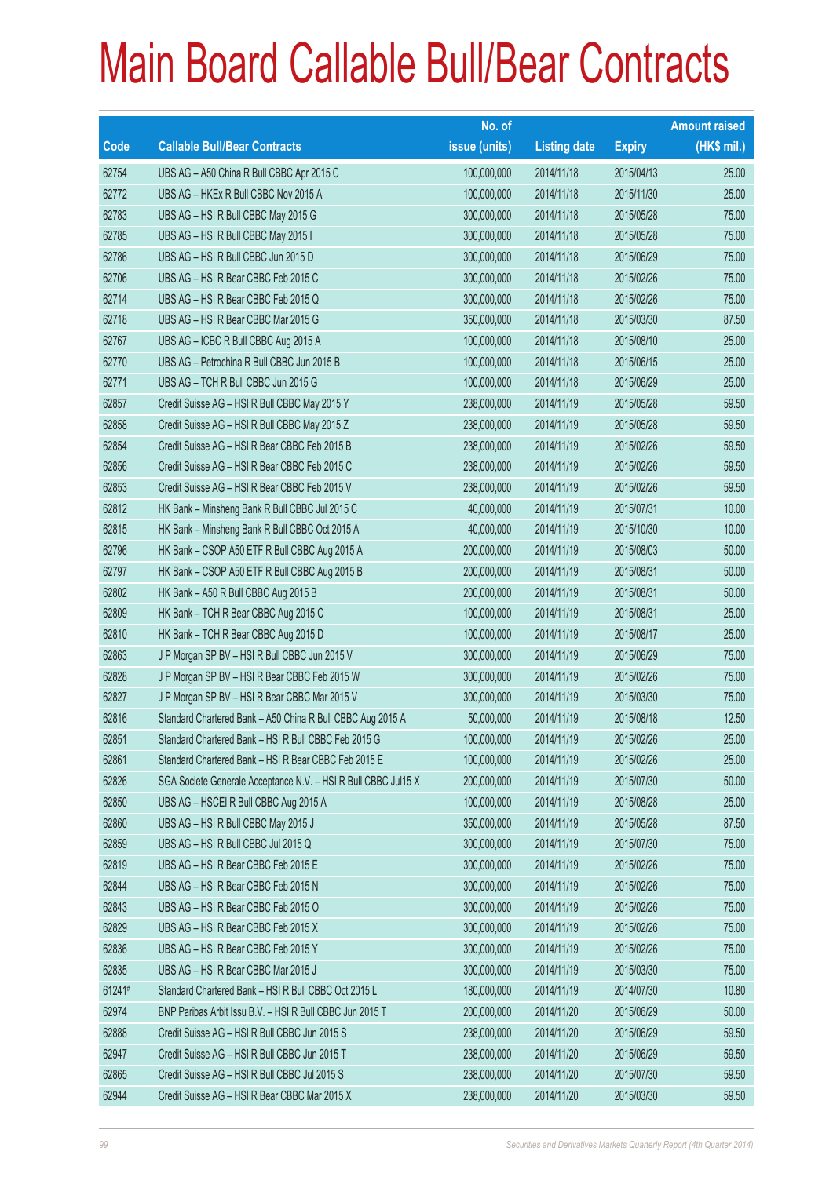# Main Board Callable Bull/Bear Contracts

| Code | Callable Bull/Bear Contracts | No. of issue (units) | Listing date | Expiry | Amount raised (HK$ mil.) |
|---|---|---|---|---|---|
| 62754 | UBS AG – A50 China R Bull CBBC Apr 2015 C | 100,000,000 | 2014/11/18 | 2015/04/13 | 25.00 |
| 62772 | UBS AG – HKEx R Bull CBBC Nov 2015 A | 100,000,000 | 2014/11/18 | 2015/11/30 | 25.00 |
| 62783 | UBS AG – HSI R Bull CBBC May 2015 G | 300,000,000 | 2014/11/18 | 2015/05/28 | 75.00 |
| 62785 | UBS AG – HSI R Bull CBBC May 2015 I | 300,000,000 | 2014/11/18 | 2015/05/28 | 75.00 |
| 62786 | UBS AG – HSI R Bull CBBC Jun 2015 D | 300,000,000 | 2014/11/18 | 2015/06/29 | 75.00 |
| 62706 | UBS AG – HSI R Bear CBBC Feb 2015 C | 300,000,000 | 2014/11/18 | 2015/02/26 | 75.00 |
| 62714 | UBS AG – HSI R Bear CBBC Feb 2015 Q | 300,000,000 | 2014/11/18 | 2015/02/26 | 75.00 |
| 62718 | UBS AG – HSI R Bear CBBC Mar 2015 G | 350,000,000 | 2014/11/18 | 2015/03/30 | 87.50 |
| 62767 | UBS AG – ICBC R Bull CBBC Aug 2015 A | 100,000,000 | 2014/11/18 | 2015/08/10 | 25.00 |
| 62770 | UBS AG – Petrochina R Bull CBBC Jun 2015 B | 100,000,000 | 2014/11/18 | 2015/06/15 | 25.00 |
| 62771 | UBS AG – TCH R Bull CBBC Jun 2015 G | 100,000,000 | 2014/11/18 | 2015/06/29 | 25.00 |
| 62857 | Credit Suisse AG – HSI R Bull CBBC May 2015 Y | 238,000,000 | 2014/11/19 | 2015/05/28 | 59.50 |
| 62858 | Credit Suisse AG – HSI R Bull CBBC May 2015 Z | 238,000,000 | 2014/11/19 | 2015/05/28 | 59.50 |
| 62854 | Credit Suisse AG – HSI R Bear CBBC Feb 2015 B | 238,000,000 | 2014/11/19 | 2015/02/26 | 59.50 |
| 62856 | Credit Suisse AG – HSI R Bear CBBC Feb 2015 C | 238,000,000 | 2014/11/19 | 2015/02/26 | 59.50 |
| 62853 | Credit Suisse AG – HSI R Bear CBBC Feb 2015 V | 238,000,000 | 2014/11/19 | 2015/02/26 | 59.50 |
| 62812 | HK Bank – Minsheng Bank R Bull CBBC Jul 2015 C | 40,000,000 | 2014/11/19 | 2015/07/31 | 10.00 |
| 62815 | HK Bank – Minsheng Bank R Bull CBBC Oct 2015 A | 40,000,000 | 2014/11/19 | 2015/10/30 | 10.00 |
| 62796 | HK Bank – CSOP A50 ETF R Bull CBBC Aug 2015 A | 200,000,000 | 2014/11/19 | 2015/08/03 | 50.00 |
| 62797 | HK Bank – CSOP A50 ETF R Bull CBBC Aug 2015 B | 200,000,000 | 2014/11/19 | 2015/08/31 | 50.00 |
| 62802 | HK Bank – A50 R Bull CBBC Aug 2015 B | 200,000,000 | 2014/11/19 | 2015/08/31 | 50.00 |
| 62809 | HK Bank – TCH R Bear CBBC Aug 2015 C | 100,000,000 | 2014/11/19 | 2015/08/31 | 25.00 |
| 62810 | HK Bank – TCH R Bear CBBC Aug 2015 D | 100,000,000 | 2014/11/19 | 2015/08/17 | 25.00 |
| 62863 | J P Morgan SP BV – HSI R Bull CBBC Jun 2015 V | 300,000,000 | 2014/11/19 | 2015/06/29 | 75.00 |
| 62828 | J P Morgan SP BV – HSI R Bear CBBC Feb 2015 W | 300,000,000 | 2014/11/19 | 2015/02/26 | 75.00 |
| 62827 | J P Morgan SP BV – HSI R Bear CBBC Mar 2015 V | 300,000,000 | 2014/11/19 | 2015/03/30 | 75.00 |
| 62816 | Standard Chartered Bank – A50 China R Bull CBBC Aug 2015 A | 50,000,000 | 2014/11/19 | 2015/08/18 | 12.50 |
| 62851 | Standard Chartered Bank – HSI R Bull CBBC Feb 2015 G | 100,000,000 | 2014/11/19 | 2015/02/26 | 25.00 |
| 62861 | Standard Chartered Bank – HSI R Bear CBBC Feb 2015 E | 100,000,000 | 2014/11/19 | 2015/02/26 | 25.00 |
| 62826 | SGA Societe Generale Acceptance N.V. – HSI R Bull CBBC Jul15 X | 200,000,000 | 2014/11/19 | 2015/07/30 | 50.00 |
| 62850 | UBS AG – HSCEI R Bull CBBC Aug 2015 A | 100,000,000 | 2014/11/19 | 2015/08/28 | 25.00 |
| 62860 | UBS AG – HSI R Bull CBBC May 2015 J | 350,000,000 | 2014/11/19 | 2015/05/28 | 87.50 |
| 62859 | UBS AG – HSI R Bull CBBC Jul 2015 Q | 300,000,000 | 2014/11/19 | 2015/07/30 | 75.00 |
| 62819 | UBS AG – HSI R Bear CBBC Feb 2015 E | 300,000,000 | 2014/11/19 | 2015/02/26 | 75.00 |
| 62844 | UBS AG – HSI R Bear CBBC Feb 2015 N | 300,000,000 | 2014/11/19 | 2015/02/26 | 75.00 |
| 62843 | UBS AG – HSI R Bear CBBC Feb 2015 O | 300,000,000 | 2014/11/19 | 2015/02/26 | 75.00 |
| 62829 | UBS AG – HSI R Bear CBBC Feb 2015 X | 300,000,000 | 2014/11/19 | 2015/02/26 | 75.00 |
| 62836 | UBS AG – HSI R Bear CBBC Feb 2015 Y | 300,000,000 | 2014/11/19 | 2015/02/26 | 75.00 |
| 62835 | UBS AG – HSI R Bear CBBC Mar 2015 J | 300,000,000 | 2014/11/19 | 2015/03/30 | 75.00 |
| 61241# | Standard Chartered Bank – HSI R Bull CBBC Oct 2015 L | 180,000,000 | 2014/11/19 | 2014/07/30 | 10.80 |
| 62974 | BNP Paribas Arbit Issu B.V. – HSI R Bull CBBC Jun 2015 T | 200,000,000 | 2014/11/20 | 2015/06/29 | 50.00 |
| 62888 | Credit Suisse AG – HSI R Bull CBBC Jun 2015 S | 238,000,000 | 2014/11/20 | 2015/06/29 | 59.50 |
| 62947 | Credit Suisse AG – HSI R Bull CBBC Jun 2015 T | 238,000,000 | 2014/11/20 | 2015/06/29 | 59.50 |
| 62865 | Credit Suisse AG – HSI R Bull CBBC Jul 2015 S | 238,000,000 | 2014/11/20 | 2015/07/30 | 59.50 |
| 62944 | Credit Suisse AG – HSI R Bear CBBC Mar 2015 X | 238,000,000 | 2014/11/20 | 2015/03/30 | 59.50 |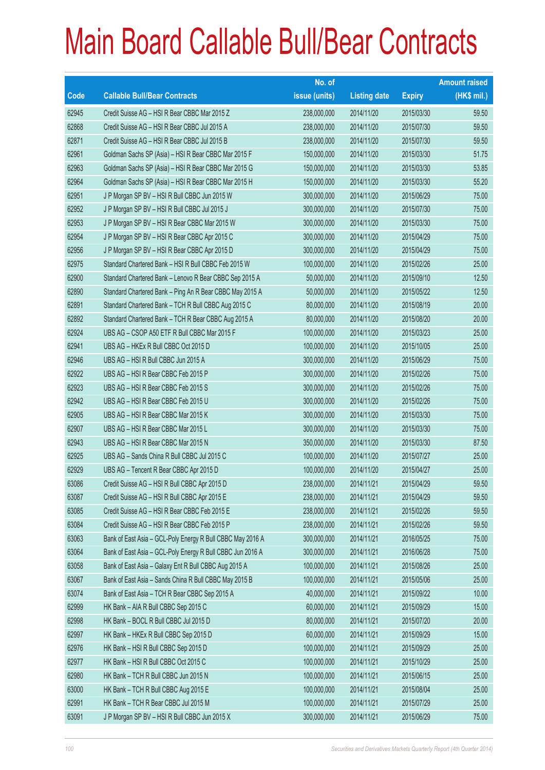# Main Board Callable Bull/Bear Contracts

| Code | Callable Bull/Bear Contracts | No. of issue (units) | Listing date | Expiry | Amount raised (HK$ mil.) |
|---|---|---|---|---|---|
| 62945 | Credit Suisse AG – HSI R Bear CBBC Mar 2015 Z | 238,000,000 | 2014/11/20 | 2015/03/30 | 59.50 |
| 62868 | Credit Suisse AG – HSI R Bear CBBC Jul 2015 A | 238,000,000 | 2014/11/20 | 2015/07/30 | 59.50 |
| 62871 | Credit Suisse AG – HSI R Bear CBBC Jul 2015 B | 238,000,000 | 2014/11/20 | 2015/07/30 | 59.50 |
| 62961 | Goldman Sachs SP (Asia) – HSI R Bear CBBC Mar 2015 F | 150,000,000 | 2014/11/20 | 2015/03/30 | 51.75 |
| 62963 | Goldman Sachs SP (Asia) – HSI R Bear CBBC Mar 2015 G | 150,000,000 | 2014/11/20 | 2015/03/30 | 53.85 |
| 62964 | Goldman Sachs SP (Asia) – HSI R Bear CBBC Mar 2015 H | 150,000,000 | 2014/11/20 | 2015/03/30 | 55.20 |
| 62951 | J P Morgan SP BV – HSI R Bull CBBC Jun 2015 W | 300,000,000 | 2014/11/20 | 2015/06/29 | 75.00 |
| 62952 | J P Morgan SP BV – HSI R Bull CBBC Jul 2015 J | 300,000,000 | 2014/11/20 | 2015/07/30 | 75.00 |
| 62953 | J P Morgan SP BV – HSI R Bear CBBC Mar 2015 W | 300,000,000 | 2014/11/20 | 2015/03/30 | 75.00 |
| 62954 | J P Morgan SP BV – HSI R Bear CBBC Apr 2015 C | 300,000,000 | 2014/11/20 | 2015/04/29 | 75.00 |
| 62956 | J P Morgan SP BV – HSI R Bear CBBC Apr 2015 D | 300,000,000 | 2014/11/20 | 2015/04/29 | 75.00 |
| 62975 | Standard Chartered Bank – HSI R Bull CBBC Feb 2015 W | 100,000,000 | 2014/11/20 | 2015/02/26 | 25.00 |
| 62900 | Standard Chartered Bank – Lenovo R Bear CBBC Sep 2015 A | 50,000,000 | 2014/11/20 | 2015/09/10 | 12.50 |
| 62890 | Standard Chartered Bank – Ping An R Bear CBBC May 2015 A | 50,000,000 | 2014/11/20 | 2015/05/22 | 12.50 |
| 62891 | Standard Chartered Bank – TCH R Bull CBBC Aug 2015 C | 80,000,000 | 2014/11/20 | 2015/08/19 | 20.00 |
| 62892 | Standard Chartered Bank – TCH R Bear CBBC Aug 2015 A | 80,000,000 | 2014/11/20 | 2015/08/20 | 20.00 |
| 62924 | UBS AG – CSOP A50 ETF R Bull CBBC Mar 2015 F | 100,000,000 | 2014/11/20 | 2015/03/23 | 25.00 |
| 62941 | UBS AG – HKEx R Bull CBBC Oct 2015 D | 100,000,000 | 2014/11/20 | 2015/10/05 | 25.00 |
| 62946 | UBS AG – HSI R Bull CBBC Jun 2015 A | 300,000,000 | 2014/11/20 | 2015/06/29 | 75.00 |
| 62922 | UBS AG – HSI R Bear CBBC Feb 2015 P | 300,000,000 | 2014/11/20 | 2015/02/26 | 75.00 |
| 62923 | UBS AG – HSI R Bear CBBC Feb 2015 S | 300,000,000 | 2014/11/20 | 2015/02/26 | 75.00 |
| 62942 | UBS AG – HSI R Bear CBBC Feb 2015 U | 300,000,000 | 2014/11/20 | 2015/02/26 | 75.00 |
| 62905 | UBS AG – HSI R Bear CBBC Mar 2015 K | 300,000,000 | 2014/11/20 | 2015/03/30 | 75.00 |
| 62907 | UBS AG – HSI R Bear CBBC Mar 2015 L | 300,000,000 | 2014/11/20 | 2015/03/30 | 75.00 |
| 62943 | UBS AG – HSI R Bear CBBC Mar 2015 N | 350,000,000 | 2014/11/20 | 2015/03/30 | 87.50 |
| 62925 | UBS AG – Sands China R Bull CBBC Jul 2015 C | 100,000,000 | 2014/11/20 | 2015/07/27 | 25.00 |
| 62929 | UBS AG – Tencent R Bear CBBC Apr 2015 D | 100,000,000 | 2014/11/20 | 2015/04/27 | 25.00 |
| 63086 | Credit Suisse AG – HSI R Bull CBBC Apr 2015 D | 238,000,000 | 2014/11/21 | 2015/04/29 | 59.50 |
| 63087 | Credit Suisse AG – HSI R Bull CBBC Apr 2015 E | 238,000,000 | 2014/11/21 | 2015/04/29 | 59.50 |
| 63085 | Credit Suisse AG – HSI R Bear CBBC Feb 2015 E | 238,000,000 | 2014/11/21 | 2015/02/26 | 59.50 |
| 63084 | Credit Suisse AG – HSI R Bear CBBC Feb 2015 P | 238,000,000 | 2014/11/21 | 2015/02/26 | 59.50 |
| 63063 | Bank of East Asia – GCL-Poly Energy R Bull CBBC May 2016 A | 300,000,000 | 2014/11/21 | 2016/05/25 | 75.00 |
| 63064 | Bank of East Asia – GCL-Poly Energy R Bull CBBC Jun 2016 A | 300,000,000 | 2014/11/21 | 2016/06/28 | 75.00 |
| 63058 | Bank of East Asia – Galaxy Ent R Bull CBBC Aug 2015 A | 100,000,000 | 2014/11/21 | 2015/08/26 | 25.00 |
| 63067 | Bank of East Asia – Sands China R Bull CBBC May 2015 B | 100,000,000 | 2014/11/21 | 2015/05/06 | 25.00 |
| 63074 | Bank of East Asia – TCH R Bear CBBC Sep 2015 A | 40,000,000 | 2014/11/21 | 2015/09/22 | 10.00 |
| 62999 | HK Bank – AIA R Bull CBBC Sep 2015 C | 60,000,000 | 2014/11/21 | 2015/09/29 | 15.00 |
| 62998 | HK Bank – BOCL R Bull CBBC Jul 2015 D | 80,000,000 | 2014/11/21 | 2015/07/20 | 20.00 |
| 62997 | HK Bank – HKEx R Bull CBBC Sep 2015 D | 60,000,000 | 2014/11/21 | 2015/09/29 | 15.00 |
| 62976 | HK Bank – HSI R Bull CBBC Sep 2015 D | 100,000,000 | 2014/11/21 | 2015/09/29 | 25.00 |
| 62977 | HK Bank – HSI R Bull CBBC Oct 2015 C | 100,000,000 | 2014/11/21 | 2015/10/29 | 25.00 |
| 62980 | HK Bank – TCH R Bull CBBC Jun 2015 N | 100,000,000 | 2014/11/21 | 2015/06/15 | 25.00 |
| 63000 | HK Bank – TCH R Bull CBBC Aug 2015 E | 100,000,000 | 2014/11/21 | 2015/08/04 | 25.00 |
| 62991 | HK Bank – TCH R Bear CBBC Jul 2015 M | 100,000,000 | 2014/11/21 | 2015/07/29 | 25.00 |
| 63091 | J P Morgan SP BV – HSI R Bull CBBC Jun 2015 X | 300,000,000 | 2014/11/21 | 2015/06/29 | 75.00 |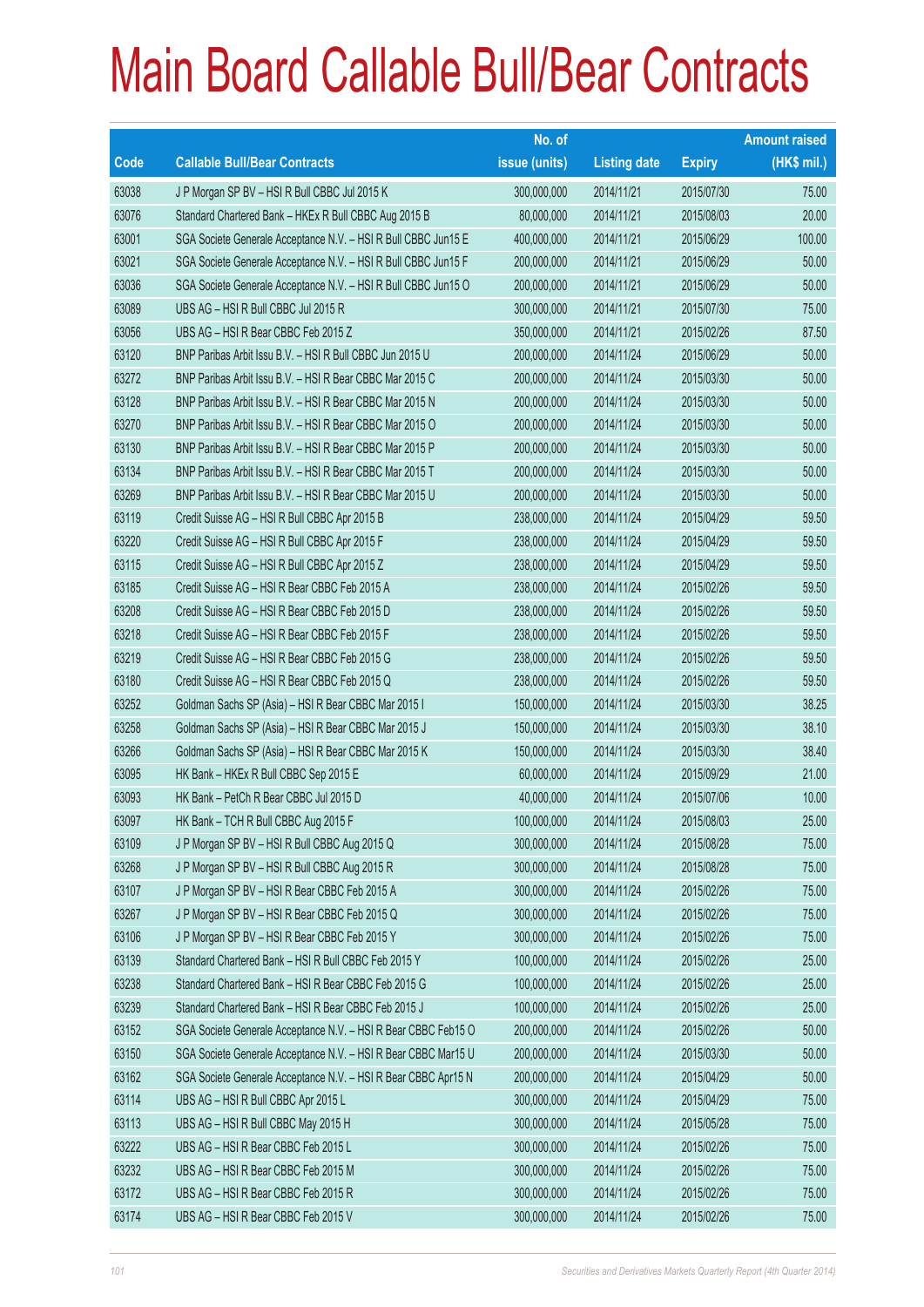# Main Board Callable Bull/Bear Contracts

| Code | Callable Bull/Bear Contracts | No. of issue (units) | Listing date | Expiry | Amount raised (HK$ mil.) |
|---|---|---|---|---|---|
| 63038 | J P Morgan SP BV – HSI R Bull CBBC Jul 2015 K | 300,000,000 | 2014/11/21 | 2015/07/30 | 75.00 |
| 63076 | Standard Chartered Bank – HKEx R Bull CBBC Aug 2015 B | 80,000,000 | 2014/11/21 | 2015/08/03 | 20.00 |
| 63001 | SGA Societe Generale Acceptance N.V. – HSI R Bull CBBC Jun15 E | 400,000,000 | 2014/11/21 | 2015/06/29 | 100.00 |
| 63021 | SGA Societe Generale Acceptance N.V. – HSI R Bull CBBC Jun15 F | 200,000,000 | 2014/11/21 | 2015/06/29 | 50.00 |
| 63036 | SGA Societe Generale Acceptance N.V. – HSI R Bull CBBC Jun15 O | 200,000,000 | 2014/11/21 | 2015/06/29 | 50.00 |
| 63089 | UBS AG – HSI R Bull CBBC Jul 2015 R | 300,000,000 | 2014/11/21 | 2015/07/30 | 75.00 |
| 63056 | UBS AG – HSI R Bear CBBC Feb 2015 Z | 350,000,000 | 2014/11/21 | 2015/02/26 | 87.50 |
| 63120 | BNP Paribas Arbit Issu B.V. – HSI R Bull CBBC Jun 2015 U | 200,000,000 | 2014/11/24 | 2015/06/29 | 50.00 |
| 63272 | BNP Paribas Arbit Issu B.V. – HSI R Bear CBBC Mar 2015 C | 200,000,000 | 2014/11/24 | 2015/03/30 | 50.00 |
| 63128 | BNP Paribas Arbit Issu B.V. – HSI R Bear CBBC Mar 2015 N | 200,000,000 | 2014/11/24 | 2015/03/30 | 50.00 |
| 63270 | BNP Paribas Arbit Issu B.V. – HSI R Bear CBBC Mar 2015 O | 200,000,000 | 2014/11/24 | 2015/03/30 | 50.00 |
| 63130 | BNP Paribas Arbit Issu B.V. – HSI R Bear CBBC Mar 2015 P | 200,000,000 | 2014/11/24 | 2015/03/30 | 50.00 |
| 63134 | BNP Paribas Arbit Issu B.V. – HSI R Bear CBBC Mar 2015 T | 200,000,000 | 2014/11/24 | 2015/03/30 | 50.00 |
| 63269 | BNP Paribas Arbit Issu B.V. – HSI R Bear CBBC Mar 2015 U | 200,000,000 | 2014/11/24 | 2015/03/30 | 50.00 |
| 63119 | Credit Suisse AG – HSI R Bull CBBC Apr 2015 B | 238,000,000 | 2014/11/24 | 2015/04/29 | 59.50 |
| 63220 | Credit Suisse AG – HSI R Bull CBBC Apr 2015 F | 238,000,000 | 2014/11/24 | 2015/04/29 | 59.50 |
| 63115 | Credit Suisse AG – HSI R Bull CBBC Apr 2015 Z | 238,000,000 | 2014/11/24 | 2015/04/29 | 59.50 |
| 63185 | Credit Suisse AG – HSI R Bear CBBC Feb 2015 A | 238,000,000 | 2014/11/24 | 2015/02/26 | 59.50 |
| 63208 | Credit Suisse AG – HSI R Bear CBBC Feb 2015 D | 238,000,000 | 2014/11/24 | 2015/02/26 | 59.50 |
| 63218 | Credit Suisse AG – HSI R Bear CBBC Feb 2015 F | 238,000,000 | 2014/11/24 | 2015/02/26 | 59.50 |
| 63219 | Credit Suisse AG – HSI R Bear CBBC Feb 2015 G | 238,000,000 | 2014/11/24 | 2015/02/26 | 59.50 |
| 63180 | Credit Suisse AG – HSI R Bear CBBC Feb 2015 Q | 238,000,000 | 2014/11/24 | 2015/02/26 | 59.50 |
| 63252 | Goldman Sachs SP (Asia) – HSI R Bear CBBC Mar 2015 I | 150,000,000 | 2014/11/24 | 2015/03/30 | 38.25 |
| 63258 | Goldman Sachs SP (Asia) – HSI R Bear CBBC Mar 2015 J | 150,000,000 | 2014/11/24 | 2015/03/30 | 38.10 |
| 63266 | Goldman Sachs SP (Asia) – HSI R Bear CBBC Mar 2015 K | 150,000,000 | 2014/11/24 | 2015/03/30 | 38.40 |
| 63095 | HK Bank – HKEx R Bull CBBC Sep 2015 E | 60,000,000 | 2014/11/24 | 2015/09/29 | 21.00 |
| 63093 | HK Bank – PetCh R Bear CBBC Jul 2015 D | 40,000,000 | 2014/11/24 | 2015/07/06 | 10.00 |
| 63097 | HK Bank – TCH R Bull CBBC Aug 2015 F | 100,000,000 | 2014/11/24 | 2015/08/03 | 25.00 |
| 63109 | J P Morgan SP BV – HSI R Bull CBBC Aug 2015 Q | 300,000,000 | 2014/11/24 | 2015/08/28 | 75.00 |
| 63268 | J P Morgan SP BV – HSI R Bull CBBC Aug 2015 R | 300,000,000 | 2014/11/24 | 2015/08/28 | 75.00 |
| 63107 | J P Morgan SP BV – HSI R Bear CBBC Feb 2015 A | 300,000,000 | 2014/11/24 | 2015/02/26 | 75.00 |
| 63267 | J P Morgan SP BV – HSI R Bear CBBC Feb 2015 Q | 300,000,000 | 2014/11/24 | 2015/02/26 | 75.00 |
| 63106 | J P Morgan SP BV – HSI R Bear CBBC Feb 2015 Y | 300,000,000 | 2014/11/24 | 2015/02/26 | 75.00 |
| 63139 | Standard Chartered Bank – HSI R Bull CBBC Feb 2015 Y | 100,000,000 | 2014/11/24 | 2015/02/26 | 25.00 |
| 63238 | Standard Chartered Bank – HSI R Bear CBBC Feb 2015 G | 100,000,000 | 2014/11/24 | 2015/02/26 | 25.00 |
| 63239 | Standard Chartered Bank – HSI R Bear CBBC Feb 2015 J | 100,000,000 | 2014/11/24 | 2015/02/26 | 25.00 |
| 63152 | SGA Societe Generale Acceptance N.V. – HSI R Bear CBBC Feb15 O | 200,000,000 | 2014/11/24 | 2015/02/26 | 50.00 |
| 63150 | SGA Societe Generale Acceptance N.V. – HSI R Bear CBBC Mar15 U | 200,000,000 | 2014/11/24 | 2015/03/30 | 50.00 |
| 63162 | SGA Societe Generale Acceptance N.V. – HSI R Bear CBBC Apr15 N | 200,000,000 | 2014/11/24 | 2015/04/29 | 50.00 |
| 63114 | UBS AG – HSI R Bull CBBC Apr 2015 L | 300,000,000 | 2014/11/24 | 2015/04/29 | 75.00 |
| 63113 | UBS AG – HSI R Bull CBBC May 2015 H | 300,000,000 | 2014/11/24 | 2015/05/28 | 75.00 |
| 63222 | UBS AG – HSI R Bear CBBC Feb 2015 L | 300,000,000 | 2014/11/24 | 2015/02/26 | 75.00 |
| 63232 | UBS AG – HSI R Bear CBBC Feb 2015 M | 300,000,000 | 2014/11/24 | 2015/02/26 | 75.00 |
| 63172 | UBS AG – HSI R Bear CBBC Feb 2015 R | 300,000,000 | 2014/11/24 | 2015/02/26 | 75.00 |
| 63174 | UBS AG – HSI R Bear CBBC Feb 2015 V | 300,000,000 | 2014/11/24 | 2015/02/26 | 75.00 |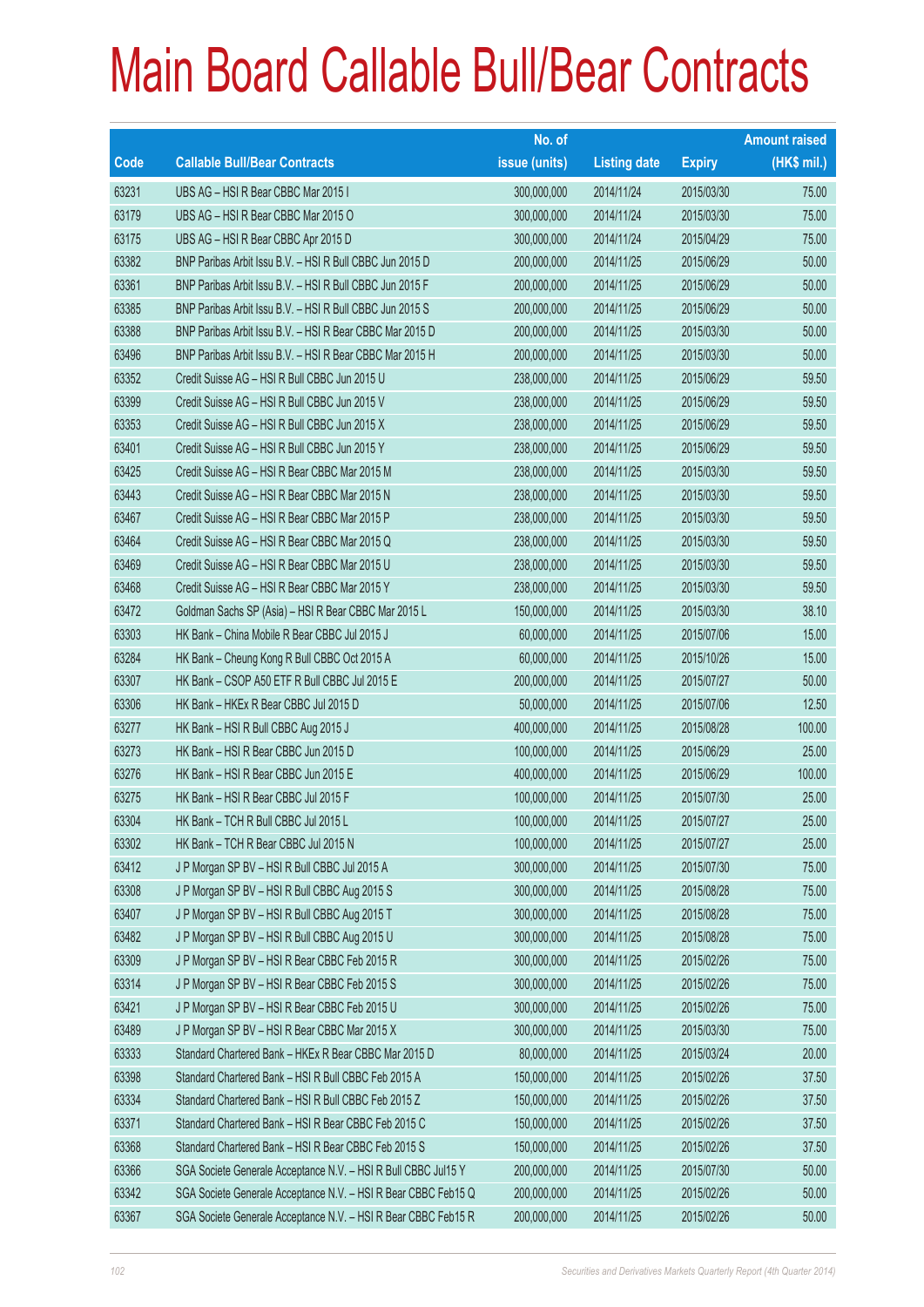# Main Board Callable Bull/Bear Contracts

| Code | Callable Bull/Bear Contracts | No. of issue (units) | Listing date | Expiry | Amount raised (HK$ mil.) |
|---|---|---|---|---|---|
| 63231 | UBS AG – HSI R Bear CBBC Mar 2015 I | 300,000,000 | 2014/11/24 | 2015/03/30 | 75.00 |
| 63179 | UBS AG – HSI R Bear CBBC Mar 2015 O | 300,000,000 | 2014/11/24 | 2015/03/30 | 75.00 |
| 63175 | UBS AG – HSI R Bear CBBC Apr 2015 D | 300,000,000 | 2014/11/24 | 2015/04/29 | 75.00 |
| 63382 | BNP Paribas Arbit Issu B.V. – HSI R Bull CBBC Jun 2015 D | 200,000,000 | 2014/11/25 | 2015/06/29 | 50.00 |
| 63361 | BNP Paribas Arbit Issu B.V. – HSI R Bull CBBC Jun 2015 F | 200,000,000 | 2014/11/25 | 2015/06/29 | 50.00 |
| 63385 | BNP Paribas Arbit Issu B.V. – HSI R Bull CBBC Jun 2015 S | 200,000,000 | 2014/11/25 | 2015/06/29 | 50.00 |
| 63388 | BNP Paribas Arbit Issu B.V. – HSI R Bear CBBC Mar 2015 D | 200,000,000 | 2014/11/25 | 2015/03/30 | 50.00 |
| 63496 | BNP Paribas Arbit Issu B.V. – HSI R Bear CBBC Mar 2015 H | 200,000,000 | 2014/11/25 | 2015/03/30 | 50.00 |
| 63352 | Credit Suisse AG – HSI R Bull CBBC Jun 2015 U | 238,000,000 | 2014/11/25 | 2015/06/29 | 59.50 |
| 63399 | Credit Suisse AG – HSI R Bull CBBC Jun 2015 V | 238,000,000 | 2014/11/25 | 2015/06/29 | 59.50 |
| 63353 | Credit Suisse AG – HSI R Bull CBBC Jun 2015 X | 238,000,000 | 2014/11/25 | 2015/06/29 | 59.50 |
| 63401 | Credit Suisse AG – HSI R Bull CBBC Jun 2015 Y | 238,000,000 | 2014/11/25 | 2015/06/29 | 59.50 |
| 63425 | Credit Suisse AG – HSI R Bear CBBC Mar 2015 M | 238,000,000 | 2014/11/25 | 2015/03/30 | 59.50 |
| 63443 | Credit Suisse AG – HSI R Bear CBBC Mar 2015 N | 238,000,000 | 2014/11/25 | 2015/03/30 | 59.50 |
| 63467 | Credit Suisse AG – HSI R Bear CBBC Mar 2015 P | 238,000,000 | 2014/11/25 | 2015/03/30 | 59.50 |
| 63464 | Credit Suisse AG – HSI R Bear CBBC Mar 2015 Q | 238,000,000 | 2014/11/25 | 2015/03/30 | 59.50 |
| 63469 | Credit Suisse AG – HSI R Bear CBBC Mar 2015 U | 238,000,000 | 2014/11/25 | 2015/03/30 | 59.50 |
| 63468 | Credit Suisse AG – HSI R Bear CBBC Mar 2015 Y | 238,000,000 | 2014/11/25 | 2015/03/30 | 59.50 |
| 63472 | Goldman Sachs SP (Asia) – HSI R Bear CBBC Mar 2015 L | 150,000,000 | 2014/11/25 | 2015/03/30 | 38.10 |
| 63303 | HK Bank – China Mobile R Bear CBBC Jul 2015 J | 60,000,000 | 2014/11/25 | 2015/07/06 | 15.00 |
| 63284 | HK Bank – Cheung Kong R Bull CBBC Oct 2015 A | 60,000,000 | 2014/11/25 | 2015/10/26 | 15.00 |
| 63307 | HK Bank – CSOP A50 ETF R Bull CBBC Jul 2015 E | 200,000,000 | 2014/11/25 | 2015/07/27 | 50.00 |
| 63306 | HK Bank – HKEx R Bear CBBC Jul 2015 D | 50,000,000 | 2014/11/25 | 2015/07/06 | 12.50 |
| 63277 | HK Bank – HSI R Bull CBBC Aug 2015 J | 400,000,000 | 2014/11/25 | 2015/08/28 | 100.00 |
| 63273 | HK Bank – HSI R Bear CBBC Jun 2015 D | 100,000,000 | 2014/11/25 | 2015/06/29 | 25.00 |
| 63276 | HK Bank – HSI R Bear CBBC Jun 2015 E | 400,000,000 | 2014/11/25 | 2015/06/29 | 100.00 |
| 63275 | HK Bank – HSI R Bear CBBC Jul 2015 F | 100,000,000 | 2014/11/25 | 2015/07/30 | 25.00 |
| 63304 | HK Bank – TCH R Bull CBBC Jul 2015 L | 100,000,000 | 2014/11/25 | 2015/07/27 | 25.00 |
| 63302 | HK Bank – TCH R Bear CBBC Jul 2015 N | 100,000,000 | 2014/11/25 | 2015/07/27 | 25.00 |
| 63412 | J P Morgan SP BV – HSI R Bull CBBC Jul 2015 A | 300,000,000 | 2014/11/25 | 2015/07/30 | 75.00 |
| 63308 | J P Morgan SP BV – HSI R Bull CBBC Aug 2015 S | 300,000,000 | 2014/11/25 | 2015/08/28 | 75.00 |
| 63407 | J P Morgan SP BV – HSI R Bull CBBC Aug 2015 T | 300,000,000 | 2014/11/25 | 2015/08/28 | 75.00 |
| 63482 | J P Morgan SP BV – HSI R Bull CBBC Aug 2015 U | 300,000,000 | 2014/11/25 | 2015/08/28 | 75.00 |
| 63309 | J P Morgan SP BV – HSI R Bear CBBC Feb 2015 R | 300,000,000 | 2014/11/25 | 2015/02/26 | 75.00 |
| 63314 | J P Morgan SP BV – HSI R Bear CBBC Feb 2015 S | 300,000,000 | 2014/11/25 | 2015/02/26 | 75.00 |
| 63421 | J P Morgan SP BV – HSI R Bear CBBC Feb 2015 U | 300,000,000 | 2014/11/25 | 2015/02/26 | 75.00 |
| 63489 | J P Morgan SP BV – HSI R Bear CBBC Mar 2015 X | 300,000,000 | 2014/11/25 | 2015/03/30 | 75.00 |
| 63333 | Standard Chartered Bank – HKEx R Bear CBBC Mar 2015 D | 80,000,000 | 2014/11/25 | 2015/03/24 | 20.00 |
| 63398 | Standard Chartered Bank – HSI R Bull CBBC Feb 2015 A | 150,000,000 | 2014/11/25 | 2015/02/26 | 37.50 |
| 63334 | Standard Chartered Bank – HSI R Bull CBBC Feb 2015 Z | 150,000,000 | 2014/11/25 | 2015/02/26 | 37.50 |
| 63371 | Standard Chartered Bank – HSI R Bear CBBC Feb 2015 C | 150,000,000 | 2014/11/25 | 2015/02/26 | 37.50 |
| 63368 | Standard Chartered Bank – HSI R Bear CBBC Feb 2015 S | 150,000,000 | 2014/11/25 | 2015/02/26 | 37.50 |
| 63366 | SGA Societe Generale Acceptance N.V. – HSI R Bull CBBC Jul15 Y | 200,000,000 | 2014/11/25 | 2015/07/30 | 50.00 |
| 63342 | SGA Societe Generale Acceptance N.V. – HSI R Bear CBBC Feb15 Q | 200,000,000 | 2014/11/25 | 2015/02/26 | 50.00 |
| 63367 | SGA Societe Generale Acceptance N.V. – HSI R Bear CBBC Feb15 R | 200,000,000 | 2014/11/25 | 2015/02/26 | 50.00 |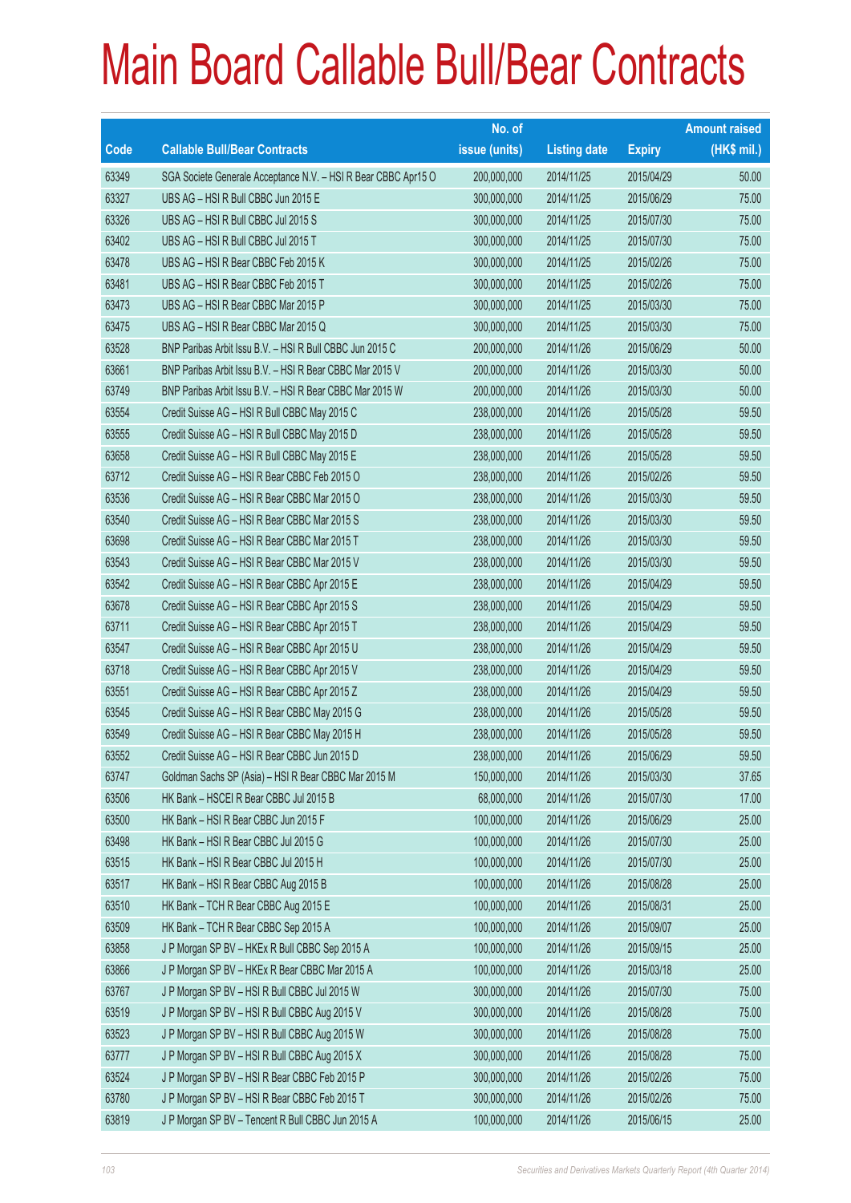# Main Board Callable Bull/Bear Contracts

| Code | Callable Bull/Bear Contracts | No. of issue (units) | Listing date | Expiry | Amount raised (HK$ mil.) |
|---|---|---|---|---|---|
| 63349 | SGA Societe Generale Acceptance N.V. – HSI R Bear CBBC Apr15 O | 200,000,000 | 2014/11/25 | 2015/04/29 | 50.00 |
| 63327 | UBS AG – HSI R Bull CBBC Jun 2015 E | 300,000,000 | 2014/11/25 | 2015/06/29 | 75.00 |
| 63326 | UBS AG – HSI R Bull CBBC Jul 2015 S | 300,000,000 | 2014/11/25 | 2015/07/30 | 75.00 |
| 63402 | UBS AG – HSI R Bull CBBC Jul 2015 T | 300,000,000 | 2014/11/25 | 2015/07/30 | 75.00 |
| 63478 | UBS AG – HSI R Bear CBBC Feb 2015 K | 300,000,000 | 2014/11/25 | 2015/02/26 | 75.00 |
| 63481 | UBS AG – HSI R Bear CBBC Feb 2015 T | 300,000,000 | 2014/11/25 | 2015/02/26 | 75.00 |
| 63473 | UBS AG – HSI R Bear CBBC Mar 2015 P | 300,000,000 | 2014/11/25 | 2015/03/30 | 75.00 |
| 63475 | UBS AG – HSI R Bear CBBC Mar 2015 Q | 300,000,000 | 2014/11/25 | 2015/03/30 | 75.00 |
| 63528 | BNP Paribas Arbit Issu B.V. – HSI R Bull CBBC Jun 2015 C | 200,000,000 | 2014/11/26 | 2015/06/29 | 50.00 |
| 63661 | BNP Paribas Arbit Issu B.V. – HSI R Bear CBBC Mar 2015 V | 200,000,000 | 2014/11/26 | 2015/03/30 | 50.00 |
| 63749 | BNP Paribas Arbit Issu B.V. – HSI R Bear CBBC Mar 2015 W | 200,000,000 | 2014/11/26 | 2015/03/30 | 50.00 |
| 63554 | Credit Suisse AG – HSI R Bull CBBC May 2015 C | 238,000,000 | 2014/11/26 | 2015/05/28 | 59.50 |
| 63555 | Credit Suisse AG – HSI R Bull CBBC May 2015 D | 238,000,000 | 2014/11/26 | 2015/05/28 | 59.50 |
| 63658 | Credit Suisse AG – HSI R Bull CBBC May 2015 E | 238,000,000 | 2014/11/26 | 2015/05/28 | 59.50 |
| 63712 | Credit Suisse AG – HSI R Bear CBBC Feb 2015 O | 238,000,000 | 2014/11/26 | 2015/02/26 | 59.50 |
| 63536 | Credit Suisse AG – HSI R Bear CBBC Mar 2015 O | 238,000,000 | 2014/11/26 | 2015/03/30 | 59.50 |
| 63540 | Credit Suisse AG – HSI R Bear CBBC Mar 2015 S | 238,000,000 | 2014/11/26 | 2015/03/30 | 59.50 |
| 63698 | Credit Suisse AG – HSI R Bear CBBC Mar 2015 T | 238,000,000 | 2014/11/26 | 2015/03/30 | 59.50 |
| 63543 | Credit Suisse AG – HSI R Bear CBBC Mar 2015 V | 238,000,000 | 2014/11/26 | 2015/03/30 | 59.50 |
| 63542 | Credit Suisse AG – HSI R Bear CBBC Apr 2015 E | 238,000,000 | 2014/11/26 | 2015/04/29 | 59.50 |
| 63678 | Credit Suisse AG – HSI R Bear CBBC Apr 2015 S | 238,000,000 | 2014/11/26 | 2015/04/29 | 59.50 |
| 63711 | Credit Suisse AG – HSI R Bear CBBC Apr 2015 T | 238,000,000 | 2014/11/26 | 2015/04/29 | 59.50 |
| 63547 | Credit Suisse AG – HSI R Bear CBBC Apr 2015 U | 238,000,000 | 2014/11/26 | 2015/04/29 | 59.50 |
| 63718 | Credit Suisse AG – HSI R Bear CBBC Apr 2015 V | 238,000,000 | 2014/11/26 | 2015/04/29 | 59.50 |
| 63551 | Credit Suisse AG – HSI R Bear CBBC Apr 2015 Z | 238,000,000 | 2014/11/26 | 2015/04/29 | 59.50 |
| 63545 | Credit Suisse AG – HSI R Bear CBBC May 2015 G | 238,000,000 | 2014/11/26 | 2015/05/28 | 59.50 |
| 63549 | Credit Suisse AG – HSI R Bear CBBC May 2015 H | 238,000,000 | 2014/11/26 | 2015/05/28 | 59.50 |
| 63552 | Credit Suisse AG – HSI R Bear CBBC Jun 2015 D | 238,000,000 | 2014/11/26 | 2015/06/29 | 59.50 |
| 63747 | Goldman Sachs SP (Asia) – HSI R Bear CBBC Mar 2015 M | 150,000,000 | 2014/11/26 | 2015/03/30 | 37.65 |
| 63506 | HK Bank – HSCEI R Bear CBBC Jul 2015 B | 68,000,000 | 2014/11/26 | 2015/07/30 | 17.00 |
| 63500 | HK Bank – HSI R Bear CBBC Jun 2015 F | 100,000,000 | 2014/11/26 | 2015/06/29 | 25.00 |
| 63498 | HK Bank – HSI R Bear CBBC Jul 2015 G | 100,000,000 | 2014/11/26 | 2015/07/30 | 25.00 |
| 63515 | HK Bank – HSI R Bear CBBC Jul 2015 H | 100,000,000 | 2014/11/26 | 2015/07/30 | 25.00 |
| 63517 | HK Bank – HSI R Bear CBBC Aug 2015 B | 100,000,000 | 2014/11/26 | 2015/08/28 | 25.00 |
| 63510 | HK Bank – TCH R Bear CBBC Aug 2015 E | 100,000,000 | 2014/11/26 | 2015/08/31 | 25.00 |
| 63509 | HK Bank – TCH R Bear CBBC Sep 2015 A | 100,000,000 | 2014/11/26 | 2015/09/07 | 25.00 |
| 63858 | J P Morgan SP BV – HKEx R Bull CBBC Sep 2015 A | 100,000,000 | 2014/11/26 | 2015/09/15 | 25.00 |
| 63866 | J P Morgan SP BV – HKEx R Bear CBBC Mar 2015 A | 100,000,000 | 2014/11/26 | 2015/03/18 | 25.00 |
| 63767 | J P Morgan SP BV – HSI R Bull CBBC Jul 2015 W | 300,000,000 | 2014/11/26 | 2015/07/30 | 75.00 |
| 63519 | J P Morgan SP BV – HSI R Bull CBBC Aug 2015 V | 300,000,000 | 2014/11/26 | 2015/08/28 | 75.00 |
| 63523 | J P Morgan SP BV – HSI R Bull CBBC Aug 2015 W | 300,000,000 | 2014/11/26 | 2015/08/28 | 75.00 |
| 63777 | J P Morgan SP BV – HSI R Bull CBBC Aug 2015 X | 300,000,000 | 2014/11/26 | 2015/08/28 | 75.00 |
| 63524 | J P Morgan SP BV – HSI R Bear CBBC Feb 2015 P | 300,000,000 | 2014/11/26 | 2015/02/26 | 75.00 |
| 63780 | J P Morgan SP BV – HSI R Bear CBBC Feb 2015 T | 300,000,000 | 2014/11/26 | 2015/02/26 | 75.00 |
| 63819 | J P Morgan SP BV – Tencent R Bull CBBC Jun 2015 A | 100,000,000 | 2014/11/26 | 2015/06/15 | 25.00 |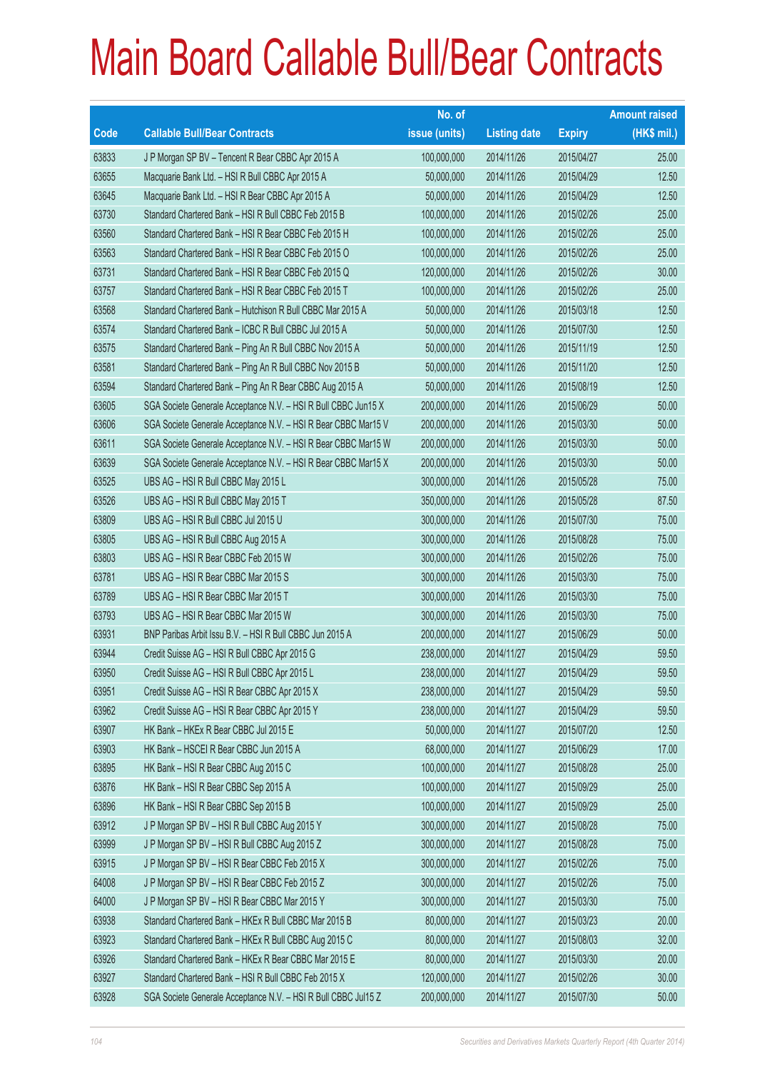# Main Board Callable Bull/Bear Contracts

| Code | Callable Bull/Bear Contracts | No. of issue (units) | Listing date | Expiry | Amount raised (HK$ mil.) |
|---|---|---|---|---|---|
| 63833 | J P Morgan SP BV – Tencent R Bear CBBC Apr 2015 A | 100,000,000 | 2014/11/26 | 2015/04/27 | 25.00 |
| 63655 | Macquarie Bank Ltd. – HSI R Bull CBBC Apr 2015 A | 50,000,000 | 2014/11/26 | 2015/04/29 | 12.50 |
| 63645 | Macquarie Bank Ltd. – HSI R Bear CBBC Apr 2015 A | 50,000,000 | 2014/11/26 | 2015/04/29 | 12.50 |
| 63730 | Standard Chartered Bank – HSI R Bull CBBC Feb 2015 B | 100,000,000 | 2014/11/26 | 2015/02/26 | 25.00 |
| 63560 | Standard Chartered Bank – HSI R Bear CBBC Feb 2015 H | 100,000,000 | 2014/11/26 | 2015/02/26 | 25.00 |
| 63563 | Standard Chartered Bank – HSI R Bear CBBC Feb 2015 O | 100,000,000 | 2014/11/26 | 2015/02/26 | 25.00 |
| 63731 | Standard Chartered Bank – HSI R Bear CBBC Feb 2015 Q | 120,000,000 | 2014/11/26 | 2015/02/26 | 30.00 |
| 63757 | Standard Chartered Bank – HSI R Bear CBBC Feb 2015 T | 100,000,000 | 2014/11/26 | 2015/02/26 | 25.00 |
| 63568 | Standard Chartered Bank – Hutchison R Bull CBBC Mar 2015 A | 50,000,000 | 2014/11/26 | 2015/03/18 | 12.50 |
| 63574 | Standard Chartered Bank – ICBC R Bull CBBC Jul 2015 A | 50,000,000 | 2014/11/26 | 2015/07/30 | 12.50 |
| 63575 | Standard Chartered Bank – Ping An R Bull CBBC Nov 2015 A | 50,000,000 | 2014/11/26 | 2015/11/19 | 12.50 |
| 63581 | Standard Chartered Bank – Ping An R Bull CBBC Nov 2015 B | 50,000,000 | 2014/11/26 | 2015/11/20 | 12.50 |
| 63594 | Standard Chartered Bank – Ping An R Bear CBBC Aug 2015 A | 50,000,000 | 2014/11/26 | 2015/08/19 | 12.50 |
| 63605 | SGA Societe Generale Acceptance N.V. – HSI R Bull CBBC Jun15 X | 200,000,000 | 2014/11/26 | 2015/06/29 | 50.00 |
| 63606 | SGA Societe Generale Acceptance N.V. – HSI R Bear CBBC Mar15 V | 200,000,000 | 2014/11/26 | 2015/03/30 | 50.00 |
| 63611 | SGA Societe Generale Acceptance N.V. – HSI R Bear CBBC Mar15 W | 200,000,000 | 2014/11/26 | 2015/03/30 | 50.00 |
| 63639 | SGA Societe Generale Acceptance N.V. – HSI R Bear CBBC Mar15 X | 200,000,000 | 2014/11/26 | 2015/03/30 | 50.00 |
| 63525 | UBS AG – HSI R Bull CBBC May 2015 L | 300,000,000 | 2014/11/26 | 2015/05/28 | 75.00 |
| 63526 | UBS AG – HSI R Bull CBBC May 2015 T | 350,000,000 | 2014/11/26 | 2015/05/28 | 87.50 |
| 63809 | UBS AG – HSI R Bull CBBC Jul 2015 U | 300,000,000 | 2014/11/26 | 2015/07/30 | 75.00 |
| 63805 | UBS AG – HSI R Bull CBBC Aug 2015 A | 300,000,000 | 2014/11/26 | 2015/08/28 | 75.00 |
| 63803 | UBS AG – HSI R Bear CBBC Feb 2015 W | 300,000,000 | 2014/11/26 | 2015/02/26 | 75.00 |
| 63781 | UBS AG – HSI R Bear CBBC Mar 2015 S | 300,000,000 | 2014/11/26 | 2015/03/30 | 75.00 |
| 63789 | UBS AG – HSI R Bear CBBC Mar 2015 T | 300,000,000 | 2014/11/26 | 2015/03/30 | 75.00 |
| 63793 | UBS AG – HSI R Bear CBBC Mar 2015 W | 300,000,000 | 2014/11/26 | 2015/03/30 | 75.00 |
| 63931 | BNP Paribas Arbit Issu B.V. – HSI R Bull CBBC Jun 2015 A | 200,000,000 | 2014/11/27 | 2015/06/29 | 50.00 |
| 63944 | Credit Suisse AG – HSI R Bull CBBC Apr 2015 G | 238,000,000 | 2014/11/27 | 2015/04/29 | 59.50 |
| 63950 | Credit Suisse AG – HSI R Bull CBBC Apr 2015 L | 238,000,000 | 2014/11/27 | 2015/04/29 | 59.50 |
| 63951 | Credit Suisse AG – HSI R Bear CBBC Apr 2015 X | 238,000,000 | 2014/11/27 | 2015/04/29 | 59.50 |
| 63962 | Credit Suisse AG – HSI R Bear CBBC Apr 2015 Y | 238,000,000 | 2014/11/27 | 2015/04/29 | 59.50 |
| 63907 | HK Bank – HKEx R Bear CBBC Jul 2015 E | 50,000,000 | 2014/11/27 | 2015/07/20 | 12.50 |
| 63903 | HK Bank – HSCEI R Bear CBBC Jun 2015 A | 68,000,000 | 2014/11/27 | 2015/06/29 | 17.00 |
| 63895 | HK Bank – HSI R Bear CBBC Aug 2015 C | 100,000,000 | 2014/11/27 | 2015/08/28 | 25.00 |
| 63876 | HK Bank – HSI R Bear CBBC Sep 2015 A | 100,000,000 | 2014/11/27 | 2015/09/29 | 25.00 |
| 63896 | HK Bank – HSI R Bear CBBC Sep 2015 B | 100,000,000 | 2014/11/27 | 2015/09/29 | 25.00 |
| 63912 | J P Morgan SP BV – HSI R Bull CBBC Aug 2015 Y | 300,000,000 | 2014/11/27 | 2015/08/28 | 75.00 |
| 63999 | J P Morgan SP BV – HSI R Bull CBBC Aug 2015 Z | 300,000,000 | 2014/11/27 | 2015/08/28 | 75.00 |
| 63915 | J P Morgan SP BV – HSI R Bear CBBC Feb 2015 X | 300,000,000 | 2014/11/27 | 2015/02/26 | 75.00 |
| 64008 | J P Morgan SP BV – HSI R Bear CBBC Feb 2015 Z | 300,000,000 | 2014/11/27 | 2015/02/26 | 75.00 |
| 64000 | J P Morgan SP BV – HSI R Bear CBBC Mar 2015 Y | 300,000,000 | 2014/11/27 | 2015/03/30 | 75.00 |
| 63938 | Standard Chartered Bank – HKEx R Bull CBBC Mar 2015 B | 80,000,000 | 2014/11/27 | 2015/03/23 | 20.00 |
| 63923 | Standard Chartered Bank – HKEx R Bull CBBC Aug 2015 C | 80,000,000 | 2014/11/27 | 2015/08/03 | 32.00 |
| 63926 | Standard Chartered Bank – HKEx R Bear CBBC Mar 2015 E | 80,000,000 | 2014/11/27 | 2015/03/30 | 20.00 |
| 63927 | Standard Chartered Bank – HSI R Bull CBBC Feb 2015 X | 120,000,000 | 2014/11/27 | 2015/02/26 | 30.00 |
| 63928 | SGA Societe Generale Acceptance N.V. – HSI R Bull CBBC Jul15 Z | 200,000,000 | 2014/11/27 | 2015/07/30 | 50.00 |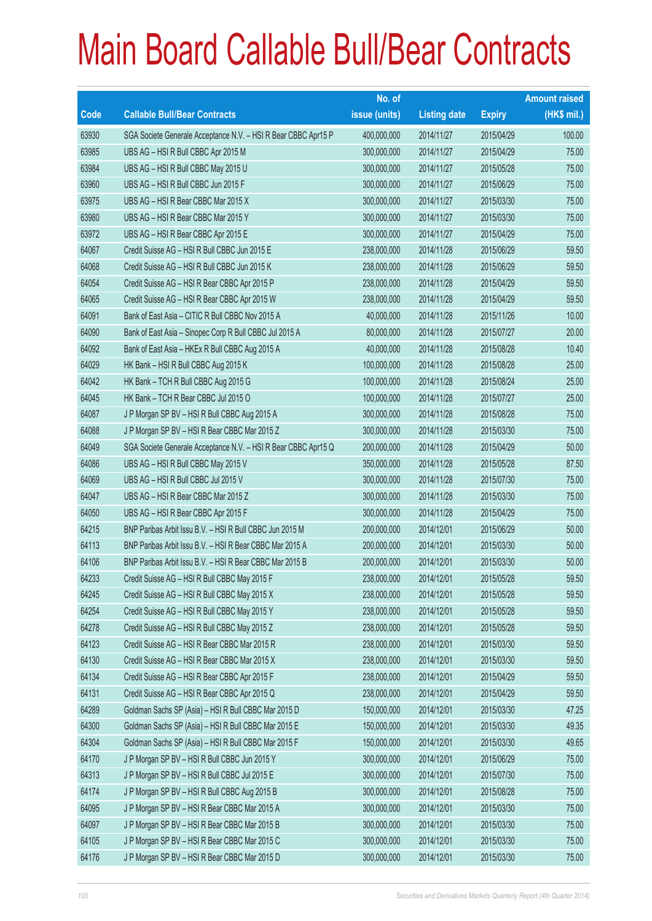# Main Board Callable Bull/Bear Contracts

| Code | Callable Bull/Bear Contracts | No. of issue (units) | Listing date | Expiry | Amount raised (HK$ mil.) |
|---|---|---|---|---|---|
| 63930 | SGA Societe Generale Acceptance N.V. – HSI R Bear CBBC Apr15 P | 400,000,000 | 2014/11/27 | 2015/04/29 | 100.00 |
| 63985 | UBS AG – HSI R Bull CBBC Apr 2015 M | 300,000,000 | 2014/11/27 | 2015/04/29 | 75.00 |
| 63984 | UBS AG – HSI R Bull CBBC May 2015 U | 300,000,000 | 2014/11/27 | 2015/05/28 | 75.00 |
| 63960 | UBS AG – HSI R Bull CBBC Jun 2015 F | 300,000,000 | 2014/11/27 | 2015/06/29 | 75.00 |
| 63975 | UBS AG – HSI R Bear CBBC Mar 2015 X | 300,000,000 | 2014/11/27 | 2015/03/30 | 75.00 |
| 63980 | UBS AG – HSI R Bear CBBC Mar 2015 Y | 300,000,000 | 2014/11/27 | 2015/03/30 | 75.00 |
| 63972 | UBS AG – HSI R Bear CBBC Apr 2015 E | 300,000,000 | 2014/11/27 | 2015/04/29 | 75.00 |
| 64067 | Credit Suisse AG – HSI R Bull CBBC Jun 2015 E | 238,000,000 | 2014/11/28 | 2015/06/29 | 59.50 |
| 64068 | Credit Suisse AG – HSI R Bull CBBC Jun 2015 K | 238,000,000 | 2014/11/28 | 2015/06/29 | 59.50 |
| 64054 | Credit Suisse AG – HSI R Bear CBBC Apr 2015 P | 238,000,000 | 2014/11/28 | 2015/04/29 | 59.50 |
| 64065 | Credit Suisse AG – HSI R Bear CBBC Apr 2015 W | 238,000,000 | 2014/11/28 | 2015/04/29 | 59.50 |
| 64091 | Bank of East Asia – CITIC R Bull CBBC Nov 2015 A | 40,000,000 | 2014/11/28 | 2015/11/26 | 10.00 |
| 64090 | Bank of East Asia – Sinopec Corp R Bull CBBC Jul 2015 A | 80,000,000 | 2014/11/28 | 2015/07/27 | 20.00 |
| 64092 | Bank of East Asia – HKEx R Bull CBBC Aug 2015 A | 40,000,000 | 2014/11/28 | 2015/08/28 | 10.40 |
| 64029 | HK Bank – HSI R Bull CBBC Aug 2015 K | 100,000,000 | 2014/11/28 | 2015/08/28 | 25.00 |
| 64042 | HK Bank – TCH R Bull CBBC Aug 2015 G | 100,000,000 | 2014/11/28 | 2015/08/24 | 25.00 |
| 64045 | HK Bank – TCH R Bear CBBC Jul 2015 O | 100,000,000 | 2014/11/28 | 2015/07/27 | 25.00 |
| 64087 | J P Morgan SP BV – HSI R Bull CBBC Aug 2015 A | 300,000,000 | 2014/11/28 | 2015/08/28 | 75.00 |
| 64088 | J P Morgan SP BV – HSI R Bear CBBC Mar 2015 Z | 300,000,000 | 2014/11/28 | 2015/03/30 | 75.00 |
| 64049 | SGA Societe Generale Acceptance N.V. – HSI R Bear CBBC Apr15 Q | 200,000,000 | 2014/11/28 | 2015/04/29 | 50.00 |
| 64086 | UBS AG – HSI R Bull CBBC May 2015 V | 350,000,000 | 2014/11/28 | 2015/05/28 | 87.50 |
| 64069 | UBS AG – HSI R Bull CBBC Jul 2015 V | 300,000,000 | 2014/11/28 | 2015/07/30 | 75.00 |
| 64047 | UBS AG – HSI R Bear CBBC Mar 2015 Z | 300,000,000 | 2014/11/28 | 2015/03/30 | 75.00 |
| 64050 | UBS AG – HSI R Bear CBBC Apr 2015 F | 300,000,000 | 2014/11/28 | 2015/04/29 | 75.00 |
| 64215 | BNP Paribas Arbit Issu B.V. – HSI R Bull CBBC Jun 2015 M | 200,000,000 | 2014/12/01 | 2015/06/29 | 50.00 |
| 64113 | BNP Paribas Arbit Issu B.V. – HSI R Bear CBBC Mar 2015 A | 200,000,000 | 2014/12/01 | 2015/03/30 | 50.00 |
| 64106 | BNP Paribas Arbit Issu B.V. – HSI R Bear CBBC Mar 2015 B | 200,000,000 | 2014/12/01 | 2015/03/30 | 50.00 |
| 64233 | Credit Suisse AG – HSI R Bull CBBC May 2015 F | 238,000,000 | 2014/12/01 | 2015/05/28 | 59.50 |
| 64245 | Credit Suisse AG – HSI R Bull CBBC May 2015 X | 238,000,000 | 2014/12/01 | 2015/05/28 | 59.50 |
| 64254 | Credit Suisse AG – HSI R Bull CBBC May 2015 Y | 238,000,000 | 2014/12/01 | 2015/05/28 | 59.50 |
| 64278 | Credit Suisse AG – HSI R Bull CBBC May 2015 Z | 238,000,000 | 2014/12/01 | 2015/05/28 | 59.50 |
| 64123 | Credit Suisse AG – HSI R Bear CBBC Mar 2015 R | 238,000,000 | 2014/12/01 | 2015/03/30 | 59.50 |
| 64130 | Credit Suisse AG – HSI R Bear CBBC Mar 2015 X | 238,000,000 | 2014/12/01 | 2015/03/30 | 59.50 |
| 64134 | Credit Suisse AG – HSI R Bear CBBC Apr 2015 F | 238,000,000 | 2014/12/01 | 2015/04/29 | 59.50 |
| 64131 | Credit Suisse AG – HSI R Bear CBBC Apr 2015 Q | 238,000,000 | 2014/12/01 | 2015/04/29 | 59.50 |
| 64289 | Goldman Sachs SP (Asia) – HSI R Bull CBBC Mar 2015 D | 150,000,000 | 2014/12/01 | 2015/03/30 | 47.25 |
| 64300 | Goldman Sachs SP (Asia) – HSI R Bull CBBC Mar 2015 E | 150,000,000 | 2014/12/01 | 2015/03/30 | 49.35 |
| 64304 | Goldman Sachs SP (Asia) – HSI R Bull CBBC Mar 2015 F | 150,000,000 | 2014/12/01 | 2015/03/30 | 49.65 |
| 64170 | J P Morgan SP BV – HSI R Bull CBBC Jun 2015 Y | 300,000,000 | 2014/12/01 | 2015/06/29 | 75.00 |
| 64313 | J P Morgan SP BV – HSI R Bull CBBC Jul 2015 E | 300,000,000 | 2014/12/01 | 2015/07/30 | 75.00 |
| 64174 | J P Morgan SP BV – HSI R Bull CBBC Aug 2015 B | 300,000,000 | 2014/12/01 | 2015/08/28 | 75.00 |
| 64095 | J P Morgan SP BV – HSI R Bear CBBC Mar 2015 A | 300,000,000 | 2014/12/01 | 2015/03/30 | 75.00 |
| 64097 | J P Morgan SP BV – HSI R Bear CBBC Mar 2015 B | 300,000,000 | 2014/12/01 | 2015/03/30 | 75.00 |
| 64105 | J P Morgan SP BV – HSI R Bear CBBC Mar 2015 C | 300,000,000 | 2014/12/01 | 2015/03/30 | 75.00 |
| 64176 | J P Morgan SP BV – HSI R Bear CBBC Mar 2015 D | 300,000,000 | 2014/12/01 | 2015/03/30 | 75.00 |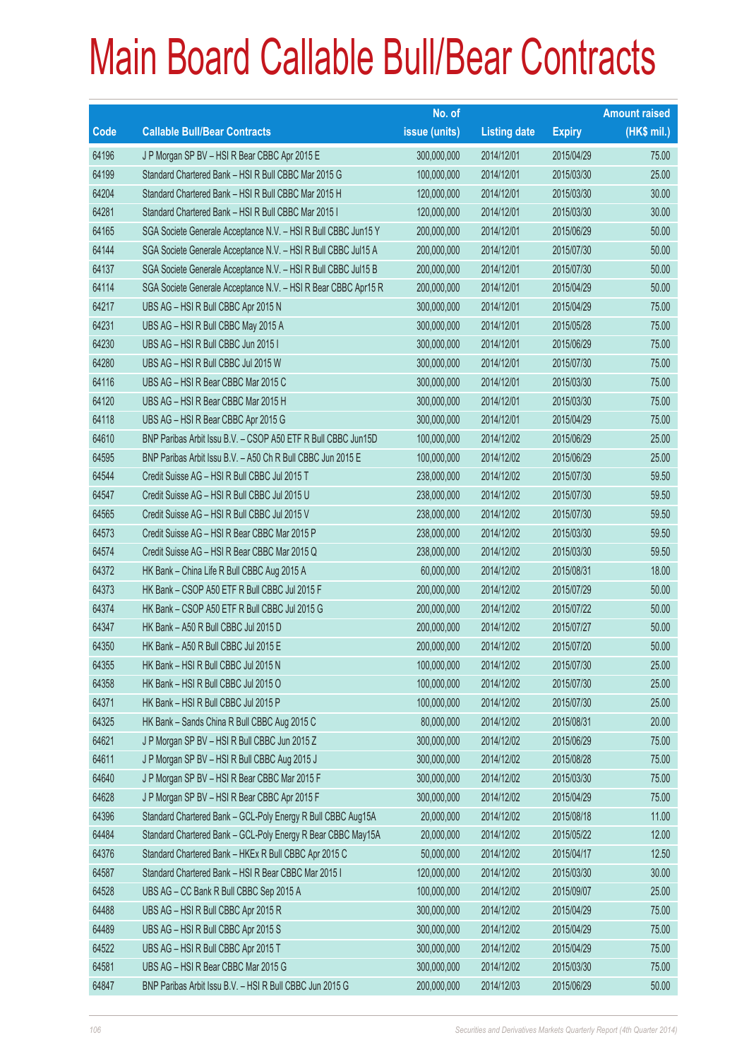# Main Board Callable Bull/Bear Contracts

| Code | Callable Bull/Bear Contracts | No. of issue (units) | Listing date | Expiry | Amount raised (HK$ mil.) |
|---|---|---|---|---|---|
| 64196 | J P Morgan SP BV – HSI R Bear CBBC Apr 2015 E | 300,000,000 | 2014/12/01 | 2015/04/29 | 75.00 |
| 64199 | Standard Chartered Bank – HSI R Bull CBBC Mar 2015 G | 100,000,000 | 2014/12/01 | 2015/03/30 | 25.00 |
| 64204 | Standard Chartered Bank – HSI R Bull CBBC Mar 2015 H | 120,000,000 | 2014/12/01 | 2015/03/30 | 30.00 |
| 64281 | Standard Chartered Bank – HSI R Bull CBBC Mar 2015 I | 120,000,000 | 2014/12/01 | 2015/03/30 | 30.00 |
| 64165 | SGA Societe Generale Acceptance N.V. – HSI R Bull CBBC Jun15 Y | 200,000,000 | 2014/12/01 | 2015/06/29 | 50.00 |
| 64144 | SGA Societe Generale Acceptance N.V. – HSI R Bull CBBC Jul15 A | 200,000,000 | 2014/12/01 | 2015/07/30 | 50.00 |
| 64137 | SGA Societe Generale Acceptance N.V. – HSI R Bull CBBC Jul15 B | 200,000,000 | 2014/12/01 | 2015/07/30 | 50.00 |
| 64114 | SGA Societe Generale Acceptance N.V. – HSI R Bear CBBC Apr15 R | 200,000,000 | 2014/12/01 | 2015/04/29 | 50.00 |
| 64217 | UBS AG – HSI R Bull CBBC Apr 2015 N | 300,000,000 | 2014/12/01 | 2015/04/29 | 75.00 |
| 64231 | UBS AG – HSI R Bull CBBC May 2015 A | 300,000,000 | 2014/12/01 | 2015/05/28 | 75.00 |
| 64230 | UBS AG – HSI R Bull CBBC Jun 2015 I | 300,000,000 | 2014/12/01 | 2015/06/29 | 75.00 |
| 64280 | UBS AG – HSI R Bull CBBC Jul 2015 W | 300,000,000 | 2014/12/01 | 2015/07/30 | 75.00 |
| 64116 | UBS AG – HSI R Bear CBBC Mar 2015 C | 300,000,000 | 2014/12/01 | 2015/03/30 | 75.00 |
| 64120 | UBS AG – HSI R Bear CBBC Mar 2015 H | 300,000,000 | 2014/12/01 | 2015/03/30 | 75.00 |
| 64118 | UBS AG – HSI R Bear CBBC Apr 2015 G | 300,000,000 | 2014/12/01 | 2015/04/29 | 75.00 |
| 64610 | BNP Paribas Arbit Issu B.V. – CSOP A50 ETF R Bull CBBC Jun15D | 100,000,000 | 2014/12/02 | 2015/06/29 | 25.00 |
| 64595 | BNP Paribas Arbit Issu B.V. – A50 Ch R Bull CBBC Jun 2015 E | 100,000,000 | 2014/12/02 | 2015/06/29 | 25.00 |
| 64544 | Credit Suisse AG – HSI R Bull CBBC Jul 2015 T | 238,000,000 | 2014/12/02 | 2015/07/30 | 59.50 |
| 64547 | Credit Suisse AG – HSI R Bull CBBC Jul 2015 U | 238,000,000 | 2014/12/02 | 2015/07/30 | 59.50 |
| 64565 | Credit Suisse AG – HSI R Bull CBBC Jul 2015 V | 238,000,000 | 2014/12/02 | 2015/07/30 | 59.50 |
| 64573 | Credit Suisse AG – HSI R Bear CBBC Mar 2015 P | 238,000,000 | 2014/12/02 | 2015/03/30 | 59.50 |
| 64574 | Credit Suisse AG – HSI R Bear CBBC Mar 2015 Q | 238,000,000 | 2014/12/02 | 2015/03/30 | 59.50 |
| 64372 | HK Bank – China Life R Bull CBBC Aug 2015 A | 60,000,000 | 2014/12/02 | 2015/08/31 | 18.00 |
| 64373 | HK Bank – CSOP A50 ETF R Bull CBBC Jul 2015 F | 200,000,000 | 2014/12/02 | 2015/07/29 | 50.00 |
| 64374 | HK Bank – CSOP A50 ETF R Bull CBBC Jul 2015 G | 200,000,000 | 2014/12/02 | 2015/07/22 | 50.00 |
| 64347 | HK Bank – A50 R Bull CBBC Jul 2015 D | 200,000,000 | 2014/12/02 | 2015/07/27 | 50.00 |
| 64350 | HK Bank – A50 R Bull CBBC Jul 2015 E | 200,000,000 | 2014/12/02 | 2015/07/20 | 50.00 |
| 64355 | HK Bank – HSI R Bull CBBC Jul 2015 N | 100,000,000 | 2014/12/02 | 2015/07/30 | 25.00 |
| 64358 | HK Bank – HSI R Bull CBBC Jul 2015 O | 100,000,000 | 2014/12/02 | 2015/07/30 | 25.00 |
| 64371 | HK Bank – HSI R Bull CBBC Jul 2015 P | 100,000,000 | 2014/12/02 | 2015/07/30 | 25.00 |
| 64325 | HK Bank – Sands China R Bull CBBC Aug 2015 C | 80,000,000 | 2014/12/02 | 2015/08/31 | 20.00 |
| 64621 | J P Morgan SP BV – HSI R Bull CBBC Jun 2015 Z | 300,000,000 | 2014/12/02 | 2015/06/29 | 75.00 |
| 64611 | J P Morgan SP BV – HSI R Bull CBBC Aug 2015 J | 300,000,000 | 2014/12/02 | 2015/08/28 | 75.00 |
| 64640 | J P Morgan SP BV – HSI R Bear CBBC Mar 2015 F | 300,000,000 | 2014/12/02 | 2015/03/30 | 75.00 |
| 64628 | J P Morgan SP BV – HSI R Bear CBBC Apr 2015 F | 300,000,000 | 2014/12/02 | 2015/04/29 | 75.00 |
| 64396 | Standard Chartered Bank – GCL-Poly Energy R Bull CBBC Aug15A | 20,000,000 | 2014/12/02 | 2015/08/18 | 11.00 |
| 64484 | Standard Chartered Bank – GCL-Poly Energy R Bear CBBC May15A | 20,000,000 | 2014/12/02 | 2015/05/22 | 12.00 |
| 64376 | Standard Chartered Bank – HKEx R Bull CBBC Apr 2015 C | 50,000,000 | 2014/12/02 | 2015/04/17 | 12.50 |
| 64587 | Standard Chartered Bank – HSI R Bear CBBC Mar 2015 I | 120,000,000 | 2014/12/02 | 2015/03/30 | 30.00 |
| 64528 | UBS AG – CC Bank R Bull CBBC Sep 2015 A | 100,000,000 | 2014/12/02 | 2015/09/07 | 25.00 |
| 64488 | UBS AG – HSI R Bull CBBC Apr 2015 R | 300,000,000 | 2014/12/02 | 2015/04/29 | 75.00 |
| 64489 | UBS AG – HSI R Bull CBBC Apr 2015 S | 300,000,000 | 2014/12/02 | 2015/04/29 | 75.00 |
| 64522 | UBS AG – HSI R Bull CBBC Apr 2015 T | 300,000,000 | 2014/12/02 | 2015/04/29 | 75.00 |
| 64581 | UBS AG – HSI R Bear CBBC Mar 2015 G | 300,000,000 | 2014/12/02 | 2015/03/30 | 75.00 |
| 64847 | BNP Paribas Arbit Issu B.V. – HSI R Bull CBBC Jun 2015 G | 200,000,000 | 2014/12/03 | 2015/06/29 | 50.00 |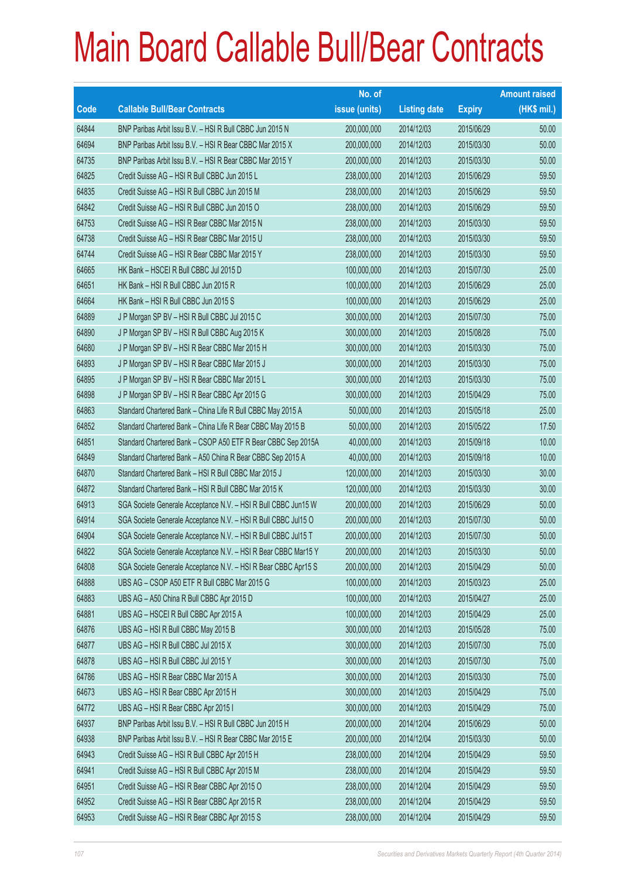# Main Board Callable Bull/Bear Contracts

| Code | Callable Bull/Bear Contracts | No. of issue (units) | Listing date | Expiry | Amount raised (HK$ mil.) |
|---|---|---|---|---|---|
| 64844 | BNP Paribas Arbit Issu B.V. – HSI R Bull CBBC Jun 2015 N | 200,000,000 | 2014/12/03 | 2015/06/29 | 50.00 |
| 64694 | BNP Paribas Arbit Issu B.V. – HSI R Bear CBBC Mar 2015 X | 200,000,000 | 2014/12/03 | 2015/03/30 | 50.00 |
| 64735 | BNP Paribas Arbit Issu B.V. – HSI R Bear CBBC Mar 2015 Y | 200,000,000 | 2014/12/03 | 2015/03/30 | 50.00 |
| 64825 | Credit Suisse AG – HSI R Bull CBBC Jun 2015 L | 238,000,000 | 2014/12/03 | 2015/06/29 | 59.50 |
| 64835 | Credit Suisse AG – HSI R Bull CBBC Jun 2015 M | 238,000,000 | 2014/12/03 | 2015/06/29 | 59.50 |
| 64842 | Credit Suisse AG – HSI R Bull CBBC Jun 2015 O | 238,000,000 | 2014/12/03 | 2015/06/29 | 59.50 |
| 64753 | Credit Suisse AG – HSI R Bear CBBC Mar 2015 N | 238,000,000 | 2014/12/03 | 2015/03/30 | 59.50 |
| 64738 | Credit Suisse AG – HSI R Bear CBBC Mar 2015 U | 238,000,000 | 2014/12/03 | 2015/03/30 | 59.50 |
| 64744 | Credit Suisse AG – HSI R Bear CBBC Mar 2015 Y | 238,000,000 | 2014/12/03 | 2015/03/30 | 59.50 |
| 64665 | HK Bank – HSCEI R Bull CBBC Jul 2015 D | 100,000,000 | 2014/12/03 | 2015/07/30 | 25.00 |
| 64651 | HK Bank – HSI R Bull CBBC Jun 2015 R | 100,000,000 | 2014/12/03 | 2015/06/29 | 25.00 |
| 64664 | HK Bank – HSI R Bull CBBC Jun 2015 S | 100,000,000 | 2014/12/03 | 2015/06/29 | 25.00 |
| 64889 | J P Morgan SP BV – HSI R Bull CBBC Jul 2015 C | 300,000,000 | 2014/12/03 | 2015/07/30 | 75.00 |
| 64890 | J P Morgan SP BV – HSI R Bull CBBC Aug 2015 K | 300,000,000 | 2014/12/03 | 2015/08/28 | 75.00 |
| 64680 | J P Morgan SP BV – HSI R Bear CBBC Mar 2015 H | 300,000,000 | 2014/12/03 | 2015/03/30 | 75.00 |
| 64893 | J P Morgan SP BV – HSI R Bear CBBC Mar 2015 J | 300,000,000 | 2014/12/03 | 2015/03/30 | 75.00 |
| 64895 | J P Morgan SP BV – HSI R Bear CBBC Mar 2015 L | 300,000,000 | 2014/12/03 | 2015/03/30 | 75.00 |
| 64898 | J P Morgan SP BV – HSI R Bear CBBC Apr 2015 G | 300,000,000 | 2014/12/03 | 2015/04/29 | 75.00 |
| 64863 | Standard Chartered Bank – China Life R Bull CBBC May 2015 A | 50,000,000 | 2014/12/03 | 2015/05/18 | 25.00 |
| 64852 | Standard Chartered Bank – China Life R Bear CBBC May 2015 B | 50,000,000 | 2014/12/03 | 2015/05/22 | 17.50 |
| 64851 | Standard Chartered Bank – CSOP A50 ETF R Bear CBBC Sep 2015A | 40,000,000 | 2014/12/03 | 2015/09/18 | 10.00 |
| 64849 | Standard Chartered Bank – A50 China R Bear CBBC Sep 2015 A | 40,000,000 | 2014/12/03 | 2015/09/18 | 10.00 |
| 64870 | Standard Chartered Bank – HSI R Bull CBBC Mar 2015 J | 120,000,000 | 2014/12/03 | 2015/03/30 | 30.00 |
| 64872 | Standard Chartered Bank – HSI R Bull CBBC Mar 2015 K | 120,000,000 | 2014/12/03 | 2015/03/30 | 30.00 |
| 64913 | SGA Societe Generale Acceptance N.V. – HSI R Bull CBBC Jun15 W | 200,000,000 | 2014/12/03 | 2015/06/29 | 50.00 |
| 64914 | SGA Societe Generale Acceptance N.V. – HSI R Bull CBBC Jul15 O | 200,000,000 | 2014/12/03 | 2015/07/30 | 50.00 |
| 64904 | SGA Societe Generale Acceptance N.V. – HSI R Bull CBBC Jul15 T | 200,000,000 | 2014/12/03 | 2015/07/30 | 50.00 |
| 64822 | SGA Societe Generale Acceptance N.V. – HSI R Bear CBBC Mar15 Y | 200,000,000 | 2014/12/03 | 2015/03/30 | 50.00 |
| 64808 | SGA Societe Generale Acceptance N.V. – HSI R Bear CBBC Apr15 S | 200,000,000 | 2014/12/03 | 2015/04/29 | 50.00 |
| 64888 | UBS AG – CSOP A50 ETF R Bull CBBC Mar 2015 G | 100,000,000 | 2014/12/03 | 2015/03/23 | 25.00 |
| 64883 | UBS AG – A50 China R Bull CBBC Apr 2015 D | 100,000,000 | 2014/12/03 | 2015/04/27 | 25.00 |
| 64881 | UBS AG – HSCEI R Bull CBBC Apr 2015 A | 100,000,000 | 2014/12/03 | 2015/04/29 | 25.00 |
| 64876 | UBS AG – HSI R Bull CBBC May 2015 B | 300,000,000 | 2014/12/03 | 2015/05/28 | 75.00 |
| 64877 | UBS AG – HSI R Bull CBBC Jul 2015 X | 300,000,000 | 2014/12/03 | 2015/07/30 | 75.00 |
| 64878 | UBS AG – HSI R Bull CBBC Jul 2015 Y | 300,000,000 | 2014/12/03 | 2015/07/30 | 75.00 |
| 64786 | UBS AG – HSI R Bear CBBC Mar 2015 A | 300,000,000 | 2014/12/03 | 2015/03/30 | 75.00 |
| 64673 | UBS AG – HSI R Bear CBBC Apr 2015 H | 300,000,000 | 2014/12/03 | 2015/04/29 | 75.00 |
| 64772 | UBS AG – HSI R Bear CBBC Apr 2015 I | 300,000,000 | 2014/12/03 | 2015/04/29 | 75.00 |
| 64937 | BNP Paribas Arbit Issu B.V. – HSI R Bull CBBC Jun 2015 H | 200,000,000 | 2014/12/04 | 2015/06/29 | 50.00 |
| 64938 | BNP Paribas Arbit Issu B.V. – HSI R Bear CBBC Mar 2015 E | 200,000,000 | 2014/12/04 | 2015/03/30 | 50.00 |
| 64943 | Credit Suisse AG – HSI R Bull CBBC Apr 2015 H | 238,000,000 | 2014/12/04 | 2015/04/29 | 59.50 |
| 64941 | Credit Suisse AG – HSI R Bull CBBC Apr 2015 M | 238,000,000 | 2014/12/04 | 2015/04/29 | 59.50 |
| 64951 | Credit Suisse AG – HSI R Bear CBBC Apr 2015 O | 238,000,000 | 2014/12/04 | 2015/04/29 | 59.50 |
| 64952 | Credit Suisse AG – HSI R Bear CBBC Apr 2015 R | 238,000,000 | 2014/12/04 | 2015/04/29 | 59.50 |
| 64953 | Credit Suisse AG – HSI R Bear CBBC Apr 2015 S | 238,000,000 | 2014/12/04 | 2015/04/29 | 59.50 |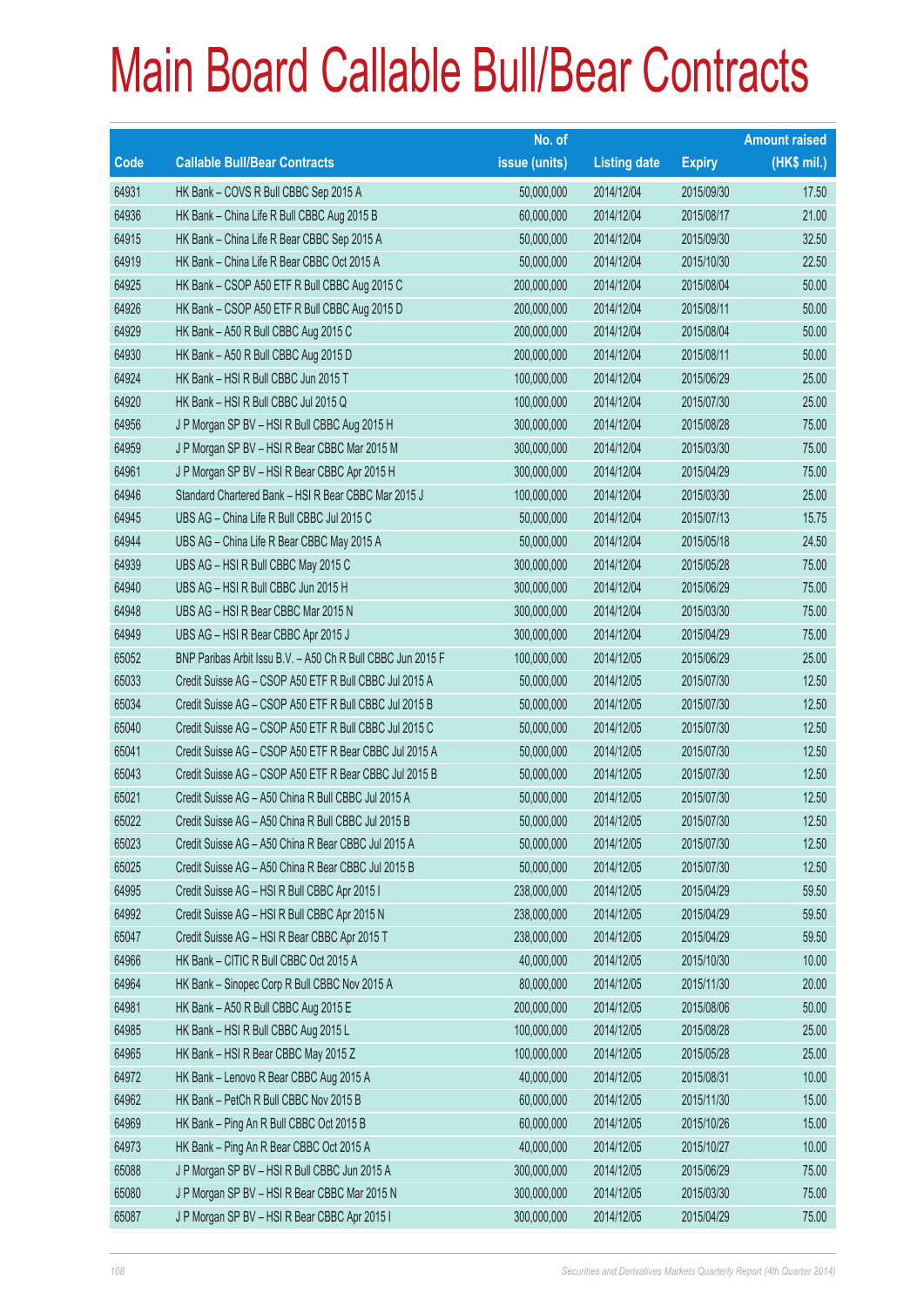# Main Board Callable Bull/Bear Contracts

| Code | Callable Bull/Bear Contracts | No. of issue (units) | Listing date | Expiry | Amount raised (HK$ mil.) |
|---|---|---|---|---|---|
| 64931 | HK Bank – COVS R Bull CBBC Sep 2015 A | 50,000,000 | 2014/12/04 | 2015/09/30 | 17.50 |
| 64936 | HK Bank – China Life R Bull CBBC Aug 2015 B | 60,000,000 | 2014/12/04 | 2015/08/17 | 21.00 |
| 64915 | HK Bank – China Life R Bear CBBC Sep 2015 A | 50,000,000 | 2014/12/04 | 2015/09/30 | 32.50 |
| 64919 | HK Bank – China Life R Bear CBBC Oct 2015 A | 50,000,000 | 2014/12/04 | 2015/10/30 | 22.50 |
| 64925 | HK Bank – CSOP A50 ETF R Bull CBBC Aug 2015 C | 200,000,000 | 2014/12/04 | 2015/08/04 | 50.00 |
| 64926 | HK Bank – CSOP A50 ETF R Bull CBBC Aug 2015 D | 200,000,000 | 2014/12/04 | 2015/08/11 | 50.00 |
| 64929 | HK Bank – A50 R Bull CBBC Aug 2015 C | 200,000,000 | 2014/12/04 | 2015/08/04 | 50.00 |
| 64930 | HK Bank – A50 R Bull CBBC Aug 2015 D | 200,000,000 | 2014/12/04 | 2015/08/11 | 50.00 |
| 64924 | HK Bank – HSI R Bull CBBC Jun 2015 T | 100,000,000 | 2014/12/04 | 2015/06/29 | 25.00 |
| 64920 | HK Bank – HSI R Bull CBBC Jul 2015 Q | 100,000,000 | 2014/12/04 | 2015/07/30 | 25.00 |
| 64956 | J P Morgan SP BV – HSI R Bull CBBC Aug 2015 H | 300,000,000 | 2014/12/04 | 2015/08/28 | 75.00 |
| 64959 | J P Morgan SP BV – HSI R Bear CBBC Mar 2015 M | 300,000,000 | 2014/12/04 | 2015/03/30 | 75.00 |
| 64961 | J P Morgan SP BV – HSI R Bear CBBC Apr 2015 H | 300,000,000 | 2014/12/04 | 2015/04/29 | 75.00 |
| 64946 | Standard Chartered Bank – HSI R Bear CBBC Mar 2015 J | 100,000,000 | 2014/12/04 | 2015/03/30 | 25.00 |
| 64945 | UBS AG – China Life R Bull CBBC Jul 2015 C | 50,000,000 | 2014/12/04 | 2015/07/13 | 15.75 |
| 64944 | UBS AG – China Life R Bear CBBC May 2015 A | 50,000,000 | 2014/12/04 | 2015/05/18 | 24.50 |
| 64939 | UBS AG – HSI R Bull CBBC May 2015 C | 300,000,000 | 2014/12/04 | 2015/05/28 | 75.00 |
| 64940 | UBS AG – HSI R Bull CBBC Jun 2015 H | 300,000,000 | 2014/12/04 | 2015/06/29 | 75.00 |
| 64948 | UBS AG – HSI R Bear CBBC Mar 2015 N | 300,000,000 | 2014/12/04 | 2015/03/30 | 75.00 |
| 64949 | UBS AG – HSI R Bear CBBC Apr 2015 J | 300,000,000 | 2014/12/04 | 2015/04/29 | 75.00 |
| 65052 | BNP Paribas Arbit Issu B.V. – A50 Ch R Bull CBBC Jun 2015 F | 100,000,000 | 2014/12/05 | 2015/06/29 | 25.00 |
| 65033 | Credit Suisse AG – CSOP A50 ETF R Bull CBBC Jul 2015 A | 50,000,000 | 2014/12/05 | 2015/07/30 | 12.50 |
| 65034 | Credit Suisse AG – CSOP A50 ETF R Bull CBBC Jul 2015 B | 50,000,000 | 2014/12/05 | 2015/07/30 | 12.50 |
| 65040 | Credit Suisse AG – CSOP A50 ETF R Bull CBBC Jul 2015 C | 50,000,000 | 2014/12/05 | 2015/07/30 | 12.50 |
| 65041 | Credit Suisse AG – CSOP A50 ETF R Bear CBBC Jul 2015 A | 50,000,000 | 2014/12/05 | 2015/07/30 | 12.50 |
| 65043 | Credit Suisse AG – CSOP A50 ETF R Bear CBBC Jul 2015 B | 50,000,000 | 2014/12/05 | 2015/07/30 | 12.50 |
| 65021 | Credit Suisse AG – A50 China R Bull CBBC Jul 2015 A | 50,000,000 | 2014/12/05 | 2015/07/30 | 12.50 |
| 65022 | Credit Suisse AG – A50 China R Bull CBBC Jul 2015 B | 50,000,000 | 2014/12/05 | 2015/07/30 | 12.50 |
| 65023 | Credit Suisse AG – A50 China R Bear CBBC Jul 2015 A | 50,000,000 | 2014/12/05 | 2015/07/30 | 12.50 |
| 65025 | Credit Suisse AG – A50 China R Bear CBBC Jul 2015 B | 50,000,000 | 2014/12/05 | 2015/07/30 | 12.50 |
| 64995 | Credit Suisse AG – HSI R Bull CBBC Apr 2015 I | 238,000,000 | 2014/12/05 | 2015/04/29 | 59.50 |
| 64992 | Credit Suisse AG – HSI R Bull CBBC Apr 2015 N | 238,000,000 | 2014/12/05 | 2015/04/29 | 59.50 |
| 65047 | Credit Suisse AG – HSI R Bear CBBC Apr 2015 T | 238,000,000 | 2014/12/05 | 2015/04/29 | 59.50 |
| 64966 | HK Bank – CITIC R Bull CBBC Oct 2015 A | 40,000,000 | 2014/12/05 | 2015/10/30 | 10.00 |
| 64964 | HK Bank – Sinopec Corp R Bull CBBC Nov 2015 A | 80,000,000 | 2014/12/05 | 2015/11/30 | 20.00 |
| 64981 | HK Bank – A50 R Bull CBBC Aug 2015 E | 200,000,000 | 2014/12/05 | 2015/08/06 | 50.00 |
| 64985 | HK Bank – HSI R Bull CBBC Aug 2015 L | 100,000,000 | 2014/12/05 | 2015/08/28 | 25.00 |
| 64965 | HK Bank – HSI R Bear CBBC May 2015 Z | 100,000,000 | 2014/12/05 | 2015/05/28 | 25.00 |
| 64972 | HK Bank – Lenovo R Bear CBBC Aug 2015 A | 40,000,000 | 2014/12/05 | 2015/08/31 | 10.00 |
| 64962 | HK Bank – PetCh R Bull CBBC Nov 2015 B | 60,000,000 | 2014/12/05 | 2015/11/30 | 15.00 |
| 64969 | HK Bank – Ping An R Bull CBBC Oct 2015 B | 60,000,000 | 2014/12/05 | 2015/10/26 | 15.00 |
| 64973 | HK Bank – Ping An R Bear CBBC Oct 2015 A | 40,000,000 | 2014/12/05 | 2015/10/27 | 10.00 |
| 65088 | J P Morgan SP BV – HSI R Bull CBBC Jun 2015 A | 300,000,000 | 2014/12/05 | 2015/06/29 | 75.00 |
| 65080 | J P Morgan SP BV – HSI R Bear CBBC Mar 2015 N | 300,000,000 | 2014/12/05 | 2015/03/30 | 75.00 |
| 65087 | J P Morgan SP BV – HSI R Bear CBBC Apr 2015 I | 300,000,000 | 2014/12/05 | 2015/04/29 | 75.00 |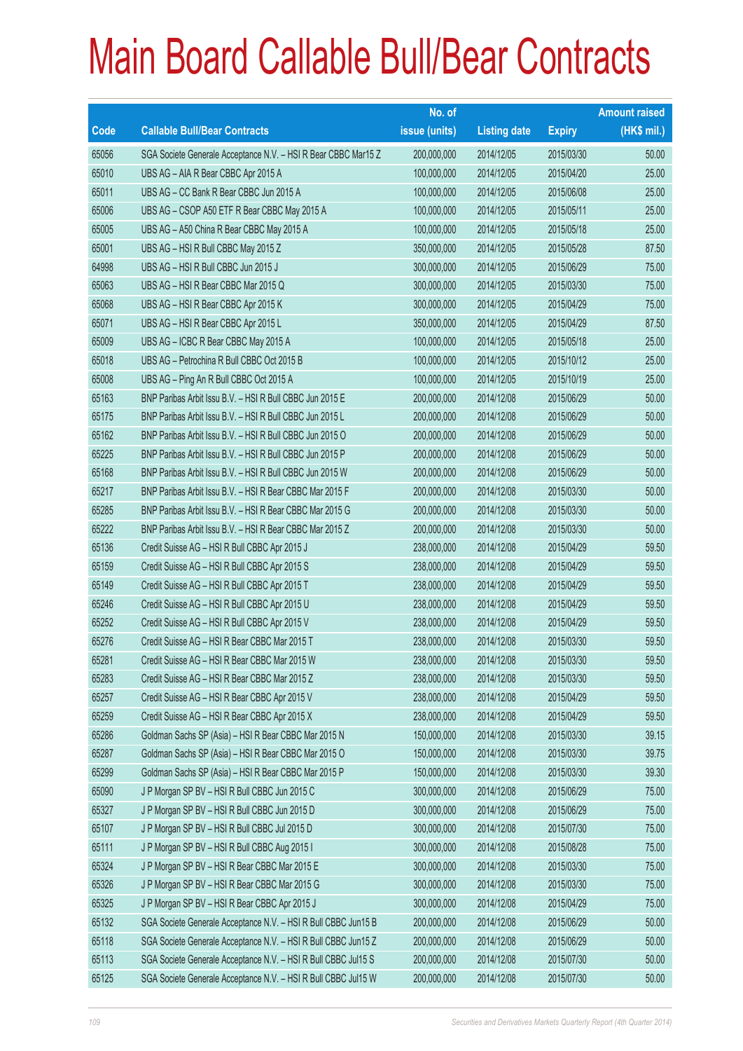# Main Board Callable Bull/Bear Contracts

| Code | Callable Bull/Bear Contracts | No. of issue (units) | Listing date | Expiry | Amount raised (HK$ mil.) |
|---|---|---|---|---|---|
| 65056 | SGA Societe Generale Acceptance N.V. – HSI R Bear CBBC Mar15 Z | 200,000,000 | 2014/12/05 | 2015/03/30 | 50.00 |
| 65010 | UBS AG – AIA R Bear CBBC Apr 2015 A | 100,000,000 | 2014/12/05 | 2015/04/20 | 25.00 |
| 65011 | UBS AG – CC Bank R Bear CBBC Jun 2015 A | 100,000,000 | 2014/12/05 | 2015/06/08 | 25.00 |
| 65006 | UBS AG – CSOP A50 ETF R Bear CBBC May 2015 A | 100,000,000 | 2014/12/05 | 2015/05/11 | 25.00 |
| 65005 | UBS AG – A50 China R Bear CBBC May 2015 A | 100,000,000 | 2014/12/05 | 2015/05/18 | 25.00 |
| 65001 | UBS AG – HSI R Bull CBBC May 2015 Z | 350,000,000 | 2014/12/05 | 2015/05/28 | 87.50 |
| 64998 | UBS AG – HSI R Bull CBBC Jun 2015 J | 300,000,000 | 2014/12/05 | 2015/06/29 | 75.00 |
| 65063 | UBS AG – HSI R Bear CBBC Mar 2015 Q | 300,000,000 | 2014/12/05 | 2015/03/30 | 75.00 |
| 65068 | UBS AG – HSI R Bear CBBC Apr 2015 K | 300,000,000 | 2014/12/05 | 2015/04/29 | 75.00 |
| 65071 | UBS AG – HSI R Bear CBBC Apr 2015 L | 350,000,000 | 2014/12/05 | 2015/04/29 | 87.50 |
| 65009 | UBS AG – ICBC R Bear CBBC May 2015 A | 100,000,000 | 2014/12/05 | 2015/05/18 | 25.00 |
| 65018 | UBS AG – Petrochina R Bull CBBC Oct 2015 B | 100,000,000 | 2014/12/05 | 2015/10/12 | 25.00 |
| 65008 | UBS AG – Ping An R Bull CBBC Oct 2015 A | 100,000,000 | 2014/12/05 | 2015/10/19 | 25.00 |
| 65163 | BNP Paribas Arbit Issu B.V. – HSI R Bull CBBC Jun 2015 E | 200,000,000 | 2014/12/08 | 2015/06/29 | 50.00 |
| 65175 | BNP Paribas Arbit Issu B.V. – HSI R Bull CBBC Jun 2015 L | 200,000,000 | 2014/12/08 | 2015/06/29 | 50.00 |
| 65162 | BNP Paribas Arbit Issu B.V. – HSI R Bull CBBC Jun 2015 O | 200,000,000 | 2014/12/08 | 2015/06/29 | 50.00 |
| 65225 | BNP Paribas Arbit Issu B.V. – HSI R Bull CBBC Jun 2015 P | 200,000,000 | 2014/12/08 | 2015/06/29 | 50.00 |
| 65168 | BNP Paribas Arbit Issu B.V. – HSI R Bull CBBC Jun 2015 W | 200,000,000 | 2014/12/08 | 2015/06/29 | 50.00 |
| 65217 | BNP Paribas Arbit Issu B.V. – HSI R Bear CBBC Mar 2015 F | 200,000,000 | 2014/12/08 | 2015/03/30 | 50.00 |
| 65285 | BNP Paribas Arbit Issu B.V. – HSI R Bear CBBC Mar 2015 G | 200,000,000 | 2014/12/08 | 2015/03/30 | 50.00 |
| 65222 | BNP Paribas Arbit Issu B.V. – HSI R Bear CBBC Mar 2015 Z | 200,000,000 | 2014/12/08 | 2015/03/30 | 50.00 |
| 65136 | Credit Suisse AG – HSI R Bull CBBC Apr 2015 J | 238,000,000 | 2014/12/08 | 2015/04/29 | 59.50 |
| 65159 | Credit Suisse AG – HSI R Bull CBBC Apr 2015 S | 238,000,000 | 2014/12/08 | 2015/04/29 | 59.50 |
| 65149 | Credit Suisse AG – HSI R Bull CBBC Apr 2015 T | 238,000,000 | 2014/12/08 | 2015/04/29 | 59.50 |
| 65246 | Credit Suisse AG – HSI R Bull CBBC Apr 2015 U | 238,000,000 | 2014/12/08 | 2015/04/29 | 59.50 |
| 65252 | Credit Suisse AG – HSI R Bull CBBC Apr 2015 V | 238,000,000 | 2014/12/08 | 2015/04/29 | 59.50 |
| 65276 | Credit Suisse AG – HSI R Bear CBBC Mar 2015 T | 238,000,000 | 2014/12/08 | 2015/03/30 | 59.50 |
| 65281 | Credit Suisse AG – HSI R Bear CBBC Mar 2015 W | 238,000,000 | 2014/12/08 | 2015/03/30 | 59.50 |
| 65283 | Credit Suisse AG – HSI R Bear CBBC Mar 2015 Z | 238,000,000 | 2014/12/08 | 2015/03/30 | 59.50 |
| 65257 | Credit Suisse AG – HSI R Bear CBBC Apr 2015 V | 238,000,000 | 2014/12/08 | 2015/04/29 | 59.50 |
| 65259 | Credit Suisse AG – HSI R Bear CBBC Apr 2015 X | 238,000,000 | 2014/12/08 | 2015/04/29 | 59.50 |
| 65286 | Goldman Sachs SP (Asia) – HSI R Bear CBBC Mar 2015 N | 150,000,000 | 2014/12/08 | 2015/03/30 | 39.15 |
| 65287 | Goldman Sachs SP (Asia) – HSI R Bear CBBC Mar 2015 O | 150,000,000 | 2014/12/08 | 2015/03/30 | 39.75 |
| 65299 | Goldman Sachs SP (Asia) – HSI R Bear CBBC Mar 2015 P | 150,000,000 | 2014/12/08 | 2015/03/30 | 39.30 |
| 65090 | J P Morgan SP BV – HSI R Bull CBBC Jun 2015 C | 300,000,000 | 2014/12/08 | 2015/06/29 | 75.00 |
| 65327 | J P Morgan SP BV – HSI R Bull CBBC Jun 2015 D | 300,000,000 | 2014/12/08 | 2015/06/29 | 75.00 |
| 65107 | J P Morgan SP BV – HSI R Bull CBBC Jul 2015 D | 300,000,000 | 2014/12/08 | 2015/07/30 | 75.00 |
| 65111 | J P Morgan SP BV – HSI R Bull CBBC Aug 2015 I | 300,000,000 | 2014/12/08 | 2015/08/28 | 75.00 |
| 65324 | J P Morgan SP BV – HSI R Bear CBBC Mar 2015 E | 300,000,000 | 2014/12/08 | 2015/03/30 | 75.00 |
| 65326 | J P Morgan SP BV – HSI R Bear CBBC Mar 2015 G | 300,000,000 | 2014/12/08 | 2015/03/30 | 75.00 |
| 65325 | J P Morgan SP BV – HSI R Bear CBBC Apr 2015 J | 300,000,000 | 2014/12/08 | 2015/04/29 | 75.00 |
| 65132 | SGA Societe Generale Acceptance N.V. – HSI R Bull CBBC Jun15 B | 200,000,000 | 2014/12/08 | 2015/06/29 | 50.00 |
| 65118 | SGA Societe Generale Acceptance N.V. – HSI R Bull CBBC Jun15 Z | 200,000,000 | 2014/12/08 | 2015/06/29 | 50.00 |
| 65113 | SGA Societe Generale Acceptance N.V. – HSI R Bull CBBC Jul15 S | 200,000,000 | 2014/12/08 | 2015/07/30 | 50.00 |
| 65125 | SGA Societe Generale Acceptance N.V. – HSI R Bull CBBC Jul15 W | 200,000,000 | 2014/12/08 | 2015/07/30 | 50.00 |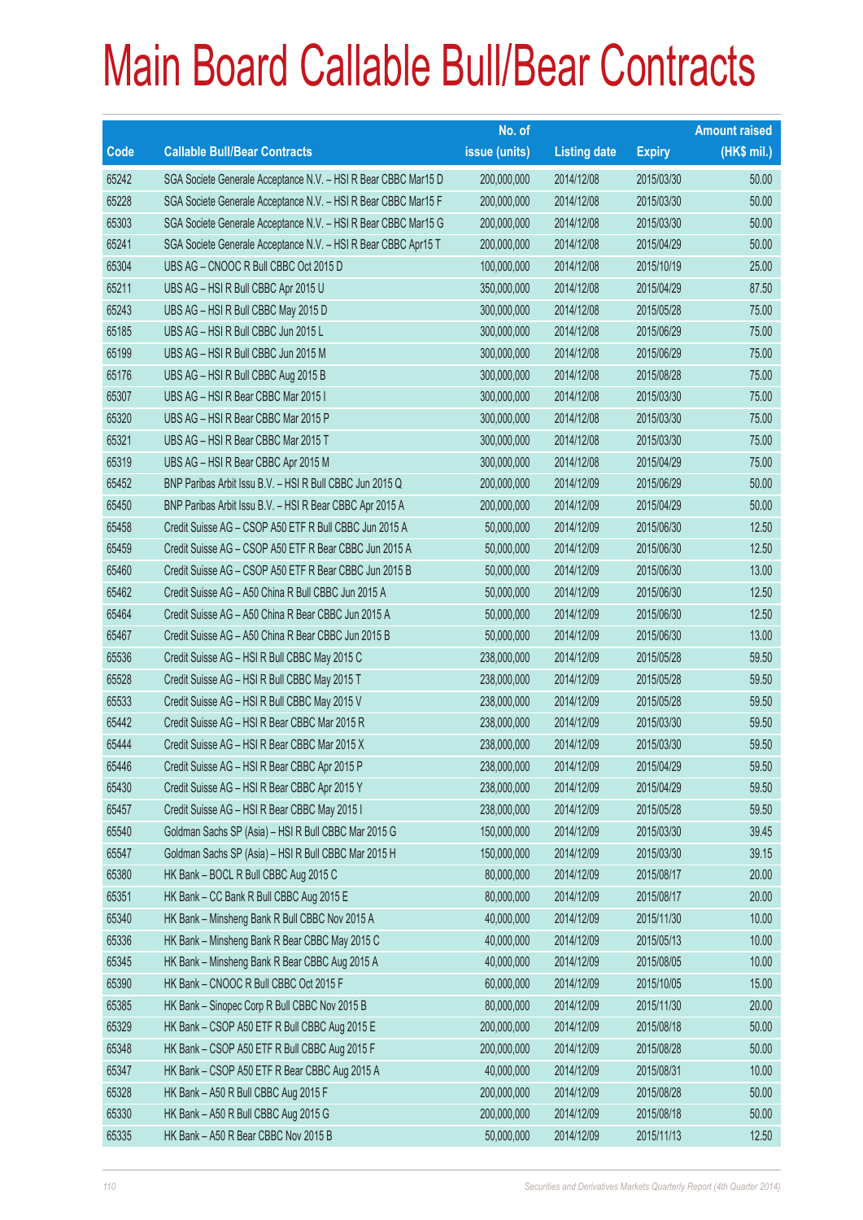# Main Board Callable Bull/Bear Contracts

| Code | Callable Bull/Bear Contracts | No. of issue (units) | Listing date | Expiry | Amount raised (HK$ mil.) |
|---|---|---|---|---|---|
| 65242 | SGA Societe Generale Acceptance N.V. – HSI R Bear CBBC Mar15 D | 200,000,000 | 2014/12/08 | 2015/03/30 | 50.00 |
| 65228 | SGA Societe Generale Acceptance N.V. – HSI R Bear CBBC Mar15 F | 200,000,000 | 2014/12/08 | 2015/03/30 | 50.00 |
| 65303 | SGA Societe Generale Acceptance N.V. – HSI R Bear CBBC Mar15 G | 200,000,000 | 2014/12/08 | 2015/03/30 | 50.00 |
| 65241 | SGA Societe Generale Acceptance N.V. – HSI R Bear CBBC Apr15 T | 200,000,000 | 2014/12/08 | 2015/04/29 | 50.00 |
| 65304 | UBS AG – CNOOC R Bull CBBC Oct 2015 D | 100,000,000 | 2014/12/08 | 2015/10/19 | 25.00 |
| 65211 | UBS AG – HSI R Bull CBBC Apr 2015 U | 350,000,000 | 2014/12/08 | 2015/04/29 | 87.50 |
| 65243 | UBS AG – HSI R Bull CBBC May 2015 D | 300,000,000 | 2014/12/08 | 2015/05/28 | 75.00 |
| 65185 | UBS AG – HSI R Bull CBBC Jun 2015 L | 300,000,000 | 2014/12/08 | 2015/06/29 | 75.00 |
| 65199 | UBS AG – HSI R Bull CBBC Jun 2015 M | 300,000,000 | 2014/12/08 | 2015/06/29 | 75.00 |
| 65176 | UBS AG – HSI R Bull CBBC Aug 2015 B | 300,000,000 | 2014/12/08 | 2015/08/28 | 75.00 |
| 65307 | UBS AG – HSI R Bear CBBC Mar 2015 I | 300,000,000 | 2014/12/08 | 2015/03/30 | 75.00 |
| 65320 | UBS AG – HSI R Bear CBBC Mar 2015 P | 300,000,000 | 2014/12/08 | 2015/03/30 | 75.00 |
| 65321 | UBS AG – HSI R Bear CBBC Mar 2015 T | 300,000,000 | 2014/12/08 | 2015/03/30 | 75.00 |
| 65319 | UBS AG – HSI R Bear CBBC Apr 2015 M | 300,000,000 | 2014/12/08 | 2015/04/29 | 75.00 |
| 65452 | BNP Paribas Arbit Issu B.V. – HSI R Bull CBBC Jun 2015 Q | 200,000,000 | 2014/12/09 | 2015/06/29 | 50.00 |
| 65450 | BNP Paribas Arbit Issu B.V. – HSI R Bear CBBC Apr 2015 A | 200,000,000 | 2014/12/09 | 2015/04/29 | 50.00 |
| 65458 | Credit Suisse AG – CSOP A50 ETF R Bull CBBC Jun 2015 A | 50,000,000 | 2014/12/09 | 2015/06/30 | 12.50 |
| 65459 | Credit Suisse AG – CSOP A50 ETF R Bear CBBC Jun 2015 A | 50,000,000 | 2014/12/09 | 2015/06/30 | 12.50 |
| 65460 | Credit Suisse AG – CSOP A50 ETF R Bear CBBC Jun 2015 B | 50,000,000 | 2014/12/09 | 2015/06/30 | 13.00 |
| 65462 | Credit Suisse AG – A50 China R Bull CBBC Jun 2015 A | 50,000,000 | 2014/12/09 | 2015/06/30 | 12.50 |
| 65464 | Credit Suisse AG – A50 China R Bear CBBC Jun 2015 A | 50,000,000 | 2014/12/09 | 2015/06/30 | 12.50 |
| 65467 | Credit Suisse AG – A50 China R Bear CBBC Jun 2015 B | 50,000,000 | 2014/12/09 | 2015/06/30 | 13.00 |
| 65536 | Credit Suisse AG – HSI R Bull CBBC May 2015 C | 238,000,000 | 2014/12/09 | 2015/05/28 | 59.50 |
| 65528 | Credit Suisse AG – HSI R Bull CBBC May 2015 T | 238,000,000 | 2014/12/09 | 2015/05/28 | 59.50 |
| 65533 | Credit Suisse AG – HSI R Bull CBBC May 2015 V | 238,000,000 | 2014/12/09 | 2015/05/28 | 59.50 |
| 65442 | Credit Suisse AG – HSI R Bear CBBC Mar 2015 R | 238,000,000 | 2014/12/09 | 2015/03/30 | 59.50 |
| 65444 | Credit Suisse AG – HSI R Bear CBBC Mar 2015 X | 238,000,000 | 2014/12/09 | 2015/03/30 | 59.50 |
| 65446 | Credit Suisse AG – HSI R Bear CBBC Apr 2015 P | 238,000,000 | 2014/12/09 | 2015/04/29 | 59.50 |
| 65430 | Credit Suisse AG – HSI R Bear CBBC Apr 2015 Y | 238,000,000 | 2014/12/09 | 2015/04/29 | 59.50 |
| 65457 | Credit Suisse AG – HSI R Bear CBBC May 2015 I | 238,000,000 | 2014/12/09 | 2015/05/28 | 59.50 |
| 65540 | Goldman Sachs SP (Asia) – HSI R Bull CBBC Mar 2015 G | 150,000,000 | 2014/12/09 | 2015/03/30 | 39.45 |
| 65547 | Goldman Sachs SP (Asia) – HSI R Bull CBBC Mar 2015 H | 150,000,000 | 2014/12/09 | 2015/03/30 | 39.15 |
| 65380 | HK Bank – BOCL R Bull CBBC Aug 2015 C | 80,000,000 | 2014/12/09 | 2015/08/17 | 20.00 |
| 65351 | HK Bank – CC Bank R Bull CBBC Aug 2015 E | 80,000,000 | 2014/12/09 | 2015/08/17 | 20.00 |
| 65340 | HK Bank – Minsheng Bank R Bull CBBC Nov 2015 A | 40,000,000 | 2014/12/09 | 2015/11/30 | 10.00 |
| 65336 | HK Bank – Minsheng Bank R Bear CBBC May 2015 C | 40,000,000 | 2014/12/09 | 2015/05/13 | 10.00 |
| 65345 | HK Bank – Minsheng Bank R Bear CBBC Aug 2015 A | 40,000,000 | 2014/12/09 | 2015/08/05 | 10.00 |
| 65390 | HK Bank – CNOOC R Bull CBBC Oct 2015 F | 60,000,000 | 2014/12/09 | 2015/10/05 | 15.00 |
| 65385 | HK Bank – Sinopec Corp R Bull CBBC Nov 2015 B | 80,000,000 | 2014/12/09 | 2015/11/30 | 20.00 |
| 65329 | HK Bank – CSOP A50 ETF R Bull CBBC Aug 2015 E | 200,000,000 | 2014/12/09 | 2015/08/18 | 50.00 |
| 65348 | HK Bank – CSOP A50 ETF R Bull CBBC Aug 2015 F | 200,000,000 | 2014/12/09 | 2015/08/28 | 50.00 |
| 65347 | HK Bank – CSOP A50 ETF R Bear CBBC Aug 2015 A | 40,000,000 | 2014/12/09 | 2015/08/31 | 10.00 |
| 65328 | HK Bank – A50 R Bull CBBC Aug 2015 F | 200,000,000 | 2014/12/09 | 2015/08/28 | 50.00 |
| 65330 | HK Bank – A50 R Bull CBBC Aug 2015 G | 200,000,000 | 2014/12/09 | 2015/08/18 | 50.00 |
| 65335 | HK Bank – A50 R Bear CBBC Nov 2015 B | 50,000,000 | 2014/12/09 | 2015/11/13 | 12.50 |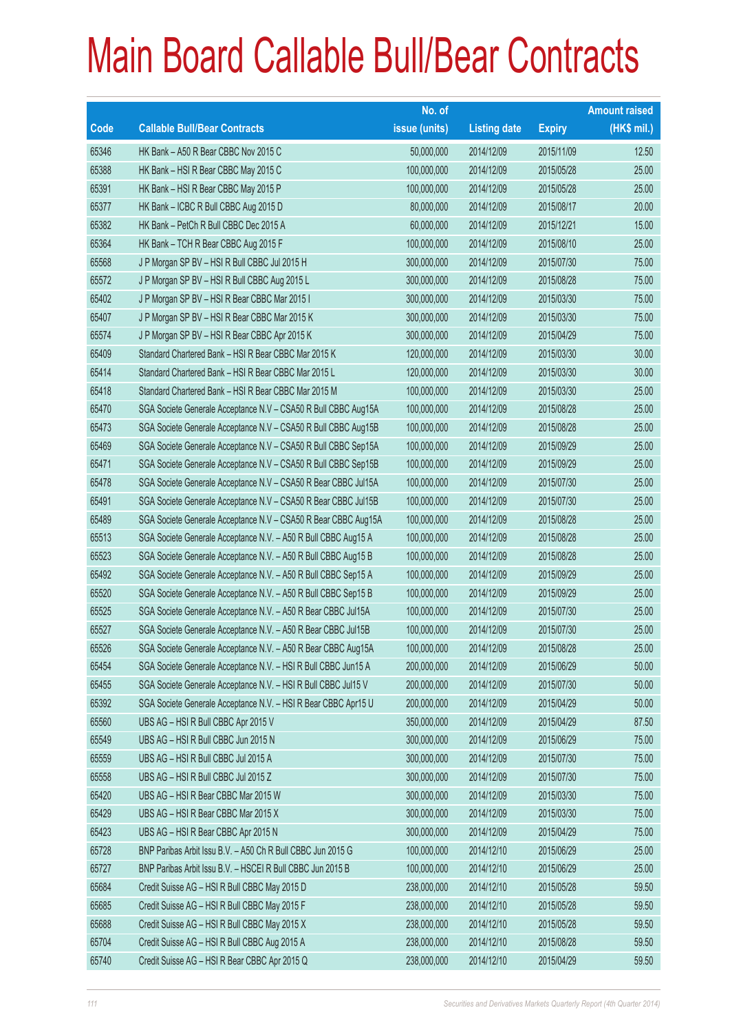# Main Board Callable Bull/Bear Contracts

| Code | Callable Bull/Bear Contracts | No. of issue (units) | Listing date | Expiry | Amount raised (HK$ mil.) |
|---|---|---|---|---|---|
| 65346 | HK Bank – A50 R Bear CBBC Nov 2015 C | 50,000,000 | 2014/12/09 | 2015/11/09 | 12.50 |
| 65388 | HK Bank – HSI R Bear CBBC May 2015 C | 100,000,000 | 2014/12/09 | 2015/05/28 | 25.00 |
| 65391 | HK Bank – HSI R Bear CBBC May 2015 P | 100,000,000 | 2014/12/09 | 2015/05/28 | 25.00 |
| 65377 | HK Bank – ICBC R Bull CBBC Aug 2015 D | 80,000,000 | 2014/12/09 | 2015/08/17 | 20.00 |
| 65382 | HK Bank – PetCh R Bull CBBC Dec 2015 A | 60,000,000 | 2014/12/09 | 2015/12/21 | 15.00 |
| 65364 | HK Bank – TCH R Bear CBBC Aug 2015 F | 100,000,000 | 2014/12/09 | 2015/08/10 | 25.00 |
| 65568 | J P Morgan SP BV – HSI R Bull CBBC Jul 2015 H | 300,000,000 | 2014/12/09 | 2015/07/30 | 75.00 |
| 65572 | J P Morgan SP BV – HSI R Bull CBBC Aug 2015 L | 300,000,000 | 2014/12/09 | 2015/08/28 | 75.00 |
| 65402 | J P Morgan SP BV – HSI R Bear CBBC Mar 2015 I | 300,000,000 | 2014/12/09 | 2015/03/30 | 75.00 |
| 65407 | J P Morgan SP BV – HSI R Bear CBBC Mar 2015 K | 300,000,000 | 2014/12/09 | 2015/03/30 | 75.00 |
| 65574 | J P Morgan SP BV – HSI R Bear CBBC Apr 2015 K | 300,000,000 | 2014/12/09 | 2015/04/29 | 75.00 |
| 65409 | Standard Chartered Bank – HSI R Bear CBBC Mar 2015 K | 120,000,000 | 2014/12/09 | 2015/03/30 | 30.00 |
| 65414 | Standard Chartered Bank – HSI R Bear CBBC Mar 2015 L | 120,000,000 | 2014/12/09 | 2015/03/30 | 30.00 |
| 65418 | Standard Chartered Bank – HSI R Bear CBBC Mar 2015 M | 100,000,000 | 2014/12/09 | 2015/03/30 | 25.00 |
| 65470 | SGA Societe Generale Acceptance N.V – CSA50 R Bull CBBC Aug15A | 100,000,000 | 2014/12/09 | 2015/08/28 | 25.00 |
| 65473 | SGA Societe Generale Acceptance N.V – CSA50 R Bull CBBC Aug15B | 100,000,000 | 2014/12/09 | 2015/08/28 | 25.00 |
| 65469 | SGA Societe Generale Acceptance N.V – CSA50 R Bull CBBC Sep15A | 100,000,000 | 2014/12/09 | 2015/09/29 | 25.00 |
| 65471 | SGA Societe Generale Acceptance N.V – CSA50 R Bull CBBC Sep15B | 100,000,000 | 2014/12/09 | 2015/09/29 | 25.00 |
| 65478 | SGA Societe Generale Acceptance N.V – CSA50 R Bear CBBC Jul15A | 100,000,000 | 2014/12/09 | 2015/07/30 | 25.00 |
| 65491 | SGA Societe Generale Acceptance N.V – CSA50 R Bear CBBC Jul15B | 100,000,000 | 2014/12/09 | 2015/07/30 | 25.00 |
| 65489 | SGA Societe Generale Acceptance N.V – CSA50 R Bear CBBC Aug15A | 100,000,000 | 2014/12/09 | 2015/08/28 | 25.00 |
| 65513 | SGA Societe Generale Acceptance N.V. – A50 R Bull CBBC Aug15 A | 100,000,000 | 2014/12/09 | 2015/08/28 | 25.00 |
| 65523 | SGA Societe Generale Acceptance N.V. – A50 R Bull CBBC Aug15 B | 100,000,000 | 2014/12/09 | 2015/08/28 | 25.00 |
| 65492 | SGA Societe Generale Acceptance N.V. – A50 R Bull CBBC Sep15 A | 100,000,000 | 2014/12/09 | 2015/09/29 | 25.00 |
| 65520 | SGA Societe Generale Acceptance N.V. – A50 R Bull CBBC Sep15 B | 100,000,000 | 2014/12/09 | 2015/09/29 | 25.00 |
| 65525 | SGA Societe Generale Acceptance N.V. – A50 R Bear CBBC Jul15A | 100,000,000 | 2014/12/09 | 2015/07/30 | 25.00 |
| 65527 | SGA Societe Generale Acceptance N.V. – A50 R Bear CBBC Jul15B | 100,000,000 | 2014/12/09 | 2015/07/30 | 25.00 |
| 65526 | SGA Societe Generale Acceptance N.V. – A50 R Bear CBBC Aug15A | 100,000,000 | 2014/12/09 | 2015/08/28 | 25.00 |
| 65454 | SGA Societe Generale Acceptance N.V. – HSI R Bull CBBC Jun15 A | 200,000,000 | 2014/12/09 | 2015/06/29 | 50.00 |
| 65455 | SGA Societe Generale Acceptance N.V. – HSI R Bull CBBC Jul15 V | 200,000,000 | 2014/12/09 | 2015/07/30 | 50.00 |
| 65392 | SGA Societe Generale Acceptance N.V. – HSI R Bear CBBC Apr15 U | 200,000,000 | 2014/12/09 | 2015/04/29 | 50.00 |
| 65560 | UBS AG – HSI R Bull CBBC Apr 2015 V | 350,000,000 | 2014/12/09 | 2015/04/29 | 87.50 |
| 65549 | UBS AG – HSI R Bull CBBC Jun 2015 N | 300,000,000 | 2014/12/09 | 2015/06/29 | 75.00 |
| 65559 | UBS AG – HSI R Bull CBBC Jul 2015 A | 300,000,000 | 2014/12/09 | 2015/07/30 | 75.00 |
| 65558 | UBS AG – HSI R Bull CBBC Jul 2015 Z | 300,000,000 | 2014/12/09 | 2015/07/30 | 75.00 |
| 65420 | UBS AG – HSI R Bear CBBC Mar 2015 W | 300,000,000 | 2014/12/09 | 2015/03/30 | 75.00 |
| 65429 | UBS AG – HSI R Bear CBBC Mar 2015 X | 300,000,000 | 2014/12/09 | 2015/03/30 | 75.00 |
| 65423 | UBS AG – HSI R Bear CBBC Apr 2015 N | 300,000,000 | 2014/12/09 | 2015/04/29 | 75.00 |
| 65728 | BNP Paribas Arbit Issu B.V. – A50 Ch R Bull CBBC Jun 2015 G | 100,000,000 | 2014/12/10 | 2015/06/29 | 25.00 |
| 65727 | BNP Paribas Arbit Issu B.V. – HSCEI R Bull CBBC Jun 2015 B | 100,000,000 | 2014/12/10 | 2015/06/29 | 25.00 |
| 65684 | Credit Suisse AG – HSI R Bull CBBC May 2015 D | 238,000,000 | 2014/12/10 | 2015/05/28 | 59.50 |
| 65685 | Credit Suisse AG – HSI R Bull CBBC May 2015 F | 238,000,000 | 2014/12/10 | 2015/05/28 | 59.50 |
| 65688 | Credit Suisse AG – HSI R Bull CBBC May 2015 X | 238,000,000 | 2014/12/10 | 2015/05/28 | 59.50 |
| 65704 | Credit Suisse AG – HSI R Bull CBBC Aug 2015 A | 238,000,000 | 2014/12/10 | 2015/08/28 | 59.50 |
| 65740 | Credit Suisse AG – HSI R Bear CBBC Apr 2015 Q | 238,000,000 | 2014/12/10 | 2015/04/29 | 59.50 |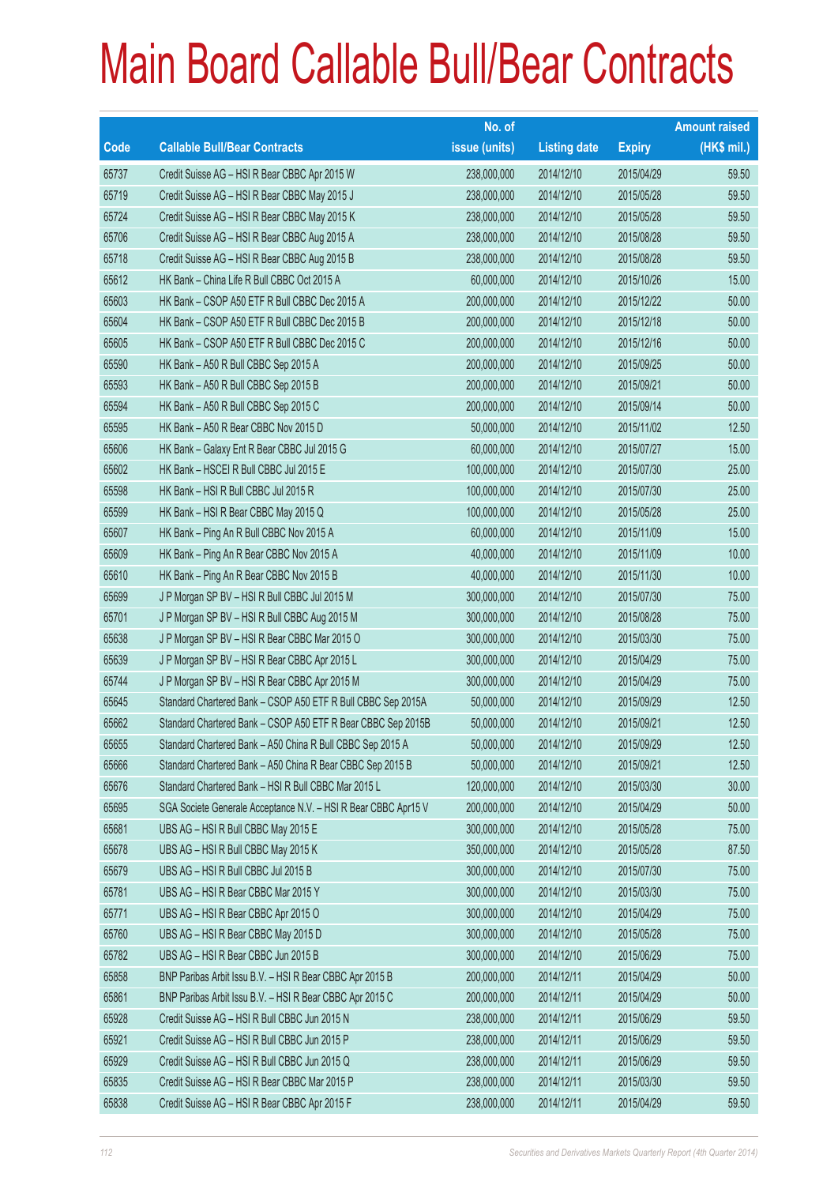# Main Board Callable Bull/Bear Contracts

| Code | Callable Bull/Bear Contracts | No. of issue (units) | Listing date | Expiry | Amount raised (HK$ mil.) |
|---|---|---|---|---|---|
| 65737 | Credit Suisse AG – HSI R Bear CBBC Apr 2015 W | 238,000,000 | 2014/12/10 | 2015/04/29 | 59.50 |
| 65719 | Credit Suisse AG – HSI R Bear CBBC May 2015 J | 238,000,000 | 2014/12/10 | 2015/05/28 | 59.50 |
| 65724 | Credit Suisse AG – HSI R Bear CBBC May 2015 K | 238,000,000 | 2014/12/10 | 2015/05/28 | 59.50 |
| 65706 | Credit Suisse AG – HSI R Bear CBBC Aug 2015 A | 238,000,000 | 2014/12/10 | 2015/08/28 | 59.50 |
| 65718 | Credit Suisse AG – HSI R Bear CBBC Aug 2015 B | 238,000,000 | 2014/12/10 | 2015/08/28 | 59.50 |
| 65612 | HK Bank – China Life R Bull CBBC Oct 2015 A | 60,000,000 | 2014/12/10 | 2015/10/26 | 15.00 |
| 65603 | HK Bank – CSOP A50 ETF R Bull CBBC Dec 2015 A | 200,000,000 | 2014/12/10 | 2015/12/22 | 50.00 |
| 65604 | HK Bank – CSOP A50 ETF R Bull CBBC Dec 2015 B | 200,000,000 | 2014/12/10 | 2015/12/18 | 50.00 |
| 65605 | HK Bank – CSOP A50 ETF R Bull CBBC Dec 2015 C | 200,000,000 | 2014/12/10 | 2015/12/16 | 50.00 |
| 65590 | HK Bank – A50 R Bull CBBC Sep 2015 A | 200,000,000 | 2014/12/10 | 2015/09/25 | 50.00 |
| 65593 | HK Bank – A50 R Bull CBBC Sep 2015 B | 200,000,000 | 2014/12/10 | 2015/09/21 | 50.00 |
| 65594 | HK Bank – A50 R Bull CBBC Sep 2015 C | 200,000,000 | 2014/12/10 | 2015/09/14 | 50.00 |
| 65595 | HK Bank – A50 R Bear CBBC Nov 2015 D | 50,000,000 | 2014/12/10 | 2015/11/02 | 12.50 |
| 65606 | HK Bank – Galaxy Ent R Bear CBBC Jul 2015 G | 60,000,000 | 2014/12/10 | 2015/07/27 | 15.00 |
| 65602 | HK Bank – HSCEI R Bull CBBC Jul 2015 E | 100,000,000 | 2014/12/10 | 2015/07/30 | 25.00 |
| 65598 | HK Bank – HSI R Bull CBBC Jul 2015 R | 100,000,000 | 2014/12/10 | 2015/07/30 | 25.00 |
| 65599 | HK Bank – HSI R Bear CBBC May 2015 Q | 100,000,000 | 2014/12/10 | 2015/05/28 | 25.00 |
| 65607 | HK Bank – Ping An R Bull CBBC Nov 2015 A | 60,000,000 | 2014/12/10 | 2015/11/09 | 15.00 |
| 65609 | HK Bank – Ping An R Bear CBBC Nov 2015 A | 40,000,000 | 2014/12/10 | 2015/11/09 | 10.00 |
| 65610 | HK Bank – Ping An R Bear CBBC Nov 2015 B | 40,000,000 | 2014/12/10 | 2015/11/30 | 10.00 |
| 65699 | J P Morgan SP BV – HSI R Bull CBBC Jul 2015 M | 300,000,000 | 2014/12/10 | 2015/07/30 | 75.00 |
| 65701 | J P Morgan SP BV – HSI R Bull CBBC Aug 2015 M | 300,000,000 | 2014/12/10 | 2015/08/28 | 75.00 |
| 65638 | J P Morgan SP BV – HSI R Bear CBBC Mar 2015 O | 300,000,000 | 2014/12/10 | 2015/03/30 | 75.00 |
| 65639 | J P Morgan SP BV – HSI R Bear CBBC Apr 2015 L | 300,000,000 | 2014/12/10 | 2015/04/29 | 75.00 |
| 65744 | J P Morgan SP BV – HSI R Bear CBBC Apr 2015 M | 300,000,000 | 2014/12/10 | 2015/04/29 | 75.00 |
| 65645 | Standard Chartered Bank – CSOP A50 ETF R Bull CBBC Sep 2015A | 50,000,000 | 2014/12/10 | 2015/09/29 | 12.50 |
| 65662 | Standard Chartered Bank – CSOP A50 ETF R Bear CBBC Sep 2015B | 50,000,000 | 2014/12/10 | 2015/09/21 | 12.50 |
| 65655 | Standard Chartered Bank – A50 China R Bull CBBC Sep 2015 A | 50,000,000 | 2014/12/10 | 2015/09/29 | 12.50 |
| 65666 | Standard Chartered Bank – A50 China R Bear CBBC Sep 2015 B | 50,000,000 | 2014/12/10 | 2015/09/21 | 12.50 |
| 65676 | Standard Chartered Bank – HSI R Bull CBBC Mar 2015 L | 120,000,000 | 2014/12/10 | 2015/03/30 | 30.00 |
| 65695 | SGA Societe Generale Acceptance N.V. – HSI R Bear CBBC Apr15 V | 200,000,000 | 2014/12/10 | 2015/04/29 | 50.00 |
| 65681 | UBS AG – HSI R Bull CBBC May 2015 E | 300,000,000 | 2014/12/10 | 2015/05/28 | 75.00 |
| 65678 | UBS AG – HSI R Bull CBBC May 2015 K | 350,000,000 | 2014/12/10 | 2015/05/28 | 87.50 |
| 65679 | UBS AG – HSI R Bull CBBC Jul 2015 B | 300,000,000 | 2014/12/10 | 2015/07/30 | 75.00 |
| 65781 | UBS AG – HSI R Bear CBBC Mar 2015 Y | 300,000,000 | 2014/12/10 | 2015/03/30 | 75.00 |
| 65771 | UBS AG – HSI R Bear CBBC Apr 2015 O | 300,000,000 | 2014/12/10 | 2015/04/29 | 75.00 |
| 65760 | UBS AG – HSI R Bear CBBC May 2015 D | 300,000,000 | 2014/12/10 | 2015/05/28 | 75.00 |
| 65782 | UBS AG – HSI R Bear CBBC Jun 2015 B | 300,000,000 | 2014/12/10 | 2015/06/29 | 75.00 |
| 65858 | BNP Paribas Arbit Issu B.V. – HSI R Bear CBBC Apr 2015 B | 200,000,000 | 2014/12/11 | 2015/04/29 | 50.00 |
| 65861 | BNP Paribas Arbit Issu B.V. – HSI R Bear CBBC Apr 2015 C | 200,000,000 | 2014/12/11 | 2015/04/29 | 50.00 |
| 65928 | Credit Suisse AG – HSI R Bull CBBC Jun 2015 N | 238,000,000 | 2014/12/11 | 2015/06/29 | 59.50 |
| 65921 | Credit Suisse AG – HSI R Bull CBBC Jun 2015 P | 238,000,000 | 2014/12/11 | 2015/06/29 | 59.50 |
| 65929 | Credit Suisse AG – HSI R Bull CBBC Jun 2015 Q | 238,000,000 | 2014/12/11 | 2015/06/29 | 59.50 |
| 65835 | Credit Suisse AG – HSI R Bear CBBC Mar 2015 P | 238,000,000 | 2014/12/11 | 2015/03/30 | 59.50 |
| 65838 | Credit Suisse AG – HSI R Bear CBBC Apr 2015 F | 238,000,000 | 2014/12/11 | 2015/04/29 | 59.50 |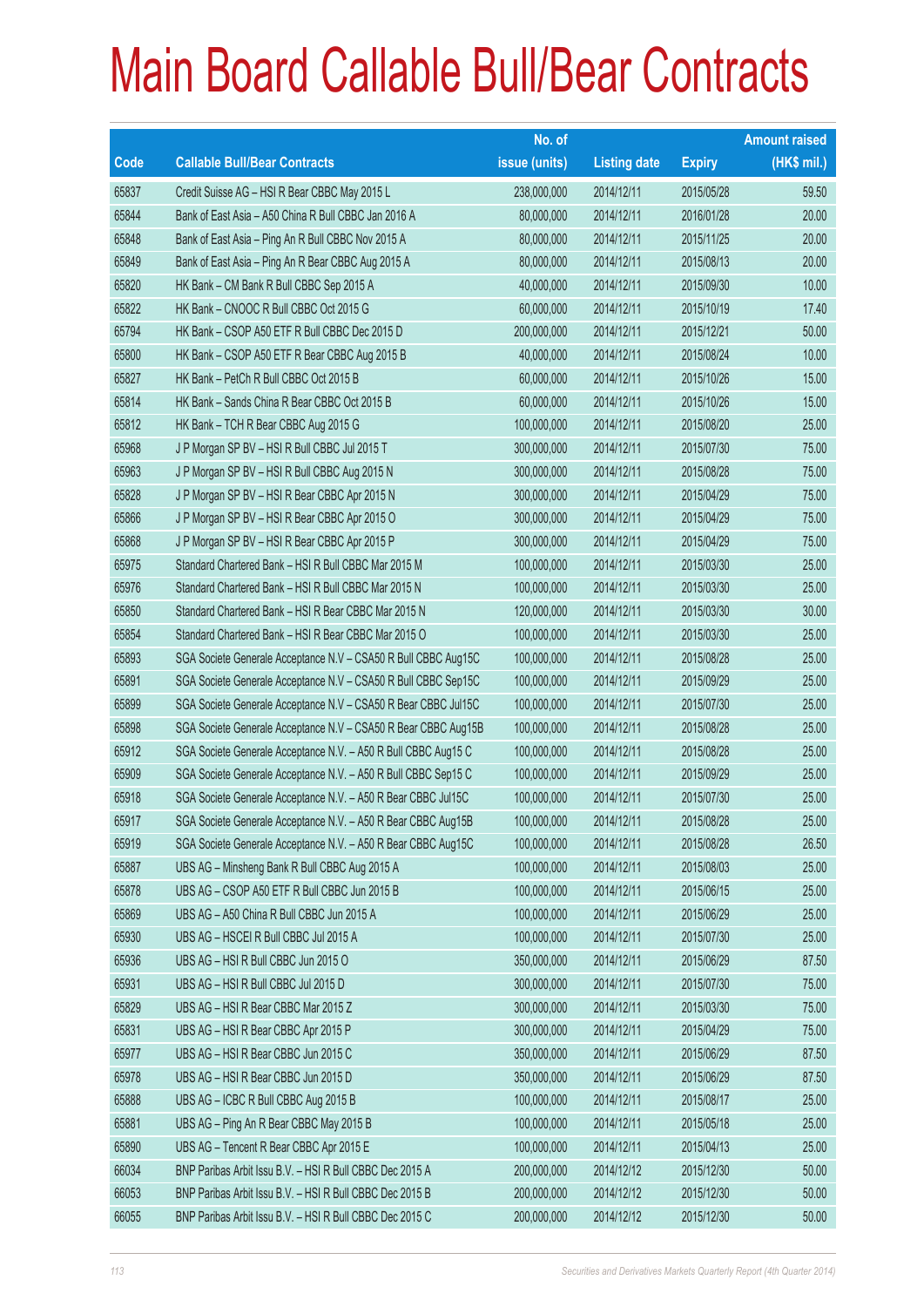# Main Board Callable Bull/Bear Contracts

| Code | Callable Bull/Bear Contracts | No. of issue (units) | Listing date | Expiry | Amount raised (HK$ mil.) |
|---|---|---|---|---|---|
| 65837 | Credit Suisse AG – HSI R Bear CBBC May 2015 L | 238,000,000 | 2014/12/11 | 2015/05/28 | 59.50 |
| 65844 | Bank of East Asia – A50 China R Bull CBBC Jan 2016 A | 80,000,000 | 2014/12/11 | 2016/01/28 | 20.00 |
| 65848 | Bank of East Asia – Ping An R Bull CBBC Nov 2015 A | 80,000,000 | 2014/12/11 | 2015/11/25 | 20.00 |
| 65849 | Bank of East Asia – Ping An R Bear CBBC Aug 2015 A | 80,000,000 | 2014/12/11 | 2015/08/13 | 20.00 |
| 65820 | HK Bank – CM Bank R Bull CBBC Sep 2015 A | 40,000,000 | 2014/12/11 | 2015/09/30 | 10.00 |
| 65822 | HK Bank – CNOOC R Bull CBBC Oct 2015 G | 60,000,000 | 2014/12/11 | 2015/10/19 | 17.40 |
| 65794 | HK Bank – CSOP A50 ETF R Bull CBBC Dec 2015 D | 200,000,000 | 2014/12/11 | 2015/12/21 | 50.00 |
| 65800 | HK Bank – CSOP A50 ETF R Bear CBBC Aug 2015 B | 40,000,000 | 2014/12/11 | 2015/08/24 | 10.00 |
| 65827 | HK Bank – PetCh R Bull CBBC Oct 2015 B | 60,000,000 | 2014/12/11 | 2015/10/26 | 15.00 |
| 65814 | HK Bank – Sands China R Bear CBBC Oct 2015 B | 60,000,000 | 2014/12/11 | 2015/10/26 | 15.00 |
| 65812 | HK Bank – TCH R Bear CBBC Aug 2015 G | 100,000,000 | 2014/12/11 | 2015/08/20 | 25.00 |
| 65968 | J P Morgan SP BV – HSI R Bull CBBC Jul 2015 T | 300,000,000 | 2014/12/11 | 2015/07/30 | 75.00 |
| 65963 | J P Morgan SP BV – HSI R Bull CBBC Aug 2015 N | 300,000,000 | 2014/12/11 | 2015/08/28 | 75.00 |
| 65828 | J P Morgan SP BV – HSI R Bear CBBC Apr 2015 N | 300,000,000 | 2014/12/11 | 2015/04/29 | 75.00 |
| 65866 | J P Morgan SP BV – HSI R Bear CBBC Apr 2015 O | 300,000,000 | 2014/12/11 | 2015/04/29 | 75.00 |
| 65868 | J P Morgan SP BV – HSI R Bear CBBC Apr 2015 P | 300,000,000 | 2014/12/11 | 2015/04/29 | 75.00 |
| 65975 | Standard Chartered Bank – HSI R Bull CBBC Mar 2015 M | 100,000,000 | 2014/12/11 | 2015/03/30 | 25.00 |
| 65976 | Standard Chartered Bank – HSI R Bull CBBC Mar 2015 N | 100,000,000 | 2014/12/11 | 2015/03/30 | 25.00 |
| 65850 | Standard Chartered Bank – HSI R Bear CBBC Mar 2015 N | 120,000,000 | 2014/12/11 | 2015/03/30 | 30.00 |
| 65854 | Standard Chartered Bank – HSI R Bear CBBC Mar 2015 O | 100,000,000 | 2014/12/11 | 2015/03/30 | 25.00 |
| 65893 | SGA Societe Generale Acceptance N.V – CSA50 R Bull CBBC Aug15C | 100,000,000 | 2014/12/11 | 2015/08/28 | 25.00 |
| 65891 | SGA Societe Generale Acceptance N.V – CSA50 R Bull CBBC Sep15C | 100,000,000 | 2014/12/11 | 2015/09/29 | 25.00 |
| 65899 | SGA Societe Generale Acceptance N.V – CSA50 R Bear CBBC Jul15C | 100,000,000 | 2014/12/11 | 2015/07/30 | 25.00 |
| 65898 | SGA Societe Generale Acceptance N.V – CSA50 R Bear CBBC Aug15B | 100,000,000 | 2014/12/11 | 2015/08/28 | 25.00 |
| 65912 | SGA Societe Generale Acceptance N.V. – A50 R Bull CBBC Aug15 C | 100,000,000 | 2014/12/11 | 2015/08/28 | 25.00 |
| 65909 | SGA Societe Generale Acceptance N.V. – A50 R Bull CBBC Sep15 C | 100,000,000 | 2014/12/11 | 2015/09/29 | 25.00 |
| 65918 | SGA Societe Generale Acceptance N.V. – A50 R Bear CBBC Jul15C | 100,000,000 | 2014/12/11 | 2015/07/30 | 25.00 |
| 65917 | SGA Societe Generale Acceptance N.V. – A50 R Bear CBBC Aug15B | 100,000,000 | 2014/12/11 | 2015/08/28 | 25.00 |
| 65919 | SGA Societe Generale Acceptance N.V. – A50 R Bear CBBC Aug15C | 100,000,000 | 2014/12/11 | 2015/08/28 | 26.50 |
| 65887 | UBS AG – Minsheng Bank R Bull CBBC Aug 2015 A | 100,000,000 | 2014/12/11 | 2015/08/03 | 25.00 |
| 65878 | UBS AG – CSOP A50 ETF R Bull CBBC Jun 2015 B | 100,000,000 | 2014/12/11 | 2015/06/15 | 25.00 |
| 65869 | UBS AG – A50 China R Bull CBBC Jun 2015 A | 100,000,000 | 2014/12/11 | 2015/06/29 | 25.00 |
| 65930 | UBS AG – HSCEI R Bull CBBC Jul 2015 A | 100,000,000 | 2014/12/11 | 2015/07/30 | 25.00 |
| 65936 | UBS AG – HSI R Bull CBBC Jun 2015 O | 350,000,000 | 2014/12/11 | 2015/06/29 | 87.50 |
| 65931 | UBS AG – HSI R Bull CBBC Jul 2015 D | 300,000,000 | 2014/12/11 | 2015/07/30 | 75.00 |
| 65829 | UBS AG – HSI R Bear CBBC Mar 2015 Z | 300,000,000 | 2014/12/11 | 2015/03/30 | 75.00 |
| 65831 | UBS AG – HSI R Bear CBBC Apr 2015 P | 300,000,000 | 2014/12/11 | 2015/04/29 | 75.00 |
| 65977 | UBS AG – HSI R Bear CBBC Jun 2015 C | 350,000,000 | 2014/12/11 | 2015/06/29 | 87.50 |
| 65978 | UBS AG – HSI R Bear CBBC Jun 2015 D | 350,000,000 | 2014/12/11 | 2015/06/29 | 87.50 |
| 65888 | UBS AG – ICBC R Bull CBBC Aug 2015 B | 100,000,000 | 2014/12/11 | 2015/08/17 | 25.00 |
| 65881 | UBS AG – Ping An R Bear CBBC May 2015 B | 100,000,000 | 2014/12/11 | 2015/05/18 | 25.00 |
| 65890 | UBS AG – Tencent R Bear CBBC Apr 2015 E | 100,000,000 | 2014/12/11 | 2015/04/13 | 25.00 |
| 66034 | BNP Paribas Arbit Issu B.V. – HSI R Bull CBBC Dec 2015 A | 200,000,000 | 2014/12/12 | 2015/12/30 | 50.00 |
| 66053 | BNP Paribas Arbit Issu B.V. – HSI R Bull CBBC Dec 2015 B | 200,000,000 | 2014/12/12 | 2015/12/30 | 50.00 |
| 66055 | BNP Paribas Arbit Issu B.V. – HSI R Bull CBBC Dec 2015 C | 200,000,000 | 2014/12/12 | 2015/12/30 | 50.00 |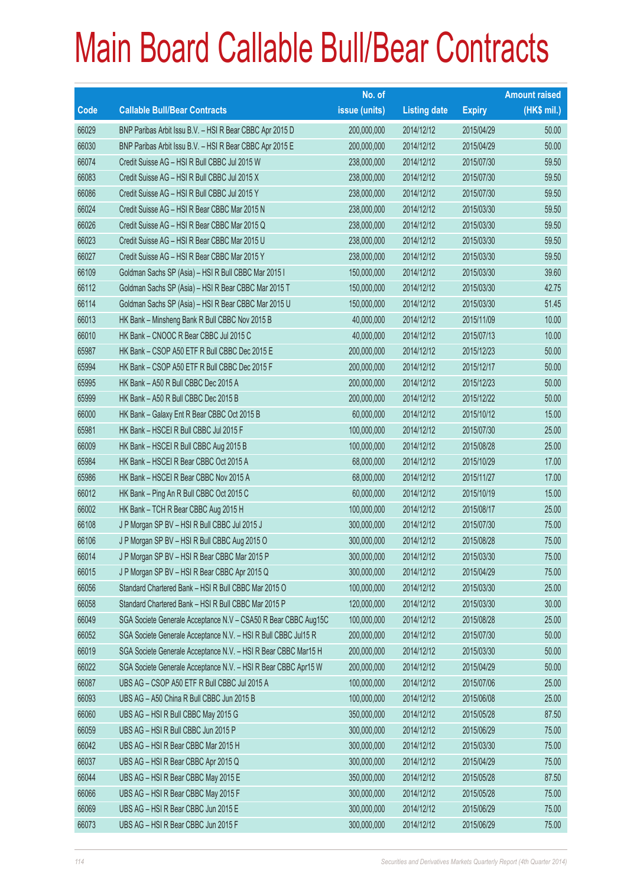# Main Board Callable Bull/Bear Contracts

| Code | Callable Bull/Bear Contracts | No. of issue (units) | Listing date | Expiry | Amount raised (HK$ mil.) |
|---|---|---|---|---|---|
| 66029 | BNP Paribas Arbit Issu B.V. – HSI R Bear CBBC Apr 2015 D | 200,000,000 | 2014/12/12 | 2015/04/29 | 50.00 |
| 66030 | BNP Paribas Arbit Issu B.V. – HSI R Bear CBBC Apr 2015 E | 200,000,000 | 2014/12/12 | 2015/04/29 | 50.00 |
| 66074 | Credit Suisse AG – HSI R Bull CBBC Jul 2015 W | 238,000,000 | 2014/12/12 | 2015/07/30 | 59.50 |
| 66083 | Credit Suisse AG – HSI R Bull CBBC Jul 2015 X | 238,000,000 | 2014/12/12 | 2015/07/30 | 59.50 |
| 66086 | Credit Suisse AG – HSI R Bull CBBC Jul 2015 Y | 238,000,000 | 2014/12/12 | 2015/07/30 | 59.50 |
| 66024 | Credit Suisse AG – HSI R Bear CBBC Mar 2015 N | 238,000,000 | 2014/12/12 | 2015/03/30 | 59.50 |
| 66026 | Credit Suisse AG – HSI R Bear CBBC Mar 2015 Q | 238,000,000 | 2014/12/12 | 2015/03/30 | 59.50 |
| 66023 | Credit Suisse AG – HSI R Bear CBBC Mar 2015 U | 238,000,000 | 2014/12/12 | 2015/03/30 | 59.50 |
| 66027 | Credit Suisse AG – HSI R Bear CBBC Mar 2015 Y | 238,000,000 | 2014/12/12 | 2015/03/30 | 59.50 |
| 66109 | Goldman Sachs SP (Asia) – HSI R Bull CBBC Mar 2015 I | 150,000,000 | 2014/12/12 | 2015/03/30 | 39.60 |
| 66112 | Goldman Sachs SP (Asia) – HSI R Bear CBBC Mar 2015 T | 150,000,000 | 2014/12/12 | 2015/03/30 | 42.75 |
| 66114 | Goldman Sachs SP (Asia) – HSI R Bear CBBC Mar 2015 U | 150,000,000 | 2014/12/12 | 2015/03/30 | 51.45 |
| 66013 | HK Bank – Minsheng Bank R Bull CBBC Nov 2015 B | 40,000,000 | 2014/12/12 | 2015/11/09 | 10.00 |
| 66010 | HK Bank – CNOOC R Bear CBBC Jul 2015 C | 40,000,000 | 2014/12/12 | 2015/07/13 | 10.00 |
| 65987 | HK Bank – CSOP A50 ETF R Bull CBBC Dec 2015 E | 200,000,000 | 2014/12/12 | 2015/12/23 | 50.00 |
| 65994 | HK Bank – CSOP A50 ETF R Bull CBBC Dec 2015 F | 200,000,000 | 2014/12/12 | 2015/12/17 | 50.00 |
| 65995 | HK Bank – A50 R Bull CBBC Dec 2015 A | 200,000,000 | 2014/12/12 | 2015/12/23 | 50.00 |
| 65999 | HK Bank – A50 R Bull CBBC Dec 2015 B | 200,000,000 | 2014/12/12 | 2015/12/22 | 50.00 |
| 66000 | HK Bank – Galaxy Ent R Bear CBBC Oct 2015 B | 60,000,000 | 2014/12/12 | 2015/10/12 | 15.00 |
| 65981 | HK Bank – HSCEI R Bull CBBC Jul 2015 F | 100,000,000 | 2014/12/12 | 2015/07/30 | 25.00 |
| 66009 | HK Bank – HSCEI R Bull CBBC Aug 2015 B | 100,000,000 | 2014/12/12 | 2015/08/28 | 25.00 |
| 65984 | HK Bank – HSCEI R Bear CBBC Oct 2015 A | 68,000,000 | 2014/12/12 | 2015/10/29 | 17.00 |
| 65986 | HK Bank – HSCEI R Bear CBBC Nov 2015 A | 68,000,000 | 2014/12/12 | 2015/11/27 | 17.00 |
| 66012 | HK Bank – Ping An R Bull CBBC Oct 2015 C | 60,000,000 | 2014/12/12 | 2015/10/19 | 15.00 |
| 66002 | HK Bank – TCH R Bear CBBC Aug 2015 H | 100,000,000 | 2014/12/12 | 2015/08/17 | 25.00 |
| 66108 | J P Morgan SP BV – HSI R Bull CBBC Jul 2015 J | 300,000,000 | 2014/12/12 | 2015/07/30 | 75.00 |
| 66106 | J P Morgan SP BV – HSI R Bull CBBC Aug 2015 O | 300,000,000 | 2014/12/12 | 2015/08/28 | 75.00 |
| 66014 | J P Morgan SP BV – HSI R Bear CBBC Mar 2015 P | 300,000,000 | 2014/12/12 | 2015/03/30 | 75.00 |
| 66015 | J P Morgan SP BV – HSI R Bear CBBC Apr 2015 Q | 300,000,000 | 2014/12/12 | 2015/04/29 | 75.00 |
| 66056 | Standard Chartered Bank – HSI R Bull CBBC Mar 2015 O | 100,000,000 | 2014/12/12 | 2015/03/30 | 25.00 |
| 66058 | Standard Chartered Bank – HSI R Bull CBBC Mar 2015 P | 120,000,000 | 2014/12/12 | 2015/03/30 | 30.00 |
| 66049 | SGA Societe Generale Acceptance N.V – CSA50 R Bear CBBC Aug15C | 100,000,000 | 2014/12/12 | 2015/08/28 | 25.00 |
| 66052 | SGA Societe Generale Acceptance N.V. – HSI R Bull CBBC Jul15 R | 200,000,000 | 2014/12/12 | 2015/07/30 | 50.00 |
| 66019 | SGA Societe Generale Acceptance N.V. – HSI R Bear CBBC Mar15 H | 200,000,000 | 2014/12/12 | 2015/03/30 | 50.00 |
| 66022 | SGA Societe Generale Acceptance N.V. – HSI R Bear CBBC Apr15 W | 200,000,000 | 2014/12/12 | 2015/04/29 | 50.00 |
| 66087 | UBS AG – CSOP A50 ETF R Bull CBBC Jul 2015 A | 100,000,000 | 2014/12/12 | 2015/07/06 | 25.00 |
| 66093 | UBS AG – A50 China R Bull CBBC Jun 2015 B | 100,000,000 | 2014/12/12 | 2015/06/08 | 25.00 |
| 66060 | UBS AG – HSI R Bull CBBC May 2015 G | 350,000,000 | 2014/12/12 | 2015/05/28 | 87.50 |
| 66059 | UBS AG – HSI R Bull CBBC Jun 2015 P | 300,000,000 | 2014/12/12 | 2015/06/29 | 75.00 |
| 66042 | UBS AG – HSI R Bear CBBC Mar 2015 H | 300,000,000 | 2014/12/12 | 2015/03/30 | 75.00 |
| 66037 | UBS AG – HSI R Bear CBBC Apr 2015 Q | 300,000,000 | 2014/12/12 | 2015/04/29 | 75.00 |
| 66044 | UBS AG – HSI R Bear CBBC May 2015 E | 350,000,000 | 2014/12/12 | 2015/05/28 | 87.50 |
| 66066 | UBS AG – HSI R Bear CBBC May 2015 F | 300,000,000 | 2014/12/12 | 2015/05/28 | 75.00 |
| 66069 | UBS AG – HSI R Bear CBBC Jun 2015 E | 300,000,000 | 2014/12/12 | 2015/06/29 | 75.00 |
| 66073 | UBS AG – HSI R Bear CBBC Jun 2015 F | 300,000,000 | 2014/12/12 | 2015/06/29 | 75.00 |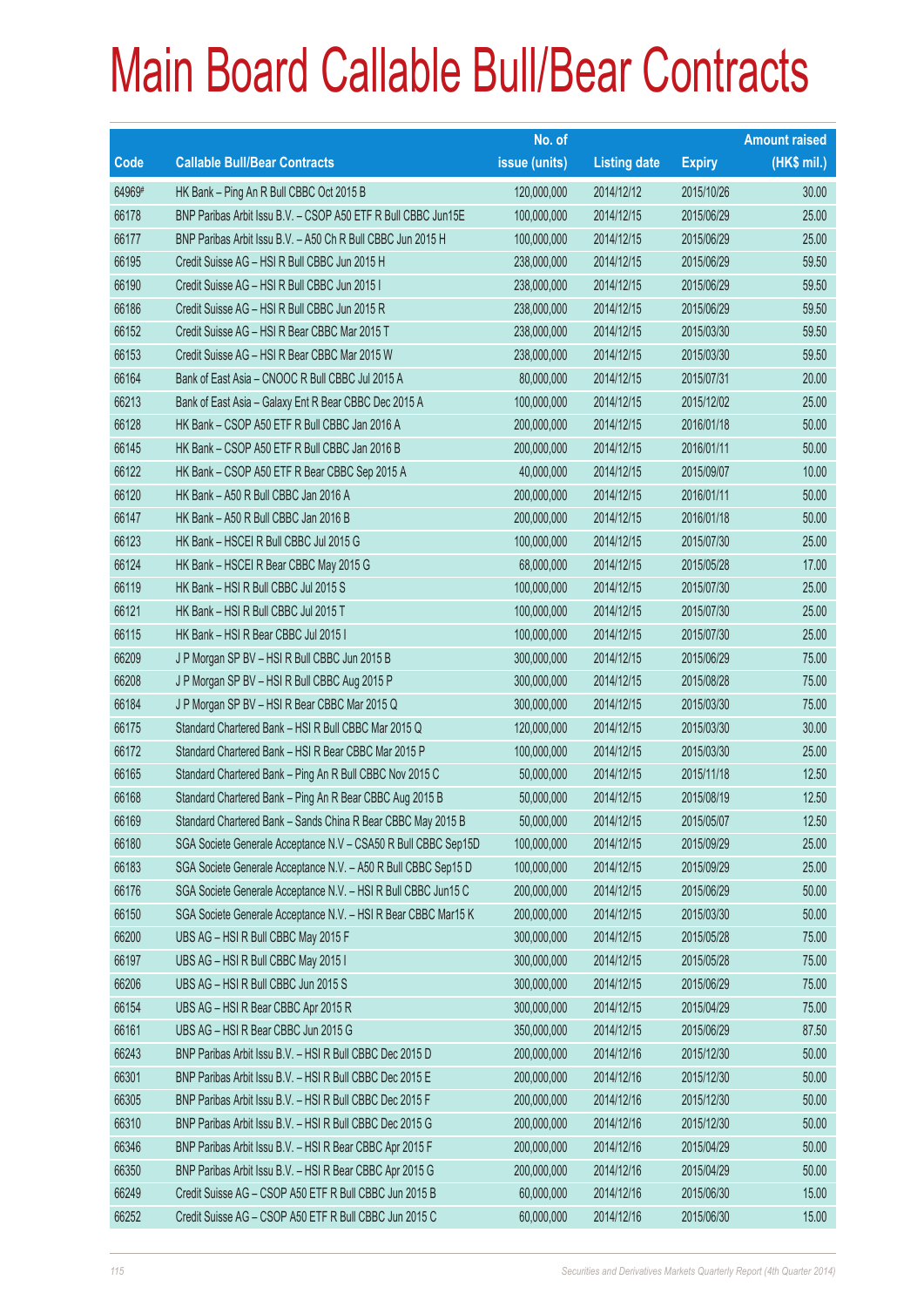# Main Board Callable Bull/Bear Contracts

| Code | Callable Bull/Bear Contracts | No. of issue (units) | Listing date | Expiry | Amount raised (HK$ mil.) |
|---|---|---|---|---|---|
| 64969# | HK Bank – Ping An R Bull CBBC Oct 2015 B | 120,000,000 | 2014/12/12 | 2015/10/26 | 30.00 |
| 66178 | BNP Paribas Arbit Issu B.V. – CSOP A50 ETF R Bull CBBC Jun15E | 100,000,000 | 2014/12/15 | 2015/06/29 | 25.00 |
| 66177 | BNP Paribas Arbit Issu B.V. – A50 Ch R Bull CBBC Jun 2015 H | 100,000,000 | 2014/12/15 | 2015/06/29 | 25.00 |
| 66195 | Credit Suisse AG – HSI R Bull CBBC Jun 2015 H | 238,000,000 | 2014/12/15 | 2015/06/29 | 59.50 |
| 66190 | Credit Suisse AG – HSI R Bull CBBC Jun 2015 I | 238,000,000 | 2014/12/15 | 2015/06/29 | 59.50 |
| 66186 | Credit Suisse AG – HSI R Bull CBBC Jun 2015 R | 238,000,000 | 2014/12/15 | 2015/06/29 | 59.50 |
| 66152 | Credit Suisse AG – HSI R Bear CBBC Mar 2015 T | 238,000,000 | 2014/12/15 | 2015/03/30 | 59.50 |
| 66153 | Credit Suisse AG – HSI R Bear CBBC Mar 2015 W | 238,000,000 | 2014/12/15 | 2015/03/30 | 59.50 |
| 66164 | Bank of East Asia – CNOOC R Bull CBBC Jul 2015 A | 80,000,000 | 2014/12/15 | 2015/07/31 | 20.00 |
| 66213 | Bank of East Asia – Galaxy Ent R Bear CBBC Dec 2015 A | 100,000,000 | 2014/12/15 | 2015/12/02 | 25.00 |
| 66128 | HK Bank – CSOP A50 ETF R Bull CBBC Jan 2016 A | 200,000,000 | 2014/12/15 | 2016/01/18 | 50.00 |
| 66145 | HK Bank – CSOP A50 ETF R Bull CBBC Jan 2016 B | 200,000,000 | 2014/12/15 | 2016/01/11 | 50.00 |
| 66122 | HK Bank – CSOP A50 ETF R Bear CBBC Sep 2015 A | 40,000,000 | 2014/12/15 | 2015/09/07 | 10.00 |
| 66120 | HK Bank – A50 R Bull CBBC Jan 2016 A | 200,000,000 | 2014/12/15 | 2016/01/11 | 50.00 |
| 66147 | HK Bank – A50 R Bull CBBC Jan 2016 B | 200,000,000 | 2014/12/15 | 2016/01/18 | 50.00 |
| 66123 | HK Bank – HSCEI R Bull CBBC Jul 2015 G | 100,000,000 | 2014/12/15 | 2015/07/30 | 25.00 |
| 66124 | HK Bank – HSCEI R Bear CBBC May 2015 G | 68,000,000 | 2014/12/15 | 2015/05/28 | 17.00 |
| 66119 | HK Bank – HSI R Bull CBBC Jul 2015 S | 100,000,000 | 2014/12/15 | 2015/07/30 | 25.00 |
| 66121 | HK Bank – HSI R Bull CBBC Jul 2015 T | 100,000,000 | 2014/12/15 | 2015/07/30 | 25.00 |
| 66115 | HK Bank – HSI R Bear CBBC Jul 2015 I | 100,000,000 | 2014/12/15 | 2015/07/30 | 25.00 |
| 66209 | J P Morgan SP BV – HSI R Bull CBBC Jun 2015 B | 300,000,000 | 2014/12/15 | 2015/06/29 | 75.00 |
| 66208 | J P Morgan SP BV – HSI R Bull CBBC Aug 2015 P | 300,000,000 | 2014/12/15 | 2015/08/28 | 75.00 |
| 66184 | J P Morgan SP BV – HSI R Bear CBBC Mar 2015 Q | 300,000,000 | 2014/12/15 | 2015/03/30 | 75.00 |
| 66175 | Standard Chartered Bank – HSI R Bull CBBC Mar 2015 Q | 120,000,000 | 2014/12/15 | 2015/03/30 | 30.00 |
| 66172 | Standard Chartered Bank – HSI R Bear CBBC Mar 2015 P | 100,000,000 | 2014/12/15 | 2015/03/30 | 25.00 |
| 66165 | Standard Chartered Bank – Ping An R Bull CBBC Nov 2015 C | 50,000,000 | 2014/12/15 | 2015/11/18 | 12.50 |
| 66168 | Standard Chartered Bank – Ping An R Bear CBBC Aug 2015 B | 50,000,000 | 2014/12/15 | 2015/08/19 | 12.50 |
| 66169 | Standard Chartered Bank – Sands China R Bear CBBC May 2015 B | 50,000,000 | 2014/12/15 | 2015/05/07 | 12.50 |
| 66180 | SGA Societe Generale Acceptance N.V – CSA50 R Bull CBBC Sep15D | 100,000,000 | 2014/12/15 | 2015/09/29 | 25.00 |
| 66183 | SGA Societe Generale Acceptance N.V. – A50 R Bull CBBC Sep15 D | 100,000,000 | 2014/12/15 | 2015/09/29 | 25.00 |
| 66176 | SGA Societe Generale Acceptance N.V. – HSI R Bull CBBC Jun15 C | 200,000,000 | 2014/12/15 | 2015/06/29 | 50.00 |
| 66150 | SGA Societe Generale Acceptance N.V. – HSI R Bear CBBC Mar15 K | 200,000,000 | 2014/12/15 | 2015/03/30 | 50.00 |
| 66200 | UBS AG – HSI R Bull CBBC May 2015 F | 300,000,000 | 2014/12/15 | 2015/05/28 | 75.00 |
| 66197 | UBS AG – HSI R Bull CBBC May 2015 I | 300,000,000 | 2014/12/15 | 2015/05/28 | 75.00 |
| 66206 | UBS AG – HSI R Bull CBBC Jun 2015 S | 300,000,000 | 2014/12/15 | 2015/06/29 | 75.00 |
| 66154 | UBS AG – HSI R Bear CBBC Apr 2015 R | 300,000,000 | 2014/12/15 | 2015/04/29 | 75.00 |
| 66161 | UBS AG – HSI R Bear CBBC Jun 2015 G | 350,000,000 | 2014/12/15 | 2015/06/29 | 87.50 |
| 66243 | BNP Paribas Arbit Issu B.V. – HSI R Bull CBBC Dec 2015 D | 200,000,000 | 2014/12/16 | 2015/12/30 | 50.00 |
| 66301 | BNP Paribas Arbit Issu B.V. – HSI R Bull CBBC Dec 2015 E | 200,000,000 | 2014/12/16 | 2015/12/30 | 50.00 |
| 66305 | BNP Paribas Arbit Issu B.V. – HSI R Bull CBBC Dec 2015 F | 200,000,000 | 2014/12/16 | 2015/12/30 | 50.00 |
| 66310 | BNP Paribas Arbit Issu B.V. – HSI R Bull CBBC Dec 2015 G | 200,000,000 | 2014/12/16 | 2015/12/30 | 50.00 |
| 66346 | BNP Paribas Arbit Issu B.V. – HSI R Bear CBBC Apr 2015 F | 200,000,000 | 2014/12/16 | 2015/04/29 | 50.00 |
| 66350 | BNP Paribas Arbit Issu B.V. – HSI R Bear CBBC Apr 2015 G | 200,000,000 | 2014/12/16 | 2015/04/29 | 50.00 |
| 66249 | Credit Suisse AG – CSOP A50 ETF R Bull CBBC Jun 2015 B | 60,000,000 | 2014/12/16 | 2015/06/30 | 15.00 |
| 66252 | Credit Suisse AG – CSOP A50 ETF R Bull CBBC Jun 2015 C | 60,000,000 | 2014/12/16 | 2015/06/30 | 15.00 |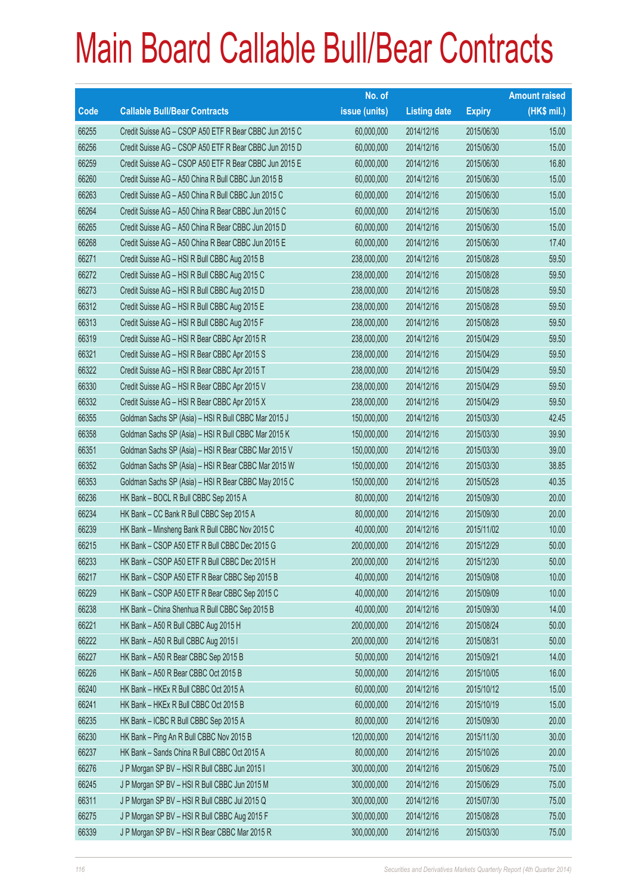# Main Board Callable Bull/Bear Contracts

| Code | Callable Bull/Bear Contracts | No. of issue (units) | Listing date | Expiry | Amount raised (HK$ mil.) |
|---|---|---|---|---|---|
| 66255 | Credit Suisse AG – CSOP A50 ETF R Bear CBBC Jun 2015 C | 60,000,000 | 2014/12/16 | 2015/06/30 | 15.00 |
| 66256 | Credit Suisse AG – CSOP A50 ETF R Bear CBBC Jun 2015 D | 60,000,000 | 2014/12/16 | 2015/06/30 | 15.00 |
| 66259 | Credit Suisse AG – CSOP A50 ETF R Bear CBBC Jun 2015 E | 60,000,000 | 2014/12/16 | 2015/06/30 | 16.80 |
| 66260 | Credit Suisse AG – A50 China R Bull CBBC Jun 2015 B | 60,000,000 | 2014/12/16 | 2015/06/30 | 15.00 |
| 66263 | Credit Suisse AG – A50 China R Bull CBBC Jun 2015 C | 60,000,000 | 2014/12/16 | 2015/06/30 | 15.00 |
| 66264 | Credit Suisse AG – A50 China R Bear CBBC Jun 2015 C | 60,000,000 | 2014/12/16 | 2015/06/30 | 15.00 |
| 66265 | Credit Suisse AG – A50 China R Bear CBBC Jun 2015 D | 60,000,000 | 2014/12/16 | 2015/06/30 | 15.00 |
| 66268 | Credit Suisse AG – A50 China R Bear CBBC Jun 2015 E | 60,000,000 | 2014/12/16 | 2015/06/30 | 17.40 |
| 66271 | Credit Suisse AG – HSI R Bull CBBC Aug 2015 B | 238,000,000 | 2014/12/16 | 2015/08/28 | 59.50 |
| 66272 | Credit Suisse AG – HSI R Bull CBBC Aug 2015 C | 238,000,000 | 2014/12/16 | 2015/08/28 | 59.50 |
| 66273 | Credit Suisse AG – HSI R Bull CBBC Aug 2015 D | 238,000,000 | 2014/12/16 | 2015/08/28 | 59.50 |
| 66312 | Credit Suisse AG – HSI R Bull CBBC Aug 2015 E | 238,000,000 | 2014/12/16 | 2015/08/28 | 59.50 |
| 66313 | Credit Suisse AG – HSI R Bull CBBC Aug 2015 F | 238,000,000 | 2014/12/16 | 2015/08/28 | 59.50 |
| 66319 | Credit Suisse AG – HSI R Bear CBBC Apr 2015 R | 238,000,000 | 2014/12/16 | 2015/04/29 | 59.50 |
| 66321 | Credit Suisse AG – HSI R Bear CBBC Apr 2015 S | 238,000,000 | 2014/12/16 | 2015/04/29 | 59.50 |
| 66322 | Credit Suisse AG – HSI R Bear CBBC Apr 2015 T | 238,000,000 | 2014/12/16 | 2015/04/29 | 59.50 |
| 66330 | Credit Suisse AG – HSI R Bear CBBC Apr 2015 V | 238,000,000 | 2014/12/16 | 2015/04/29 | 59.50 |
| 66332 | Credit Suisse AG – HSI R Bear CBBC Apr 2015 X | 238,000,000 | 2014/12/16 | 2015/04/29 | 59.50 |
| 66355 | Goldman Sachs SP (Asia) – HSI R Bull CBBC Mar 2015 J | 150,000,000 | 2014/12/16 | 2015/03/30 | 42.45 |
| 66358 | Goldman Sachs SP (Asia) – HSI R Bull CBBC Mar 2015 K | 150,000,000 | 2014/12/16 | 2015/03/30 | 39.90 |
| 66351 | Goldman Sachs SP (Asia) – HSI R Bear CBBC Mar 2015 V | 150,000,000 | 2014/12/16 | 2015/03/30 | 39.00 |
| 66352 | Goldman Sachs SP (Asia) – HSI R Bear CBBC Mar 2015 W | 150,000,000 | 2014/12/16 | 2015/03/30 | 38.85 |
| 66353 | Goldman Sachs SP (Asia) – HSI R Bear CBBC May 2015 C | 150,000,000 | 2014/12/16 | 2015/05/28 | 40.35 |
| 66236 | HK Bank – BOCL R Bull CBBC Sep 2015 A | 80,000,000 | 2014/12/16 | 2015/09/30 | 20.00 |
| 66234 | HK Bank – CC Bank R Bull CBBC Sep 2015 A | 80,000,000 | 2014/12/16 | 2015/09/30 | 20.00 |
| 66239 | HK Bank – Minsheng Bank R Bull CBBC Nov 2015 C | 40,000,000 | 2014/12/16 | 2015/11/02 | 10.00 |
| 66215 | HK Bank – CSOP A50 ETF R Bull CBBC Dec 2015 G | 200,000,000 | 2014/12/16 | 2015/12/29 | 50.00 |
| 66233 | HK Bank – CSOP A50 ETF R Bull CBBC Dec 2015 H | 200,000,000 | 2014/12/16 | 2015/12/30 | 50.00 |
| 66217 | HK Bank – CSOP A50 ETF R Bear CBBC Sep 2015 B | 40,000,000 | 2014/12/16 | 2015/09/08 | 10.00 |
| 66229 | HK Bank – CSOP A50 ETF R Bear CBBC Sep 2015 C | 40,000,000 | 2014/12/16 | 2015/09/09 | 10.00 |
| 66238 | HK Bank – China Shenhua R Bull CBBC Sep 2015 B | 40,000,000 | 2014/12/16 | 2015/09/30 | 14.00 |
| 66221 | HK Bank – A50 R Bull CBBC Aug 2015 H | 200,000,000 | 2014/12/16 | 2015/08/24 | 50.00 |
| 66222 | HK Bank – A50 R Bull CBBC Aug 2015 I | 200,000,000 | 2014/12/16 | 2015/08/31 | 50.00 |
| 66227 | HK Bank – A50 R Bear CBBC Sep 2015 B | 50,000,000 | 2014/12/16 | 2015/09/21 | 14.00 |
| 66226 | HK Bank – A50 R Bear CBBC Oct 2015 B | 50,000,000 | 2014/12/16 | 2015/10/05 | 16.00 |
| 66240 | HK Bank – HKEx R Bull CBBC Oct 2015 A | 60,000,000 | 2014/12/16 | 2015/10/12 | 15.00 |
| 66241 | HK Bank – HKEx R Bull CBBC Oct 2015 B | 60,000,000 | 2014/12/16 | 2015/10/19 | 15.00 |
| 66235 | HK Bank – ICBC R Bull CBBC Sep 2015 A | 80,000,000 | 2014/12/16 | 2015/09/30 | 20.00 |
| 66230 | HK Bank – Ping An R Bull CBBC Nov 2015 B | 120,000,000 | 2014/12/16 | 2015/11/30 | 30.00 |
| 66237 | HK Bank – Sands China R Bull CBBC Oct 2015 A | 80,000,000 | 2014/12/16 | 2015/10/26 | 20.00 |
| 66276 | J P Morgan SP BV – HSI R Bull CBBC Jun 2015 I | 300,000,000 | 2014/12/16 | 2015/06/29 | 75.00 |
| 66245 | J P Morgan SP BV – HSI R Bull CBBC Jun 2015 M | 300,000,000 | 2014/12/16 | 2015/06/29 | 75.00 |
| 66311 | J P Morgan SP BV – HSI R Bull CBBC Jul 2015 Q | 300,000,000 | 2014/12/16 | 2015/07/30 | 75.00 |
| 66275 | J P Morgan SP BV – HSI R Bull CBBC Aug 2015 F | 300,000,000 | 2014/12/16 | 2015/08/28 | 75.00 |
| 66339 | J P Morgan SP BV – HSI R Bear CBBC Mar 2015 R | 300,000,000 | 2014/12/16 | 2015/03/30 | 75.00 |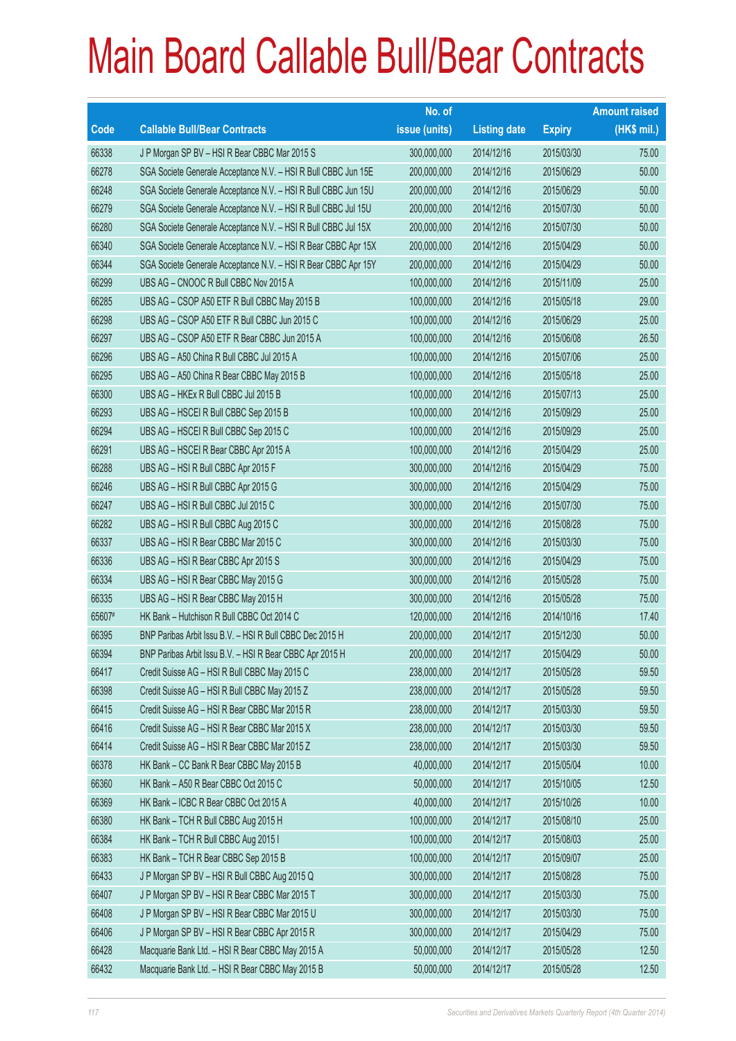# Main Board Callable Bull/Bear Contracts

| Code | Callable Bull/Bear Contracts | No. of issue (units) | Listing date | Expiry | Amount raised (HK$ mil.) |
|---|---|---|---|---|---|
| 66338 | J P Morgan SP BV – HSI R Bear CBBC Mar 2015 S | 300,000,000 | 2014/12/16 | 2015/03/30 | 75.00 |
| 66278 | SGA Societe Generale Acceptance N.V. – HSI R Bull CBBC Jun 15E | 200,000,000 | 2014/12/16 | 2015/06/29 | 50.00 |
| 66248 | SGA Societe Generale Acceptance N.V. – HSI R Bull CBBC Jun 15U | 200,000,000 | 2014/12/16 | 2015/06/29 | 50.00 |
| 66279 | SGA Societe Generale Acceptance N.V. – HSI R Bull CBBC Jul 15U | 200,000,000 | 2014/12/16 | 2015/07/30 | 50.00 |
| 66280 | SGA Societe Generale Acceptance N.V. – HSI R Bull CBBC Jul 15X | 200,000,000 | 2014/12/16 | 2015/07/30 | 50.00 |
| 66340 | SGA Societe Generale Acceptance N.V. – HSI R Bear CBBC Apr 15X | 200,000,000 | 2014/12/16 | 2015/04/29 | 50.00 |
| 66344 | SGA Societe Generale Acceptance N.V. – HSI R Bear CBBC Apr 15Y | 200,000,000 | 2014/12/16 | 2015/04/29 | 50.00 |
| 66299 | UBS AG – CNOOC R Bull CBBC Nov 2015 A | 100,000,000 | 2014/12/16 | 2015/11/09 | 25.00 |
| 66285 | UBS AG – CSOP A50 ETF R Bull CBBC May 2015 B | 100,000,000 | 2014/12/16 | 2015/05/18 | 29.00 |
| 66298 | UBS AG – CSOP A50 ETF R Bull CBBC Jun 2015 C | 100,000,000 | 2014/12/16 | 2015/06/29 | 25.00 |
| 66297 | UBS AG – CSOP A50 ETF R Bear CBBC Jun 2015 A | 100,000,000 | 2014/12/16 | 2015/06/08 | 26.50 |
| 66296 | UBS AG – A50 China R Bull CBBC Jul 2015 A | 100,000,000 | 2014/12/16 | 2015/07/06 | 25.00 |
| 66295 | UBS AG – A50 China R Bear CBBC May 2015 B | 100,000,000 | 2014/12/16 | 2015/05/18 | 25.00 |
| 66300 | UBS AG – HKEx R Bull CBBC Jul 2015 B | 100,000,000 | 2014/12/16 | 2015/07/13 | 25.00 |
| 66293 | UBS AG – HSCEI R Bull CBBC Sep 2015 B | 100,000,000 | 2014/12/16 | 2015/09/29 | 25.00 |
| 66294 | UBS AG – HSCEI R Bull CBBC Sep 2015 C | 100,000,000 | 2014/12/16 | 2015/09/29 | 25.00 |
| 66291 | UBS AG – HSCEI R Bear CBBC Apr 2015 A | 100,000,000 | 2014/12/16 | 2015/04/29 | 25.00 |
| 66288 | UBS AG – HSI R Bull CBBC Apr 2015 F | 300,000,000 | 2014/12/16 | 2015/04/29 | 75.00 |
| 66246 | UBS AG – HSI R Bull CBBC Apr 2015 G | 300,000,000 | 2014/12/16 | 2015/04/29 | 75.00 |
| 66247 | UBS AG – HSI R Bull CBBC Jul 2015 C | 300,000,000 | 2014/12/16 | 2015/07/30 | 75.00 |
| 66282 | UBS AG – HSI R Bull CBBC Aug 2015 C | 300,000,000 | 2014/12/16 | 2015/08/28 | 75.00 |
| 66337 | UBS AG – HSI R Bear CBBC Mar 2015 C | 300,000,000 | 2014/12/16 | 2015/03/30 | 75.00 |
| 66336 | UBS AG – HSI R Bear CBBC Apr 2015 S | 300,000,000 | 2014/12/16 | 2015/04/29 | 75.00 |
| 66334 | UBS AG – HSI R Bear CBBC May 2015 G | 300,000,000 | 2014/12/16 | 2015/05/28 | 75.00 |
| 66335 | UBS AG – HSI R Bear CBBC May 2015 H | 300,000,000 | 2014/12/16 | 2015/05/28 | 75.00 |
| 65607# | HK Bank – Hutchison R Bull CBBC Oct 2014 C | 120,000,000 | 2014/12/16 | 2014/10/16 | 17.40 |
| 66395 | BNP Paribas Arbit Issu B.V. – HSI R Bull CBBC Dec 2015 H | 200,000,000 | 2014/12/17 | 2015/12/30 | 50.00 |
| 66394 | BNP Paribas Arbit Issu B.V. – HSI R Bear CBBC Apr 2015 H | 200,000,000 | 2014/12/17 | 2015/04/29 | 50.00 |
| 66417 | Credit Suisse AG – HSI R Bull CBBC May 2015 C | 238,000,000 | 2014/12/17 | 2015/05/28 | 59.50 |
| 66398 | Credit Suisse AG – HSI R Bull CBBC May 2015 Z | 238,000,000 | 2014/12/17 | 2015/05/28 | 59.50 |
| 66415 | Credit Suisse AG – HSI R Bear CBBC Mar 2015 R | 238,000,000 | 2014/12/17 | 2015/03/30 | 59.50 |
| 66416 | Credit Suisse AG – HSI R Bear CBBC Mar 2015 X | 238,000,000 | 2014/12/17 | 2015/03/30 | 59.50 |
| 66414 | Credit Suisse AG – HSI R Bear CBBC Mar 2015 Z | 238,000,000 | 2014/12/17 | 2015/03/30 | 59.50 |
| 66378 | HK Bank – CC Bank R Bear CBBC May 2015 B | 40,000,000 | 2014/12/17 | 2015/05/04 | 10.00 |
| 66360 | HK Bank – A50 R Bear CBBC Oct 2015 C | 50,000,000 | 2014/12/17 | 2015/10/05 | 12.50 |
| 66369 | HK Bank – ICBC R Bear CBBC Oct 2015 A | 40,000,000 | 2014/12/17 | 2015/10/26 | 10.00 |
| 66380 | HK Bank – TCH R Bull CBBC Aug 2015 H | 100,000,000 | 2014/12/17 | 2015/08/10 | 25.00 |
| 66384 | HK Bank – TCH R Bull CBBC Aug 2015 I | 100,000,000 | 2014/12/17 | 2015/08/03 | 25.00 |
| 66383 | HK Bank – TCH R Bear CBBC Sep 2015 B | 100,000,000 | 2014/12/17 | 2015/09/07 | 25.00 |
| 66433 | J P Morgan SP BV – HSI R Bull CBBC Aug 2015 Q | 300,000,000 | 2014/12/17 | 2015/08/28 | 75.00 |
| 66407 | J P Morgan SP BV – HSI R Bear CBBC Mar 2015 T | 300,000,000 | 2014/12/17 | 2015/03/30 | 75.00 |
| 66408 | J P Morgan SP BV – HSI R Bear CBBC Mar 2015 U | 300,000,000 | 2014/12/17 | 2015/03/30 | 75.00 |
| 66406 | J P Morgan SP BV – HSI R Bear CBBC Apr 2015 R | 300,000,000 | 2014/12/17 | 2015/04/29 | 75.00 |
| 66428 | Macquarie Bank Ltd. – HSI R Bear CBBC May 2015 A | 50,000,000 | 2014/12/17 | 2015/05/28 | 12.50 |
| 66432 | Macquarie Bank Ltd. – HSI R Bear CBBC May 2015 B | 50,000,000 | 2014/12/17 | 2015/05/28 | 12.50 |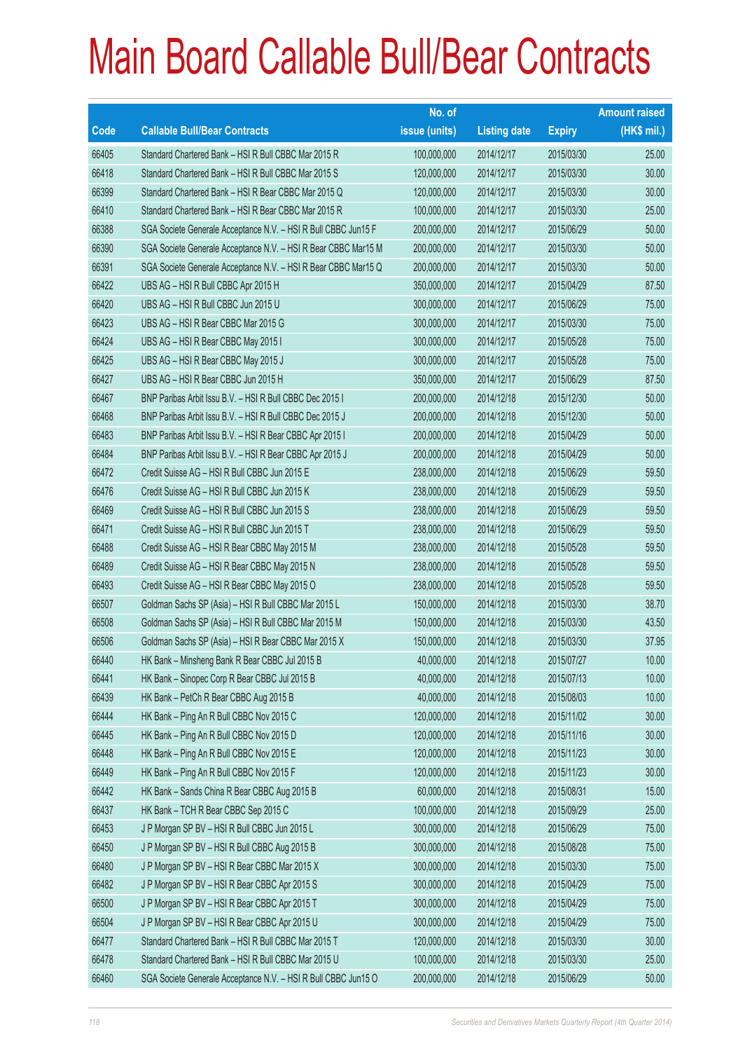# Main Board Callable Bull/Bear Contracts

| Code | Callable Bull/Bear Contracts | No. of issue (units) | Listing date | Expiry | Amount raised (HK$ mil.) |
|---|---|---|---|---|---|
| 66405 | Standard Chartered Bank – HSI R Bull CBBC Mar 2015 R | 100,000,000 | 2014/12/17 | 2015/03/30 | 25.00 |
| 66418 | Standard Chartered Bank – HSI R Bull CBBC Mar 2015 S | 120,000,000 | 2014/12/17 | 2015/03/30 | 30.00 |
| 66399 | Standard Chartered Bank – HSI R Bear CBBC Mar 2015 Q | 120,000,000 | 2014/12/17 | 2015/03/30 | 30.00 |
| 66410 | Standard Chartered Bank – HSI R Bear CBBC Mar 2015 R | 100,000,000 | 2014/12/17 | 2015/03/30 | 25.00 |
| 66388 | SGA Societe Generale Acceptance N.V. – HSI R Bull CBBC Jun15 F | 200,000,000 | 2014/12/17 | 2015/06/29 | 50.00 |
| 66390 | SGA Societe Generale Acceptance N.V. – HSI R Bear CBBC Mar15 M | 200,000,000 | 2014/12/17 | 2015/03/30 | 50.00 |
| 66391 | SGA Societe Generale Acceptance N.V. – HSI R Bear CBBC Mar15 Q | 200,000,000 | 2014/12/17 | 2015/03/30 | 50.00 |
| 66422 | UBS AG – HSI R Bull CBBC Apr 2015 H | 350,000,000 | 2014/12/17 | 2015/04/29 | 87.50 |
| 66420 | UBS AG – HSI R Bull CBBC Jun 2015 U | 300,000,000 | 2014/12/17 | 2015/06/29 | 75.00 |
| 66423 | UBS AG – HSI R Bear CBBC Mar 2015 G | 300,000,000 | 2014/12/17 | 2015/03/30 | 75.00 |
| 66424 | UBS AG – HSI R Bear CBBC May 2015 I | 300,000,000 | 2014/12/17 | 2015/05/28 | 75.00 |
| 66425 | UBS AG – HSI R Bear CBBC May 2015 J | 300,000,000 | 2014/12/17 | 2015/05/28 | 75.00 |
| 66427 | UBS AG – HSI R Bear CBBC Jun 2015 H | 350,000,000 | 2014/12/17 | 2015/06/29 | 87.50 |
| 66467 | BNP Paribas Arbit Issu B.V. – HSI R Bull CBBC Dec 2015 I | 200,000,000 | 2014/12/18 | 2015/12/30 | 50.00 |
| 66468 | BNP Paribas Arbit Issu B.V. – HSI R Bull CBBC Dec 2015 J | 200,000,000 | 2014/12/18 | 2015/12/30 | 50.00 |
| 66483 | BNP Paribas Arbit Issu B.V. – HSI R Bear CBBC Apr 2015 I | 200,000,000 | 2014/12/18 | 2015/04/29 | 50.00 |
| 66484 | BNP Paribas Arbit Issu B.V. – HSI R Bear CBBC Apr 2015 J | 200,000,000 | 2014/12/18 | 2015/04/29 | 50.00 |
| 66472 | Credit Suisse AG – HSI R Bull CBBC Jun 2015 E | 238,000,000 | 2014/12/18 | 2015/06/29 | 59.50 |
| 66476 | Credit Suisse AG – HSI R Bull CBBC Jun 2015 K | 238,000,000 | 2014/12/18 | 2015/06/29 | 59.50 |
| 66469 | Credit Suisse AG – HSI R Bull CBBC Jun 2015 S | 238,000,000 | 2014/12/18 | 2015/06/29 | 59.50 |
| 66471 | Credit Suisse AG – HSI R Bull CBBC Jun 2015 T | 238,000,000 | 2014/12/18 | 2015/06/29 | 59.50 |
| 66488 | Credit Suisse AG – HSI R Bear CBBC May 2015 M | 238,000,000 | 2014/12/18 | 2015/05/28 | 59.50 |
| 66489 | Credit Suisse AG – HSI R Bear CBBC May 2015 N | 238,000,000 | 2014/12/18 | 2015/05/28 | 59.50 |
| 66493 | Credit Suisse AG – HSI R Bear CBBC May 2015 O | 238,000,000 | 2014/12/18 | 2015/05/28 | 59.50 |
| 66507 | Goldman Sachs SP (Asia) – HSI R Bull CBBC Mar 2015 L | 150,000,000 | 2014/12/18 | 2015/03/30 | 38.70 |
| 66508 | Goldman Sachs SP (Asia) – HSI R Bull CBBC Mar 2015 M | 150,000,000 | 2014/12/18 | 2015/03/30 | 43.50 |
| 66506 | Goldman Sachs SP (Asia) – HSI R Bear CBBC Mar 2015 X | 150,000,000 | 2014/12/18 | 2015/03/30 | 37.95 |
| 66440 | HK Bank – Minsheng Bank R Bear CBBC Jul 2015 B | 40,000,000 | 2014/12/18 | 2015/07/27 | 10.00 |
| 66441 | HK Bank – Sinopec Corp R Bear CBBC Jul 2015 B | 40,000,000 | 2014/12/18 | 2015/07/13 | 10.00 |
| 66439 | HK Bank – PetCh R Bear CBBC Aug 2015 B | 40,000,000 | 2014/12/18 | 2015/08/03 | 10.00 |
| 66444 | HK Bank – Ping An R Bull CBBC Nov 2015 C | 120,000,000 | 2014/12/18 | 2015/11/02 | 30.00 |
| 66445 | HK Bank – Ping An R Bull CBBC Nov 2015 D | 120,000,000 | 2014/12/18 | 2015/11/16 | 30.00 |
| 66448 | HK Bank – Ping An R Bull CBBC Nov 2015 E | 120,000,000 | 2014/12/18 | 2015/11/23 | 30.00 |
| 66449 | HK Bank – Ping An R Bull CBBC Nov 2015 F | 120,000,000 | 2014/12/18 | 2015/11/23 | 30.00 |
| 66442 | HK Bank – Sands China R Bear CBBC Aug 2015 B | 60,000,000 | 2014/12/18 | 2015/08/31 | 15.00 |
| 66437 | HK Bank – TCH R Bear CBBC Sep 2015 C | 100,000,000 | 2014/12/18 | 2015/09/29 | 25.00 |
| 66453 | J P Morgan SP BV – HSI R Bull CBBC Jun 2015 L | 300,000,000 | 2014/12/18 | 2015/06/29 | 75.00 |
| 66450 | J P Morgan SP BV – HSI R Bull CBBC Aug 2015 B | 300,000,000 | 2014/12/18 | 2015/08/28 | 75.00 |
| 66480 | J P Morgan SP BV – HSI R Bear CBBC Mar 2015 X | 300,000,000 | 2014/12/18 | 2015/03/30 | 75.00 |
| 66482 | J P Morgan SP BV – HSI R Bear CBBC Apr 2015 S | 300,000,000 | 2014/12/18 | 2015/04/29 | 75.00 |
| 66500 | J P Morgan SP BV – HSI R Bear CBBC Apr 2015 T | 300,000,000 | 2014/12/18 | 2015/04/29 | 75.00 |
| 66504 | J P Morgan SP BV – HSI R Bear CBBC Apr 2015 U | 300,000,000 | 2014/12/18 | 2015/04/29 | 75.00 |
| 66477 | Standard Chartered Bank – HSI R Bull CBBC Mar 2015 T | 120,000,000 | 2014/12/18 | 2015/03/30 | 30.00 |
| 66478 | Standard Chartered Bank – HSI R Bull CBBC Mar 2015 U | 100,000,000 | 2014/12/18 | 2015/03/30 | 25.00 |
| 66460 | SGA Societe Generale Acceptance N.V. – HSI R Bull CBBC Jun15 O | 200,000,000 | 2014/12/18 | 2015/06/29 | 50.00 |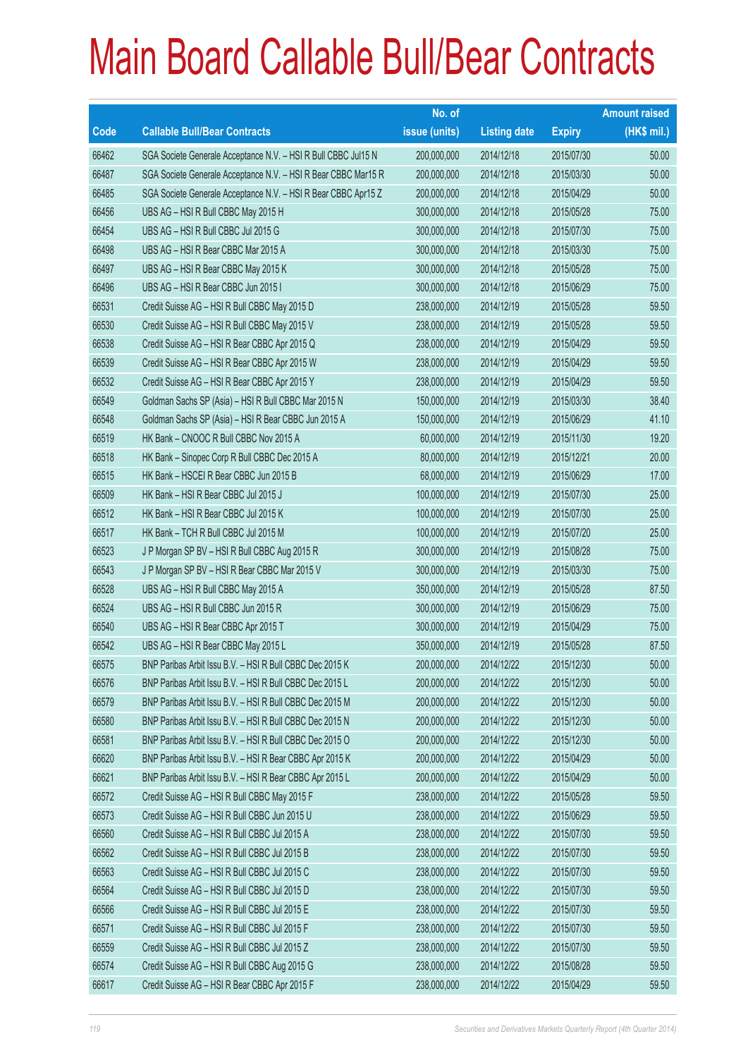# Main Board Callable Bull/Bear Contracts

| Code | Callable Bull/Bear Contracts | No. of issue (units) | Listing date | Expiry | Amount raised (HK$ mil.) |
|---|---|---|---|---|---|
| 66462 | SGA Societe Generale Acceptance N.V. – HSI R Bull CBBC Jul15 N | 200,000,000 | 2014/12/18 | 2015/07/30 | 50.00 |
| 66487 | SGA Societe Generale Acceptance N.V. – HSI R Bear CBBC Mar15 R | 200,000,000 | 2014/12/18 | 2015/03/30 | 50.00 |
| 66485 | SGA Societe Generale Acceptance N.V. – HSI R Bear CBBC Apr15 Z | 200,000,000 | 2014/12/18 | 2015/04/29 | 50.00 |
| 66456 | UBS AG – HSI R Bull CBBC May 2015 H | 300,000,000 | 2014/12/18 | 2015/05/28 | 75.00 |
| 66454 | UBS AG – HSI R Bull CBBC Jul 2015 G | 300,000,000 | 2014/12/18 | 2015/07/30 | 75.00 |
| 66498 | UBS AG – HSI R Bear CBBC Mar 2015 A | 300,000,000 | 2014/12/18 | 2015/03/30 | 75.00 |
| 66497 | UBS AG – HSI R Bear CBBC May 2015 K | 300,000,000 | 2014/12/18 | 2015/05/28 | 75.00 |
| 66496 | UBS AG – HSI R Bear CBBC Jun 2015 I | 300,000,000 | 2014/12/18 | 2015/06/29 | 75.00 |
| 66531 | Credit Suisse AG – HSI R Bull CBBC May 2015 D | 238,000,000 | 2014/12/19 | 2015/05/28 | 59.50 |
| 66530 | Credit Suisse AG – HSI R Bull CBBC May 2015 V | 238,000,000 | 2014/12/19 | 2015/05/28 | 59.50 |
| 66538 | Credit Suisse AG – HSI R Bear CBBC Apr 2015 Q | 238,000,000 | 2014/12/19 | 2015/04/29 | 59.50 |
| 66539 | Credit Suisse AG – HSI R Bear CBBC Apr 2015 W | 238,000,000 | 2014/12/19 | 2015/04/29 | 59.50 |
| 66532 | Credit Suisse AG – HSI R Bear CBBC Apr 2015 Y | 238,000,000 | 2014/12/19 | 2015/04/29 | 59.50 |
| 66549 | Goldman Sachs SP (Asia) – HSI R Bull CBBC Mar 2015 N | 150,000,000 | 2014/12/19 | 2015/03/30 | 38.40 |
| 66548 | Goldman Sachs SP (Asia) – HSI R Bear CBBC Jun 2015 A | 150,000,000 | 2014/12/19 | 2015/06/29 | 41.10 |
| 66519 | HK Bank – CNOOC R Bull CBBC Nov 2015 A | 60,000,000 | 2014/12/19 | 2015/11/30 | 19.20 |
| 66518 | HK Bank – Sinopec Corp R Bull CBBC Dec 2015 A | 80,000,000 | 2014/12/19 | 2015/12/21 | 20.00 |
| 66515 | HK Bank – HSCEI R Bear CBBC Jun 2015 B | 68,000,000 | 2014/12/19 | 2015/06/29 | 17.00 |
| 66509 | HK Bank – HSI R Bear CBBC Jul 2015 J | 100,000,000 | 2014/12/19 | 2015/07/30 | 25.00 |
| 66512 | HK Bank – HSI R Bear CBBC Jul 2015 K | 100,000,000 | 2014/12/19 | 2015/07/30 | 25.00 |
| 66517 | HK Bank – TCH R Bull CBBC Jul 2015 M | 100,000,000 | 2014/12/19 | 2015/07/20 | 25.00 |
| 66523 | J P Morgan SP BV – HSI R Bull CBBC Aug 2015 R | 300,000,000 | 2014/12/19 | 2015/08/28 | 75.00 |
| 66543 | J P Morgan SP BV – HSI R Bear CBBC Mar 2015 V | 300,000,000 | 2014/12/19 | 2015/03/30 | 75.00 |
| 66528 | UBS AG – HSI R Bull CBBC May 2015 A | 350,000,000 | 2014/12/19 | 2015/05/28 | 87.50 |
| 66524 | UBS AG – HSI R Bull CBBC Jun 2015 R | 300,000,000 | 2014/12/19 | 2015/06/29 | 75.00 |
| 66540 | UBS AG – HSI R Bear CBBC Apr 2015 T | 300,000,000 | 2014/12/19 | 2015/04/29 | 75.00 |
| 66542 | UBS AG – HSI R Bear CBBC May 2015 L | 350,000,000 | 2014/12/19 | 2015/05/28 | 87.50 |
| 66575 | BNP Paribas Arbit Issu B.V. – HSI R Bull CBBC Dec 2015 K | 200,000,000 | 2014/12/22 | 2015/12/30 | 50.00 |
| 66576 | BNP Paribas Arbit Issu B.V. – HSI R Bull CBBC Dec 2015 L | 200,000,000 | 2014/12/22 | 2015/12/30 | 50.00 |
| 66579 | BNP Paribas Arbit Issu B.V. – HSI R Bull CBBC Dec 2015 M | 200,000,000 | 2014/12/22 | 2015/12/30 | 50.00 |
| 66580 | BNP Paribas Arbit Issu B.V. – HSI R Bull CBBC Dec 2015 N | 200,000,000 | 2014/12/22 | 2015/12/30 | 50.00 |
| 66581 | BNP Paribas Arbit Issu B.V. – HSI R Bull CBBC Dec 2015 O | 200,000,000 | 2014/12/22 | 2015/12/30 | 50.00 |
| 66620 | BNP Paribas Arbit Issu B.V. – HSI R Bear CBBC Apr 2015 K | 200,000,000 | 2014/12/22 | 2015/04/29 | 50.00 |
| 66621 | BNP Paribas Arbit Issu B.V. – HSI R Bear CBBC Apr 2015 L | 200,000,000 | 2014/12/22 | 2015/04/29 | 50.00 |
| 66572 | Credit Suisse AG – HSI R Bull CBBC May 2015 F | 238,000,000 | 2014/12/22 | 2015/05/28 | 59.50 |
| 66573 | Credit Suisse AG – HSI R Bull CBBC Jun 2015 U | 238,000,000 | 2014/12/22 | 2015/06/29 | 59.50 |
| 66560 | Credit Suisse AG – HSI R Bull CBBC Jul 2015 A | 238,000,000 | 2014/12/22 | 2015/07/30 | 59.50 |
| 66562 | Credit Suisse AG – HSI R Bull CBBC Jul 2015 B | 238,000,000 | 2014/12/22 | 2015/07/30 | 59.50 |
| 66563 | Credit Suisse AG – HSI R Bull CBBC Jul 2015 C | 238,000,000 | 2014/12/22 | 2015/07/30 | 59.50 |
| 66564 | Credit Suisse AG – HSI R Bull CBBC Jul 2015 D | 238,000,000 | 2014/12/22 | 2015/07/30 | 59.50 |
| 66566 | Credit Suisse AG – HSI R Bull CBBC Jul 2015 E | 238,000,000 | 2014/12/22 | 2015/07/30 | 59.50 |
| 66571 | Credit Suisse AG – HSI R Bull CBBC Jul 2015 F | 238,000,000 | 2014/12/22 | 2015/07/30 | 59.50 |
| 66559 | Credit Suisse AG – HSI R Bull CBBC Jul 2015 Z | 238,000,000 | 2014/12/22 | 2015/07/30 | 59.50 |
| 66574 | Credit Suisse AG – HSI R Bull CBBC Aug 2015 G | 238,000,000 | 2014/12/22 | 2015/08/28 | 59.50 |
| 66617 | Credit Suisse AG – HSI R Bear CBBC Apr 2015 F | 238,000,000 | 2014/12/22 | 2015/04/29 | 59.50 |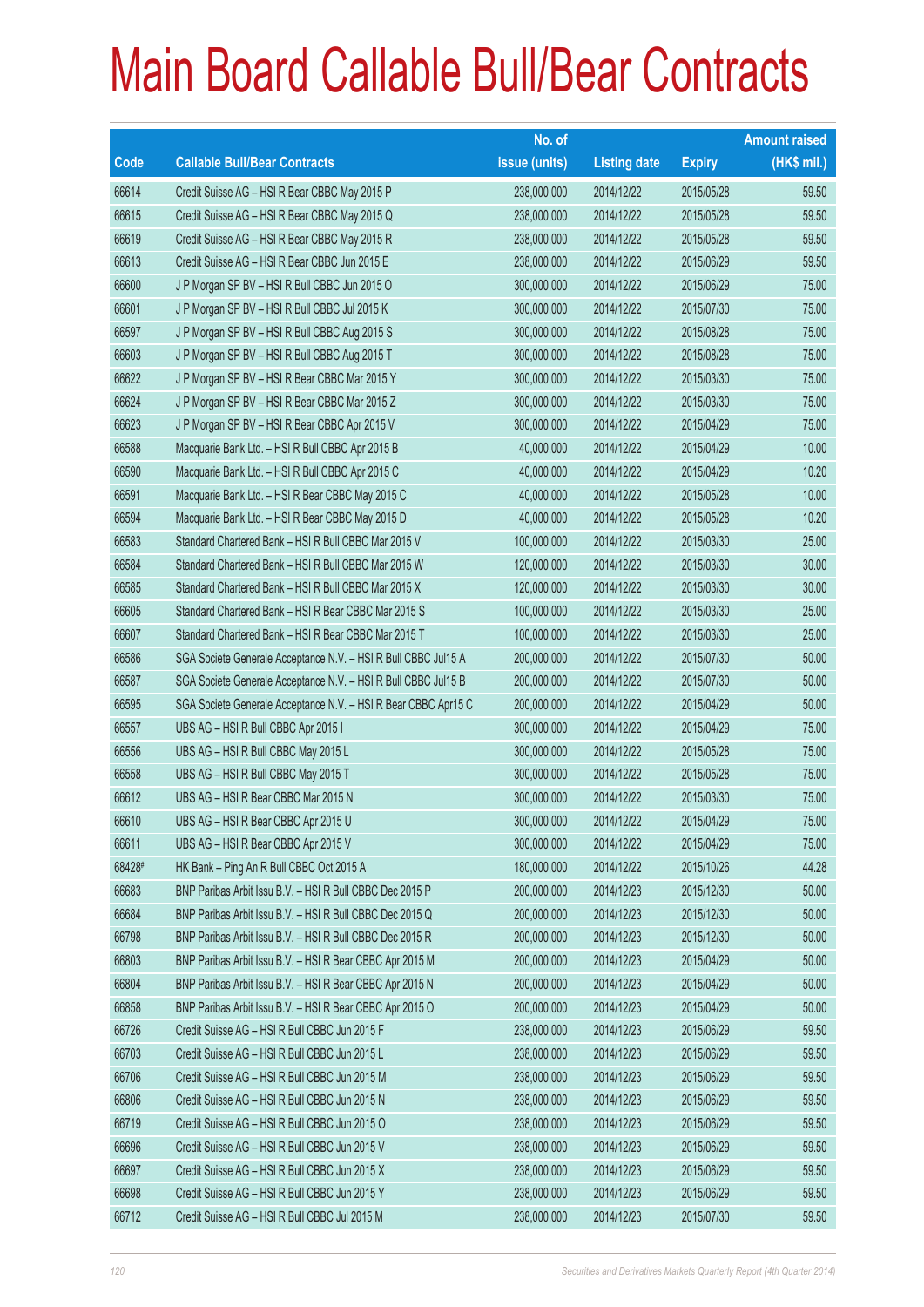# Main Board Callable Bull/Bear Contracts

| Code | Callable Bull/Bear Contracts | No. of issue (units) | Listing date | Expiry | Amount raised (HK$ mil.) |
|---|---|---|---|---|---|
| 66614 | Credit Suisse AG – HSI R Bear CBBC May 2015 P | 238,000,000 | 2014/12/22 | 2015/05/28 | 59.50 |
| 66615 | Credit Suisse AG – HSI R Bear CBBC May 2015 Q | 238,000,000 | 2014/12/22 | 2015/05/28 | 59.50 |
| 66619 | Credit Suisse AG – HSI R Bear CBBC May 2015 R | 238,000,000 | 2014/12/22 | 2015/05/28 | 59.50 |
| 66613 | Credit Suisse AG – HSI R Bear CBBC Jun 2015 E | 238,000,000 | 2014/12/22 | 2015/06/29 | 59.50 |
| 66600 | J P Morgan SP BV – HSI R Bull CBBC Jun 2015 O | 300,000,000 | 2014/12/22 | 2015/06/29 | 75.00 |
| 66601 | J P Morgan SP BV – HSI R Bull CBBC Jul 2015 K | 300,000,000 | 2014/12/22 | 2015/07/30 | 75.00 |
| 66597 | J P Morgan SP BV – HSI R Bull CBBC Aug 2015 S | 300,000,000 | 2014/12/22 | 2015/08/28 | 75.00 |
| 66603 | J P Morgan SP BV – HSI R Bull CBBC Aug 2015 T | 300,000,000 | 2014/12/22 | 2015/08/28 | 75.00 |
| 66622 | J P Morgan SP BV – HSI R Bear CBBC Mar 2015 Y | 300,000,000 | 2014/12/22 | 2015/03/30 | 75.00 |
| 66624 | J P Morgan SP BV – HSI R Bear CBBC Mar 2015 Z | 300,000,000 | 2014/12/22 | 2015/03/30 | 75.00 |
| 66623 | J P Morgan SP BV – HSI R Bear CBBC Apr 2015 V | 300,000,000 | 2014/12/22 | 2015/04/29 | 75.00 |
| 66588 | Macquarie Bank Ltd. – HSI R Bull CBBC Apr 2015 B | 40,000,000 | 2014/12/22 | 2015/04/29 | 10.00 |
| 66590 | Macquarie Bank Ltd. – HSI R Bull CBBC Apr 2015 C | 40,000,000 | 2014/12/22 | 2015/04/29 | 10.20 |
| 66591 | Macquarie Bank Ltd. – HSI R Bear CBBC May 2015 C | 40,000,000 | 2014/12/22 | 2015/05/28 | 10.00 |
| 66594 | Macquarie Bank Ltd. – HSI R Bear CBBC May 2015 D | 40,000,000 | 2014/12/22 | 2015/05/28 | 10.20 |
| 66583 | Standard Chartered Bank – HSI R Bull CBBC Mar 2015 V | 100,000,000 | 2014/12/22 | 2015/03/30 | 25.00 |
| 66584 | Standard Chartered Bank – HSI R Bull CBBC Mar 2015 W | 120,000,000 | 2014/12/22 | 2015/03/30 | 30.00 |
| 66585 | Standard Chartered Bank – HSI R Bull CBBC Mar 2015 X | 120,000,000 | 2014/12/22 | 2015/03/30 | 30.00 |
| 66605 | Standard Chartered Bank – HSI R Bear CBBC Mar 2015 S | 100,000,000 | 2014/12/22 | 2015/03/30 | 25.00 |
| 66607 | Standard Chartered Bank – HSI R Bear CBBC Mar 2015 T | 100,000,000 | 2014/12/22 | 2015/03/30 | 25.00 |
| 66586 | SGA Societe Generale Acceptance N.V. – HSI R Bull CBBC Jul15 A | 200,000,000 | 2014/12/22 | 2015/07/30 | 50.00 |
| 66587 | SGA Societe Generale Acceptance N.V. – HSI R Bull CBBC Jul15 B | 200,000,000 | 2014/12/22 | 2015/07/30 | 50.00 |
| 66595 | SGA Societe Generale Acceptance N.V. – HSI R Bear CBBC Apr15 C | 200,000,000 | 2014/12/22 | 2015/04/29 | 50.00 |
| 66557 | UBS AG – HSI R Bull CBBC Apr 2015 I | 300,000,000 | 2014/12/22 | 2015/04/29 | 75.00 |
| 66556 | UBS AG – HSI R Bull CBBC May 2015 L | 300,000,000 | 2014/12/22 | 2015/05/28 | 75.00 |
| 66558 | UBS AG – HSI R Bull CBBC May 2015 T | 300,000,000 | 2014/12/22 | 2015/05/28 | 75.00 |
| 66612 | UBS AG – HSI R Bear CBBC Mar 2015 N | 300,000,000 | 2014/12/22 | 2015/03/30 | 75.00 |
| 66610 | UBS AG – HSI R Bear CBBC Apr 2015 U | 300,000,000 | 2014/12/22 | 2015/04/29 | 75.00 |
| 66611 | UBS AG – HSI R Bear CBBC Apr 2015 V | 300,000,000 | 2014/12/22 | 2015/04/29 | 75.00 |
| 68428# | HK Bank – Ping An R Bull CBBC Oct 2015 A | 180,000,000 | 2014/12/22 | 2015/10/26 | 44.28 |
| 66683 | BNP Paribas Arbit Issu B.V. – HSI R Bull CBBC Dec 2015 P | 200,000,000 | 2014/12/23 | 2015/12/30 | 50.00 |
| 66684 | BNP Paribas Arbit Issu B.V. – HSI R Bull CBBC Dec 2015 Q | 200,000,000 | 2014/12/23 | 2015/12/30 | 50.00 |
| 66798 | BNP Paribas Arbit Issu B.V. – HSI R Bull CBBC Dec 2015 R | 200,000,000 | 2014/12/23 | 2015/12/30 | 50.00 |
| 66803 | BNP Paribas Arbit Issu B.V. – HSI R Bear CBBC Apr 2015 M | 200,000,000 | 2014/12/23 | 2015/04/29 | 50.00 |
| 66804 | BNP Paribas Arbit Issu B.V. – HSI R Bear CBBC Apr 2015 N | 200,000,000 | 2014/12/23 | 2015/04/29 | 50.00 |
| 66858 | BNP Paribas Arbit Issu B.V. – HSI R Bear CBBC Apr 2015 O | 200,000,000 | 2014/12/23 | 2015/04/29 | 50.00 |
| 66726 | Credit Suisse AG – HSI R Bull CBBC Jun 2015 F | 238,000,000 | 2014/12/23 | 2015/06/29 | 59.50 |
| 66703 | Credit Suisse AG – HSI R Bull CBBC Jun 2015 L | 238,000,000 | 2014/12/23 | 2015/06/29 | 59.50 |
| 66706 | Credit Suisse AG – HSI R Bull CBBC Jun 2015 M | 238,000,000 | 2014/12/23 | 2015/06/29 | 59.50 |
| 66806 | Credit Suisse AG – HSI R Bull CBBC Jun 2015 N | 238,000,000 | 2014/12/23 | 2015/06/29 | 59.50 |
| 66719 | Credit Suisse AG – HSI R Bull CBBC Jun 2015 O | 238,000,000 | 2014/12/23 | 2015/06/29 | 59.50 |
| 66696 | Credit Suisse AG – HSI R Bull CBBC Jun 2015 V | 238,000,000 | 2014/12/23 | 2015/06/29 | 59.50 |
| 66697 | Credit Suisse AG – HSI R Bull CBBC Jun 2015 X | 238,000,000 | 2014/12/23 | 2015/06/29 | 59.50 |
| 66698 | Credit Suisse AG – HSI R Bull CBBC Jun 2015 Y | 238,000,000 | 2014/12/23 | 2015/06/29 | 59.50 |
| 66712 | Credit Suisse AG – HSI R Bull CBBC Jul 2015 M | 238,000,000 | 2014/12/23 | 2015/07/30 | 59.50 |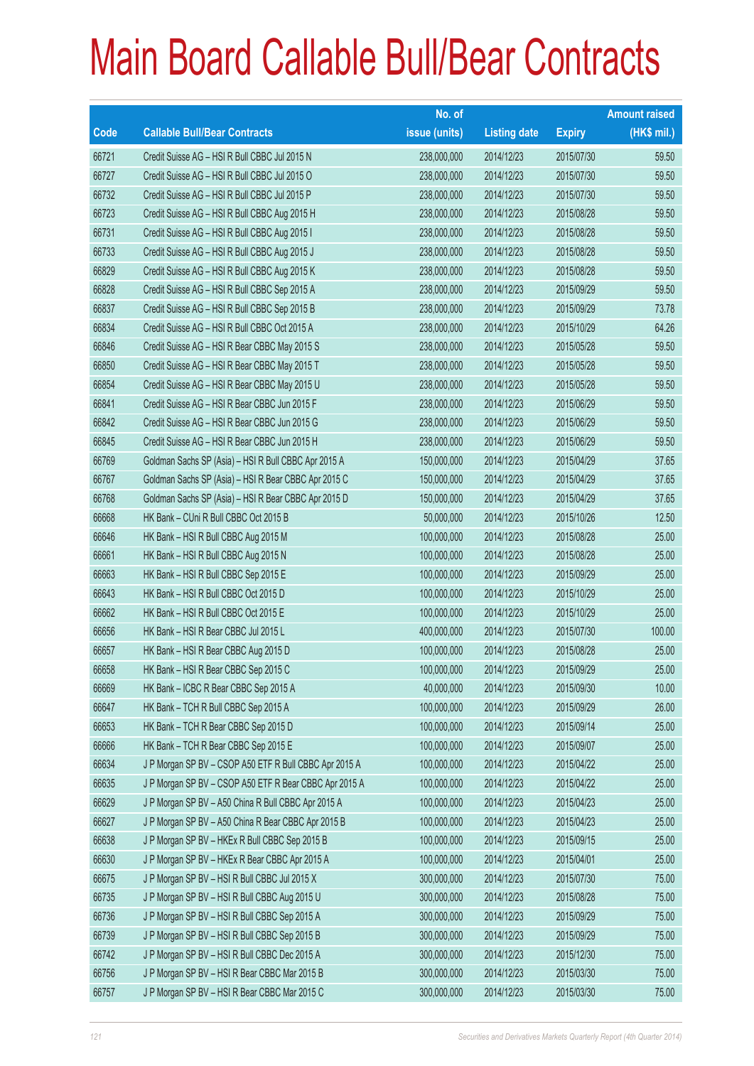# Main Board Callable Bull/Bear Contracts

| Code | Callable Bull/Bear Contracts | No. of issue (units) | Listing date | Expiry | Amount raised (HK$ mil.) |
|---|---|---|---|---|---|
| 66721 | Credit Suisse AG – HSI R Bull CBBC Jul 2015 N | 238,000,000 | 2014/12/23 | 2015/07/30 | 59.50 |
| 66727 | Credit Suisse AG – HSI R Bull CBBC Jul 2015 O | 238,000,000 | 2014/12/23 | 2015/07/30 | 59.50 |
| 66732 | Credit Suisse AG – HSI R Bull CBBC Jul 2015 P | 238,000,000 | 2014/12/23 | 2015/07/30 | 59.50 |
| 66723 | Credit Suisse AG – HSI R Bull CBBC Aug 2015 H | 238,000,000 | 2014/12/23 | 2015/08/28 | 59.50 |
| 66731 | Credit Suisse AG – HSI R Bull CBBC Aug 2015 I | 238,000,000 | 2014/12/23 | 2015/08/28 | 59.50 |
| 66733 | Credit Suisse AG – HSI R Bull CBBC Aug 2015 J | 238,000,000 | 2014/12/23 | 2015/08/28 | 59.50 |
| 66829 | Credit Suisse AG – HSI R Bull CBBC Aug 2015 K | 238,000,000 | 2014/12/23 | 2015/08/28 | 59.50 |
| 66828 | Credit Suisse AG – HSI R Bull CBBC Sep 2015 A | 238,000,000 | 2014/12/23 | 2015/09/29 | 59.50 |
| 66837 | Credit Suisse AG – HSI R Bull CBBC Sep 2015 B | 238,000,000 | 2014/12/23 | 2015/09/29 | 73.78 |
| 66834 | Credit Suisse AG – HSI R Bull CBBC Oct 2015 A | 238,000,000 | 2014/12/23 | 2015/10/29 | 64.26 |
| 66846 | Credit Suisse AG – HSI R Bear CBBC May 2015 S | 238,000,000 | 2014/12/23 | 2015/05/28 | 59.50 |
| 66850 | Credit Suisse AG – HSI R Bear CBBC May 2015 T | 238,000,000 | 2014/12/23 | 2015/05/28 | 59.50 |
| 66854 | Credit Suisse AG – HSI R Bear CBBC May 2015 U | 238,000,000 | 2014/12/23 | 2015/05/28 | 59.50 |
| 66841 | Credit Suisse AG – HSI R Bear CBBC Jun 2015 F | 238,000,000 | 2014/12/23 | 2015/06/29 | 59.50 |
| 66842 | Credit Suisse AG – HSI R Bear CBBC Jun 2015 G | 238,000,000 | 2014/12/23 | 2015/06/29 | 59.50 |
| 66845 | Credit Suisse AG – HSI R Bear CBBC Jun 2015 H | 238,000,000 | 2014/12/23 | 2015/06/29 | 59.50 |
| 66769 | Goldman Sachs SP (Asia) – HSI R Bull CBBC Apr 2015 A | 150,000,000 | 2014/12/23 | 2015/04/29 | 37.65 |
| 66767 | Goldman Sachs SP (Asia) – HSI R Bear CBBC Apr 2015 C | 150,000,000 | 2014/12/23 | 2015/04/29 | 37.65 |
| 66768 | Goldman Sachs SP (Asia) – HSI R Bear CBBC Apr 2015 D | 150,000,000 | 2014/12/23 | 2015/04/29 | 37.65 |
| 66668 | HK Bank – CUni R Bull CBBC Oct 2015 B | 50,000,000 | 2014/12/23 | 2015/10/26 | 12.50 |
| 66646 | HK Bank – HSI R Bull CBBC Aug 2015 M | 100,000,000 | 2014/12/23 | 2015/08/28 | 25.00 |
| 66661 | HK Bank – HSI R Bull CBBC Aug 2015 N | 100,000,000 | 2014/12/23 | 2015/08/28 | 25.00 |
| 66663 | HK Bank – HSI R Bull CBBC Sep 2015 E | 100,000,000 | 2014/12/23 | 2015/09/29 | 25.00 |
| 66643 | HK Bank – HSI R Bull CBBC Oct 2015 D | 100,000,000 | 2014/12/23 | 2015/10/29 | 25.00 |
| 66662 | HK Bank – HSI R Bull CBBC Oct 2015 E | 100,000,000 | 2014/12/23 | 2015/10/29 | 25.00 |
| 66656 | HK Bank – HSI R Bear CBBC Jul 2015 L | 400,000,000 | 2014/12/23 | 2015/07/30 | 100.00 |
| 66657 | HK Bank – HSI R Bear CBBC Aug 2015 D | 100,000,000 | 2014/12/23 | 2015/08/28 | 25.00 |
| 66658 | HK Bank – HSI R Bear CBBC Sep 2015 C | 100,000,000 | 2014/12/23 | 2015/09/29 | 25.00 |
| 66669 | HK Bank – ICBC R Bear CBBC Sep 2015 A | 40,000,000 | 2014/12/23 | 2015/09/30 | 10.00 |
| 66647 | HK Bank – TCH R Bull CBBC Sep 2015 A | 100,000,000 | 2014/12/23 | 2015/09/29 | 26.00 |
| 66653 | HK Bank – TCH R Bear CBBC Sep 2015 D | 100,000,000 | 2014/12/23 | 2015/09/14 | 25.00 |
| 66666 | HK Bank – TCH R Bear CBBC Sep 2015 E | 100,000,000 | 2014/12/23 | 2015/09/07 | 25.00 |
| 66634 | J P Morgan SP BV – CSOP A50 ETF R Bull CBBC Apr 2015 A | 100,000,000 | 2014/12/23 | 2015/04/22 | 25.00 |
| 66635 | J P Morgan SP BV – CSOP A50 ETF R Bear CBBC Apr 2015 A | 100,000,000 | 2014/12/23 | 2015/04/22 | 25.00 |
| 66629 | J P Morgan SP BV – A50 China R Bull CBBC Apr 2015 A | 100,000,000 | 2014/12/23 | 2015/04/23 | 25.00 |
| 66627 | J P Morgan SP BV – A50 China R Bear CBBC Apr 2015 B | 100,000,000 | 2014/12/23 | 2015/04/23 | 25.00 |
| 66638 | J P Morgan SP BV – HKEx R Bull CBBC Sep 2015 B | 100,000,000 | 2014/12/23 | 2015/09/15 | 25.00 |
| 66630 | J P Morgan SP BV – HKEx R Bear CBBC Apr 2015 A | 100,000,000 | 2014/12/23 | 2015/04/01 | 25.00 |
| 66675 | J P Morgan SP BV – HSI R Bull CBBC Jul 2015 X | 300,000,000 | 2014/12/23 | 2015/07/30 | 75.00 |
| 66735 | J P Morgan SP BV – HSI R Bull CBBC Aug 2015 U | 300,000,000 | 2014/12/23 | 2015/08/28 | 75.00 |
| 66736 | J P Morgan SP BV – HSI R Bull CBBC Sep 2015 A | 300,000,000 | 2014/12/23 | 2015/09/29 | 75.00 |
| 66739 | J P Morgan SP BV – HSI R Bull CBBC Sep 2015 B | 300,000,000 | 2014/12/23 | 2015/09/29 | 75.00 |
| 66742 | J P Morgan SP BV – HSI R Bull CBBC Dec 2015 A | 300,000,000 | 2014/12/23 | 2015/12/30 | 75.00 |
| 66756 | J P Morgan SP BV – HSI R Bear CBBC Mar 2015 B | 300,000,000 | 2014/12/23 | 2015/03/30 | 75.00 |
| 66757 | J P Morgan SP BV – HSI R Bear CBBC Mar 2015 C | 300,000,000 | 2014/12/23 | 2015/03/30 | 75.00 |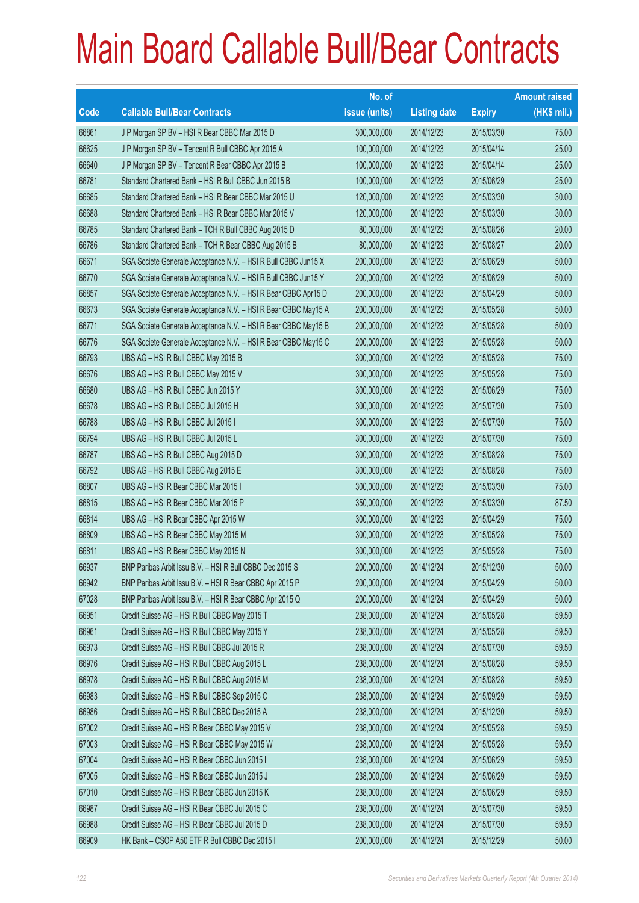# Main Board Callable Bull/Bear Contracts

| Code | Callable Bull/Bear Contracts | No. of issue (units) | Listing date | Expiry | Amount raised (HK$ mil.) |
|---|---|---|---|---|---|
| 66861 | J P Morgan SP BV – HSI R Bear CBBC Mar 2015 D | 300,000,000 | 2014/12/23 | 2015/03/30 | 75.00 |
| 66625 | J P Morgan SP BV – Tencent R Bull CBBC Apr 2015 A | 100,000,000 | 2014/12/23 | 2015/04/14 | 25.00 |
| 66640 | J P Morgan SP BV – Tencent R Bear CBBC Apr 2015 B | 100,000,000 | 2014/12/23 | 2015/04/14 | 25.00 |
| 66781 | Standard Chartered Bank – HSI R Bull CBBC Jun 2015 B | 100,000,000 | 2014/12/23 | 2015/06/29 | 25.00 |
| 66685 | Standard Chartered Bank – HSI R Bear CBBC Mar 2015 U | 120,000,000 | 2014/12/23 | 2015/03/30 | 30.00 |
| 66688 | Standard Chartered Bank – HSI R Bear CBBC Mar 2015 V | 120,000,000 | 2014/12/23 | 2015/03/30 | 30.00 |
| 66785 | Standard Chartered Bank – TCH R Bull CBBC Aug 2015 D | 80,000,000 | 2014/12/23 | 2015/08/26 | 20.00 |
| 66786 | Standard Chartered Bank – TCH R Bear CBBC Aug 2015 B | 80,000,000 | 2014/12/23 | 2015/08/27 | 20.00 |
| 66671 | SGA Societe Generale Acceptance N.V. – HSI R Bull CBBC Jun15 X | 200,000,000 | 2014/12/23 | 2015/06/29 | 50.00 |
| 66770 | SGA Societe Generale Acceptance N.V. – HSI R Bull CBBC Jun15 Y | 200,000,000 | 2014/12/23 | 2015/06/29 | 50.00 |
| 66857 | SGA Societe Generale Acceptance N.V. – HSI R Bear CBBC Apr15 D | 200,000,000 | 2014/12/23 | 2015/04/29 | 50.00 |
| 66673 | SGA Societe Generale Acceptance N.V. – HSI R Bear CBBC May15 A | 200,000,000 | 2014/12/23 | 2015/05/28 | 50.00 |
| 66771 | SGA Societe Generale Acceptance N.V. – HSI R Bear CBBC May15 B | 200,000,000 | 2014/12/23 | 2015/05/28 | 50.00 |
| 66776 | SGA Societe Generale Acceptance N.V. – HSI R Bear CBBC May15 C | 200,000,000 | 2014/12/23 | 2015/05/28 | 50.00 |
| 66793 | UBS AG – HSI R Bull CBBC May 2015 B | 300,000,000 | 2014/12/23 | 2015/05/28 | 75.00 |
| 66676 | UBS AG – HSI R Bull CBBC May 2015 V | 300,000,000 | 2014/12/23 | 2015/05/28 | 75.00 |
| 66680 | UBS AG – HSI R Bull CBBC Jun 2015 Y | 300,000,000 | 2014/12/23 | 2015/06/29 | 75.00 |
| 66678 | UBS AG – HSI R Bull CBBC Jul 2015 H | 300,000,000 | 2014/12/23 | 2015/07/30 | 75.00 |
| 66788 | UBS AG – HSI R Bull CBBC Jul 2015 I | 300,000,000 | 2014/12/23 | 2015/07/30 | 75.00 |
| 66794 | UBS AG – HSI R Bull CBBC Jul 2015 L | 300,000,000 | 2014/12/23 | 2015/07/30 | 75.00 |
| 66787 | UBS AG – HSI R Bull CBBC Aug 2015 D | 300,000,000 | 2014/12/23 | 2015/08/28 | 75.00 |
| 66792 | UBS AG – HSI R Bull CBBC Aug 2015 E | 300,000,000 | 2014/12/23 | 2015/08/28 | 75.00 |
| 66807 | UBS AG – HSI R Bear CBBC Mar 2015 I | 300,000,000 | 2014/12/23 | 2015/03/30 | 75.00 |
| 66815 | UBS AG – HSI R Bear CBBC Mar 2015 P | 350,000,000 | 2014/12/23 | 2015/03/30 | 87.50 |
| 66814 | UBS AG – HSI R Bear CBBC Apr 2015 W | 300,000,000 | 2014/12/23 | 2015/04/29 | 75.00 |
| 66809 | UBS AG – HSI R Bear CBBC May 2015 M | 300,000,000 | 2014/12/23 | 2015/05/28 | 75.00 |
| 66811 | UBS AG – HSI R Bear CBBC May 2015 N | 300,000,000 | 2014/12/23 | 2015/05/28 | 75.00 |
| 66937 | BNP Paribas Arbit Issu B.V. – HSI R Bull CBBC Dec 2015 S | 200,000,000 | 2014/12/24 | 2015/12/30 | 50.00 |
| 66942 | BNP Paribas Arbit Issu B.V. – HSI R Bear CBBC Apr 2015 P | 200,000,000 | 2014/12/24 | 2015/04/29 | 50.00 |
| 67028 | BNP Paribas Arbit Issu B.V. – HSI R Bear CBBC Apr 2015 Q | 200,000,000 | 2014/12/24 | 2015/04/29 | 50.00 |
| 66951 | Credit Suisse AG – HSI R Bull CBBC May 2015 T | 238,000,000 | 2014/12/24 | 2015/05/28 | 59.50 |
| 66961 | Credit Suisse AG – HSI R Bull CBBC May 2015 Y | 238,000,000 | 2014/12/24 | 2015/05/28 | 59.50 |
| 66973 | Credit Suisse AG – HSI R Bull CBBC Jul 2015 R | 238,000,000 | 2014/12/24 | 2015/07/30 | 59.50 |
| 66976 | Credit Suisse AG – HSI R Bull CBBC Aug 2015 L | 238,000,000 | 2014/12/24 | 2015/08/28 | 59.50 |
| 66978 | Credit Suisse AG – HSI R Bull CBBC Aug 2015 M | 238,000,000 | 2014/12/24 | 2015/08/28 | 59.50 |
| 66983 | Credit Suisse AG – HSI R Bull CBBC Sep 2015 C | 238,000,000 | 2014/12/24 | 2015/09/29 | 59.50 |
| 66986 | Credit Suisse AG – HSI R Bull CBBC Dec 2015 A | 238,000,000 | 2014/12/24 | 2015/12/30 | 59.50 |
| 67002 | Credit Suisse AG – HSI R Bear CBBC May 2015 V | 238,000,000 | 2014/12/24 | 2015/05/28 | 59.50 |
| 67003 | Credit Suisse AG – HSI R Bear CBBC May 2015 W | 238,000,000 | 2014/12/24 | 2015/05/28 | 59.50 |
| 67004 | Credit Suisse AG – HSI R Bear CBBC Jun 2015 I | 238,000,000 | 2014/12/24 | 2015/06/29 | 59.50 |
| 67005 | Credit Suisse AG – HSI R Bear CBBC Jun 2015 J | 238,000,000 | 2014/12/24 | 2015/06/29 | 59.50 |
| 67010 | Credit Suisse AG – HSI R Bear CBBC Jun 2015 K | 238,000,000 | 2014/12/24 | 2015/06/29 | 59.50 |
| 66987 | Credit Suisse AG – HSI R Bear CBBC Jul 2015 C | 238,000,000 | 2014/12/24 | 2015/07/30 | 59.50 |
| 66988 | Credit Suisse AG – HSI R Bear CBBC Jul 2015 D | 238,000,000 | 2014/12/24 | 2015/07/30 | 59.50 |
| 66909 | HK Bank – CSOP A50 ETF R Bull CBBC Dec 2015 I | 200,000,000 | 2014/12/24 | 2015/12/29 | 50.00 |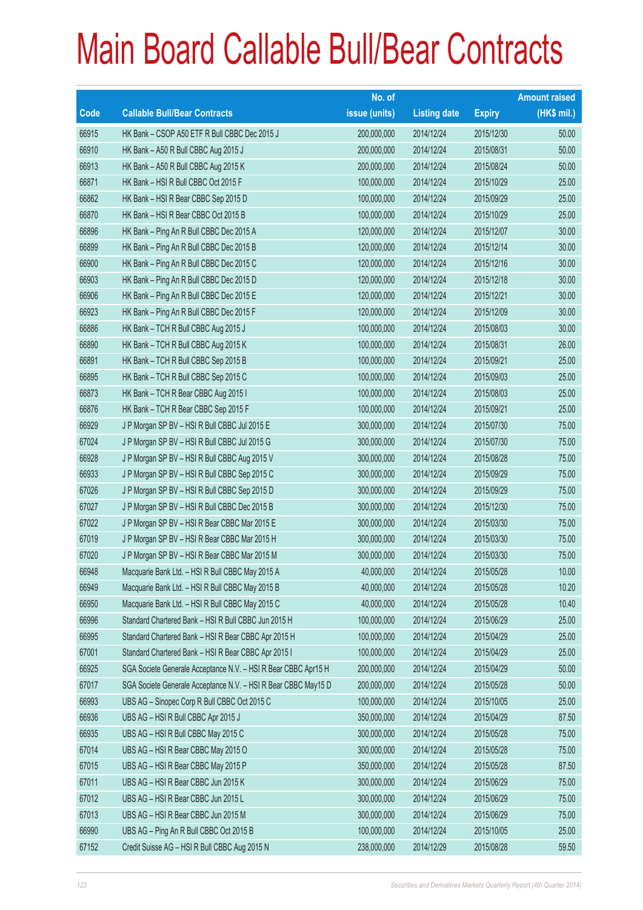# Main Board Callable Bull/Bear Contracts

| Code | Callable Bull/Bear Contracts | No. of issue (units) | Listing date | Expiry | Amount raised (HK$ mil.) |
|---|---|---|---|---|---|
| 66915 | HK Bank – CSOP A50 ETF R Bull CBBC Dec 2015 J | 200,000,000 | 2014/12/24 | 2015/12/30 | 50.00 |
| 66910 | HK Bank – A50 R Bull CBBC Aug 2015 J | 200,000,000 | 2014/12/24 | 2015/08/31 | 50.00 |
| 66913 | HK Bank – A50 R Bull CBBC Aug 2015 K | 200,000,000 | 2014/12/24 | 2015/08/24 | 50.00 |
| 66871 | HK Bank – HSI R Bull CBBC Oct 2015 F | 100,000,000 | 2014/12/24 | 2015/10/29 | 25.00 |
| 66862 | HK Bank – HSI R Bear CBBC Sep 2015 D | 100,000,000 | 2014/12/24 | 2015/09/29 | 25.00 |
| 66870 | HK Bank – HSI R Bear CBBC Oct 2015 B | 100,000,000 | 2014/12/24 | 2015/10/29 | 25.00 |
| 66896 | HK Bank – Ping An R Bull CBBC Dec 2015 A | 120,000,000 | 2014/12/24 | 2015/12/07 | 30.00 |
| 66899 | HK Bank – Ping An R Bull CBBC Dec 2015 B | 120,000,000 | 2014/12/24 | 2015/12/14 | 30.00 |
| 66900 | HK Bank – Ping An R Bull CBBC Dec 2015 C | 120,000,000 | 2014/12/24 | 2015/12/16 | 30.00 |
| 66903 | HK Bank – Ping An R Bull CBBC Dec 2015 D | 120,000,000 | 2014/12/24 | 2015/12/18 | 30.00 |
| 66906 | HK Bank – Ping An R Bull CBBC Dec 2015 E | 120,000,000 | 2014/12/24 | 2015/12/21 | 30.00 |
| 66923 | HK Bank – Ping An R Bull CBBC Dec 2015 F | 120,000,000 | 2014/12/24 | 2015/12/09 | 30.00 |
| 66886 | HK Bank – TCH R Bull CBBC Aug 2015 J | 100,000,000 | 2014/12/24 | 2015/08/03 | 30.00 |
| 66890 | HK Bank – TCH R Bull CBBC Aug 2015 K | 100,000,000 | 2014/12/24 | 2015/08/31 | 26.00 |
| 66891 | HK Bank – TCH R Bull CBBC Sep 2015 B | 100,000,000 | 2014/12/24 | 2015/09/21 | 25.00 |
| 66895 | HK Bank – TCH R Bull CBBC Sep 2015 C | 100,000,000 | 2014/12/24 | 2015/09/03 | 25.00 |
| 66873 | HK Bank – TCH R Bear CBBC Aug 2015 I | 100,000,000 | 2014/12/24 | 2015/08/03 | 25.00 |
| 66876 | HK Bank – TCH R Bear CBBC Sep 2015 F | 100,000,000 | 2014/12/24 | 2015/09/21 | 25.00 |
| 66929 | J P Morgan SP BV – HSI R Bull CBBC Jul 2015 E | 300,000,000 | 2014/12/24 | 2015/07/30 | 75.00 |
| 67024 | J P Morgan SP BV – HSI R Bull CBBC Jul 2015 G | 300,000,000 | 2014/12/24 | 2015/07/30 | 75.00 |
| 66928 | J P Morgan SP BV – HSI R Bull CBBC Aug 2015 V | 300,000,000 | 2014/12/24 | 2015/08/28 | 75.00 |
| 66933 | J P Morgan SP BV – HSI R Bull CBBC Sep 2015 C | 300,000,000 | 2014/12/24 | 2015/09/29 | 75.00 |
| 67026 | J P Morgan SP BV – HSI R Bull CBBC Sep 2015 D | 300,000,000 | 2014/12/24 | 2015/09/29 | 75.00 |
| 67027 | J P Morgan SP BV – HSI R Bull CBBC Dec 2015 B | 300,000,000 | 2014/12/24 | 2015/12/30 | 75.00 |
| 67022 | J P Morgan SP BV – HSI R Bear CBBC Mar 2015 E | 300,000,000 | 2014/12/24 | 2015/03/30 | 75.00 |
| 67019 | J P Morgan SP BV – HSI R Bear CBBC Mar 2015 H | 300,000,000 | 2014/12/24 | 2015/03/30 | 75.00 |
| 67020 | J P Morgan SP BV – HSI R Bear CBBC Mar 2015 M | 300,000,000 | 2014/12/24 | 2015/03/30 | 75.00 |
| 66948 | Macquarie Bank Ltd. – HSI R Bull CBBC May 2015 A | 40,000,000 | 2014/12/24 | 2015/05/28 | 10.00 |
| 66949 | Macquarie Bank Ltd. – HSI R Bull CBBC May 2015 B | 40,000,000 | 2014/12/24 | 2015/05/28 | 10.20 |
| 66950 | Macquarie Bank Ltd. – HSI R Bull CBBC May 2015 C | 40,000,000 | 2014/12/24 | 2015/05/28 | 10.40 |
| 66996 | Standard Chartered Bank – HSI R Bull CBBC Jun 2015 H | 100,000,000 | 2014/12/24 | 2015/06/29 | 25.00 |
| 66995 | Standard Chartered Bank – HSI R Bear CBBC Apr 2015 H | 100,000,000 | 2014/12/24 | 2015/04/29 | 25.00 |
| 67001 | Standard Chartered Bank – HSI R Bear CBBC Apr 2015 I | 100,000,000 | 2014/12/24 | 2015/04/29 | 25.00 |
| 66925 | SGA Societe Generale Acceptance N.V. – HSI R Bear CBBC Apr15 H | 200,000,000 | 2014/12/24 | 2015/04/29 | 50.00 |
| 67017 | SGA Societe Generale Acceptance N.V. – HSI R Bear CBBC May15 D | 200,000,000 | 2014/12/24 | 2015/05/28 | 50.00 |
| 66993 | UBS AG – Sinopec Corp R Bull CBBC Oct 2015 C | 100,000,000 | 2014/12/24 | 2015/10/05 | 25.00 |
| 66936 | UBS AG – HSI R Bull CBBC Apr 2015 J | 350,000,000 | 2014/12/24 | 2015/04/29 | 87.50 |
| 66935 | UBS AG – HSI R Bull CBBC May 2015 C | 300,000,000 | 2014/12/24 | 2015/05/28 | 75.00 |
| 67014 | UBS AG – HSI R Bear CBBC May 2015 O | 300,000,000 | 2014/12/24 | 2015/05/28 | 75.00 |
| 67015 | UBS AG – HSI R Bear CBBC May 2015 P | 350,000,000 | 2014/12/24 | 2015/05/28 | 87.50 |
| 67011 | UBS AG – HSI R Bear CBBC Jun 2015 K | 300,000,000 | 2014/12/24 | 2015/06/29 | 75.00 |
| 67012 | UBS AG – HSI R Bear CBBC Jun 2015 L | 300,000,000 | 2014/12/24 | 2015/06/29 | 75.00 |
| 67013 | UBS AG – HSI R Bear CBBC Jun 2015 M | 300,000,000 | 2014/12/24 | 2015/06/29 | 75.00 |
| 66990 | UBS AG – Ping An R Bull CBBC Oct 2015 B | 100,000,000 | 2014/12/24 | 2015/10/05 | 25.00 |
| 67152 | Credit Suisse AG – HSI R Bull CBBC Aug 2015 N | 238,000,000 | 2014/12/29 | 2015/08/28 | 59.50 |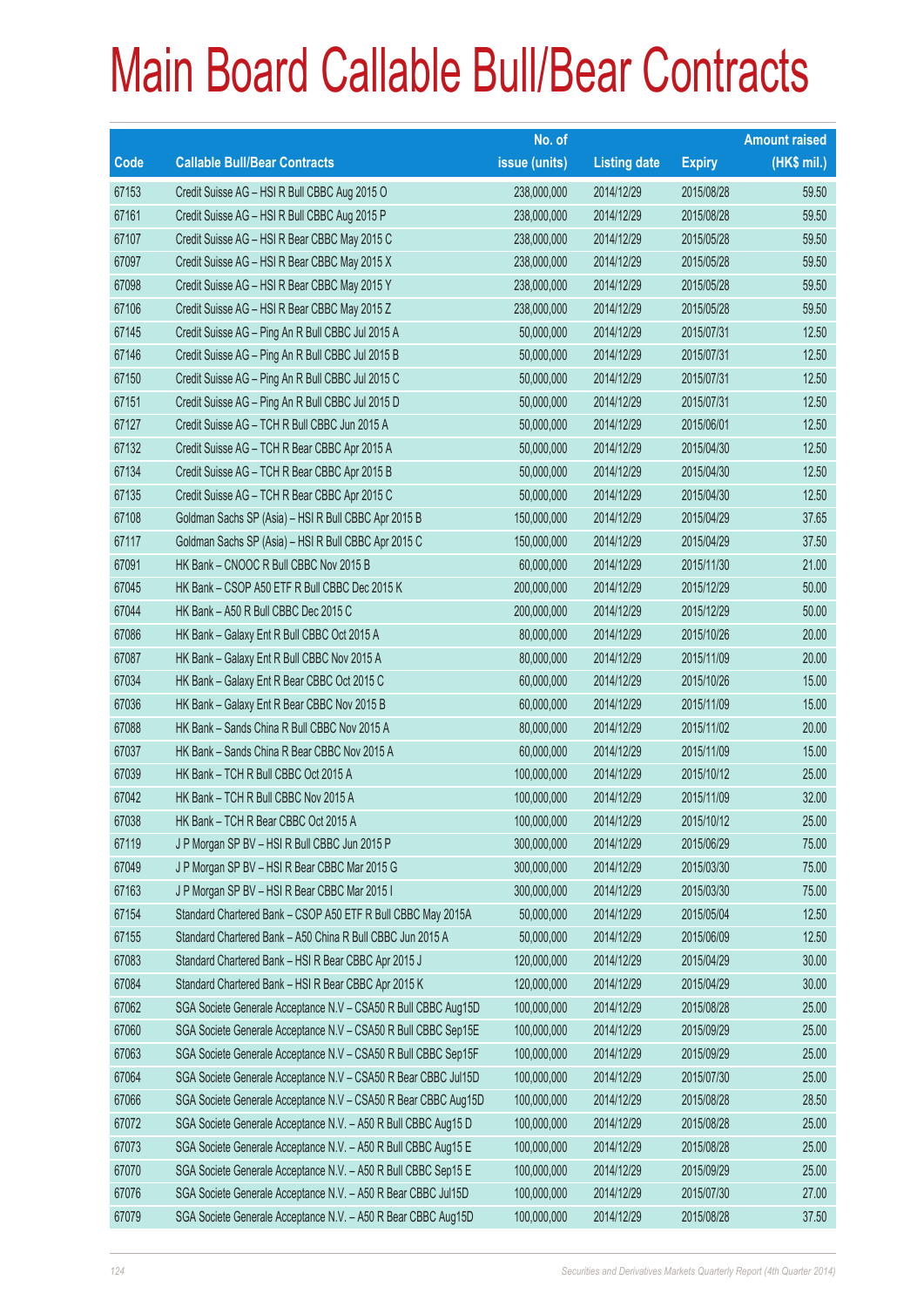# Main Board Callable Bull/Bear Contracts

| Code | Callable Bull/Bear Contracts | No. of issue (units) | Listing date | Expiry | Amount raised (HK$ mil.) |
|---|---|---|---|---|---|
| 67153 | Credit Suisse AG – HSI R Bull CBBC Aug 2015 O | 238,000,000 | 2014/12/29 | 2015/08/28 | 59.50 |
| 67161 | Credit Suisse AG – HSI R Bull CBBC Aug 2015 P | 238,000,000 | 2014/12/29 | 2015/08/28 | 59.50 |
| 67107 | Credit Suisse AG – HSI R Bear CBBC May 2015 C | 238,000,000 | 2014/12/29 | 2015/05/28 | 59.50 |
| 67097 | Credit Suisse AG – HSI R Bear CBBC May 2015 X | 238,000,000 | 2014/12/29 | 2015/05/28 | 59.50 |
| 67098 | Credit Suisse AG – HSI R Bear CBBC May 2015 Y | 238,000,000 | 2014/12/29 | 2015/05/28 | 59.50 |
| 67106 | Credit Suisse AG – HSI R Bear CBBC May 2015 Z | 238,000,000 | 2014/12/29 | 2015/05/28 | 59.50 |
| 67145 | Credit Suisse AG – Ping An R Bull CBBC Jul 2015 A | 50,000,000 | 2014/12/29 | 2015/07/31 | 12.50 |
| 67146 | Credit Suisse AG – Ping An R Bull CBBC Jul 2015 B | 50,000,000 | 2014/12/29 | 2015/07/31 | 12.50 |
| 67150 | Credit Suisse AG – Ping An R Bull CBBC Jul 2015 C | 50,000,000 | 2014/12/29 | 2015/07/31 | 12.50 |
| 67151 | Credit Suisse AG – Ping An R Bull CBBC Jul 2015 D | 50,000,000 | 2014/12/29 | 2015/07/31 | 12.50 |
| 67127 | Credit Suisse AG – TCH R Bull CBBC Jun 2015 A | 50,000,000 | 2014/12/29 | 2015/06/01 | 12.50 |
| 67132 | Credit Suisse AG – TCH R Bear CBBC Apr 2015 A | 50,000,000 | 2014/12/29 | 2015/04/30 | 12.50 |
| 67134 | Credit Suisse AG – TCH R Bear CBBC Apr 2015 B | 50,000,000 | 2014/12/29 | 2015/04/30 | 12.50 |
| 67135 | Credit Suisse AG – TCH R Bear CBBC Apr 2015 C | 50,000,000 | 2014/12/29 | 2015/04/30 | 12.50 |
| 67108 | Goldman Sachs SP (Asia) – HSI R Bull CBBC Apr 2015 B | 150,000,000 | 2014/12/29 | 2015/04/29 | 37.65 |
| 67117 | Goldman Sachs SP (Asia) – HSI R Bull CBBC Apr 2015 C | 150,000,000 | 2014/12/29 | 2015/04/29 | 37.50 |
| 67091 | HK Bank – CNOOC R Bull CBBC Nov 2015 B | 60,000,000 | 2014/12/29 | 2015/11/30 | 21.00 |
| 67045 | HK Bank – CSOP A50 ETF R Bull CBBC Dec 2015 K | 200,000,000 | 2014/12/29 | 2015/12/29 | 50.00 |
| 67044 | HK Bank – A50 R Bull CBBC Dec 2015 C | 200,000,000 | 2014/12/29 | 2015/12/29 | 50.00 |
| 67086 | HK Bank – Galaxy Ent R Bull CBBC Oct 2015 A | 80,000,000 | 2014/12/29 | 2015/10/26 | 20.00 |
| 67087 | HK Bank – Galaxy Ent R Bull CBBC Nov 2015 A | 80,000,000 | 2014/12/29 | 2015/11/09 | 20.00 |
| 67034 | HK Bank – Galaxy Ent R Bear CBBC Oct 2015 C | 60,000,000 | 2014/12/29 | 2015/10/26 | 15.00 |
| 67036 | HK Bank – Galaxy Ent R Bear CBBC Nov 2015 B | 60,000,000 | 2014/12/29 | 2015/11/09 | 15.00 |
| 67088 | HK Bank – Sands China R Bull CBBC Nov 2015 A | 80,000,000 | 2014/12/29 | 2015/11/02 | 20.00 |
| 67037 | HK Bank – Sands China R Bear CBBC Nov 2015 A | 60,000,000 | 2014/12/29 | 2015/11/09 | 15.00 |
| 67039 | HK Bank – TCH R Bull CBBC Oct 2015 A | 100,000,000 | 2014/12/29 | 2015/10/12 | 25.00 |
| 67042 | HK Bank – TCH R Bull CBBC Nov 2015 A | 100,000,000 | 2014/12/29 | 2015/11/09 | 32.00 |
| 67038 | HK Bank – TCH R Bear CBBC Oct 2015 A | 100,000,000 | 2014/12/29 | 2015/10/12 | 25.00 |
| 67119 | J P Morgan SP BV – HSI R Bull CBBC Jun 2015 P | 300,000,000 | 2014/12/29 | 2015/06/29 | 75.00 |
| 67049 | J P Morgan SP BV – HSI R Bear CBBC Mar 2015 G | 300,000,000 | 2014/12/29 | 2015/03/30 | 75.00 |
| 67163 | J P Morgan SP BV – HSI R Bear CBBC Mar 2015 I | 300,000,000 | 2014/12/29 | 2015/03/30 | 75.00 |
| 67154 | Standard Chartered Bank – CSOP A50 ETF R Bull CBBC May 2015A | 50,000,000 | 2014/12/29 | 2015/05/04 | 12.50 |
| 67155 | Standard Chartered Bank – A50 China R Bull CBBC Jun 2015 A | 50,000,000 | 2014/12/29 | 2015/06/09 | 12.50 |
| 67083 | Standard Chartered Bank – HSI R Bear CBBC Apr 2015 J | 120,000,000 | 2014/12/29 | 2015/04/29 | 30.00 |
| 67084 | Standard Chartered Bank – HSI R Bear CBBC Apr 2015 K | 120,000,000 | 2014/12/29 | 2015/04/29 | 30.00 |
| 67062 | SGA Societe Generale Acceptance N.V – CSA50 R Bull CBBC Aug15D | 100,000,000 | 2014/12/29 | 2015/08/28 | 25.00 |
| 67060 | SGA Societe Generale Acceptance N.V – CSA50 R Bull CBBC Sep15E | 100,000,000 | 2014/12/29 | 2015/09/29 | 25.00 |
| 67063 | SGA Societe Generale Acceptance N.V – CSA50 R Bull CBBC Sep15F | 100,000,000 | 2014/12/29 | 2015/09/29 | 25.00 |
| 67064 | SGA Societe Generale Acceptance N.V – CSA50 R Bear CBBC Jul15D | 100,000,000 | 2014/12/29 | 2015/07/30 | 25.00 |
| 67066 | SGA Societe Generale Acceptance N.V – CSA50 R Bear CBBC Aug15D | 100,000,000 | 2014/12/29 | 2015/08/28 | 28.50 |
| 67072 | SGA Societe Generale Acceptance N.V. – A50 R Bull CBBC Aug15 D | 100,000,000 | 2014/12/29 | 2015/08/28 | 25.00 |
| 67073 | SGA Societe Generale Acceptance N.V. – A50 R Bull CBBC Aug15 E | 100,000,000 | 2014/12/29 | 2015/08/28 | 25.00 |
| 67070 | SGA Societe Generale Acceptance N.V. – A50 R Bull CBBC Sep15 E | 100,000,000 | 2014/12/29 | 2015/09/29 | 25.00 |
| 67076 | SGA Societe Generale Acceptance N.V. – A50 R Bear CBBC Jul15D | 100,000,000 | 2014/12/29 | 2015/07/30 | 27.00 |
| 67079 | SGA Societe Generale Acceptance N.V. – A50 R Bear CBBC Aug15D | 100,000,000 | 2014/12/29 | 2015/08/28 | 37.50 |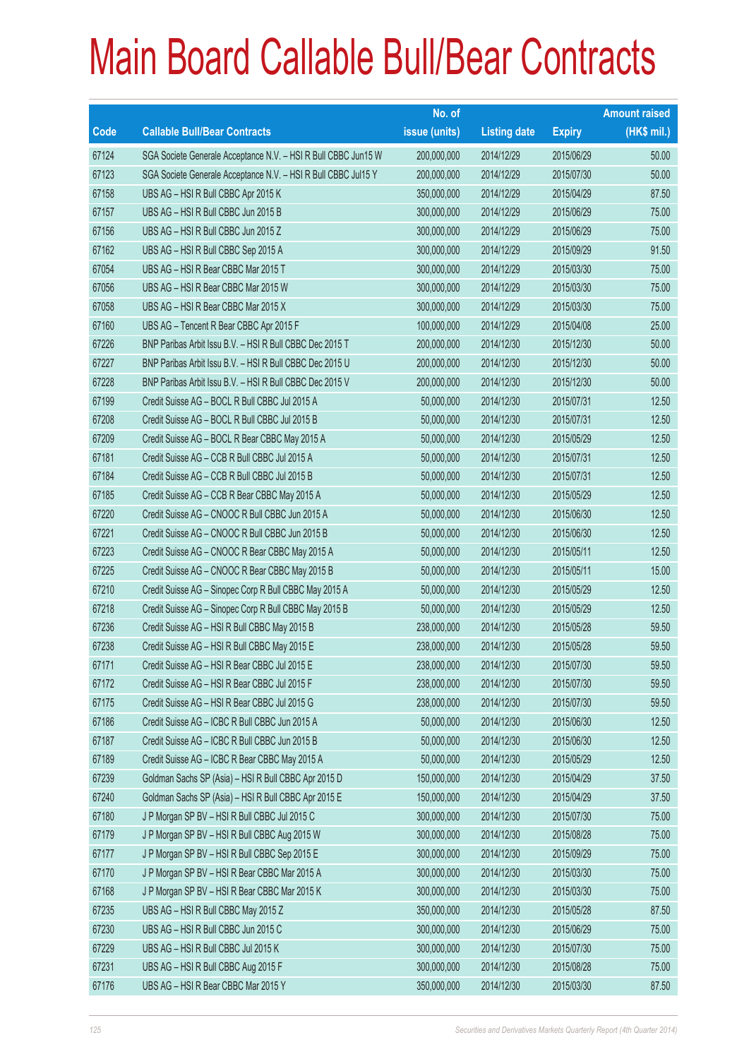# Main Board Callable Bull/Bear Contracts

| Code | Callable Bull/Bear Contracts | No. of issue (units) | Listing date | Expiry | Amount raised (HK$ mil.) |
|---|---|---|---|---|---|
| 67124 | SGA Societe Generale Acceptance N.V. – HSI R Bull CBBC Jun15 W | 200,000,000 | 2014/12/29 | 2015/06/29 | 50.00 |
| 67123 | SGA Societe Generale Acceptance N.V. – HSI R Bull CBBC Jul15 Y | 200,000,000 | 2014/12/29 | 2015/07/30 | 50.00 |
| 67158 | UBS AG – HSI R Bull CBBC Apr 2015 K | 350,000,000 | 2014/12/29 | 2015/04/29 | 87.50 |
| 67157 | UBS AG – HSI R Bull CBBC Jun 2015 B | 300,000,000 | 2014/12/29 | 2015/06/29 | 75.00 |
| 67156 | UBS AG – HSI R Bull CBBC Jun 2015 Z | 300,000,000 | 2014/12/29 | 2015/06/29 | 75.00 |
| 67162 | UBS AG – HSI R Bull CBBC Sep 2015 A | 300,000,000 | 2014/12/29 | 2015/09/29 | 91.50 |
| 67054 | UBS AG – HSI R Bear CBBC Mar 2015 T | 300,000,000 | 2014/12/29 | 2015/03/30 | 75.00 |
| 67056 | UBS AG – HSI R Bear CBBC Mar 2015 W | 300,000,000 | 2014/12/29 | 2015/03/30 | 75.00 |
| 67058 | UBS AG – HSI R Bear CBBC Mar 2015 X | 300,000,000 | 2014/12/29 | 2015/03/30 | 75.00 |
| 67160 | UBS AG – Tencent R Bear CBBC Apr 2015 F | 100,000,000 | 2014/12/29 | 2015/04/08 | 25.00 |
| 67226 | BNP Paribas Arbit Issu B.V. – HSI R Bull CBBC Dec 2015 T | 200,000,000 | 2014/12/30 | 2015/12/30 | 50.00 |
| 67227 | BNP Paribas Arbit Issu B.V. – HSI R Bull CBBC Dec 2015 U | 200,000,000 | 2014/12/30 | 2015/12/30 | 50.00 |
| 67228 | BNP Paribas Arbit Issu B.V. – HSI R Bull CBBC Dec 2015 V | 200,000,000 | 2014/12/30 | 2015/12/30 | 50.00 |
| 67199 | Credit Suisse AG – BOCL R Bull CBBC Jul 2015 A | 50,000,000 | 2014/12/30 | 2015/07/31 | 12.50 |
| 67208 | Credit Suisse AG – BOCL R Bull CBBC Jul 2015 B | 50,000,000 | 2014/12/30 | 2015/07/31 | 12.50 |
| 67209 | Credit Suisse AG – BOCL R Bear CBBC May 2015 A | 50,000,000 | 2014/12/30 | 2015/05/29 | 12.50 |
| 67181 | Credit Suisse AG – CCB R Bull CBBC Jul 2015 A | 50,000,000 | 2014/12/30 | 2015/07/31 | 12.50 |
| 67184 | Credit Suisse AG – CCB R Bull CBBC Jul 2015 B | 50,000,000 | 2014/12/30 | 2015/07/31 | 12.50 |
| 67185 | Credit Suisse AG – CCB R Bear CBBC May 2015 A | 50,000,000 | 2014/12/30 | 2015/05/29 | 12.50 |
| 67220 | Credit Suisse AG – CNOOC R Bull CBBC Jun 2015 A | 50,000,000 | 2014/12/30 | 2015/06/30 | 12.50 |
| 67221 | Credit Suisse AG – CNOOC R Bull CBBC Jun 2015 B | 50,000,000 | 2014/12/30 | 2015/06/30 | 12.50 |
| 67223 | Credit Suisse AG – CNOOC R Bear CBBC May 2015 A | 50,000,000 | 2014/12/30 | 2015/05/11 | 12.50 |
| 67225 | Credit Suisse AG – CNOOC R Bear CBBC May 2015 B | 50,000,000 | 2014/12/30 | 2015/05/11 | 15.00 |
| 67210 | Credit Suisse AG – Sinopec Corp R Bull CBBC May 2015 A | 50,000,000 | 2014/12/30 | 2015/05/29 | 12.50 |
| 67218 | Credit Suisse AG – Sinopec Corp R Bull CBBC May 2015 B | 50,000,000 | 2014/12/30 | 2015/05/29 | 12.50 |
| 67236 | Credit Suisse AG – HSI R Bull CBBC May 2015 B | 238,000,000 | 2014/12/30 | 2015/05/28 | 59.50 |
| 67238 | Credit Suisse AG – HSI R Bull CBBC May 2015 E | 238,000,000 | 2014/12/30 | 2015/05/28 | 59.50 |
| 67171 | Credit Suisse AG – HSI R Bear CBBC Jul 2015 E | 238,000,000 | 2014/12/30 | 2015/07/30 | 59.50 |
| 67172 | Credit Suisse AG – HSI R Bear CBBC Jul 2015 F | 238,000,000 | 2014/12/30 | 2015/07/30 | 59.50 |
| 67175 | Credit Suisse AG – HSI R Bear CBBC Jul 2015 G | 238,000,000 | 2014/12/30 | 2015/07/30 | 59.50 |
| 67186 | Credit Suisse AG – ICBC R Bull CBBC Jun 2015 A | 50,000,000 | 2014/12/30 | 2015/06/30 | 12.50 |
| 67187 | Credit Suisse AG – ICBC R Bull CBBC Jun 2015 B | 50,000,000 | 2014/12/30 | 2015/06/30 | 12.50 |
| 67189 | Credit Suisse AG – ICBC R Bear CBBC May 2015 A | 50,000,000 | 2014/12/30 | 2015/05/29 | 12.50 |
| 67239 | Goldman Sachs SP (Asia) – HSI R Bull CBBC Apr 2015 D | 150,000,000 | 2014/12/30 | 2015/04/29 | 37.50 |
| 67240 | Goldman Sachs SP (Asia) – HSI R Bull CBBC Apr 2015 E | 150,000,000 | 2014/12/30 | 2015/04/29 | 37.50 |
| 67180 | J P Morgan SP BV – HSI R Bull CBBC Jul 2015 C | 300,000,000 | 2014/12/30 | 2015/07/30 | 75.00 |
| 67179 | J P Morgan SP BV – HSI R Bull CBBC Aug 2015 W | 300,000,000 | 2014/12/30 | 2015/08/28 | 75.00 |
| 67177 | J P Morgan SP BV – HSI R Bull CBBC Sep 2015 E | 300,000,000 | 2014/12/30 | 2015/09/29 | 75.00 |
| 67170 | J P Morgan SP BV – HSI R Bear CBBC Mar 2015 A | 300,000,000 | 2014/12/30 | 2015/03/30 | 75.00 |
| 67168 | J P Morgan SP BV – HSI R Bear CBBC Mar 2015 K | 300,000,000 | 2014/12/30 | 2015/03/30 | 75.00 |
| 67235 | UBS AG – HSI R Bull CBBC May 2015 Z | 350,000,000 | 2014/12/30 | 2015/05/28 | 87.50 |
| 67230 | UBS AG – HSI R Bull CBBC Jun 2015 C | 300,000,000 | 2014/12/30 | 2015/06/29 | 75.00 |
| 67229 | UBS AG – HSI R Bull CBBC Jul 2015 K | 300,000,000 | 2014/12/30 | 2015/07/30 | 75.00 |
| 67231 | UBS AG – HSI R Bull CBBC Aug 2015 F | 300,000,000 | 2014/12/30 | 2015/08/28 | 75.00 |
| 67176 | UBS AG – HSI R Bear CBBC Mar 2015 Y | 350,000,000 | 2014/12/30 | 2015/03/30 | 87.50 |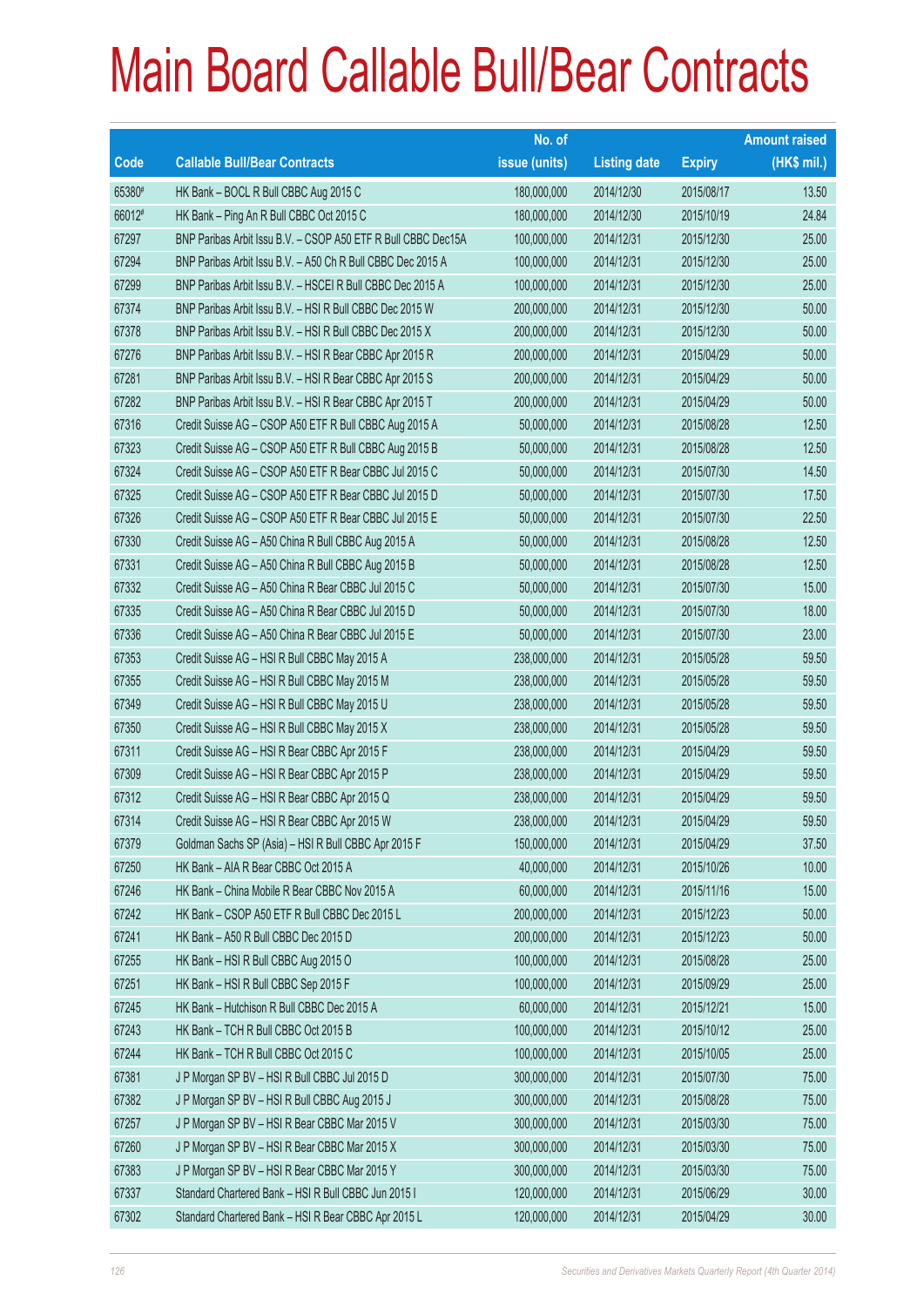# Main Board Callable Bull/Bear Contracts

| Code | Callable Bull/Bear Contracts | No. of issue (units) | Listing date | Expiry | Amount raised (HK$ mil.) |
|---|---|---|---|---|---|
| 65380# | HK Bank – BOCL R Bull CBBC Aug 2015 C | 180,000,000 | 2014/12/30 | 2015/08/17 | 13.50 |
| 66012# | HK Bank – Ping An R Bull CBBC Oct 2015 C | 180,000,000 | 2014/12/30 | 2015/10/19 | 24.84 |
| 67297 | BNP Paribas Arbit Issu B.V. – CSOP A50 ETF R Bull CBBC Dec15A | 100,000,000 | 2014/12/31 | 2015/12/30 | 25.00 |
| 67294 | BNP Paribas Arbit Issu B.V. – A50 Ch R Bull CBBC Dec 2015 A | 100,000,000 | 2014/12/31 | 2015/12/30 | 25.00 |
| 67299 | BNP Paribas Arbit Issu B.V. – HSCEI R Bull CBBC Dec 2015 A | 100,000,000 | 2014/12/31 | 2015/12/30 | 25.00 |
| 67374 | BNP Paribas Arbit Issu B.V. – HSI R Bull CBBC Dec 2015 W | 200,000,000 | 2014/12/31 | 2015/12/30 | 50.00 |
| 67378 | BNP Paribas Arbit Issu B.V. – HSI R Bull CBBC Dec 2015 X | 200,000,000 | 2014/12/31 | 2015/12/30 | 50.00 |
| 67276 | BNP Paribas Arbit Issu B.V. – HSI R Bear CBBC Apr 2015 R | 200,000,000 | 2014/12/31 | 2015/04/29 | 50.00 |
| 67281 | BNP Paribas Arbit Issu B.V. – HSI R Bear CBBC Apr 2015 S | 200,000,000 | 2014/12/31 | 2015/04/29 | 50.00 |
| 67282 | BNP Paribas Arbit Issu B.V. – HSI R Bear CBBC Apr 2015 T | 200,000,000 | 2014/12/31 | 2015/04/29 | 50.00 |
| 67316 | Credit Suisse AG – CSOP A50 ETF R Bull CBBC Aug 2015 A | 50,000,000 | 2014/12/31 | 2015/08/28 | 12.50 |
| 67323 | Credit Suisse AG – CSOP A50 ETF R Bull CBBC Aug 2015 B | 50,000,000 | 2014/12/31 | 2015/08/28 | 12.50 |
| 67324 | Credit Suisse AG – CSOP A50 ETF R Bear CBBC Jul 2015 C | 50,000,000 | 2014/12/31 | 2015/07/30 | 14.50 |
| 67325 | Credit Suisse AG – CSOP A50 ETF R Bear CBBC Jul 2015 D | 50,000,000 | 2014/12/31 | 2015/07/30 | 17.50 |
| 67326 | Credit Suisse AG – CSOP A50 ETF R Bear CBBC Jul 2015 E | 50,000,000 | 2014/12/31 | 2015/07/30 | 22.50 |
| 67330 | Credit Suisse AG – A50 China R Bull CBBC Aug 2015 A | 50,000,000 | 2014/12/31 | 2015/08/28 | 12.50 |
| 67331 | Credit Suisse AG – A50 China R Bull CBBC Aug 2015 B | 50,000,000 | 2014/12/31 | 2015/08/28 | 12.50 |
| 67332 | Credit Suisse AG – A50 China R Bear CBBC Jul 2015 C | 50,000,000 | 2014/12/31 | 2015/07/30 | 15.00 |
| 67335 | Credit Suisse AG – A50 China R Bear CBBC Jul 2015 D | 50,000,000 | 2014/12/31 | 2015/07/30 | 18.00 |
| 67336 | Credit Suisse AG – A50 China R Bear CBBC Jul 2015 E | 50,000,000 | 2014/12/31 | 2015/07/30 | 23.00 |
| 67353 | Credit Suisse AG – HSI R Bull CBBC May 2015 A | 238,000,000 | 2014/12/31 | 2015/05/28 | 59.50 |
| 67355 | Credit Suisse AG – HSI R Bull CBBC May 2015 M | 238,000,000 | 2014/12/31 | 2015/05/28 | 59.50 |
| 67349 | Credit Suisse AG – HSI R Bull CBBC May 2015 U | 238,000,000 | 2014/12/31 | 2015/05/28 | 59.50 |
| 67350 | Credit Suisse AG – HSI R Bull CBBC May 2015 X | 238,000,000 | 2014/12/31 | 2015/05/28 | 59.50 |
| 67311 | Credit Suisse AG – HSI R Bear CBBC Apr 2015 F | 238,000,000 | 2014/12/31 | 2015/04/29 | 59.50 |
| 67309 | Credit Suisse AG – HSI R Bear CBBC Apr 2015 P | 238,000,000 | 2014/12/31 | 2015/04/29 | 59.50 |
| 67312 | Credit Suisse AG – HSI R Bear CBBC Apr 2015 Q | 238,000,000 | 2014/12/31 | 2015/04/29 | 59.50 |
| 67314 | Credit Suisse AG – HSI R Bear CBBC Apr 2015 W | 238,000,000 | 2014/12/31 | 2015/04/29 | 59.50 |
| 67379 | Goldman Sachs SP (Asia) – HSI R Bull CBBC Apr 2015 F | 150,000,000 | 2014/12/31 | 2015/04/29 | 37.50 |
| 67250 | HK Bank – AIA R Bear CBBC Oct 2015 A | 40,000,000 | 2014/12/31 | 2015/10/26 | 10.00 |
| 67246 | HK Bank – China Mobile R Bear CBBC Nov 2015 A | 60,000,000 | 2014/12/31 | 2015/11/16 | 15.00 |
| 67242 | HK Bank – CSOP A50 ETF R Bull CBBC Dec 2015 L | 200,000,000 | 2014/12/31 | 2015/12/23 | 50.00 |
| 67241 | HK Bank – A50 R Bull CBBC Dec 2015 D | 200,000,000 | 2014/12/31 | 2015/12/23 | 50.00 |
| 67255 | HK Bank – HSI R Bull CBBC Aug 2015 O | 100,000,000 | 2014/12/31 | 2015/08/28 | 25.00 |
| 67251 | HK Bank – HSI R Bull CBBC Sep 2015 F | 100,000,000 | 2014/12/31 | 2015/09/29 | 25.00 |
| 67245 | HK Bank – Hutchison R Bull CBBC Dec 2015 A | 60,000,000 | 2014/12/31 | 2015/12/21 | 15.00 |
| 67243 | HK Bank – TCH R Bull CBBC Oct 2015 B | 100,000,000 | 2014/12/31 | 2015/10/12 | 25.00 |
| 67244 | HK Bank – TCH R Bull CBBC Oct 2015 C | 100,000,000 | 2014/12/31 | 2015/10/05 | 25.00 |
| 67381 | J P Morgan SP BV – HSI R Bull CBBC Jul 2015 D | 300,000,000 | 2014/12/31 | 2015/07/30 | 75.00 |
| 67382 | J P Morgan SP BV – HSI R Bull CBBC Aug 2015 J | 300,000,000 | 2014/12/31 | 2015/08/28 | 75.00 |
| 67257 | J P Morgan SP BV – HSI R Bear CBBC Mar 2015 V | 300,000,000 | 2014/12/31 | 2015/03/30 | 75.00 |
| 67260 | J P Morgan SP BV – HSI R Bear CBBC Mar 2015 X | 300,000,000 | 2014/12/31 | 2015/03/30 | 75.00 |
| 67383 | J P Morgan SP BV – HSI R Bear CBBC Mar 2015 Y | 300,000,000 | 2014/12/31 | 2015/03/30 | 75.00 |
| 67337 | Standard Chartered Bank – HSI R Bull CBBC Jun 2015 I | 120,000,000 | 2014/12/31 | 2015/06/29 | 30.00 |
| 67302 | Standard Chartered Bank – HSI R Bear CBBC Apr 2015 L | 120,000,000 | 2014/12/31 | 2015/04/29 | 30.00 |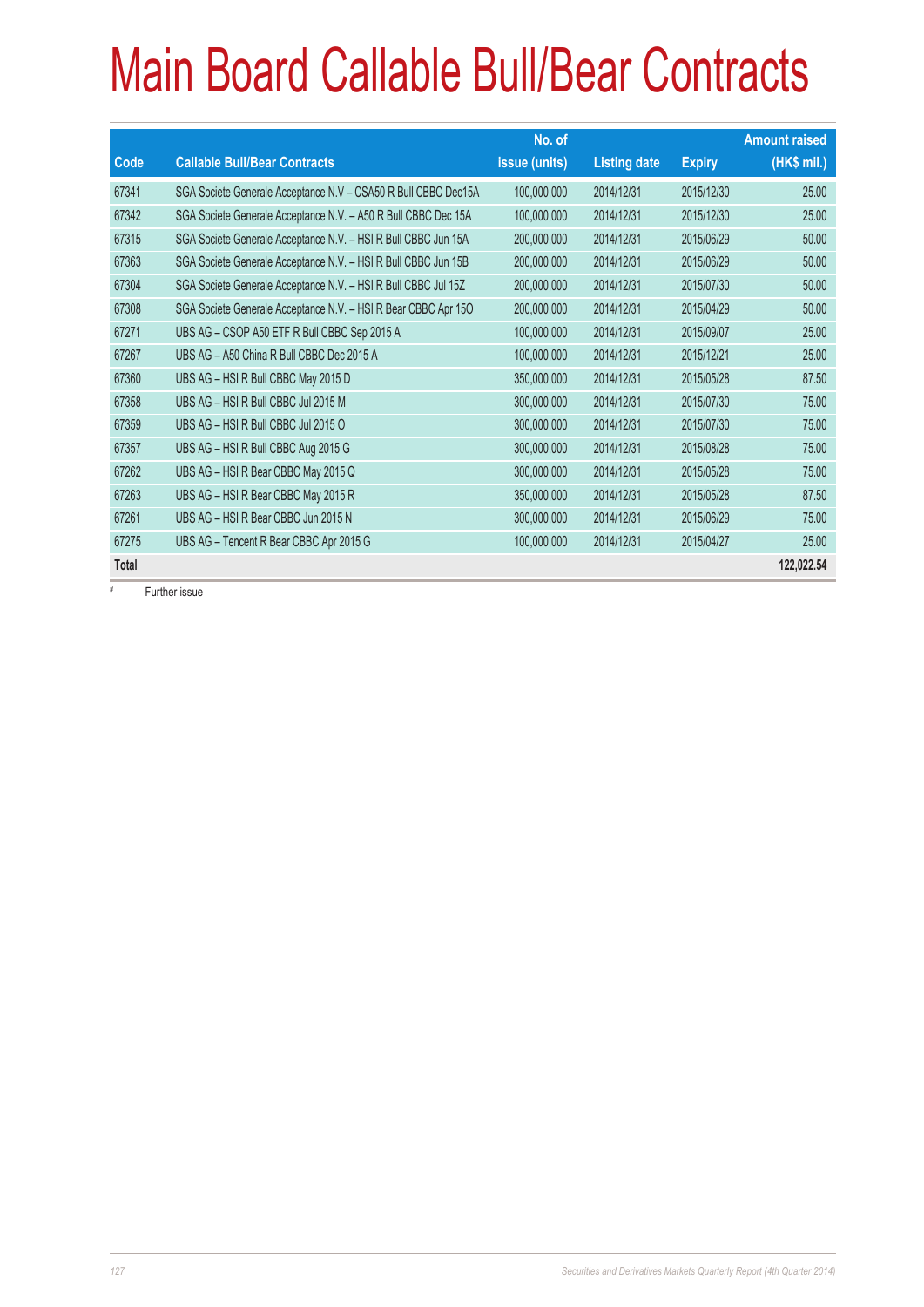# Main Board Callable Bull/Bear Contracts

| Code | Callable Bull/Bear Contracts | No. of issue (units) | Listing date | Expiry | Amount raised (HK$ mil.) |
|---|---|---|---|---|---|
| 67341 | SGA Societe Generale Acceptance N.V – CSA50 R Bull CBBC Dec15A | 100,000,000 | 2014/12/31 | 2015/12/30 | 25.00 |
| 67342 | SGA Societe Generale Acceptance N.V. – A50 R Bull CBBC Dec 15A | 100,000,000 | 2014/12/31 | 2015/12/30 | 25.00 |
| 67315 | SGA Societe Generale Acceptance N.V. – HSI R Bull CBBC Jun 15A | 200,000,000 | 2014/12/31 | 2015/06/29 | 50.00 |
| 67363 | SGA Societe Generale Acceptance N.V. – HSI R Bull CBBC Jun 15B | 200,000,000 | 2014/12/31 | 2015/06/29 | 50.00 |
| 67304 | SGA Societe Generale Acceptance N.V. – HSI R Bull CBBC Jul 15Z | 200,000,000 | 2014/12/31 | 2015/07/30 | 50.00 |
| 67308 | SGA Societe Generale Acceptance N.V. – HSI R Bear CBBC Apr 15O | 200,000,000 | 2014/12/31 | 2015/04/29 | 50.00 |
| 67271 | UBS AG – CSOP A50 ETF R Bull CBBC Sep 2015 A | 100,000,000 | 2014/12/31 | 2015/09/07 | 25.00 |
| 67267 | UBS AG – A50 China R Bull CBBC Dec 2015 A | 100,000,000 | 2014/12/31 | 2015/12/21 | 25.00 |
| 67360 | UBS AG – HSI R Bull CBBC May 2015 D | 350,000,000 | 2014/12/31 | 2015/05/28 | 87.50 |
| 67358 | UBS AG – HSI R Bull CBBC Jul 2015 M | 300,000,000 | 2014/12/31 | 2015/07/30 | 75.00 |
| 67359 | UBS AG – HSI R Bull CBBC Jul 2015 O | 300,000,000 | 2014/12/31 | 2015/07/30 | 75.00 |
| 67357 | UBS AG – HSI R Bull CBBC Aug 2015 G | 300,000,000 | 2014/12/31 | 2015/08/28 | 75.00 |
| 67262 | UBS AG – HSI R Bear CBBC May 2015 Q | 300,000,000 | 2014/12/31 | 2015/05/28 | 75.00 |
| 67263 | UBS AG – HSI R Bear CBBC May 2015 R | 350,000,000 | 2014/12/31 | 2015/05/28 | 87.50 |
| 67261 | UBS AG – HSI R Bear CBBC Jun 2015 N | 300,000,000 | 2014/12/31 | 2015/06/29 | 75.00 |
| 67275 | UBS AG – Tencent R Bear CBBC Apr 2015 G | 100,000,000 | 2014/12/31 | 2015/04/27 | 25.00 |
| **Total** | | | | | **122,022.54** |

# Further issue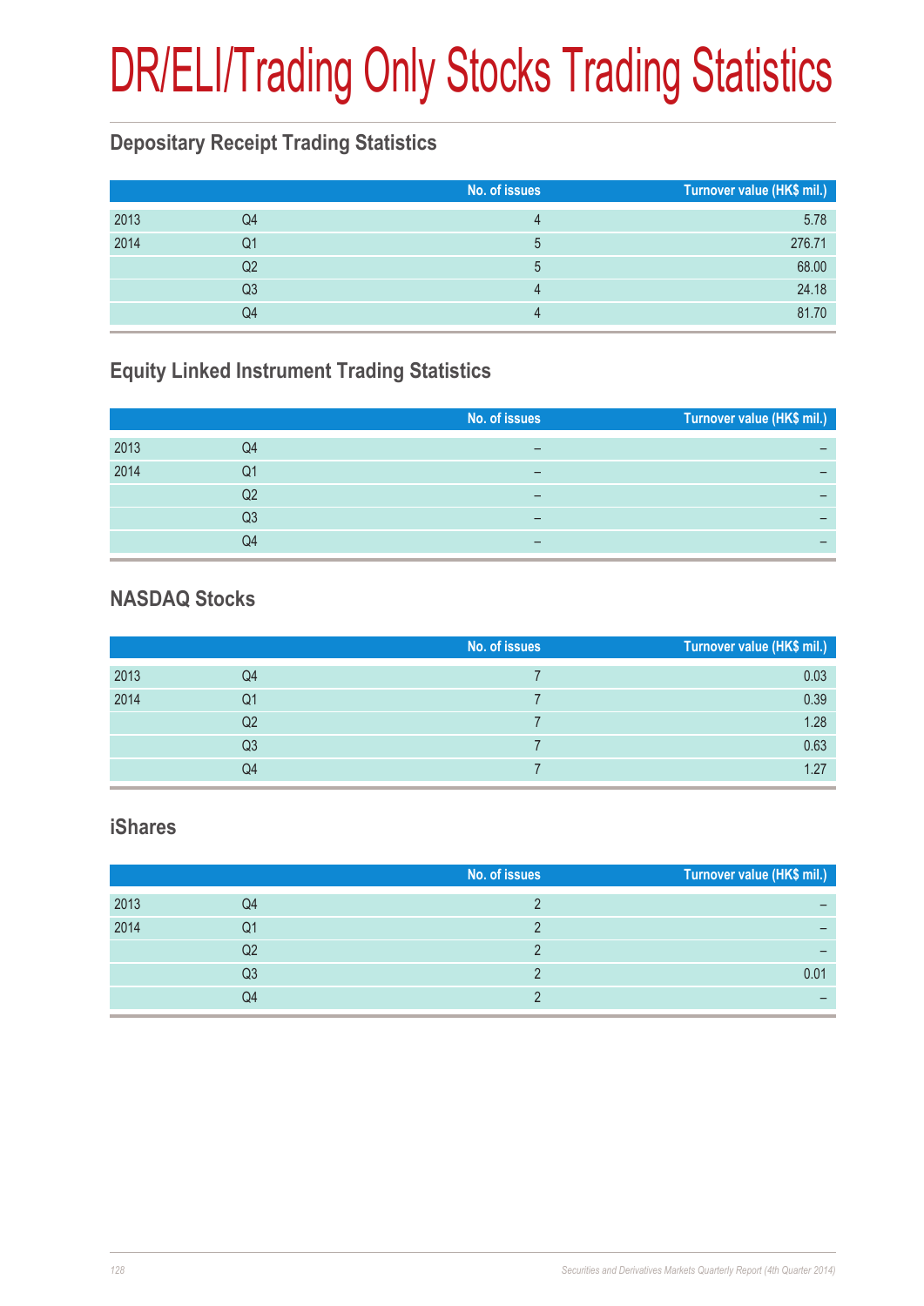# DR/ELI/Trading Only Stocks Trading Statistics

## Depositary Receipt Trading Statistics

| | | No. of issues | Turnover value (HK$ mil.) |
|---|---|---|---|
| 2013 | Q4 | 4 | 5.78 |
| 2014 | Q1 | 5 | 276.71 |
| | Q2 | 5 | 68.00 |
| | Q3 | 4 | 24.18 |
| | Q4 | 4 | 81.70 |

## Equity Linked Instrument Trading Statistics

| | | No. of issues | Turnover value (HK$ mil.) |
|---|---|---|---|
| 2013 | Q4 | – | – |
| 2014 | Q1 | – | – |
| | Q2 | – | – |
| | Q3 | – | – |
| | Q4 | – | – |

## NASDAQ Stocks

| | | No. of issues | Turnover value (HK$ mil.) |
|---|---|---|---|
| 2013 | Q4 | 7 | 0.03 |
| 2014 | Q1 | 7 | 0.39 |
| | Q2 | 7 | 1.28 |
| | Q3 | 7 | 0.63 |
| | Q4 | 7 | 1.27 |

## iShares

| | | No. of issues | Turnover value (HK$ mil.) |
|---|---|---|---|
| 2013 | Q4 | 2 | – |
| 2014 | Q1 | 2 | – |
| | Q2 | 2 | – |
| | Q3 | 2 | 0.01 |
| | Q4 | 2 | – |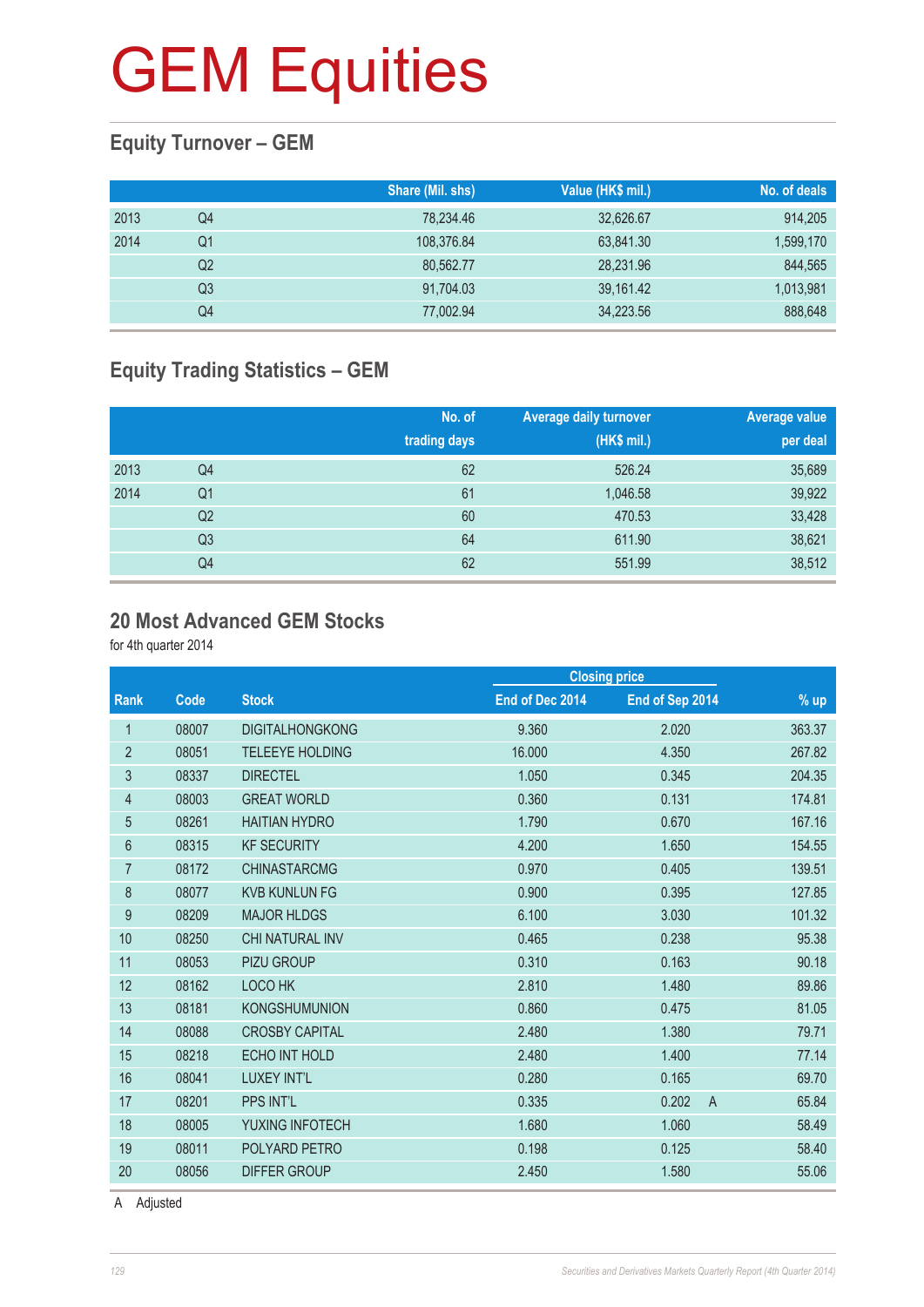# GEM Equities

## Equity Turnover – GEM

| | | Share (Mil. shs) | Value (HK$ mil.) | No. of deals |
|---|---|---|---|---|
| 2013 | Q4 | 78,234.46 | 32,626.67 | 914,205 |
| 2014 | Q1 | 108,376.84 | 63,841.30 | 1,599,170 |
| | Q2 | 80,562.77 | 28,231.96 | 844,565 |
| | Q3 | 91,704.03 | 39,161.42 | 1,013,981 |
| | Q4 | 77,002.94 | 34,223.56 | 888,648 |

## Equity Trading Statistics – GEM

| | | No. of trading days | Average daily turnover (HK$ mil.) | Average value per deal |
|---|---|---|---|---|
| 2013 | Q4 | 62 | 526.24 | 35,689 |
| 2014 | Q1 | 61 | 1,046.58 | 39,922 |
| | Q2 | 60 | 470.53 | 33,428 |
| | Q3 | 64 | 611.90 | 38,621 |
| | Q4 | 62 | 551.99 | 38,512 |

## 20 Most Advanced GEM Stocks

for 4th quarter 2014

| | | | Closing price | | | |
|---|---|---|---|---|---|---|
| Rank | Code | Stock | End of Dec 2014 | End of Sep 2014 | | % up |
| 1 | 08007 | DIGITALHONGKONG | 9.360 | 2.020 | | 363.37 |
| 2 | 08051 | TELEEYE HOLDING | 16.000 | 4.350 | | 267.82 |
| 3 | 08337 | DIRECTEL | 1.050 | 0.345 | | 204.35 |
| 4 | 08003 | GREAT WORLD | 0.360 | 0.131 | | 174.81 |
| 5 | 08261 | HAITIAN HYDRO | 1.790 | 0.670 | | 167.16 |
| 6 | 08315 | KF SECURITY | 4.200 | 1.650 | | 154.55 |
| 7 | 08172 | CHINASTARCMG | 0.970 | 0.405 | | 139.51 |
| 8 | 08077 | KVB KUNLUN FG | 0.900 | 0.395 | | 127.85 |
| 9 | 08209 | MAJOR HLDGS | 6.100 | 3.030 | | 101.32 |
| 10 | 08250 | CHI NATURAL INV | 0.465 | 0.238 | | 95.38 |
| 11 | 08053 | PIZU GROUP | 0.310 | 0.163 | | 90.18 |
| 12 | 08162 | LOCO HK | 2.810 | 1.480 | | 89.86 |
| 13 | 08181 | KONGSHUMUNION | 0.860 | 0.475 | | 81.05 |
| 14 | 08088 | CROSBY CAPITAL | 2.480 | 1.380 | | 79.71 |
| 15 | 08218 | ECHO INT HOLD | 2.480 | 1.400 | | 77.14 |
| 16 | 08041 | LUXEY INT'L | 0.280 | 0.165 | | 69.70 |
| 17 | 08201 | PPS INT'L | 0.335 | 0.202 | A | 65.84 |
| 18 | 08005 | YUXING INFOTECH | 1.680 | 1.060 | | 58.49 |
| 19 | 08011 | POLYARD PETRO | 0.198 | 0.125 | | 58.40 |
| 20 | 08056 | DIFFER GROUP | 2.450 | 1.580 | | 55.06 |

A Adjusted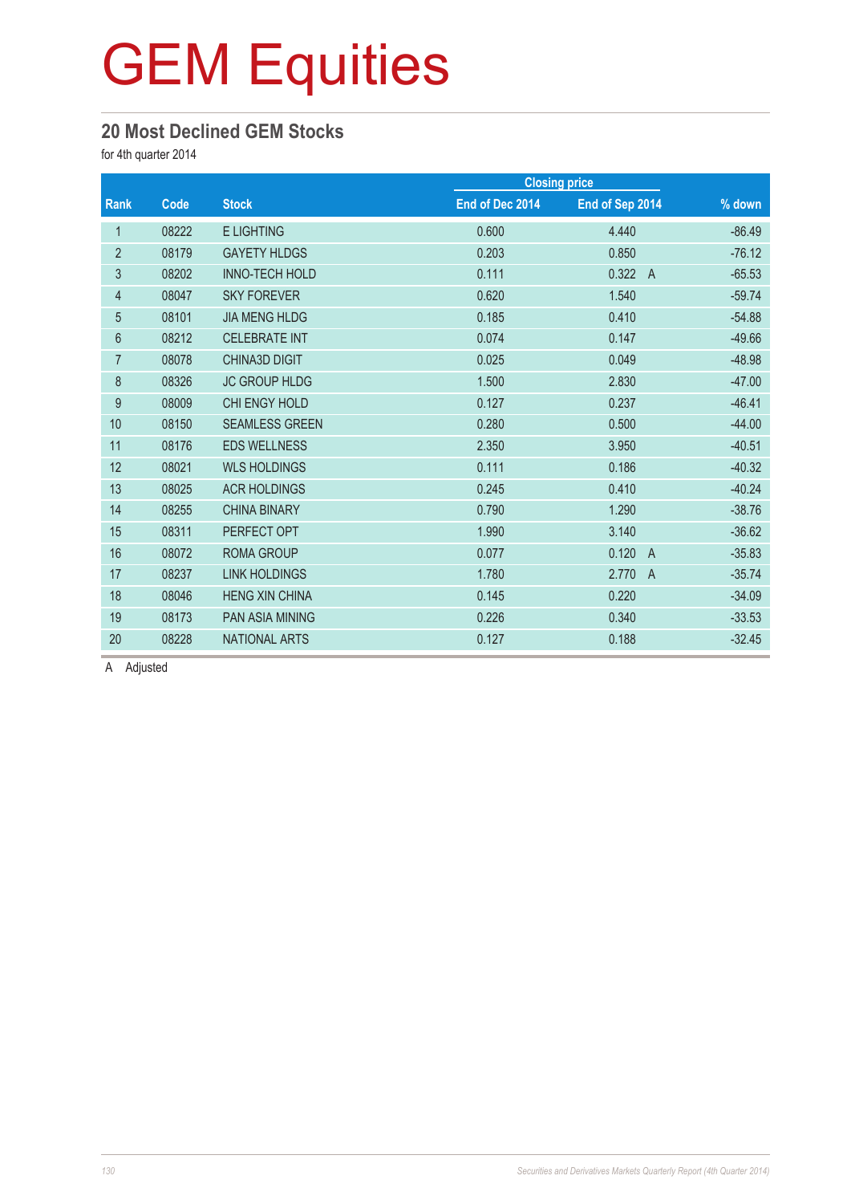# GEM Equities

## 20 Most Declined GEM Stocks

for 4th quarter 2014

| Rank | Code | Stock | Closing price | | % down |
|---|---|---|---|---|---|
| | | | End of Dec 2014 | End of Sep 2014 | |
| 1 | 08222 | E LIGHTING | 0.600 | 4.440 | -86.49 |
| 2 | 08179 | GAYETY HLDGS | 0.203 | 0.850 | -76.12 |
| 3 | 08202 | INNO-TECH HOLD | 0.111 | 0.322 A | -65.53 |
| 4 | 08047 | SKY FOREVER | 0.620 | 1.540 | -59.74 |
| 5 | 08101 | JIA MENG HLDG | 0.185 | 0.410 | -54.88 |
| 6 | 08212 | CELEBRATE INT | 0.074 | 0.147 | -49.66 |
| 7 | 08078 | CHINA3D DIGIT | 0.025 | 0.049 | -48.98 |
| 8 | 08326 | JC GROUP HLDG | 1.500 | 2.830 | -47.00 |
| 9 | 08009 | CHI ENGY HOLD | 0.127 | 0.237 | -46.41 |
| 10 | 08150 | SEAMLESS GREEN | 0.280 | 0.500 | -44.00 |
| 11 | 08176 | EDS WELLNESS | 2.350 | 3.950 | -40.51 |
| 12 | 08021 | WLS HOLDINGS | 0.111 | 0.186 | -40.32 |
| 13 | 08025 | ACR HOLDINGS | 0.245 | 0.410 | -40.24 |
| 14 | 08255 | CHINA BINARY | 0.790 | 1.290 | -38.76 |
| 15 | 08311 | PERFECT OPT | 1.990 | 3.140 | -36.62 |
| 16 | 08072 | ROMA GROUP | 0.077 | 0.120 A | -35.83 |
| 17 | 08237 | LINK HOLDINGS | 1.780 | 2.770 A | -35.74 |
| 18 | 08046 | HENG XIN CHINA | 0.145 | 0.220 | -34.09 |
| 19 | 08173 | PAN ASIA MINING | 0.226 | 0.340 | -33.53 |
| 20 | 08228 | NATIONAL ARTS | 0.127 | 0.188 | -32.45 |

A Adjusted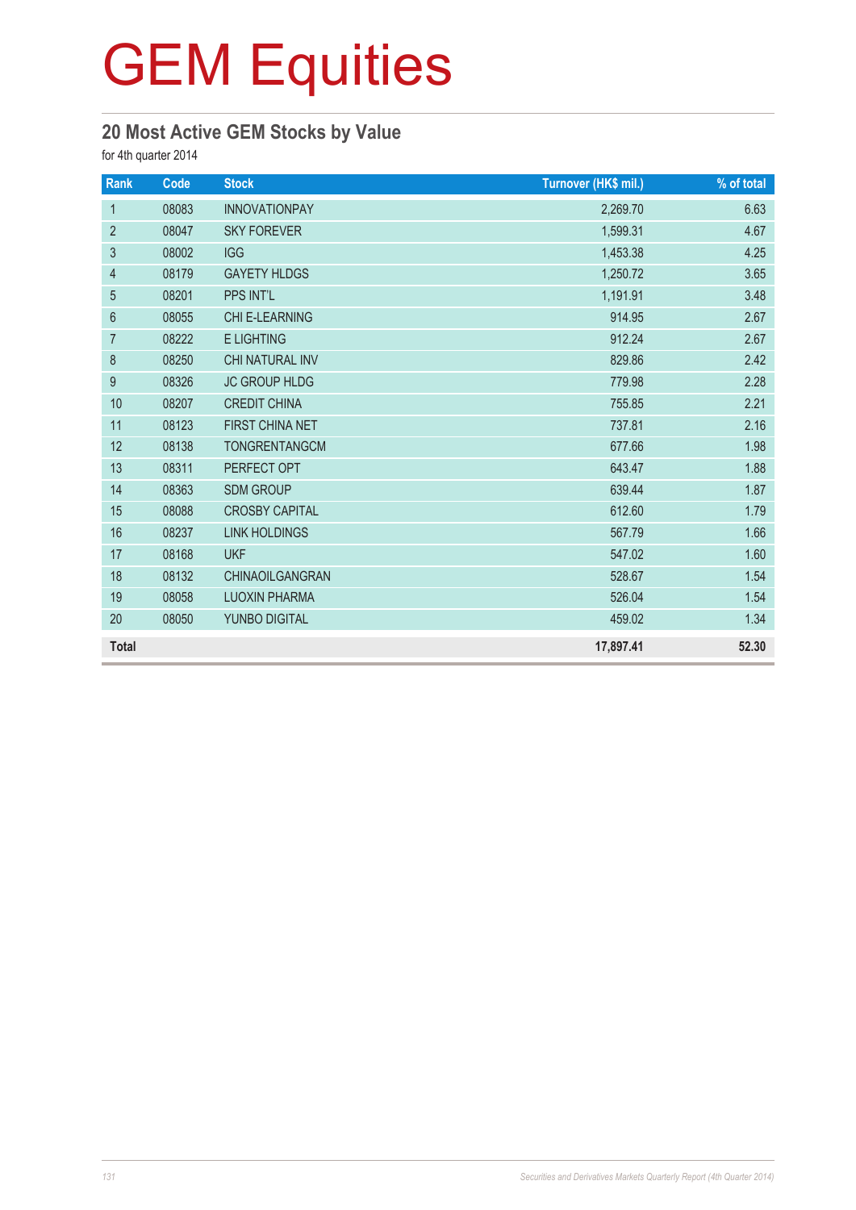# GEM Equities

## 20 Most Active GEM Stocks by Value

for 4th quarter 2014

| Rank | Code | Stock | Turnover (HK$ mil.) | % of total |
|---|---|---|---|---|
| 1 | 08083 | INNOVATIONPAY | 2,269.70 | 6.63 |
| 2 | 08047 | SKY FOREVER | 1,599.31 | 4.67 |
| 3 | 08002 | IGG | 1,453.38 | 4.25 |
| 4 | 08179 | GAYETY HLDGS | 1,250.72 | 3.65 |
| 5 | 08201 | PPS INT'L | 1,191.91 | 3.48 |
| 6 | 08055 | CHI E-LEARNING | 914.95 | 2.67 |
| 7 | 08222 | E LIGHTING | 912.24 | 2.67 |
| 8 | 08250 | CHI NATURAL INV | 829.86 | 2.42 |
| 9 | 08326 | JC GROUP HLDG | 779.98 | 2.28 |
| 10 | 08207 | CREDIT CHINA | 755.85 | 2.21 |
| 11 | 08123 | FIRST CHINA NET | 737.81 | 2.16 |
| 12 | 08138 | TONGRENTANGCM | 677.66 | 1.98 |
| 13 | 08311 | PERFECT OPT | 643.47 | 1.88 |
| 14 | 08363 | SDM GROUP | 639.44 | 1.87 |
| 15 | 08088 | CROSBY CAPITAL | 612.60 | 1.79 |
| 16 | 08237 | LINK HOLDINGS | 567.79 | 1.66 |
| 17 | 08168 | UKF | 547.02 | 1.60 |
| 18 | 08132 | CHINAOILGANGRAN | 528.67 | 1.54 |
| 19 | 08058 | LUOXIN PHARMA | 526.04 | 1.54 |
| 20 | 08050 | YUNBO DIGITAL | 459.02 | 1.34 |
| **Total** | | | **17,897.41** | **52.30** |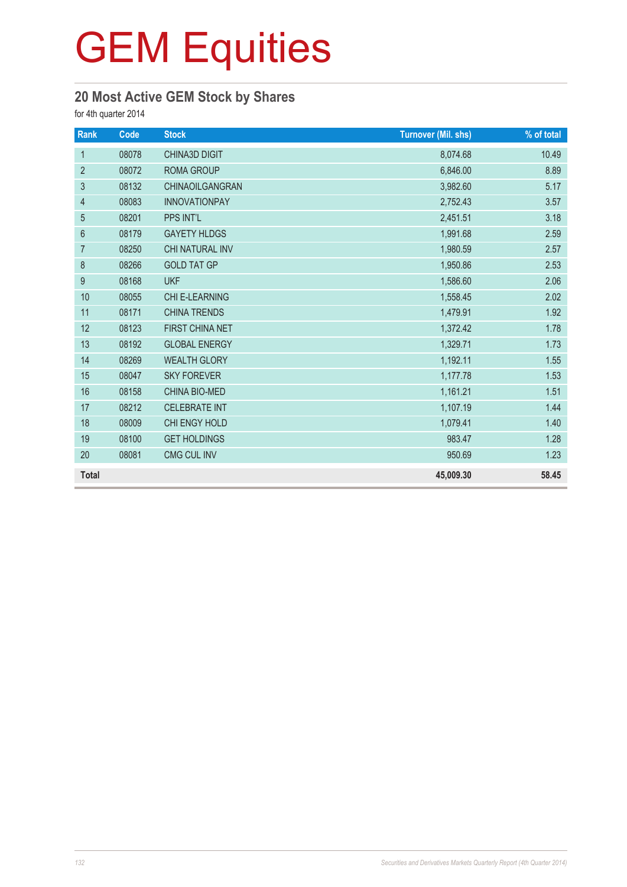# GEM Equities

## 20 Most Active GEM Stock by Shares

for 4th quarter 2014

| Rank | Code | Stock | Turnover (Mil. shs) | % of total |
|---|---|---|---|---|
| 1 | 08078 | CHINA3D DIGIT | 8,074.68 | 10.49 |
| 2 | 08072 | ROMA GROUP | 6,846.00 | 8.89 |
| 3 | 08132 | CHINAOILGANGRAN | 3,982.60 | 5.17 |
| 4 | 08083 | INNOVATIONPAY | 2,752.43 | 3.57 |
| 5 | 08201 | PPS INT'L | 2,451.51 | 3.18 |
| 6 | 08179 | GAYETY HLDGS | 1,991.68 | 2.59 |
| 7 | 08250 | CHI NATURAL INV | 1,980.59 | 2.57 |
| 8 | 08266 | GOLD TAT GP | 1,950.86 | 2.53 |
| 9 | 08168 | UKF | 1,586.60 | 2.06 |
| 10 | 08055 | CHI E-LEARNING | 1,558.45 | 2.02 |
| 11 | 08171 | CHINA TRENDS | 1,479.91 | 1.92 |
| 12 | 08123 | FIRST CHINA NET | 1,372.42 | 1.78 |
| 13 | 08192 | GLOBAL ENERGY | 1,329.71 | 1.73 |
| 14 | 08269 | WEALTH GLORY | 1,192.11 | 1.55 |
| 15 | 08047 | SKY FOREVER | 1,177.78 | 1.53 |
| 16 | 08158 | CHINA BIO-MED | 1,161.21 | 1.51 |
| 17 | 08212 | CELEBRATE INT | 1,107.19 | 1.44 |
| 18 | 08009 | CHI ENGY HOLD | 1,079.41 | 1.40 |
| 19 | 08100 | GET HOLDINGS | 983.47 | 1.28 |
| 20 | 08081 | CMG CUL INV | 950.69 | 1.23 |
| **Total** | | | **45,009.30** | **58.45** |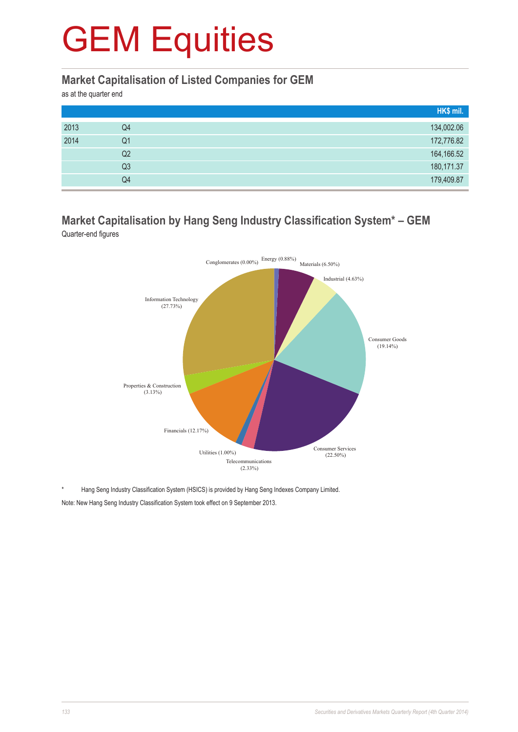# GEM Equities

## Market Capitalisation of Listed Companies for GEM

as at the quarter end

| | | HK$ mil. |
|---|---|---|
| 2013 | Q4 | 134,002.06 |
| 2014 | Q1 | 172,776.82 |
| | Q2 | 164,166.52 |
| | Q3 | 180,171.37 |
| | Q4 | 179,409.87 |

## Market Capitalisation by Hang Seng Industry Classification System* – GEM

Quarter-end figures

Conglomerates (0.00%)
Energy (0.88%)
Materials (6.50%)
Industrial (4.63%)
Consumer Goods (19.14%)
Consumer Services (22.50%)
Telecommunications (2.33%)
Utilities (1.00%)
Financials (12.17%)
Properties & Construction (3.13%)
Information Technology (27.73%)

\* Hang Seng Industry Classification System (HSICS) is provided by Hang Seng Indexes Company Limited.

Note: New Hang Seng Industry Classification System took effect on 9 September 2013.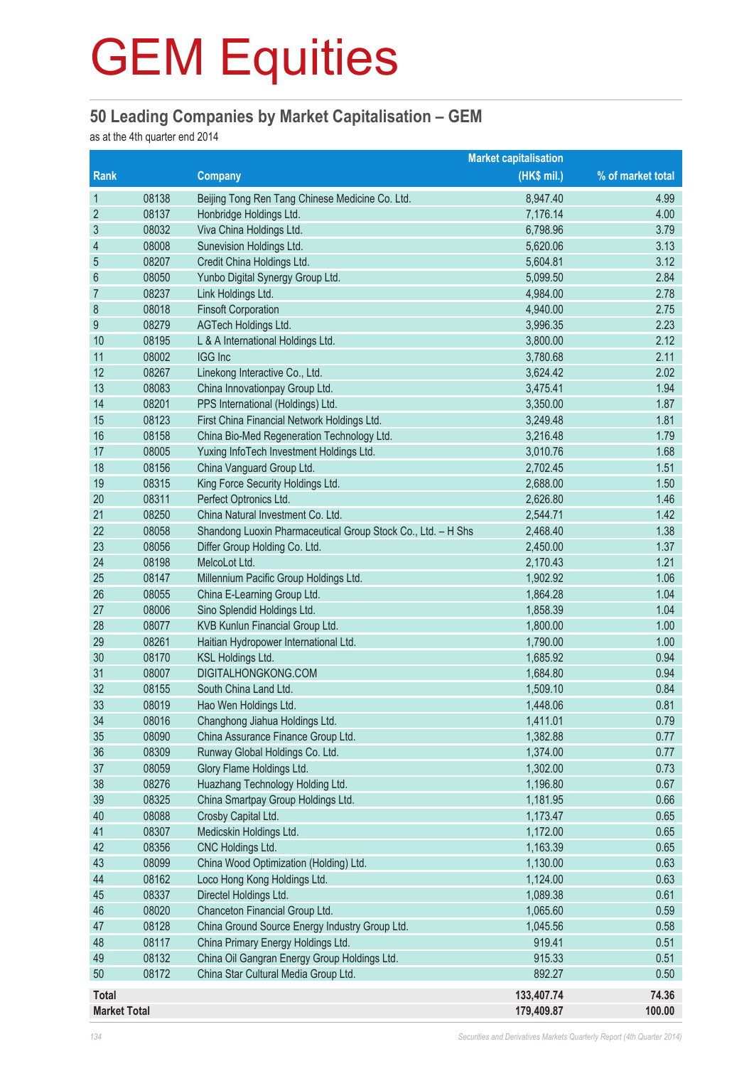# GEM Equities

## 50 Leading Companies by Market Capitalisation – GEM

as at the 4th quarter end 2014

| Rank | | Company | Market capitalisation (HK$ mil.) | % of market total |
|---|---|---|---|---|
| 1 | 08138 | Beijing Tong Ren Tang Chinese Medicine Co. Ltd. | 8,947.40 | 4.99 |
| 2 | 08137 | Honbridge Holdings Ltd. | 7,176.14 | 4.00 |
| 3 | 08032 | Viva China Holdings Ltd. | 6,798.96 | 3.79 |
| 4 | 08008 | Sunevision Holdings Ltd. | 5,620.06 | 3.13 |
| 5 | 08207 | Credit China Holdings Ltd. | 5,604.81 | 3.12 |
| 6 | 08050 | Yunbo Digital Synergy Group Ltd. | 5,099.50 | 2.84 |
| 7 | 08237 | Link Holdings Ltd. | 4,984.00 | 2.78 |
| 8 | 08018 | Finsoft Corporation | 4,940.00 | 2.75 |
| 9 | 08279 | AGTech Holdings Ltd. | 3,996.35 | 2.23 |
| 10 | 08195 | L & A International Holdings Ltd. | 3,800.00 | 2.12 |
| 11 | 08002 | IGG Inc | 3,780.68 | 2.11 |
| 12 | 08267 | Linekong Interactive Co., Ltd. | 3,624.42 | 2.02 |
| 13 | 08083 | China Innovationpay Group Ltd. | 3,475.41 | 1.94 |
| 14 | 08201 | PPS International (Holdings) Ltd. | 3,350.00 | 1.87 |
| 15 | 08123 | First China Financial Network Holdings Ltd. | 3,249.48 | 1.81 |
| 16 | 08158 | China Bio-Med Regeneration Technology Ltd. | 3,216.48 | 1.79 |
| 17 | 08005 | Yuxing InfoTech Investment Holdings Ltd. | 3,010.76 | 1.68 |
| 18 | 08156 | China Vanguard Group Ltd. | 2,702.45 | 1.51 |
| 19 | 08315 | King Force Security Holdings Ltd. | 2,688.00 | 1.50 |
| 20 | 08311 | Perfect Optronics Ltd. | 2,626.80 | 1.46 |
| 21 | 08250 | China Natural Investment Co. Ltd. | 2,544.71 | 1.42 |
| 22 | 08058 | Shandong Luoxin Pharmaceutical Group Stock Co., Ltd. – H Shs | 2,468.40 | 1.38 |
| 23 | 08056 | Differ Group Holding Co. Ltd. | 2,450.00 | 1.37 |
| 24 | 08198 | MelcoLot Ltd. | 2,170.43 | 1.21 |
| 25 | 08147 | Millennium Pacific Group Holdings Ltd. | 1,902.92 | 1.06 |
| 26 | 08055 | China E-Learning Group Ltd. | 1,864.28 | 1.04 |
| 27 | 08006 | Sino Splendid Holdings Ltd. | 1,858.39 | 1.04 |
| 28 | 08077 | KVB Kunlun Financial Group Ltd. | 1,800.00 | 1.00 |
| 29 | 08261 | Haitian Hydropower International Ltd. | 1,790.00 | 1.00 |
| 30 | 08170 | KSL Holdings Ltd. | 1,685.92 | 0.94 |
| 31 | 08007 | DIGITALHONGKONG.COM | 1,684.80 | 0.94 |
| 32 | 08155 | South China Land Ltd. | 1,509.10 | 0.84 |
| 33 | 08019 | Hao Wen Holdings Ltd. | 1,448.06 | 0.81 |
| 34 | 08016 | Changhong Jiahua Holdings Ltd. | 1,411.01 | 0.79 |
| 35 | 08090 | China Assurance Finance Group Ltd. | 1,382.88 | 0.77 |
| 36 | 08309 | Runway Global Holdings Co. Ltd. | 1,374.00 | 0.77 |
| 37 | 08059 | Glory Flame Holdings Ltd. | 1,302.00 | 0.73 |
| 38 | 08276 | Huazhang Technology Holding Ltd. | 1,196.80 | 0.67 |
| 39 | 08325 | China Smartpay Group Holdings Ltd. | 1,181.95 | 0.66 |
| 40 | 08088 | Crosby Capital Ltd. | 1,173.47 | 0.65 |
| 41 | 08307 | Medicskin Holdings Ltd. | 1,172.00 | 0.65 |
| 42 | 08356 | CNC Holdings Ltd. | 1,163.39 | 0.65 |
| 43 | 08099 | China Wood Optimization (Holding) Ltd. | 1,130.00 | 0.63 |
| 44 | 08162 | Loco Hong Kong Holdings Ltd. | 1,124.00 | 0.63 |
| 45 | 08337 | Directel Holdings Ltd. | 1,089.38 | 0.61 |
| 46 | 08020 | Chanceton Financial Group Ltd. | 1,065.60 | 0.59 |
| 47 | 08128 | China Ground Source Energy Industry Group Ltd. | 1,045.56 | 0.58 |
| 48 | 08117 | China Primary Energy Holdings Ltd. | 919.41 | 0.51 |
| 49 | 08132 | China Oil Gangran Energy Group Holdings Ltd. | 915.33 | 0.51 |
| 50 | 08172 | China Star Cultural Media Group Ltd. | 892.27 | 0.50 |
| **Total** | | | **133,407.74** | **74.36** |
| **Market Total** | | | **179,409.87** | **100.00** |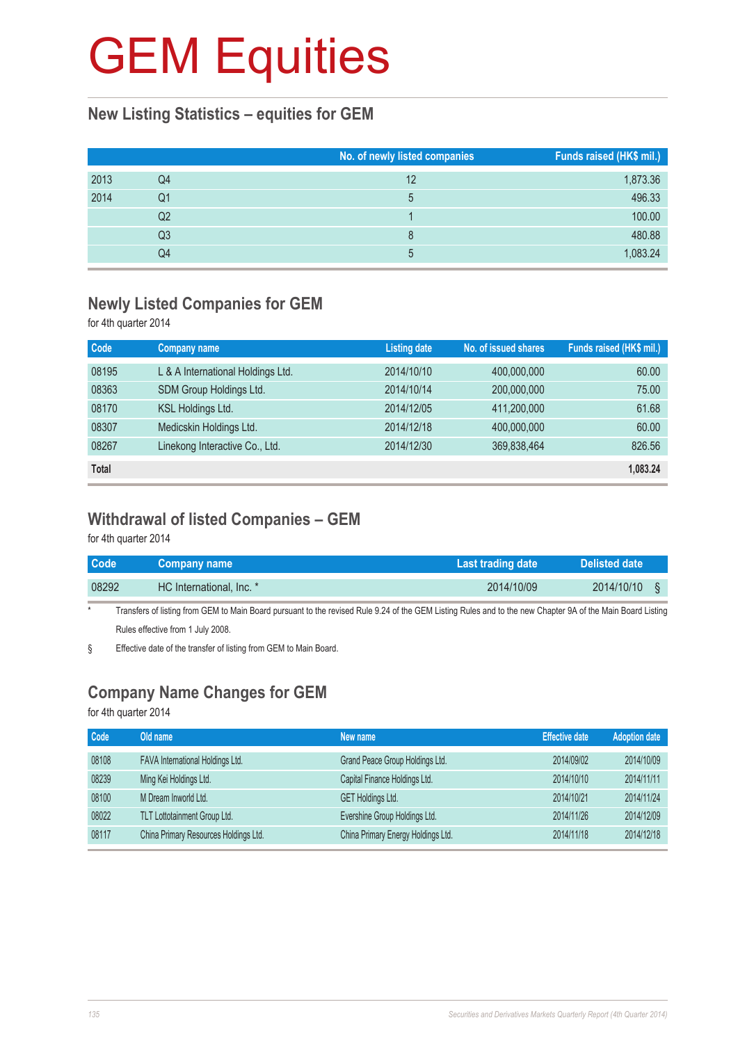# GEM Equities

## New Listing Statistics – equities for GEM

| | | No. of newly listed companies | Funds raised (HK$ mil.) |
|---|---|---|---|
| 2013 | Q4 | 12 | 1,873.36 |
| 2014 | Q1 | 5 | 496.33 |
| | Q2 | 1 | 100.00 |
| | Q3 | 8 | 480.88 |
| | Q4 | 5 | 1,083.24 |

## Newly Listed Companies for GEM

for 4th quarter 2014

| Code | Company name | Listing date | No. of issued shares | Funds raised (HK$ mil.) |
|---|---|---|---|---|
| 08195 | L & A International Holdings Ltd. | 2014/10/10 | 400,000,000 | 60.00 |
| 08363 | SDM Group Holdings Ltd. | 2014/10/14 | 200,000,000 | 75.00 |
| 08170 | KSL Holdings Ltd. | 2014/12/05 | 411,200,000 | 61.68 |
| 08307 | Medicskin Holdings Ltd. | 2014/12/18 | 400,000,000 | 60.00 |
| 08267 | Linekong Interactive Co., Ltd. | 2014/12/30 | 369,838,464 | 826.56 |
| **Total** | | | | **1,083.24** |

## Withdrawal of listed Companies – GEM

for 4th quarter 2014

| Code | Company name | Last trading date | Delisted date |
|---|---|---|---|
| 08292 | HC International, Inc. * | 2014/10/09 | 2014/10/10 § |

\* Transfers of listing from GEM to Main Board pursuant to the revised Rule 9.24 of the GEM Listing Rules and to the new Chapter 9A of the Main Board Listing Rules effective from 1 July 2008.

§ Effective date of the transfer of listing from GEM to Main Board.

## Company Name Changes for GEM

for 4th quarter 2014

| Code | Old name | New name | Effective date | Adoption date |
|---|---|---|---|---|
| 08108 | FAVA International Holdings Ltd. | Grand Peace Group Holdings Ltd. | 2014/09/02 | 2014/10/09 |
| 08239 | Ming Kei Holdings Ltd. | Capital Finance Holdings Ltd. | 2014/10/10 | 2014/11/11 |
| 08100 | M Dream Inworld Ltd. | GET Holdings Ltd. | 2014/10/21 | 2014/11/24 |
| 08022 | TLT Lottotainment Group Ltd. | Evershine Group Holdings Ltd. | 2014/11/26 | 2014/12/09 |
| 08117 | China Primary Resources Holdings Ltd. | China Primary Energy Holdings Ltd. | 2014/11/18 | 2014/12/18 |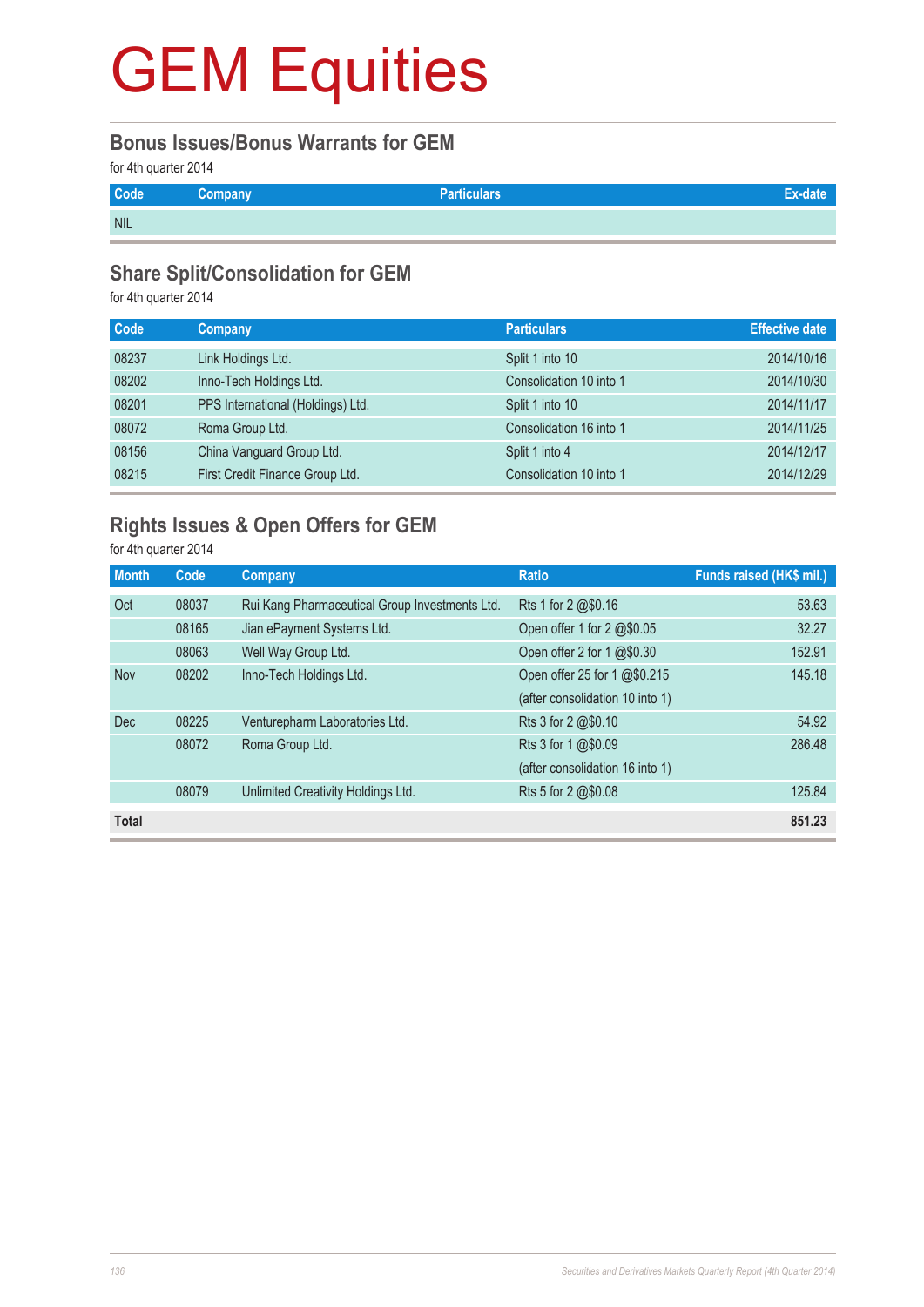# GEM Equities

## Bonus Issues/Bonus Warrants for GEM

for 4th quarter 2014

| Code | Company | Particulars | Ex-date |
|---|---|---|---|
| NIL | | | |

## Share Split/Consolidation for GEM

for 4th quarter 2014

| Code | Company | Particulars | Effective date |
|---|---|---|---|
| 08237 | Link Holdings Ltd. | Split 1 into 10 | 2014/10/16 |
| 08202 | Inno-Tech Holdings Ltd. | Consolidation 10 into 1 | 2014/10/30 |
| 08201 | PPS International (Holdings) Ltd. | Split 1 into 10 | 2014/11/17 |
| 08072 | Roma Group Ltd. | Consolidation 16 into 1 | 2014/11/25 |
| 08156 | China Vanguard Group Ltd. | Split 1 into 4 | 2014/12/17 |
| 08215 | First Credit Finance Group Ltd. | Consolidation 10 into 1 | 2014/12/29 |

## Rights Issues & Open Offers for GEM

for 4th quarter 2014

| Month | Code | Company | Ratio | Funds raised (HK$ mil.) |
|---|---|---|---|---|
| Oct | 08037 | Rui Kang Pharmaceutical Group Investments Ltd. | Rts 1 for 2 @$0.16 | 53.63 |
| | 08165 | Jian ePayment Systems Ltd. | Open offer 1 for 2 @$0.05 | 32.27 |
| | 08063 | Well Way Group Ltd. | Open offer 2 for 1 @$0.30 | 152.91 |
| Nov | 08202 | Inno-Tech Holdings Ltd. | Open offer 25 for 1 @$0.215 (after consolidation 10 into 1) | 145.18 |
| Dec | 08225 | Venturepharm Laboratories Ltd. | Rts 3 for 2 @$0.10 | 54.92 |
| | 08072 | Roma Group Ltd. | Rts 3 for 1 @$0.09 (after consolidation 16 into 1) | 286.48 |
| | 08079 | Unlimited Creativity Holdings Ltd. | Rts 5 for 2 @$0.08 | 125.84 |
| **Total** | | | | **851.23** |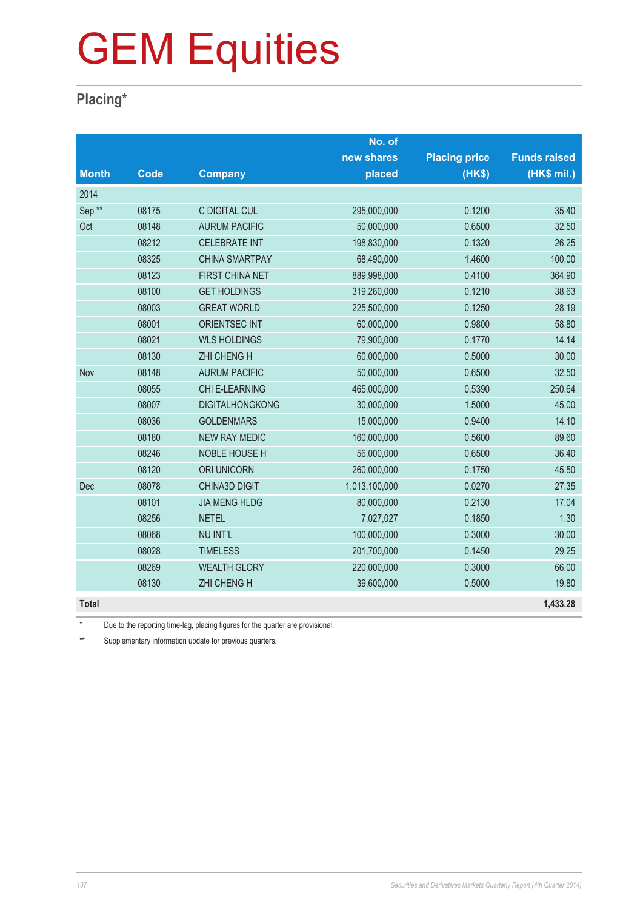# GEM Equities

## Placing*

| Month | Code | Company | No. of new shares placed | Placing price (HK$) | Funds raised (HK$ mil.) |
|---|---|---|---|---|---|
| 2014 | | | | | |
| Sep ** | 08175 | C DIGITAL CUL | 295,000,000 | 0.1200 | 35.40 |
| Oct | 08148 | AURUM PACIFIC | 50,000,000 | 0.6500 | 32.50 |
| | 08212 | CELEBRATE INT | 198,830,000 | 0.1320 | 26.25 |
| | 08325 | CHINA SMARTPAY | 68,490,000 | 1.4600 | 100.00 |
| | 08123 | FIRST CHINA NET | 889,998,000 | 0.4100 | 364.90 |
| | 08100 | GET HOLDINGS | 319,260,000 | 0.1210 | 38.63 |
| | 08003 | GREAT WORLD | 225,500,000 | 0.1250 | 28.19 |
| | 08001 | ORIENTSEC INT | 60,000,000 | 0.9800 | 58.80 |
| | 08021 | WLS HOLDINGS | 79,900,000 | 0.1770 | 14.14 |
| | 08130 | ZHI CHENG H | 60,000,000 | 0.5000 | 30.00 |
| Nov | 08148 | AURUM PACIFIC | 50,000,000 | 0.6500 | 32.50 |
| | 08055 | CHI E-LEARNING | 465,000,000 | 0.5390 | 250.64 |
| | 08007 | DIGITALHONGKONG | 30,000,000 | 1.5000 | 45.00 |
| | 08036 | GOLDENMARS | 15,000,000 | 0.9400 | 14.10 |
| | 08180 | NEW RAY MEDIC | 160,000,000 | 0.5600 | 89.60 |
| | 08246 | NOBLE HOUSE H | 56,000,000 | 0.6500 | 36.40 |
| | 08120 | ORI UNICORN | 260,000,000 | 0.1750 | 45.50 |
| Dec | 08078 | CHINA3D DIGIT | 1,013,100,000 | 0.0270 | 27.35 |
| | 08101 | JIA MENG HLDG | 80,000,000 | 0.2130 | 17.04 |
| | 08256 | NETEL | 7,027,027 | 0.1850 | 1.30 |
| | 08068 | NU INT'L | 100,000,000 | 0.3000 | 30.00 |
| | 08028 | TIMELESS | 201,700,000 | 0.1450 | 29.25 |
| | 08269 | WEALTH GLORY | 220,000,000 | 0.3000 | 66.00 |
| | 08130 | ZHI CHENG H | 39,600,000 | 0.5000 | 19.80 |
| **Total** | | | | | **1,433.28** |

\* Due to the reporting time-lag, placing figures for the quarter are provisional.

\*\* Supplementary information update for previous quarters.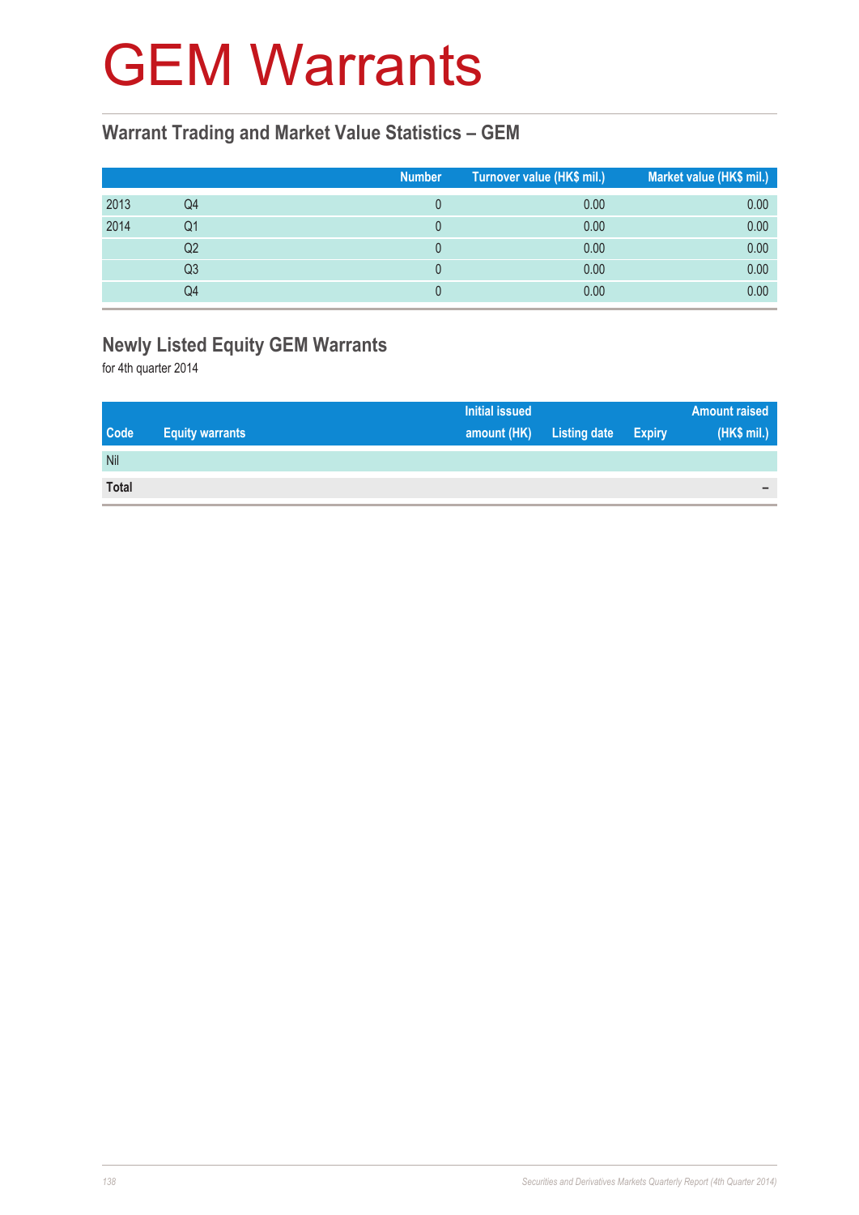# GEM Warrants

## Warrant Trading and Market Value Statistics – GEM

| | | Number | Turnover value (HK$ mil.) | Market value (HK$ mil.) |
|---|---|---|---|---|
| 2013 | Q4 | 0 | 0.00 | 0.00 |
| 2014 | Q1 | 0 | 0.00 | 0.00 |
| | Q2 | 0 | 0.00 | 0.00 |
| | Q3 | 0 | 0.00 | 0.00 |
| | Q4 | 0 | 0.00 | 0.00 |

## Newly Listed Equity GEM Warrants

for 4th quarter 2014

| Code | Equity warrants | Initial issued amount (HK) | Listing date | Expiry | Amount raised (HK$ mil.) |
|---|---|---|---|---|---|
| Nil | | | | | |
| **Total** | | | | | – |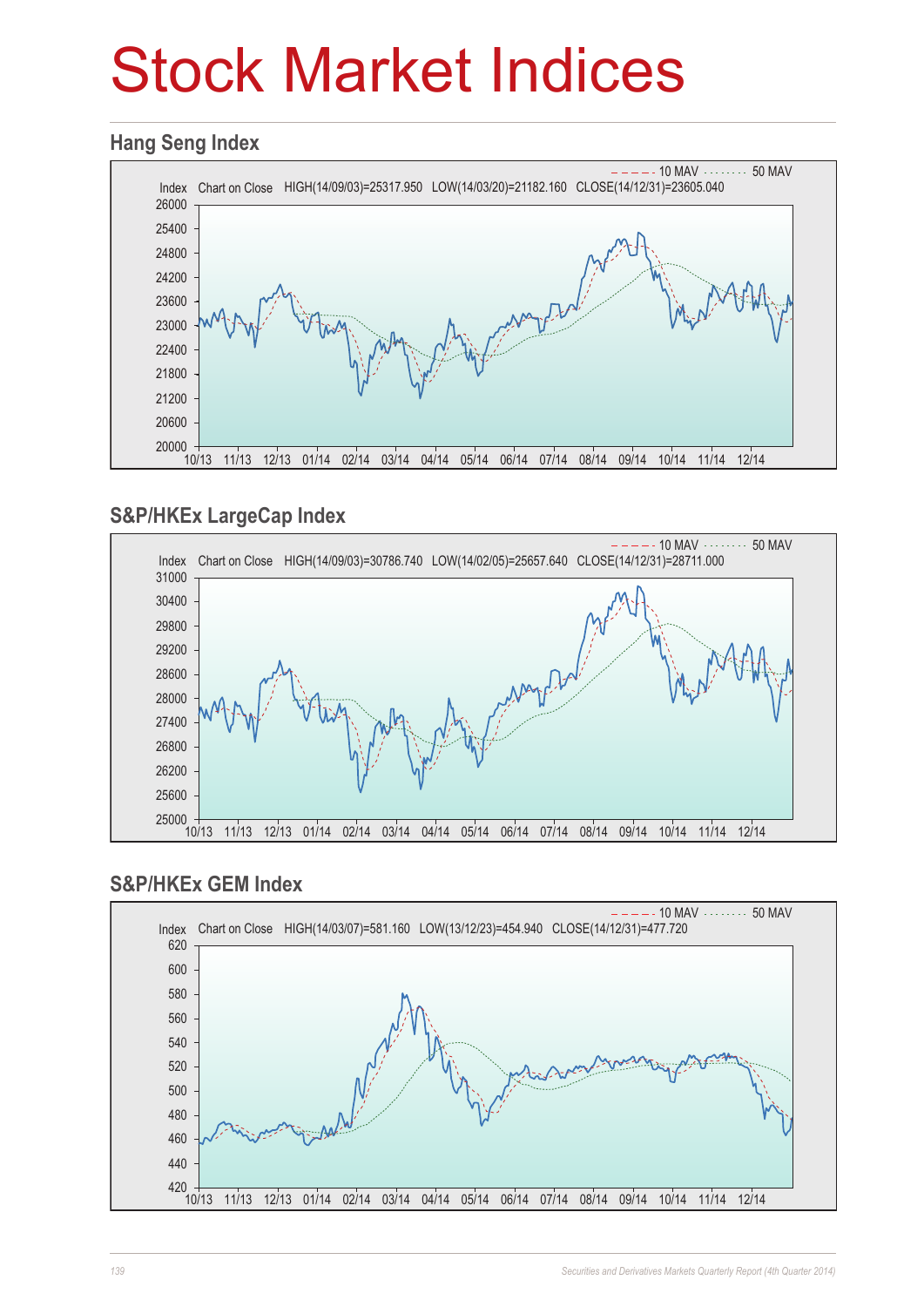# Stock Market Indices

## Hang Seng Index

Index Chart on Close HIGH(14/09/03)=25317.950 LOW(14/03/20)=21182.160 CLOSE(14/12/31)=23605.040

10 MAV 50 MAV

## S&P/HKEx LargeCap Index

Index Chart on Close HIGH(14/09/03)=30786.740 LOW(14/02/05)=25657.640 CLOSE(14/12/31)=28711.000

10 MAV 50 MAV

## S&P/HKEx GEM Index

Index Chart on Close HIGH(14/03/07)=581.160 LOW(13/12/23)=454.940 CLOSE(14/12/31)=477.720

10 MAV 50 MAV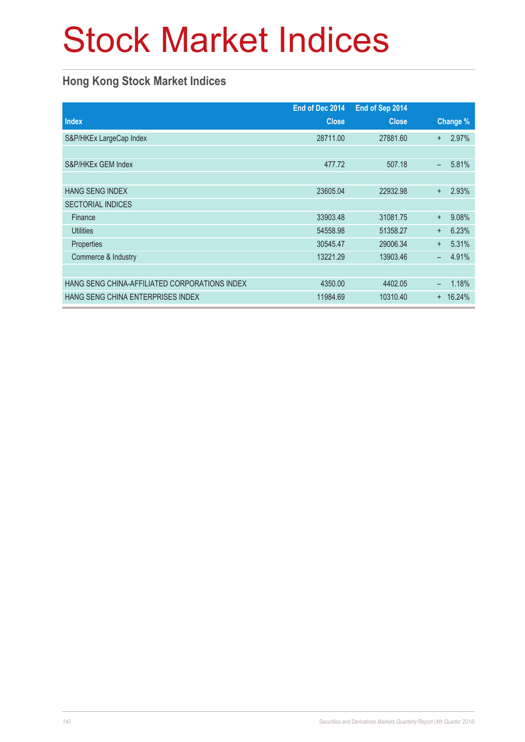# Stock Market Indices

## Hong Kong Stock Market Indices

| Index | End of Dec 2014 Close | End of Sep 2014 Close | Change % |
|---|---|---|---|
| S&P/HKEx LargeCap Index | 28711.00 | 27881.60 | + 2.97% |
| | | | |
| S&P/HKEx GEM Index | 477.72 | 507.18 | – 5.81% |
| | | | |
| HANG SENG INDEX | 23605.04 | 22932.98 | + 2.93% |
| SECTORIAL INDICES | | | |
| Finance | 33903.48 | 31081.75 | + 9.08% |
| Utilities | 54558.98 | 51358.27 | + 6.23% |
| Properties | 30545.47 | 29006.34 | + 5.31% |
| Commerce & Industry | 13221.29 | 13903.46 | – 4.91% |
| | | | |
| HANG SENG CHINA-AFFILIATED CORPORATIONS INDEX | 4350.00 | 4402.05 | – 1.18% |
| HANG SENG CHINA ENTERPRISES INDEX | 11984.69 | 10310.40 | + 16.24% |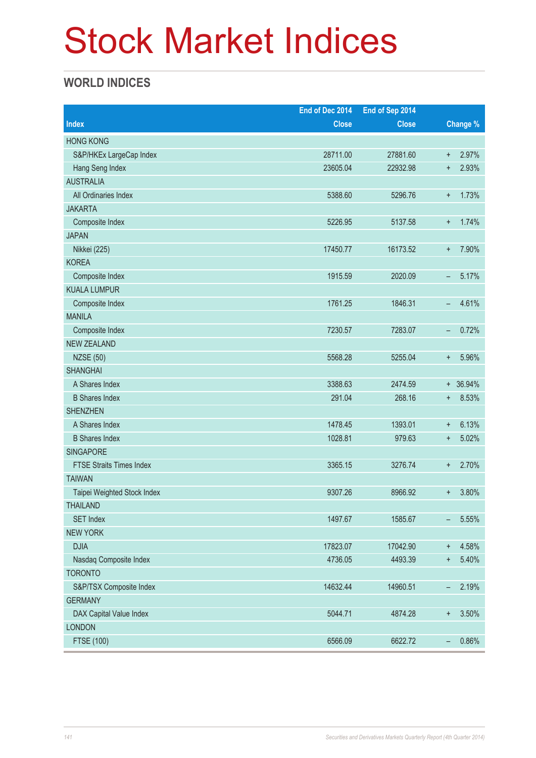# Stock Market Indices

## WORLD INDICES

| Index | End of Dec 2014 Close | End of Sep 2014 Close | Change % |
|---|---|---|---|
| HONG KONG | | | |
| S&P/HKEx LargeCap Index | 28711.00 | 27881.60 | + 2.97% |
| Hang Seng Index | 23605.04 | 22932.98 | + 2.93% |
| AUSTRALIA | | | |
| All Ordinaries Index | 5388.60 | 5296.76 | + 1.73% |
| JAKARTA | | | |
| Composite Index | 5226.95 | 5137.58 | + 1.74% |
| JAPAN | | | |
| Nikkei (225) | 17450.77 | 16173.52 | + 7.90% |
| KOREA | | | |
| Composite Index | 1915.59 | 2020.09 | – 5.17% |
| KUALA LUMPUR | | | |
| Composite Index | 1761.25 | 1846.31 | – 4.61% |
| MANILA | | | |
| Composite Index | 7230.57 | 7283.07 | – 0.72% |
| NEW ZEALAND | | | |
| NZSE (50) | 5568.28 | 5255.04 | + 5.96% |
| SHANGHAI | | | |
| A Shares Index | 3388.63 | 2474.59 | + 36.94% |
| B Shares Index | 291.04 | 268.16 | + 8.53% |
| SHENZHEN | | | |
| A Shares Index | 1478.45 | 1393.01 | + 6.13% |
| B Shares Index | 1028.81 | 979.63 | + 5.02% |
| SINGAPORE | | | |
| FTSE Straits Times Index | 3365.15 | 3276.74 | + 2.70% |
| TAIWAN | | | |
| Taipei Weighted Stock Index | 9307.26 | 8966.92 | + 3.80% |
| THAILAND | | | |
| SET Index | 1497.67 | 1585.67 | – 5.55% |
| NEW YORK | | | |
| DJIA | 17823.07 | 17042.90 | + 4.58% |
| Nasdaq Composite Index | 4736.05 | 4493.39 | + 5.40% |
| TORONTO | | | |
| S&P/TSX Composite Index | 14632.44 | 14960.51 | – 2.19% |
| GERMANY | | | |
| DAX Capital Value Index | 5044.71 | 4874.28 | + 3.50% |
| LONDON | | | |
| FTSE (100) | 6566.09 | 6622.72 | – 0.86% |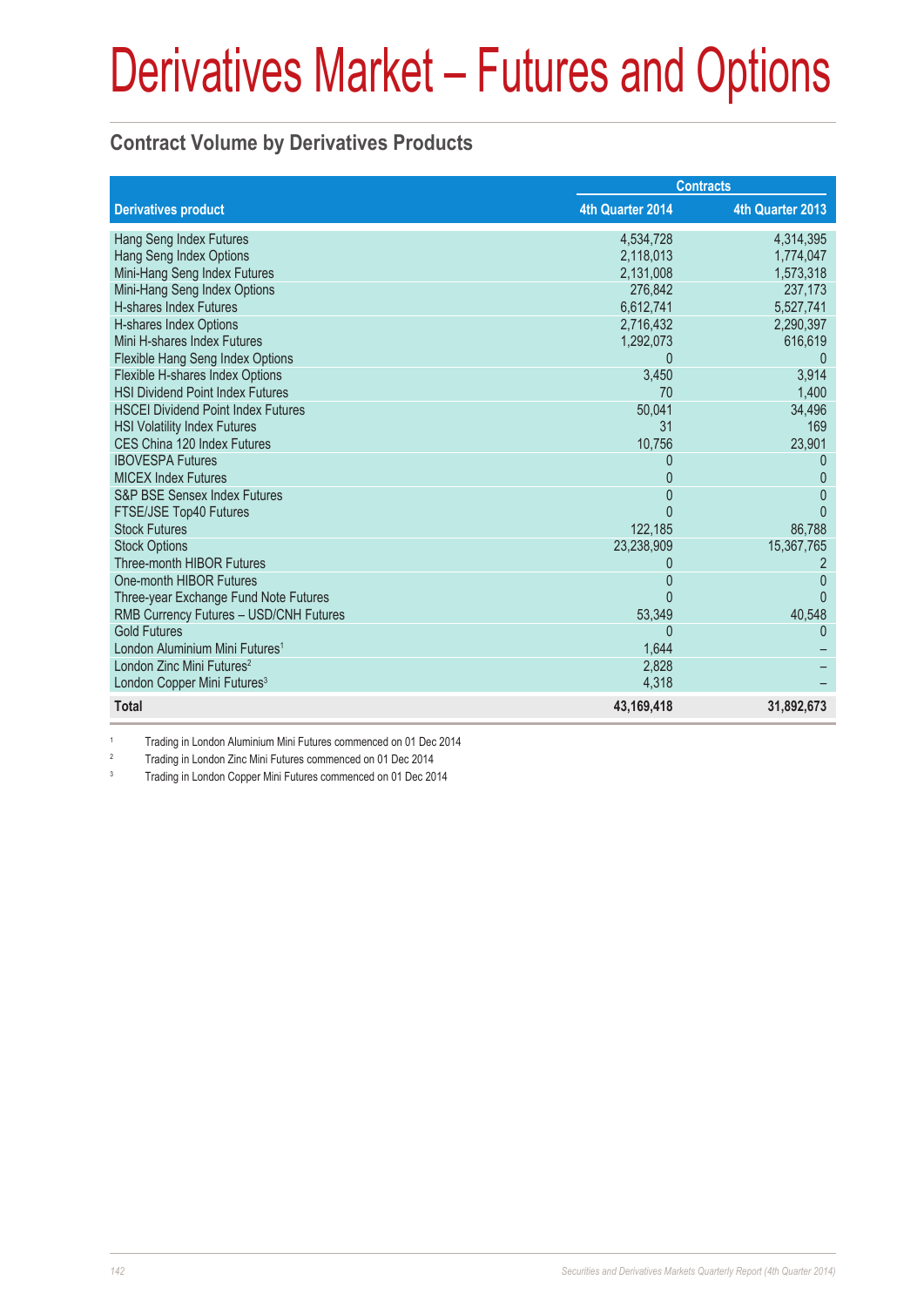# Derivatives Market – Futures and Options

## Contract Volume by Derivatives Products

| Derivatives product | Contracts | |
|---|---|---|
| | 4th Quarter 2014 | 4th Quarter 2013 |
| Hang Seng Index Futures | 4,534,728 | 4,314,395 |
| Hang Seng Index Options | 2,118,013 | 1,774,047 |
| Mini-Hang Seng Index Futures | 2,131,008 | 1,573,318 |
| Mini-Hang Seng Index Options | 276,842 | 237,173 |
| H-shares Index Futures | 6,612,741 | 5,527,741 |
| H-shares Index Options | 2,716,432 | 2,290,397 |
| Mini H-shares Index Futures | 1,292,073 | 616,619 |
| Flexible Hang Seng Index Options | 0 | 0 |
| Flexible H-shares Index Options | 3,450 | 3,914 |
| HSI Dividend Point Index Futures | 70 | 1,400 |
| HSCEI Dividend Point Index Futures | 50,041 | 34,496 |
| HSI Volatility Index Futures | 31 | 169 |
| CES China 120 Index Futures | 10,756 | 23,901 |
| IBOVESPA Futures | 0 | 0 |
| MICEX Index Futures | 0 | 0 |
| S&P BSE Sensex Index Futures | 0 | 0 |
| FTSE/JSE Top40 Futures | 0 | 0 |
| Stock Futures | 122,185 | 86,788 |
| Stock Options | 23,238,909 | 15,367,765 |
| Three-month HIBOR Futures | 0 | 2 |
| One-month HIBOR Futures | 0 | 0 |
| Three-year Exchange Fund Note Futures | 0 | 0 |
| RMB Currency Futures – USD/CNH Futures | 53,349 | 40,548 |
| Gold Futures | 0 | 0 |
| London Aluminium Mini Futures[1] | 1,644 | – |
| London Zinc Mini Futures[2] | 2,828 | – |
| London Copper Mini Futures[3] | 4,318 | – |
| **Total** | **43,169,418** | **31,892,673** |

[1] Trading in London Aluminium Mini Futures commenced on 01 Dec 2014

[2] Trading in London Zinc Mini Futures commenced on 01 Dec 2014

[3] Trading in London Copper Mini Futures commenced on 01 Dec 2014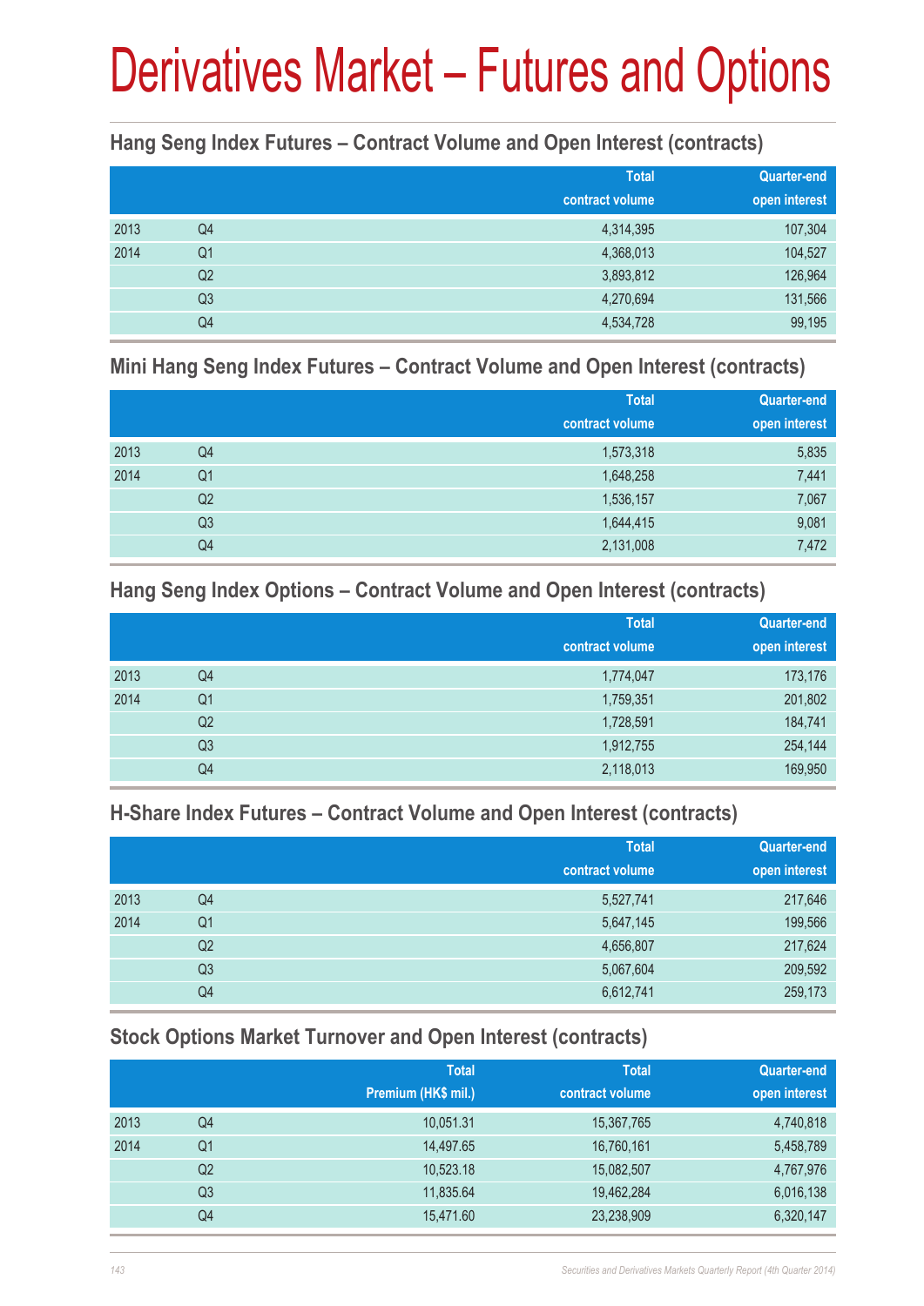# Derivatives Market – Futures and Options

### Hang Seng Index Futures – Contract Volume and Open Interest (contracts)

| | | Total contract volume | Quarter-end open interest |
|---|---|---|---|
| 2013 | Q4 | 4,314,395 | 107,304 |
| 2014 | Q1 | 4,368,013 | 104,527 |
| | Q2 | 3,893,812 | 126,964 |
| | Q3 | 4,270,694 | 131,566 |
| | Q4 | 4,534,728 | 99,195 |

### Mini Hang Seng Index Futures – Contract Volume and Open Interest (contracts)

| | | Total contract volume | Quarter-end open interest |
|---|---|---|---|
| 2013 | Q4 | 1,573,318 | 5,835 |
| 2014 | Q1 | 1,648,258 | 7,441 |
| | Q2 | 1,536,157 | 7,067 |
| | Q3 | 1,644,415 | 9,081 |
| | Q4 | 2,131,008 | 7,472 |

### Hang Seng Index Options – Contract Volume and Open Interest (contracts)

| | | Total contract volume | Quarter-end open interest |
|---|---|---|---|
| 2013 | Q4 | 1,774,047 | 173,176 |
| 2014 | Q1 | 1,759,351 | 201,802 |
| | Q2 | 1,728,591 | 184,741 |
| | Q3 | 1,912,755 | 254,144 |
| | Q4 | 2,118,013 | 169,950 |

### H-Share Index Futures – Contract Volume and Open Interest (contracts)

| | | Total contract volume | Quarter-end open interest |
|---|---|---|---|
| 2013 | Q4 | 5,527,741 | 217,646 |
| 2014 | Q1 | 5,647,145 | 199,566 |
| | Q2 | 4,656,807 | 217,624 |
| | Q3 | 5,067,604 | 209,592 |
| | Q4 | 6,612,741 | 259,173 |

### Stock Options Market Turnover and Open Interest (contracts)

| | | Total Premium (HK$ mil.) | Total contract volume | Quarter-end open interest |
|---|---|---|---|---|
| 2013 | Q4 | 10,051.31 | 15,367,765 | 4,740,818 |
| 2014 | Q1 | 14,497.65 | 16,760,161 | 5,458,789 |
| | Q2 | 10,523.18 | 15,082,507 | 4,767,976 |
| | Q3 | 11,835.64 | 19,462,284 | 6,016,138 |
| | Q4 | 15,471.60 | 23,238,909 | 6,320,147 |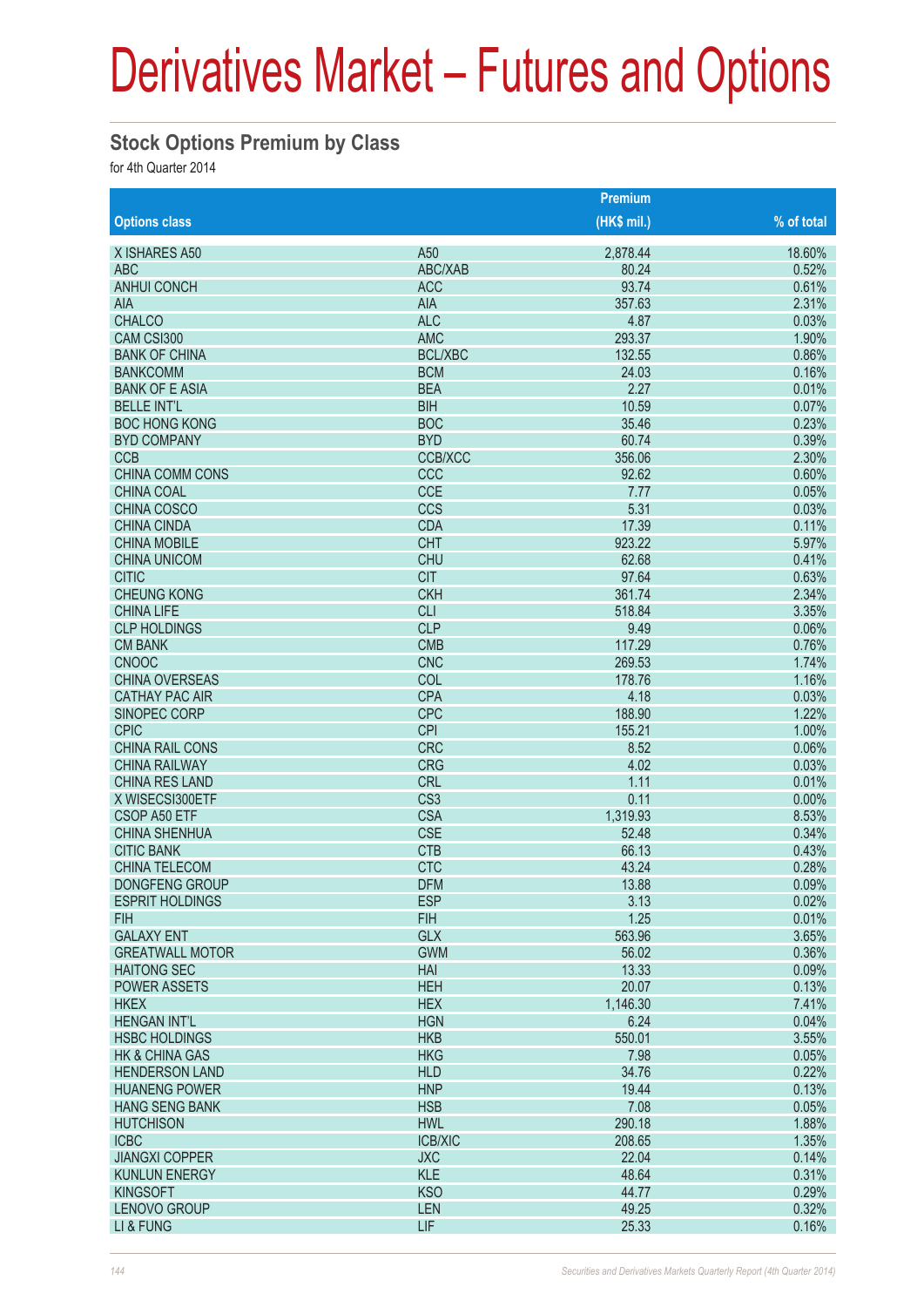# Derivatives Market – Futures and Options

## Stock Options Premium by Class

for 4th Quarter 2014

| Options class | | Premium (HK$ mil.) | % of total |
|---|---|---|---|
| X ISHARES A50 | A50 | 2,878.44 | 18.60% |
| ABC | ABC/XAB | 80.24 | 0.52% |
| ANHUI CONCH | ACC | 93.74 | 0.61% |
| AIA | AIA | 357.63 | 2.31% |
| CHALCO | ALC | 4.87 | 0.03% |
| CAM CSI300 | AMC | 293.37 | 1.90% |
| BANK OF CHINA | BCL/XBC | 132.55 | 0.86% |
| BANKCOMM | BCM | 24.03 | 0.16% |
| BANK OF E ASIA | BEA | 2.27 | 0.01% |
| BELLE INT'L | BIH | 10.59 | 0.07% |
| BOC HONG KONG | BOC | 35.46 | 0.23% |
| BYD COMPANY | BYD | 60.74 | 0.39% |
| CCB | CCB/XCC | 356.06 | 2.30% |
| CHINA COMM CONS | CCC | 92.62 | 0.60% |
| CHINA COAL | CCE | 7.77 | 0.05% |
| CHINA COSCO | CCS | 5.31 | 0.03% |
| CHINA CINDA | CDA | 17.39 | 0.11% |
| CHINA MOBILE | CHT | 923.22 | 5.97% |
| CHINA UNICOM | CHU | 62.68 | 0.41% |
| CITIC | CIT | 97.64 | 0.63% |
| CHEUNG KONG | CKH | 361.74 | 2.34% |
| CHINA LIFE | CLI | 518.84 | 3.35% |
| CLP HOLDINGS | CLP | 9.49 | 0.06% |
| CM BANK | CMB | 117.29 | 0.76% |
| CNOOC | CNC | 269.53 | 1.74% |
| CHINA OVERSEAS | COL | 178.76 | 1.16% |
| CATHAY PAC AIR | CPA | 4.18 | 0.03% |
| SINOPEC CORP | CPC | 188.90 | 1.22% |
| CPIC | CPI | 155.21 | 1.00% |
| CHINA RAIL CONS | CRC | 8.52 | 0.06% |
| CHINA RAILWAY | CRG | 4.02 | 0.03% |
| CHINA RES LAND | CRL | 1.11 | 0.01% |
| X WISECSI300ETF | CS3 | 0.11 | 0.00% |
| CSOP A50 ETF | CSA | 1,319.93 | 8.53% |
| CHINA SHENHUA | CSE | 52.48 | 0.34% |
| CITIC BANK | CTB | 66.13 | 0.43% |
| CHINA TELECOM | CTC | 43.24 | 0.28% |
| DONGFENG GROUP | DFM | 13.88 | 0.09% |
| ESPRIT HOLDINGS | ESP | 3.13 | 0.02% |
| FIH | FIH | 1.25 | 0.01% |
| GALAXY ENT | GLX | 563.96 | 3.65% |
| GREATWALL MOTOR | GWM | 56.02 | 0.36% |
| HAITONG SEC | HAI | 13.33 | 0.09% |
| POWER ASSETS | HEH | 20.07 | 0.13% |
| HKEX | HEX | 1,146.30 | 7.41% |
| HENGAN INT'L | HGN | 6.24 | 0.04% |
| HSBC HOLDINGS | HKB | 550.01 | 3.55% |
| HK & CHINA GAS | HKG | 7.98 | 0.05% |
| HENDERSON LAND | HLD | 34.76 | 0.22% |
| HUANENG POWER | HNP | 19.44 | 0.13% |
| HANG SENG BANK | HSB | 7.08 | 0.05% |
| HUTCHISON | HWL | 290.18 | 1.88% |
| ICBC | ICB/XIC | 208.65 | 1.35% |
| JIANGXI COPPER | JXC | 22.04 | 0.14% |
| KUNLUN ENERGY | KLE | 48.64 | 0.31% |
| KINGSOFT | KSO | 44.77 | 0.29% |
| LENOVO GROUP | LEN | 49.25 | 0.32% |
| LI & FUNG | LIF | 25.33 | 0.16% |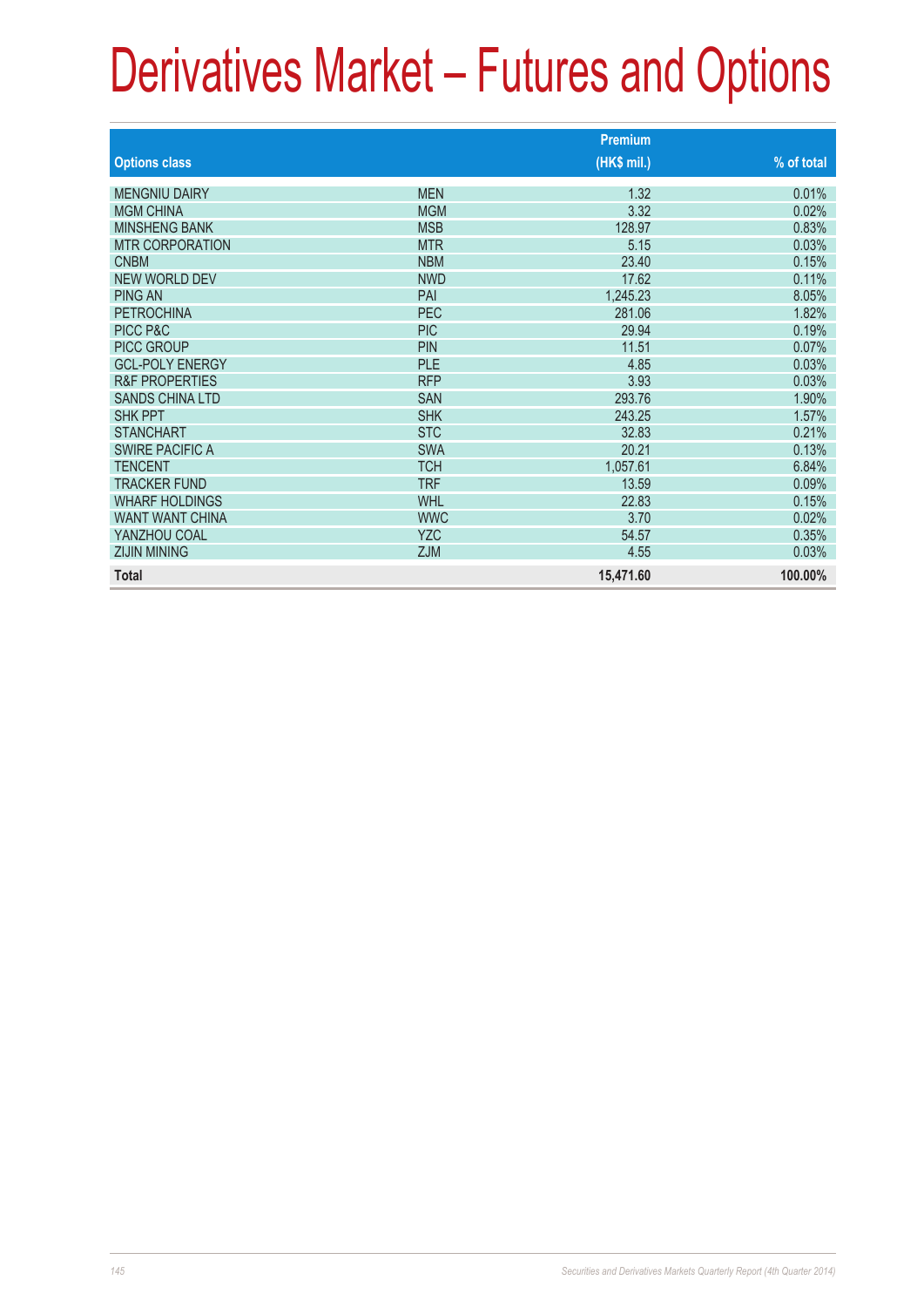# Derivatives Market – Futures and Options

| Options class | | Premium (HK$ mil.) | % of total |
|---|---|---|---|
| MENGNIU DAIRY | MEN | 1.32 | 0.01% |
| MGM CHINA | MGM | 3.32 | 0.02% |
| MINSHENG BANK | MSB | 128.97 | 0.83% |
| MTR CORPORATION | MTR | 5.15 | 0.03% |
| CNBM | NBM | 23.40 | 0.15% |
| NEW WORLD DEV | NWD | 17.62 | 0.11% |
| PING AN | PAI | 1,245.23 | 8.05% |
| PETROCHINA | PEC | 281.06 | 1.82% |
| PICC P&C | PIC | 29.94 | 0.19% |
| PICC GROUP | PIN | 11.51 | 0.07% |
| GCL-POLY ENERGY | PLE | 4.85 | 0.03% |
| R&F PROPERTIES | RFP | 3.93 | 0.03% |
| SANDS CHINA LTD | SAN | 293.76 | 1.90% |
| SHK PPT | SHK | 243.25 | 1.57% |
| STANCHART | STC | 32.83 | 0.21% |
| SWIRE PACIFIC A | SWA | 20.21 | 0.13% |
| TENCENT | TCH | 1,057.61 | 6.84% |
| TRACKER FUND | TRF | 13.59 | 0.09% |
| WHARF HOLDINGS | WHL | 22.83 | 0.15% |
| WANT WANT CHINA | WWC | 3.70 | 0.02% |
| YANZHOU COAL | YZC | 54.57 | 0.35% |
| ZIJIN MINING | ZJM | 4.55 | 0.03% |
| **Total** | | **15,471.60** | **100.00%** |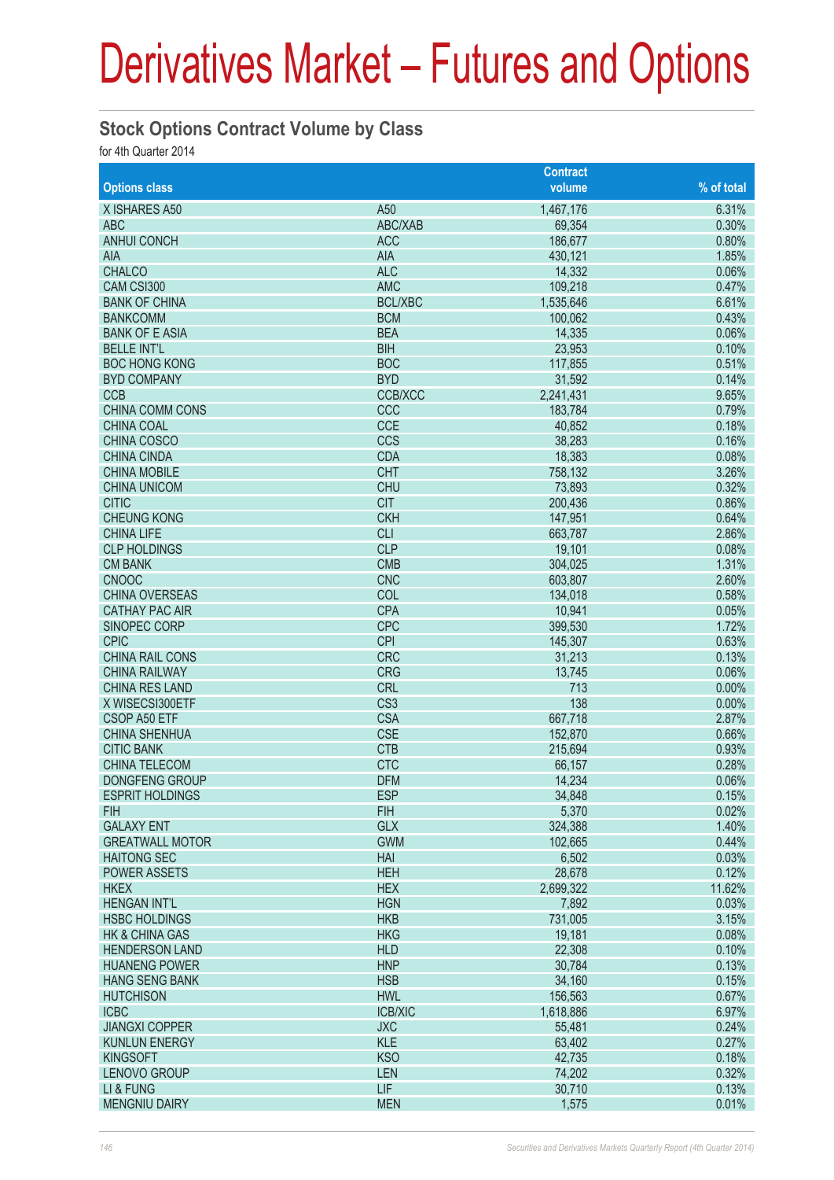# Derivatives Market – Futures and Options

## Stock Options Contract Volume by Class

for 4th Quarter 2014

| Options class | | Contract volume | % of total |
|---|---|---|---|
| X ISHARES A50 | A50 | 1,467,176 | 6.31% |
| ABC | ABC/XAB | 69,354 | 0.30% |
| ANHUI CONCH | ACC | 186,677 | 0.80% |
| AIA | AIA | 430,121 | 1.85% |
| CHALCO | ALC | 14,332 | 0.06% |
| CAM CSI300 | AMC | 109,218 | 0.47% |
| BANK OF CHINA | BCL/XBC | 1,535,646 | 6.61% |
| BANKCOMM | BCM | 100,062 | 0.43% |
| BANK OF E ASIA | BEA | 14,335 | 0.06% |
| BELLE INT'L | BIH | 23,953 | 0.10% |
| BOC HONG KONG | BOC | 117,855 | 0.51% |
| BYD COMPANY | BYD | 31,592 | 0.14% |
| CCB | CCB/XCC | 2,241,431 | 9.65% |
| CHINA COMM CONS | CCC | 183,784 | 0.79% |
| CHINA COAL | CCE | 40,852 | 0.18% |
| CHINA COSCO | CCS | 38,283 | 0.16% |
| CHINA CINDA | CDA | 18,383 | 0.08% |
| CHINA MOBILE | CHT | 758,132 | 3.26% |
| CHINA UNICOM | CHU | 73,893 | 0.32% |
| CITIC | CIT | 200,436 | 0.86% |
| CHEUNG KONG | CKH | 147,951 | 0.64% |
| CHINA LIFE | CLI | 663,787 | 2.86% |
| CLP HOLDINGS | CLP | 19,101 | 0.08% |
| CM BANK | CMB | 304,025 | 1.31% |
| CNOOC | CNC | 603,807 | 2.60% |
| CHINA OVERSEAS | COL | 134,018 | 0.58% |
| CATHAY PAC AIR | CPA | 10,941 | 0.05% |
| SINOPEC CORP | CPC | 399,530 | 1.72% |
| CPIC | CPI | 145,307 | 0.63% |
| CHINA RAIL CONS | CRC | 31,213 | 0.13% |
| CHINA RAILWAY | CRG | 13,745 | 0.06% |
| CHINA RES LAND | CRL | 713 | 0.00% |
| X WISECSI300ETF | CS3 | 138 | 0.00% |
| CSOP A50 ETF | CSA | 667,718 | 2.87% |
| CHINA SHENHUA | CSE | 152,870 | 0.66% |
| CITIC BANK | CTB | 215,694 | 0.93% |
| CHINA TELECOM | CTC | 66,157 | 0.28% |
| DONGFENG GROUP | DFM | 14,234 | 0.06% |
| ESPRIT HOLDINGS | ESP | 34,848 | 0.15% |
| FIH | FIH | 5,370 | 0.02% |
| GALAXY ENT | GLX | 324,388 | 1.40% |
| GREATWALL MOTOR | GWM | 102,665 | 0.44% |
| HAITONG SEC | HAI | 6,502 | 0.03% |
| POWER ASSETS | HEH | 28,678 | 0.12% |
| HKEX | HEX | 2,699,322 | 11.62% |
| HENGAN INT'L | HGN | 7,892 | 0.03% |
| HSBC HOLDINGS | HKB | 731,005 | 3.15% |
| HK & CHINA GAS | HKG | 19,181 | 0.08% |
| HENDERSON LAND | HLD | 22,308 | 0.10% |
| HUANENG POWER | HNP | 30,784 | 0.13% |
| HANG SENG BANK | HSB | 34,160 | 0.15% |
| HUTCHISON | HWL | 156,563 | 0.67% |
| ICBC | ICB/XIC | 1,618,886 | 6.97% |
| JIANGXI COPPER | JXC | 55,481 | 0.24% |
| KUNLUN ENERGY | KLE | 63,402 | 0.27% |
| KINGSOFT | KSO | 42,735 | 0.18% |
| LENOVO GROUP | LEN | 74,202 | 0.32% |
| LI & FUNG | LIF | 30,710 | 0.13% |
| MENGNIU DAIRY | MEN | 1,575 | 0.01% |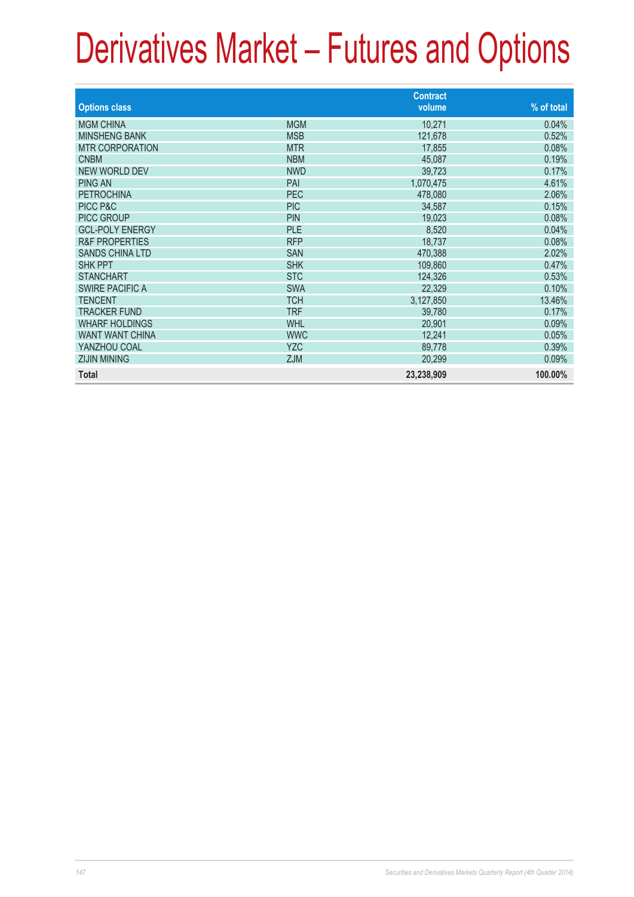# Derivatives Market – Futures and Options

| Options class | | Contract volume | % of total |
|---|---|---|---|
| MGM CHINA | MGM | 10,271 | 0.04% |
| MINSHENG BANK | MSB | 121,678 | 0.52% |
| MTR CORPORATION | MTR | 17,855 | 0.08% |
| CNBM | NBM | 45,087 | 0.19% |
| NEW WORLD DEV | NWD | 39,723 | 0.17% |
| PING AN | PAI | 1,070,475 | 4.61% |
| PETROCHINA | PEC | 478,080 | 2.06% |
| PICC P&C | PIC | 34,587 | 0.15% |
| PICC GROUP | PIN | 19,023 | 0.08% |
| GCL-POLY ENERGY | PLE | 8,520 | 0.04% |
| R&F PROPERTIES | RFP | 18,737 | 0.08% |
| SANDS CHINA LTD | SAN | 470,388 | 2.02% |
| SHK PPT | SHK | 109,860 | 0.47% |
| STANCHART | STC | 124,326 | 0.53% |
| SWIRE PACIFIC A | SWA | 22,329 | 0.10% |
| TENCENT | TCH | 3,127,850 | 13.46% |
| TRACKER FUND | TRF | 39,780 | 0.17% |
| WHARF HOLDINGS | WHL | 20,901 | 0.09% |
| WANT WANT CHINA | WWC | 12,241 | 0.05% |
| YANZHOU COAL | YZC | 89,778 | 0.39% |
| ZIJIN MINING | ZJM | 20,299 | 0.09% |
| **Total** | | **23,238,909** | **100.00%** |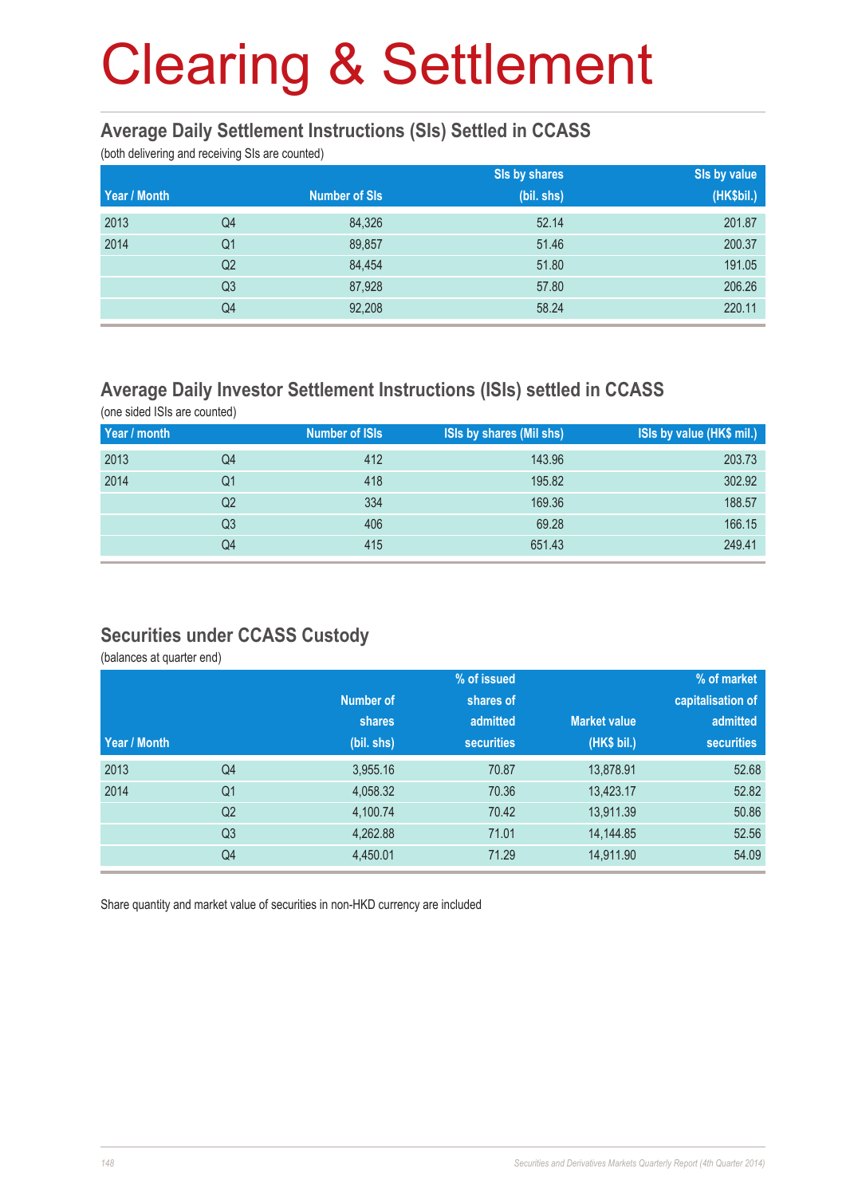# Clearing & Settlement

## Average Daily Settlement Instructions (SIs) Settled in CCASS

(both delivering and receiving SIs are counted)

| Year / Month | | Number of SIs | SIs by shares (bil. shs) | SIs by value (HK$bil.) |
|---|---|---|---|---|
| 2013 | Q4 | 84,326 | 52.14 | 201.87 |
| 2014 | Q1 | 89,857 | 51.46 | 200.37 |
| | Q2 | 84,454 | 51.80 | 191.05 |
| | Q3 | 87,928 | 57.80 | 206.26 |
| | Q4 | 92,208 | 58.24 | 220.11 |

## Average Daily Investor Settlement Instructions (ISIs) settled in CCASS

(one sided ISIs are counted)

| Year / month | | Number of ISIs | ISIs by shares (Mil shs) | ISIs by value (HK$ mil.) |
|---|---|---|---|---|
| 2013 | Q4 | 412 | 143.96 | 203.73 |
| 2014 | Q1 | 418 | 195.82 | 302.92 |
| | Q2 | 334 | 169.36 | 188.57 |
| | Q3 | 406 | 69.28 | 166.15 |
| | Q4 | 415 | 651.43 | 249.41 |

## Securities under CCASS Custody

(balances at quarter end)

| Year / Month | | Number of shares (bil. shs) | % of issued shares of admitted securities | Market value (HK$ bil.) | % of market capitalisation of admitted securities |
|---|---|---|---|---|---|
| 2013 | Q4 | 3,955.16 | 70.87 | 13,878.91 | 52.68 |
| 2014 | Q1 | 4,058.32 | 70.36 | 13,423.17 | 52.82 |
| | Q2 | 4,100.74 | 70.42 | 13,911.39 | 50.86 |
| | Q3 | 4,262.88 | 71.01 | 14,144.85 | 52.56 |
| | Q4 | 4,450.01 | 71.29 | 14,911.90 | 54.09 |

Share quantity and market value of securities in non-HKD currency are included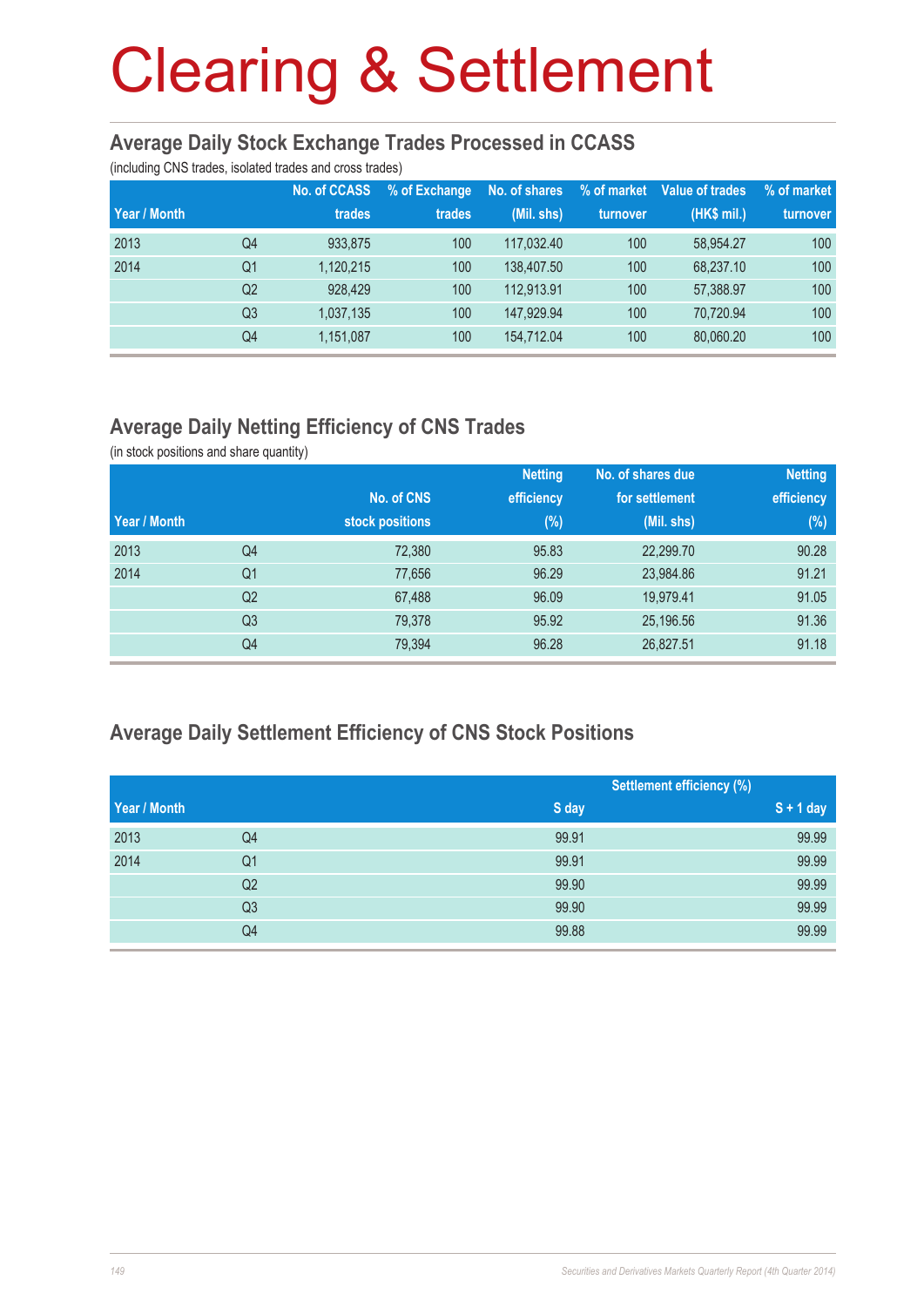# Clearing & Settlement

## Average Daily Stock Exchange Trades Processed in CCASS

(including CNS trades, isolated trades and cross trades)

| Year / Month | | No. of CCASS trades | % of Exchange trades | No. of shares (Mil. shs) | % of market turnover | Value of trades (HK$ mil.) | % of market turnover |
|---|---|---|---|---|---|---|---|
| 2013 | Q4 | 933,875 | 100 | 117,032.40 | 100 | 58,954.27 | 100 |
| 2014 | Q1 | 1,120,215 | 100 | 138,407.50 | 100 | 68,237.10 | 100 |
| | Q2 | 928,429 | 100 | 112,913.91 | 100 | 57,388.97 | 100 |
| | Q3 | 1,037,135 | 100 | 147,929.94 | 100 | 70,720.94 | 100 |
| | Q4 | 1,151,087 | 100 | 154,712.04 | 100 | 80,060.20 | 100 |

## Average Daily Netting Efficiency of CNS Trades

(in stock positions and share quantity)

| Year / Month | | No. of CNS stock positions | Netting efficiency (%) | No. of shares due for settlement (Mil. shs) | Netting efficiency (%) |
|---|---|---|---|---|---|
| 2013 | Q4 | 72,380 | 95.83 | 22,299.70 | 90.28 |
| 2014 | Q1 | 77,656 | 96.29 | 23,984.86 | 91.21 |
| | Q2 | 67,488 | 96.09 | 19,979.41 | 91.05 |
| | Q3 | 79,378 | 95.92 | 25,196.56 | 91.36 |
| | Q4 | 79,394 | 96.28 | 26,827.51 | 91.18 |

## Average Daily Settlement Efficiency of CNS Stock Positions

| Year / Month | | Settlement efficiency (%) | |
|---|---|---|---|
| | | S day | S + 1 day |
| 2013 | Q4 | 99.91 | 99.99 |
| 2014 | Q1 | 99.91 | 99.99 |
| | Q2 | 99.90 | 99.99 |
| | Q3 | 99.90 | 99.99 |
| | Q4 | 99.88 | 99.99 |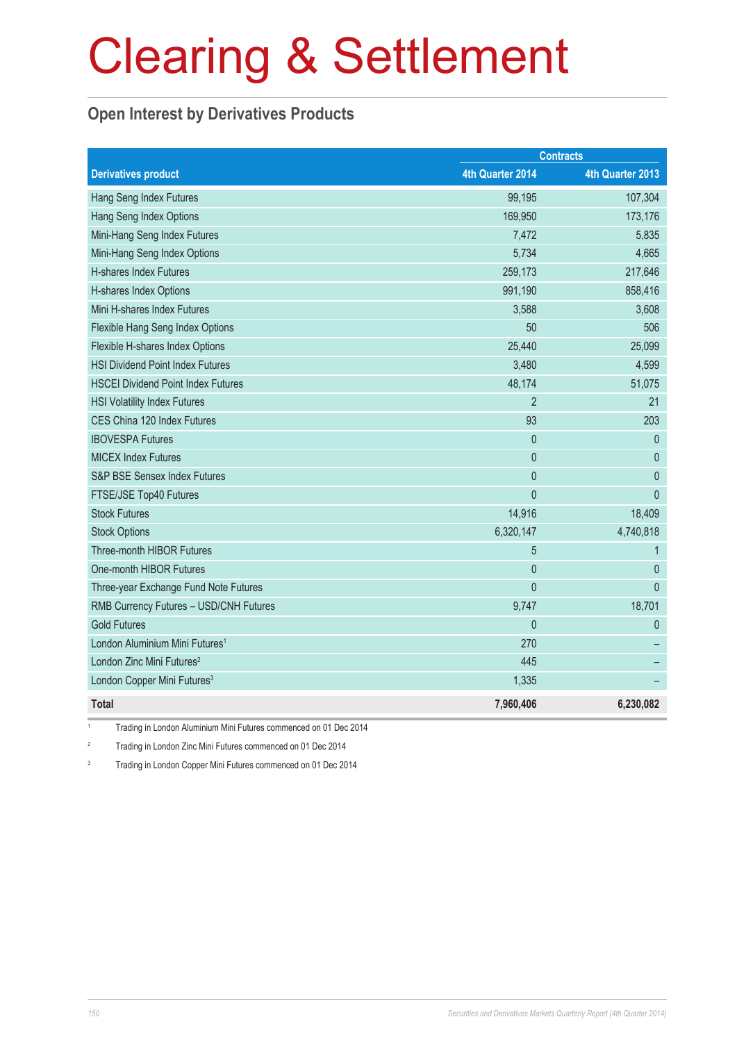# Clearing & Settlement

## Open Interest by Derivatives Products

| Derivatives product | Contracts | |
|---|---|---|
| | 4th Quarter 2014 | 4th Quarter 2013 |
| Hang Seng Index Futures | 99,195 | 107,304 |
| Hang Seng Index Options | 169,950 | 173,176 |
| Mini-Hang Seng Index Futures | 7,472 | 5,835 |
| Mini-Hang Seng Index Options | 5,734 | 4,665 |
| H-shares Index Futures | 259,173 | 217,646 |
| H-shares Index Options | 991,190 | 858,416 |
| Mini H-shares Index Futures | 3,588 | 3,608 |
| Flexible Hang Seng Index Options | 50 | 506 |
| Flexible H-shares Index Options | 25,440 | 25,099 |
| HSI Dividend Point Index Futures | 3,480 | 4,599 |
| HSCEI Dividend Point Index Futures | 48,174 | 51,075 |
| HSI Volatility Index Futures | 2 | 21 |
| CES China 120 Index Futures | 93 | 203 |
| IBOVESPA Futures | 0 | 0 |
| MICEX Index Futures | 0 | 0 |
| S&P BSE Sensex Index Futures | 0 | 0 |
| FTSE/JSE Top40 Futures | 0 | 0 |
| Stock Futures | 14,916 | 18,409 |
| Stock Options | 6,320,147 | 4,740,818 |
| Three-month HIBOR Futures | 5 | 1 |
| One-month HIBOR Futures | 0 | 0 |
| Three-year Exchange Fund Note Futures | 0 | 0 |
| RMB Currency Futures – USD/CNH Futures | 9,747 | 18,701 |
| Gold Futures | 0 | 0 |
| London Aluminium Mini Futures[1] | 270 | – |
| London Zinc Mini Futures[2] | 445 | – |
| London Copper Mini Futures[3] | 1,335 | – |
| **Total** | **7,960,406** | **6,230,082** |

1 Trading in London Aluminium Mini Futures commenced on 01 Dec 2014

2 Trading in London Zinc Mini Futures commenced on 01 Dec 2014

3 Trading in London Copper Mini Futures commenced on 01 Dec 2014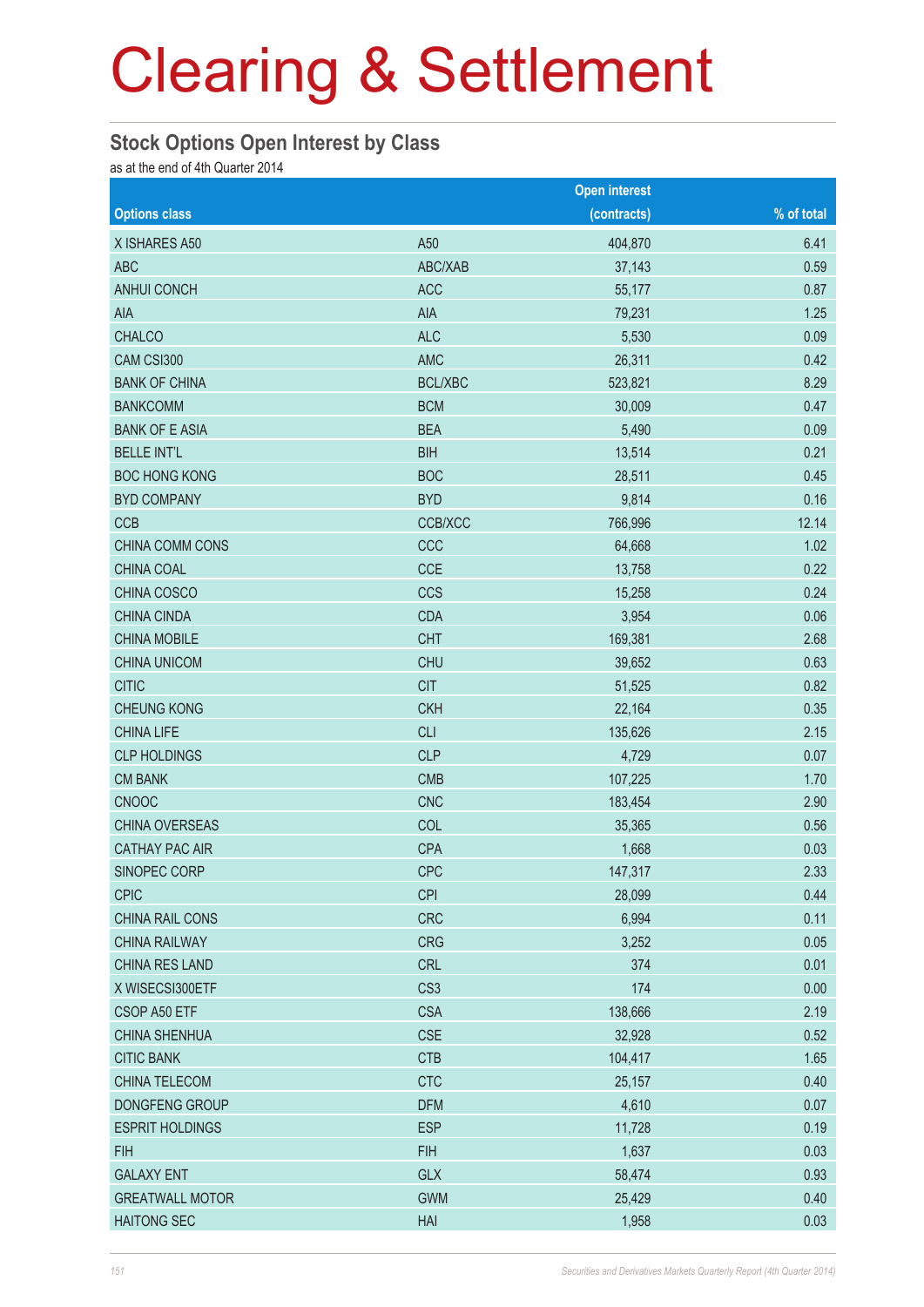# Clearing & Settlement

## Stock Options Open Interest by Class

as at the end of 4th Quarter 2014

| Options class | | Open interest (contracts) | % of total |
|---|---|---|---|
| X ISHARES A50 | A50 | 404,870 | 6.41 |
| ABC | ABC/XAB | 37,143 | 0.59 |
| ANHUI CONCH | ACC | 55,177 | 0.87 |
| AIA | AIA | 79,231 | 1.25 |
| CHALCO | ALC | 5,530 | 0.09 |
| CAM CSI300 | AMC | 26,311 | 0.42 |
| BANK OF CHINA | BCL/XBC | 523,821 | 8.29 |
| BANKCOMM | BCM | 30,009 | 0.47 |
| BANK OF E ASIA | BEA | 5,490 | 0.09 |
| BELLE INT'L | BIH | 13,514 | 0.21 |
| BOC HONG KONG | BOC | 28,511 | 0.45 |
| BYD COMPANY | BYD | 9,814 | 0.16 |
| CCB | CCB/XCC | 766,996 | 12.14 |
| CHINA COMM CONS | CCC | 64,668 | 1.02 |
| CHINA COAL | CCE | 13,758 | 0.22 |
| CHINA COSCO | CCS | 15,258 | 0.24 |
| CHINA CINDA | CDA | 3,954 | 0.06 |
| CHINA MOBILE | CHT | 169,381 | 2.68 |
| CHINA UNICOM | CHU | 39,652 | 0.63 |
| CITIC | CIT | 51,525 | 0.82 |
| CHEUNG KONG | CKH | 22,164 | 0.35 |
| CHINA LIFE | CLI | 135,626 | 2.15 |
| CLP HOLDINGS | CLP | 4,729 | 0.07 |
| CM BANK | CMB | 107,225 | 1.70 |
| CNOOC | CNC | 183,454 | 2.90 |
| CHINA OVERSEAS | COL | 35,365 | 0.56 |
| CATHAY PAC AIR | CPA | 1,668 | 0.03 |
| SINOPEC CORP | CPC | 147,317 | 2.33 |
| CPIC | CPI | 28,099 | 0.44 |
| CHINA RAIL CONS | CRC | 6,994 | 0.11 |
| CHINA RAILWAY | CRG | 3,252 | 0.05 |
| CHINA RES LAND | CRL | 374 | 0.01 |
| X WISECSI300ETF | CS3 | 174 | 0.00 |
| CSOP A50 ETF | CSA | 138,666 | 2.19 |
| CHINA SHENHUA | CSE | 32,928 | 0.52 |
| CITIC BANK | CTB | 104,417 | 1.65 |
| CHINA TELECOM | CTC | 25,157 | 0.40 |
| DONGFENG GROUP | DFM | 4,610 | 0.07 |
| ESPRIT HOLDINGS | ESP | 11,728 | 0.19 |
| FIH | FIH | 1,637 | 0.03 |
| GALAXY ENT | GLX | 58,474 | 0.93 |
| GREATWALL MOTOR | GWM | 25,429 | 0.40 |
| HAITONG SEC | HAI | 1,958 | 0.03 |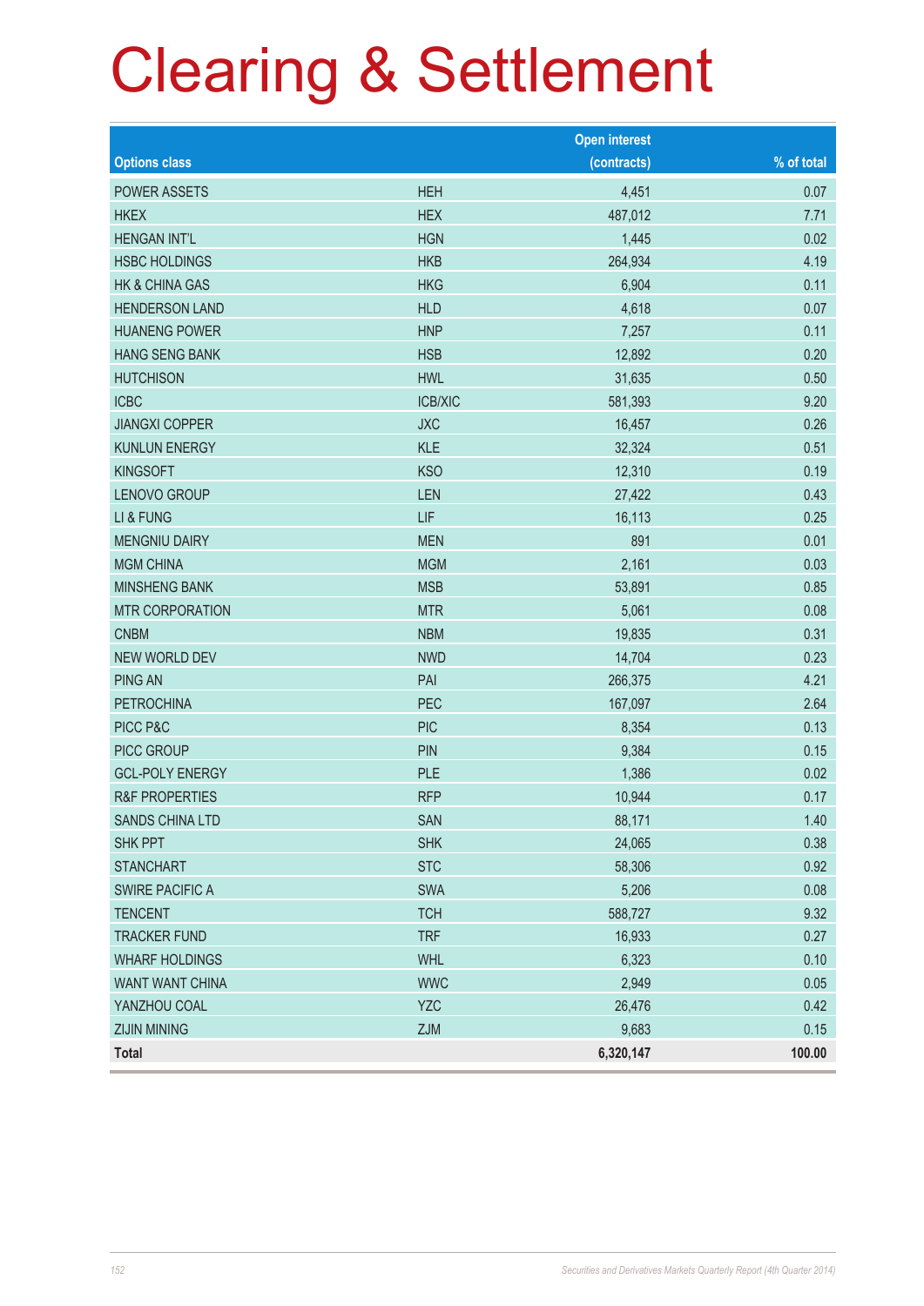# Clearing & Settlement

| Options class | | Open interest (contracts) | % of total |
|---|---|---|---|
| POWER ASSETS | HEH | 4,451 | 0.07 |
| HKEX | HEX | 487,012 | 7.71 |
| HENGAN INT'L | HGN | 1,445 | 0.02 |
| HSBC HOLDINGS | HKB | 264,934 | 4.19 |
| HK & CHINA GAS | HKG | 6,904 | 0.11 |
| HENDERSON LAND | HLD | 4,618 | 0.07 |
| HUANENG POWER | HNP | 7,257 | 0.11 |
| HANG SENG BANK | HSB | 12,892 | 0.20 |
| HUTCHISON | HWL | 31,635 | 0.50 |
| ICBC | ICB/XIC | 581,393 | 9.20 |
| JIANGXI COPPER | JXC | 16,457 | 0.26 |
| KUNLUN ENERGY | KLE | 32,324 | 0.51 |
| KINGSOFT | KSO | 12,310 | 0.19 |
| LENOVO GROUP | LEN | 27,422 | 0.43 |
| LI & FUNG | LIF | 16,113 | 0.25 |
| MENGNIU DAIRY | MEN | 891 | 0.01 |
| MGM CHINA | MGM | 2,161 | 0.03 |
| MINSHENG BANK | MSB | 53,891 | 0.85 |
| MTR CORPORATION | MTR | 5,061 | 0.08 |
| CNBM | NBM | 19,835 | 0.31 |
| NEW WORLD DEV | NWD | 14,704 | 0.23 |
| PING AN | PAI | 266,375 | 4.21 |
| PETROCHINA | PEC | 167,097 | 2.64 |
| PICC P&C | PIC | 8,354 | 0.13 |
| PICC GROUP | PIN | 9,384 | 0.15 |
| GCL-POLY ENERGY | PLE | 1,386 | 0.02 |
| R&F PROPERTIES | RFP | 10,944 | 0.17 |
| SANDS CHINA LTD | SAN | 88,171 | 1.40 |
| SHK PPT | SHK | 24,065 | 0.38 |
| STANCHART | STC | 58,306 | 0.92 |
| SWIRE PACIFIC A | SWA | 5,206 | 0.08 |
| TENCENT | TCH | 588,727 | 9.32 |
| TRACKER FUND | TRF | 16,933 | 0.27 |
| WHARF HOLDINGS | WHL | 6,323 | 0.10 |
| WANT WANT CHINA | WWC | 2,949 | 0.05 |
| YANZHOU COAL | YZC | 26,476 | 0.42 |
| ZIJIN MINING | ZJM | 9,683 | 0.15 |
| **Total** | | **6,320,147** | **100.00** |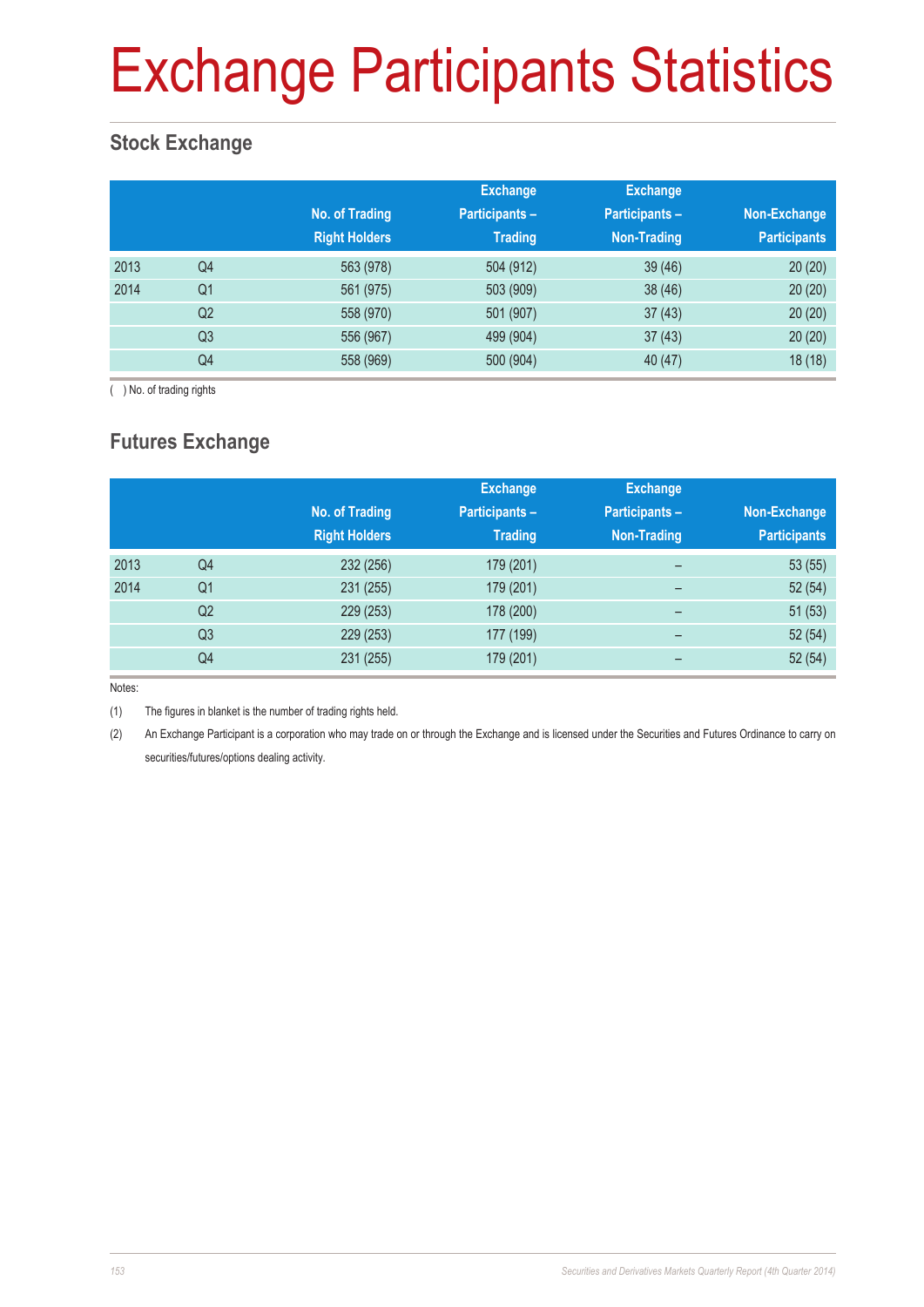# Exchange Participants Statistics

## Stock Exchange

| | | No. of Trading Right Holders | Exchange Participants – Trading | Exchange Participants – Non-Trading | Non-Exchange Participants |
|---|---|---|---|---|---|
| 2013 | Q4 | 563 (978) | 504 (912) | 39 (46) | 20 (20) |
| 2014 | Q1 | 561 (975) | 503 (909) | 38 (46) | 20 (20) |
| | Q2 | 558 (970) | 501 (907) | 37 (43) | 20 (20) |
| | Q3 | 556 (967) | 499 (904) | 37 (43) | 20 (20) |
| | Q4 | 558 (969) | 500 (904) | 40 (47) | 18 (18) |

( ) No. of trading rights

## Futures Exchange

| | | No. of Trading Right Holders | Exchange Participants – Trading | Exchange Participants – Non-Trading | Non-Exchange Participants |
|---|---|---|---|---|---|
| 2013 | Q4 | 232 (256) | 179 (201) | – | 53 (55) |
| 2014 | Q1 | 231 (255) | 179 (201) | – | 52 (54) |
| | Q2 | 229 (253) | 178 (200) | – | 51 (53) |
| | Q3 | 229 (253) | 177 (199) | – | 52 (54) |
| | Q4 | 231 (255) | 179 (201) | – | 52 (54) |

Notes:

(1) The figures in blanket is the number of trading rights held.

(2) An Exchange Participant is a corporation who may trade on or through the Exchange and is licensed under the Securities and Futures Ordinance to carry on securities/futures/options dealing activity.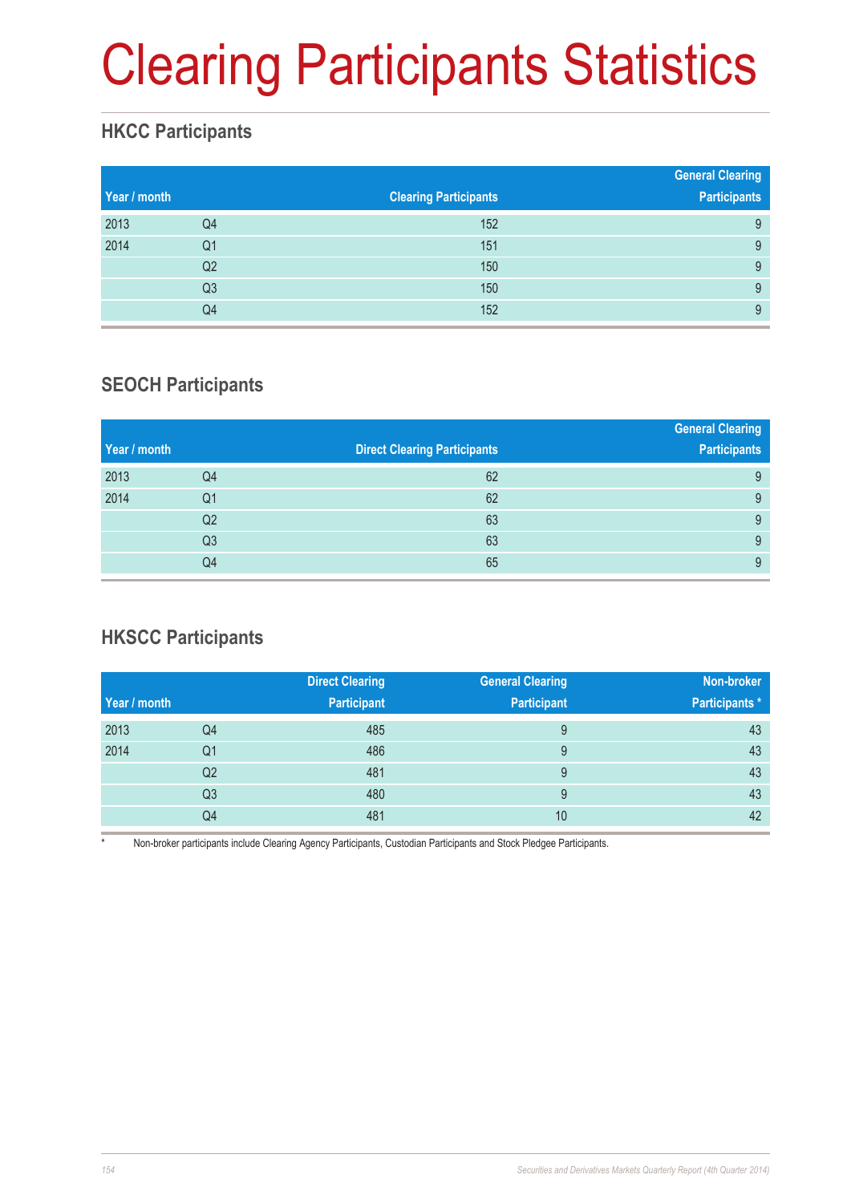# Clearing Participants Statistics

## HKCC Participants

| Year / month | | Clearing Participants | General Clearing Participants |
|---|---|---|---|
| 2013 | Q4 | 152 | 9 |
| 2014 | Q1 | 151 | 9 |
| | Q2 | 150 | 9 |
| | Q3 | 150 | 9 |
| | Q4 | 152 | 9 |

## SEOCH Participants

| Year / month | | Direct Clearing Participants | General Clearing Participants |
|---|---|---|---|
| 2013 | Q4 | 62 | 9 |
| 2014 | Q1 | 62 | 9 |
| | Q2 | 63 | 9 |
| | Q3 | 63 | 9 |
| | Q4 | 65 | 9 |

## HKSCC Participants

| Year / month | | Direct Clearing Participant | General Clearing Participant | Non-broker Participants * |
|---|---|---|---|---|
| 2013 | Q4 | 485 | 9 | 43 |
| 2014 | Q1 | 486 | 9 | 43 |
| | Q2 | 481 | 9 | 43 |
| | Q3 | 480 | 9 | 43 |
| | Q4 | 481 | 10 | 42 |

\* Non-broker participants include Clearing Agency Participants, Custodian Participants and Stock Pledgee Participants.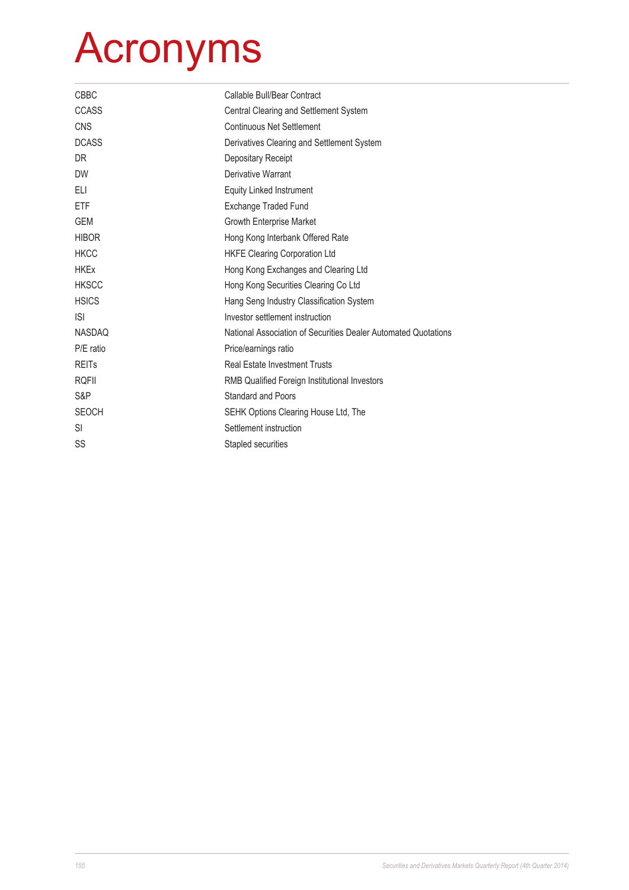# Acronyms

| | |
|---|---|
| CBBC | Callable Bull/Bear Contract |
| CCASS | Central Clearing and Settlement System |
| CNS | Continuous Net Settlement |
| DCASS | Derivatives Clearing and Settlement System |
| DR | Depositary Receipt |
| DW | Derivative Warrant |
| ELI | Equity Linked Instrument |
| ETF | Exchange Traded Fund |
| GEM | Growth Enterprise Market |
| HIBOR | Hong Kong Interbank Offered Rate |
| HKCC | HKFE Clearing Corporation Ltd |
| HKEx | Hong Kong Exchanges and Clearing Ltd |
| HKSCC | Hong Kong Securities Clearing Co Ltd |
| HSICS | Hang Seng Industry Classification System |
| ISI | Investor settlement instruction |
| NASDAQ | National Association of Securities Dealer Automated Quotations |
| P/E ratio | Price/earnings ratio |
| REITs | Real Estate Investment Trusts |
| RQFII | RMB Qualified Foreign Institutional Investors |
| S&P | Standard and Poors |
| SEOCH | SEHK Options Clearing House Ltd, The |
| SI | Settlement instruction |
| SS | Stapled securities |